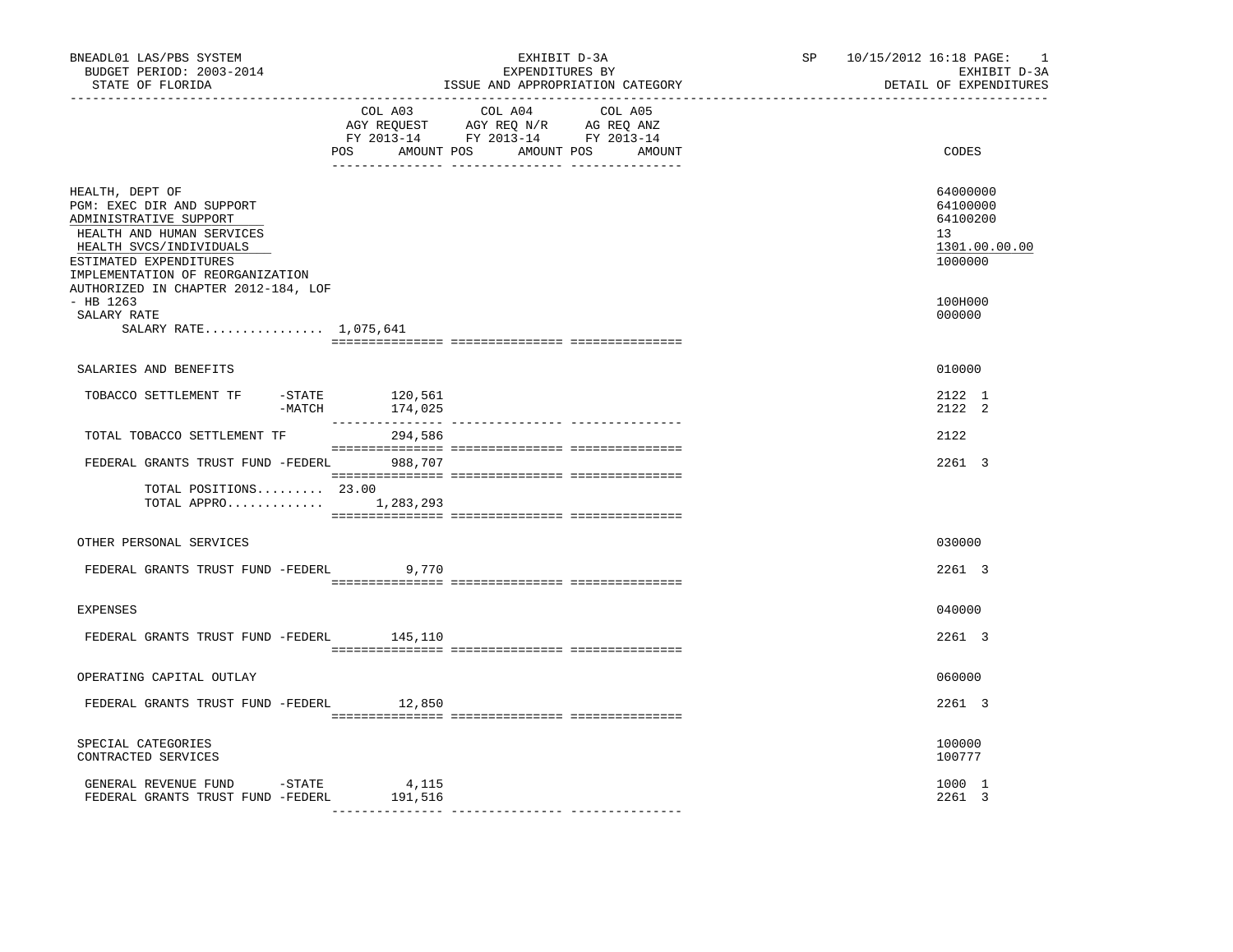BNEADL01 LAS/PBS SYSTEM — EXHIBIT D-3A — SP 10/15/2012 16:18

BUDGET PERIOD: 2003-2014 — EXPENDITURES BY — EXHIBIT D-3A

STATE OF FLORIDA — ISSUE AND APPROPRIATION CATEGORY — DETAIL OF EXPENDITURES

| | COL A03 AGY REQUEST FY 2013-14 POS AMOUNT | COL A04 AGY REQ N/R FY 2013-14 POS AMOUNT | COL A05 AG REQ ANZ FY 2013-14 POS AMOUNT | CODES |
|---|---|---|---|---|
| HEALTH, DEPT OF | | | | 64000000 |
| PGM: EXEC DIR AND SUPPORT | | | | 64100000 |
| ADMINISTRATIVE SUPPORT | | | | 64100200 |
| HEALTH AND HUMAN SERVICES | | | | 13 |
| HEALTH SVCS/INDIVIDUALS | | | | 1301.00.00.00 |
| ESTIMATED EXPENDITURES | | | | 1000000 |
| IMPLEMENTATION OF REORGANIZATION AUTHORIZED IN CHAPTER 2012-184, LOF - HB 1263 | | | | 100H000 |
| SALARY RATE | | | | 000000 |
| SALARY RATE................ 1,075,641 | | | | |
| SALARIES AND BENEFITS | | | | 010000 |
| TOBACCO SETTLEMENT TF -STATE | 120,561 | | | 2122 1 |
| -MATCH | 174,025 | | | 2122 2 |
| TOTAL TOBACCO SETTLEMENT TF | 294,586 | | | 2122 |
| FEDERAL GRANTS TRUST FUND -FEDERL | 988,707 | | | 2261 3 |
| TOTAL POSITIONS......... 23.00 | | | | |
| TOTAL APPRO............. | 1,283,293 | | | |
| OTHER PERSONAL SERVICES | | | | 030000 |
| FEDERAL GRANTS TRUST FUND -FEDERL | 9,770 | | | 2261 3 |
| EXPENSES | | | | 040000 |
| FEDERAL GRANTS TRUST FUND -FEDERL | 145,110 | | | 2261 3 |
| OPERATING CAPITAL OUTLAY | | | | 060000 |
| FEDERAL GRANTS TRUST FUND -FEDERL | 12,850 | | | 2261 3 |
| SPECIAL CATEGORIES | | | | 100000 |
| CONTRACTED SERVICES | | | | 100777 |
| GENERAL REVENUE FUND -STATE | 4,115 | | | 1000 1 |
| FEDERAL GRANTS TRUST FUND -FEDERL | 191,516 | | | 2261 3 |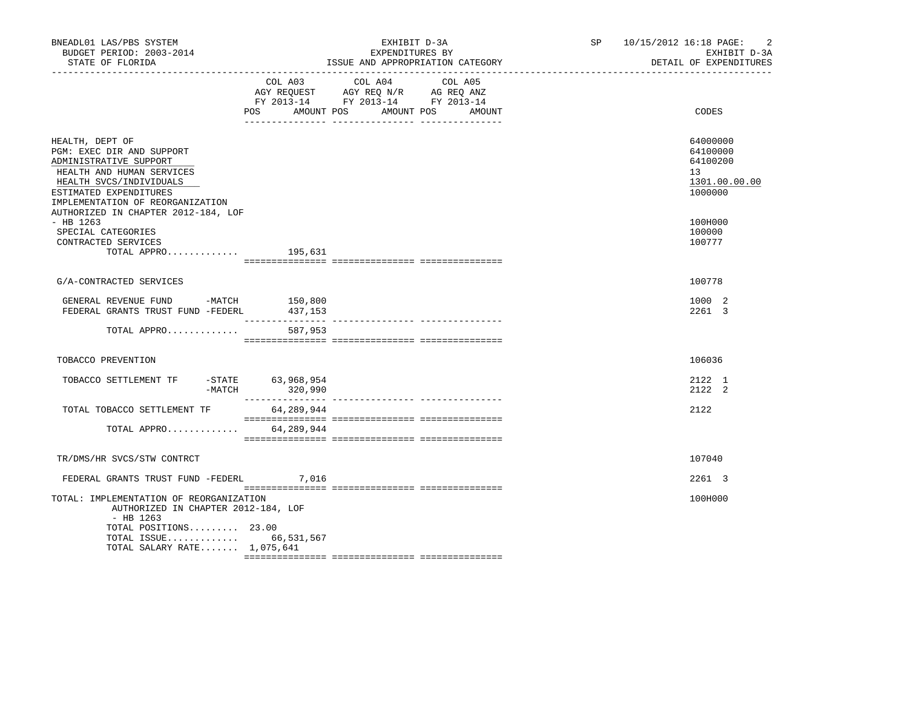BNEADL01 LAS/PBS SYSTEM — EXHIBIT D-3A — EXPENDITURES BY ISSUE AND APPROPRIATION CATEGORY — SP 10/15/2012 16:18

BUDGET PERIOD: 2003-2014 — STATE OF FLORIDA — EXHIBIT D-3A — DETAIL OF EXPENDITURES

| | COL A03 AGY REQUEST FY 2013-14 POS AMOUNT | COL A04 AGY REQ N/R FY 2013-14 POS AMOUNT | COL A05 AG REQ ANZ FY 2013-14 POS AMOUNT | CODES |
|---|---|---|---|---|
| HEALTH, DEPT OF | | | | 64000000 |
| PGM: EXEC DIR AND SUPPORT | | | | 64100000 |
| ADMINISTRATIVE SUPPORT | | | | 64100200 |
| HEALTH AND HUMAN SERVICES | | | | 13 |
| HEALTH SVCS/INDIVIDUALS | | | | 1301.00.00.00 |
| ESTIMATED EXPENDITURES | | | | 1000000 |
| IMPLEMENTATION OF REORGANIZATION AUTHORIZED IN CHAPTER 2012-184, LOF - HB 1263 | | | | 100H000 |
| SPECIAL CATEGORIES | | | | 100000 |
| CONTRACTED SERVICES | | | | 100777 |
| TOTAL APPRO............. | 195,631 | | | |
| G/A-CONTRACTED SERVICES | | | | 100778 |
| GENERAL REVENUE FUND -MATCH | 150,800 | | | 1000 2 |
| FEDERAL GRANTS TRUST FUND -FEDERL | 437,153 | | | 2261 3 |
| TOTAL APPRO............. | 587,953 | | | |
| TOBACCO PREVENTION | | | | 106036 |
| TOBACCO SETTLEMENT TF -STATE | 63,968,954 | | | 2122 1 |
| -MATCH | 320,990 | | | 2122 2 |
| TOTAL TOBACCO SETTLEMENT TF | 64,289,944 | | | 2122 |
| TOTAL APPRO............. | 64,289,944 | | | |
| TR/DMS/HR SVCS/STW CONTRCT | | | | 107040 |
| FEDERAL GRANTS TRUST FUND -FEDERL | 7,016 | | | 2261 3 |
| TOTAL: IMPLEMENTATION OF REORGANIZATION AUTHORIZED IN CHAPTER 2012-184, LOF - HB 1263 | | | | 100H000 |
| TOTAL POSITIONS......... | 23.00 | | | |
| TOTAL ISSUE............. | 66,531,567 | | | |
| TOTAL SALARY RATE....... | 1,075,641 | | | |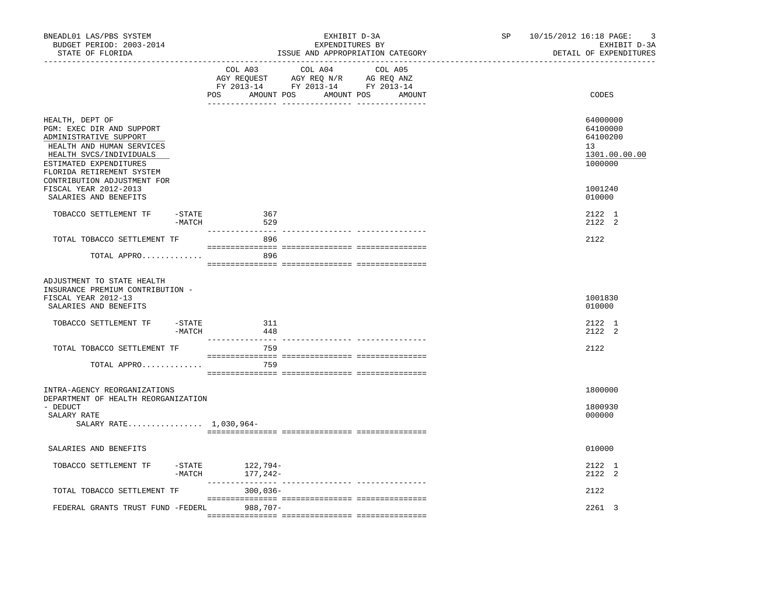BNEADL01 LAS/PBS SYSTEM
BUDGET PERIOD: 2003-2014
STATE OF FLORIDA

EXHIBIT D-3A
EXPENDITURES BY
ISSUE AND APPROPRIATION CATEGORY

SP 10/15/2012 16:18
EXHIBIT D-3A
DETAIL OF EXPENDITURES

| | COL A03 AGY REQUEST FY 2013-14 POS AMOUNT | COL A04 AGY REQ N/R FY 2013-14 POS AMOUNT | COL A05 AG REQ ANZ FY 2013-14 POS AMOUNT | CODES |
|---|---|---|---|---|
| HEALTH, DEPT OF | | | | 64000000 |
| PGM: EXEC DIR AND SUPPORT | | | | 64100000 |
| ADMINISTRATIVE SUPPORT | | | | 64100200 |
| HEALTH AND HUMAN SERVICES | | | | 13 |
| HEALTH SVCS/INDIVIDUALS | | | | 1301.00.00.00 |
| ESTIMATED EXPENDITURES | | | | 1000000 |
| FLORIDA RETIREMENT SYSTEM CONTRIBUTION ADJUSTMENT FOR FISCAL YEAR 2012-2013 | | | | 1001240 |
| SALARIES AND BENEFITS | | | | 010000 |
| TOBACCO SETTLEMENT TF -STATE | 367 | | | 2122 1 |
| -MATCH | 529 | | | 2122 2 |
| TOTAL TOBACCO SETTLEMENT TF | 896 | | | 2122 |
| TOTAL APPRO............. | 896 | | | |
| ADJUSTMENT TO STATE HEALTH INSURANCE PREMIUM CONTRIBUTION - FISCAL YEAR 2012-13 | | | | 1001830 |
| SALARIES AND BENEFITS | | | | 010000 |
| TOBACCO SETTLEMENT TF -STATE | 311 | | | 2122 1 |
| -MATCH | 448 | | | 2122 2 |
| TOTAL TOBACCO SETTLEMENT TF | 759 | | | 2122 |
| TOTAL APPRO............. | 759 | | | |
| INTRA-AGENCY REORGANIZATIONS | | | | 1800000 |
| DEPARTMENT OF HEALTH REORGANIZATION - DEDUCT | | | | 1800930 |
| SALARY RATE | | | | 000000 |
| SALARY RATE................ 1,030,964- | | | | |
| SALARIES AND BENEFITS | | | | 010000 |
| TOBACCO SETTLEMENT TF -STATE | 122,794- | | | 2122 1 |
| -MATCH | 177,242- | | | 2122 2 |
| TOTAL TOBACCO SETTLEMENT TF | 300,036- | | | 2122 |
| FEDERAL GRANTS TRUST FUND -FEDERL | 988,707- | | | 2261 3 |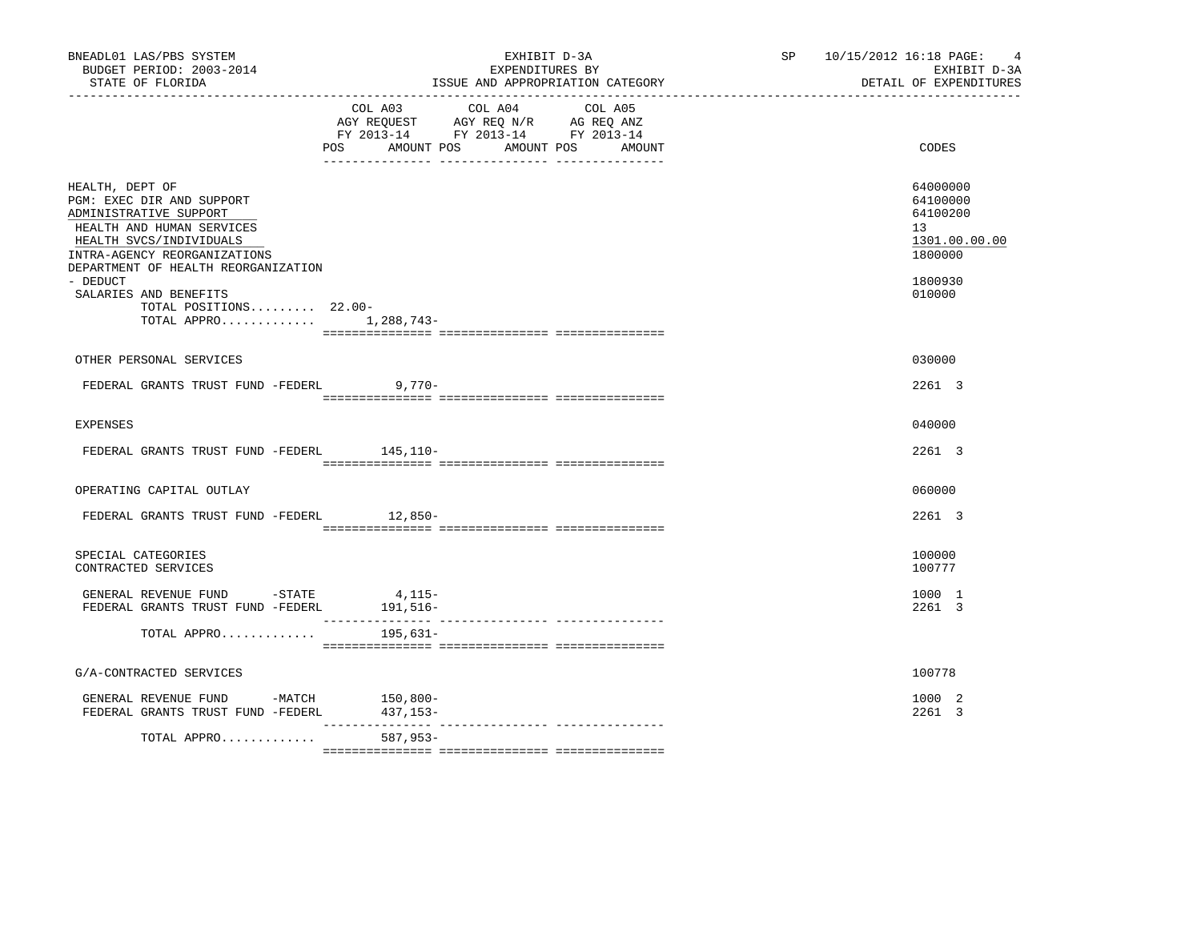BNEADL01 LAS/PBS SYSTEM — EXHIBIT D-3A — SP 10/15/2012 16:18
BUDGET PERIOD: 2003-2014 — EXPENDITURES BY — EXHIBIT D-3A
STATE OF FLORIDA — ISSUE AND APPROPRIATION CATEGORY — DETAIL OF EXPENDITURES

| | COL A03 AGY REQUEST FY 2013-14 POS | AMOUNT | COL A04 AGY REQ N/R FY 2013-14 POS | AMOUNT | COL A05 AG REQ ANZ FY 2013-14 POS | AMOUNT | CODES |
|---|---|---|---|---|---|---|---|
| HEALTH, DEPT OF | | | | | | | 64000000 |
| PGM: EXEC DIR AND SUPPORT | | | | | | | 64100000 |
| ADMINISTRATIVE SUPPORT | | | | | | | 64100200 |
| HEALTH AND HUMAN SERVICES | | | | | | | 13 |
| HEALTH SVCS/INDIVIDUALS | | | | | | | 1301.00.00.00 |
| INTRA-AGENCY REORGANIZATIONS | | | | | | | 1800000 |
| DEPARTMENT OF HEALTH REORGANIZATION - DEDUCT | | | | | | | 1800930 |
| SALARIES AND BENEFITS | | | | | | | 010000 |
| TOTAL POSITIONS......... | 22.00- | | | | | | |
| TOTAL APPRO............. | | 1,288,743- | | | | | |
| OTHER PERSONAL SERVICES | | | | | | | 030000 |
| FEDERAL GRANTS TRUST FUND -FEDERL | | 9,770- | | | | | 2261 3 |
| EXPENSES | | | | | | | 040000 |
| FEDERAL GRANTS TRUST FUND -FEDERL | | 145,110- | | | | | 2261 3 |
| OPERATING CAPITAL OUTLAY | | | | | | | 060000 |
| FEDERAL GRANTS TRUST FUND -FEDERL | | 12,850- | | | | | 2261 3 |
| SPECIAL CATEGORIES | | | | | | | 100000 |
| CONTRACTED SERVICES | | | | | | | 100777 |
| GENERAL REVENUE FUND -STATE | | 4,115- | | | | | 1000 1 |
| FEDERAL GRANTS TRUST FUND -FEDERL | | 191,516- | | | | | 2261 3 |
| TOTAL APPRO............. | | 195,631- | | | | | |
| G/A-CONTRACTED SERVICES | | | | | | | 100778 |
| GENERAL REVENUE FUND -MATCH | | 150,800- | | | | | 1000 2 |
| FEDERAL GRANTS TRUST FUND -FEDERL | | 437,153- | | | | | 2261 3 |
| TOTAL APPRO............. | | 587,953- | | | | | |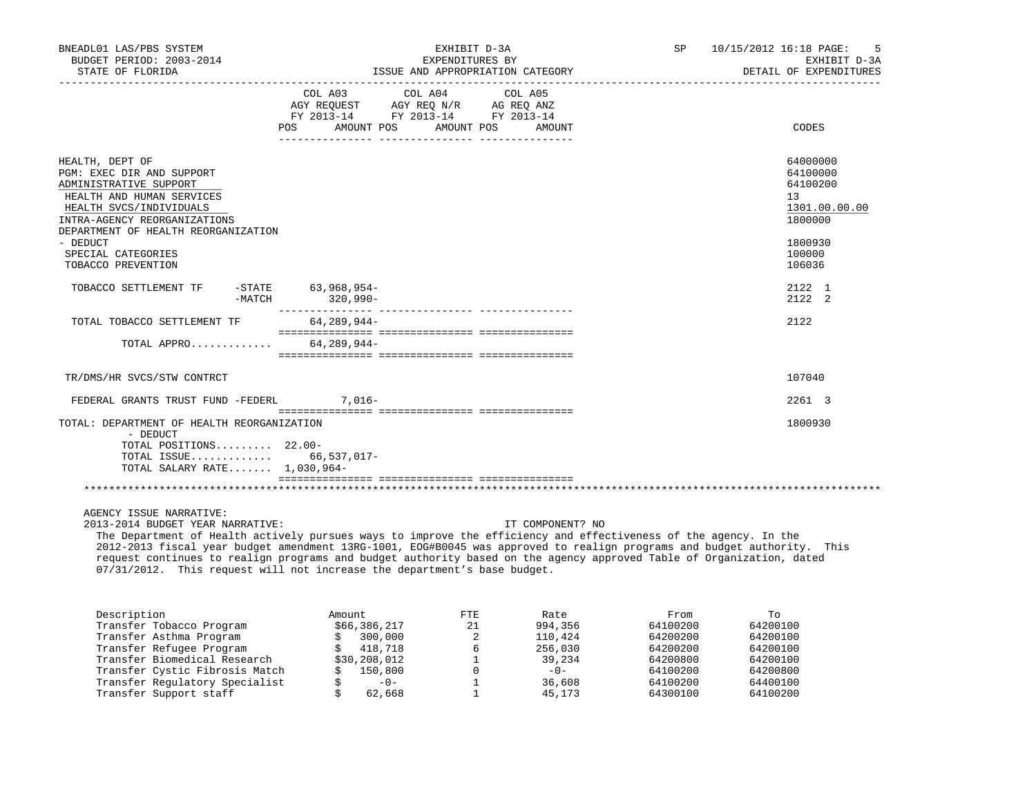BNEADL01 LAS/PBS SYSTEM — EXHIBIT D-3A — SP 10/15/2012 16:18

BUDGET PERIOD: 2003-2014 — EXPENDITURES BY — EXHIBIT D-3A

STATE OF FLORIDA — ISSUE AND APPROPRIATION CATEGORY — DETAIL OF EXPENDITURES

| | COL A03 AGY REQUEST FY 2013-14 POS | AMOUNT | COL A04 AGY REQ N/R FY 2013-14 POS | AMOUNT | COL A05 AG REQ ANZ FY 2013-14 POS | AMOUNT | CODES |
|---|---|---|---|---|---|---|---|
| HEALTH, DEPT OF | | | | | | | 64000000 |
| PGM: EXEC DIR AND SUPPORT | | | | | | | 64100000 |
| ADMINISTRATIVE SUPPORT | | | | | | | 64100200 |
| HEALTH AND HUMAN SERVICES | | | | | | | 13 |
| HEALTH SVCS/INDIVIDUALS | | | | | | | 1301.00.00.00 |
| INTRA-AGENCY REORGANIZATIONS | | | | | | | 1800000 |
| DEPARTMENT OF HEALTH REORGANIZATION - DEDUCT | | | | | | | 1800930 |
| SPECIAL CATEGORIES | | | | | | | 100000 |
| TOBACCO PREVENTION | | | | | | | 106036 |
| TOBACCO SETTLEMENT TF -STATE | | 63,968,954- | | | | | 2122 1 |
| -MATCH | | 320,990- | | | | | 2122 2 |
| TOTAL TOBACCO SETTLEMENT TF | | 64,289,944- | | | | | 2122 |
| TOTAL APPRO............ | | 64,289,944- | | | | | |
| TR/DMS/HR SVCS/STW CONTRCT | | | | | | | 107040 |
| FEDERAL GRANTS TRUST FUND -FEDERL | | 7,016- | | | | | 2261 3 |
| TOTAL: DEPARTMENT OF HEALTH REORGANIZATION - DEDUCT | | | | | | | 1800930 |
| TOTAL POSITIONS......... | 22.00- | | | | | | |
| TOTAL ISSUE............ | | 66,537,017- | | | | | |
| TOTAL SALARY RATE....... | | 1,030,964- | | | | | |

AGENCY ISSUE NARRATIVE:

2013-2014 BUDGET YEAR NARRATIVE: IT COMPONENT? NO

The Department of Health actively pursues ways to improve the efficiency and effectiveness of the agency. In the 2012-2013 fiscal year budget amendment 13RG-1001, EOG#B0045 was approved to realign programs and budget authority. This request continues to realign programs and budget authority based on the agency approved Table of Organization, dated 07/31/2012. This request will not increase the department's base budget.

| Description | Amount | FTE | Rate | From | To |
|---|---|---|---|---|---|
| Transfer Tobacco Program | $66,386,217 | 21 | 994,356 | 64100200 | 64200100 |
| Transfer Asthma Program | $ 300,000 | 2 | 110,424 | 64200200 | 64200100 |
| Transfer Refugee Program | $ 418,718 | 6 | 256,030 | 64200200 | 64200100 |
| Transfer Biomedical Research | $30,208,012 | 1 | 39,234 | 64200800 | 64200100 |
| Transfer Cystic Fibrosis Match | $ 150,800 | 0 | -0- | 64100200 | 64200800 |
| Transfer Regulatory Specialist | $ -0- | 1 | 36,608 | 64100200 | 64400100 |
| Transfer Support staff | $ 62,668 | 1 | 45,173 | 64300100 | 64100200 |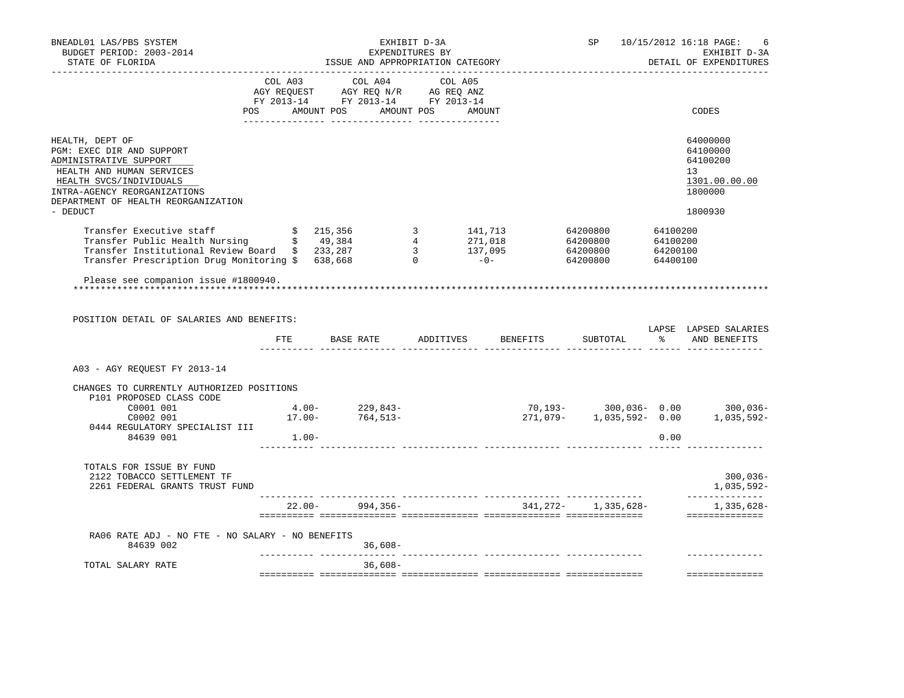BNEADL01 LAS/PBS SYSTEM — EXHIBIT D-3A — SP 10/15/2012 16:18

BUDGET PERIOD: 2003-2014 — EXPENDITURES BY — EXHIBIT D-3A

STATE OF FLORIDA — ISSUE AND APPROPRIATION CATEGORY — DETAIL OF EXPENDITURES

| | COL A03 AGY REQUEST FY 2013-14 POS AMOUNT | COL A04 AGY REQ N/R FY 2013-14 POS AMOUNT | COL A05 AG REQ ANZ FY 2013-14 POS AMOUNT | CODES |
|---|---|---|---|---|
| HEALTH, DEPT OF | | | | 64000000 |
| PGM: EXEC DIR AND SUPPORT | | | | 64100000 |
| ADMINISTRATIVE SUPPORT | | | | 64100200 |
| HEALTH AND HUMAN SERVICES | | | | 13 |
| HEALTH SVCS/INDIVIDUALS | | | | 1301.00.00.00 |
| INTRA-AGENCY REORGANIZATIONS | | | | 1800000 |
| DEPARTMENT OF HEALTH REORGANIZATION - DEDUCT | | | | 1800930 |

| | | | | | |
|---|---|---|---|---|---|
| Transfer Executive staff | $ 215,356 | 3 | 141,713 | 64200800 | 64100200 |
| Transfer Public Health Nursing | $ 49,384 | 4 | 271,018 | 64200800 | 64100200 |
| Transfer Institutional Review Board | $ 233,287 | 3 | 137,095 | 64200800 | 64200100 |
| Transfer Prescription Drug Monitoring | $ 638,668 | 0 | -0- | 64200800 | 64400100 |

Please see companion issue #1800940.

******************************************************************************************************************

POSITION DETAIL OF SALARIES AND BENEFITS:

| | FTE | BASE RATE | ADDITIVES | BENEFITS | SUBTOTAL | LAPSE % | LAPSED SALARIES AND BENEFITS |
|---|---|---|---|---|---|---|---|
| A03 - AGY REQUEST FY 2013-14 | | | | | | | |
| CHANGES TO CURRENTLY AUTHORIZED POSITIONS | | | | | | | |
| P101 PROPOSED CLASS CODE | | | | | | | |
| C0001 001 | 4.00- | 229,843- | | 70,193- | 300,036- | 0.00 | 300,036- |
| C0002 001 | 17.00- | 764,513- | | 271,079- | 1,035,592- | 0.00 | 1,035,592- |
| 0444 REGULATORY SPECIALIST III | | | | | | | |
| 84639 001 | 1.00- | | | | | 0.00 | |
| TOTALS FOR ISSUE BY FUND | | | | | | | |
| 2122 TOBACCO SETTLEMENT TF | | | | | | | 300,036- |
| 2261 FEDERAL GRANTS TRUST FUND | | | | | | | 1,035,592- |
| | 22.00- | 994,356- | | 341,272- | 1,335,628- | | 1,335,628- |
| RA06 RATE ADJ - NO FTE - NO SALARY - NO BENEFITS | | | | | | | |
| 84639 002 | | 36,608- | | | | | |
| TOTAL SALARY RATE | | 36,608- | | | | | |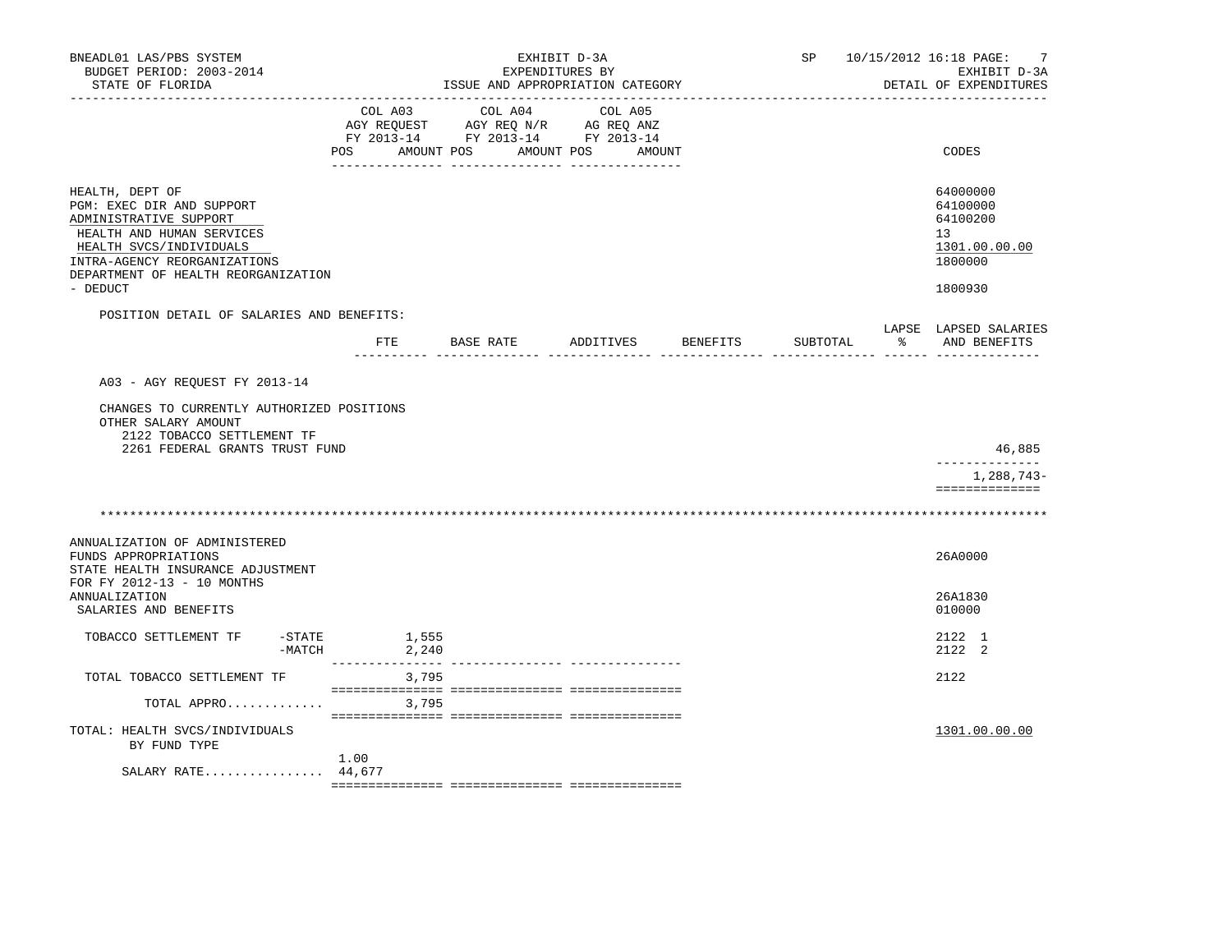BNEADL01 LAS/PBS SYSTEM — EXHIBIT D-3A — EXPENDITURES BY ISSUE AND APPROPRIATION CATEGORY
BUDGET PERIOD: 2003-2014 — STATE OF FLORIDA — SP 10/15/2012 16:18 — EXHIBIT D-3A — DETAIL OF EXPENDITURES

| | COL A03 AGY REQUEST FY 2013-14 POS AMOUNT | COL A04 AGY REQ N/R FY 2013-14 POS AMOUNT | COL A05 AG REQ ANZ FY 2013-14 POS AMOUNT | CODES |
|---|---|---|---|---|
| HEALTH, DEPT OF | | | | 64000000 |
| PGM: EXEC DIR AND SUPPORT | | | | 64100000 |
| ADMINISTRATIVE SUPPORT | | | | 64100200 |
| HEALTH AND HUMAN SERVICES | | | | 13 |
| HEALTH SVCS/INDIVIDUALS | | | | 1301.00.00.00 |
| INTRA-AGENCY REORGANIZATIONS | | | | 1800000 |
| DEPARTMENT OF HEALTH REORGANIZATION - DEDUCT | | | | 1800930 |

POSITION DETAIL OF SALARIES AND BENEFITS:

| | FTE | BASE RATE | ADDITIVES | BENEFITS | SUBTOTAL | LAPSE % | LAPSED SALARIES AND BENEFITS |
|---|---|---|---|---|---|---|---|
| A03 - AGY REQUEST FY 2013-14 | | | | | | | |
| CHANGES TO CURRENTLY AUTHORIZED POSITIONS | | | | | | | |
| OTHER SALARY AMOUNT | | | | | | | |
| 2122 TOBACCO SETTLEMENT TF | | | | | | | |
| 2261 FEDERAL GRANTS TRUST FUND | | | | | | | 46,885 |
| | | | | | | | 1,288,743- |

\*\*\*\*\*\*\*\*\*\*\*\*\*\*\*\*\*\*\*\*\*\*\*\*\*\*\*\*\*\*\*\*\*\*\*\*\*\*\*\*\*\*\*\*\*\*\*\*\*\*\*\*\*\*\*\*\*\*\*\*

| | COL A03 AGY REQUEST FY 2013-14 POS AMOUNT | COL A04 AGY REQ N/R FY 2013-14 POS AMOUNT | COL A05 AG REQ ANZ FY 2013-14 POS AMOUNT | CODES |
|---|---|---|---|---|
| ANNUALIZATION OF ADMINISTERED FUNDS APPROPRIATIONS | | | | 26A0000 |
| STATE HEALTH INSURANCE ADJUSTMENT FOR FY 2012-13 - 10 MONTHS ANNUALIZATION | | | | 26A1830 |
| SALARIES AND BENEFITS | | | | 010000 |
| TOBACCO SETTLEMENT TF -STATE | 1,555 | | | 2122 1 |
| -MATCH | 2,240 | | | 2122 2 |
| TOTAL TOBACCO SETTLEMENT TF | 3,795 | | | 2122 |
| TOTAL APPRO............. | 3,795 | | | |
| TOTAL: HEALTH SVCS/INDIVIDUALS BY FUND TYPE | | | | 1301.00.00.00 |
| SALARY RATE................ | 1.00 44,677 | | | |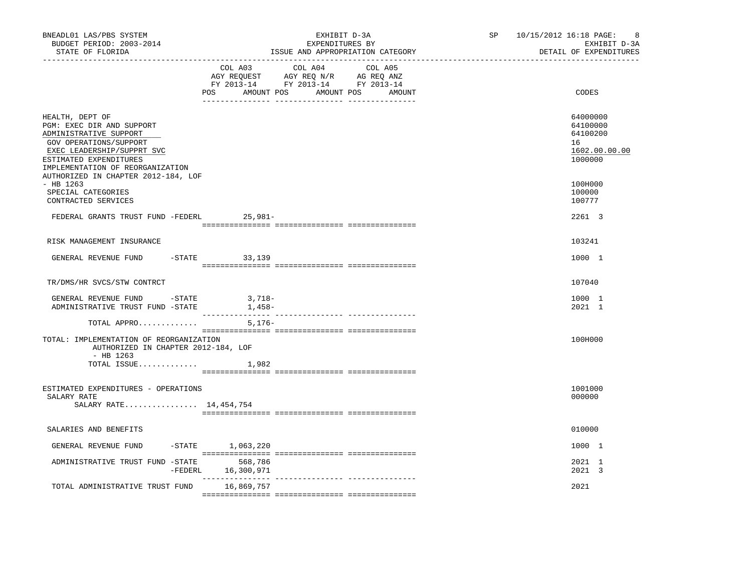BNEADL01 LAS/PBS SYSTEM — EXHIBIT D-3A — SP 10/15/2012 16:18

BUDGET PERIOD: 2003-2014 — EXPENDITURES BY — EXHIBIT D-3A

STATE OF FLORIDA — ISSUE AND APPROPRIATION CATEGORY — DETAIL OF EXPENDITURES

| | COL A03 AGY REQUEST FY 2013-14 POS AMOUNT | COL A04 AGY REQ N/R FY 2013-14 POS AMOUNT | COL A05 AG REQ ANZ FY 2013-14 POS AMOUNT | CODES |
|---|---|---|---|---|
| HEALTH, DEPT OF | | | | 64000000 |
| PGM: EXEC DIR AND SUPPORT | | | | 64100000 |
| ADMINISTRATIVE SUPPORT | | | | 64100200 |
| GOV OPERATIONS/SUPPORT | | | | 16 |
| EXEC LEADERSHIP/SUPPRT SVC | | | | 1602.00.00.00 |
| ESTIMATED EXPENDITURES | | | | 1000000 |
| IMPLEMENTATION OF REORGANIZATION AUTHORIZED IN CHAPTER 2012-184, LOF - HB 1263 | | | | 100H000 |
| SPECIAL CATEGORIES | | | | 100000 |
| CONTRACTED SERVICES | | | | 100777 |
| FEDERAL GRANTS TRUST FUND -FEDERL | 25,981- | | | 2261 3 |
| RISK MANAGEMENT INSURANCE | | | | 103241 |
| GENERAL REVENUE FUND -STATE | 33,139 | | | 1000 1 |
| TR/DMS/HR SVCS/STW CONTRCT | | | | 107040 |
| GENERAL REVENUE FUND -STATE | 3,718- | | | 1000 1 |
| ADMINISTRATIVE TRUST FUND -STATE | 1,458- | | | 2021 1 |
| TOTAL APPRO............ | 5,176- | | | |
| TOTAL: IMPLEMENTATION OF REORGANIZATION AUTHORIZED IN CHAPTER 2012-184, LOF - HB 1263 | | | | 100H000 |
| TOTAL ISSUE............ | 1,982 | | | |
| ESTIMATED EXPENDITURES - OPERATIONS | | | | 1001000 |
| SALARY RATE | | | | 000000 |
| SALARY RATE................ 14,454,754 | | | | |
| SALARIES AND BENEFITS | | | | 010000 |
| GENERAL REVENUE FUND -STATE | 1,063,220 | | | 1000 1 |
| ADMINISTRATIVE TRUST FUND -STATE | 568,786 | | | 2021 1 |
| -FEDERL | 16,300,971 | | | 2021 3 |
| TOTAL ADMINISTRATIVE TRUST FUND | 16,869,757 | | | 2021 |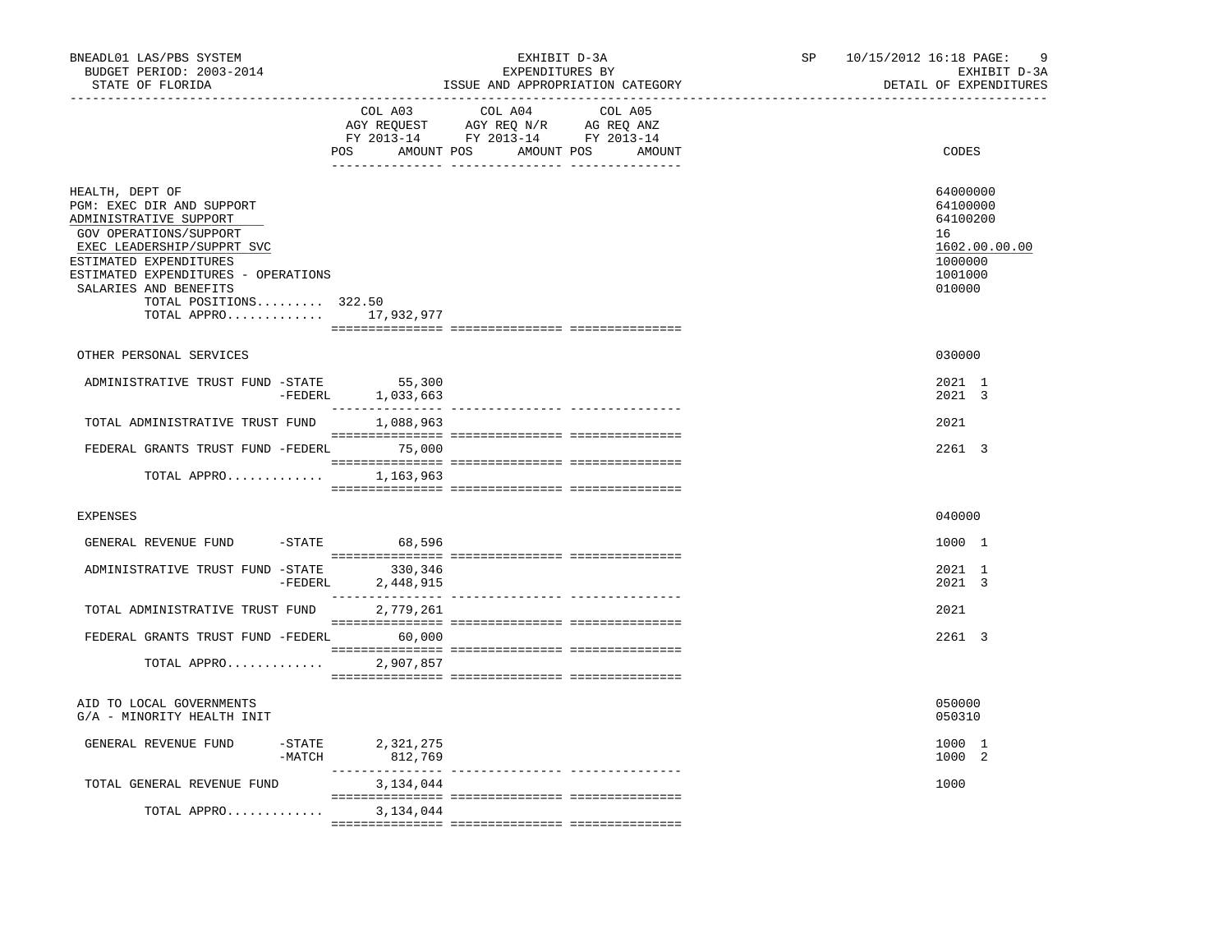| | COL A03 AGY REQUEST FY 2013-14 POS AMOUNT | COL A04 AGY REQ N/R FY 2013-14 POS AMOUNT | COL A05 AG REQ ANZ FY 2013-14 POS AMOUNT | CODES |
|---|---|---|---|---|
| HEALTH, DEPT OF | | | | 64000000 |
| PGM: EXEC DIR AND SUPPORT | | | | 64100000 |
| ADMINISTRATIVE SUPPORT | | | | 64100200 |
| GOV OPERATIONS/SUPPORT | | | | 16 |
| EXEC LEADERSHIP/SUPPRT SVC | | | | 1602.00.00.00 |
| ESTIMATED EXPENDITURES | | | | 1000000 |
| ESTIMATED EXPENDITURES - OPERATIONS | | | | 1001000 |
| SALARIES AND BENEFITS | | | | 010000 |
| TOTAL POSITIONS......... | 322.50 | | | |
| TOTAL APPRO............. | 17,932,977 | | | |
| OTHER PERSONAL SERVICES | | | | 030000 |
| ADMINISTRATIVE TRUST FUND -STATE | 55,300 | | | 2021 1 |
| -FEDERL | 1,033,663 | | | 2021 3 |
| TOTAL ADMINISTRATIVE TRUST FUND | 1,088,963 | | | 2021 |
| FEDERAL GRANTS TRUST FUND -FEDERL | 75,000 | | | 2261 3 |
| TOTAL APPRO............. | 1,163,963 | | | |
| EXPENSES | | | | 040000 |
| GENERAL REVENUE FUND -STATE | 68,596 | | | 1000 1 |
| ADMINISTRATIVE TRUST FUND -STATE | 330,346 | | | 2021 1 |
| -FEDERL | 2,448,915 | | | 2021 3 |
| TOTAL ADMINISTRATIVE TRUST FUND | 2,779,261 | | | 2021 |
| FEDERAL GRANTS TRUST FUND -FEDERL | 60,000 | | | 2261 3 |
| TOTAL APPRO............. | 2,907,857 | | | |
| AID TO LOCAL GOVERNMENTS | | | | 050000 |
| G/A - MINORITY HEALTH INIT | | | | 050310 |
| GENERAL REVENUE FUND -STATE | 2,321,275 | | | 1000 1 |
| -MATCH | 812,769 | | | 1000 2 |
| TOTAL GENERAL REVENUE FUND | 3,134,044 | | | 1000 |
| TOTAL APPRO............. | 3,134,044 | | | |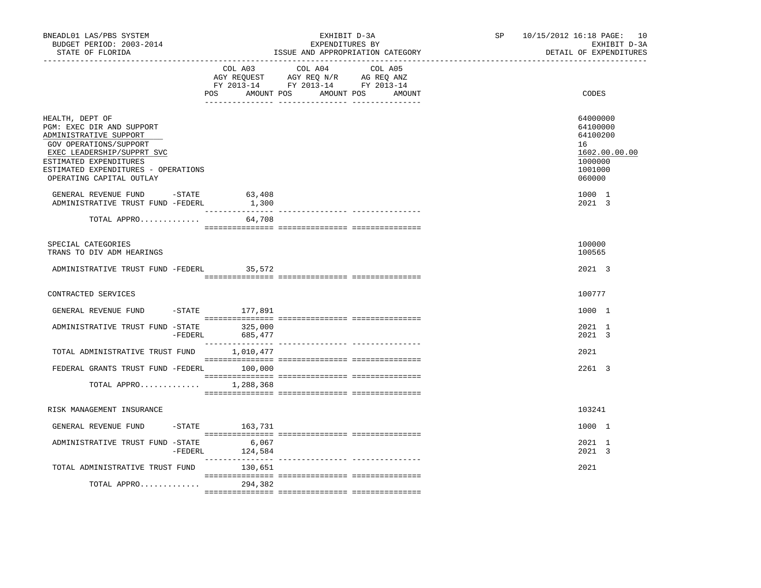BNEADL01 LAS/PBS SYSTEM — EXHIBIT D-3A — EXPENDITURES BY ISSUE AND APPROPRIATION CATEGORY

BUDGET PERIOD: 2003-2014 — STATE OF FLORIDA — SP 10/15/2012 16:18 — EXHIBIT D-3A DETAIL OF EXPENDITURES

| | COL A03 AGY REQUEST FY 2013-14 POS AMOUNT | COL A04 AGY REQ N/R FY 2013-14 POS AMOUNT | COL A05 AG REQ ANZ FY 2013-14 POS AMOUNT | CODES |
|---|---|---|---|---|
| HEALTH, DEPT OF | | | | 64000000 |
| PGM: EXEC DIR AND SUPPORT | | | | 64100000 |
| ADMINISTRATIVE SUPPORT | | | | 64100200 |
| GOV OPERATIONS/SUPPORT | | | | 16 |
| EXEC LEADERSHIP/SUPPRT SVC | | | | 1602.00.00.00 |
| ESTIMATED EXPENDITURES | | | | 1000000 |
| ESTIMATED EXPENDITURES - OPERATIONS | | | | 1001000 |
| OPERATING CAPITAL OUTLAY | | | | 060000 |
| GENERAL REVENUE FUND -STATE | 63,408 | | | 1000 1 |
| ADMINISTRATIVE TRUST FUND -FEDERL | 1,300 | | | 2021 3 |
| TOTAL APPRO............ | 64,708 | | | |
| SPECIAL CATEGORIES | | | | 100000 |
| TRANS TO DIV ADM HEARINGS | | | | 100565 |
| ADMINISTRATIVE TRUST FUND -FEDERL | 35,572 | | | 2021 3 |
| CONTRACTED SERVICES | | | | 100777 |
| GENERAL REVENUE FUND -STATE | 177,891 | | | 1000 1 |
| ADMINISTRATIVE TRUST FUND -STATE | 325,000 | | | 2021 1 |
| -FEDERL | 685,477 | | | 2021 3 |
| TOTAL ADMINISTRATIVE TRUST FUND | 1,010,477 | | | 2021 |
| FEDERAL GRANTS TRUST FUND -FEDERL | 100,000 | | | 2261 3 |
| TOTAL APPRO............ | 1,288,368 | | | |
| RISK MANAGEMENT INSURANCE | | | | 103241 |
| GENERAL REVENUE FUND -STATE | 163,731 | | | 1000 1 |
| ADMINISTRATIVE TRUST FUND -STATE | 6,067 | | | 2021 1 |
| -FEDERL | 124,584 | | | 2021 3 |
| TOTAL ADMINISTRATIVE TRUST FUND | 130,651 | | | 2021 |
| TOTAL APPRO............ | 294,382 | | | |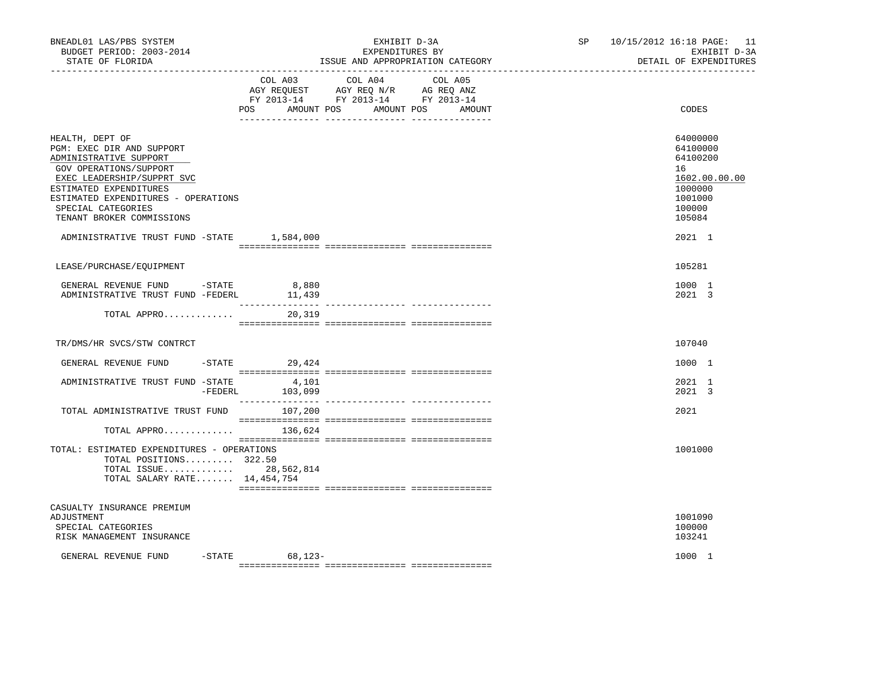BNEADL01 LAS/PBS SYSTEM — EXHIBIT D-3A — SP 10/15/2012 16:18

BUDGET PERIOD: 2003-2014 — EXPENDITURES BY — EXHIBIT D-3A

STATE OF FLORIDA — ISSUE AND APPROPRIATION CATEGORY — DETAIL OF EXPENDITURES

| | COL A03 AGY REQUEST FY 2013-14 POS AMOUNT | COL A04 AGY REQ N/R FY 2013-14 POS AMOUNT | COL A05 AG REQ ANZ FY 2013-14 POS AMOUNT | CODES |
|---|---|---|---|---|
| HEALTH, DEPT OF | | | | 64000000 |
| PGM: EXEC DIR AND SUPPORT | | | | 64100000 |
| ADMINISTRATIVE SUPPORT | | | | 64100200 |
| GOV OPERATIONS/SUPPORT | | | | 16 |
| EXEC LEADERSHIP/SUPPRT SVC | | | | 1602.00.00.00 |
| ESTIMATED EXPENDITURES | | | | 1000000 |
| ESTIMATED EXPENDITURES - OPERATIONS | | | | 1001000 |
| SPECIAL CATEGORIES | | | | 100000 |
| TENANT BROKER COMMISSIONS | | | | 105084 |
| ADMINISTRATIVE TRUST FUND -STATE | 1,584,000 | | | 2021 1 |
| LEASE/PURCHASE/EQUIPMENT | | | | 105281 |
| GENERAL REVENUE FUND -STATE | 8,880 | | | 1000 1 |
| ADMINISTRATIVE TRUST FUND -FEDERL | 11,439 | | | 2021 3 |
| TOTAL APPRO............ | 20,319 | | | |
| TR/DMS/HR SVCS/STW CONTRCT | | | | 107040 |
| GENERAL REVENUE FUND -STATE | 29,424 | | | 1000 1 |
| ADMINISTRATIVE TRUST FUND -STATE | 4,101 | | | 2021 1 |
| -FEDERL | 103,099 | | | 2021 3 |
| TOTAL ADMINISTRATIVE TRUST FUND | 107,200 | | | 2021 |
| TOTAL APPRO............ | 136,624 | | | |
| TOTAL: ESTIMATED EXPENDITURES - OPERATIONS | | | | 1001000 |
| TOTAL POSITIONS......... | 322.50 | | | |
| TOTAL ISSUE............ | 28,562,814 | | | |
| TOTAL SALARY RATE....... | 14,454,754 | | | |
| CASUALTY INSURANCE PREMIUM ADJUSTMENT | | | | 1001090 |
| SPECIAL CATEGORIES | | | | 100000 |
| RISK MANAGEMENT INSURANCE | | | | 103241 |
| GENERAL REVENUE FUND -STATE | 68,123- | | | 1000 1 |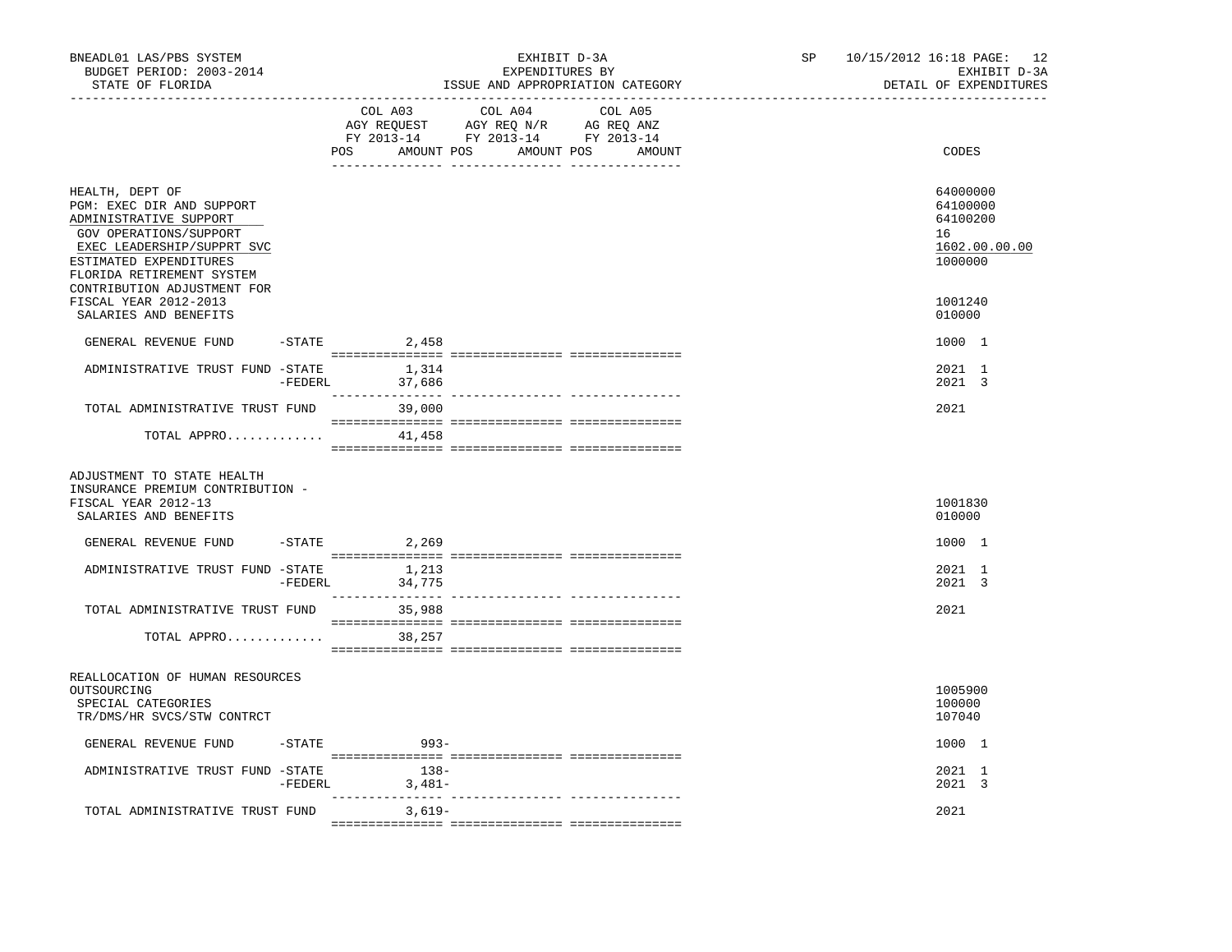BNEADL01 LAS/PBS SYSTEM — EXHIBIT D-3A — SP 10/15/2012 16:18
BUDGET PERIOD: 2003-2014 — EXPENDITURES BY — EXHIBIT D-3A
STATE OF FLORIDA — ISSUE AND APPROPRIATION CATEGORY — DETAIL OF EXPENDITURES

| | COL A03 AGY REQUEST FY 2013-14 POS AMOUNT | COL A04 AGY REQ N/R FY 2013-14 POS AMOUNT | COL A05 AG REQ ANZ FY 2013-14 POS AMOUNT | CODES |
|---|---|---|---|---|
| HEALTH, DEPT OF | | | | 64000000 |
| PGM: EXEC DIR AND SUPPORT | | | | 64100000 |
| ADMINISTRATIVE SUPPORT | | | | 64100200 |
| GOV OPERATIONS/SUPPORT | | | | 16 |
| EXEC LEADERSHIP/SUPPRT SVC | | | | 1602.00.00.00 |
| ESTIMATED EXPENDITURES | | | | 1000000 |
| FLORIDA RETIREMENT SYSTEM CONTRIBUTION ADJUSTMENT FOR FISCAL YEAR 2012-2013 | | | | 1001240 |
| SALARIES AND BENEFITS | | | | 010000 |
| GENERAL REVENUE FUND -STATE | 2,458 | | | 1000 1 |
| ADMINISTRATIVE TRUST FUND -STATE | 1,314 | | | 2021 1 |
| -FEDERL | 37,686 | | | 2021 3 |
| TOTAL ADMINISTRATIVE TRUST FUND | 39,000 | | | 2021 |
| TOTAL APPRO............. | 41,458 | | | |
| ADJUSTMENT TO STATE HEALTH INSURANCE PREMIUM CONTRIBUTION - FISCAL YEAR 2012-13 | | | | 1001830 |
| SALARIES AND BENEFITS | | | | 010000 |
| GENERAL REVENUE FUND -STATE | 2,269 | | | 1000 1 |
| ADMINISTRATIVE TRUST FUND -STATE | 1,213 | | | 2021 1 |
| -FEDERL | 34,775 | | | 2021 3 |
| TOTAL ADMINISTRATIVE TRUST FUND | 35,988 | | | 2021 |
| TOTAL APPRO............. | 38,257 | | | |
| REALLOCATION OF HUMAN RESOURCES OUTSOURCING | | | | 1005900 |
| SPECIAL CATEGORIES | | | | 100000 |
| TR/DMS/HR SVCS/STW CONTRCT | | | | 107040 |
| GENERAL REVENUE FUND -STATE | 993- | | | 1000 1 |
| ADMINISTRATIVE TRUST FUND -STATE | 138- | | | 2021 1 |
| -FEDERL | 3,481- | | | 2021 3 |
| TOTAL ADMINISTRATIVE TRUST FUND | 3,619- | | | 2021 |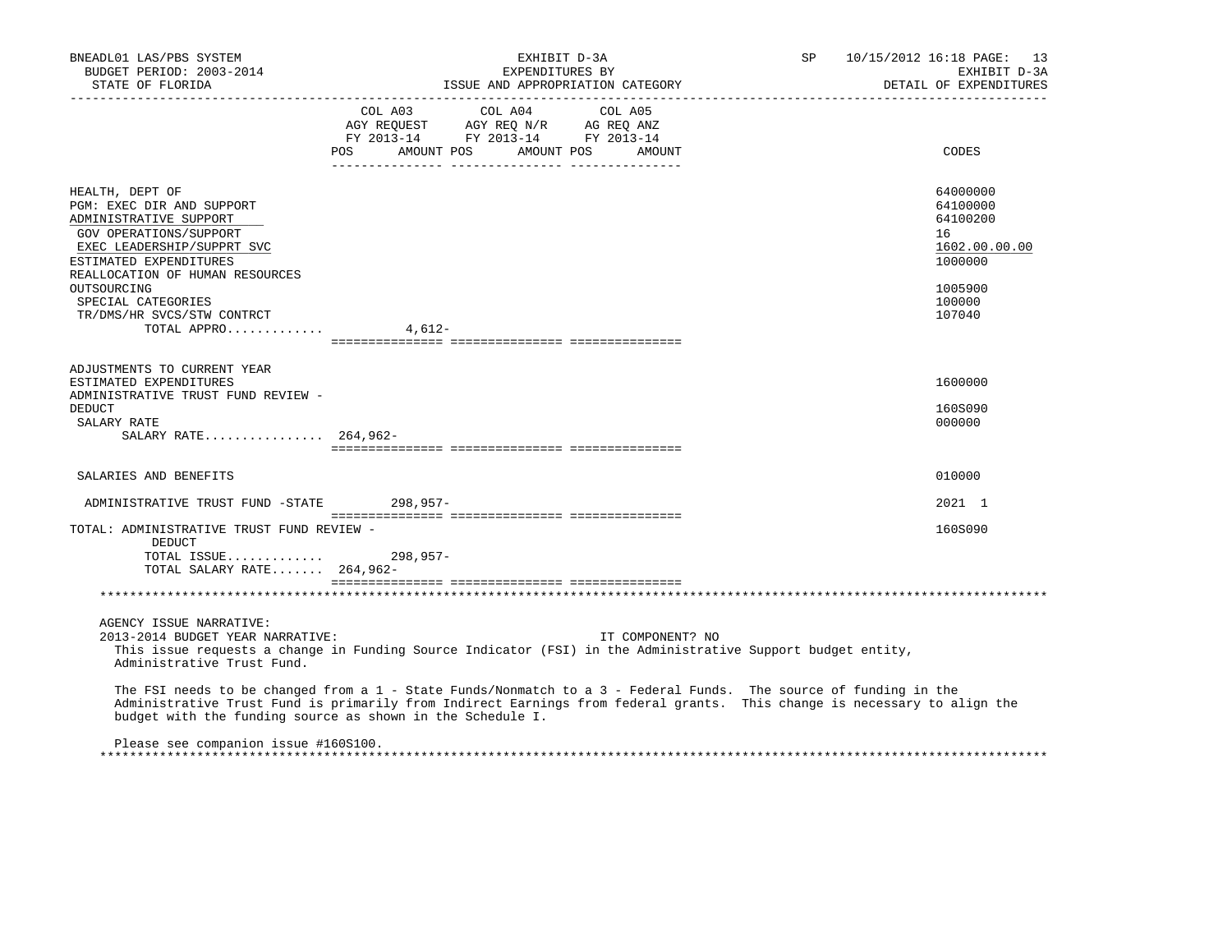| | COL A03 AGY REQUEST FY 2013-14 POS | AMOUNT | COL A04 AGY REQ N/R FY 2013-14 POS | AMOUNT | COL A05 AG REQ ANZ FY 2013-14 POS | AMOUNT | CODES |
|---|---|---|---|---|---|---|---|
| HEALTH, DEPT OF | | | | | | | 64000000 |
| PGM: EXEC DIR AND SUPPORT | | | | | | | 64100000 |
| ADMINISTRATIVE SUPPORT | | | | | | | 64100200 |
| GOV OPERATIONS/SUPPORT | | | | | | | 16 |
| EXEC LEADERSHIP/SUPPRT SVC | | | | | | | 1602.00.00.00 |
| ESTIMATED EXPENDITURES | | | | | | | 1000000 |
| REALLOCATION OF HUMAN RESOURCES OUTSOURCING | | | | | | | 1005900 |
| SPECIAL CATEGORIES | | | | | | | 100000 |
| TR/DMS/HR SVCS/STW CONTRCT | | | | | | | 107040 |
| TOTAL APPRO............ | | 4,612- | | | | | |
| ADJUSTMENTS TO CURRENT YEAR ESTIMATED EXPENDITURES | | | | | | | 1600000 |
| ADMINISTRATIVE TRUST FUND REVIEW - DEDUCT | | | | | | | 160S090 |
| SALARY RATE | | | | | | | 000000 |
| SALARY RATE................ | 264,962- | | | | | | |
| SALARIES AND BENEFITS | | | | | | | 010000 |
| ADMINISTRATIVE TRUST FUND -STATE | | 298,957- | | | | | 2021 1 |
| TOTAL: ADMINISTRATIVE TRUST FUND REVIEW - DEDUCT | | | | | | | 160S090 |
| TOTAL ISSUE............ | | 298,957- | | | | | |
| TOTAL SALARY RATE....... | 264,962- | | | | | | |

AGENCY ISSUE NARRATIVE:

2013-2014 BUDGET YEAR NARRATIVE: IT COMPONENT? NO

This issue requests a change in Funding Source Indicator (FSI) in the Administrative Support budget entity, Administrative Trust Fund.

The FSI needs to be changed from a 1 - State Funds/Nonmatch to a 3 - Federal Funds. The source of funding in the Administrative Trust Fund is primarily from Indirect Earnings from federal grants. This change is necessary to align the budget with the funding source as shown in the Schedule I.

Please see companion issue #160S100.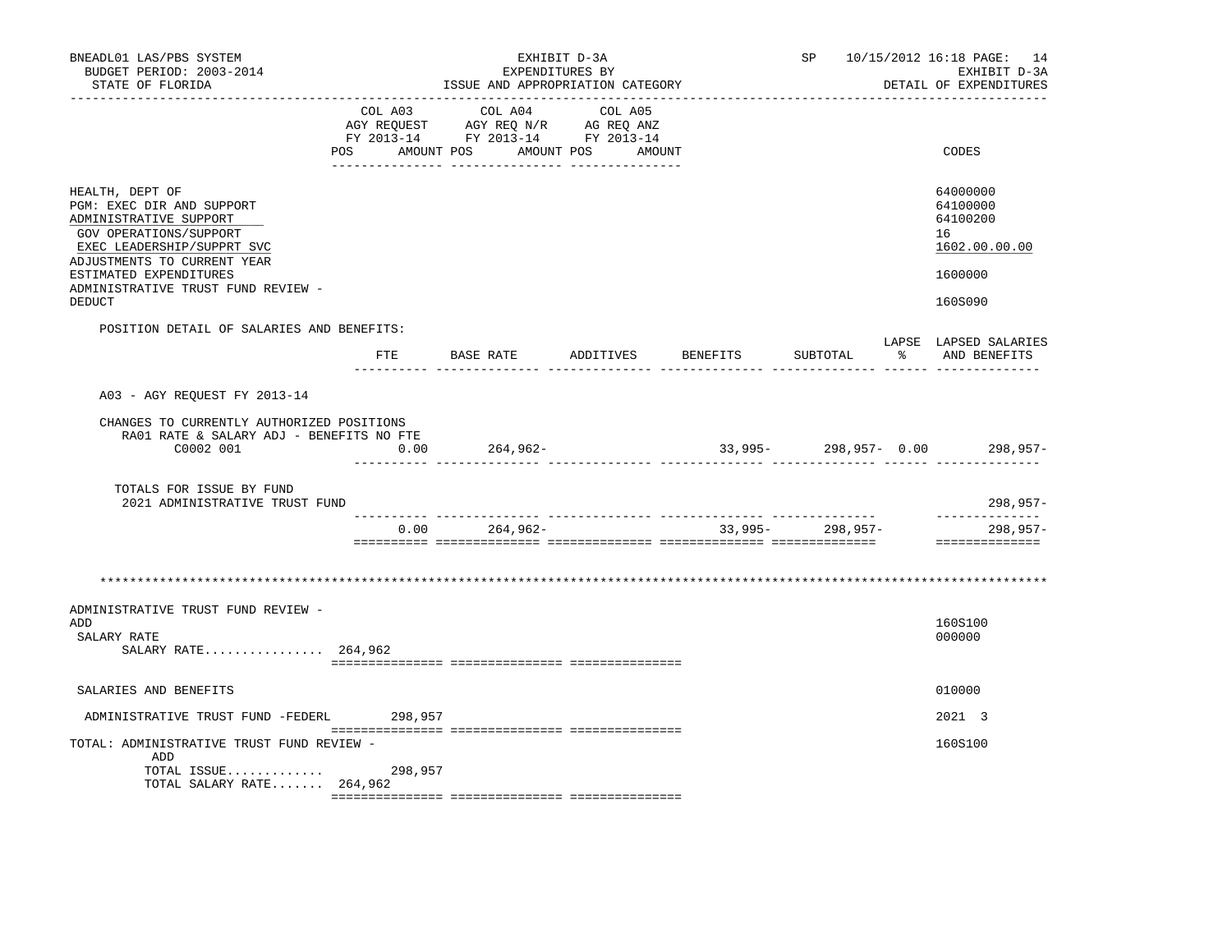BNEADL01 LAS/PBS SYSTEM — BUDGET PERIOD: 2003-2014 — STATE OF FLORIDA

EXHIBIT D-3A — EXPENDITURES BY ISSUE AND APPROPRIATION CATEGORY

SP 10/15/2012 16:18 — EXHIBIT D-3A — DETAIL OF EXPENDITURES

| | COL A03 AGY REQUEST FY 2013-14 POS AMOUNT | COL A04 AGY REQ N/R FY 2013-14 POS AMOUNT | COL A05 AG REQ ANZ FY 2013-14 POS AMOUNT | CODES |
|---|---|---|---|---|
| HEALTH, DEPT OF | | | | 64000000 |
| PGM: EXEC DIR AND SUPPORT | | | | 64100000 |
| ADMINISTRATIVE SUPPORT | | | | 64100200 |
| GOV OPERATIONS/SUPPORT | | | | 16 |
| EXEC LEADERSHIP/SUPPRT SVC | | | | 1602.00.00.00 |
| ADJUSTMENTS TO CURRENT YEAR ESTIMATED EXPENDITURES | | | | 1600000 |
| ADMINISTRATIVE TRUST FUND REVIEW - DEDUCT | | | | 160S090 |

POSITION DETAIL OF SALARIES AND BENEFITS:

| | FTE | BASE RATE | ADDITIVES | BENEFITS | SUBTOTAL | LAPSE % | LAPSED SALARIES AND BENEFITS |
|---|---|---|---|---|---|---|---|
| A03 - AGY REQUEST FY 2013-14 | | | | | | | |
| CHANGES TO CURRENTLY AUTHORIZED POSITIONS | | | | | | | |
| RA01 RATE & SALARY ADJ - BENEFITS NO FTE | | | | | | | |
| C0002 001 | 0.00 | 264,962- | | 33,995- | 298,957- | 0.00 | 298,957- |
| TOTALS FOR ISSUE BY FUND | | | | | | | |
| 2021 ADMINISTRATIVE TRUST FUND | | | | | | | 298,957- |
| | 0.00 | 264,962- | | 33,995- | 298,957- | | 298,957- |

******************************************************************************************************************

| | COL A03 | COL A04 | COL A05 | CODES |
|---|---|---|---|---|
| ADMINISTRATIVE TRUST FUND REVIEW - ADD | | | | 160S100 |
| SALARY RATE | | | | 000000 |
| SALARY RATE................ | 264,962 | | | |
| SALARIES AND BENEFITS | | | | 010000 |
| ADMINISTRATIVE TRUST FUND -FEDERL | 298,957 | | | 2021 3 |
| TOTAL: ADMINISTRATIVE TRUST FUND REVIEW - ADD | | | | 160S100 |
| TOTAL ISSUE............. | 298,957 | | | |
| TOTAL SALARY RATE....... | 264,962 | | | |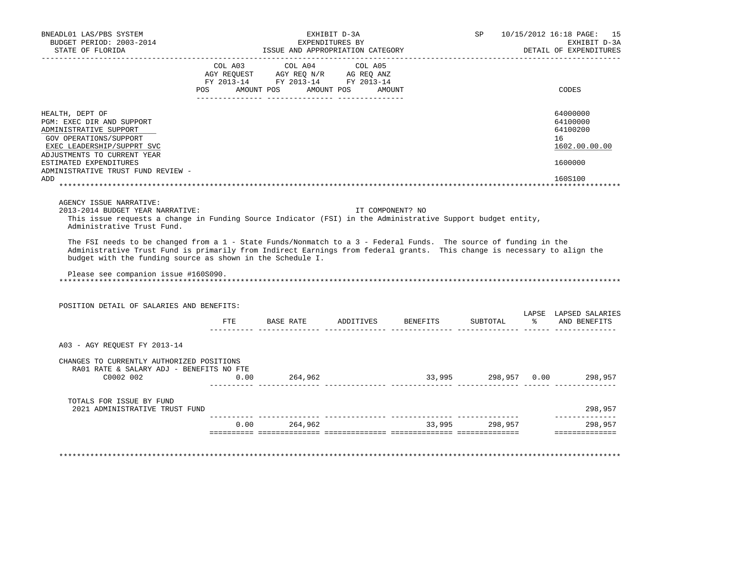BNEADL01 LAS/PBS SYSTEM
BUDGET PERIOD: 2003-2014
STATE OF FLORIDA

EXHIBIT D-3A
EXPENDITURES BY
ISSUE AND APPROPRIATION CATEGORY

SP 10/15/2012 16:18
EXHIBIT D-3A
DETAIL OF EXPENDITURES

| | COL A03 AGY REQUEST FY 2013-14 POS AMOUNT | COL A04 AGY REQ N/R FY 2013-14 POS AMOUNT | COL A05 AG REQ ANZ FY 2013-14 POS AMOUNT | CODES |
|---|---|---|---|---|
| HEALTH, DEPT OF | | | | 64000000 |
| PGM: EXEC DIR AND SUPPORT | | | | 64100000 |
| ADMINISTRATIVE SUPPORT | | | | 64100200 |
| GOV OPERATIONS/SUPPORT | | | | 16 |
| EXEC LEADERSHIP/SUPPRT SVC | | | | 1602.00.00.00 |
| ADJUSTMENTS TO CURRENT YEAR ESTIMATED EXPENDITURES | | | | 1600000 |
| ADMINISTRATIVE TRUST FUND REVIEW - ADD | | | | 160S100 |

AGENCY ISSUE NARRATIVE:

2013-2014 BUDGET YEAR NARRATIVE: IT COMPONENT? NO

This issue requests a change in Funding Source Indicator (FSI) in the Administrative Support budget entity, Administrative Trust Fund.

The FSI needs to be changed from a 1 - State Funds/Nonmatch to a 3 - Federal Funds. The source of funding in the Administrative Trust Fund is primarily from Indirect Earnings from federal grants. This change is necessary to align the budget with the funding source as shown in the Schedule I.

Please see companion issue #160S090.

POSITION DETAIL OF SALARIES AND BENEFITS:

| | FTE | BASE RATE | ADDITIVES | BENEFITS | SUBTOTAL | LAPSE % | LAPSED SALARIES AND BENEFITS |
|---|---|---|---|---|---|---|---|
| A03 - AGY REQUEST FY 2013-14 | | | | | | | |
| CHANGES TO CURRENTLY AUTHORIZED POSITIONS | | | | | | | |
| RA01 RATE & SALARY ADJ - BENEFITS NO FTE | | | | | | | |
| C0002 002 | 0.00 | 264,962 | | 33,995 | 298,957 | 0.00 | 298,957 |
| TOTALS FOR ISSUE BY FUND | | | | | | | |
| 2021 ADMINISTRATIVE TRUST FUND | | | | | | | 298,957 |
| | 0.00 | 264,962 | | 33,995 | 298,957 | | 298,957 |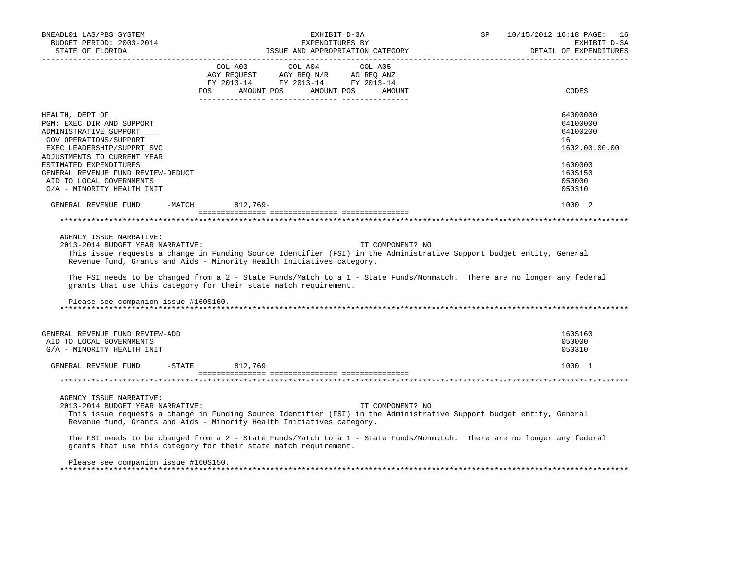| | COL A03 AGY REQUEST FY 2013-14 POS AMOUNT | COL A04 AGY REQ N/R FY 2013-14 POS AMOUNT | COL A05 AG REQ ANZ FY 2013-14 POS AMOUNT | CODES |
|---|---|---|---|---|
| HEALTH, DEPT OF | | | | 64000000 |
| PGM: EXEC DIR AND SUPPORT | | | | 64100000 |
| ADMINISTRATIVE SUPPORT | | | | 64100200 |
| GOV OPERATIONS/SUPPORT | | | | 16 |
| EXEC LEADERSHIP/SUPPRT SVC | | | | 1602.00.00.00 |
| ADJUSTMENTS TO CURRENT YEAR ESTIMATED EXPENDITURES | | | | 1600000 |
| GENERAL REVENUE FUND REVIEW-DEDUCT | | | | 160S150 |
| AID TO LOCAL GOVERNMENTS | | | | 050000 |
| G/A - MINORITY HEALTH INIT | | | | 050310 |
| GENERAL REVENUE FUND -MATCH | 812,769- | | | 1000 2 |

AGENCY ISSUE NARRATIVE:

2013-2014 BUDGET YEAR NARRATIVE: IT COMPONENT? NO

This issue requests a change in Funding Source Identifier (FSI) in the Administrative Support budget entity, General Revenue fund, Grants and Aids - Minority Health Initiatives category.

The FSI needs to be changed from a 2 - State Funds/Match to a 1 - State Funds/Nonmatch. There are no longer any federal grants that use this category for their state match requirement.

Please see companion issue #160S160.

| | COL A03 | COL A04 | COL A05 | CODES |
|---|---|---|---|---|
| GENERAL REVENUE FUND REVIEW-ADD | | | | 160S160 |
| AID TO LOCAL GOVERNMENTS | | | | 050000 |
| G/A - MINORITY HEALTH INIT | | | | 050310 |
| GENERAL REVENUE FUND -STATE | 812,769 | | | 1000 1 |

AGENCY ISSUE NARRATIVE:

2013-2014 BUDGET YEAR NARRATIVE: IT COMPONENT? NO

This issue requests a change in Funding Source Identifier (FSI) in the Administrative Support budget entity, General Revenue fund, Grants and Aids - Minority Health Initiatives category.

The FSI needs to be changed from a 2 - State Funds/Match to a 1 - State Funds/Nonmatch. There are no longer any federal grants that use this category for their state match requirement.

Please see companion issue #160S150.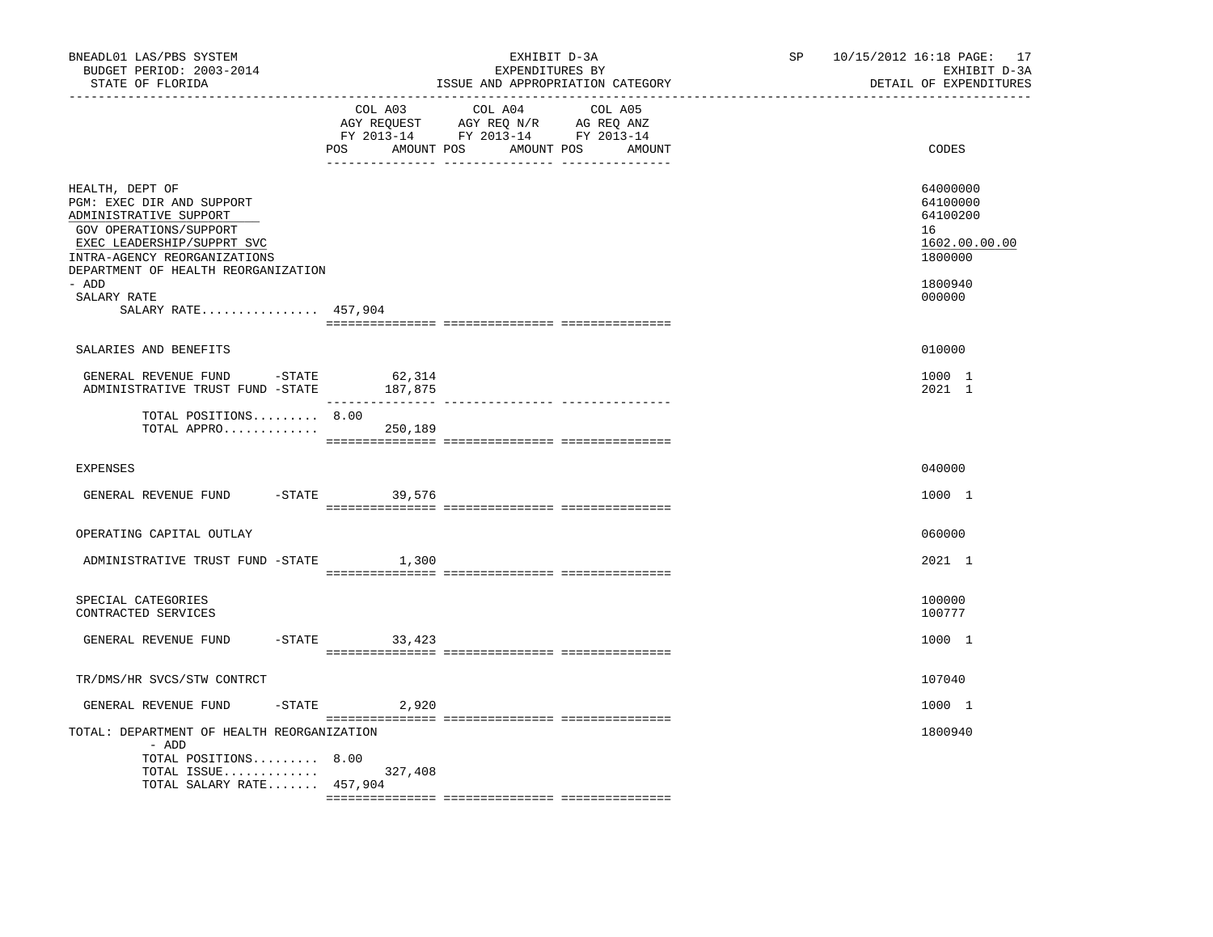BNEADL01 LAS/PBS SYSTEM
BUDGET PERIOD: 2003-2014
STATE OF FLORIDA

EXHIBIT D-3A
EXPENDITURES BY
ISSUE AND APPROPRIATION CATEGORY

SP 10/15/2012 16:18
EXHIBIT D-3A
DETAIL OF EXPENDITURES

| | COL A03 AGY REQUEST FY 2013-14 POS AMOUNT | COL A04 AGY REQ N/R FY 2013-14 POS AMOUNT | COL A05 AG REQ ANZ FY 2013-14 POS AMOUNT | CODES |
|---|---|---|---|---|
| HEALTH, DEPT OF | | | | 64000000 |
| PGM: EXEC DIR AND SUPPORT | | | | 64100000 |
| ADMINISTRATIVE SUPPORT | | | | 64100200 |
| GOV OPERATIONS/SUPPORT | | | | 16 |
| EXEC LEADERSHIP/SUPPRT SVC | | | | 1602.00.00.00 |
| INTRA-AGENCY REORGANIZATIONS | | | | 1800000 |
| DEPARTMENT OF HEALTH REORGANIZATION - ADD | | | | 1800940 |
| SALARY RATE | | | | 000000 |
| SALARY RATE................ | 457,904 | | | |
| SALARIES AND BENEFITS | | | | 010000 |
| GENERAL REVENUE FUND -STATE | 62,314 | | | 1000 1 |
| ADMINISTRATIVE TRUST FUND -STATE | 187,875 | | | 2021 1 |
| TOTAL POSITIONS......... | 8.00 | | | |
| TOTAL APPRO............. | 250,189 | | | |
| EXPENSES | | | | 040000 |
| GENERAL REVENUE FUND -STATE | 39,576 | | | 1000 1 |
| OPERATING CAPITAL OUTLAY | | | | 060000 |
| ADMINISTRATIVE TRUST FUND -STATE | 1,300 | | | 2021 1 |
| SPECIAL CATEGORIES | | | | 100000 |
| CONTRACTED SERVICES | | | | 100777 |
| GENERAL REVENUE FUND -STATE | 33,423 | | | 1000 1 |
| TR/DMS/HR SVCS/STW CONTRCT | | | | 107040 |
| GENERAL REVENUE FUND -STATE | 2,920 | | | 1000 1 |
| TOTAL: DEPARTMENT OF HEALTH REORGANIZATION - ADD | | | | 1800940 |
| TOTAL POSITIONS......... | 8.00 | | | |
| TOTAL ISSUE............. | 327,408 | | | |
| TOTAL SALARY RATE....... | 457,904 | | | |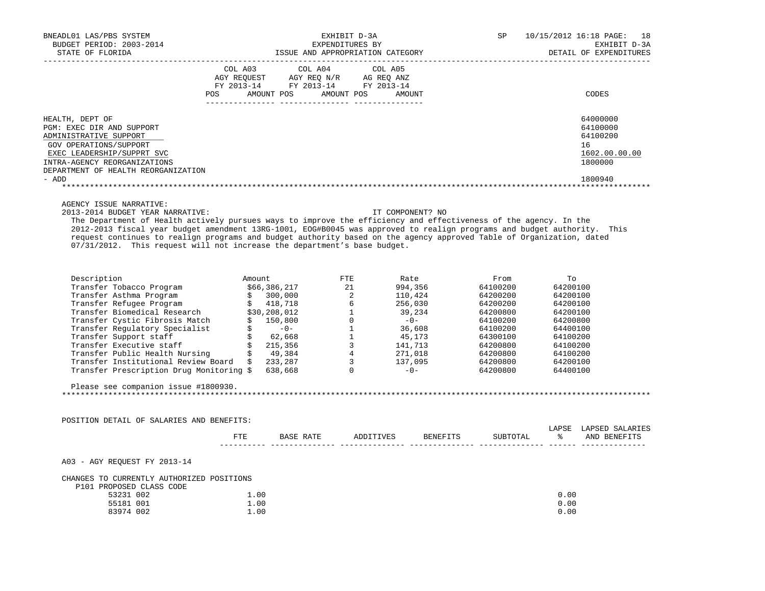BNEADL01 LAS/PBS SYSTEM
BUDGET PERIOD: 2003-2014
STATE OF FLORIDA

EXHIBIT D-3A
EXPENDITURES BY
ISSUE AND APPROPRIATION CATEGORY

SP 10/15/2012 16:18
EXHIBIT D-3A
DETAIL OF EXPENDITURES

| | COL A03 AGY REQUEST FY 2013-14 POS AMOUNT | COL A04 AGY REQ N/R FY 2013-14 POS AMOUNT | COL A05 AG REQ ANZ FY 2013-14 POS AMOUNT | CODES |
|---|---|---|---|---|
| HEALTH, DEPT OF | | | | 64000000 |
| PGM: EXEC DIR AND SUPPORT | | | | 64100000 |
| ADMINISTRATIVE SUPPORT | | | | 64100200 |
| GOV OPERATIONS/SUPPORT | | | | 16 |
| EXEC LEADERSHIP/SUPPRT SVC | | | | 1602.00.00.00 |
| INTRA-AGENCY REORGANIZATIONS | | | | 1800000 |
| DEPARTMENT OF HEALTH REORGANIZATION - ADD | | | | 1800940 |

AGENCY ISSUE NARRATIVE:
2013-2014 BUDGET YEAR NARRATIVE: IT COMPONENT? NO

The Department of Health actively pursues ways to improve the efficiency and effectiveness of the agency. In the 2012-2013 fiscal year budget amendment 13RG-1001, EOG#B0045 was approved to realign programs and budget authority. This request continues to realign programs and budget authority based on the agency approved Table of Organization, dated 07/31/2012. This request will not increase the department's base budget.

| Description | Amount | FTE | Rate | From | To |
|---|---|---|---|---|---|
| Transfer Tobacco Program | $66,386,217 | 21 | 994,356 | 64100200 | 64200100 |
| Transfer Asthma Program | $ 300,000 | 2 | 110,424 | 64200200 | 64200100 |
| Transfer Refugee Program | $ 418,718 | 6 | 256,030 | 64200200 | 64200100 |
| Transfer Biomedical Research | $30,208,012 | 1 | 39,234 | 64200800 | 64200100 |
| Transfer Cystic Fibrosis Match | $ 150,800 | 0 | -0- | 64100200 | 64200800 |
| Transfer Regulatory Specialist | $ -0- | 1 | 36,608 | 64100200 | 64400100 |
| Transfer Support staff | $ 62,668 | 1 | 45,173 | 64300100 | 64100200 |
| Transfer Executive staff | $ 215,356 | 3 | 141,713 | 64200800 | 64100200 |
| Transfer Public Health Nursing | $ 49,384 | 4 | 271,018 | 64200800 | 64100200 |
| Transfer Institutional Review Board | $ 233,287 | 3 | 137,095 | 64200800 | 64200100 |
| Transfer Prescription Drug Monitoring | $ 638,668 | 0 | -0- | 64200800 | 64400100 |

Please see companion issue #1800930.

POSITION DETAIL OF SALARIES AND BENEFITS:

| | FTE | BASE RATE | ADDITIVES | BENEFITS | SUBTOTAL | LAPSE % | LAPSED SALARIES AND BENEFITS |
|---|---|---|---|---|---|---|---|
| A03 - AGY REQUEST FY 2013-14 | | | | | | | |
| CHANGES TO CURRENTLY AUTHORIZED POSITIONS | | | | | | | |
| P101 PROPOSED CLASS CODE | | | | | | | |
| 53231 002 | 1.00 | | | | | 0.00 | |
| 55181 001 | 1.00 | | | | | 0.00 | |
| 83974 002 | 1.00 | | | | | 0.00 | |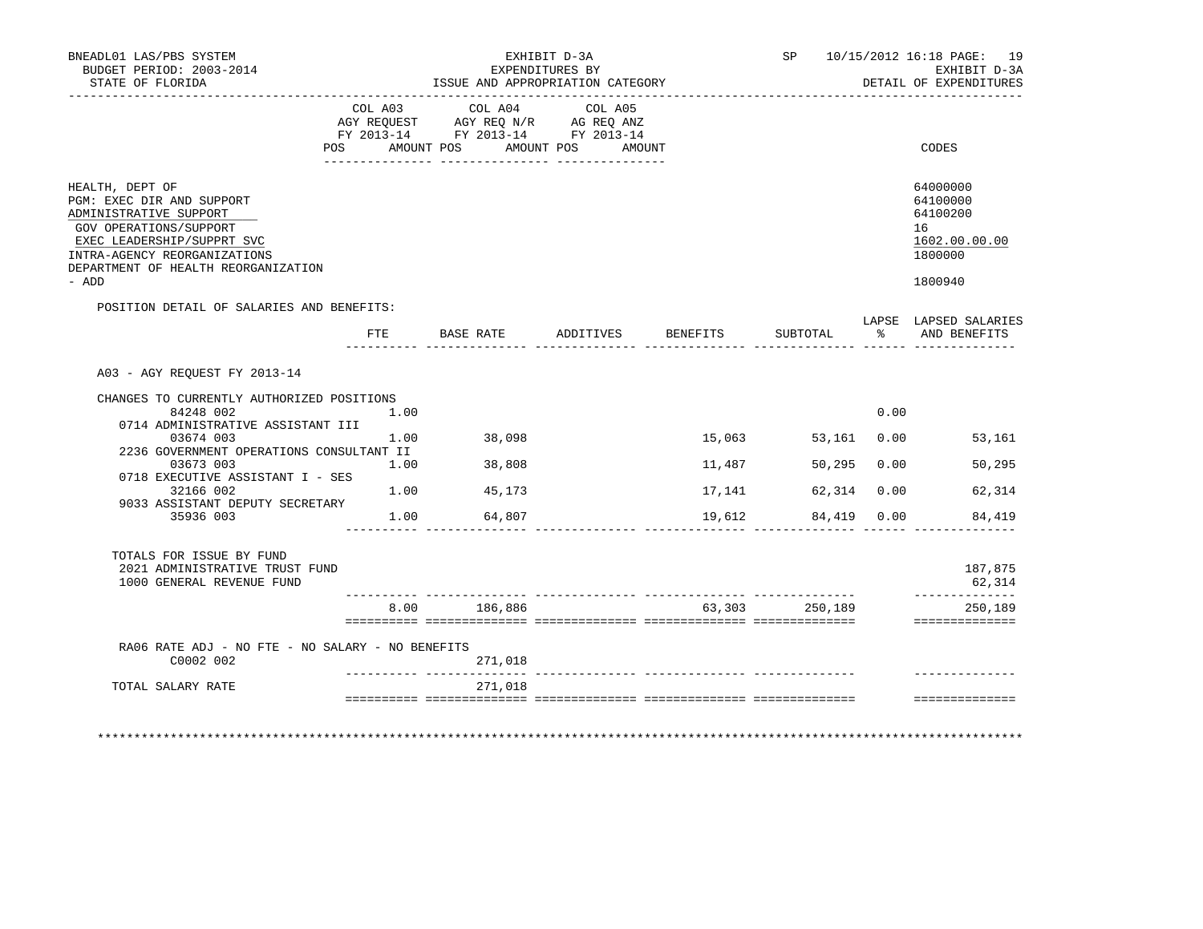BNEADL01 LAS/PBS SYSTEM
BUDGET PERIOD: 2003-2014
STATE OF FLORIDA

EXHIBIT D-3A
EXPENDITURES BY
ISSUE AND APPROPRIATION CATEGORY

SP 10/15/2012 16:18
EXHIBIT D-3A
DETAIL OF EXPENDITURES

| | COL A03 AGY REQUEST FY 2013-14 | | COL A04 AGY REQ N/R FY 2013-14 | | COL A05 AG REQ ANZ FY 2013-14 | | |
|---|---|---|---|---|---|---|---|
| | POS | AMOUNT | POS | AMOUNT | POS | AMOUNT | CODES |
| HEALTH, DEPT OF | | | | | | | 64000000 |
| PGM: EXEC DIR AND SUPPORT | | | | | | | 64100000 |
| ADMINISTRATIVE SUPPORT | | | | | | | 64100200 |
| GOV OPERATIONS/SUPPORT | | | | | | | 16 |
| EXEC LEADERSHIP/SUPPRT SVC | | | | | | | 1602.00.00.00 |
| INTRA-AGENCY REORGANIZATIONS | | | | | | | 1800000 |
| DEPARTMENT OF HEALTH REORGANIZATION - ADD | | | | | | | 1800940 |

POSITION DETAIL OF SALARIES AND BENEFITS:

| | FTE | BASE RATE | ADDITIVES | BENEFITS | SUBTOTAL | LAPSE % | LAPSED SALARIES AND BENEFITS |
|---|---|---|---|---|---|---|---|
| A03 - AGY REQUEST FY 2013-14 | | | | | | | |
| CHANGES TO CURRENTLY AUTHORIZED POSITIONS | | | | | | | |
| 84248 002 | 1.00 | | | | | 0.00 | |
| 0714 ADMINISTRATIVE ASSISTANT III 03674 003 | 1.00 | 38,098 | | 15,063 | 53,161 | 0.00 | 53,161 |
| 2236 GOVERNMENT OPERATIONS CONSULTANT II 03673 003 | 1.00 | 38,808 | | 11,487 | 50,295 | 0.00 | 50,295 |
| 0718 EXECUTIVE ASSISTANT I - SES 32166 002 | 1.00 | 45,173 | | 17,141 | 62,314 | 0.00 | 62,314 |
| 9033 ASSISTANT DEPUTY SECRETARY 35936 003 | 1.00 | 64,807 | | 19,612 | 84,419 | 0.00 | 84,419 |
| TOTALS FOR ISSUE BY FUND | | | | | | | |
| 2021 ADMINISTRATIVE TRUST FUND | | | | | | | 187,875 |
| 1000 GENERAL REVENUE FUND | | | | | | | 62,314 |
| | 8.00 | 186,886 | | 63,303 | 250,189 | | 250,189 |
| RA06 RATE ADJ - NO FTE - NO SALARY - NO BENEFITS C0002 002 | | 271,018 | | | | | |
| TOTAL SALARY RATE | | 271,018 | | | | | |

************************************************************************************************************************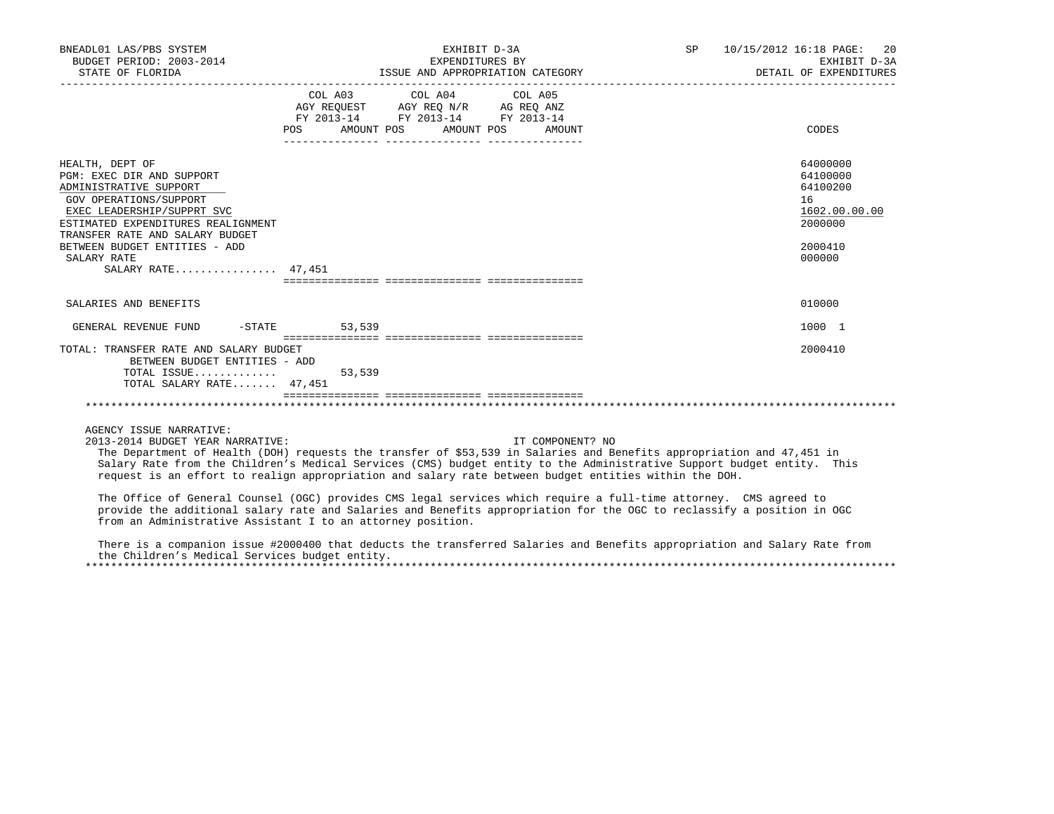BNEADL01 LAS/PBS SYSTEM | EXHIBIT D-3A | EXPENDITURES BY | ISSUE AND APPROPRIATION CATEGORY

BUDGET PERIOD: 2003-2014 | STATE OF FLORIDA | EXHIBIT D-3A | DETAIL OF EXPENDITURES

| | COL A03 AGY REQUEST FY 2013-14 POS | AMOUNT | COL A04 AGY REQ N/R FY 2013-14 POS | AMOUNT | COL A05 AG REQ ANZ FY 2013-14 POS | AMOUNT | CODES |
|---|---|---|---|---|---|---|---|
| HEALTH, DEPT OF | | | | | | | 64000000 |
| PGM: EXEC DIR AND SUPPORT | | | | | | | 64100000 |
| ADMINISTRATIVE SUPPORT | | | | | | | 64100200 |
| GOV OPERATIONS/SUPPORT | | | | | | | 16 |
| EXEC LEADERSHIP/SUPPRT SVC | | | | | | | 1602.00.00.00 |
| ESTIMATED EXPENDITURES REALIGNMENT | | | | | | | 2000000 |
| TRANSFER RATE AND SALARY BUDGET BETWEEN BUDGET ENTITIES - ADD | | | | | | | 2000410 |
| SALARY RATE | | | | | | | 000000 |
| SALARY RATE................ | 47,451 | | | | | | |
| SALARIES AND BENEFITS | | | | | | | 010000 |
| GENERAL REVENUE FUND -STATE | | 53,539 | | | | | 1000 1 |
| TOTAL: TRANSFER RATE AND SALARY BUDGET BETWEEN BUDGET ENTITIES - ADD | | | | | | | 2000410 |
| TOTAL ISSUE............. | | 53,539 | | | | | |
| TOTAL SALARY RATE....... | 47,451 | | | | | | |

AGENCY ISSUE NARRATIVE:

2013-2014 BUDGET YEAR NARRATIVE: IT COMPONENT? NO

The Department of Health (DOH) requests the transfer of $53,539 in Salaries and Benefits appropriation and 47,451 in Salary Rate from the Children's Medical Services (CMS) budget entity to the Administrative Support budget entity. This request is an effort to realign appropriation and salary rate between budget entities within the DOH.

The Office of General Counsel (OGC) provides CMS legal services which require a full-time attorney. CMS agreed to provide the additional salary rate and Salaries and Benefits appropriation for the OGC to reclassify a position in OGC from an Administrative Assistant I to an attorney position.

There is a companion issue #2000400 that deducts the transferred Salaries and Benefits appropriation and Salary Rate from the Children's Medical Services budget entity.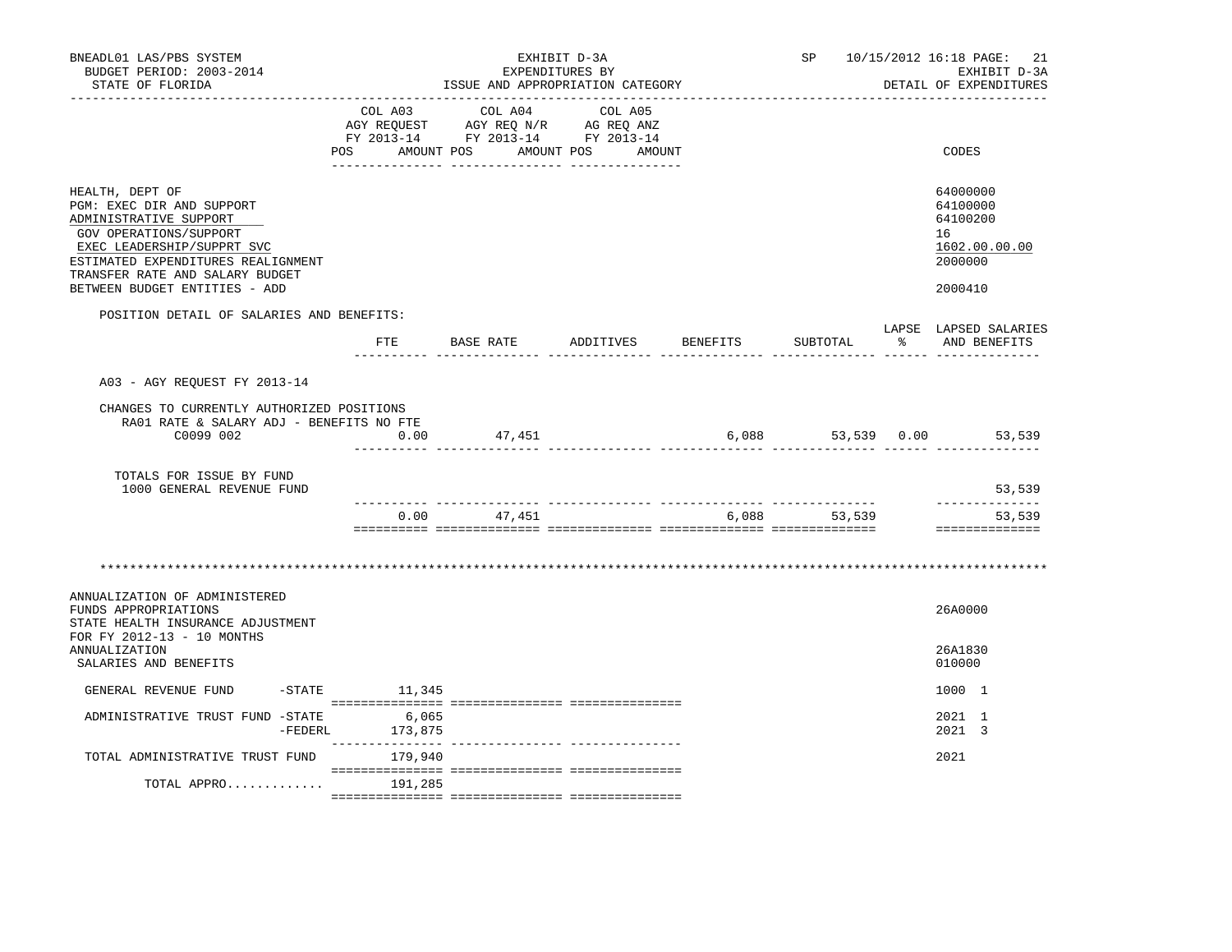BNEADL01 LAS/PBS SYSTEM — EXHIBIT D-3A — SP 10/15/2012 16:18
BUDGET PERIOD: 2003-2014 — EXPENDITURES BY — EXHIBIT D-3A
STATE OF FLORIDA — ISSUE AND APPROPRIATION CATEGORY — DETAIL OF EXPENDITURES

| | COL A03 AGY REQUEST FY 2013-14 POS AMOUNT | COL A04 AGY REQ N/R FY 2013-14 POS AMOUNT | COL A05 AG REQ ANZ FY 2013-14 POS AMOUNT | CODES |
|---|---|---|---|---|
| HEALTH, DEPT OF | | | | 64000000 |
| PGM: EXEC DIR AND SUPPORT | | | | 64100000 |
| ADMINISTRATIVE SUPPORT | | | | 64100200 |
| GOV OPERATIONS/SUPPORT | | | | 16 |
| EXEC LEADERSHIP/SUPPRT SVC | | | | 1602.00.00.00 |
| ESTIMATED EXPENDITURES REALIGNMENT | | | | 2000000 |
| TRANSFER RATE AND SALARY BUDGET BETWEEN BUDGET ENTITIES - ADD | | | | 2000410 |

POSITION DETAIL OF SALARIES AND BENEFITS:

| | FTE | BASE RATE | ADDITIVES | BENEFITS | SUBTOTAL | LAPSE % | LAPSED SALARIES AND BENEFITS |
|---|---|---|---|---|---|---|---|
| A03 - AGY REQUEST FY 2013-14 | | | | | | | |
| CHANGES TO CURRENTLY AUTHORIZED POSITIONS | | | | | | | |
| RA01 RATE & SALARY ADJ - BENEFITS NO FTE | | | | | | | |
| C0099 002 | 0.00 | 47,451 | | 6,088 | 53,539 | 0.00 | 53,539 |
| TOTALS FOR ISSUE BY FUND | | | | | | | |
| 1000 GENERAL REVENUE FUND | | | | | | | 53,539 |
| | 0.00 | 47,451 | | 6,088 | 53,539 | | 53,539 |

********************************************************************************

| | COL A03 | COL A04 | COL A05 | CODES |
|---|---|---|---|---|
| ANNUALIZATION OF ADMINISTERED FUNDS APPROPRIATIONS | | | | 26A0000 |
| STATE HEALTH INSURANCE ADJUSTMENT FOR FY 2012-13 - 10 MONTHS ANNUALIZATION | | | | 26A1830 |
| SALARIES AND BENEFITS | | | | 010000 |
| GENERAL REVENUE FUND -STATE | 11,345 | | | 1000 1 |
| ADMINISTRATIVE TRUST FUND -STATE | 6,065 | | | 2021 1 |
| -FEDERL | 173,875 | | | 2021 3 |
| TOTAL ADMINISTRATIVE TRUST FUND | 179,940 | | | 2021 |
| TOTAL APPRO............ | 191,285 | | | |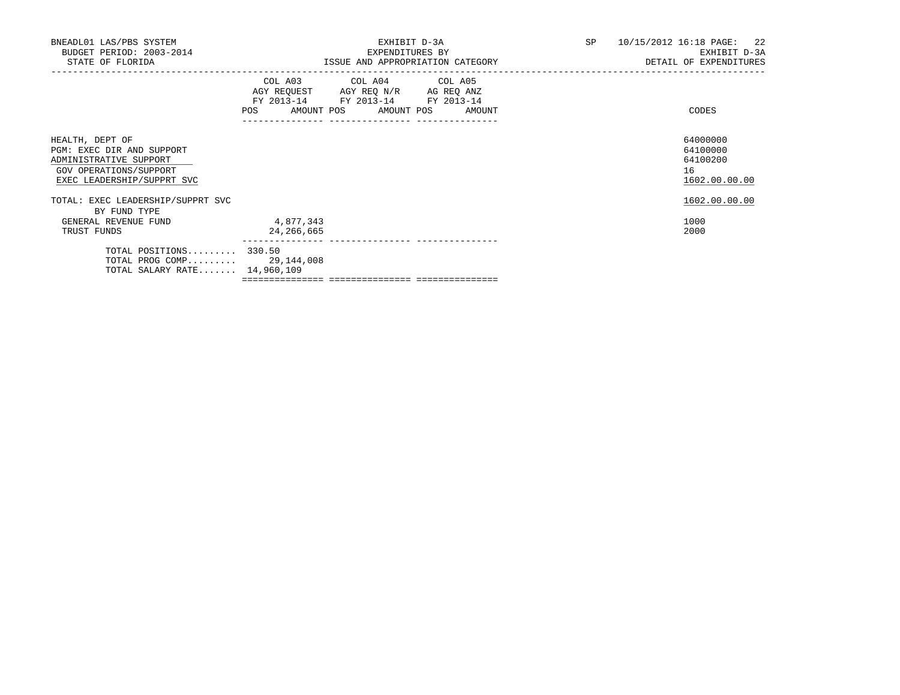BNEADL01 LAS/PBS SYSTEM
BUDGET PERIOD: 2003-2014
STATE OF FLORIDA

EXHIBIT D-3A
EXPENDITURES BY
ISSUE AND APPROPRIATION CATEGORY

SP 10/15/2012 16:18
EXHIBIT D-3A
DETAIL OF EXPENDITURES

| | COL A03 AGY REQUEST FY 2013-14 | | COL A04 AGY REQ N/R FY 2013-14 | | COL A05 AG REQ ANZ FY 2013-14 | | CODES |
|---|---|---|---|---|---|---|---|
| | POS | AMOUNT | POS | AMOUNT | POS | AMOUNT | |
| HEALTH, DEPT OF | | | | | | | 64000000 |
| PGM: EXEC DIR AND SUPPORT | | | | | | | 64100000 |
| ADMINISTRATIVE SUPPORT | | | | | | | 64100200 |
| GOV OPERATIONS/SUPPORT | | | | | | | 16 |
| EXEC LEADERSHIP/SUPPRT SVC | | | | | | | 1602.00.00.00 |
| TOTAL: EXEC LEADERSHIP/SUPPRT SVC | | | | | | | 1602.00.00.00 |
| BY FUND TYPE | | | | | | | |
| GENERAL REVENUE FUND | | 4,877,343 | | | | | 1000 |
| TRUST FUNDS | | 24,266,665 | | | | | 2000 |
| TOTAL POSITIONS......... | 330.50 | | | | | | |
| TOTAL PROG COMP......... | | 29,144,008 | | | | | |
| TOTAL SALARY RATE....... | | 14,960,109 | | | | | |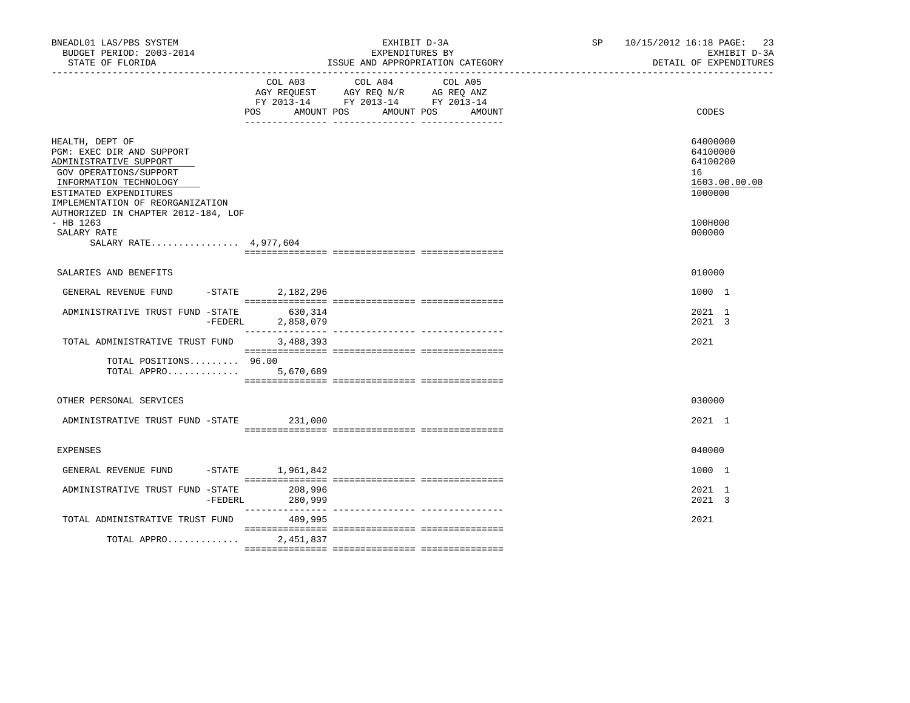BNEADL01 LAS/PBS SYSTEM
BUDGET PERIOD: 2003-2014
STATE OF FLORIDA

EXHIBIT D-3A
EXPENDITURES BY
ISSUE AND APPROPRIATION CATEGORY

SP 10/15/2012 16:18
EXHIBIT D-3A
DETAIL OF EXPENDITURES

| | COL A03 AGY REQUEST FY 2013-14 POS AMOUNT | COL A04 AGY REQ N/R FY 2013-14 POS AMOUNT | COL A05 AG REQ ANZ FY 2013-14 POS AMOUNT | CODES |
|---|---|---|---|---|
| HEALTH, DEPT OF | | | | 64000000 |
| PGM: EXEC DIR AND SUPPORT | | | | 64100000 |
| ADMINISTRATIVE SUPPORT | | | | 64100200 |
| GOV OPERATIONS/SUPPORT | | | | 16 |
| INFORMATION TECHNOLOGY | | | | 1603.00.00.00 |
| ESTIMATED EXPENDITURES | | | | 1000000 |
| IMPLEMENTATION OF REORGANIZATION AUTHORIZED IN CHAPTER 2012-184, LOF - HB 1263 | | | | 100H000 |
| SALARY RATE | | | | 000000 |
| SALARY RATE................ | 4,977,604 | | | |
| SALARIES AND BENEFITS | | | | 010000 |
| GENERAL REVENUE FUND -STATE | 2,182,296 | | | 1000 1 |
| ADMINISTRATIVE TRUST FUND -STATE | 630,314 | | | 2021 1 |
| -FEDERL | 2,858,079 | | | 2021 3 |
| TOTAL ADMINISTRATIVE TRUST FUND | 3,488,393 | | | 2021 |
| TOTAL POSITIONS......... | 96.00 | | | |
| TOTAL APPRO............. | 5,670,689 | | | |
| OTHER PERSONAL SERVICES | | | | 030000 |
| ADMINISTRATIVE TRUST FUND -STATE | 231,000 | | | 2021 1 |
| EXPENSES | | | | 040000 |
| GENERAL REVENUE FUND -STATE | 1,961,842 | | | 1000 1 |
| ADMINISTRATIVE TRUST FUND -STATE | 208,996 | | | 2021 1 |
| -FEDERL | 280,999 | | | 2021 3 |
| TOTAL ADMINISTRATIVE TRUST FUND | 489,995 | | | 2021 |
| TOTAL APPRO............. | 2,451,837 | | | |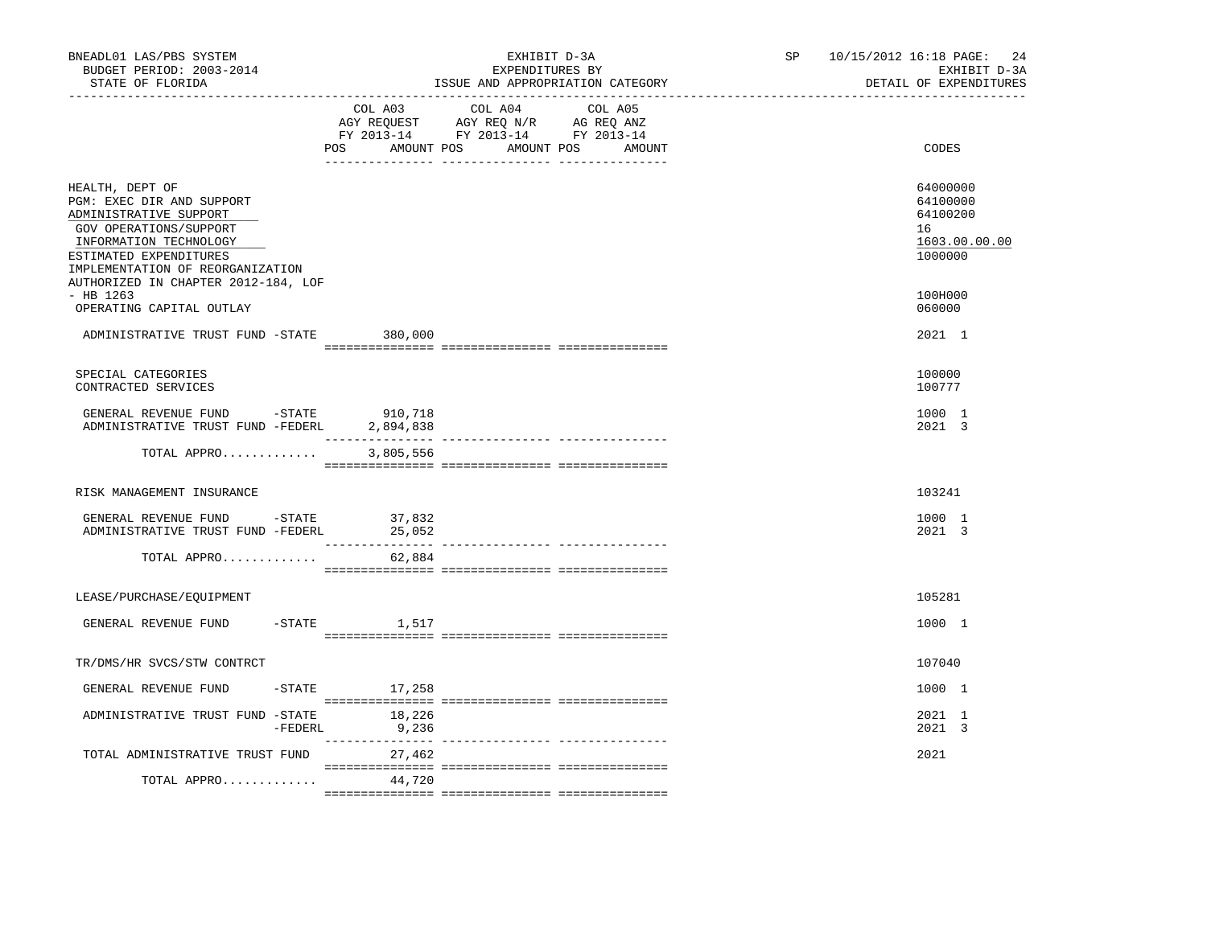| | COL A03 AGY REQUEST FY 2013-14 POS AMOUNT | COL A04 AGY REQ N/R FY 2013-14 POS AMOUNT | COL A05 AG REQ ANZ FY 2013-14 POS AMOUNT | CODES |
|---|---|---|---|---|
| HEALTH, DEPT OF | | | | 64000000 |
| PGM: EXEC DIR AND SUPPORT | | | | 64100000 |
| ADMINISTRATIVE SUPPORT | | | | 64100200 |
| GOV OPERATIONS/SUPPORT | | | | 16 |
| INFORMATION TECHNOLOGY | | | | 1603.00.00.00 |
| ESTIMATED EXPENDITURES | | | | 1000000 |
| IMPLEMENTATION OF REORGANIZATION AUTHORIZED IN CHAPTER 2012-184, LOF - HB 1263 | | | | 100H000 |
| OPERATING CAPITAL OUTLAY | | | | 060000 |
| ADMINISTRATIVE TRUST FUND -STATE | 380,000 | | | 2021 1 |
| SPECIAL CATEGORIES | | | | 100000 |
| CONTRACTED SERVICES | | | | 100777 |
| GENERAL REVENUE FUND -STATE | 910,718 | | | 1000 1 |
| ADMINISTRATIVE TRUST FUND -FEDERL | 2,894,838 | | | 2021 3 |
| TOTAL APPRO............. | 3,805,556 | | | |
| RISK MANAGEMENT INSURANCE | | | | 103241 |
| GENERAL REVENUE FUND -STATE | 37,832 | | | 1000 1 |
| ADMINISTRATIVE TRUST FUND -FEDERL | 25,052 | | | 2021 3 |
| TOTAL APPRO............. | 62,884 | | | |
| LEASE/PURCHASE/EQUIPMENT | | | | 105281 |
| GENERAL REVENUE FUND -STATE | 1,517 | | | 1000 1 |
| TR/DMS/HR SVCS/STW CONTRCT | | | | 107040 |
| GENERAL REVENUE FUND -STATE | 17,258 | | | 1000 1 |
| ADMINISTRATIVE TRUST FUND -STATE | 18,226 | | | 2021 1 |
| -FEDERL | 9,236 | | | 2021 3 |
| TOTAL ADMINISTRATIVE TRUST FUND | 27,462 | | | 2021 |
| TOTAL APPRO............. | 44,720 | | | |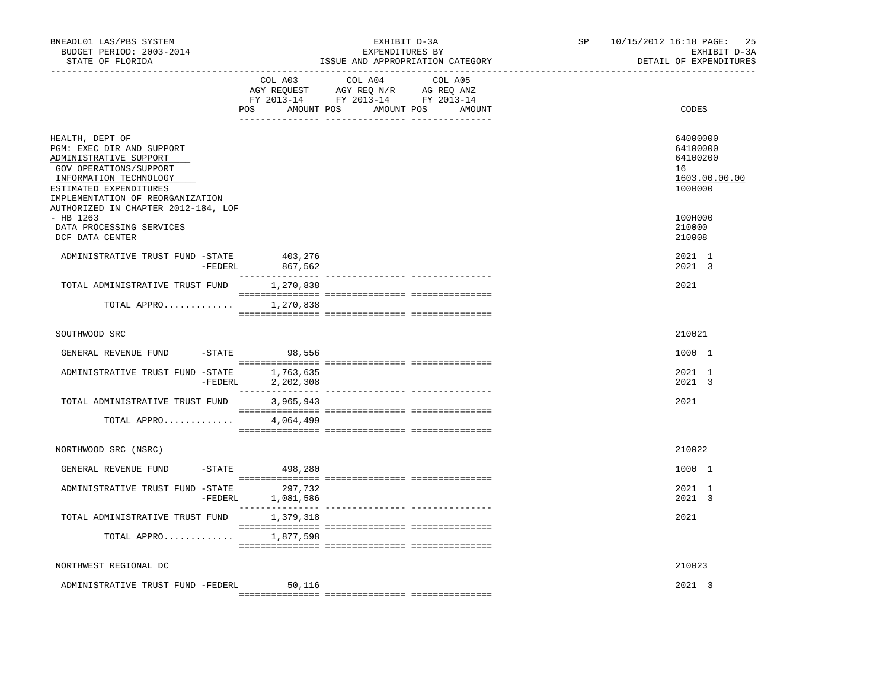BNEADL01 LAS/PBS SYSTEM
BUDGET PERIOD: 2003-2014
STATE OF FLORIDA

EXHIBIT D-3A
EXPENDITURES BY
ISSUE AND APPROPRIATION CATEGORY

SP 10/15/2012 16:18 PAGE: 25
EXHIBIT D-3A
DETAIL OF EXPENDITURES

| | COL A03 AGY REQUEST FY 2013-14 POS AMOUNT | COL A04 AGY REQ N/R FY 2013-14 POS AMOUNT | COL A05 AG REQ ANZ FY 2013-14 POS AMOUNT | CODES |
|---|---|---|---|---|
| HEALTH, DEPT OF | | | | 64000000 |
| PGM: EXEC DIR AND SUPPORT | | | | 64100000 |
| ADMINISTRATIVE SUPPORT | | | | 64100200 |
| GOV OPERATIONS/SUPPORT | | | | 16 |
| INFORMATION TECHNOLOGY | | | | 1603.00.00.00 |
| ESTIMATED EXPENDITURES | | | | 1000000 |
| IMPLEMENTATION OF REORGANIZATION AUTHORIZED IN CHAPTER 2012-184, LOF - HB 1263 | | | | 100H000 |
| DATA PROCESSING SERVICES | | | | 210000 |
| DCF DATA CENTER | | | | 210008 |
| ADMINISTRATIVE TRUST FUND -STATE | 403,276 | | | 2021 1 |
| -FEDERL | 867,562 | | | 2021 3 |
| TOTAL ADMINISTRATIVE TRUST FUND | 1,270,838 | | | 2021 |
| TOTAL APPRO............ | 1,270,838 | | | |
| SOUTHWOOD SRC | | | | 210021 |
| GENERAL REVENUE FUND -STATE | 98,556 | | | 1000 1 |
| ADMINISTRATIVE TRUST FUND -STATE | 1,763,635 | | | 2021 1 |
| -FEDERL | 2,202,308 | | | 2021 3 |
| TOTAL ADMINISTRATIVE TRUST FUND | 3,965,943 | | | 2021 |
| TOTAL APPRO............ | 4,064,499 | | | |
| NORTHWOOD SRC (NSRC) | | | | 210022 |
| GENERAL REVENUE FUND -STATE | 498,280 | | | 1000 1 |
| ADMINISTRATIVE TRUST FUND -STATE | 297,732 | | | 2021 1 |
| -FEDERL | 1,081,586 | | | 2021 3 |
| TOTAL ADMINISTRATIVE TRUST FUND | 1,379,318 | | | 2021 |
| TOTAL APPRO............ | 1,877,598 | | | |
| NORTHWEST REGIONAL DC | | | | 210023 |
| ADMINISTRATIVE TRUST FUND -FEDERL | 50,116 | | | 2021 3 |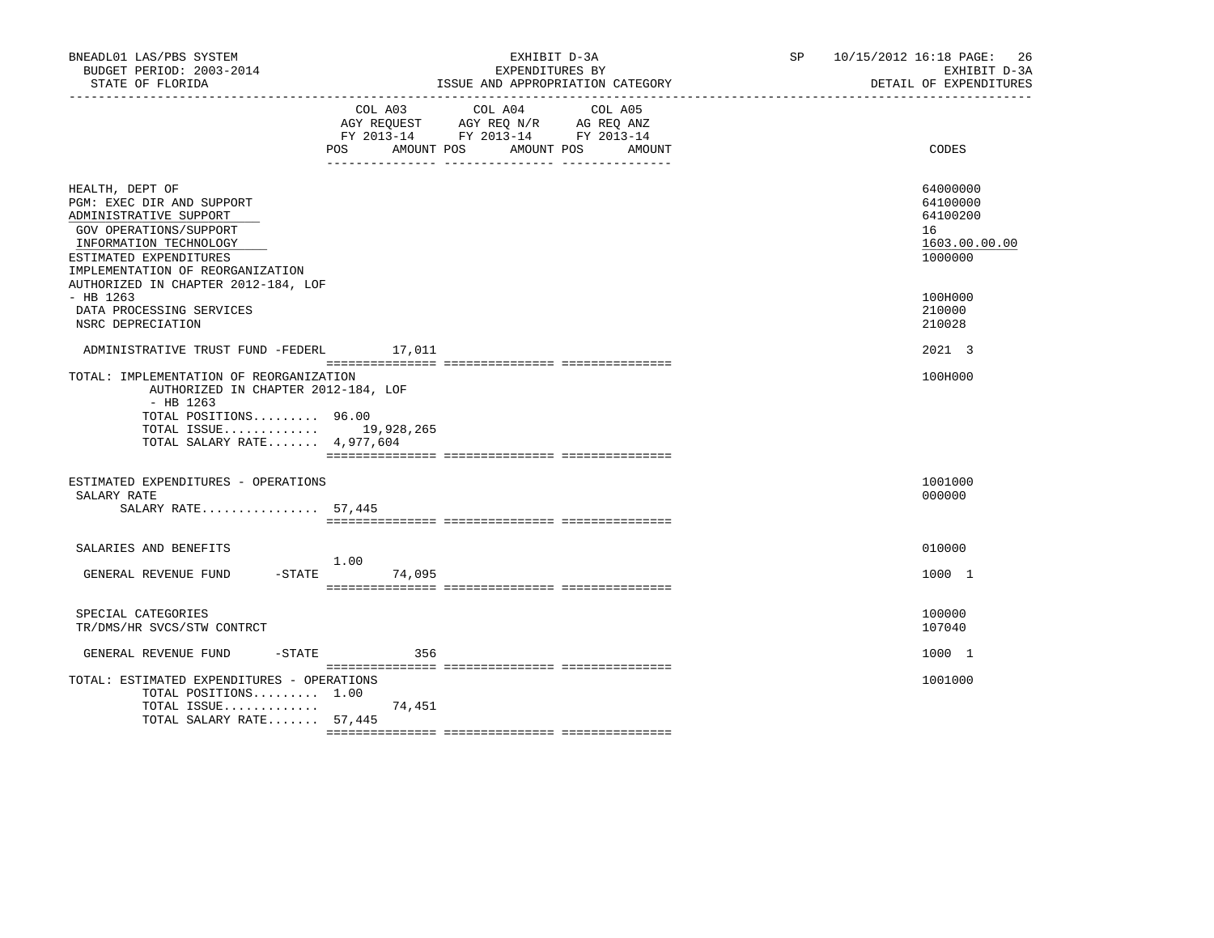BNEADL01 LAS/PBS SYSTEM — EXHIBIT D-3A — SP 10/15/2012 16:18

BUDGET PERIOD: 2003-2014 — EXPENDITURES BY — EXHIBIT D-3A

STATE OF FLORIDA — ISSUE AND APPROPRIATION CATEGORY — DETAIL OF EXPENDITURES

| | COL A03 AGY REQUEST FY 2013-14 POS AMOUNT | COL A04 AGY REQ N/R FY 2013-14 POS AMOUNT | COL A05 AG REQ ANZ FY 2013-14 POS AMOUNT | CODES |
|---|---|---|---|---|
| HEALTH, DEPT OF | | | | 64000000 |
| PGM: EXEC DIR AND SUPPORT | | | | 64100000 |
| ADMINISTRATIVE SUPPORT | | | | 64100200 |
| GOV OPERATIONS/SUPPORT | | | | 16 |
| INFORMATION TECHNOLOGY | | | | 1603.00.00.00 |
| ESTIMATED EXPENDITURES | | | | 1000000 |
| IMPLEMENTATION OF REORGANIZATION AUTHORIZED IN CHAPTER 2012-184, LOF - HB 1263 | | | | 100H000 |
| DATA PROCESSING SERVICES | | | | 210000 |
| NSRC DEPRECIATION | | | | 210028 |
| ADMINISTRATIVE TRUST FUND -FEDERL | 17,011 | | | 2021 3 |
| TOTAL: IMPLEMENTATION OF REORGANIZATION AUTHORIZED IN CHAPTER 2012-184, LOF - HB 1263 | | | | 100H000 |
| TOTAL POSITIONS......... | 96.00 | | | |
| TOTAL ISSUE............. | 19,928,265 | | | |
| TOTAL SALARY RATE....... | 4,977,604 | | | |
| ESTIMATED EXPENDITURES - OPERATIONS | | | | 1001000 |
| SALARY RATE | | | | 000000 |
| SALARY RATE................ | 57,445 | | | |
| SALARIES AND BENEFITS | | | | 010000 |
| GENERAL REVENUE FUND -STATE | 1.00 74,095 | | | 1000 1 |
| SPECIAL CATEGORIES | | | | 100000 |
| TR/DMS/HR SVCS/STW CONTRCT | | | | 107040 |
| GENERAL REVENUE FUND -STATE | 356 | | | 1000 1 |
| TOTAL: ESTIMATED EXPENDITURES - OPERATIONS | | | | 1001000 |
| TOTAL POSITIONS......... | 1.00 | | | |
| TOTAL ISSUE............. | 74,451 | | | |
| TOTAL SALARY RATE....... | 57,445 | | | |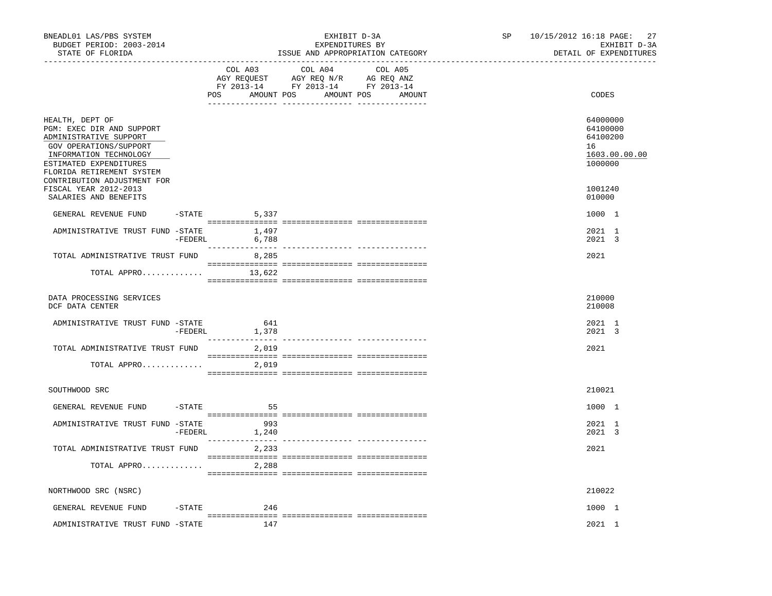BNEADL01 LAS/PBS SYSTEM
BUDGET PERIOD: 2003-2014
STATE OF FLORIDA

EXHIBIT D-3A
EXPENDITURES BY
ISSUE AND APPROPRIATION CATEGORY

SP 10/15/2012 16:18
EXHIBIT D-3A
DETAIL OF EXPENDITURES

| | COL A03 AGY REQUEST FY 2013-14 POS AMOUNT | COL A04 AGY REQ N/R FY 2013-14 POS AMOUNT | COL A05 AG REQ ANZ FY 2013-14 POS AMOUNT | CODES |
|---|---|---|---|---|
| HEALTH, DEPT OF | | | | 64000000 |
| PGM: EXEC DIR AND SUPPORT | | | | 64100000 |
| ADMINISTRATIVE SUPPORT | | | | 64100200 |
| GOV OPERATIONS/SUPPORT | | | | 16 |
| INFORMATION TECHNOLOGY | | | | 1603.00.00.00 |
| ESTIMATED EXPENDITURES | | | | 1000000 |
| FLORIDA RETIREMENT SYSTEM CONTRIBUTION ADJUSTMENT FOR FISCAL YEAR 2012-2013 | | | | 1001240 |
| SALARIES AND BENEFITS | | | | 010000 |
| GENERAL REVENUE FUND -STATE | 5,337 | | | 1000 1 |
| ADMINISTRATIVE TRUST FUND -STATE | 1,497 | | | 2021 1 |
| -FEDERL | 6,788 | | | 2021 3 |
| TOTAL ADMINISTRATIVE TRUST FUND | 8,285 | | | 2021 |
| TOTAL APPRO............ | 13,622 | | | |
| DATA PROCESSING SERVICES | | | | 210000 |
| DCF DATA CENTER | | | | 210008 |
| ADMINISTRATIVE TRUST FUND -STATE | 641 | | | 2021 1 |
| -FEDERL | 1,378 | | | 2021 3 |
| TOTAL ADMINISTRATIVE TRUST FUND | 2,019 | | | 2021 |
| TOTAL APPRO............ | 2,019 | | | |
| SOUTHWOOD SRC | | | | 210021 |
| GENERAL REVENUE FUND -STATE | 55 | | | 1000 1 |
| ADMINISTRATIVE TRUST FUND -STATE | 993 | | | 2021 1 |
| -FEDERL | 1,240 | | | 2021 3 |
| TOTAL ADMINISTRATIVE TRUST FUND | 2,233 | | | 2021 |
| TOTAL APPRO............ | 2,288 | | | |
| NORTHWOOD SRC (NSRC) | | | | 210022 |
| GENERAL REVENUE FUND -STATE | 246 | | | 1000 1 |
| ADMINISTRATIVE TRUST FUND -STATE | 147 | | | 2021 1 |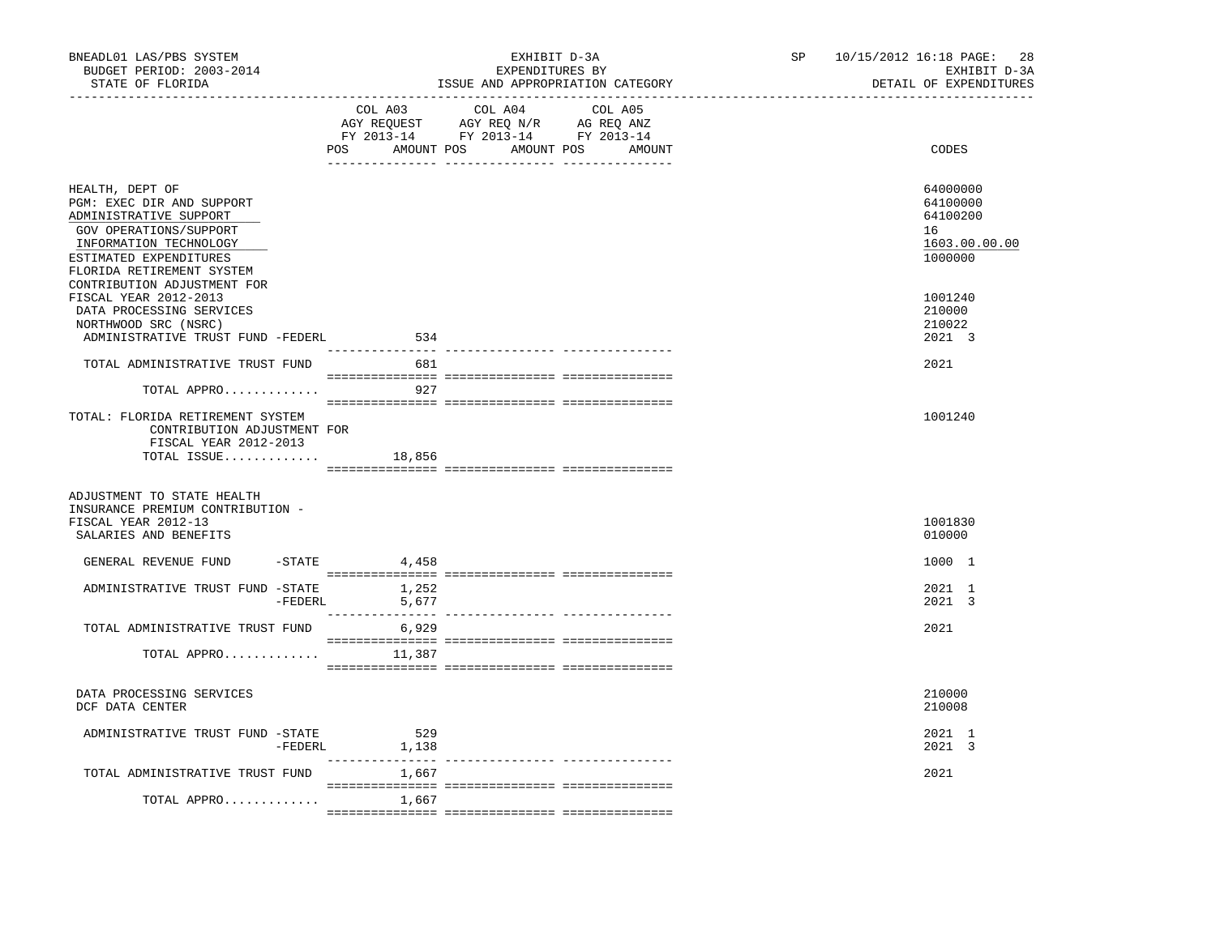BNEADL01 LAS/PBS SYSTEM — EXHIBIT D-3A — EXPENDITURES BY ISSUE AND APPROPRIATION CATEGORY — DETAIL OF EXPENDITURES

BUDGET PERIOD: 2003-2014 — STATE OF FLORIDA — SP 10/15/2012 16:18

| | COL A03 AGY REQUEST FY 2013-14 POS | AMOUNT | COL A04 AGY REQ N/R FY 2013-14 POS | AMOUNT | COL A05 AG REQ ANZ FY 2013-14 POS | AMOUNT | CODES |
|---|---|---|---|---|---|---|---|
| HEALTH, DEPT OF | | | | | | | 64000000 |
| PGM: EXEC DIR AND SUPPORT | | | | | | | 64100000 |
| ADMINISTRATIVE SUPPORT | | | | | | | 64100200 |
| GOV OPERATIONS/SUPPORT | | | | | | | 16 |
| INFORMATION TECHNOLOGY | | | | | | | 1603.00.00.00 |
| ESTIMATED EXPENDITURES | | | | | | | 1000000 |
| FLORIDA RETIREMENT SYSTEM CONTRIBUTION ADJUSTMENT FOR FISCAL YEAR 2012-2013 | | | | | | | 1001240 |
| DATA PROCESSING SERVICES | | | | | | | 210000 |
| NORTHWOOD SRC (NSRC) | | | | | | | 210022 |
| ADMINISTRATIVE TRUST FUND -FEDERL | | 534 | | | | | 2021 3 |
| TOTAL ADMINISTRATIVE TRUST FUND | | 681 | | | | | 2021 |
| TOTAL APPRO............. | | 927 | | | | | |
| TOTAL: FLORIDA RETIREMENT SYSTEM CONTRIBUTION ADJUSTMENT FOR FISCAL YEAR 2012-2013 | | | | | | | 1001240 |
| TOTAL ISSUE............. | | 18,856 | | | | | |
| ADJUSTMENT TO STATE HEALTH INSURANCE PREMIUM CONTRIBUTION - FISCAL YEAR 2012-13 | | | | | | | 1001830 |
| SALARIES AND BENEFITS | | | | | | | 010000 |
| GENERAL REVENUE FUND -STATE | | 4,458 | | | | | 1000 1 |
| ADMINISTRATIVE TRUST FUND -STATE | | 1,252 | | | | | 2021 1 |
| -FEDERL | | 5,677 | | | | | 2021 3 |
| TOTAL ADMINISTRATIVE TRUST FUND | | 6,929 | | | | | 2021 |
| TOTAL APPRO............. | | 11,387 | | | | | |
| DATA PROCESSING SERVICES | | | | | | | 210000 |
| DCF DATA CENTER | | | | | | | 210008 |
| ADMINISTRATIVE TRUST FUND -STATE | | 529 | | | | | 2021 1 |
| -FEDERL | | 1,138 | | | | | 2021 3 |
| TOTAL ADMINISTRATIVE TRUST FUND | | 1,667 | | | | | 2021 |
| TOTAL APPRO............. | | 1,667 | | | | | |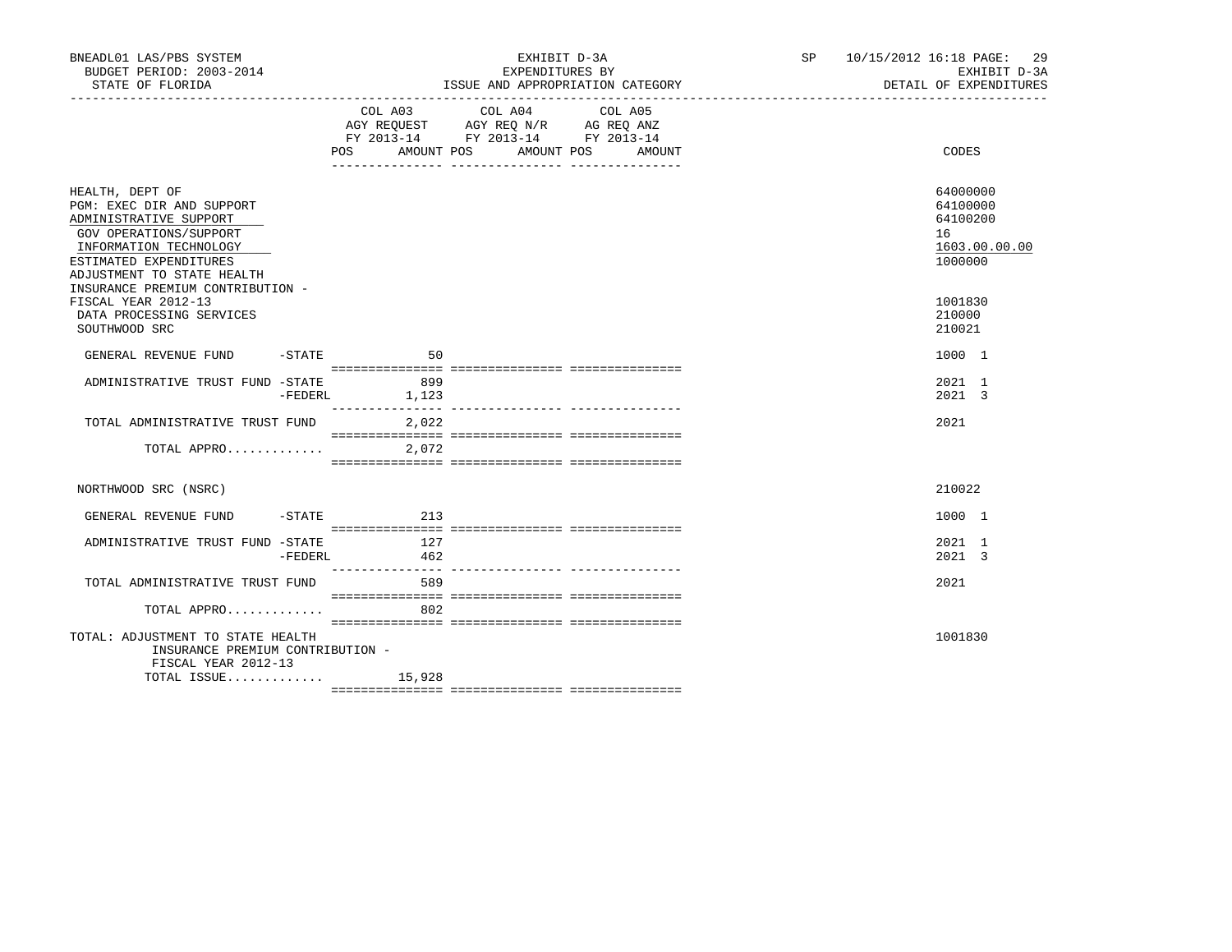BNEADL01 LAS/PBS SYSTEM — BUDGET PERIOD: 2003-2014 — STATE OF FLORIDA

EXHIBIT D-3A — EXPENDITURES BY ISSUE AND APPROPRIATION CATEGORY

SP 10/15/2012 16:18 — EXHIBIT D-3A — DETAIL OF EXPENDITURES

| | COL A03 AGY REQUEST FY 2013-14 POS AMOUNT | COL A04 AGY REQ N/R FY 2013-14 POS AMOUNT | COL A05 AG REQ ANZ FY 2013-14 POS AMOUNT | CODES |
|---|---|---|---|---|
| HEALTH, DEPT OF | | | | 64000000 |
| PGM: EXEC DIR AND SUPPORT | | | | 64100000 |
| ADMINISTRATIVE SUPPORT | | | | 64100200 |
| GOV OPERATIONS/SUPPORT | | | | 16 |
| INFORMATION TECHNOLOGY | | | | 1603.00.00.00 |
| ESTIMATED EXPENDITURES | | | | 1000000 |
| ADJUSTMENT TO STATE HEALTH INSURANCE PREMIUM CONTRIBUTION - FISCAL YEAR 2012-13 | | | | 1001830 |
| DATA PROCESSING SERVICES | | | | 210000 |
| SOUTHWOOD SRC | | | | 210021 |
| GENERAL REVENUE FUND -STATE | 50 | | | 1000 1 |
| ADMINISTRATIVE TRUST FUND -STATE | 899 | | | 2021 1 |
| -FEDERL | 1,123 | | | 2021 3 |
| TOTAL ADMINISTRATIVE TRUST FUND | 2,022 | | | 2021 |
| TOTAL APPRO............. | 2,072 | | | |
| NORTHWOOD SRC (NSRC) | | | | 210022 |
| GENERAL REVENUE FUND -STATE | 213 | | | 1000 1 |
| ADMINISTRATIVE TRUST FUND -STATE | 127 | | | 2021 1 |
| -FEDERL | 462 | | | 2021 3 |
| TOTAL ADMINISTRATIVE TRUST FUND | 589 | | | 2021 |
| TOTAL APPRO............. | 802 | | | |
| TOTAL: ADJUSTMENT TO STATE HEALTH INSURANCE PREMIUM CONTRIBUTION - FISCAL YEAR 2012-13 | | | | 1001830 |
| TOTAL ISSUE............. | 15,928 | | | |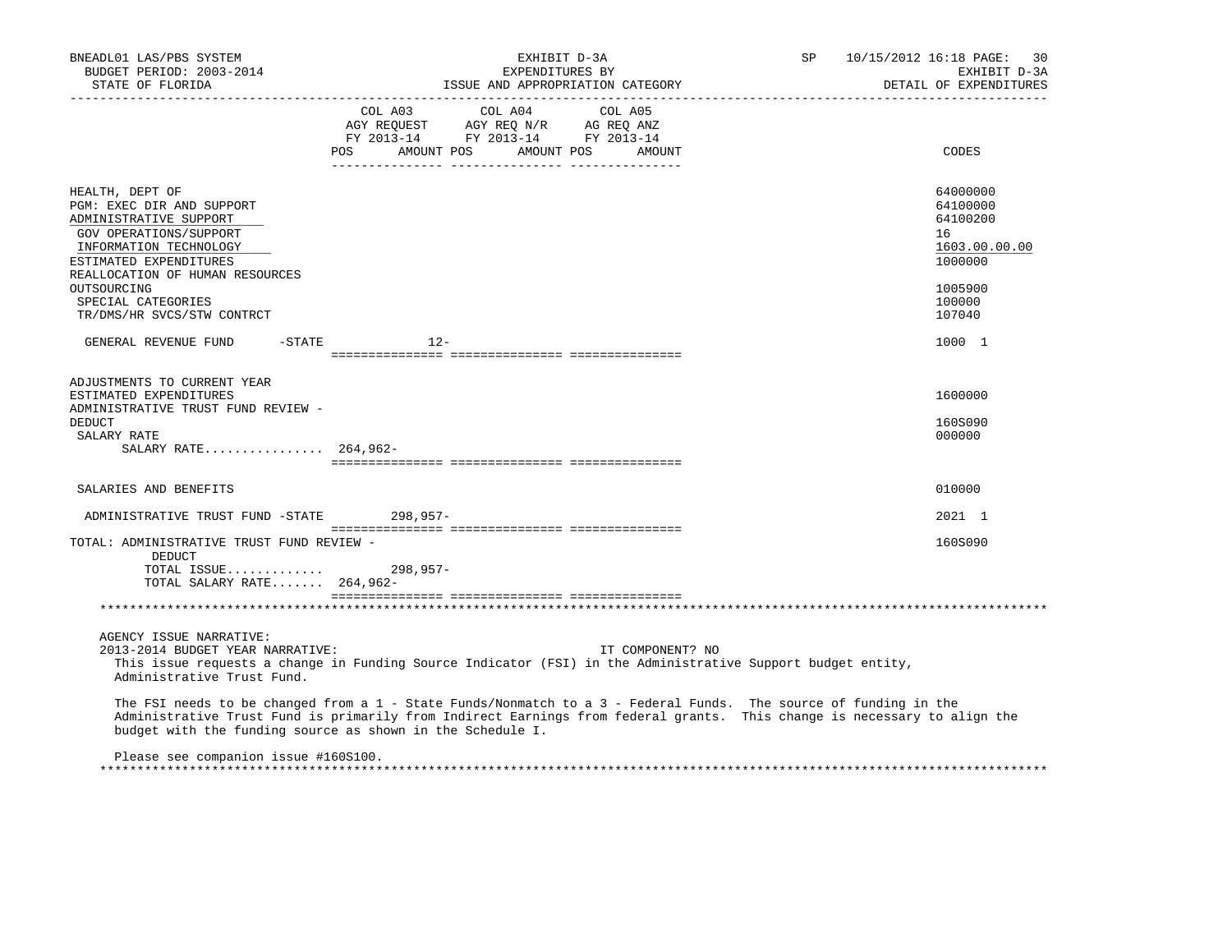BNEADL01 LAS/PBS SYSTEM | EXHIBIT D-3A | SP 10/15/2012 16:18
BUDGET PERIOD: 2003-2014 | EXPENDITURES BY | EXHIBIT D-3A
STATE OF FLORIDA | ISSUE AND APPROPRIATION CATEGORY | DETAIL OF EXPENDITURES

| | COL A03 AGY REQUEST FY 2013-14 POS | AMOUNT | COL A04 AGY REQ N/R FY 2013-14 POS | AMOUNT | COL A05 AG REQ ANZ FY 2013-14 POS | AMOUNT | CODES |
|---|---|---|---|---|---|---|---|
| HEALTH, DEPT OF | | | | | | | 64000000 |
| PGM: EXEC DIR AND SUPPORT | | | | | | | 64100000 |
| ADMINISTRATIVE SUPPORT | | | | | | | 64100200 |
| GOV OPERATIONS/SUPPORT | | | | | | | 16 |
| INFORMATION TECHNOLOGY | | | | | | | 1603.00.00.00 |
| ESTIMATED EXPENDITURES | | | | | | | 1000000 |
| REALLOCATION OF HUMAN RESOURCES OUTSOURCING | | | | | | | 1005900 |
| SPECIAL CATEGORIES | | | | | | | 100000 |
| TR/DMS/HR SVCS/STW CONTRCT | | | | | | | 107040 |
| GENERAL REVENUE FUND -STATE | | 12- | | | | | 1000 1 |
| ADJUSTMENTS TO CURRENT YEAR ESTIMATED EXPENDITURES | | | | | | | 1600000 |
| ADMINISTRATIVE TRUST FUND REVIEW - DEDUCT | | | | | | | 160S090 |
| SALARY RATE | | | | | | | 000000 |
| SALARY RATE................ | 264,962- | | | | | | |
| SALARIES AND BENEFITS | | | | | | | 010000 |
| ADMINISTRATIVE TRUST FUND -STATE | | 298,957- | | | | | 2021 1 |
| TOTAL: ADMINISTRATIVE TRUST FUND REVIEW - DEDUCT | | | | | | | 160S090 |
| TOTAL ISSUE............ | | 298,957- | | | | | |
| TOTAL SALARY RATE....... | 264,962- | | | | | | |

AGENCY ISSUE NARRATIVE:
2013-2014 BUDGET YEAR NARRATIVE: IT COMPONENT? NO

This issue requests a change in Funding Source Indicator (FSI) in the Administrative Support budget entity, Administrative Trust Fund.

The FSI needs to be changed from a 1 - State Funds/Nonmatch to a 3 - Federal Funds. The source of funding in the Administrative Trust Fund is primarily from Indirect Earnings from federal grants. This change is necessary to align the budget with the funding source as shown in the Schedule I.

Please see companion issue #160S100.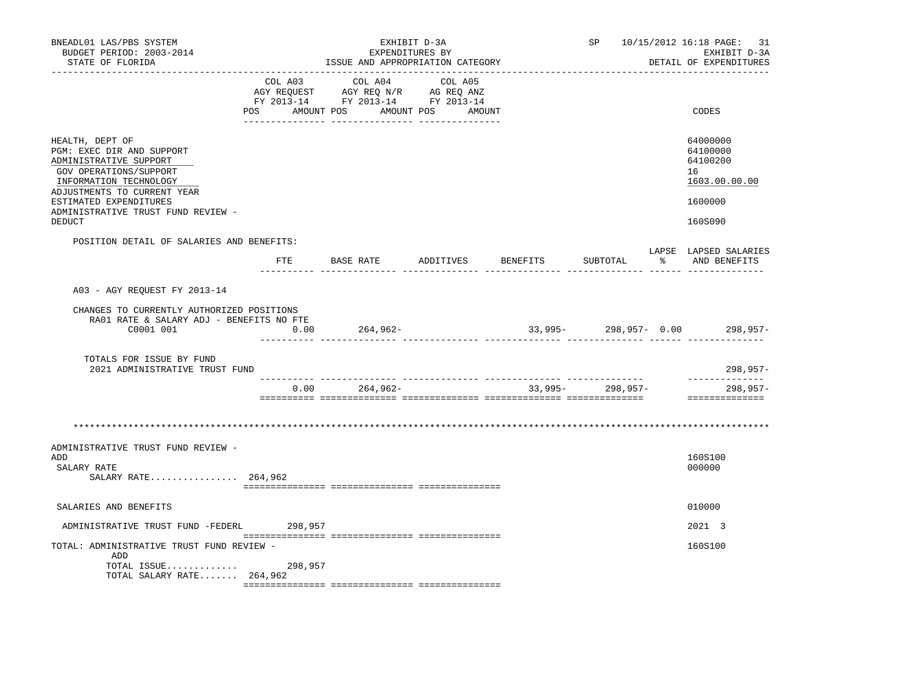BNEADL01 LAS/PBS SYSTEM — EXHIBIT D-3A — EXPENDITURES BY ISSUE AND APPROPRIATION CATEGORY — SP 10/15/2012 16:18

BUDGET PERIOD: 2003-2014 — STATE OF FLORIDA — EXHIBIT D-3A — DETAIL OF EXPENDITURES

| | COL A03 AGY REQUEST FY 2013-14 POS AMOUNT | COL A04 AGY REQ N/R FY 2013-14 POS AMOUNT | COL A05 AG REQ ANZ FY 2013-14 POS AMOUNT | CODES |
|---|---|---|---|---|
| HEALTH, DEPT OF | | | | 64000000 |
| PGM: EXEC DIR AND SUPPORT | | | | 64100000 |
| ADMINISTRATIVE SUPPORT | | | | 64100200 |
| GOV OPERATIONS/SUPPORT | | | | 16 |
| INFORMATION TECHNOLOGY | | | | 1603.00.00.00 |
| ADJUSTMENTS TO CURRENT YEAR ESTIMATED EXPENDITURES | | | | 1600000 |
| ADMINISTRATIVE TRUST FUND REVIEW - DEDUCT | | | | 160S090 |

POSITION DETAIL OF SALARIES AND BENEFITS:

| | FTE | BASE RATE | ADDITIVES | BENEFITS | SUBTOTAL | LAPSE % | LAPSED SALARIES AND BENEFITS |
|---|---|---|---|---|---|---|---|
| A03 - AGY REQUEST FY 2013-14 | | | | | | | |
| CHANGES TO CURRENTLY AUTHORIZED POSITIONS | | | | | | | |
| RA01 RATE & SALARY ADJ - BENEFITS NO FTE | | | | | | | |
| C0001 001 | 0.00 | 264,962- | | 33,995- | 298,957- | 0.00 | 298,957- |
| TOTALS FOR ISSUE BY FUND | | | | | | | |
| 2021 ADMINISTRATIVE TRUST FUND | | | | | | | 298,957- |
| | 0.00 | 264,962- | | 33,995- | 298,957- | | 298,957- |

*******************************************************************************************************************

| | COL A03 | COL A04 | COL A05 | CODES |
|---|---|---|---|---|
| ADMINISTRATIVE TRUST FUND REVIEW - ADD | | | | 160S100 |
| SALARY RATE | | | | 000000 |
| SALARY RATE................ | 264,962 | | | |
| SALARIES AND BENEFITS | | | | 010000 |
| ADMINISTRATIVE TRUST FUND -FEDERL | 298,957 | | | 2021 3 |
| TOTAL: ADMINISTRATIVE TRUST FUND REVIEW - ADD | | | | 160S100 |
| TOTAL ISSUE............ | 298,957 | | | |
| TOTAL SALARY RATE....... | 264,962 | | | |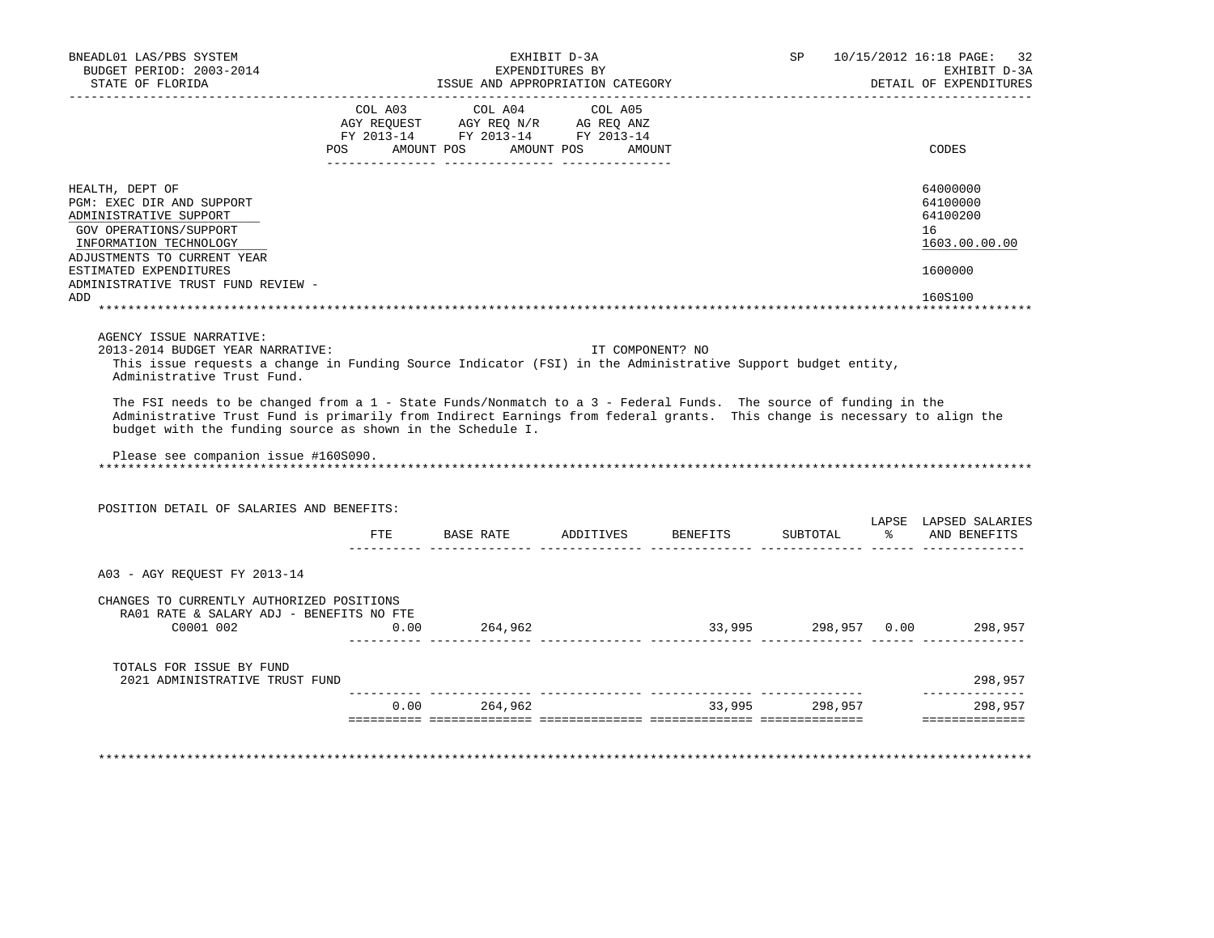BNEADL01 LAS/PBS SYSTEM
BUDGET PERIOD: 2003-2014
STATE OF FLORIDA

EXHIBIT D-3A
EXPENDITURES BY
ISSUE AND APPROPRIATION CATEGORY

SP 10/15/2012 16:18
EXHIBIT D-3A
DETAIL OF EXPENDITURES

| | COL A03 AGY REQUEST FY 2013-14 POS AMOUNT | COL A04 AGY REQ N/R FY 2013-14 POS AMOUNT | COL A05 AG REQ ANZ FY 2013-14 POS AMOUNT | CODES |
|---|---|---|---|---|
| HEALTH, DEPT OF | | | | 64000000 |
| PGM: EXEC DIR AND SUPPORT | | | | 64100000 |
| ADMINISTRATIVE SUPPORT | | | | 64100200 |
| GOV OPERATIONS/SUPPORT | | | | 16 |
| INFORMATION TECHNOLOGY | | | | 1603.00.00.00 |
| ADJUSTMENTS TO CURRENT YEAR ESTIMATED EXPENDITURES | | | | 1600000 |
| ADMINISTRATIVE TRUST FUND REVIEW - ADD | | | | 160S100 |

AGENCY ISSUE NARRATIVE:
2013-2014 BUDGET YEAR NARRATIVE: IT COMPONENT? NO

This issue requests a change in Funding Source Indicator (FSI) in the Administrative Support budget entity, Administrative Trust Fund.

The FSI needs to be changed from a 1 - State Funds/Nonmatch to a 3 - Federal Funds. The source of funding in the Administrative Trust Fund is primarily from Indirect Earnings from federal grants. This change is necessary to align the budget with the funding source as shown in the Schedule I.

Please see companion issue #160S090.

POSITION DETAIL OF SALARIES AND BENEFITS:

| | FTE | BASE RATE | ADDITIVES | BENEFITS | SUBTOTAL | LAPSE % | LAPSED SALARIES AND BENEFITS |
|---|---|---|---|---|---|---|---|
| A03 - AGY REQUEST FY 2013-14 | | | | | | | |
| CHANGES TO CURRENTLY AUTHORIZED POSITIONS | | | | | | | |
| RA01 RATE & SALARY ADJ - BENEFITS NO FTE | | | | | | | |
| C0001 002 | 0.00 | 264,962 | | 33,995 | 298,957 | 0.00 | 298,957 |
| TOTALS FOR ISSUE BY FUND | | | | | | | |
| 2021 ADMINISTRATIVE TRUST FUND | | | | | | | 298,957 |
| | 0.00 | 264,962 | | 33,995 | 298,957 | | 298,957 |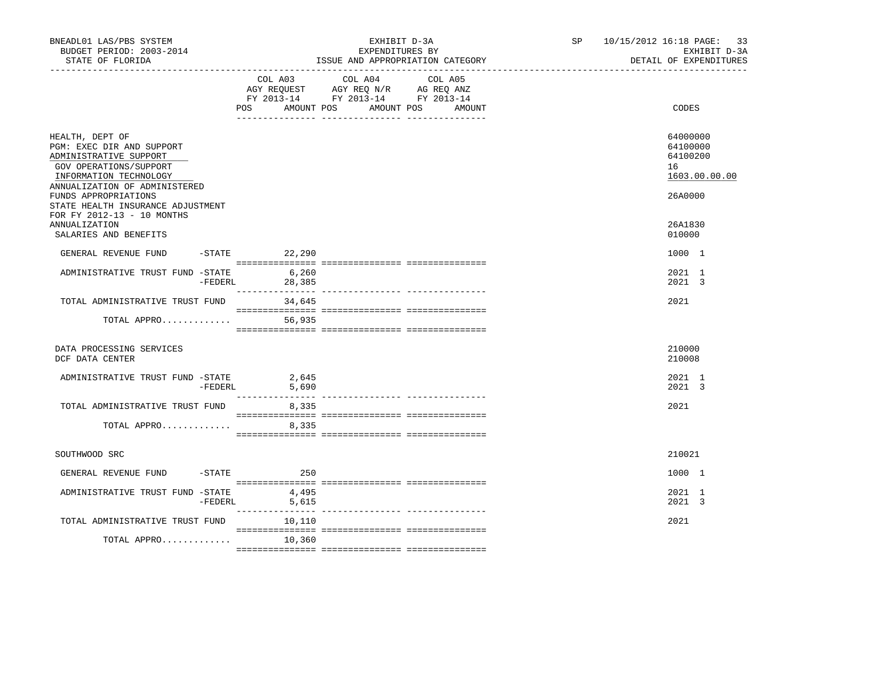BNEADL01 LAS/PBS SYSTEM — BUDGET PERIOD: 2003-2014 — STATE OF FLORIDA

EXHIBIT D-3A — EXPENDITURES BY ISSUE AND APPROPRIATION CATEGORY

SP 10/15/2012 16:18 — EXHIBIT D-3A — DETAIL OF EXPENDITURES

| | COL A03 AGY REQUEST FY 2013-14 POS | AMOUNT | COL A04 AGY REQ N/R FY 2013-14 POS | AMOUNT | COL A05 AG REQ ANZ FY 2013-14 POS | AMOUNT | CODES |
|---|---|---|---|---|---|---|---|
| HEALTH, DEPT OF | | | | | | | 64000000 |
| PGM: EXEC DIR AND SUPPORT | | | | | | | 64100000 |
| ADMINISTRATIVE SUPPORT | | | | | | | 64100200 |
| GOV OPERATIONS/SUPPORT | | | | | | | 16 |
| INFORMATION TECHNOLOGY | | | | | | | 1603.00.00.00 |
| ANNUALIZATION OF ADMINISTERED FUNDS APPROPRIATIONS | | | | | | | 26A0000 |
| STATE HEALTH INSURANCE ADJUSTMENT FOR FY 2012-13 - 10 MONTHS ANNUALIZATION | | | | | | | 26A1830 |
| SALARIES AND BENEFITS | | | | | | | 010000 |
| GENERAL REVENUE FUND -STATE | | 22,290 | | | | | 1000 1 |
| ADMINISTRATIVE TRUST FUND -STATE | | 6,260 | | | | | 2021 1 |
| -FEDERL | | 28,385 | | | | | 2021 3 |
| TOTAL ADMINISTRATIVE TRUST FUND | | 34,645 | | | | | 2021 |
| TOTAL APPRO............. | | 56,935 | | | | | |
| DATA PROCESSING SERVICES | | | | | | | 210000 |
| DCF DATA CENTER | | | | | | | 210008 |
| ADMINISTRATIVE TRUST FUND -STATE | | 2,645 | | | | | 2021 1 |
| -FEDERL | | 5,690 | | | | | 2021 3 |
| TOTAL ADMINISTRATIVE TRUST FUND | | 8,335 | | | | | 2021 |
| TOTAL APPRO............. | | 8,335 | | | | | |
| SOUTHWOOD SRC | | | | | | | 210021 |
| GENERAL REVENUE FUND -STATE | | 250 | | | | | 1000 1 |
| ADMINISTRATIVE TRUST FUND -STATE | | 4,495 | | | | | 2021 1 |
| -FEDERL | | 5,615 | | | | | 2021 3 |
| TOTAL ADMINISTRATIVE TRUST FUND | | 10,110 | | | | | 2021 |
| TOTAL APPRO............. | | 10,360 | | | | | |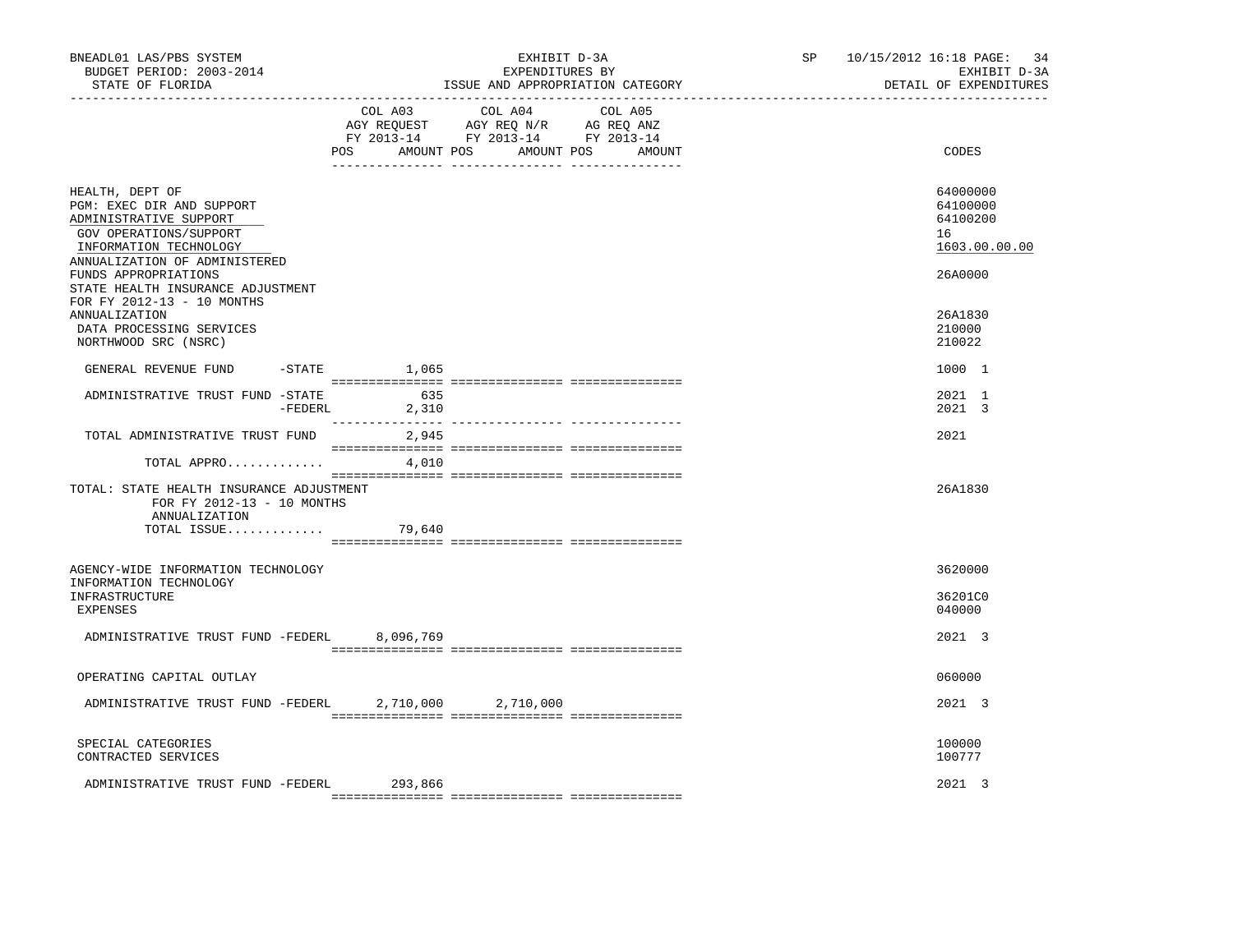BNEADL01 LAS/PBS SYSTEM | EXHIBIT D-3A | EXPENDITURES BY ISSUE AND APPROPRIATION CATEGORY | SP 10/15/2012 16:18 | EXHIBIT D-3A DETAIL OF EXPENDITURES

BUDGET PERIOD: 2003-2014
STATE OF FLORIDA

| | COL A03 AGY REQUEST FY 2013-14 POS AMOUNT | COL A04 AGY REQ N/R FY 2013-14 POS AMOUNT | COL A05 AG REQ ANZ FY 2013-14 POS AMOUNT | CODES |
|---|---|---|---|---|
| HEALTH, DEPT OF | | | | 64000000 |
| PGM: EXEC DIR AND SUPPORT | | | | 64100000 |
| ADMINISTRATIVE SUPPORT | | | | 64100200 |
| GOV OPERATIONS/SUPPORT | | | | 16 |
| INFORMATION TECHNOLOGY | | | | 1603.00.00.00 |
| ANNUALIZATION OF ADMINISTERED FUNDS APPROPRIATIONS | | | | 26A0000 |
| STATE HEALTH INSURANCE ADJUSTMENT FOR FY 2012-13 - 10 MONTHS ANNUALIZATION | | | | 26A1830 |
| DATA PROCESSING SERVICES | | | | 210000 |
| NORTHWOOD SRC (NSRC) | | | | 210022 |
| GENERAL REVENUE FUND -STATE | 1,065 | | | 1000 1 |
| ADMINISTRATIVE TRUST FUND -STATE | 635 | | | 2021 1 |
| -FEDERL | 2,310 | | | 2021 3 |
| TOTAL ADMINISTRATIVE TRUST FUND | 2,945 | | | 2021 |
| TOTAL APPRO............ | 4,010 | | | |
| TOTAL: STATE HEALTH INSURANCE ADJUSTMENT FOR FY 2012-13 - 10 MONTHS ANNUALIZATION | | | | 26A1830 |
| TOTAL ISSUE............ | 79,640 | | | |
| AGENCY-WIDE INFORMATION TECHNOLOGY | | | | 3620000 |
| INFORMATION TECHNOLOGY INFRASTRUCTURE | | | | 36201C0 |
| EXPENSES | | | | 040000 |
| ADMINISTRATIVE TRUST FUND -FEDERL | 8,096,769 | | | 2021 3 |
| OPERATING CAPITAL OUTLAY | | | | 060000 |
| ADMINISTRATIVE TRUST FUND -FEDERL | 2,710,000 | 2,710,000 | | 2021 3 |
| SPECIAL CATEGORIES | | | | 100000 |
| CONTRACTED SERVICES | | | | 100777 |
| ADMINISTRATIVE TRUST FUND -FEDERL | 293,866 | | | 2021 3 |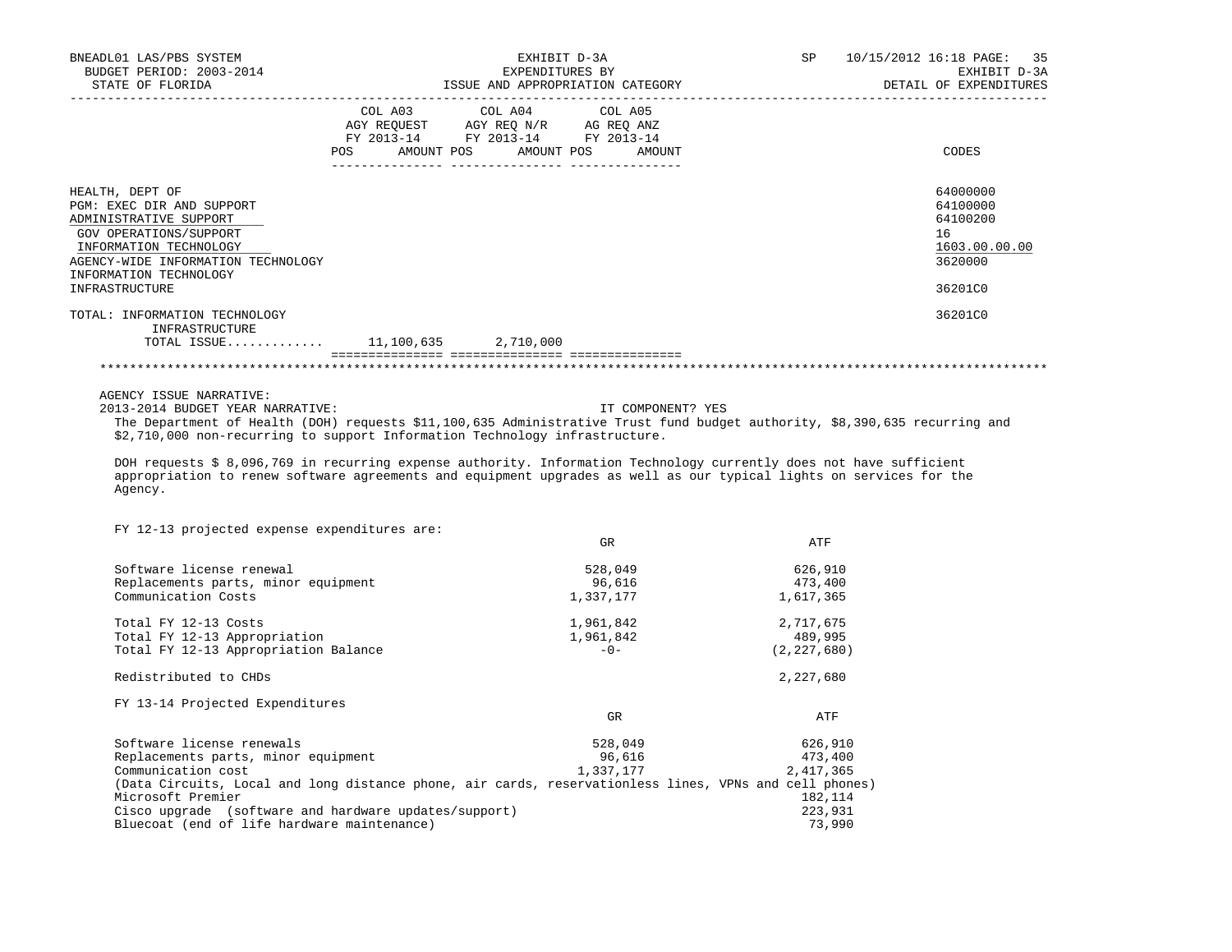BNEADL01 LAS/PBS SYSTEM | EXHIBIT D-3A | SP 10/15/2012 16:18 PAGE: 35
BUDGET PERIOD: 2003-2014 | EXPENDITURES BY | EXHIBIT D-3A
STATE OF FLORIDA | ISSUE AND APPROPRIATION CATEGORY | DETAIL OF EXPENDITURES

| | COL A03 AGY REQUEST FY 2013-14 POS AMOUNT | COL A04 AGY REQ N/R FY 2013-14 POS AMOUNT | COL A05 AG REQ ANZ FY 2013-14 POS AMOUNT | CODES |
|---|---|---|---|---|
| HEALTH, DEPT OF | | | | 64000000 |
| PGM: EXEC DIR AND SUPPORT | | | | 64100000 |
| ADMINISTRATIVE SUPPORT | | | | 64100200 |
| GOV OPERATIONS/SUPPORT | | | | 16 |
| INFORMATION TECHNOLOGY | | | | 1603.00.00.00 |
| AGENCY-WIDE INFORMATION TECHNOLOGY | | | | 3620000 |
| INFORMATION TECHNOLOGY INFRASTRUCTURE | | | | 36201C0 |
| TOTAL: INFORMATION TECHNOLOGY INFRASTRUCTURE | | | | 36201C0 |
| TOTAL ISSUE............ | 11,100,635 | 2,710,000 | | |

AGENCY ISSUE NARRATIVE:

2013-2014 BUDGET YEAR NARRATIVE: IT COMPONENT? YES

The Department of Health (DOH) requests $11,100,635 Administrative Trust fund budget authority, $8,390,635 recurring and $2,710,000 non-recurring to support Information Technology infrastructure.

DOH requests $ 8,096,769 in recurring expense authority. Information Technology currently does not have sufficient appropriation to renew software agreements and equipment upgrades as well as our typical lights on services for the Agency.

FY 12-13 projected expense expenditures are:

| | GR | ATF |
|---|---|---|
| Software license renewal | 528,049 | 626,910 |
| Replacements parts, minor equipment | 96,616 | 473,400 |
| Communication Costs | 1,337,177 | 1,617,365 |
| Total FY 12-13 Costs | 1,961,842 | 2,717,675 |
| Total FY 12-13 Appropriation | 1,961,842 | 489,995 |
| Total FY 12-13 Appropriation Balance | -0- | (2,227,680) |
| Redistributed to CHDs | | 2,227,680 |

FY 13-14 Projected Expenditures

| | GR | ATF |
|---|---|---|
| Software license renewals | 528,049 | 626,910 |
| Replacements parts, minor equipment | 96,616 | 473,400 |
| Communication cost | 1,337,177 | 2,417,365 |
| (Data Circuits, Local and long distance phone, air cards, reservationless lines, VPNs and cell phones) | | |
| Microsoft Premier | | 182,114 |
| Cisco upgrade (software and hardware updates/support) | | 223,931 |
| Bluecoat (end of life hardware maintenance) | | 73,990 |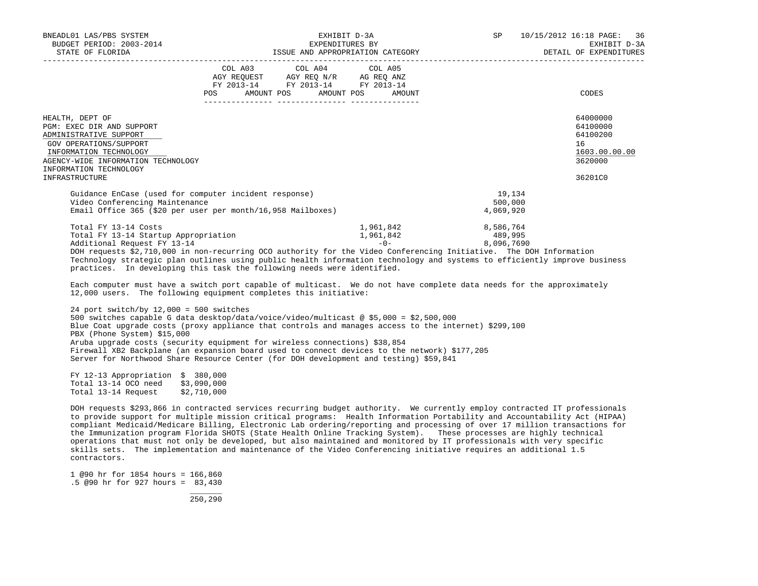| | COL A03 AGY REQUEST FY 2013-14 | | COL A04 AGY REQ N/R FY 2013-14 | | COL A05 AG REQ ANZ FY 2013-14 | | CODES |
|---|---|---|---|---|---|---|---|
| | POS | AMOUNT | POS | AMOUNT | POS | AMOUNT | |

HEALTH, DEPT OF — 64000000
PGM: EXEC DIR AND SUPPORT — 64100000
ADMINISTRATIVE SUPPORT — 64100200
GOV OPERATIONS/SUPPORT — 16
INFORMATION TECHNOLOGY — 1603.00.00.00
AGENCY-WIDE INFORMATION TECHNOLOGY — 3620000
INFORMATION TECHNOLOGY
INFRASTRUCTURE — 36201C0

| | | |
|---|---|---|
| Guidance EnCase (used for computer incident response) | | 19,134 |
| Video Conferencing Maintenance | | 500,000 |
| Email Office 365 ($20 per user per month/16,958 Mailboxes) | | 4,069,920 |
| Total FY 13-14 Costs | 1,961,842 | 8,586,764 |
| Total FY 13-14 Startup Appropriation | 1,961,842 | 489,995 |
| Additional Request FY 13-14 | -0- | 8,096,7690 |

DOH requests $2,710,000 in non-recurring OCO authority for the Video Conferencing Initiative. The DOH Information Technology strategic plan outlines using public health information technology and systems to efficiently improve business practices. In developing this task the following needs were identified.

Each computer must have a switch port capable of multicast. We do not have complete data needs for the approximately 12,000 users. The following equipment completes this initiative:

24 port switch/by 12,000 = 500 switches
500 switches capable G data desktop/data/voice/video/multicast @ $5,000 = $2,500,000
Blue Coat upgrade costs (proxy appliance that controls and manages access to the internet) $299,100
PBX (Phone System) $15,000
Aruba upgrade costs (security equipment for wireless connections) $38,854
Firewall XB2 Backplane (an expansion board used to connect devices to the network) $177,205
Server for Northwood Share Resource Center (for DOH development and testing) $59,841

| | |
|---|---|
| FY 12-13 Appropriation | $ 380,000 |
| Total 13-14 OCO need | $3,090,000 |
| Total 13-14 Request | $2,710,000 |

DOH requests $293,866 in contracted services recurring budget authority. We currently employ contracted IT professionals to provide support for multiple mission critical programs: Health Information Portability and Accountability Act (HIPAA) compliant Medicaid/Medicare Billing, Electronic Lab ordering/reporting and processing of over 17 million transactions for the Immunization program Florida SHOTS (State Health Online Tracking System). These processes are highly technical operations that must not only be developed, but also maintained and monitored by IT professionals with very specific skills sets. The implementation and maintenance of the Video Conferencing initiative requires an additional 1.5 contractors.

1 @90 hr for 1854 hours = 166,860
.5 @90 hr for 927 hours = 83,430
_______
250,290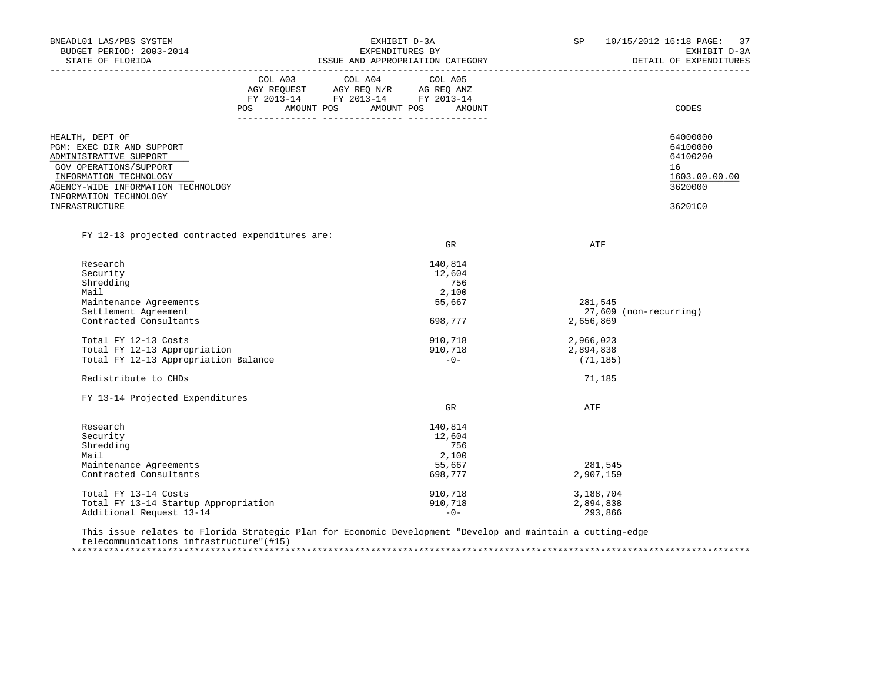| | COL A03 AGY REQUEST FY 2013-14 | | COL A04 AGY REQ N/R FY 2013-14 | | COL A05 AG REQ ANZ FY 2013-14 | | |
|---|---|---|---|---|---|---|---|
| | POS | AMOUNT | POS | AMOUNT | POS | AMOUNT | CODES |
| HEALTH, DEPT OF | | | | | | | 64000000 |
| PGM: EXEC DIR AND SUPPORT | | | | | | | 64100000 |
| ADMINISTRATIVE SUPPORT | | | | | | | 64100200 |
| GOV OPERATIONS/SUPPORT | | | | | | | 16 |
| INFORMATION TECHNOLOGY | | | | | | | 1603.00.00.00 |
| AGENCY-WIDE INFORMATION TECHNOLOGY | | | | | | | 3620000 |
| INFORMATION TECHNOLOGY INFRASTRUCTURE | | | | | | | 36201C0 |

FY 12-13 projected contracted expenditures are:

| | GR | ATF |
|---|---|---|
| Research | 140,814 | |
| Security | 12,604 | |
| Shredding | 756 | |
| Mail | 2,100 | |
| Maintenance Agreements | 55,667 | 281,545 |
| Settlement Agreement | | 27,609 (non-recurring) |
| Contracted Consultants | 698,777 | 2,656,869 |
| Total FY 12-13 Costs | 910,718 | 2,966,023 |
| Total FY 12-13 Appropriation | 910,718 | 2,894,838 |
| Total FY 12-13 Appropriation Balance | -0- | (71,185) |
| Redistribute to CHDs | | 71,185 |

FY 13-14 Projected Expenditures

| | GR | ATF |
|---|---|---|
| Research | 140,814 | |
| Security | 12,604 | |
| Shredding | 756 | |
| Mail | 2,100 | |
| Maintenance Agreements | 55,667 | 281,545 |
| Contracted Consultants | 698,777 | 2,907,159 |
| Total FY 13-14 Costs | 910,718 | 3,188,704 |
| Total FY 13-14 Startup Appropriation | 910,718 | 2,894,838 |
| Additional Request 13-14 | -0- | 293,866 |

This issue relates to Florida Strategic Plan for Economic Development "Develop and maintain a cutting-edge telecommunications infrastructure"(#15)

*****************************************************************************************************************************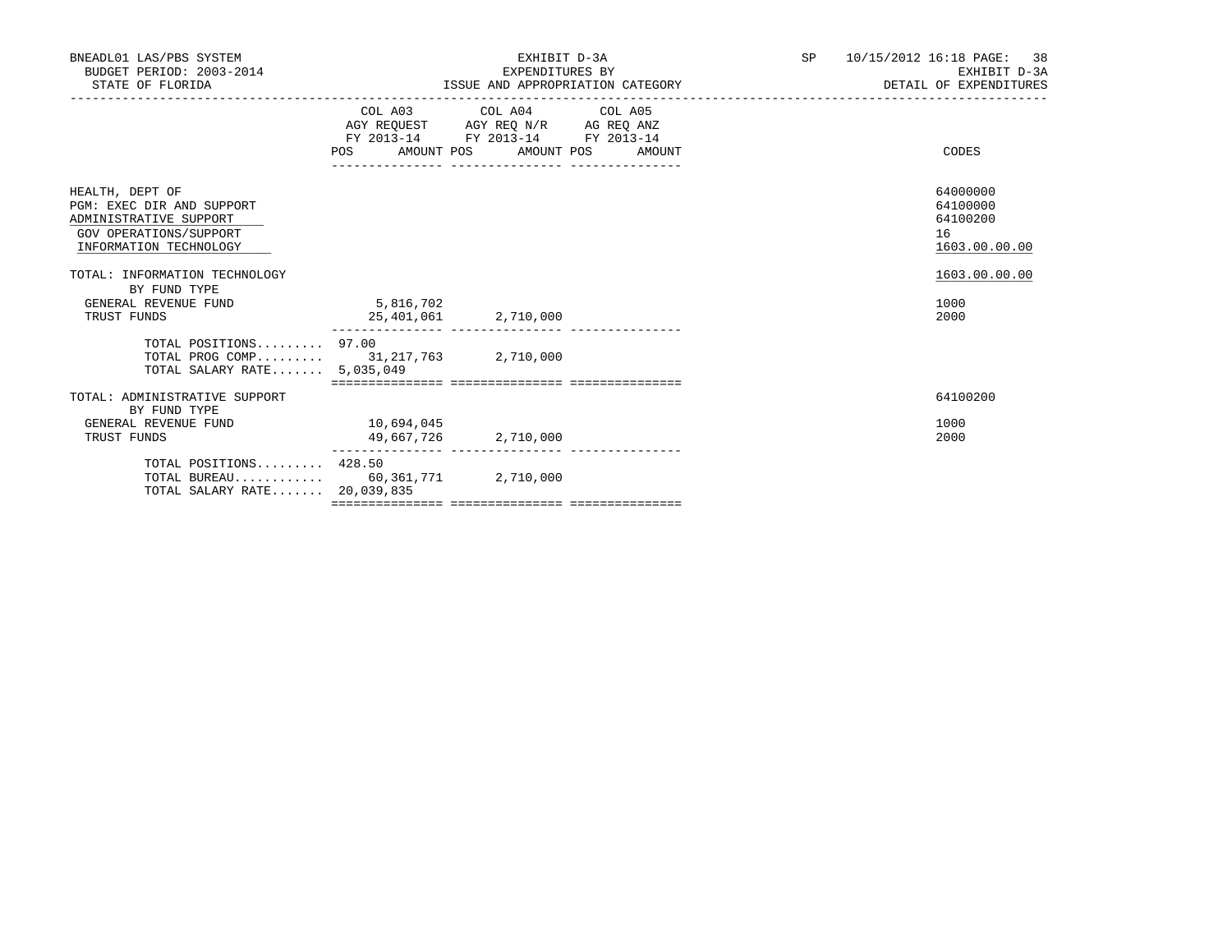BNEADL01 LAS/PBS SYSTEM | EXHIBIT D-3A | SP 10/15/2012 16:18 PAGE: 38
BUDGET PERIOD: 2003-2014 | EXPENDITURES BY | EXHIBIT D-3A
STATE OF FLORIDA | ISSUE AND APPROPRIATION CATEGORY | DETAIL OF EXPENDITURES

| | COL A03 AGY REQUEST FY 2013-14 POS AMOUNT | COL A04 AGY REQ N/R FY 2013-14 POS AMOUNT | COL A05 AG REQ ANZ FY 2013-14 POS AMOUNT | CODES |
|---|---|---|---|---|
| HEALTH, DEPT OF | | | | 64000000 |
| PGM: EXEC DIR AND SUPPORT | | | | 64100000 |
| ADMINISTRATIVE SUPPORT | | | | 64100200 |
| GOV OPERATIONS/SUPPORT | | | | 16 |
| INFORMATION TECHNOLOGY | | | | 1603.00.00.00 |
| TOTAL: INFORMATION TECHNOLOGY | | | | 1603.00.00.00 |
| BY FUND TYPE | | | | |
| GENERAL REVENUE FUND | 5,816,702 | | | 1000 |
| TRUST FUNDS | 25,401,061 | 2,710,000 | | 2000 |
| TOTAL POSITIONS......... | 97.00 | | | |
| TOTAL PROG COMP......... | 31,217,763 | 2,710,000 | | |
| TOTAL SALARY RATE....... | 5,035,049 | | | |
| TOTAL: ADMINISTRATIVE SUPPORT | | | | 64100200 |
| BY FUND TYPE | | | | |
| GENERAL REVENUE FUND | 10,694,045 | | | 1000 |
| TRUST FUNDS | 49,667,726 | 2,710,000 | | 2000 |
| TOTAL POSITIONS......... | 428.50 | | | |
| TOTAL BUREAU............ | 60,361,771 | 2,710,000 | | |
| TOTAL SALARY RATE....... | 20,039,835 | | | |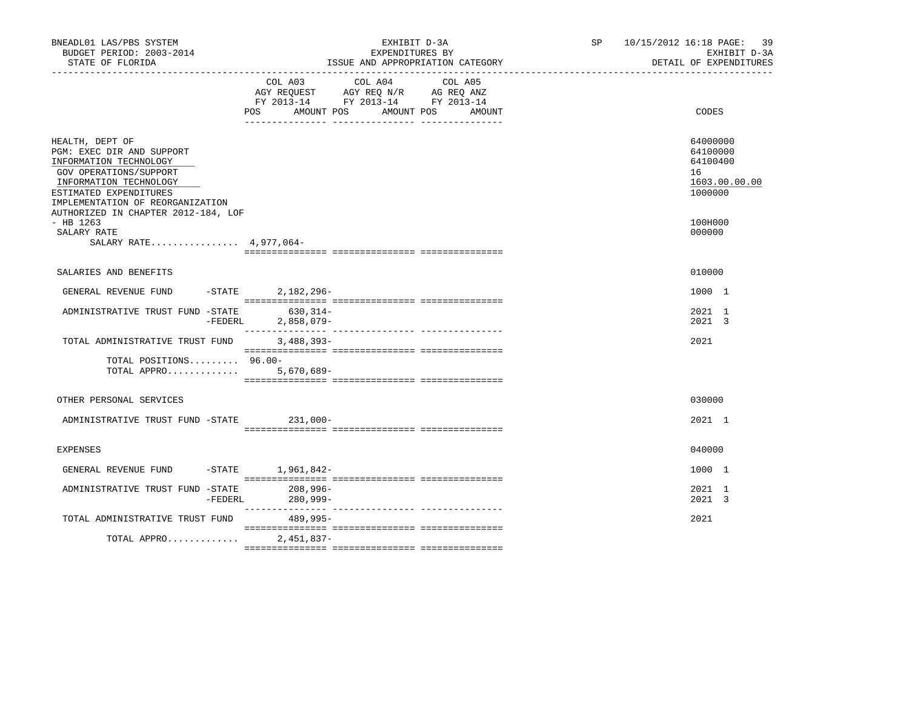BNEADL01 LAS/PBS SYSTEM
BUDGET PERIOD: 2003-2014
STATE OF FLORIDA

EXHIBIT D-3A
EXPENDITURES BY
ISSUE AND APPROPRIATION CATEGORY

SP 10/15/2012 16:18 PAGE: 39
EXHIBIT D-3A
DETAIL OF EXPENDITURES

| | COL A03 AGY REQUEST FY 2013-14 POS AMOUNT | COL A04 AGY REQ N/R FY 2013-14 POS AMOUNT | COL A05 AG REQ ANZ FY 2013-14 POS AMOUNT | CODES |
|---|---|---|---|---|
| HEALTH, DEPT OF | | | | 64000000 |
| PGM: EXEC DIR AND SUPPORT | | | | 64100000 |
| INFORMATION TECHNOLOGY | | | | 64100400 |
| GOV OPERATIONS/SUPPORT | | | | 16 |
| INFORMATION TECHNOLOGY | | | | 1603.00.00.00 |
| ESTIMATED EXPENDITURES | | | | 1000000 |
| IMPLEMENTATION OF REORGANIZATION AUTHORIZED IN CHAPTER 2012-184, LOF - HB 1263 | | | | 100H000 |
| SALARY RATE | | | | 000000 |
| SALARY RATE................ | 4,977,064- | | | |
| SALARIES AND BENEFITS | | | | 010000 |
| GENERAL REVENUE FUND -STATE | 2,182,296- | | | 1000 1 |
| ADMINISTRATIVE TRUST FUND -STATE | 630,314- | | | 2021 1 |
| -FEDERL | 2,858,079- | | | 2021 3 |
| TOTAL ADMINISTRATIVE TRUST FUND | 3,488,393- | | | 2021 |
| TOTAL POSITIONS......... | 96.00- | | | |
| TOTAL APPRO............. | 5,670,689- | | | |
| OTHER PERSONAL SERVICES | | | | 030000 |
| ADMINISTRATIVE TRUST FUND -STATE | 231,000- | | | 2021 1 |
| EXPENSES | | | | 040000 |
| GENERAL REVENUE FUND -STATE | 1,961,842- | | | 1000 1 |
| ADMINISTRATIVE TRUST FUND -STATE | 208,996- | | | 2021 1 |
| -FEDERL | 280,999- | | | 2021 3 |
| TOTAL ADMINISTRATIVE TRUST FUND | 489,995- | | | 2021 |
| TOTAL APPRO............. | 2,451,837- | | | |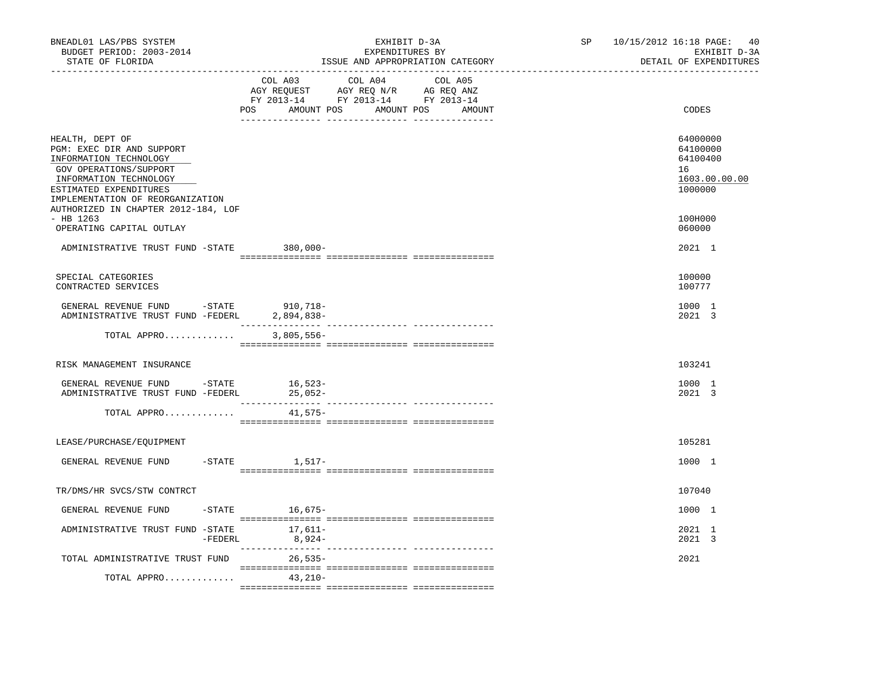BNEADL01 LAS/PBS SYSTEM
BUDGET PERIOD: 2003-2014
STATE OF FLORIDA

EXHIBIT D-3A
EXPENDITURES BY
ISSUE AND APPROPRIATION CATEGORY

SP 10/15/2012 16:18
EXHIBIT D-3A
DETAIL OF EXPENDITURES

| | COL A03 AGY REQUEST FY 2013-14 POS AMOUNT | COL A04 AGY REQ N/R FY 2013-14 POS AMOUNT | COL A05 AG REQ ANZ FY 2013-14 POS AMOUNT | CODES |
|---|---|---|---|---|
| HEALTH, DEPT OF | | | | 64000000 |
| PGM: EXEC DIR AND SUPPORT | | | | 64100000 |
| INFORMATION TECHNOLOGY | | | | 64100400 |
| GOV OPERATIONS/SUPPORT | | | | 16 |
| INFORMATION TECHNOLOGY | | | | 1603.00.00.00 |
| ESTIMATED EXPENDITURES | | | | 1000000 |
| IMPLEMENTATION OF REORGANIZATION AUTHORIZED IN CHAPTER 2012-184, LOF - HB 1263 | | | | 100H000 |
| OPERATING CAPITAL OUTLAY | | | | 060000 |
| ADMINISTRATIVE TRUST FUND -STATE | 380,000- | | | 2021 1 |
| SPECIAL CATEGORIES | | | | 100000 |
| CONTRACTED SERVICES | | | | 100777 |
| GENERAL REVENUE FUND -STATE | 910,718- | | | 1000 1 |
| ADMINISTRATIVE TRUST FUND -FEDERL | 2,894,838- | | | 2021 3 |
| TOTAL APPRO............ | 3,805,556- | | | |
| RISK MANAGEMENT INSURANCE | | | | 103241 |
| GENERAL REVENUE FUND -STATE | 16,523- | | | 1000 1 |
| ADMINISTRATIVE TRUST FUND -FEDERL | 25,052- | | | 2021 3 |
| TOTAL APPRO............ | 41,575- | | | |
| LEASE/PURCHASE/EQUIPMENT | | | | 105281 |
| GENERAL REVENUE FUND -STATE | 1,517- | | | 1000 1 |
| TR/DMS/HR SVCS/STW CONTRCT | | | | 107040 |
| GENERAL REVENUE FUND -STATE | 16,675- | | | 1000 1 |
| ADMINISTRATIVE TRUST FUND -STATE | 17,611- | | | 2021 1 |
| -FEDERL | 8,924- | | | 2021 3 |
| TOTAL ADMINISTRATIVE TRUST FUND | 26,535- | | | 2021 |
| TOTAL APPRO............ | 43,210- | | | |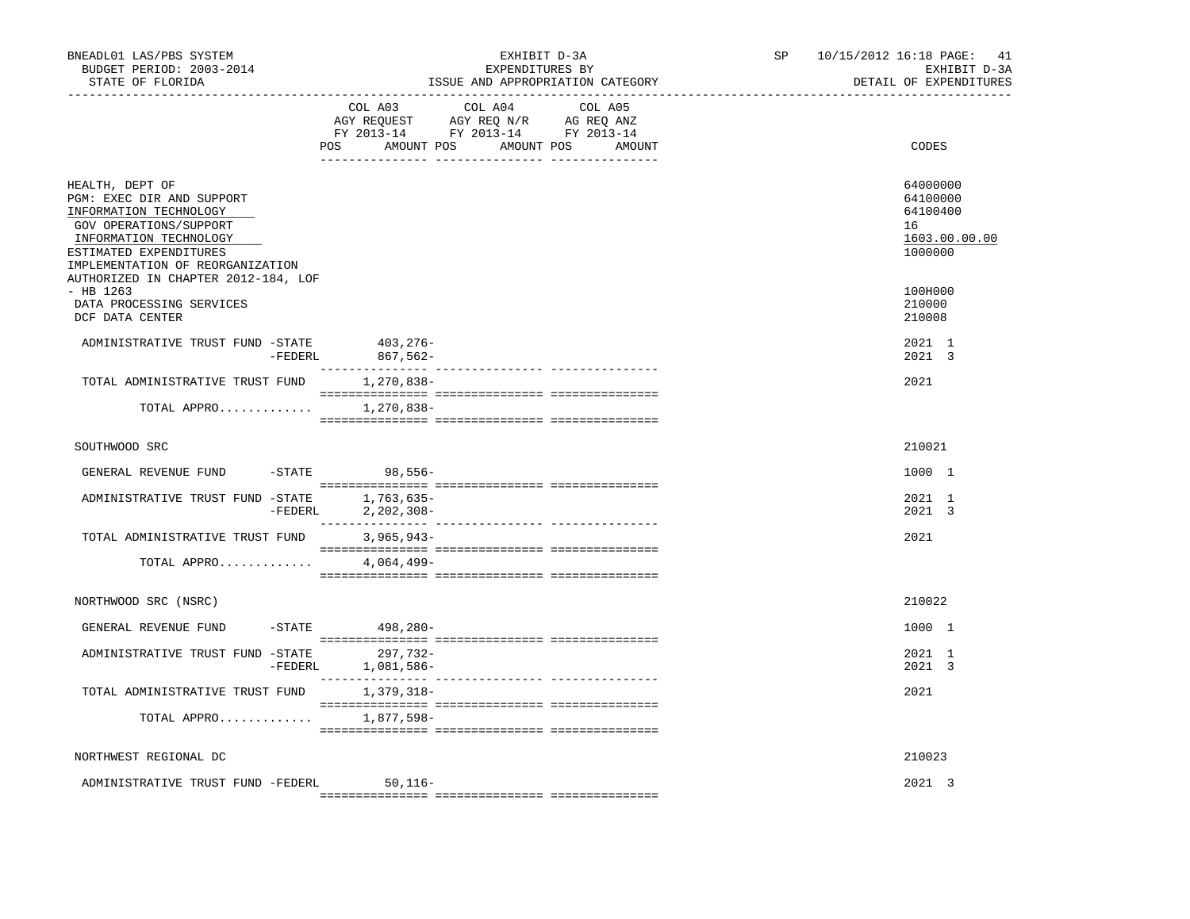| | COL A03 AGY REQUEST FY 2013-14 POS AMOUNT | COL A04 AGY REQ N/R FY 2013-14 POS AMOUNT | COL A05 AG REQ ANZ FY 2013-14 POS AMOUNT | CODES |
|---|---|---|---|---|
| HEALTH, DEPT OF | | | | 64000000 |
| PGM: EXEC DIR AND SUPPORT | | | | 64100000 |
| INFORMATION TECHNOLOGY | | | | 64100400 |
| GOV OPERATIONS/SUPPORT | | | | 16 |
| INFORMATION TECHNOLOGY | | | | 1603.00.00.00 |
| ESTIMATED EXPENDITURES | | | | 1000000 |
| IMPLEMENTATION OF REORGANIZATION AUTHORIZED IN CHAPTER 2012-184, LOF - HB 1263 | | | | 100H000 |
| DATA PROCESSING SERVICES | | | | 210000 |
| DCF DATA CENTER | | | | 210008 |
| ADMINISTRATIVE TRUST FUND -STATE | 403,276- | | | 2021 1 |
| -FEDERL | 867,562- | | | 2021 3 |
| TOTAL ADMINISTRATIVE TRUST FUND | 1,270,838- | | | 2021 |
| TOTAL APPRO............ | 1,270,838- | | | |
| SOUTHWOOD SRC | | | | 210021 |
| GENERAL REVENUE FUND -STATE | 98,556- | | | 1000 1 |
| ADMINISTRATIVE TRUST FUND -STATE | 1,763,635- | | | 2021 1 |
| -FEDERL | 2,202,308- | | | 2021 3 |
| TOTAL ADMINISTRATIVE TRUST FUND | 3,965,943- | | | 2021 |
| TOTAL APPRO............ | 4,064,499- | | | |
| NORTHWOOD SRC (NSRC) | | | | 210022 |
| GENERAL REVENUE FUND -STATE | 498,280- | | | 1000 1 |
| ADMINISTRATIVE TRUST FUND -STATE | 297,732- | | | 2021 1 |
| -FEDERL | 1,081,586- | | | 2021 3 |
| TOTAL ADMINISTRATIVE TRUST FUND | 1,379,318- | | | 2021 |
| TOTAL APPRO............ | 1,877,598- | | | |
| NORTHWEST REGIONAL DC | | | | 210023 |
| ADMINISTRATIVE TRUST FUND -FEDERL | 50,116- | | | 2021 3 |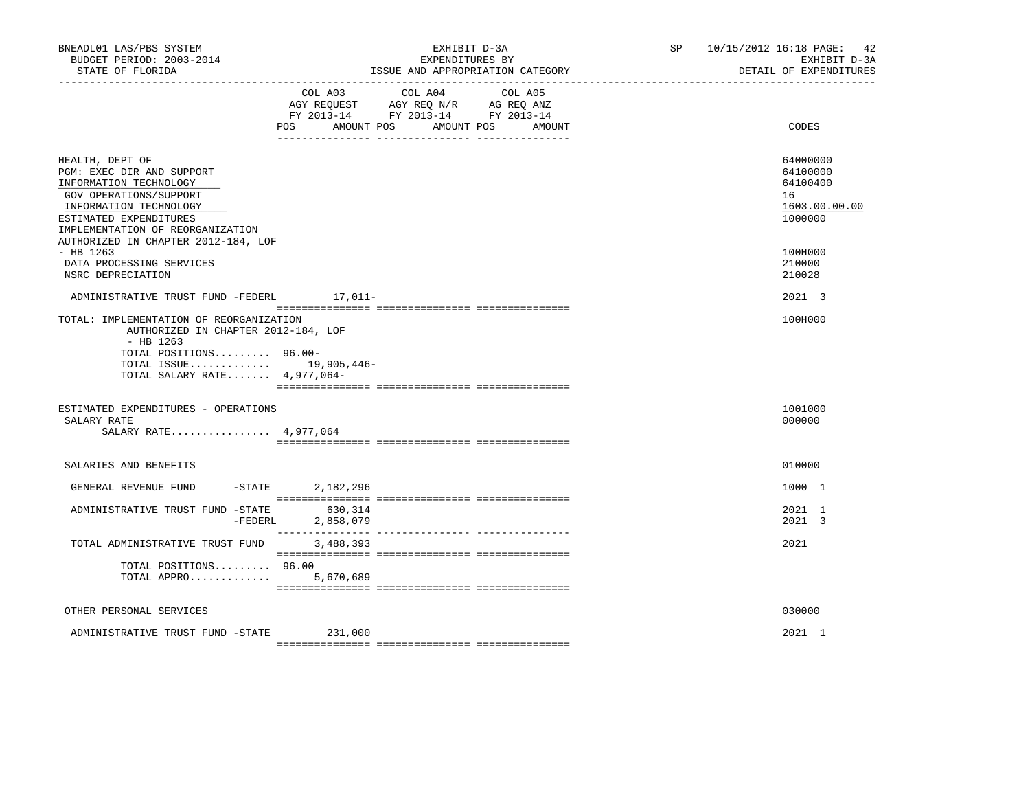BNEADL01 LAS/PBS SYSTEM
BUDGET PERIOD: 2003-2014
STATE OF FLORIDA

EXHIBIT D-3A
EXPENDITURES BY
ISSUE AND APPROPRIATION CATEGORY

SP 10/15/2012 16:18

EXHIBIT D-3A
DETAIL OF EXPENDITURES

| | COL A03 AGY REQUEST FY 2013-14 POS AMOUNT | COL A04 AGY REQ N/R FY 2013-14 POS AMOUNT | COL A05 AG REQ ANZ FY 2013-14 POS AMOUNT | CODES |
|---|---|---|---|---|
| HEALTH, DEPT OF | | | | 64000000 |
| PGM: EXEC DIR AND SUPPORT | | | | 64100000 |
| INFORMATION TECHNOLOGY | | | | 64100400 |
| GOV OPERATIONS/SUPPORT | | | | 16 |
| INFORMATION TECHNOLOGY | | | | 1603.00.00.00 |
| ESTIMATED EXPENDITURES | | | | 1000000 |
| IMPLEMENTATION OF REORGANIZATION AUTHORIZED IN CHAPTER 2012-184, LOF - HB 1263 | | | | 100H000 |
| DATA PROCESSING SERVICES | | | | 210000 |
| NSRC DEPRECIATION | | | | 210028 |
| ADMINISTRATIVE TRUST FUND -FEDERL | 17,011- | | | 2021 3 |
| TOTAL: IMPLEMENTATION OF REORGANIZATION AUTHORIZED IN CHAPTER 2012-184, LOF - HB 1263 | | | | 100H000 |
| TOTAL POSITIONS......... | 96.00- | | | |
| TOTAL ISSUE............. | 19,905,446- | | | |
| TOTAL SALARY RATE....... | 4,977,064- | | | |
| ESTIMATED EXPENDITURES - OPERATIONS | | | | 1001000 |
| SALARY RATE | | | | 000000 |
| SALARY RATE................ | 4,977,064 | | | |
| SALARIES AND BENEFITS | | | | 010000 |
| GENERAL REVENUE FUND -STATE | 2,182,296 | | | 1000 1 |
| ADMINISTRATIVE TRUST FUND -STATE | 630,314 | | | 2021 1 |
| -FEDERL | 2,858,079 | | | 2021 3 |
| TOTAL ADMINISTRATIVE TRUST FUND | 3,488,393 | | | 2021 |
| TOTAL POSITIONS......... | 96.00 | | | |
| TOTAL APPRO............. | 5,670,689 | | | |
| OTHER PERSONAL SERVICES | | | | 030000 |
| ADMINISTRATIVE TRUST FUND -STATE | 231,000 | | | 2021 1 |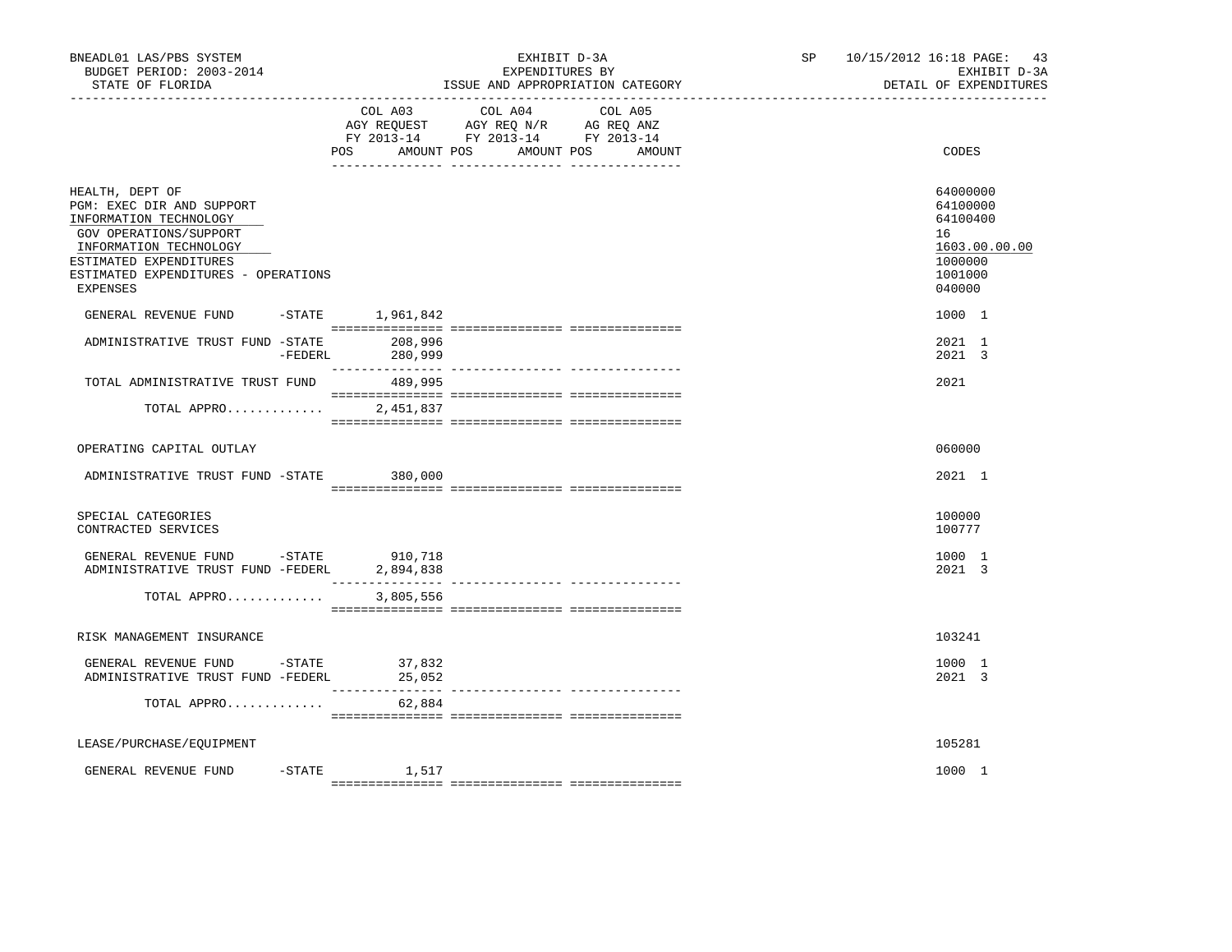BNEADL01 LAS/PBS SYSTEM — BUDGET PERIOD: 2003-2014 — STATE OF FLORIDA

EXHIBIT D-3A — EXPENDITURES BY ISSUE AND APPROPRIATION CATEGORY

SP 10/15/2012 16:18 — EXHIBIT D-3A — DETAIL OF EXPENDITURES

| | COL A03 AGY REQUEST FY 2013-14 POS AMOUNT | COL A04 AGY REQ N/R FY 2013-14 POS AMOUNT | COL A05 AG REQ ANZ FY 2013-14 POS AMOUNT | CODES |
|---|---|---|---|---|
| HEALTH, DEPT OF | | | | 64000000 |
| PGM: EXEC DIR AND SUPPORT | | | | 64100000 |
| INFORMATION TECHNOLOGY | | | | 64100400 |
| GOV OPERATIONS/SUPPORT | | | | 16 |
| INFORMATION TECHNOLOGY | | | | 1603.00.00.00 |
| ESTIMATED EXPENDITURES | | | | 1000000 |
| ESTIMATED EXPENDITURES - OPERATIONS | | | | 1001000 |
| EXPENSES | | | | 040000 |
| GENERAL REVENUE FUND -STATE | 1,961,842 | | | 1000 1 |
| ADMINISTRATIVE TRUST FUND -STATE | 208,996 | | | 2021 1 |
| -FEDERL | 280,999 | | | 2021 3 |
| TOTAL ADMINISTRATIVE TRUST FUND | 489,995 | | | 2021 |
| TOTAL APPRO............ | 2,451,837 | | | |
| OPERATING CAPITAL OUTLAY | | | | 060000 |
| ADMINISTRATIVE TRUST FUND -STATE | 380,000 | | | 2021 1 |
| SPECIAL CATEGORIES | | | | 100000 |
| CONTRACTED SERVICES | | | | 100777 |
| GENERAL REVENUE FUND -STATE | 910,718 | | | 1000 1 |
| ADMINISTRATIVE TRUST FUND -FEDERL | 2,894,838 | | | 2021 3 |
| TOTAL APPRO............ | 3,805,556 | | | |
| RISK MANAGEMENT INSURANCE | | | | 103241 |
| GENERAL REVENUE FUND -STATE | 37,832 | | | 1000 1 |
| ADMINISTRATIVE TRUST FUND -FEDERL | 25,052 | | | 2021 3 |
| TOTAL APPRO............ | 62,884 | | | |
| LEASE/PURCHASE/EQUIPMENT | | | | 105281 |
| GENERAL REVENUE FUND -STATE | 1,517 | | | 1000 1 |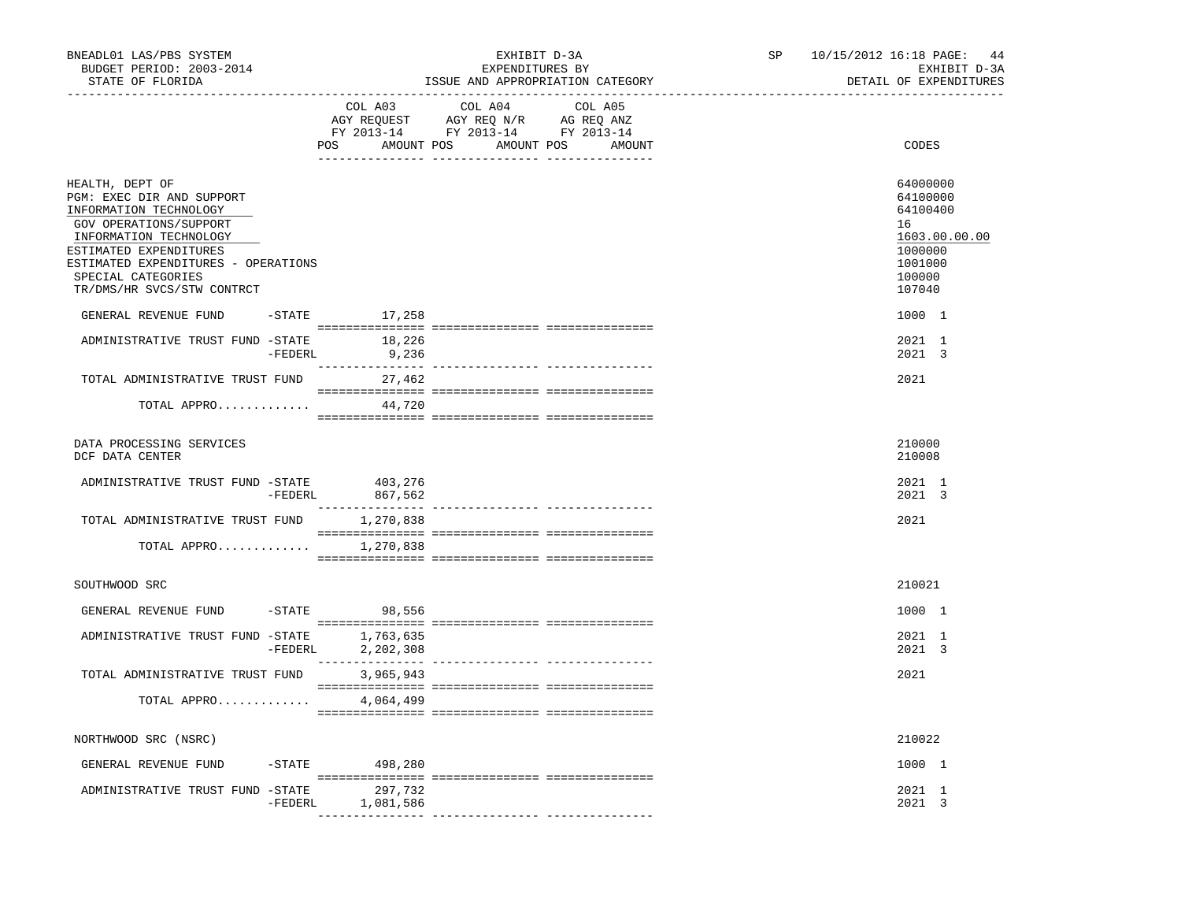BNEADL01 LAS/PBS SYSTEM
BUDGET PERIOD: 2003-2014
STATE OF FLORIDA

EXHIBIT D-3A
EXPENDITURES BY
ISSUE AND APPROPRIATION CATEGORY

SP 10/15/2012 16:18 PAGE: 44
EXHIBIT D-3A
DETAIL OF EXPENDITURES

| | COL A03 AGY REQUEST FY 2013-14 POS AMOUNT | COL A04 AGY REQ N/R FY 2013-14 POS AMOUNT | COL A05 AG REQ ANZ FY 2013-14 POS AMOUNT | CODES |
|---|---|---|---|---|
| HEALTH, DEPT OF | | | | 64000000 |
| PGM: EXEC DIR AND SUPPORT | | | | 64100000 |
| INFORMATION TECHNOLOGY | | | | 64100400 |
| GOV OPERATIONS/SUPPORT | | | | 16 |
| INFORMATION TECHNOLOGY | | | | 1603.00.00.00 |
| ESTIMATED EXPENDITURES | | | | 1000000 |
| ESTIMATED EXPENDITURES - OPERATIONS | | | | 1001000 |
| SPECIAL CATEGORIES | | | | 100000 |
| TR/DMS/HR SVCS/STW CONTRCT | | | | 107040 |
| GENERAL REVENUE FUND -STATE | 17,258 | | | 1000 1 |
| ADMINISTRATIVE TRUST FUND -STATE | 18,226 | | | 2021 1 |
| -FEDERL | 9,236 | | | 2021 3 |
| TOTAL ADMINISTRATIVE TRUST FUND | 27,462 | | | 2021 |
| TOTAL APPRO............. | 44,720 | | | |
| DATA PROCESSING SERVICES | | | | 210000 |
| DCF DATA CENTER | | | | 210008 |
| ADMINISTRATIVE TRUST FUND -STATE | 403,276 | | | 2021 1 |
| -FEDERL | 867,562 | | | 2021 3 |
| TOTAL ADMINISTRATIVE TRUST FUND | 1,270,838 | | | 2021 |
| TOTAL APPRO............. | 1,270,838 | | | |
| SOUTHWOOD SRC | | | | 210021 |
| GENERAL REVENUE FUND -STATE | 98,556 | | | 1000 1 |
| ADMINISTRATIVE TRUST FUND -STATE | 1,763,635 | | | 2021 1 |
| -FEDERL | 2,202,308 | | | 2021 3 |
| TOTAL ADMINISTRATIVE TRUST FUND | 3,965,943 | | | 2021 |
| TOTAL APPRO............. | 4,064,499 | | | |
| NORTHWOOD SRC (NSRC) | | | | 210022 |
| GENERAL REVENUE FUND -STATE | 498,280 | | | 1000 1 |
| ADMINISTRATIVE TRUST FUND -STATE | 297,732 | | | 2021 1 |
| -FEDERL | 1,081,586 | | | 2021 3 |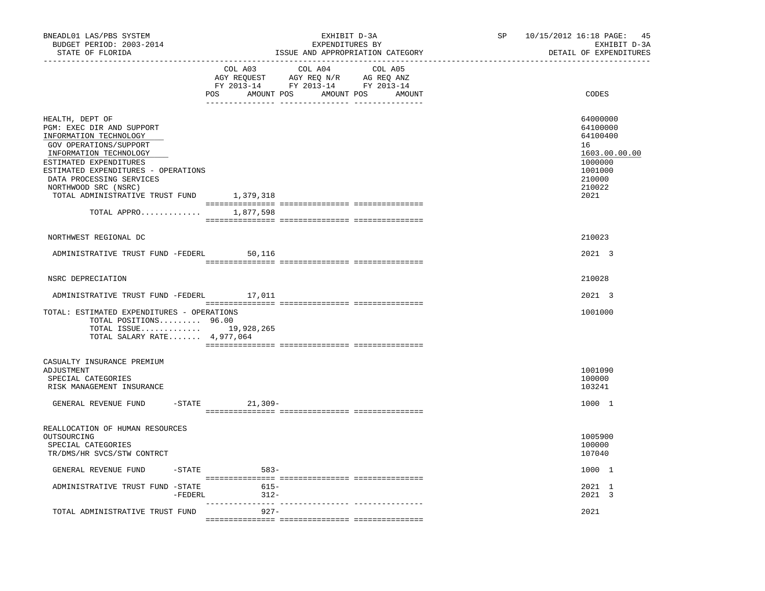BNEADL01 LAS/PBS SYSTEM — EXHIBIT D-3A — SP 10/15/2012 16:18

BUDGET PERIOD: 2003-2014 — EXPENDITURES BY — EXHIBIT D-3A

STATE OF FLORIDA — ISSUE AND APPROPRIATION CATEGORY — DETAIL OF EXPENDITURES

| | COL A03 AGY REQUEST FY 2013-14 POS AMOUNT | COL A04 AGY REQ N/R FY 2013-14 POS AMOUNT | COL A05 AG REQ ANZ FY 2013-14 POS AMOUNT | CODES |
|---|---|---|---|---|
| HEALTH, DEPT OF | | | | 64000000 |
| PGM: EXEC DIR AND SUPPORT | | | | 64100000 |
| INFORMATION TECHNOLOGY | | | | 64100400 |
| GOV OPERATIONS/SUPPORT | | | | 16 |
| INFORMATION TECHNOLOGY | | | | 1603.00.00.00 |
| ESTIMATED EXPENDITURES | | | | 1000000 |
| ESTIMATED EXPENDITURES - OPERATIONS | | | | 1001000 |
| DATA PROCESSING SERVICES | | | | 210000 |
| NORTHWOOD SRC (NSRC) | | | | 210022 |
| TOTAL ADMINISTRATIVE TRUST FUND | 1,379,318 | | | 2021 |
| TOTAL APPRO............. | 1,877,598 | | | |
| NORTHWEST REGIONAL DC | | | | 210023 |
| ADMINISTRATIVE TRUST FUND -FEDERL | 50,116 | | | 2021 3 |
| NSRC DEPRECIATION | | | | 210028 |
| ADMINISTRATIVE TRUST FUND -FEDERL | 17,011 | | | 2021 3 |
| TOTAL: ESTIMATED EXPENDITURES - OPERATIONS | | | | 1001000 |
| TOTAL POSITIONS......... | 96.00 | | | |
| TOTAL ISSUE............. | 19,928,265 | | | |
| TOTAL SALARY RATE....... | 4,977,064 | | | |
| CASUALTY INSURANCE PREMIUM ADJUSTMENT | | | | 1001090 |
| SPECIAL CATEGORIES | | | | 100000 |
| RISK MANAGEMENT INSURANCE | | | | 103241 |
| GENERAL REVENUE FUND -STATE | 21,309- | | | 1000 1 |
| REALLOCATION OF HUMAN RESOURCES OUTSOURCING | | | | 1005900 |
| SPECIAL CATEGORIES | | | | 100000 |
| TR/DMS/HR SVCS/STW CONTRCT | | | | 107040 |
| GENERAL REVENUE FUND -STATE | 583- | | | 1000 1 |
| ADMINISTRATIVE TRUST FUND -STATE | 615- | | | 2021 1 |
| -FEDERL | 312- | | | 2021 3 |
| TOTAL ADMINISTRATIVE TRUST FUND | 927- | | | 2021 |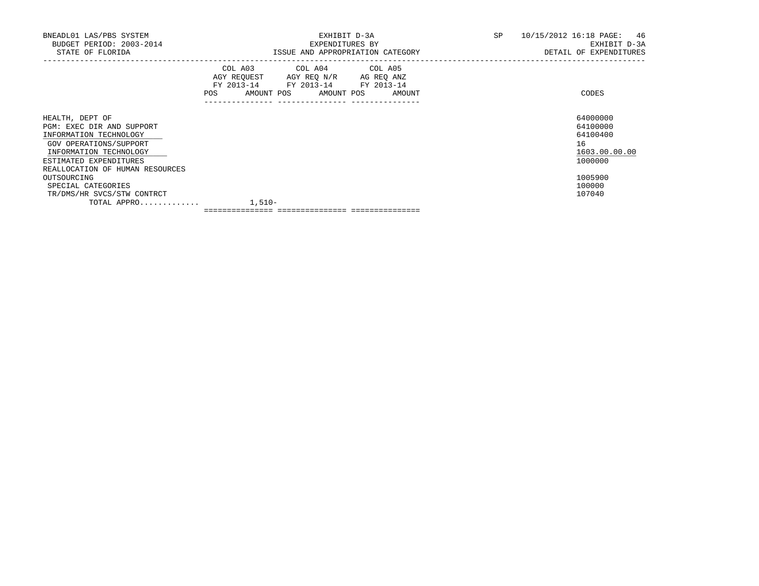BNEADL01 LAS/PBS SYSTEM
BUDGET PERIOD: 2003-2014
STATE OF FLORIDA

EXHIBIT D-3A
EXPENDITURES BY
ISSUE AND APPROPRIATION CATEGORY

SP 10/15/2012 16:18 PAGE: 46
EXHIBIT D-3A
DETAIL OF EXPENDITURES

| | COL A03 AGY REQUEST FY 2013-14 | | COL A04 AGY REQ N/R FY 2013-14 | | COL A05 AG REQ ANZ FY 2013-14 | | |
|---|---|---|---|---|---|---|---|
| | POS | AMOUNT | POS | AMOUNT | POS | AMOUNT | CODES |
| HEALTH, DEPT OF | | | | | | | 64000000 |
| PGM: EXEC DIR AND SUPPORT | | | | | | | 64100000 |
| INFORMATION TECHNOLOGY | | | | | | | 64100400 |
| GOV OPERATIONS/SUPPORT | | | | | | | 16 |
| INFORMATION TECHNOLOGY | | | | | | | 1603.00.00.00 |
| ESTIMATED EXPENDITURES | | | | | | | 1000000 |
| REALLOCATION OF HUMAN RESOURCES OUTSOURCING | | | | | | | 1005900 |
| SPECIAL CATEGORIES | | | | | | | 100000 |
| TR/DMS/HR SVCS/STW CONTRCT | | | | | | | 107040 |
| TOTAL APPRO............. | | 1,510- | | | | | |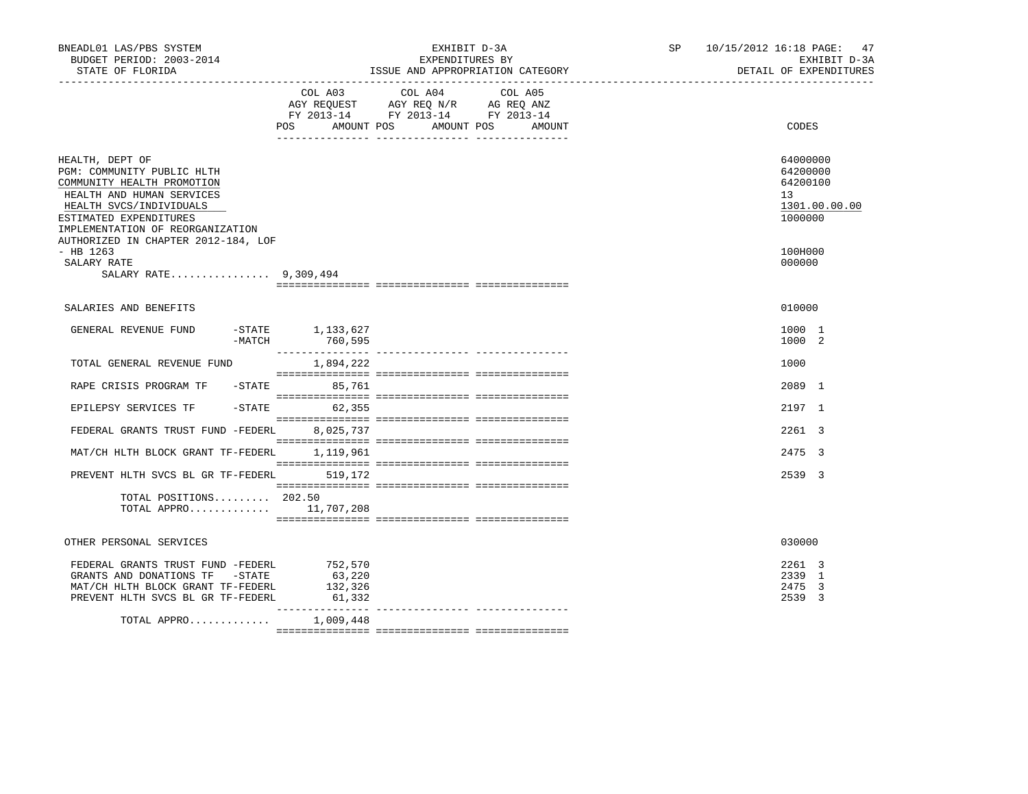BNEADL01 LAS/PBS SYSTEM | EXHIBIT D-3A | SP 10/15/2012 16:18 PAGE: 47
BUDGET PERIOD: 2003-2014 | EXPENDITURES BY | EXHIBIT D-3A
STATE OF FLORIDA | ISSUE AND APPROPRIATION CATEGORY | DETAIL OF EXPENDITURES

| | COL A03 AGY REQUEST FY 2013-14 POS AMOUNT | COL A04 AGY REQ N/R FY 2013-14 POS AMOUNT | COL A05 AG REQ ANZ FY 2013-14 POS AMOUNT | CODES |
|---|---|---|---|---|
| HEALTH, DEPT OF | | | | 64000000 |
| PGM: COMMUNITY PUBLIC HLTH | | | | 64200000 |
| COMMUNITY HEALTH PROMOTION | | | | 64200100 |
| HEALTH AND HUMAN SERVICES | | | | 13 |
| HEALTH SVCS/INDIVIDUALS | | | | 1301.00.00.00 |
| ESTIMATED EXPENDITURES | | | | 1000000 |
| IMPLEMENTATION OF REORGANIZATION AUTHORIZED IN CHAPTER 2012-184, LOF - HB 1263 | | | | 100H000 |
| SALARY RATE | | | | 000000 |
| SALARY RATE................ 9,309,494 | | | | |
| SALARIES AND BENEFITS | | | | 010000 |
| GENERAL REVENUE FUND -STATE | 1,133,627 | | | 1000 1 |
| -MATCH | 760,595 | | | 1000 2 |
| TOTAL GENERAL REVENUE FUND | 1,894,222 | | | 1000 |
| RAPE CRISIS PROGRAM TF -STATE | 85,761 | | | 2089 1 |
| EPILEPSY SERVICES TF -STATE | 62,355 | | | 2197 1 |
| FEDERAL GRANTS TRUST FUND -FEDERL | 8,025,737 | | | 2261 3 |
| MAT/CH HLTH BLOCK GRANT TF-FEDERL | 1,119,961 | | | 2475 3 |
| PREVENT HLTH SVCS BL GR TF-FEDERL | 519,172 | | | 2539 3 |
| TOTAL POSITIONS......... | 202.50 | | | |
| TOTAL APPRO............. | 11,707,208 | | | |
| OTHER PERSONAL SERVICES | | | | 030000 |
| FEDERAL GRANTS TRUST FUND -FEDERL | 752,570 | | | 2261 3 |
| GRANTS AND DONATIONS TF -STATE | 63,220 | | | 2339 1 |
| MAT/CH HLTH BLOCK GRANT TF-FEDERL | 132,326 | | | 2475 3 |
| PREVENT HLTH SVCS BL GR TF-FEDERL | 61,332 | | | 2539 3 |
| TOTAL APPRO............. | 1,009,448 | | | |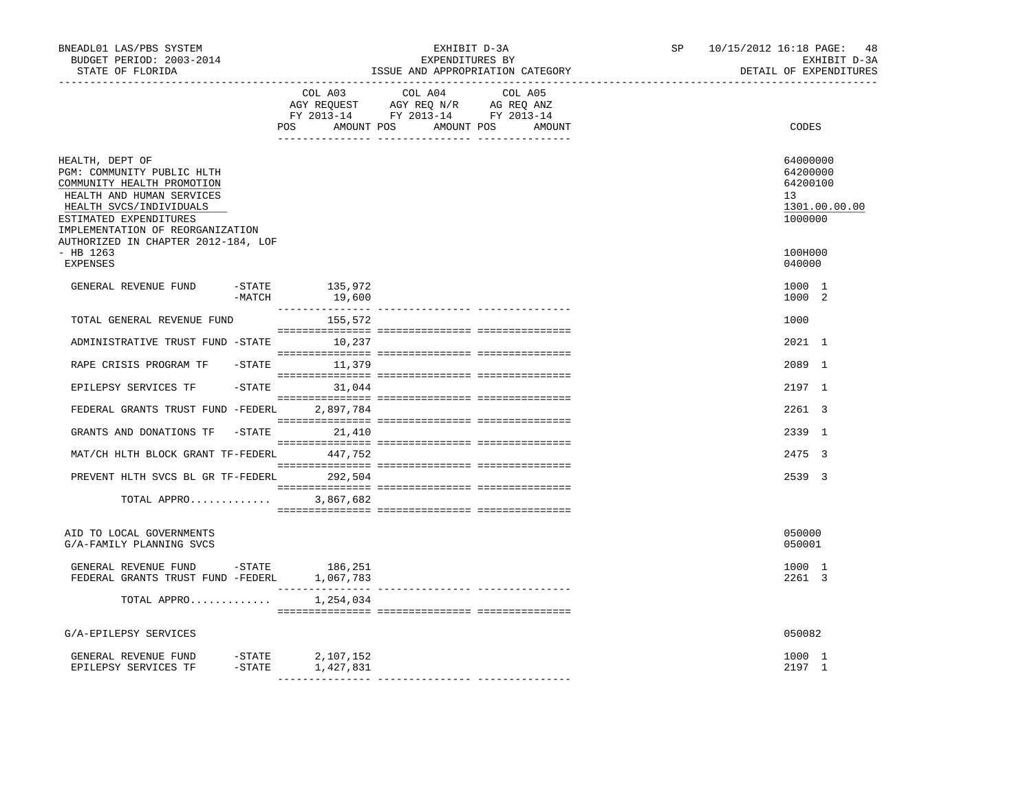BNEADL01 LAS/PBS SYSTEM — EXHIBIT D-3A — EXPENDITURES BY ISSUE AND APPROPRIATION CATEGORY — SP 10/15/2012 16:18

BUDGET PERIOD: 2003-2014 — STATE OF FLORIDA — EXHIBIT D-3A DETAIL OF EXPENDITURES

| | COL A03 AGY REQUEST FY 2013-14 POS AMOUNT | COL A04 AGY REQ N/R FY 2013-14 POS AMOUNT | COL A05 AG REQ ANZ FY 2013-14 POS AMOUNT | CODES |
|---|---|---|---|---|
| HEALTH, DEPT OF | | | | 64000000 |
| PGM: COMMUNITY PUBLIC HLTH | | | | 64200000 |
| COMMUNITY HEALTH PROMOTION | | | | 64200100 |
| HEALTH AND HUMAN SERVICES | | | | 13 |
| HEALTH SVCS/INDIVIDUALS | | | | 1301.00.00.00 |
| ESTIMATED EXPENDITURES | | | | 1000000 |
| IMPLEMENTATION OF REORGANIZATION AUTHORIZED IN CHAPTER 2012-184, LOF - HB 1263 | | | | 100H000 |
| EXPENSES | | | | 040000 |
| GENERAL REVENUE FUND -STATE | 135,972 | | | 1000 1 |
| -MATCH | 19,600 | | | 1000 2 |
| TOTAL GENERAL REVENUE FUND | 155,572 | | | 1000 |
| ADMINISTRATIVE TRUST FUND -STATE | 10,237 | | | 2021 1 |
| RAPE CRISIS PROGRAM TF -STATE | 11,379 | | | 2089 1 |
| EPILEPSY SERVICES TF -STATE | 31,044 | | | 2197 1 |
| FEDERAL GRANTS TRUST FUND -FEDERL | 2,897,784 | | | 2261 3 |
| GRANTS AND DONATIONS TF -STATE | 21,410 | | | 2339 1 |
| MAT/CH HLTH BLOCK GRANT TF-FEDERL | 447,752 | | | 2475 3 |
| PREVENT HLTH SVCS BL GR TF-FEDERL | 292,504 | | | 2539 3 |
| TOTAL APPRO............ | 3,867,682 | | | |
| AID TO LOCAL GOVERNMENTS | | | | 050000 |
| G/A-FAMILY PLANNING SVCS | | | | 050001 |
| GENERAL REVENUE FUND -STATE | 186,251 | | | 1000 1 |
| FEDERAL GRANTS TRUST FUND -FEDERL | 1,067,783 | | | 2261 3 |
| TOTAL APPRO............ | 1,254,034 | | | |
| G/A-EPILEPSY SERVICES | | | | 050082 |
| GENERAL REVENUE FUND -STATE | 2,107,152 | | | 1000 1 |
| EPILEPSY SERVICES TF -STATE | 1,427,831 | | | 2197 1 |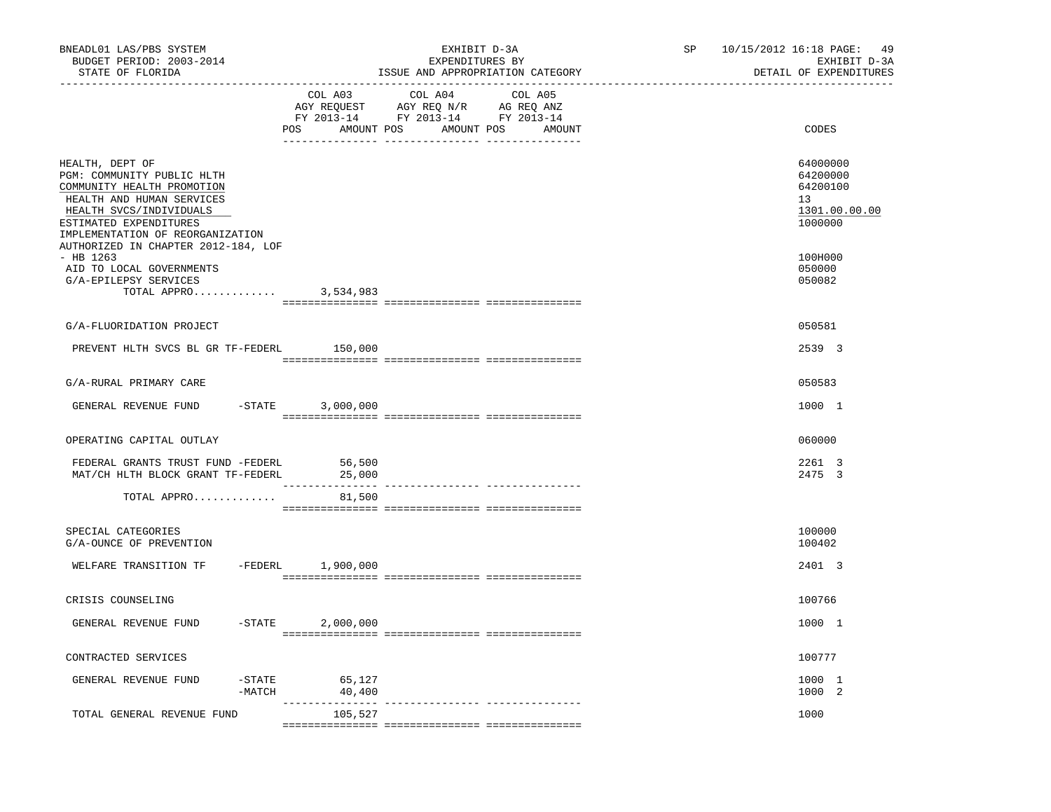BNEADL01 LAS/PBS SYSTEM — EXHIBIT D-3A — SP 10/15/2012 16:18
BUDGET PERIOD: 2003-2014 — EXPENDITURES BY — EXHIBIT D-3A
STATE OF FLORIDA — ISSUE AND APPROPRIATION CATEGORY — DETAIL OF EXPENDITURES

| | COL A03 AGY REQUEST FY 2013-14 POS AMOUNT | COL A04 AGY REQ N/R FY 2013-14 POS AMOUNT | COL A05 AG REQ ANZ FY 2013-14 POS AMOUNT | CODES |
|---|---|---|---|---|
| HEALTH, DEPT OF | | | | 64000000 |
| PGM: COMMUNITY PUBLIC HLTH | | | | 64200000 |
| COMMUNITY HEALTH PROMOTION | | | | 64200100 |
| HEALTH AND HUMAN SERVICES | | | | 13 |
| HEALTH SVCS/INDIVIDUALS | | | | 1301.00.00.00 |
| ESTIMATED EXPENDITURES | | | | 1000000 |
| IMPLEMENTATION OF REORGANIZATION AUTHORIZED IN CHAPTER 2012-184, LOF - HB 1263 | | | | 100H000 |
| AID TO LOCAL GOVERNMENTS | | | | 050000 |
| G/A-EPILEPSY SERVICES | | | | 050082 |
| TOTAL APPRO............ | 3,534,983 | | | |
| G/A-FLUORIDATION PROJECT | | | | 050581 |
| PREVENT HLTH SVCS BL GR TF-FEDERL | 150,000 | | | 2539 3 |
| G/A-RURAL PRIMARY CARE | | | | 050583 |
| GENERAL REVENUE FUND -STATE | 3,000,000 | | | 1000 1 |
| OPERATING CAPITAL OUTLAY | | | | 060000 |
| FEDERAL GRANTS TRUST FUND -FEDERL | 56,500 | | | 2261 3 |
| MAT/CH HLTH BLOCK GRANT TF-FEDERL | 25,000 | | | 2475 3 |
| TOTAL APPRO............ | 81,500 | | | |
| SPECIAL CATEGORIES | | | | 100000 |
| G/A-OUNCE OF PREVENTION | | | | 100402 |
| WELFARE TRANSITION TF -FEDERL | 1,900,000 | | | 2401 3 |
| CRISIS COUNSELING | | | | 100766 |
| GENERAL REVENUE FUND -STATE | 2,000,000 | | | 1000 1 |
| CONTRACTED SERVICES | | | | 100777 |
| GENERAL REVENUE FUND -STATE | 65,127 | | | 1000 1 |
| -MATCH | 40,400 | | | 1000 2 |
| TOTAL GENERAL REVENUE FUND | 105,527 | | | 1000 |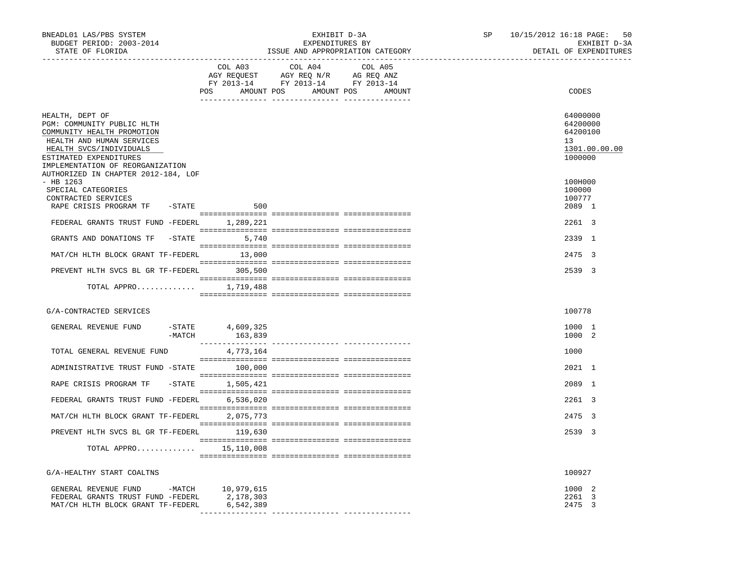BNEADL01 LAS/PBS SYSTEM
BUDGET PERIOD: 2003-2014
STATE OF FLORIDA

EXHIBIT D-3A
EXPENDITURES BY
ISSUE AND APPROPRIATION CATEGORY

SP 10/15/2012 16:18 PAGE: 50
EXHIBIT D-3A
DETAIL OF EXPENDITURES

| | COL A03 AGY REQUEST FY 2013-14 POS AMOUNT | COL A04 AGY REQ N/R FY 2013-14 POS AMOUNT | COL A05 AG REQ ANZ FY 2013-14 POS AMOUNT | CODES |
|---|---|---|---|---|
| HEALTH, DEPT OF | | | | 64000000 |
| PGM: COMMUNITY PUBLIC HLTH | | | | 64200000 |
| COMMUNITY HEALTH PROMOTION | | | | 64200100 |
| HEALTH AND HUMAN SERVICES | | | | 13 |
| HEALTH SVCS/INDIVIDUALS | | | | 1301.00.00.00 |
| ESTIMATED EXPENDITURES | | | | 1000000 |
| IMPLEMENTATION OF REORGANIZATION AUTHORIZED IN CHAPTER 2012-184, LOF - HB 1263 | | | | 100H000 |
| SPECIAL CATEGORIES | | | | 100000 |
| CONTRACTED SERVICES | | | | 100777 |
| RAPE CRISIS PROGRAM TF -STATE | 500 | | | 2089 1 |
| FEDERAL GRANTS TRUST FUND -FEDERL | 1,289,221 | | | 2261 3 |
| GRANTS AND DONATIONS TF -STATE | 5,740 | | | 2339 1 |
| MAT/CH HLTH BLOCK GRANT TF-FEDERL | 13,000 | | | 2475 3 |
| PREVENT HLTH SVCS BL GR TF-FEDERL | 305,500 | | | 2539 3 |
| TOTAL APPRO............. | 1,719,488 | | | |
| G/A-CONTRACTED SERVICES | | | | 100778 |
| GENERAL REVENUE FUND -STATE | 4,609,325 | | | 1000 1 |
| -MATCH | 163,839 | | | 1000 2 |
| TOTAL GENERAL REVENUE FUND | 4,773,164 | | | 1000 |
| ADMINISTRATIVE TRUST FUND -STATE | 100,000 | | | 2021 1 |
| RAPE CRISIS PROGRAM TF -STATE | 1,505,421 | | | 2089 1 |
| FEDERAL GRANTS TRUST FUND -FEDERL | 6,536,020 | | | 2261 3 |
| MAT/CH HLTH BLOCK GRANT TF-FEDERL | 2,075,773 | | | 2475 3 |
| PREVENT HLTH SVCS BL GR TF-FEDERL | 119,630 | | | 2539 3 |
| TOTAL APPRO............. | 15,110,008 | | | |
| G/A-HEALTHY START COALTNS | | | | 100927 |
| GENERAL REVENUE FUND -MATCH | 10,979,615 | | | 1000 2 |
| FEDERAL GRANTS TRUST FUND -FEDERL | 2,178,303 | | | 2261 3 |
| MAT/CH HLTH BLOCK GRANT TF-FEDERL | 6,542,389 | | | 2475 3 |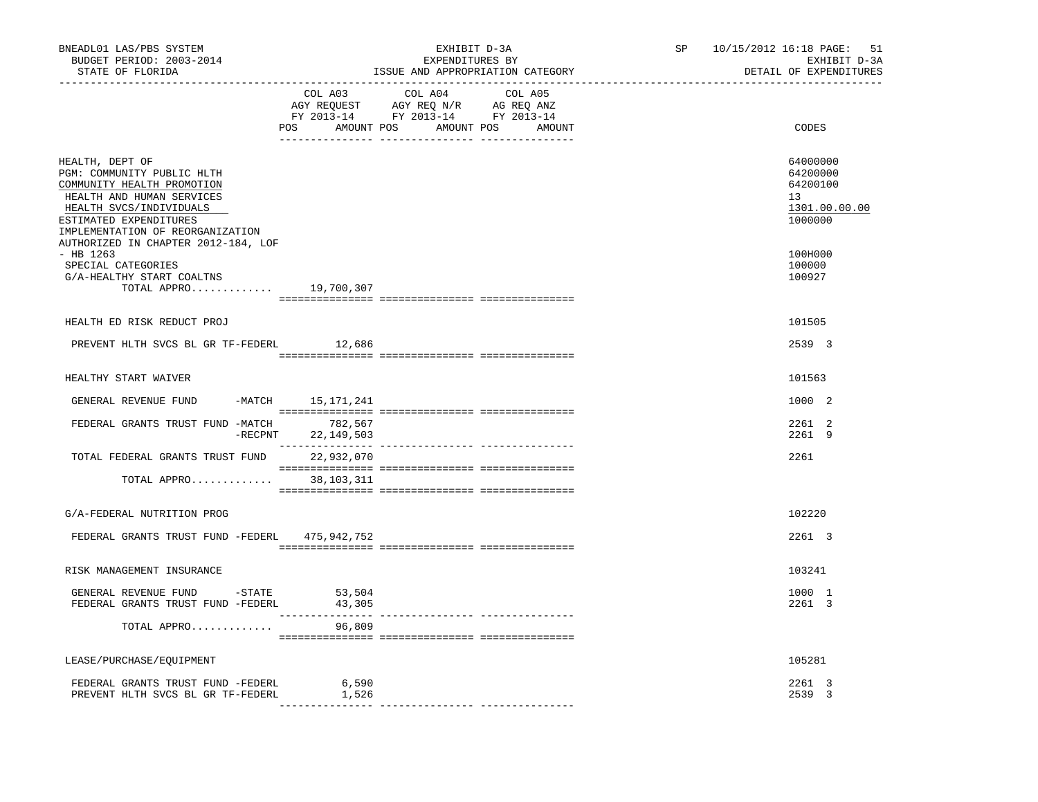BNEADL01 LAS/PBS SYSTEM | EXHIBIT D-3A | SP 10/15/2012 16:18 PAGE: 51
BUDGET PERIOD: 2003-2014 | EXPENDITURES BY | EXHIBIT D-3A
STATE OF FLORIDA | ISSUE AND APPROPRIATION CATEGORY | DETAIL OF EXPENDITURES

| | COL A03 AGY REQUEST FY 2013-14 POS AMOUNT | COL A04 AGY REQ N/R FY 2013-14 POS AMOUNT | COL A05 AG REQ ANZ FY 2013-14 POS AMOUNT | CODES |
|---|---|---|---|---|
| HEALTH, DEPT OF | | | | 64000000 |
| PGM: COMMUNITY PUBLIC HLTH | | | | 64200000 |
| COMMUNITY HEALTH PROMOTION | | | | 64200100 |
| HEALTH AND HUMAN SERVICES | | | | 13 |
| HEALTH SVCS/INDIVIDUALS | | | | 1301.00.00.00 |
| ESTIMATED EXPENDITURES | | | | 1000000 |
| IMPLEMENTATION OF REORGANIZATION AUTHORIZED IN CHAPTER 2012-184, LOF - HB 1263 | | | | 100H000 |
| SPECIAL CATEGORIES | | | | 100000 |
| G/A-HEALTHY START COALTNS | | | | 100927 |
| TOTAL APPRO............. | 19,700,307 | | | |
| HEALTH ED RISK REDUCT PROJ | | | | 101505 |
| PREVENT HLTH SVCS BL GR TF-FEDERL | 12,686 | | | 2539 3 |
| HEALTHY START WAIVER | | | | 101563 |
| GENERAL REVENUE FUND -MATCH | 15,171,241 | | | 1000 2 |
| FEDERAL GRANTS TRUST FUND -MATCH | 782,567 | | | 2261 2 |
| -RECPNT | 22,149,503 | | | 2261 9 |
| TOTAL FEDERAL GRANTS TRUST FUND | 22,932,070 | | | 2261 |
| TOTAL APPRO............. | 38,103,311 | | | |
| G/A-FEDERAL NUTRITION PROG | | | | 102220 |
| FEDERAL GRANTS TRUST FUND -FEDERL | 475,942,752 | | | 2261 3 |
| RISK MANAGEMENT INSURANCE | | | | 103241 |
| GENERAL REVENUE FUND -STATE | 53,504 | | | 1000 1 |
| FEDERAL GRANTS TRUST FUND -FEDERL | 43,305 | | | 2261 3 |
| TOTAL APPRO............. | 96,809 | | | |
| LEASE/PURCHASE/EQUIPMENT | | | | 105281 |
| FEDERAL GRANTS TRUST FUND -FEDERL | 6,590 | | | 2261 3 |
| PREVENT HLTH SVCS BL GR TF-FEDERL | 1,526 | | | 2539 3 |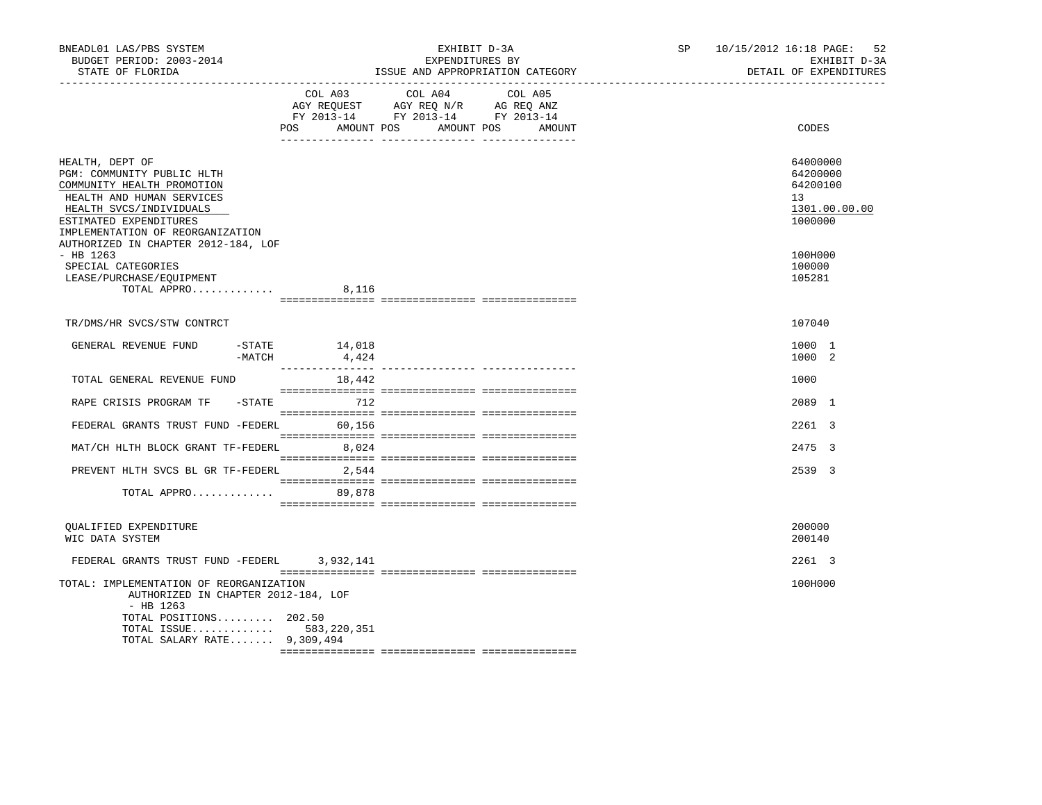BNEADL01 LAS/PBS SYSTEM — EXHIBIT D-3A — SP 10/15/2012 16:18

BUDGET PERIOD: 2003-2014 — EXPENDITURES BY — EXHIBIT D-3A

STATE OF FLORIDA — ISSUE AND APPROPRIATION CATEGORY — DETAIL OF EXPENDITURES

| | COL A03 AGY REQUEST FY 2013-14 POS AMOUNT | COL A04 AGY REQ N/R FY 2013-14 POS AMOUNT | COL A05 AG REQ ANZ FY 2013-14 POS AMOUNT | CODES |
|---|---|---|---|---|
| HEALTH, DEPT OF | | | | 64000000 |
| PGM: COMMUNITY PUBLIC HLTH | | | | 64200000 |
| COMMUNITY HEALTH PROMOTION | | | | 64200100 |
| HEALTH AND HUMAN SERVICES | | | | 13 |
| HEALTH SVCS/INDIVIDUALS | | | | 1301.00.00.00 |
| ESTIMATED EXPENDITURES | | | | 1000000 |
| IMPLEMENTATION OF REORGANIZATION AUTHORIZED IN CHAPTER 2012-184, LOF - HB 1263 | | | | 100H000 |
| SPECIAL CATEGORIES | | | | 100000 |
| LEASE/PURCHASE/EQUIPMENT | | | | 105281 |
| TOTAL APPRO............. | 8,116 | | | |
| TR/DMS/HR SVCS/STW CONTRCT | | | | 107040 |
| GENERAL REVENUE FUND -STATE | 14,018 | | | 1000 1 |
| -MATCH | 4,424 | | | 1000 2 |
| TOTAL GENERAL REVENUE FUND | 18,442 | | | 1000 |
| RAPE CRISIS PROGRAM TF -STATE | 712 | | | 2089 1 |
| FEDERAL GRANTS TRUST FUND -FEDERL | 60,156 | | | 2261 3 |
| MAT/CH HLTH BLOCK GRANT TF-FEDERL | 8,024 | | | 2475 3 |
| PREVENT HLTH SVCS BL GR TF-FEDERL | 2,544 | | | 2539 3 |
| TOTAL APPRO............. | 89,878 | | | |
| QUALIFIED EXPENDITURE | | | | 200000 |
| WIC DATA SYSTEM | | | | 200140 |
| FEDERAL GRANTS TRUST FUND -FEDERL | 3,932,141 | | | 2261 3 |
| TOTAL: IMPLEMENTATION OF REORGANIZATION AUTHORIZED IN CHAPTER 2012-184, LOF - HB 1263 | | | | 100H000 |
| TOTAL POSITIONS......... | 202.50 | | | |
| TOTAL ISSUE............. | 583,220,351 | | | |
| TOTAL SALARY RATE....... | 9,309,494 | | | |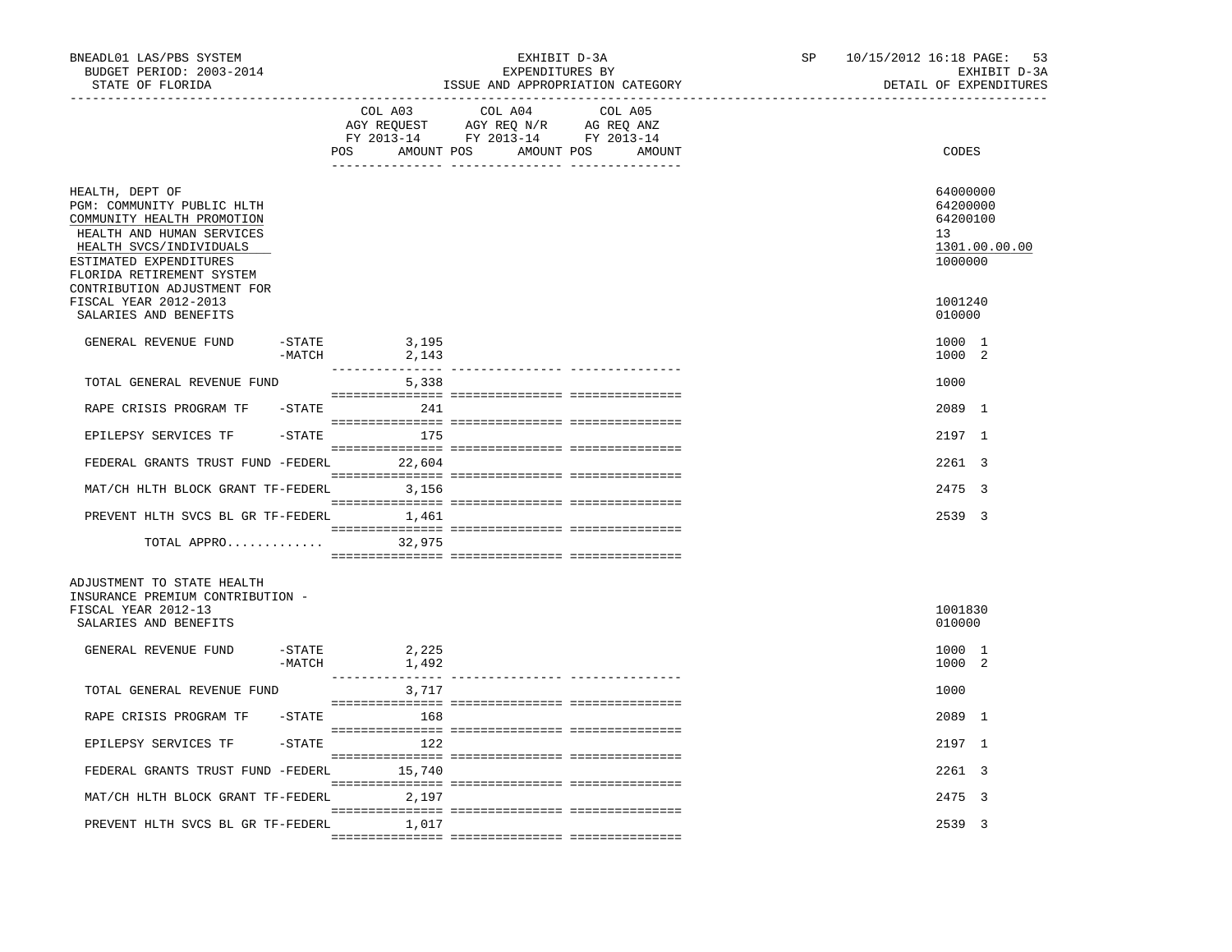BNEADL01 LAS/PBS SYSTEM — EXHIBIT D-3A — EXPENDITURES BY ISSUE AND APPROPRIATION CATEGORY — BUDGET PERIOD: 2003-2014 — STATE OF FLORIDA — SP 10/15/2012 16:18 — EXHIBIT D-3A DETAIL OF EXPENDITURES

| | | COL A03 AGY REQUEST FY 2013-14 POS | AMOUNT | COL A04 AGY REQ N/R FY 2013-14 POS | AMOUNT | COL A05 AG REQ ANZ FY 2013-14 POS | AMOUNT | CODES |
|---|---|---|---|---|---|---|---|---|
| HEALTH, DEPT OF | | | | | | | | 64000000 |
| PGM: COMMUNITY PUBLIC HLTH | | | | | | | | 64200000 |
| COMMUNITY HEALTH PROMOTION | | | | | | | | 64200100 |
| HEALTH AND HUMAN SERVICES | | | | | | | | 13 |
| HEALTH SVCS/INDIVIDUALS | | | | | | | | 1301.00.00.00 |
| ESTIMATED EXPENDITURES | | | | | | | | 1000000 |
| FLORIDA RETIREMENT SYSTEM CONTRIBUTION ADJUSTMENT FOR FISCAL YEAR 2012-2013 | | | | | | | | 1001240 |
| SALARIES AND BENEFITS | | | | | | | | 010000 |
| GENERAL REVENUE FUND | -STATE | | 3,195 | | | | | 1000 1 |
| | -MATCH | | 2,143 | | | | | 1000 2 |
| TOTAL GENERAL REVENUE FUND | | | 5,338 | | | | | 1000 |
| RAPE CRISIS PROGRAM TF | -STATE | | 241 | | | | | 2089 1 |
| EPILEPSY SERVICES TF | -STATE | | 175 | | | | | 2197 1 |
| FEDERAL GRANTS TRUST FUND | -FEDERL | | 22,604 | | | | | 2261 3 |
| MAT/CH HLTH BLOCK GRANT TF | -FEDERL | | 3,156 | | | | | 2475 3 |
| PREVENT HLTH SVCS BL GR TF | -FEDERL | | 1,461 | | | | | 2539 3 |
| TOTAL APPRO............. | | | 32,975 | | | | | |
| ADJUSTMENT TO STATE HEALTH INSURANCE PREMIUM CONTRIBUTION - FISCAL YEAR 2012-13 | | | | | | | | 1001830 |
| SALARIES AND BENEFITS | | | | | | | | 010000 |
| GENERAL REVENUE FUND | -STATE | | 2,225 | | | | | 1000 1 |
| | -MATCH | | 1,492 | | | | | 1000 2 |
| TOTAL GENERAL REVENUE FUND | | | 3,717 | | | | | 1000 |
| RAPE CRISIS PROGRAM TF | -STATE | | 168 | | | | | 2089 1 |
| EPILEPSY SERVICES TF | -STATE | | 122 | | | | | 2197 1 |
| FEDERAL GRANTS TRUST FUND | -FEDERL | | 15,740 | | | | | 2261 3 |
| MAT/CH HLTH BLOCK GRANT TF | -FEDERL | | 2,197 | | | | | 2475 3 |
| PREVENT HLTH SVCS BL GR TF | -FEDERL | | 1,017 | | | | | 2539 3 |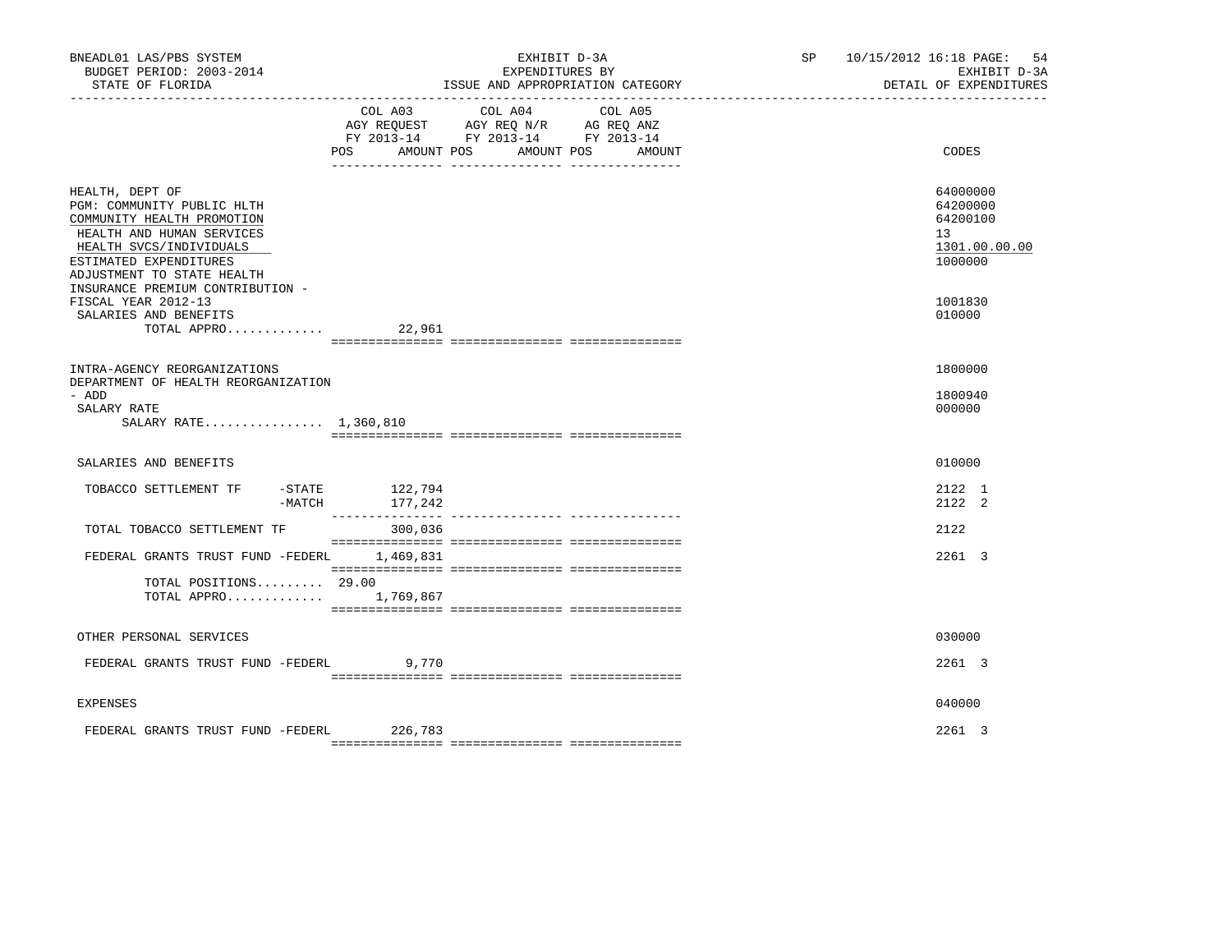BNEADL01 LAS/PBS SYSTEM — EXHIBIT D-3A — EXPENDITURES BY ISSUE AND APPROPRIATION CATEGORY — BUDGET PERIOD: 2003-2014 — STATE OF FLORIDA — SP 10/15/2012 16:18 — EXHIBIT D-3A DETAIL OF EXPENDITURES

| | COL A03 AGY REQUEST FY 2013-14 POS AMOUNT | COL A04 AGY REQ N/R FY 2013-14 POS AMOUNT | COL A05 AG REQ ANZ FY 2013-14 POS AMOUNT | CODES |
|---|---|---|---|---|
| HEALTH, DEPT OF | | | | 64000000 |
| PGM: COMMUNITY PUBLIC HLTH | | | | 64200000 |
| COMMUNITY HEALTH PROMOTION | | | | 64200100 |
| HEALTH AND HUMAN SERVICES | | | | 13 |
| HEALTH SVCS/INDIVIDUALS | | | | 1301.00.00.00 |
| ESTIMATED EXPENDITURES | | | | 1000000 |
| ADJUSTMENT TO STATE HEALTH INSURANCE PREMIUM CONTRIBUTION - FISCAL YEAR 2012-13 | | | | 1001830 |
| SALARIES AND BENEFITS | | | | 010000 |
| TOTAL APPRO............. | 22,961 | | | |
| INTRA-AGENCY REORGANIZATIONS | | | | 1800000 |
| DEPARTMENT OF HEALTH REORGANIZATION - ADD | | | | 1800940 |
| SALARY RATE | | | | 000000 |
| SALARY RATE................ | 1,360,810 | | | |
| SALARIES AND BENEFITS | | | | 010000 |
| TOBACCO SETTLEMENT TF -STATE | 122,794 | | | 2122 1 |
| -MATCH | 177,242 | | | 2122 2 |
| TOTAL TOBACCO SETTLEMENT TF | 300,036 | | | 2122 |
| FEDERAL GRANTS TRUST FUND -FEDERL | 1,469,831 | | | 2261 3 |
| TOTAL POSITIONS......... | 29.00 | | | |
| TOTAL APPRO............. | 1,769,867 | | | |
| OTHER PERSONAL SERVICES | | | | 030000 |
| FEDERAL GRANTS TRUST FUND -FEDERL | 9,770 | | | 2261 3 |
| EXPENSES | | | | 040000 |
| FEDERAL GRANTS TRUST FUND -FEDERL | 226,783 | | | 2261 3 |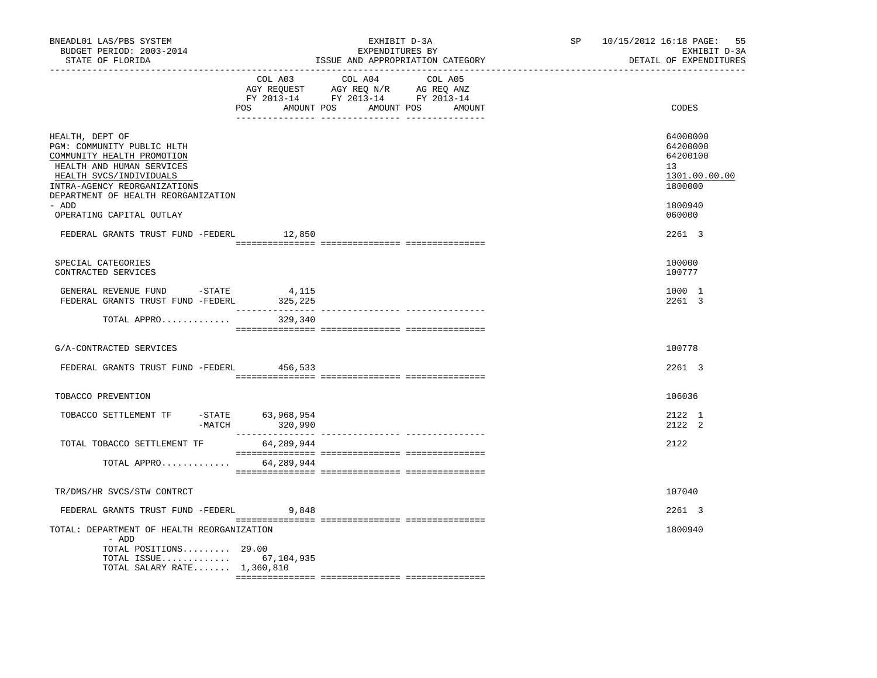BNEADL01 LAS/PBS SYSTEM — EXHIBIT D-3A — EXPENDITURES BY ISSUE AND APPROPRIATION CATEGORY
BUDGET PERIOD: 2003-2014 — STATE OF FLORIDA — SP 10/15/2012 16:18 — EXHIBIT D-3A DETAIL OF EXPENDITURES

| | COL A03 AGY REQUEST FY 2013-14 POS AMOUNT | COL A04 AGY REQ N/R FY 2013-14 POS AMOUNT | COL A05 AG REQ ANZ FY 2013-14 POS AMOUNT | CODES |
|---|---|---|---|---|
| HEALTH, DEPT OF | | | | 64000000 |
| PGM: COMMUNITY PUBLIC HLTH | | | | 64200000 |
| COMMUNITY HEALTH PROMOTION | | | | 64200100 |
| HEALTH AND HUMAN SERVICES | | | | 13 |
| HEALTH SVCS/INDIVIDUALS | | | | 1301.00.00.00 |
| INTRA-AGENCY REORGANIZATIONS | | | | 1800000 |
| DEPARTMENT OF HEALTH REORGANIZATION - ADD | | | | 1800940 |
| OPERATING CAPITAL OUTLAY | | | | 060000 |
| FEDERAL GRANTS TRUST FUND -FEDERL | 12,850 | | | 2261 3 |
| SPECIAL CATEGORIES | | | | 100000 |
| CONTRACTED SERVICES | | | | 100777 |
| GENERAL REVENUE FUND -STATE | 4,115 | | | 1000 1 |
| FEDERAL GRANTS TRUST FUND -FEDERL | 325,225 | | | 2261 3 |
| TOTAL APPRO............. | 329,340 | | | |
| G/A-CONTRACTED SERVICES | | | | 100778 |
| FEDERAL GRANTS TRUST FUND -FEDERL | 456,533 | | | 2261 3 |
| TOBACCO PREVENTION | | | | 106036 |
| TOBACCO SETTLEMENT TF -STATE | 63,968,954 | | | 2122 1 |
| -MATCH | 320,990 | | | 2122 2 |
| TOTAL TOBACCO SETTLEMENT TF | 64,289,944 | | | 2122 |
| TOTAL APPRO............. | 64,289,944 | | | |
| TR/DMS/HR SVCS/STW CONTRCT | | | | 107040 |
| FEDERAL GRANTS TRUST FUND -FEDERL | 9,848 | | | 2261 3 |
| TOTAL: DEPARTMENT OF HEALTH REORGANIZATION - ADD | | | | 1800940 |
| TOTAL POSITIONS......... | 29.00 | | | |
| TOTAL ISSUE............. | 67,104,935 | | | |
| TOTAL SALARY RATE....... | 1,360,810 | | | |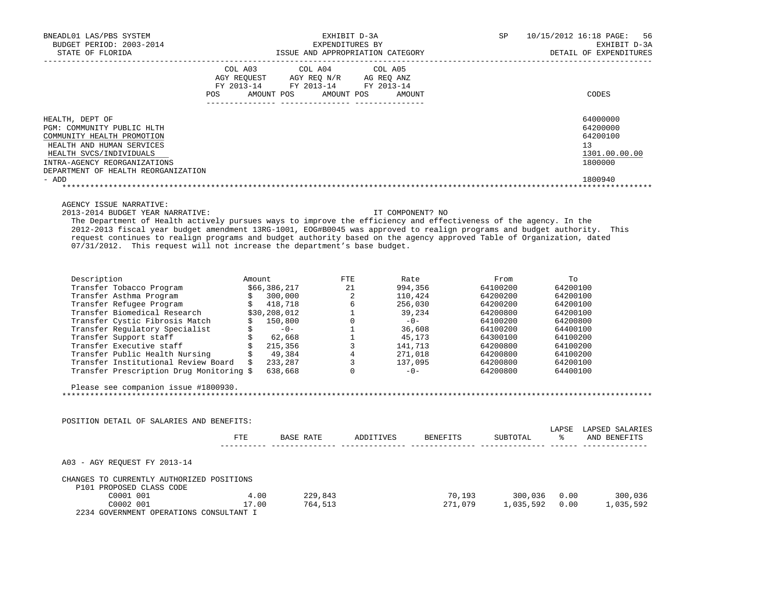| | COL A03 AGY REQUEST FY 2013-14 | | COL A04 AGY REQ N/R FY 2013-14 | | COL A05 AG REQ ANZ FY 2013-14 | | |
|---|---|---|---|---|---|---|---|
| | POS | AMOUNT | POS | AMOUNT | POS | AMOUNT | CODES |

| | CODES |
|---|---|
| HEALTH, DEPT OF | 64000000 |
| PGM: COMMUNITY PUBLIC HLTH | 64200000 |
| COMMUNITY HEALTH PROMOTION | 64200100 |
| HEALTH AND HUMAN SERVICES | 13 |
| HEALTH SVCS/INDIVIDUALS | 1301.00.00.00 |
| INTRA-AGENCY REORGANIZATIONS | 1800000 |
| DEPARTMENT OF HEALTH REORGANIZATION - ADD | 1800940 |

AGENCY ISSUE NARRATIVE:

2013-2014 BUDGET YEAR NARRATIVE: IT COMPONENT? NO

The Department of Health actively pursues ways to improve the efficiency and effectiveness of the agency. In the 2012-2013 fiscal year budget amendment 13RG-1001, EOG#B0045 was approved to realign programs and budget authority. This request continues to realign programs and budget authority based on the agency approved Table of Organization, dated 07/31/2012. This request will not increase the department's base budget.

| Description | Amount | FTE | Rate | From | To |
|---|---|---|---|---|---|
| Transfer Tobacco Program | $66,386,217 | 21 | 994,356 | 64100200 | 64200100 |
| Transfer Asthma Program | $ 300,000 | 2 | 110,424 | 64200200 | 64200100 |
| Transfer Refugee Program | $ 418,718 | 6 | 256,030 | 64200200 | 64200100 |
| Transfer Biomedical Research | $30,208,012 | 1 | 39,234 | 64200800 | 64200100 |
| Transfer Cystic Fibrosis Match | $ 150,800 | 0 | -0- | 64100200 | 64200800 |
| Transfer Regulatory Specialist | $ -0- | 1 | 36,608 | 64100200 | 64400100 |
| Transfer Support staff | $ 62,668 | 1 | 45,173 | 64300100 | 64100200 |
| Transfer Executive staff | $ 215,356 | 3 | 141,713 | 64200800 | 64100200 |
| Transfer Public Health Nursing | $ 49,384 | 4 | 271,018 | 64200800 | 64100200 |
| Transfer Institutional Review Board | $ 233,287 | 3 | 137,095 | 64200800 | 64200100 |
| Transfer Prescription Drug Monitoring | $ 638,668 | 0 | -0- | 64200800 | 64400100 |

Please see companion issue #1800930.

POSITION DETAIL OF SALARIES AND BENEFITS:

| | FTE | BASE RATE | ADDITIVES | BENEFITS | SUBTOTAL | LAPSE % | LAPSED SALARIES AND BENEFITS |
|---|---|---|---|---|---|---|---|
| A03 - AGY REQUEST FY 2013-14 | | | | | | | |
| CHANGES TO CURRENTLY AUTHORIZED POSITIONS | | | | | | | |
| P101 PROPOSED CLASS CODE | | | | | | | |
| C0001 001 | 4.00 | 229,843 | | 70,193 | 300,036 | 0.00 | 300,036 |
| C0002 001 | 17.00 | 764,513 | | 271,079 | 1,035,592 | 0.00 | 1,035,592 |
| 2234 GOVERNMENT OPERATIONS CONSULTANT I | | | | | | | |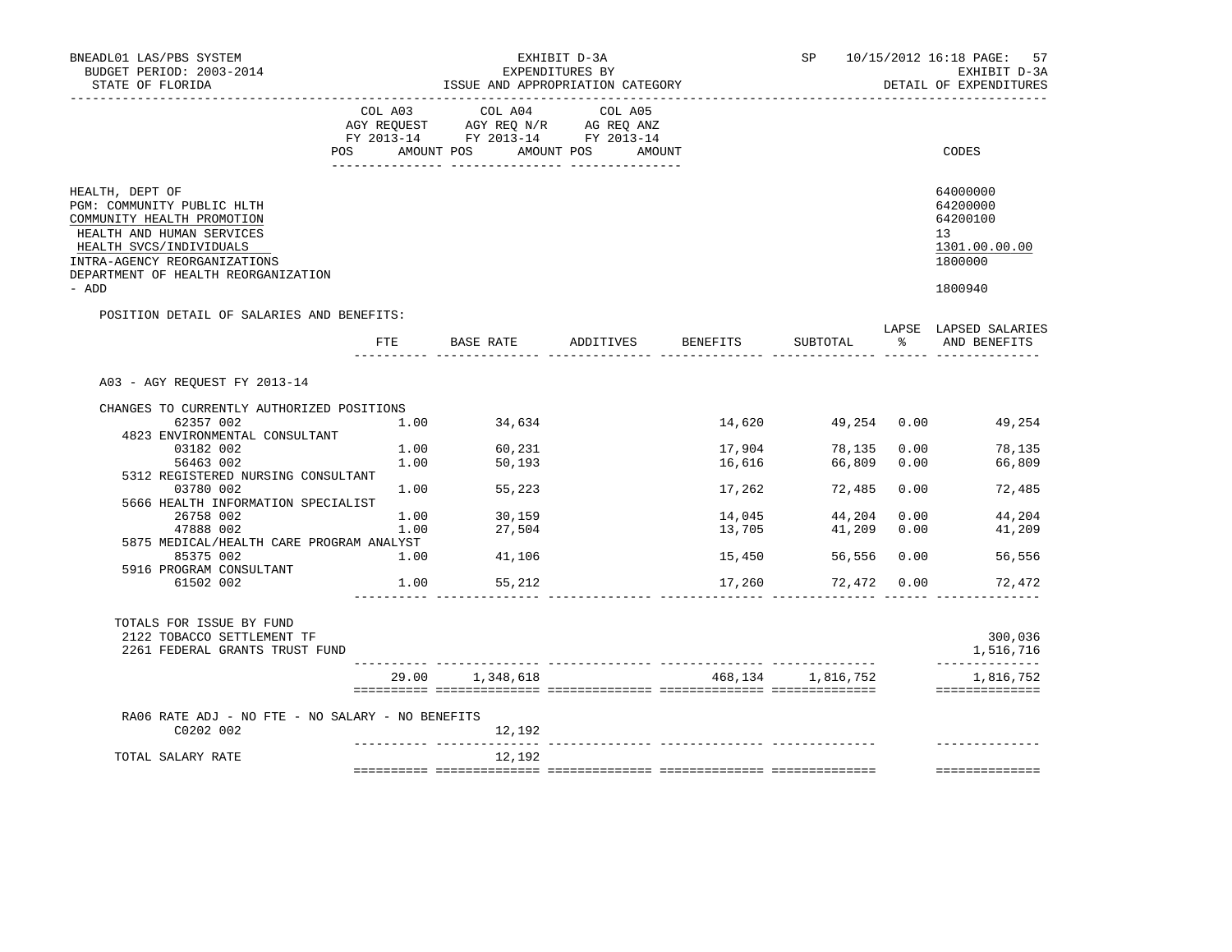BNEADL01 LAS/PBS SYSTEM
BUDGET PERIOD: 2003-2014
STATE OF FLORIDA

EXHIBIT D-3A
EXPENDITURES BY
ISSUE AND APPROPRIATION CATEGORY

SP 10/15/2012 16:18 PAGE: 57
EXHIBIT D-3A
DETAIL OF EXPENDITURES

| | COL A03 AGY REQUEST FY 2013-14 POS AMOUNT | COL A04 AGY REQ N/R FY 2013-14 POS AMOUNT | COL A05 AG REQ ANZ FY 2013-14 POS AMOUNT | CODES |
|---|---|---|---|---|
| HEALTH, DEPT OF | | | | 64000000 |
| PGM: COMMUNITY PUBLIC HLTH | | | | 64200000 |
| COMMUNITY HEALTH PROMOTION | | | | 64200100 |
| HEALTH AND HUMAN SERVICES | | | | 13 |
| HEALTH SVCS/INDIVIDUALS | | | | 1301.00.00.00 |
| INTRA-AGENCY REORGANIZATIONS | | | | 1800000 |
| DEPARTMENT OF HEALTH REORGANIZATION - ADD | | | | 1800940 |

POSITION DETAIL OF SALARIES AND BENEFITS:

| | FTE | BASE RATE | ADDITIVES | BENEFITS | SUBTOTAL | LAPSE % | LAPSED SALARIES AND BENEFITS |
|---|---|---|---|---|---|---|---|
| A03 - AGY REQUEST FY 2013-14 | | | | | | | |
| CHANGES TO CURRENTLY AUTHORIZED POSITIONS | | | | | | | |
| 62357 002 | 1.00 | 34,634 | | 14,620 | 49,254 | 0.00 | 49,254 |
| 4823 ENVIRONMENTAL CONSULTANT | | | | | | | |
| 03182 002 | 1.00 | 60,231 | | 17,904 | 78,135 | 0.00 | 78,135 |
| 56463 002 | 1.00 | 50,193 | | 16,616 | 66,809 | 0.00 | 66,809 |
| 5312 REGISTERED NURSING CONSULTANT | | | | | | | |
| 03780 002 | 1.00 | 55,223 | | 17,262 | 72,485 | 0.00 | 72,485 |
| 5666 HEALTH INFORMATION SPECIALIST | | | | | | | |
| 26758 002 | 1.00 | 30,159 | | 14,045 | 44,204 | 0.00 | 44,204 |
| 47888 002 | 1.00 | 27,504 | | 13,705 | 41,209 | 0.00 | 41,209 |
| 5875 MEDICAL/HEALTH CARE PROGRAM ANALYST | | | | | | | |
| 85375 002 | 1.00 | 41,106 | | 15,450 | 56,556 | 0.00 | 56,556 |
| 5916 PROGRAM CONSULTANT | | | | | | | |
| 61502 002 | 1.00 | 55,212 | | 17,260 | 72,472 | 0.00 | 72,472 |
| TOTALS FOR ISSUE BY FUND | | | | | | | |
| 2122 TOBACCO SETTLEMENT TF | | | | | | | 300,036 |
| 2261 FEDERAL GRANTS TRUST FUND | | | | | | | 1,516,716 |
| | 29.00 | 1,348,618 | | 468,134 | 1,816,752 | | 1,816,752 |
| RA06 RATE ADJ - NO FTE - NO SALARY - NO BENEFITS | | | | | | | |
| C0202 002 | | 12,192 | | | | | |
| TOTAL SALARY RATE | | 12,192 | | | | | |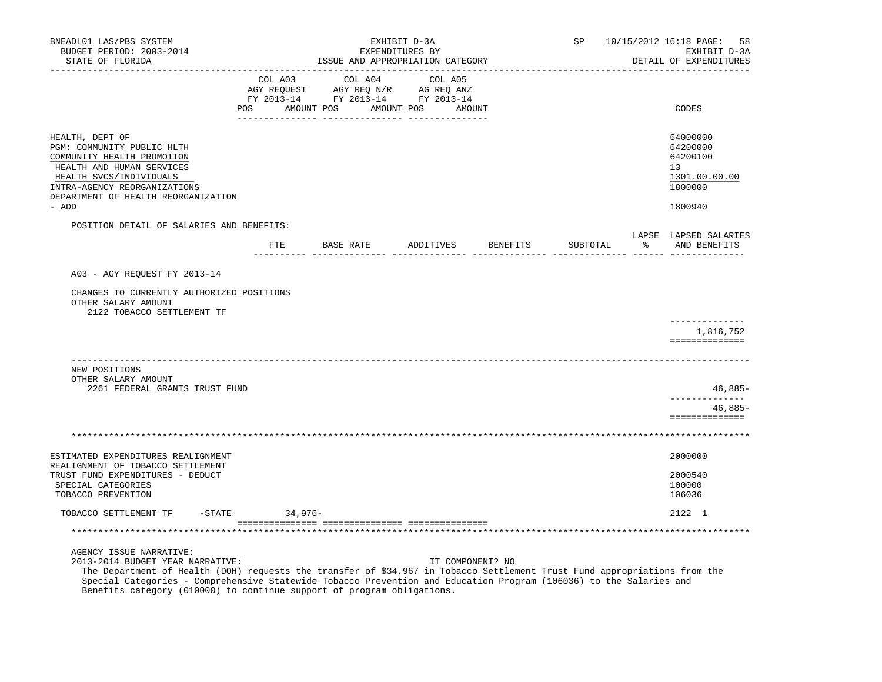BNEADL01 LAS/PBS SYSTEM — EXHIBIT D-3A — EXPENDITURES BY ISSUE AND APPROPRIATION CATEGORY — DETAIL OF EXPENDITURES

BUDGET PERIOD: 2003-2014 — STATE OF FLORIDA — SP 10/15/2012 16:18

| | COL A03 AGY REQUEST FY 2013-14 POS AMOUNT | COL A04 AGY REQ N/R FY 2013-14 POS AMOUNT | COL A05 AG REQ ANZ FY 2013-14 POS AMOUNT | CODES |
|---|---|---|---|---|
| HEALTH, DEPT OF | | | | 64000000 |
| PGM: COMMUNITY PUBLIC HLTH | | | | 64200000 |
| COMMUNITY HEALTH PROMOTION | | | | 64200100 |
| HEALTH AND HUMAN SERVICES | | | | 13 |
| HEALTH SVCS/INDIVIDUALS | | | | 1301.00.00.00 |
| INTRA-AGENCY REORGANIZATIONS | | | | 1800000 |
| DEPARTMENT OF HEALTH REORGANIZATION - ADD | | | | 1800940 |

POSITION DETAIL OF SALARIES AND BENEFITS:

| | FTE | BASE RATE | ADDITIVES | BENEFITS | SUBTOTAL | LAPSE % | LAPSED SALARIES AND BENEFITS |
|---|---|---|---|---|---|---|---|
| A03 - AGY REQUEST FY 2013-14 | | | | | | | |
| CHANGES TO CURRENTLY AUTHORIZED POSITIONS | | | | | | | |
| OTHER SALARY AMOUNT | | | | | | | |
| 2122 TOBACCO SETTLEMENT TF | | | | | | | |
| | | | | | | | 1,816,752 |
| NEW POSITIONS | | | | | | | |
| OTHER SALARY AMOUNT | | | | | | | |
| 2261 FEDERAL GRANTS TRUST FUND | | | | | | | 46,885- |
| | | | | | | | 46,885- |

| | COL A03 | COL A04 | COL A05 | CODES |
|---|---|---|---|---|
| ESTIMATED EXPENDITURES REALIGNMENT | | | | 2000000 |
| REALIGNMENT OF TOBACCO SETTLEMENT TRUST FUND EXPENDITURES - DEDUCT | | | | 2000540 |
| SPECIAL CATEGORIES | | | | 100000 |
| TOBACCO PREVENTION | | | | 106036 |
| TOBACCO SETTLEMENT TF -STATE | 34,976- | | | 2122 1 |

AGENCY ISSUE NARRATIVE:

2013-2014 BUDGET YEAR NARRATIVE: IT COMPONENT? NO

The Department of Health (DOH) requests the transfer of $34,967 in Tobacco Settlement Trust Fund appropriations from the Special Categories - Comprehensive Statewide Tobacco Prevention and Education Program (106036) to the Salaries and Benefits category (010000) to continue support of program obligations.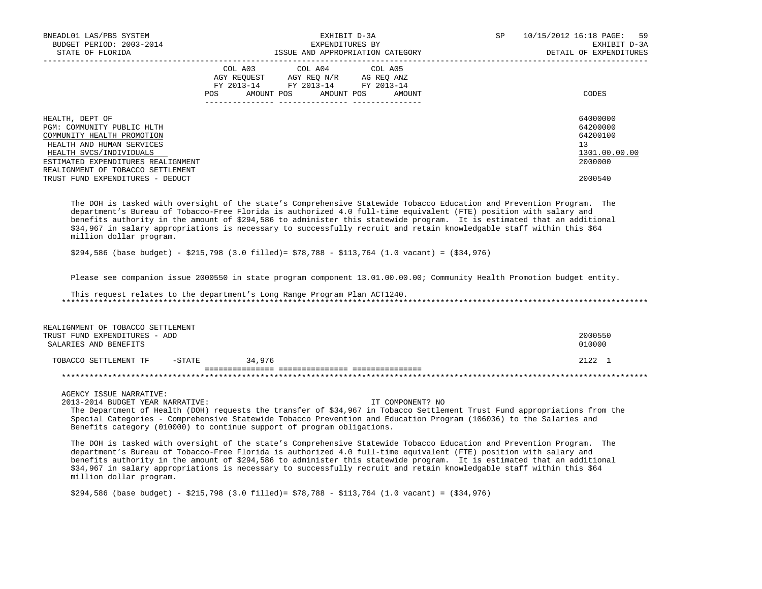| | COL A03 AGY REQUEST FY 2013-14 POS AMOUNT | COL A04 AGY REQ N/R FY 2013-14 POS AMOUNT | COL A05 AG REQ ANZ FY 2013-14 POS AMOUNT | CODES |
|---|---|---|---|---|
| HEALTH, DEPT OF | | | | 64000000 |
| PGM: COMMUNITY PUBLIC HLTH | | | | 64200000 |
| COMMUNITY HEALTH PROMOTION | | | | 64200100 |
| HEALTH AND HUMAN SERVICES | | | | 13 |
| HEALTH SVCS/INDIVIDUALS | | | | 1301.00.00.00 |
| ESTIMATED EXPENDITURES REALIGNMENT | | | | 2000000 |
| REALIGNMENT OF TOBACCO SETTLEMENT TRUST FUND EXPENDITURES - DEDUCT | | | | 2000540 |

The DOH is tasked with oversight of the state's Comprehensive Statewide Tobacco Education and Prevention Program. The department's Bureau of Tobacco-Free Florida is authorized 4.0 full-time equivalent (FTE) position with salary and benefits authority in the amount of $294,586 to administer this statewide program. It is estimated that an additional $34,967 in salary appropriations is necessary to successfully recruit and retain knowledgable staff within this $64 million dollar program.

$294,586 (base budget) - $215,798 (3.0 filled)= $78,788 - $113,764 (1.0 vacant) = ($34,976)

Please see companion issue 2000550 in state program component 13.01.00.00.00; Community Health Promotion budget entity.

This request relates to the department's Long Range Program Plan ACT1240.

*******************************************************************************************************************

| | COL A03 | COL A04 | COL A05 | CODES |
|---|---|---|---|---|
| REALIGNMENT OF TOBACCO SETTLEMENT TRUST FUND EXPENDITURES - ADD | | | | 2000550 |
| SALARIES AND BENEFITS | | | | 010000 |
| TOBACCO SETTLEMENT TF -STATE | 34,976 | | | 2122 1 |

*******************************************************************************************************************

AGENCY ISSUE NARRATIVE:

2013-2014 BUDGET YEAR NARRATIVE: IT COMPONENT? NO

The Department of Health (DOH) requests the transfer of $34,967 in Tobacco Settlement Trust Fund appropriations from the Special Categories - Comprehensive Statewide Tobacco Prevention and Education Program (106036) to the Salaries and Benefits category (010000) to continue support of program obligations.

The DOH is tasked with oversight of the state's Comprehensive Statewide Tobacco Education and Prevention Program. The department's Bureau of Tobacco-Free Florida is authorized 4.0 full-time equivalent (FTE) position with salary and benefits authority in the amount of $294,586 to administer this statewide program. It is estimated that an additional $34,967 in salary appropriations is necessary to successfully recruit and retain knowledgable staff within this $64 million dollar program.

$294,586 (base budget) - $215,798 (3.0 filled)= $78,788 - $113,764 (1.0 vacant) = ($34,976)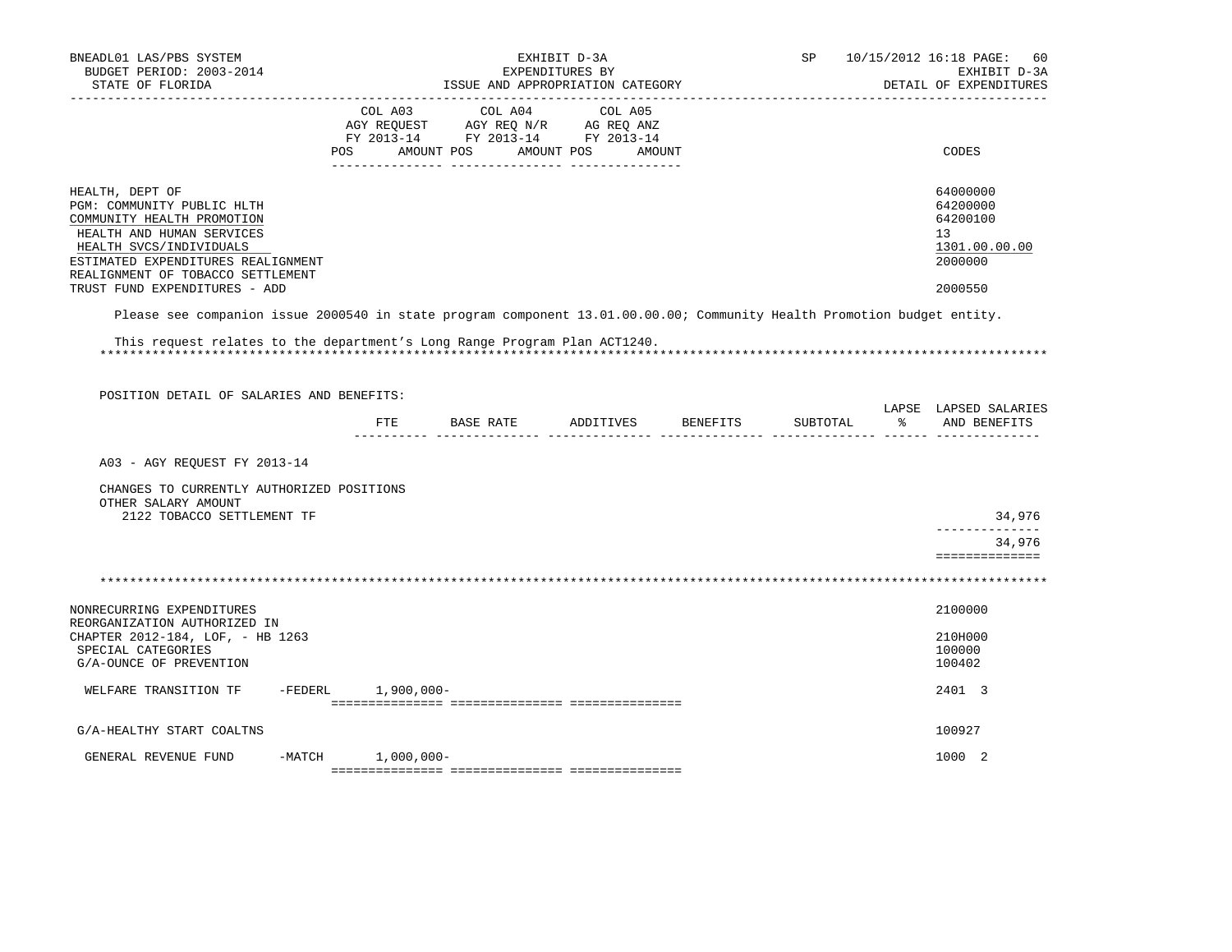BNEADL01 LAS/PBS SYSTEM
BUDGET PERIOD: 2003-2014
STATE OF FLORIDA

EXHIBIT D-3A
EXPENDITURES BY
ISSUE AND APPROPRIATION CATEGORY

SP 10/15/2012 16:18
EXHIBIT D-3A
DETAIL OF EXPENDITURES

| | COL A03 AGY REQUEST FY 2013-14 POS AMOUNT | COL A04 AGY REQ N/R FY 2013-14 POS AMOUNT | COL A05 AG REQ ANZ FY 2013-14 POS AMOUNT | CODES |
|---|---|---|---|---|
| HEALTH, DEPT OF | | | | 64000000 |
| PGM: COMMUNITY PUBLIC HLTH | | | | 64200000 |
| COMMUNITY HEALTH PROMOTION | | | | 64200100 |
| HEALTH AND HUMAN SERVICES | | | | 13 |
| HEALTH SVCS/INDIVIDUALS | | | | 1301.00.00.00 |
| ESTIMATED EXPENDITURES REALIGNMENT | | | | 2000000 |
| REALIGNMENT OF TOBACCO SETTLEMENT TRUST FUND EXPENDITURES - ADD | | | | 2000550 |

Please see companion issue 2000540 in state program component 13.01.00.00.00; Community Health Promotion budget entity.

This request relates to the department's Long Range Program Plan ACT1240.

POSITION DETAIL OF SALARIES AND BENEFITS:

| | FTE | BASE RATE | ADDITIVES | BENEFITS | SUBTOTAL | LAPSE % | LAPSED SALARIES AND BENEFITS |
|---|---|---|---|---|---|---|---|
| A03 - AGY REQUEST FY 2013-14 | | | | | | | |
| CHANGES TO CURRENTLY AUTHORIZED POSITIONS | | | | | | | |
| OTHER SALARY AMOUNT | | | | | | | |
| 2122 TOBACCO SETTLEMENT TF | | | | | | | 34,976 |
| | | | | | | | 34,976 |

| | COL A03 | COL A04 | COL A05 | CODES |
|---|---|---|---|---|
| NONRECURRING EXPENDITURES | | | | 2100000 |
| REORGANIZATION AUTHORIZED IN CHAPTER 2012-184, LOF, - HB 1263 | | | | 210H000 |
| SPECIAL CATEGORIES | | | | 100000 |
| G/A-OUNCE OF PREVENTION | | | | 100402 |
| WELFARE TRANSITION TF -FEDERL | 1,900,000- | | | 2401 3 |
| G/A-HEALTHY START COALTNS | | | | 100927 |
| GENERAL REVENUE FUND -MATCH | 1,000,000- | | | 1000 2 |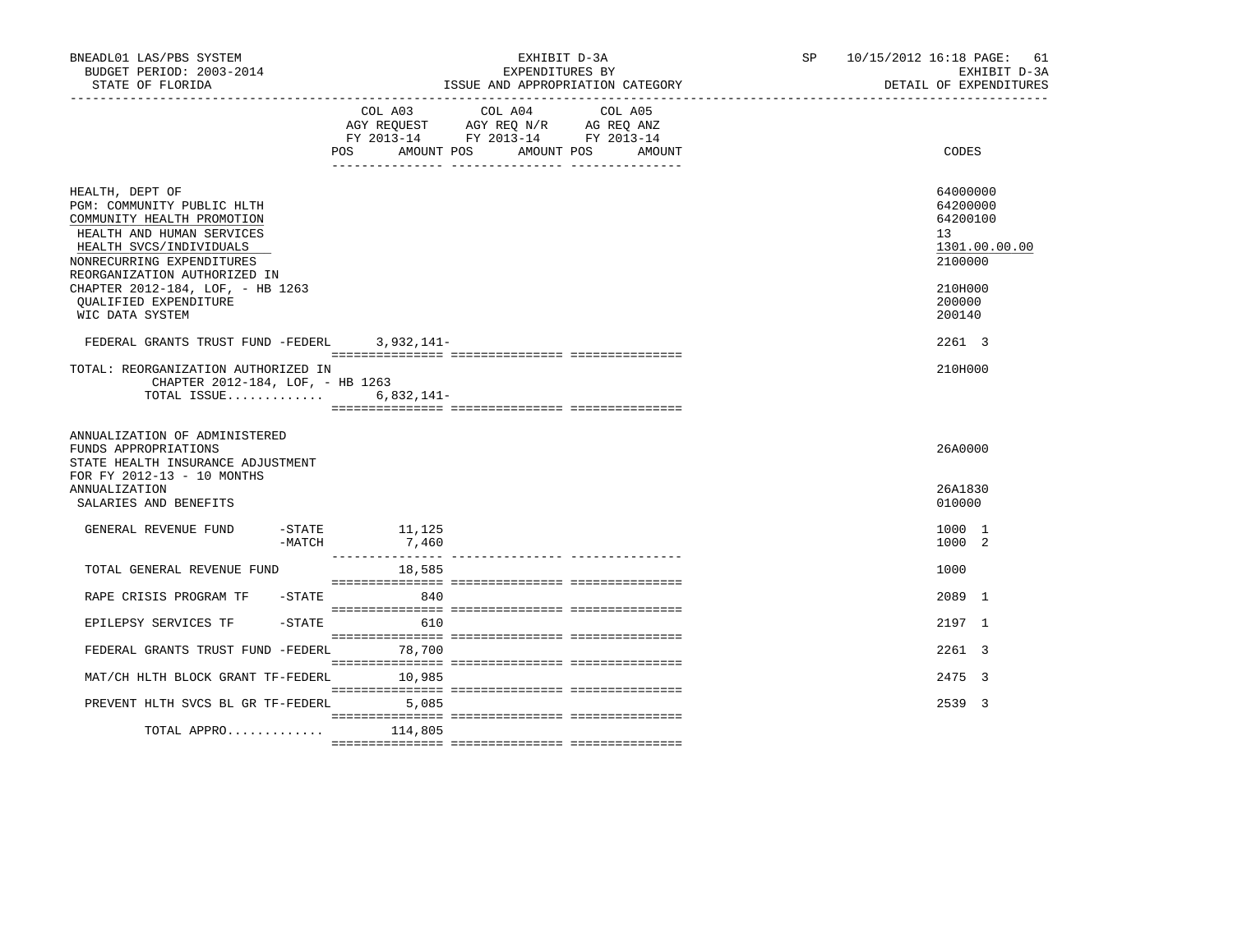BNEADL01 LAS/PBS SYSTEM — EXHIBIT D-3A — EXPENDITURES BY ISSUE AND APPROPRIATION CATEGORY
BUDGET PERIOD: 2003-2014 — STATE OF FLORIDA — SP 10/15/2012 16:18 — EXHIBIT D-3A DETAIL OF EXPENDITURES

| | COL A03 AGY REQUEST FY 2013-14 POS AMOUNT | COL A04 AGY REQ N/R FY 2013-14 POS AMOUNT | COL A05 AG REQ ANZ FY 2013-14 POS AMOUNT | CODES |
|---|---|---|---|---|
| HEALTH, DEPT OF | | | | 64000000 |
| PGM: COMMUNITY PUBLIC HLTH | | | | 64200000 |
| COMMUNITY HEALTH PROMOTION | | | | 64200100 |
| HEALTH AND HUMAN SERVICES | | | | 13 |
| HEALTH SVCS/INDIVIDUALS | | | | 1301.00.00.00 |
| NONRECURRING EXPENDITURES | | | | 2100000 |
| REORGANIZATION AUTHORIZED IN CHAPTER 2012-184, LOF, - HB 1263 | | | | 210H000 |
| QUALIFIED EXPENDITURE | | | | 200000 |
| WIC DATA SYSTEM | | | | 200140 |
| FEDERAL GRANTS TRUST FUND -FEDERL | 3,932,141- | | | 2261 3 |
| TOTAL: REORGANIZATION AUTHORIZED IN CHAPTER 2012-184, LOF, - HB 1263 | | | | 210H000 |
| TOTAL ISSUE............. | 6,832,141- | | | |
| ANNUALIZATION OF ADMINISTERED FUNDS APPROPRIATIONS | | | | 26A0000 |
| STATE HEALTH INSURANCE ADJUSTMENT FOR FY 2012-13 - 10 MONTHS ANNUALIZATION | | | | 26A1830 |
| SALARIES AND BENEFITS | | | | 010000 |
| GENERAL REVENUE FUND -STATE | 11,125 | | | 1000 1 |
| -MATCH | 7,460 | | | 1000 2 |
| TOTAL GENERAL REVENUE FUND | 18,585 | | | 1000 |
| RAPE CRISIS PROGRAM TF -STATE | 840 | | | 2089 1 |
| EPILEPSY SERVICES TF -STATE | 610 | | | 2197 1 |
| FEDERAL GRANTS TRUST FUND -FEDERL | 78,700 | | | 2261 3 |
| MAT/CH HLTH BLOCK GRANT TF-FEDERL | 10,985 | | | 2475 3 |
| PREVENT HLTH SVCS BL GR TF-FEDERL | 5,085 | | | 2539 3 |
| TOTAL APPRO............. | 114,805 | | | |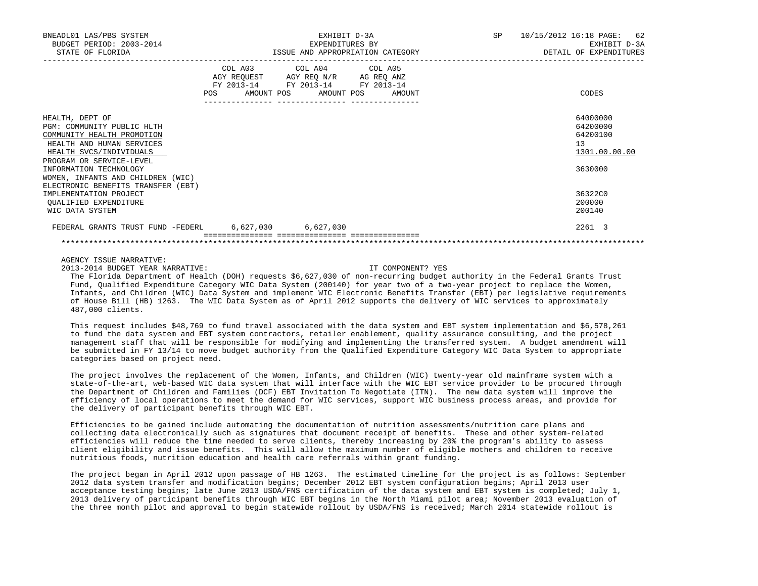| | COL A03 AGY REQUEST FY 2013-14 POS AMOUNT | COL A04 AGY REQ N/R FY 2013-14 POS AMOUNT | COL A05 AG REQ ANZ FY 2013-14 POS AMOUNT | CODES |
|---|---|---|---|---|
| HEALTH, DEPT OF | | | | 64000000 |
| PGM: COMMUNITY PUBLIC HLTH | | | | 64200000 |
| COMMUNITY HEALTH PROMOTION | | | | 64200100 |
| HEALTH AND HUMAN SERVICES | | | | 13 |
| HEALTH SVCS/INDIVIDUALS | | | | 1301.00.00.00 |
| PROGRAM OR SERVICE-LEVEL INFORMATION TECHNOLOGY | | | | 3630000 |
| WOMEN, INFANTS AND CHILDREN (WIC) ELECTRONIC BENEFITS TRANSFER (EBT) IMPLEMENTATION PROJECT | | | | 36322C0 |
| QUALIFIED EXPENDITURE | | | | 200000 |
| WIC DATA SYSTEM | | | | 200140 |
| FEDERAL GRANTS TRUST FUND -FEDERL | 6,627,030 | 6,627,030 | | 2261 3 |

AGENCY ISSUE NARRATIVE:

2013-2014 BUDGET YEAR NARRATIVE: IT COMPONENT? YES

The Florida Department of Health (DOH) requests $6,627,030 of non-recurring budget authority in the Federal Grants Trust Fund, Qualified Expenditure Category WIC Data System (200140) for year two of a two-year project to replace the Women, Infants, and Children (WIC) Data System and implement WIC Electronic Benefits Transfer (EBT) per legislative requirements of House Bill (HB) 1263. The WIC Data System as of April 2012 supports the delivery of WIC services to approximately 487,000 clients.

This request includes $48,769 to fund travel associated with the data system and EBT system implementation and $6,578,261 to fund the data system and EBT system contractors, retailer enablement, quality assurance consulting, and the project management staff that will be responsible for modifying and implementing the transferred system. A budget amendment will be submitted in FY 13/14 to move budget authority from the Qualified Expenditure Category WIC Data System to appropriate categories based on project need.

The project involves the replacement of the Women, Infants, and Children (WIC) twenty-year old mainframe system with a state-of-the-art, web-based WIC data system that will interface with the WIC EBT service provider to be procured through the Department of Children and Families (DCF) EBT Invitation To Negotiate (ITN). The new data system will improve the efficiency of local operations to meet the demand for WIC services, support WIC business process areas, and provide for the delivery of participant benefits through WIC EBT.

Efficiencies to be gained include automating the documentation of nutrition assessments/nutrition care plans and collecting data electronically such as signatures that document receipt of benefits. These and other system-related efficiencies will reduce the time needed to serve clients, thereby increasing by 20% the program's ability to assess client eligibility and issue benefits. This will allow the maximum number of eligible mothers and children to receive nutritious foods, nutrition education and health care referrals within grant funding.

The project began in April 2012 upon passage of HB 1263. The estimated timeline for the project is as follows: September 2012 data system transfer and modification begins; December 2012 EBT system configuration begins; April 2013 user acceptance testing begins; late June 2013 USDA/FNS certification of the data system and EBT system is completed; July 1, 2013 delivery of participant benefits through WIC EBT begins in the North Miami pilot area; November 2013 evaluation of the three month pilot and approval to begin statewide rollout by USDA/FNS is received; March 2014 statewide rollout is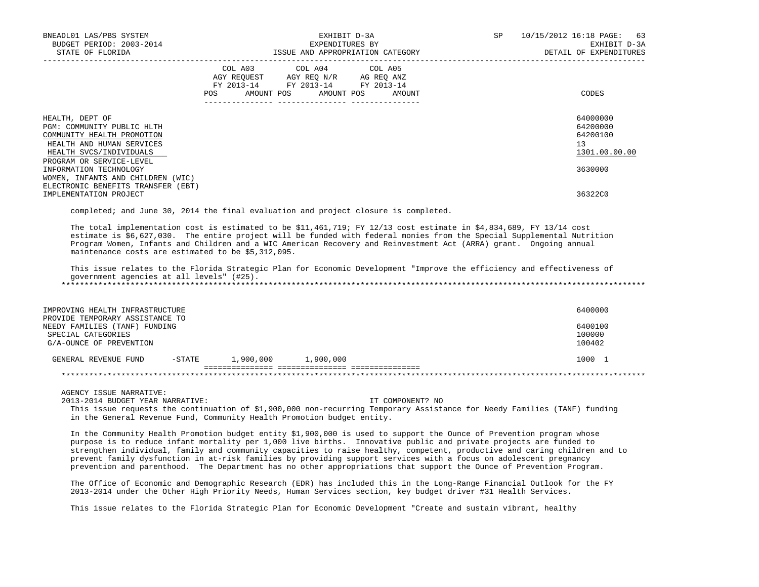| | COL A03 AGY REQUEST FY 2013-14 POS AMOUNT | COL A04 AGY REQ N/R FY 2013-14 POS AMOUNT | COL A05 AG REQ ANZ FY 2013-14 POS AMOUNT | CODES |
|---|---|---|---|---|
| HEALTH, DEPT OF | | | | 64000000 |
| PGM: COMMUNITY PUBLIC HLTH | | | | 64200000 |
| COMMUNITY HEALTH PROMOTION | | | | 64200100 |
| HEALTH AND HUMAN SERVICES | | | | 13 |
| HEALTH SVCS/INDIVIDUALS | | | | 1301.00.00.00 |
| PROGRAM OR SERVICE-LEVEL INFORMATION TECHNOLOGY | | | | 3630000 |
| WOMEN, INFANTS AND CHILDREN (WIC) ELECTRONIC BENEFITS TRANSFER (EBT) IMPLEMENTATION PROJECT | | | | 36322C0 |

completed; and June 30, 2014 the final evaluation and project closure is completed.

The total implementation cost is estimated to be $11,461,719; FY 12/13 cost estimate in $4,834,689, FY 13/14 cost estimate is $6,627,030. The entire project will be funded with federal monies from the Special Supplemental Nutrition Program Women, Infants and Children and a WIC American Recovery and Reinvestment Act (ARRA) grant. Ongoing annual maintenance costs are estimated to be $5,312,095.

This issue relates to the Florida Strategic Plan for Economic Development "Improve the efficiency and effectiveness of government agencies at all levels" (#25).

*******************************************************************************************************************

| | COL A03 | COL A04 | COL A05 | CODES |
|---|---|---|---|---|
| IMPROVING HEALTH INFRASTRUCTURE | | | | 6400000 |
| PROVIDE TEMPORARY ASSISTANCE TO NEEDY FAMILIES (TANF) FUNDING | | | | 6400100 |
| SPECIAL CATEGORIES | | | | 100000 |
| G/A-OUNCE OF PREVENTION | | | | 100402 |
| GENERAL REVENUE FUND -STATE | 1,900,000 | 1,900,000 | | 1000 1 |

*******************************************************************************************************************

AGENCY ISSUE NARRATIVE:

2013-2014 BUDGET YEAR NARRATIVE: IT COMPONENT? NO

This issue requests the continuation of $1,900,000 non-recurring Temporary Assistance for Needy Families (TANF) funding in the General Revenue Fund, Community Health Promotion budget entity.

In the Community Health Promotion budget entity $1,900,000 is used to support the Ounce of Prevention program whose purpose is to reduce infant mortality per 1,000 live births. Innovative public and private projects are funded to strengthen individual, family and community capacities to raise healthy, competent, productive and caring children and to prevent family dysfunction in at-risk families by providing support services with a focus on adolescent pregnancy prevention and parenthood. The Department has no other appropriations that support the Ounce of Prevention Program.

The Office of Economic and Demographic Research (EDR) has included this in the Long-Range Financial Outlook for the FY 2013-2014 under the Other High Priority Needs, Human Services section, key budget driver #31 Health Services.

This issue relates to the Florida Strategic Plan for Economic Development "Create and sustain vibrant, healthy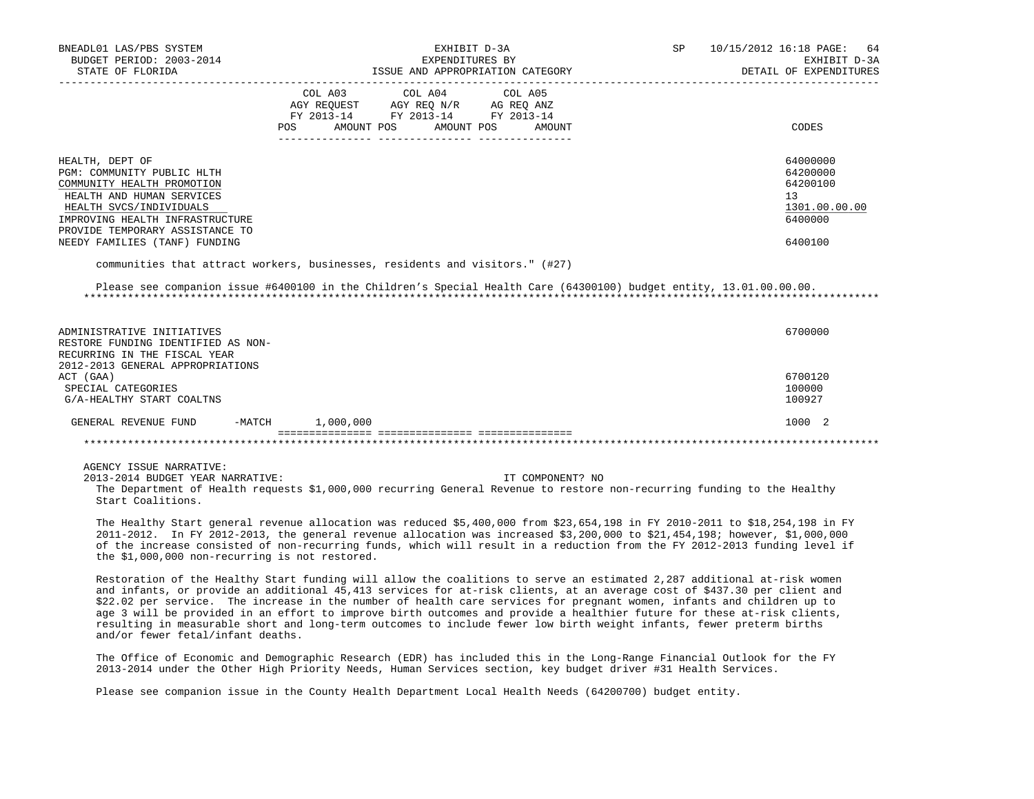| | COL A03 AGY REQUEST FY 2013-14 POS AMOUNT | COL A04 AGY REQ N/R FY 2013-14 POS AMOUNT | COL A05 AG REQ ANZ FY 2013-14 POS AMOUNT | CODES |
|---|---|---|---|---|
| HEALTH, DEPT OF | | | | 64000000 |
| PGM: COMMUNITY PUBLIC HLTH | | | | 64200000 |
| COMMUNITY HEALTH PROMOTION | | | | 64200100 |
| HEALTH AND HUMAN SERVICES | | | | 13 |
| HEALTH SVCS/INDIVIDUALS | | | | 1301.00.00.00 |
| IMPROVING HEALTH INFRASTRUCTURE | | | | 6400000 |
| PROVIDE TEMPORARY ASSISTANCE TO NEEDY FAMILIES (TANF) FUNDING | | | | 6400100 |

communities that attract workers, businesses, residents and visitors." (#27)

Please see companion issue #6400100 in the Children's Special Health Care (64300100) budget entity, 13.01.00.00.00.

*****************************************************************************************************************************

| | COL A03 AGY REQUEST FY 2013-14 POS AMOUNT | COL A04 AGY REQ N/R FY 2013-14 POS AMOUNT | COL A05 AG REQ ANZ FY 2013-14 POS AMOUNT | CODES |
|---|---|---|---|---|
| ADMINISTRATIVE INITIATIVES | | | | 6700000 |
| RESTORE FUNDING IDENTIFIED AS NON-RECURRING IN THE FISCAL YEAR 2012-2013 GENERAL APPROPRIATIONS ACT (GAA) | | | | 6700120 |
| SPECIAL CATEGORIES | | | | 100000 |
| G/A-HEALTHY START COALTNS | | | | 100927 |
| GENERAL REVENUE FUND -MATCH | 1,000,000 | | | 1000 2 |

*****************************************************************************************************************************

AGENCY ISSUE NARRATIVE:

2013-2014 BUDGET YEAR NARRATIVE: IT COMPONENT? NO

The Department of Health requests $1,000,000 recurring General Revenue to restore non-recurring funding to the Healthy Start Coalitions.

The Healthy Start general revenue allocation was reduced $5,400,000 from $23,654,198 in FY 2010-2011 to $18,254,198 in FY 2011-2012. In FY 2012-2013, the general revenue allocation was increased $3,200,000 to $21,454,198; however, $1,000,000 of the increase consisted of non-recurring funds, which will result in a reduction from the FY 2012-2013 funding level if the $1,000,000 non-recurring is not restored.

Restoration of the Healthy Start funding will allow the coalitions to serve an estimated 2,287 additional at-risk women and infants, or provide an additional 45,413 services for at-risk clients, at an average cost of $437.30 per client and $22.02 per service. The increase in the number of health care services for pregnant women, infants and children up to age 3 will be provided in an effort to improve birth outcomes and provide a healthier future for these at-risk clients, resulting in measurable short and long-term outcomes to include fewer low birth weight infants, fewer preterm births and/or fewer fetal/infant deaths.

The Office of Economic and Demographic Research (EDR) has included this in the Long-Range Financial Outlook for the FY 2013-2014 under the Other High Priority Needs, Human Services section, key budget driver #31 Health Services.

Please see companion issue in the County Health Department Local Health Needs (64200700) budget entity.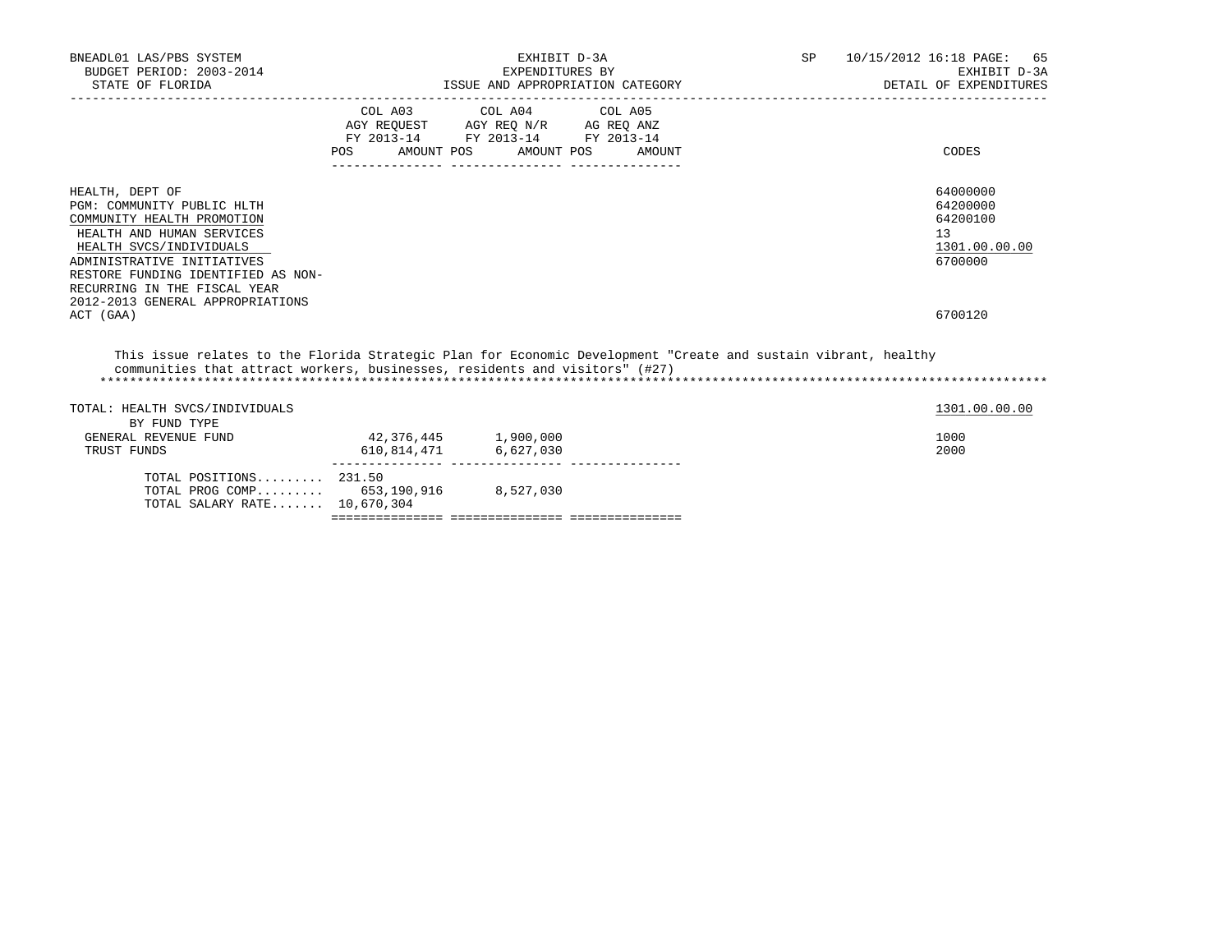BNEADL01 LAS/PBS SYSTEM
BUDGET PERIOD: 2003-2014
STATE OF FLORIDA

EXHIBIT D-3A
EXPENDITURES BY
ISSUE AND APPROPRIATION CATEGORY

SP 10/15/2012 16:18

EXHIBIT D-3A
DETAIL OF EXPENDITURES

| | COL A03 AGY REQUEST FY 2013-14 POS AMOUNT | COL A04 AGY REQ N/R FY 2013-14 POS AMOUNT | COL A05 AG REQ ANZ FY 2013-14 POS AMOUNT | CODES |
|---|---|---|---|---|
| HEALTH, DEPT OF | | | | 64000000 |
| PGM: COMMUNITY PUBLIC HLTH | | | | 64200000 |
| COMMUNITY HEALTH PROMOTION | | | | 64200100 |
| HEALTH AND HUMAN SERVICES | | | | 13 |
| HEALTH SVCS/INDIVIDUALS | | | | 1301.00.00.00 |
| ADMINISTRATIVE INITIATIVES | | | | 6700000 |
| RESTORE FUNDING IDENTIFIED AS NON-RECURRING IN THE FISCAL YEAR 2012-2013 GENERAL APPROPRIATIONS ACT (GAA) | | | | 6700120 |

This issue relates to the Florida Strategic Plan for Economic Development "Create and sustain vibrant, healthy communities that attract workers, businesses, residents and visitors" (#27)

| | COL A03 | COL A04 | COL A05 | CODES |
|---|---|---|---|---|
| TOTAL: HEALTH SVCS/INDIVIDUALS | | | | 1301.00.00.00 |
| BY FUND TYPE | | | | |
| GENERAL REVENUE FUND | 42,376,445 | 1,900,000 | | 1000 |
| TRUST FUNDS | 610,814,471 | 6,627,030 | | 2000 |
| TOTAL POSITIONS......... | 231.50 | | | |
| TOTAL PROG COMP......... | 653,190,916 | 8,527,030 | | |
| TOTAL SALARY RATE....... | 10,670,304 | | | |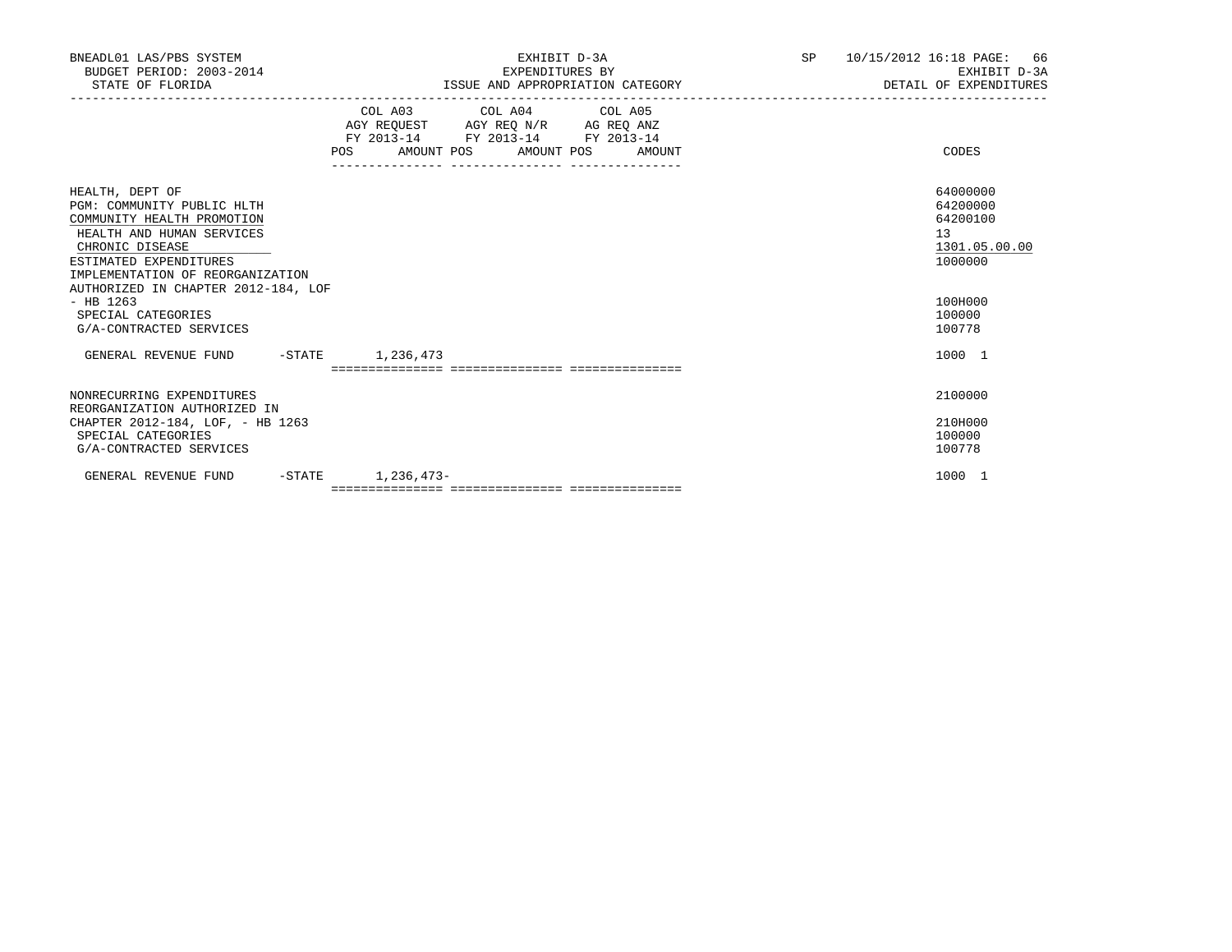BNEADL01 LAS/PBS SYSTEM
BUDGET PERIOD: 2003-2014
STATE OF FLORIDA

EXHIBIT D-3A
EXPENDITURES BY
ISSUE AND APPROPRIATION CATEGORY

SP 10/15/2012 16:18 PAGE: 66
EXHIBIT D-3A
DETAIL OF EXPENDITURES

| | COL A03 AGY REQUEST FY 2013-14 POS AMOUNT | COL A04 AGY REQ N/R FY 2013-14 POS AMOUNT | COL A05 AG REQ ANZ FY 2013-14 POS AMOUNT | CODES |
|---|---|---|---|---|
| HEALTH, DEPT OF | | | | 64000000 |
| PGM: COMMUNITY PUBLIC HLTH | | | | 64200000 |
| COMMUNITY HEALTH PROMOTION | | | | 64200100 |
| HEALTH AND HUMAN SERVICES | | | | 13 |
| CHRONIC DISEASE | | | | 1301.05.00.00 |
| ESTIMATED EXPENDITURES | | | | 1000000 |
| IMPLEMENTATION OF REORGANIZATION AUTHORIZED IN CHAPTER 2012-184, LOF - HB 1263 | | | | 100H000 |
| SPECIAL CATEGORIES | | | | 100000 |
| G/A-CONTRACTED SERVICES | | | | 100778 |
| GENERAL REVENUE FUND -STATE | 1,236,473 | | | 1000 1 |
| NONRECURRING EXPENDITURES | | | | 2100000 |
| REORGANIZATION AUTHORIZED IN CHAPTER 2012-184, LOF, - HB 1263 | | | | 210H000 |
| SPECIAL CATEGORIES | | | | 100000 |
| G/A-CONTRACTED SERVICES | | | | 100778 |
| GENERAL REVENUE FUND -STATE | 1,236,473- | | | 1000 1 |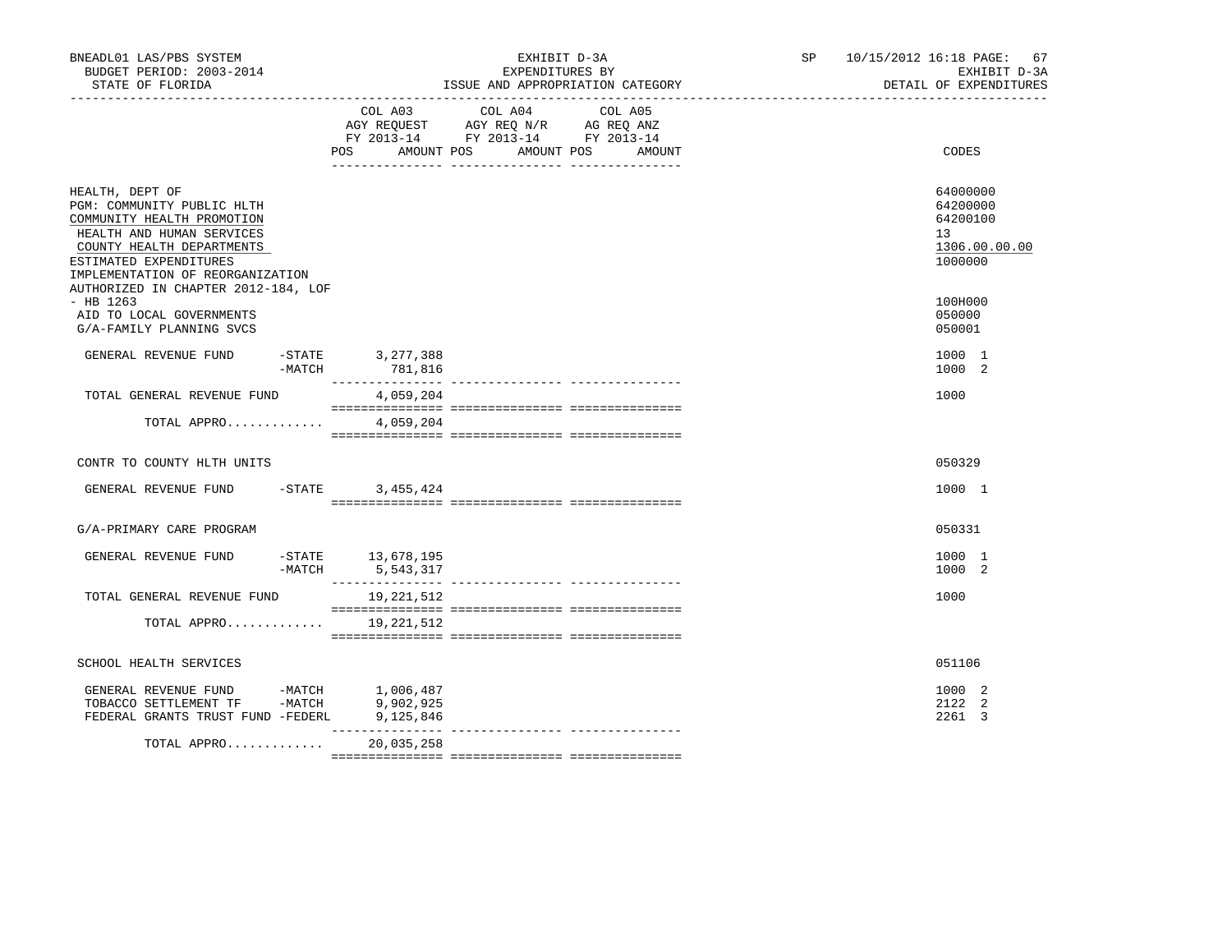BNEADL01 LAS/PBS SYSTEM | EXHIBIT D-3A | SP 10/15/2012 16:18
BUDGET PERIOD: 2003-2014 | EXPENDITURES BY | EXHIBIT D-3A
STATE OF FLORIDA | ISSUE AND APPROPRIATION CATEGORY | DETAIL OF EXPENDITURES

| | COL A03 AGY REQUEST FY 2013-14 POS AMOUNT | COL A04 AGY REQ N/R FY 2013-14 POS AMOUNT | COL A05 AG REQ ANZ FY 2013-14 POS AMOUNT | CODES |
|---|---|---|---|---|
| HEALTH, DEPT OF | | | | 64000000 |
| PGM: COMMUNITY PUBLIC HLTH | | | | 64200000 |
| COMMUNITY HEALTH PROMOTION | | | | 64200100 |
| HEALTH AND HUMAN SERVICES | | | | 13 |
| COUNTY HEALTH DEPARTMENTS | | | | 1306.00.00.00 |
| ESTIMATED EXPENDITURES | | | | 1000000 |
| IMPLEMENTATION OF REORGANIZATION AUTHORIZED IN CHAPTER 2012-184, LOF - HB 1263 | | | | 100H000 |
| AID TO LOCAL GOVERNMENTS | | | | 050000 |
| G/A-FAMILY PLANNING SVCS | | | | 050001 |
| GENERAL REVENUE FUND -STATE | 3,277,388 | | | 1000 1 |
| -MATCH | 781,816 | | | 1000 2 |
| TOTAL GENERAL REVENUE FUND | 4,059,204 | | | 1000 |
| TOTAL APPRO............ | 4,059,204 | | | |
| CONTR TO COUNTY HLTH UNITS | | | | 050329 |
| GENERAL REVENUE FUND -STATE | 3,455,424 | | | 1000 1 |
| G/A-PRIMARY CARE PROGRAM | | | | 050331 |
| GENERAL REVENUE FUND -STATE | 13,678,195 | | | 1000 1 |
| -MATCH | 5,543,317 | | | 1000 2 |
| TOTAL GENERAL REVENUE FUND | 19,221,512 | | | 1000 |
| TOTAL APPRO............ | 19,221,512 | | | |
| SCHOOL HEALTH SERVICES | | | | 051106 |
| GENERAL REVENUE FUND -MATCH | 1,006,487 | | | 1000 2 |
| TOBACCO SETTLEMENT TF -MATCH | 9,902,925 | | | 2122 2 |
| FEDERAL GRANTS TRUST FUND -FEDERL | 9,125,846 | | | 2261 3 |
| TOTAL APPRO............ | 20,035,258 | | | |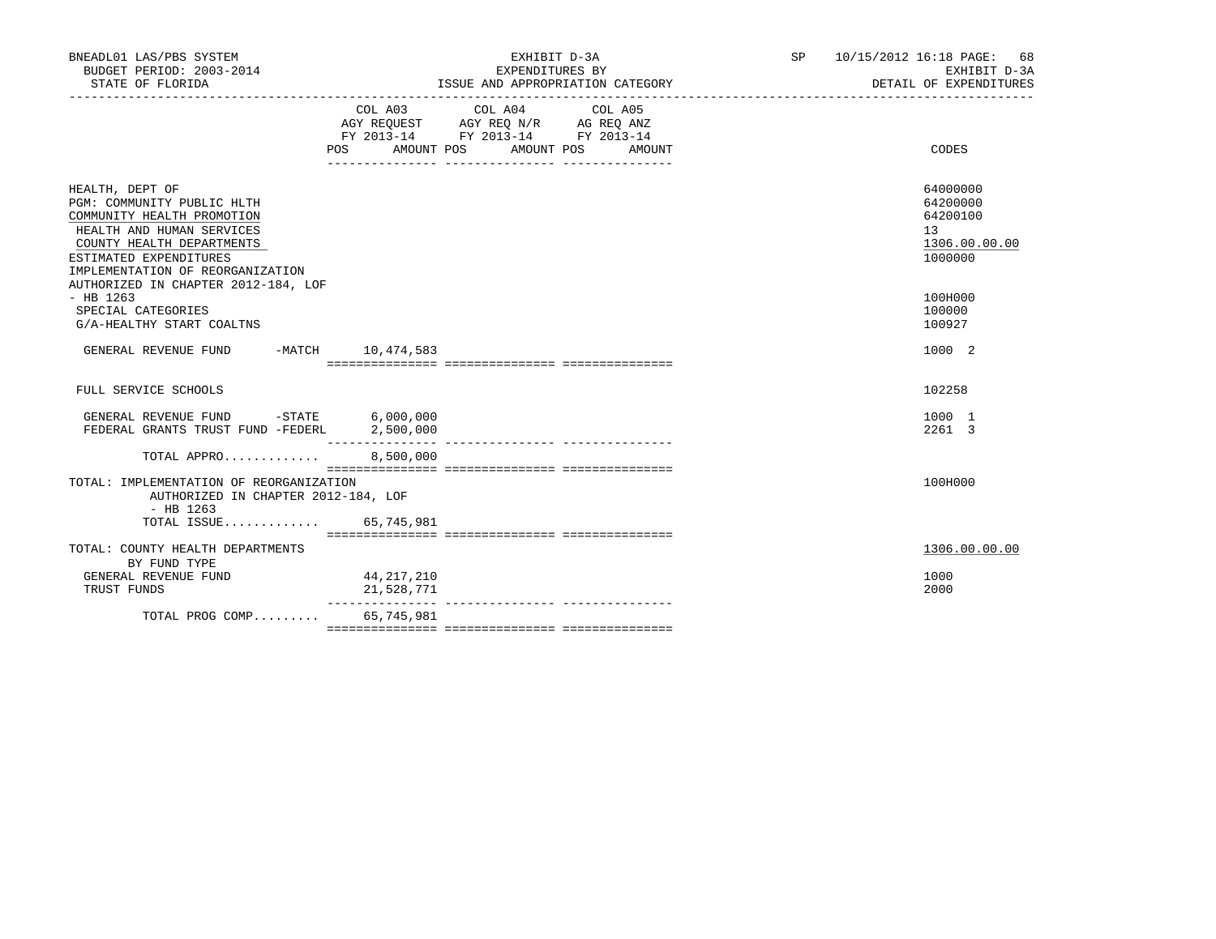| | COL A03 AGY REQUEST FY 2013-14 POS AMOUNT | COL A04 AGY REQ N/R FY 2013-14 POS AMOUNT | COL A05 AG REQ ANZ FY 2013-14 POS AMOUNT | CODES |
|---|---|---|---|---|
| HEALTH, DEPT OF | | | | 64000000 |
| PGM: COMMUNITY PUBLIC HLTH | | | | 64200000 |
| COMMUNITY HEALTH PROMOTION | | | | 64200100 |
| HEALTH AND HUMAN SERVICES | | | | 13 |
| COUNTY HEALTH DEPARTMENTS | | | | 1306.00.00.00 |
| ESTIMATED EXPENDITURES | | | | 1000000 |
| IMPLEMENTATION OF REORGANIZATION AUTHORIZED IN CHAPTER 2012-184, LOF - HB 1263 | | | | 100H000 |
| SPECIAL CATEGORIES | | | | 100000 |
| G/A-HEALTHY START COALTNS | | | | 100927 |
| GENERAL REVENUE FUND -MATCH | 10,474,583 | | | 1000 2 |
| FULL SERVICE SCHOOLS | | | | 102258 |
| GENERAL REVENUE FUND -STATE | 6,000,000 | | | 1000 1 |
| FEDERAL GRANTS TRUST FUND -FEDERL | 2,500,000 | | | 2261 3 |
| TOTAL APPRO............ | 8,500,000 | | | |
| TOTAL: IMPLEMENTATION OF REORGANIZATION AUTHORIZED IN CHAPTER 2012-184, LOF - HB 1263 | | | | 100H000 |
| TOTAL ISSUE............ | 65,745,981 | | | |
| TOTAL: COUNTY HEALTH DEPARTMENTS | | | | 1306.00.00.00 |
| BY FUND TYPE | | | | |
| GENERAL REVENUE FUND | 44,217,210 | | | 1000 |
| TRUST FUNDS | 21,528,771 | | | 2000 |
| TOTAL PROG COMP......... | 65,745,981 | | | |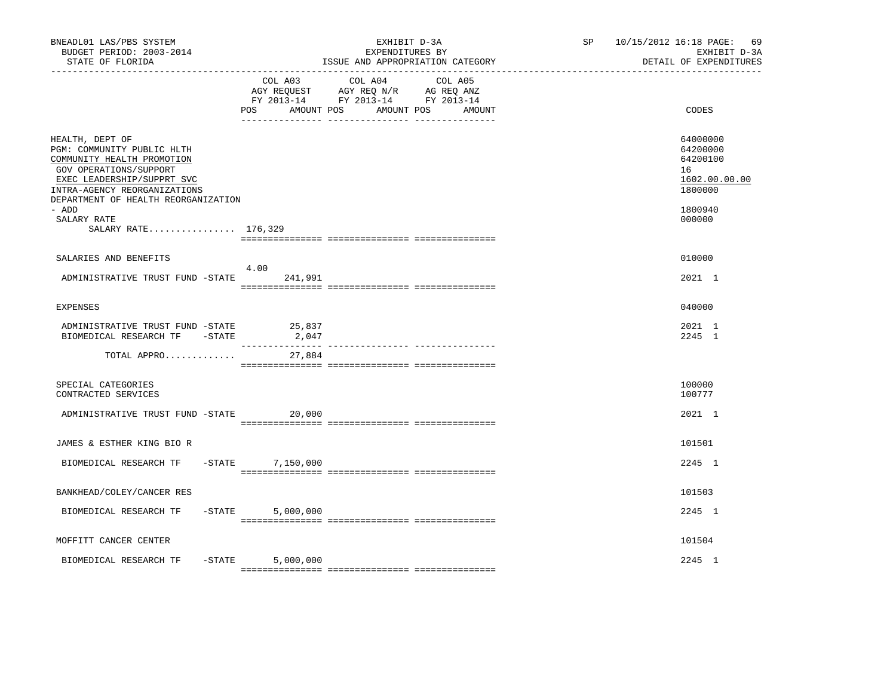BNEADL01 LAS/PBS SYSTEM
BUDGET PERIOD: 2003-2014
STATE OF FLORIDA

EXHIBIT D-3A
EXPENDITURES BY
ISSUE AND APPROPRIATION CATEGORY

SP 10/15/2012 16:18 PAGE: 69
EXHIBIT D-3A
DETAIL OF EXPENDITURES

| | COL A03 AGY REQUEST FY 2013-14 POS | AMOUNT | COL A04 AGY REQ N/R FY 2013-14 POS | AMOUNT | COL A05 AG REQ ANZ FY 2013-14 POS | AMOUNT | CODES |
|---|---|---|---|---|---|---|---|
| HEALTH, DEPT OF | | | | | | | 64000000 |
| PGM: COMMUNITY PUBLIC HLTH | | | | | | | 64200000 |
| COMMUNITY HEALTH PROMOTION | | | | | | | 64200100 |
| GOV OPERATIONS/SUPPORT | | | | | | | 16 |
| EXEC LEADERSHIP/SUPPRT SVC | | | | | | | 1602.00.00.00 |
| INTRA-AGENCY REORGANIZATIONS | | | | | | | 1800000 |
| DEPARTMENT OF HEALTH REORGANIZATION - ADD | | | | | | | 1800940 |
| SALARY RATE | | | | | | | 000000 |
| SALARY RATE................ 176,329 | | | | | | | |
| SALARIES AND BENEFITS | | | | | | | 010000 |
| ADMINISTRATIVE TRUST FUND -STATE | 4.00 | 241,991 | | | | | 2021 1 |
| EXPENSES | | | | | | | 040000 |
| ADMINISTRATIVE TRUST FUND -STATE | | 25,837 | | | | | 2021 1 |
| BIOMEDICAL RESEARCH TF -STATE | | 2,047 | | | | | 2245 1 |
| TOTAL APPRO............. | | 27,884 | | | | | |
| SPECIAL CATEGORIES | | | | | | | 100000 |
| CONTRACTED SERVICES | | | | | | | 100777 |
| ADMINISTRATIVE TRUST FUND -STATE | | 20,000 | | | | | 2021 1 |
| JAMES & ESTHER KING BIO R | | | | | | | 101501 |
| BIOMEDICAL RESEARCH TF -STATE | | 7,150,000 | | | | | 2245 1 |
| BANKHEAD/COLEY/CANCER RES | | | | | | | 101503 |
| BIOMEDICAL RESEARCH TF -STATE | | 5,000,000 | | | | | 2245 1 |
| MOFFITT CANCER CENTER | | | | | | | 101504 |
| BIOMEDICAL RESEARCH TF -STATE | | 5,000,000 | | | | | 2245 1 |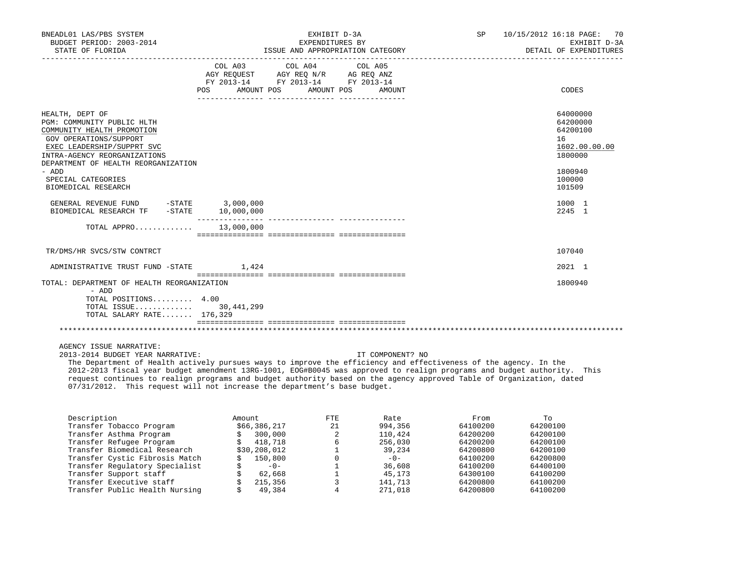BNEADL01 LAS/PBS SYSTEM
BUDGET PERIOD: 2003-2014
STATE OF FLORIDA

EXHIBIT D-3A
EXPENDITURES BY
ISSUE AND APPROPRIATION CATEGORY

SP 10/15/2012 16:18
EXHIBIT D-3A
DETAIL OF EXPENDITURES

| | COL A03 AGY REQUEST FY 2013-14 POS AMOUNT | COL A04 AGY REQ N/R FY 2013-14 POS AMOUNT | COL A05 AG REQ ANZ FY 2013-14 POS AMOUNT | CODES |
|---|---|---|---|---|
| HEALTH, DEPT OF | | | | 64000000 |
| PGM: COMMUNITY PUBLIC HLTH | | | | 64200000 |
| COMMUNITY HEALTH PROMOTION | | | | 64200100 |
| GOV OPERATIONS/SUPPORT | | | | 16 |
| EXEC LEADERSHIP/SUPPRT SVC | | | | 1602.00.00.00 |
| INTRA-AGENCY REORGANIZATIONS | | | | 1800000 |
| DEPARTMENT OF HEALTH REORGANIZATION - ADD | | | | 1800940 |
| SPECIAL CATEGORIES | | | | 100000 |
| BIOMEDICAL RESEARCH | | | | 101509 |
| GENERAL REVENUE FUND -STATE | 3,000,000 | | | 1000 1 |
| BIOMEDICAL RESEARCH TF -STATE | 10,000,000 | | | 2245 1 |
| TOTAL APPRO............ | 13,000,000 | | | |
| TR/DMS/HR SVCS/STW CONTRCT | | | | 107040 |
| ADMINISTRATIVE TRUST FUND -STATE | 1,424 | | | 2021 1 |
| TOTAL: DEPARTMENT OF HEALTH REORGANIZATION - ADD | | | | 1800940 |
| TOTAL POSITIONS......... | 4.00 | | | |
| TOTAL ISSUE............ | 30,441,299 | | | |
| TOTAL SALARY RATE....... | 176,329 | | | |

AGENCY ISSUE NARRATIVE:

2013-2014 BUDGET YEAR NARRATIVE: IT COMPONENT? NO

The Department of Health actively pursues ways to improve the efficiency and effectiveness of the agency. In the 2012-2013 fiscal year budget amendment 13RG-1001, EOG#B0045 was approved to realign programs and budget authority. This request continues to realign programs and budget authority based on the agency approved Table of Organization, dated 07/31/2012. This request will not increase the department's base budget.

| Description | Amount | FTE | Rate | From | To |
|---|---|---|---|---|---|
| Transfer Tobacco Program | $66,386,217 | 21 | 994,356 | 64100200 | 64200100 |
| Transfer Asthma Program | $ 300,000 | 2 | 110,424 | 64200200 | 64200100 |
| Transfer Refugee Program | $ 418,718 | 6 | 256,030 | 64200200 | 64200100 |
| Transfer Biomedical Research | $30,208,012 | 1 | 39,234 | 64200800 | 64200100 |
| Transfer Cystic Fibrosis Match | $ 150,800 | 0 | -0- | 64100200 | 64200800 |
| Transfer Regulatory Specialist | $ -0- | 1 | 36,608 | 64100200 | 64400100 |
| Transfer Support staff | $ 62,668 | 1 | 45,173 | 64300100 | 64100200 |
| Transfer Executive staff | $ 215,356 | 3 | 141,713 | 64200800 | 64100200 |
| Transfer Public Health Nursing | $ 49,384 | 4 | 271,018 | 64200800 | 64100200 |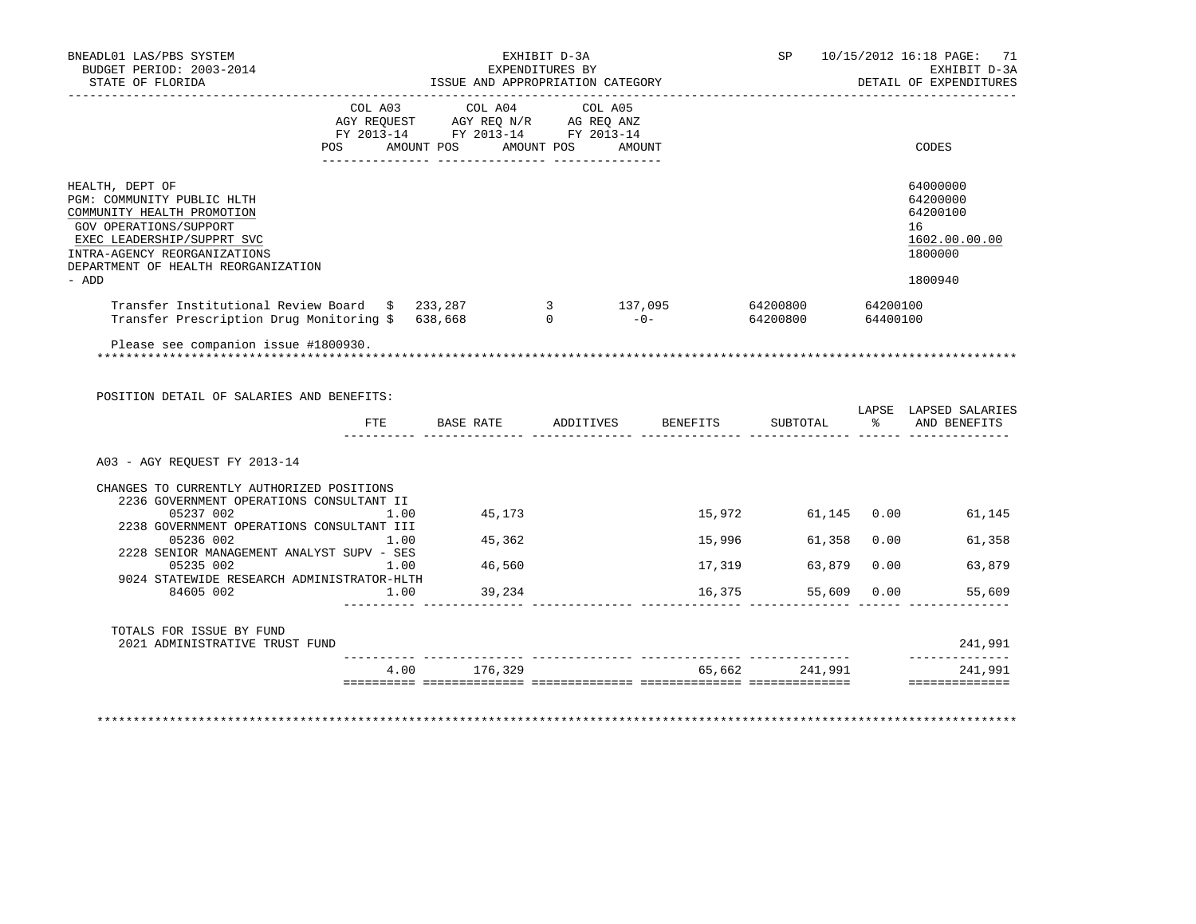BNEADL01 LAS/PBS SYSTEM — EXHIBIT D-3A — SP 10/15/2012 16:18

BUDGET PERIOD: 2003-2014 — EXPENDITURES BY — EXHIBIT D-3A

STATE OF FLORIDA — ISSUE AND APPROPRIATION CATEGORY — DETAIL OF EXPENDITURES

| | COL A03 AGY REQUEST FY 2013-14 POS | AMOUNT | COL A04 AGY REQ N/R FY 2013-14 POS | AMOUNT | COL A05 AG REQ ANZ FY 2013-14 POS | AMOUNT | CODES |
|---|---|---|---|---|---|---|---|
| HEALTH, DEPT OF | | | | | | | 64000000 |
| PGM: COMMUNITY PUBLIC HLTH | | | | | | | 64200000 |
| COMMUNITY HEALTH PROMOTION | | | | | | | 64200100 |
| GOV OPERATIONS/SUPPORT | | | | | | | 16 |
| EXEC LEADERSHIP/SUPPRT SVC | | | | | | | 1602.00.00.00 |
| INTRA-AGENCY REORGANIZATIONS | | | | | | | 1800000 |
| DEPARTMENT OF HEALTH REORGANIZATION - ADD | | | | | | | 1800940 |

Transfer Institutional Review Board $ 233,287 3 137,095 64200800 64200100
Transfer Prescription Drug Monitoring $ 638,668 0 -0- 64200800 64400100

Please see companion issue #1800930.

POSITION DETAIL OF SALARIES AND BENEFITS:

| | FTE | BASE RATE | ADDITIVES | BENEFITS | SUBTOTAL | LAPSE % | LAPSED SALARIES AND BENEFITS |
|---|---|---|---|---|---|---|---|
| A03 - AGY REQUEST FY 2013-14 | | | | | | | |
| CHANGES TO CURRENTLY AUTHORIZED POSITIONS | | | | | | | |
| 2236 GOVERNMENT OPERATIONS CONSULTANT II | | | | | | | |
| 05237 002 | 1.00 | 45,173 | | 15,972 | 61,145 | 0.00 | 61,145 |
| 2238 GOVERNMENT OPERATIONS CONSULTANT III | | | | | | | |
| 05236 002 | 1.00 | 45,362 | | 15,996 | 61,358 | 0.00 | 61,358 |
| 2228 SENIOR MANAGEMENT ANALYST SUPV - SES | | | | | | | |
| 05235 002 | 1.00 | 46,560 | | 17,319 | 63,879 | 0.00 | 63,879 |
| 9024 STATEWIDE RESEARCH ADMINISTRATOR-HLTH | | | | | | | |
| 84605 002 | 1.00 | 39,234 | | 16,375 | 55,609 | 0.00 | 55,609 |
| TOTALS FOR ISSUE BY FUND | | | | | | | |
| 2021 ADMINISTRATIVE TRUST FUND | | | | | | | 241,991 |
| | 4.00 | 176,329 | | 65,662 | 241,991 | | 241,991 |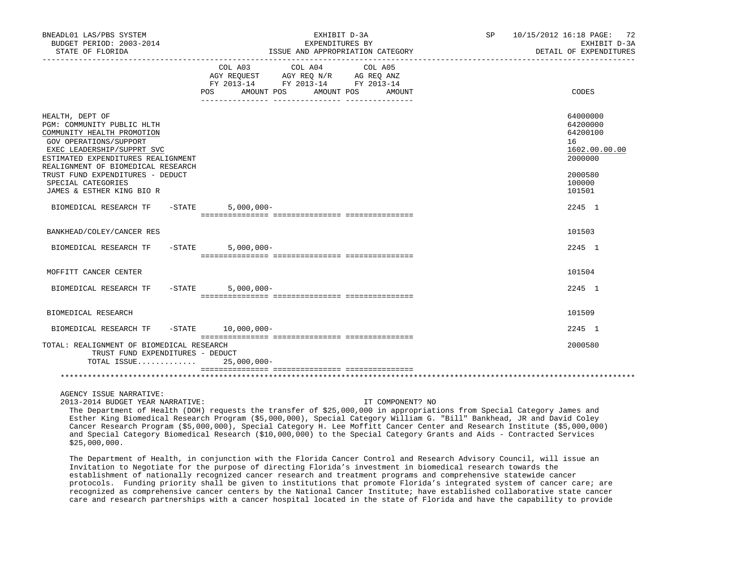BNEADL01 LAS/PBS SYSTEM | EXHIBIT D-3A | SP 10/15/2012 16:18
BUDGET PERIOD: 2003-2014 | EXPENDITURES BY | EXHIBIT D-3A
STATE OF FLORIDA | ISSUE AND APPROPRIATION CATEGORY | DETAIL OF EXPENDITURES

| | COL A03 AGY REQUEST FY 2013-14 POS AMOUNT | COL A04 AGY REQ N/R FY 2013-14 POS AMOUNT | COL A05 AG REQ ANZ FY 2013-14 POS AMOUNT | CODES |
|---|---|---|---|---|
| HEALTH, DEPT OF | | | | 64000000 |
| PGM: COMMUNITY PUBLIC HLTH | | | | 64200000 |
| COMMUNITY HEALTH PROMOTION | | | | 64200100 |
| GOV OPERATIONS/SUPPORT | | | | 16 |
| EXEC LEADERSHIP/SUPPRT SVC | | | | 1602.00.00.00 |
| ESTIMATED EXPENDITURES REALIGNMENT | | | | 2000000 |
| REALIGNMENT OF BIOMEDICAL RESEARCH TRUST FUND EXPENDITURES - DEDUCT | | | | 2000580 |
| SPECIAL CATEGORIES | | | | 100000 |
| JAMES & ESTHER KING BIO R | | | | 101501 |
| BIOMEDICAL RESEARCH TF -STATE | 5,000,000- | | | 2245 1 |
| BANKHEAD/COLEY/CANCER RES | | | | 101503 |
| BIOMEDICAL RESEARCH TF -STATE | 5,000,000- | | | 2245 1 |
| MOFFITT CANCER CENTER | | | | 101504 |
| BIOMEDICAL RESEARCH TF -STATE | 5,000,000- | | | 2245 1 |
| BIOMEDICAL RESEARCH | | | | 101509 |
| BIOMEDICAL RESEARCH TF -STATE | 10,000,000- | | | 2245 1 |
| TOTAL: REALIGNMENT OF BIOMEDICAL RESEARCH TRUST FUND EXPENDITURES - DEDUCT | | | | 2000580 |
| TOTAL ISSUE............ | 25,000,000- | | | |

AGENCY ISSUE NARRATIVE:

2013-2014 BUDGET YEAR NARRATIVE: IT COMPONENT? NO

The Department of Health (DOH) requests the transfer of $25,000,000 in appropriations from Special Category James and Esther King Biomedical Research Program ($5,000,000), Special Category William G. "Bill" Bankhead, JR and David Coley Cancer Research Program ($5,000,000), Special Category H. Lee Moffitt Cancer Center and Research Institute ($5,000,000) and Special Category Biomedical Research ($10,000,000) to the Special Category Grants and Aids - Contracted Services $25,000,000.

The Department of Health, in conjunction with the Florida Cancer Control and Research Advisory Council, will issue an Invitation to Negotiate for the purpose of directing Florida's investment in biomedical research towards the establishment of nationally recognized cancer research and treatment programs and comprehensive statewide cancer protocols. Funding priority shall be given to institutions that promote Florida's integrated system of cancer care; are recognized as comprehensive cancer centers by the National Cancer Institute; have established collaborative state cancer care and research partnerships with a cancer hospital located in the state of Florida and have the capability to provide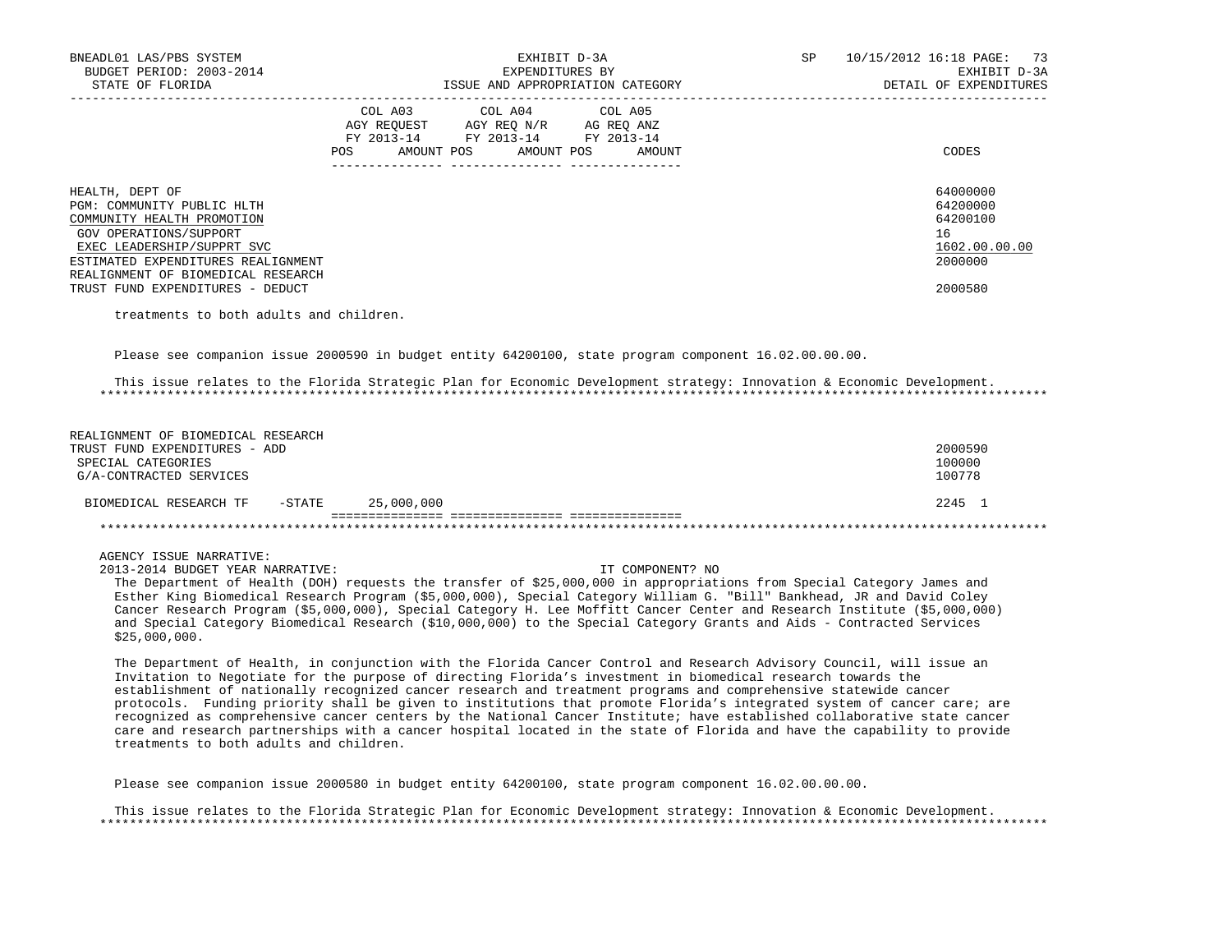| | COL A03 AGY REQUEST FY 2013-14 POS AMOUNT | COL A04 AGY REQ N/R FY 2013-14 POS AMOUNT | COL A05 AG REQ ANZ FY 2013-14 POS AMOUNT | CODES |
|---|---|---|---|---|
| HEALTH, DEPT OF | | | | 64000000 |
| PGM: COMMUNITY PUBLIC HLTH | | | | 64200000 |
| COMMUNITY HEALTH PROMOTION | | | | 64200100 |
| GOV OPERATIONS/SUPPORT | | | | 16 |
| EXEC LEADERSHIP/SUPPRT SVC | | | | 1602.00.00.00 |
| ESTIMATED EXPENDITURES REALIGNMENT | | | | 2000000 |
| REALIGNMENT OF BIOMEDICAL RESEARCH TRUST FUND EXPENDITURES - DEDUCT | | | | 2000580 |

treatments to both adults and children.

Please see companion issue 2000590 in budget entity 64200100, state program component 16.02.00.00.00.

This issue relates to the Florida Strategic Plan for Economic Development strategy: Innovation & Economic Development.

| | COL A03 | COL A04 | COL A05 | CODES |
|---|---|---|---|---|
| REALIGNMENT OF BIOMEDICAL RESEARCH TRUST FUND EXPENDITURES - ADD | | | | 2000590 |
| SPECIAL CATEGORIES | | | | 100000 |
| G/A-CONTRACTED SERVICES | | | | 100778 |
| BIOMEDICAL RESEARCH TF -STATE | 25,000,000 | | | 2245 1 |

AGENCY ISSUE NARRATIVE:

2013-2014 BUDGET YEAR NARRATIVE: IT COMPONENT? NO

The Department of Health (DOH) requests the transfer of $25,000,000 in appropriations from Special Category James and Esther King Biomedical Research Program ($5,000,000), Special Category William G. "Bill" Bankhead, JR and David Coley Cancer Research Program ($5,000,000), Special Category H. Lee Moffitt Cancer Center and Research Institute ($5,000,000) and Special Category Biomedical Research ($10,000,000) to the Special Category Grants and Aids - Contracted Services $25,000,000.

The Department of Health, in conjunction with the Florida Cancer Control and Research Advisory Council, will issue an Invitation to Negotiate for the purpose of directing Florida's investment in biomedical research towards the establishment of nationally recognized cancer research and treatment programs and comprehensive statewide cancer protocols. Funding priority shall be given to institutions that promote Florida's integrated system of cancer care; are recognized as comprehensive cancer centers by the National Cancer Institute; have established collaborative state cancer care and research partnerships with a cancer hospital located in the state of Florida and have the capability to provide treatments to both adults and children.

Please see companion issue 2000580 in budget entity 64200100, state program component 16.02.00.00.00.

This issue relates to the Florida Strategic Plan for Economic Development strategy: Innovation & Economic Development.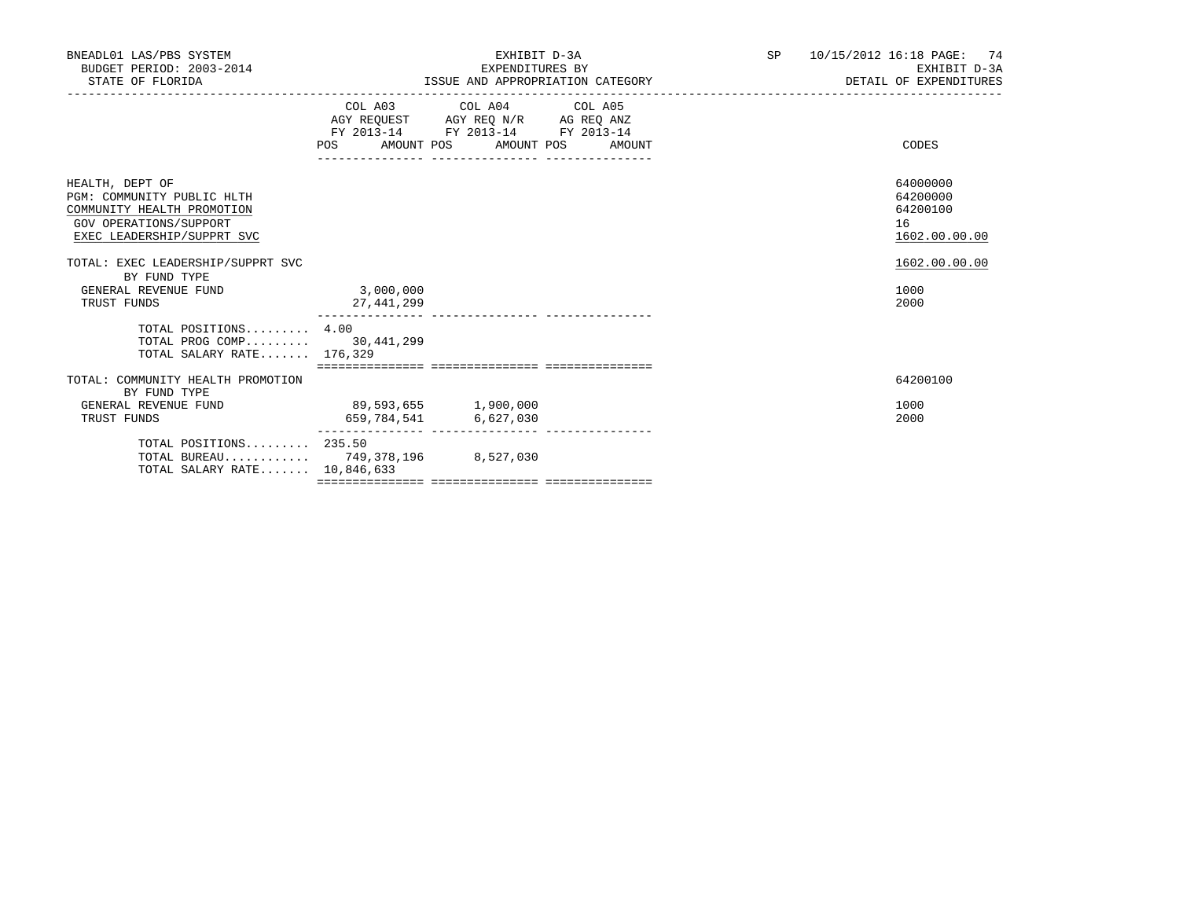BNEADL01 LAS/PBS SYSTEM
BUDGET PERIOD: 2003-2014
STATE OF FLORIDA

EXHIBIT D-3A
EXPENDITURES BY
ISSUE AND APPROPRIATION CATEGORY

SP 10/15/2012 16:18
EXHIBIT D-3A
DETAIL OF EXPENDITURES

| | COL A03 AGY REQUEST FY 2013-14 POS | AMOUNT | COL A04 AGY REQ N/R FY 2013-14 POS | AMOUNT | COL A05 AG REQ ANZ FY 2013-14 POS | AMOUNT | CODES |
|---|---|---|---|---|---|---|---|
| HEALTH, DEPT OF | | | | | | | 64000000 |
| PGM: COMMUNITY PUBLIC HLTH | | | | | | | 64200000 |
| COMMUNITY HEALTH PROMOTION | | | | | | | 64200100 |
| GOV OPERATIONS/SUPPORT | | | | | | | 16 |
| EXEC LEADERSHIP/SUPPRT SVC | | | | | | | 1602.00.00.00 |
| TOTAL: EXEC LEADERSHIP/SUPPRT SVC | | | | | | | 1602.00.00.00 |
| BY FUND TYPE | | | | | | | |
| GENERAL REVENUE FUND | | 3,000,000 | | | | | 1000 |
| TRUST FUNDS | | 27,441,299 | | | | | 2000 |
| TOTAL POSITIONS......... | 4.00 | | | | | | |
| TOTAL PROG COMP......... | | 30,441,299 | | | | | |
| TOTAL SALARY RATE....... | | 176,329 | | | | | |
| TOTAL: COMMUNITY HEALTH PROMOTION | | | | | | | 64200100 |
| BY FUND TYPE | | | | | | | |
| GENERAL REVENUE FUND | | 89,593,655 | | 1,900,000 | | | 1000 |
| TRUST FUNDS | | 659,784,541 | | 6,627,030 | | | 2000 |
| TOTAL POSITIONS......... | 235.50 | | | | | | |
| TOTAL BUREAU............ | | 749,378,196 | | 8,527,030 | | | |
| TOTAL SALARY RATE....... | | 10,846,633 | | | | | |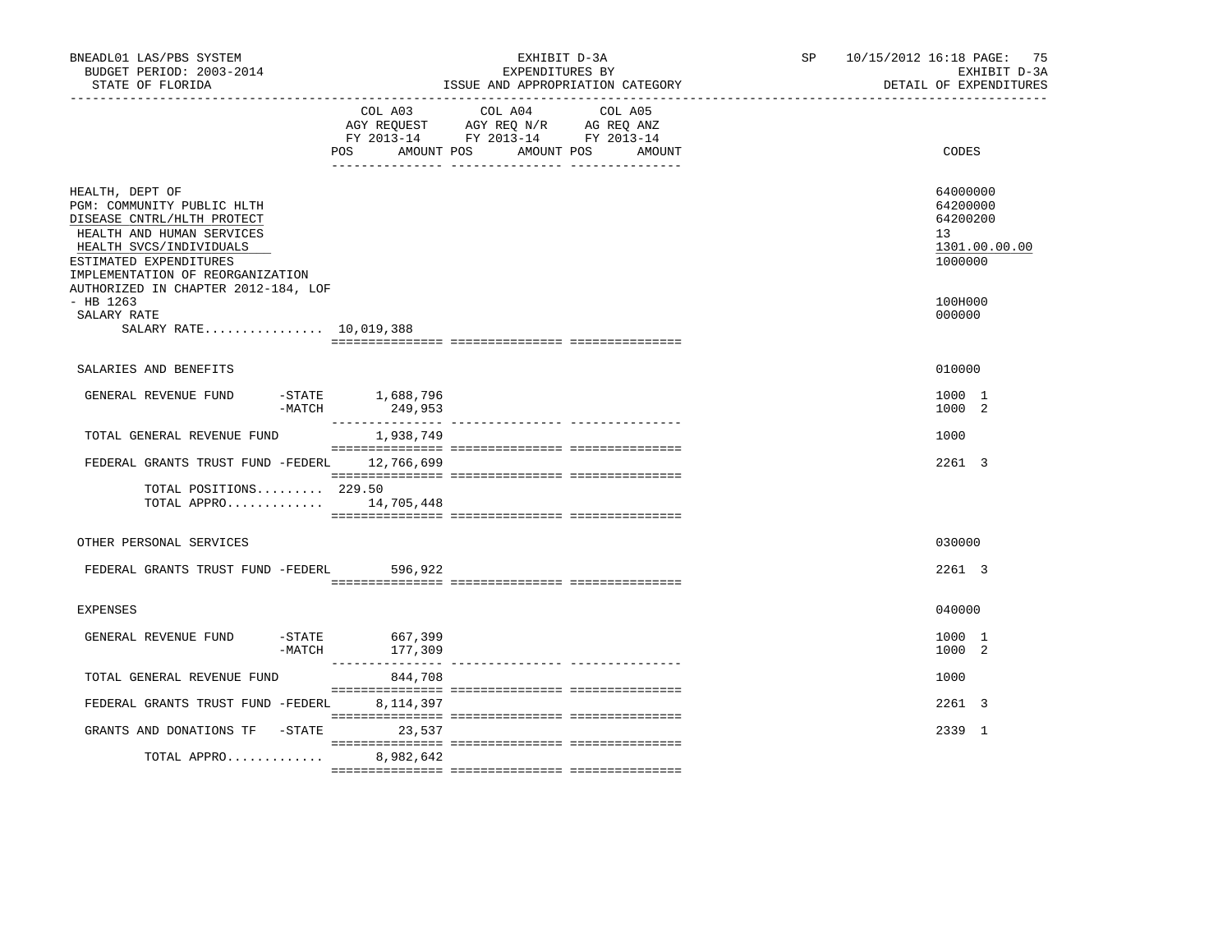BNEADL01 LAS/PBS SYSTEM
BUDGET PERIOD: 2003-2014
STATE OF FLORIDA

EXHIBIT D-3A
EXPENDITURES BY
ISSUE AND APPROPRIATION CATEGORY

SP 10/15/2012 16:18
EXHIBIT D-3A
DETAIL OF EXPENDITURES

| | COL A03 AGY REQUEST FY 2013-14 POS AMOUNT | COL A04 AGY REQ N/R FY 2013-14 POS AMOUNT | COL A05 AG REQ ANZ FY 2013-14 POS AMOUNT | CODES |
|---|---|---|---|---|
| HEALTH, DEPT OF | | | | 64000000 |
| PGM: COMMUNITY PUBLIC HLTH | | | | 64200000 |
| DISEASE CNTRL/HLTH PROTECT | | | | 64200200 |
| HEALTH AND HUMAN SERVICES | | | | 13 |
| HEALTH SVCS/INDIVIDUALS | | | | 1301.00.00.00 |
| ESTIMATED EXPENDITURES | | | | 1000000 |
| IMPLEMENTATION OF REORGANIZATION AUTHORIZED IN CHAPTER 2012-184, LOF - HB 1263 | | | | 100H000 |
| SALARY RATE | | | | 000000 |
| SALARY RATE................ 10,019,388 | | | | |
| SALARIES AND BENEFITS | | | | 010000 |
| GENERAL REVENUE FUND -STATE | 1,688,796 | | | 1000 1 |
| -MATCH | 249,953 | | | 1000 2 |
| TOTAL GENERAL REVENUE FUND | 1,938,749 | | | 1000 |
| FEDERAL GRANTS TRUST FUND -FEDERL | 12,766,699 | | | 2261 3 |
| TOTAL POSITIONS......... 229.50 | | | | |
| TOTAL APPRO............. | 14,705,448 | | | |
| OTHER PERSONAL SERVICES | | | | 030000 |
| FEDERAL GRANTS TRUST FUND -FEDERL | 596,922 | | | 2261 3 |
| EXPENSES | | | | 040000 |
| GENERAL REVENUE FUND -STATE | 667,399 | | | 1000 1 |
| -MATCH | 177,309 | | | 1000 2 |
| TOTAL GENERAL REVENUE FUND | 844,708 | | | 1000 |
| FEDERAL GRANTS TRUST FUND -FEDERL | 8,114,397 | | | 2261 3 |
| GRANTS AND DONATIONS TF -STATE | 23,537 | | | 2339 1 |
| TOTAL APPRO............. | 8,982,642 | | | |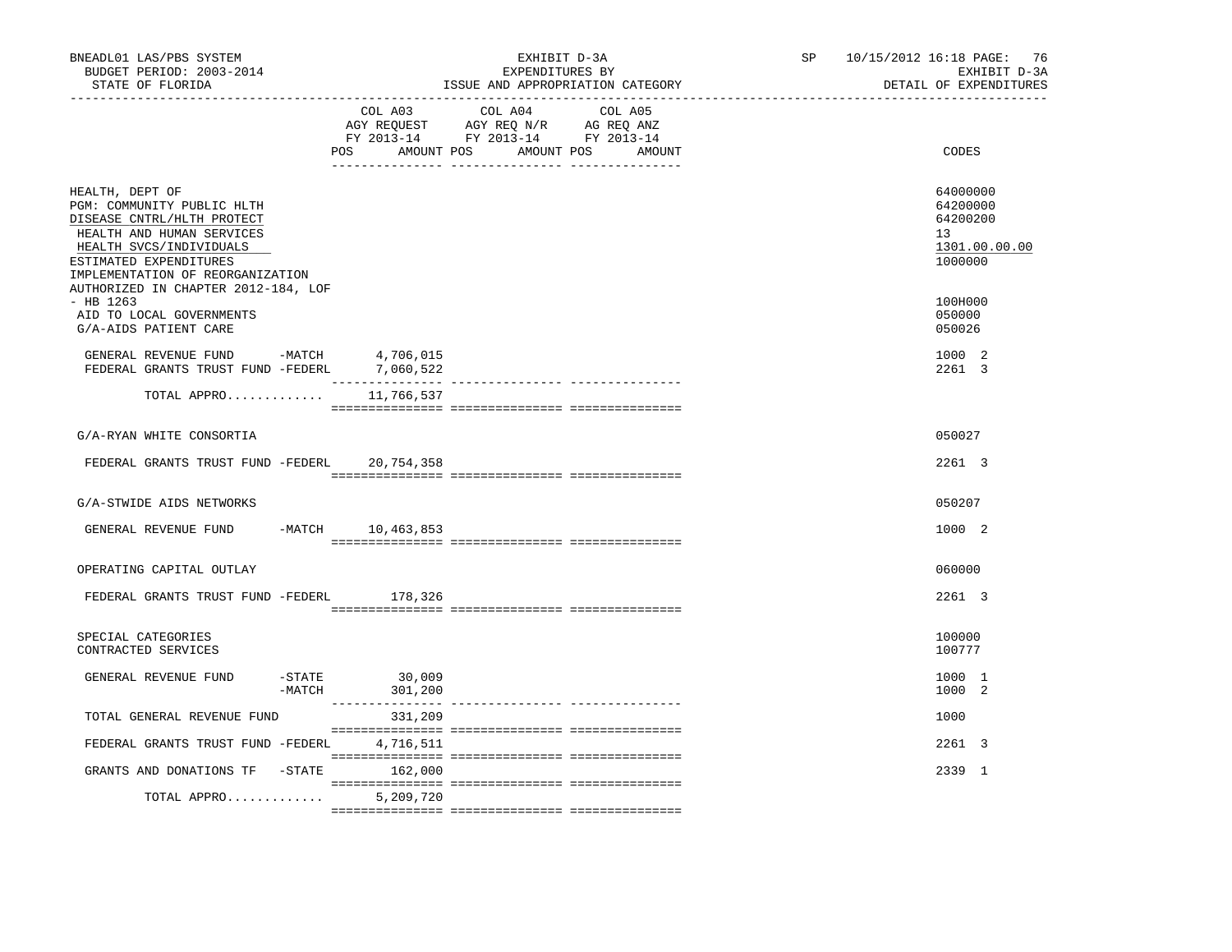BNEADL01 LAS/PBS SYSTEM
BUDGET PERIOD: 2003-2014
STATE OF FLORIDA

EXHIBIT D-3A
EXPENDITURES BY
ISSUE AND APPROPRIATION CATEGORY

SP 10/15/2012 16:18 PAGE: 76
EXHIBIT D-3A
DETAIL OF EXPENDITURES

| | COL A03 AGY REQUEST FY 2013-14 POS AMOUNT | COL A04 AGY REQ N/R FY 2013-14 POS AMOUNT | COL A05 AG REQ ANZ FY 2013-14 POS AMOUNT | CODES |
|---|---|---|---|---|
| HEALTH, DEPT OF | | | | 64000000 |
| PGM: COMMUNITY PUBLIC HLTH | | | | 64200000 |
| DISEASE CNTRL/HLTH PROTECT | | | | 64200200 |
| HEALTH AND HUMAN SERVICES | | | | 13 |
| HEALTH SVCS/INDIVIDUALS | | | | 1301.00.00.00 |
| ESTIMATED EXPENDITURES | | | | 1000000 |
| IMPLEMENTATION OF REORGANIZATION AUTHORIZED IN CHAPTER 2012-184, LOF - HB 1263 | | | | 100H000 |
| AID TO LOCAL GOVERNMENTS | | | | 050000 |
| G/A-AIDS PATIENT CARE | | | | 050026 |
| GENERAL REVENUE FUND -MATCH | 4,706,015 | | | 1000 2 |
| FEDERAL GRANTS TRUST FUND -FEDERL | 7,060,522 | | | 2261 3 |
| TOTAL APPRO............ | 11,766,537 | | | |
| G/A-RYAN WHITE CONSORTIA | | | | 050027 |
| FEDERAL GRANTS TRUST FUND -FEDERL | 20,754,358 | | | 2261 3 |
| G/A-STWIDE AIDS NETWORKS | | | | 050207 |
| GENERAL REVENUE FUND -MATCH | 10,463,853 | | | 1000 2 |
| OPERATING CAPITAL OUTLAY | | | | 060000 |
| FEDERAL GRANTS TRUST FUND -FEDERL | 178,326 | | | 2261 3 |
| SPECIAL CATEGORIES | | | | 100000 |
| CONTRACTED SERVICES | | | | 100777 |
| GENERAL REVENUE FUND -STATE | 30,009 | | | 1000 1 |
| -MATCH | 301,200 | | | 1000 2 |
| TOTAL GENERAL REVENUE FUND | 331,209 | | | 1000 |
| FEDERAL GRANTS TRUST FUND -FEDERL | 4,716,511 | | | 2261 3 |
| GRANTS AND DONATIONS TF -STATE | 162,000 | | | 2339 1 |
| TOTAL APPRO............ | 5,209,720 | | | |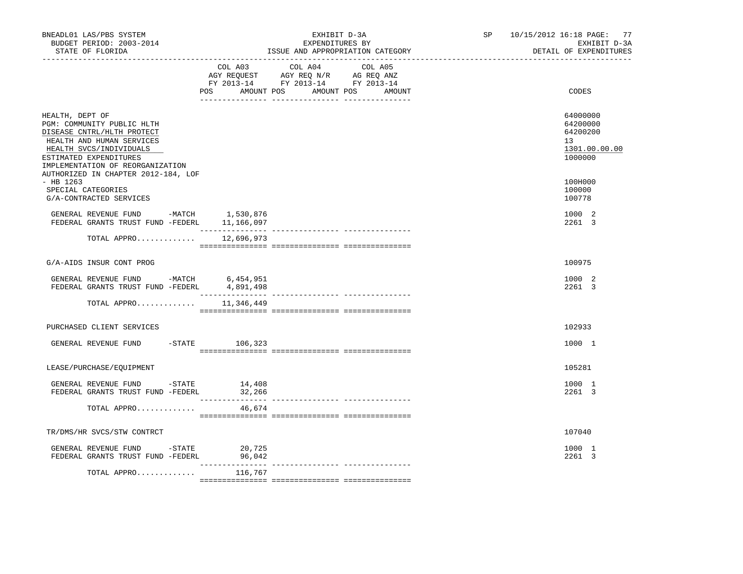BNEADL01 LAS/PBS SYSTEM
BUDGET PERIOD: 2003-2014
STATE OF FLORIDA

EXHIBIT D-3A
EXPENDITURES BY
ISSUE AND APPROPRIATION CATEGORY

SP 10/15/2012 16:18
EXHIBIT D-3A
DETAIL OF EXPENDITURES

| | COL A03 AGY REQUEST FY 2013-14 POS AMOUNT | COL A04 AGY REQ N/R FY 2013-14 POS AMOUNT | COL A05 AG REQ ANZ FY 2013-14 POS AMOUNT | CODES |
|---|---|---|---|---|
| HEALTH, DEPT OF | | | | 64000000 |
| PGM: COMMUNITY PUBLIC HLTH | | | | 64200000 |
| DISEASE CNTRL/HLTH PROTECT | | | | 64200200 |
| HEALTH AND HUMAN SERVICES | | | | 13 |
| HEALTH SVCS/INDIVIDUALS | | | | 1301.00.00.00 |
| ESTIMATED EXPENDITURES | | | | 1000000 |
| IMPLEMENTATION OF REORGANIZATION AUTHORIZED IN CHAPTER 2012-184, LOF - HB 1263 | | | | 100H000 |
| SPECIAL CATEGORIES | | | | 100000 |
| G/A-CONTRACTED SERVICES | | | | 100778 |
| GENERAL REVENUE FUND -MATCH | 1,530,876 | | | 1000 2 |
| FEDERAL GRANTS TRUST FUND -FEDERL | 11,166,097 | | | 2261 3 |
| TOTAL APPRO............ | 12,696,973 | | | |
| G/A-AIDS INSUR CONT PROG | | | | 100975 |
| GENERAL REVENUE FUND -MATCH | 6,454,951 | | | 1000 2 |
| FEDERAL GRANTS TRUST FUND -FEDERL | 4,891,498 | | | 2261 3 |
| TOTAL APPRO............ | 11,346,449 | | | |
| PURCHASED CLIENT SERVICES | | | | 102933 |
| GENERAL REVENUE FUND -STATE | 106,323 | | | 1000 1 |
| LEASE/PURCHASE/EQUIPMENT | | | | 105281 |
| GENERAL REVENUE FUND -STATE | 14,408 | | | 1000 1 |
| FEDERAL GRANTS TRUST FUND -FEDERL | 32,266 | | | 2261 3 |
| TOTAL APPRO............ | 46,674 | | | |
| TR/DMS/HR SVCS/STW CONTRCT | | | | 107040 |
| GENERAL REVENUE FUND -STATE | 20,725 | | | 1000 1 |
| FEDERAL GRANTS TRUST FUND -FEDERL | 96,042 | | | 2261 3 |
| TOTAL APPRO............ | 116,767 | | | |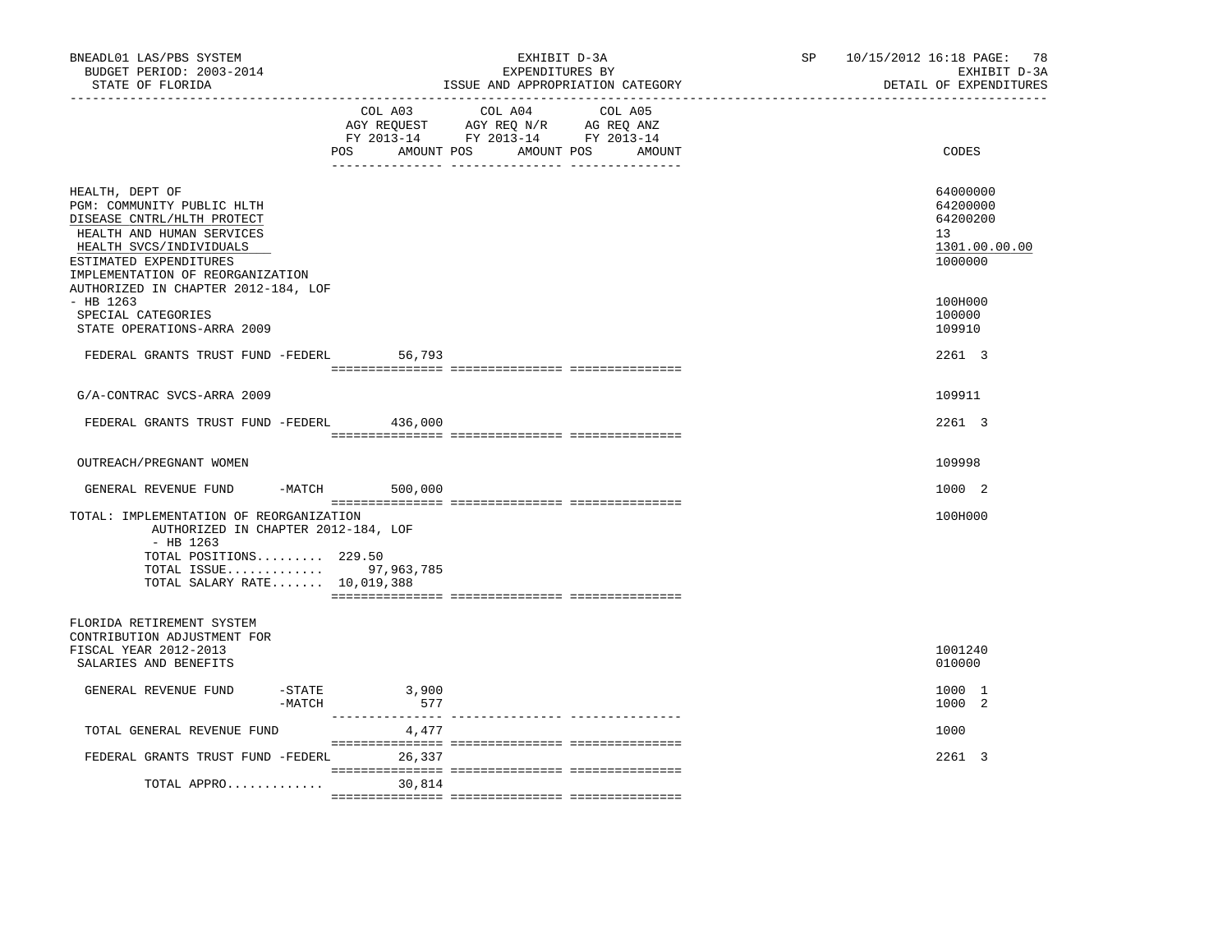BNEADL01 LAS/PBS SYSTEM — EXHIBIT D-3A — SP 10/15/2012 16:18 PAGE: 78
BUDGET PERIOD: 2003-2014 — EXPENDITURES BY — EXHIBIT D-3A
STATE OF FLORIDA — ISSUE AND APPROPRIATION CATEGORY — DETAIL OF EXPENDITURES

| | COL A03 AGY REQUEST FY 2013-14 POS AMOUNT | COL A04 AGY REQ N/R FY 2013-14 POS AMOUNT | COL A05 AG REQ ANZ FY 2013-14 POS AMOUNT | CODES |
|---|---|---|---|---|
| HEALTH, DEPT OF | | | | 64000000 |
| PGM: COMMUNITY PUBLIC HLTH | | | | 64200000 |
| DISEASE CNTRL/HLTH PROTECT | | | | 64200200 |
| HEALTH AND HUMAN SERVICES | | | | 13 |
| HEALTH SVCS/INDIVIDUALS | | | | 1301.00.00.00 |
| ESTIMATED EXPENDITURES | | | | 1000000 |
| IMPLEMENTATION OF REORGANIZATION AUTHORIZED IN CHAPTER 2012-184, LOF - HB 1263 | | | | 100H000 |
| SPECIAL CATEGORIES | | | | 100000 |
| STATE OPERATIONS-ARRA 2009 | | | | 109910 |
| FEDERAL GRANTS TRUST FUND -FEDERL | 56,793 | | | 2261 3 |
| G/A-CONTRAC SVCS-ARRA 2009 | | | | 109911 |
| FEDERAL GRANTS TRUST FUND -FEDERL | 436,000 | | | 2261 3 |
| OUTREACH/PREGNANT WOMEN | | | | 109998 |
| GENERAL REVENUE FUND -MATCH | 500,000 | | | 1000 2 |
| TOTAL: IMPLEMENTATION OF REORGANIZATION AUTHORIZED IN CHAPTER 2012-184, LOF - HB 1263 | | | | 100H000 |
| TOTAL POSITIONS......... 229.50 | | | | |
| TOTAL ISSUE............ | 97,963,785 | | | |
| TOTAL SALARY RATE....... | 10,019,388 | | | |
| FLORIDA RETIREMENT SYSTEM CONTRIBUTION ADJUSTMENT FOR FISCAL YEAR 2012-2013 | | | | 1001240 |
| SALARIES AND BENEFITS | | | | 010000 |
| GENERAL REVENUE FUND -STATE | 3,900 | | | 1000 1 |
| -MATCH | 577 | | | 1000 2 |
| TOTAL GENERAL REVENUE FUND | 4,477 | | | 1000 |
| FEDERAL GRANTS TRUST FUND -FEDERL | 26,337 | | | 2261 3 |
| TOTAL APPRO............ | 30,814 | | | |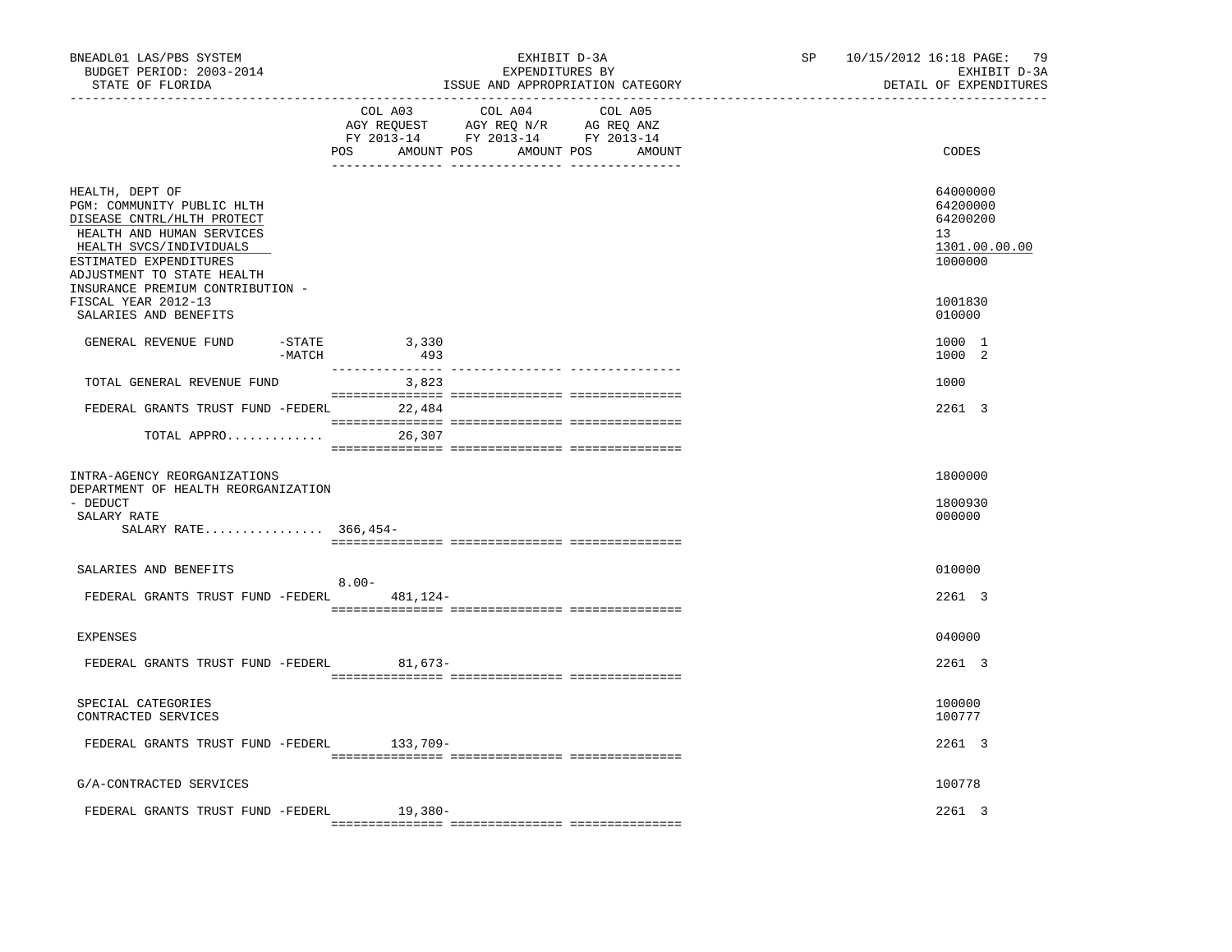BNEADL01 LAS/PBS SYSTEM | EXHIBIT D-3A | SP 10/15/2012 16:18 PAGE: 79
BUDGET PERIOD: 2003-2014 | EXPENDITURES BY | EXHIBIT D-3A
STATE OF FLORIDA | ISSUE AND APPROPRIATION CATEGORY | DETAIL OF EXPENDITURES

| | COL A03 AGY REQUEST FY 2013-14 POS | AMOUNT | COL A04 AGY REQ N/R FY 2013-14 POS | AMOUNT | COL A05 AG REQ ANZ FY 2013-14 POS | AMOUNT | CODES |
|---|---|---|---|---|---|---|---|
| HEALTH, DEPT OF | | | | | | | 64000000 |
| PGM: COMMUNITY PUBLIC HLTH | | | | | | | 64200000 |
| DISEASE CNTRL/HLTH PROTECT | | | | | | | 64200200 |
| HEALTH AND HUMAN SERVICES | | | | | | | 13 |
| HEALTH SVCS/INDIVIDUALS | | | | | | | 1301.00.00.00 |
| ESTIMATED EXPENDITURES | | | | | | | 1000000 |
| ADJUSTMENT TO STATE HEALTH INSURANCE PREMIUM CONTRIBUTION - FISCAL YEAR 2012-13 | | | | | | | 1001830 |
| SALARIES AND BENEFITS | | | | | | | 010000 |
| GENERAL REVENUE FUND -STATE | | 3,330 | | | | | 1000 1 |
| -MATCH | | 493 | | | | | 1000 2 |
| TOTAL GENERAL REVENUE FUND | | 3,823 | | | | | 1000 |
| FEDERAL GRANTS TRUST FUND -FEDERL | | 22,484 | | | | | 2261 3 |
| TOTAL APPRO............ | | 26,307 | | | | | |
| INTRA-AGENCY REORGANIZATIONS | | | | | | | 1800000 |
| DEPARTMENT OF HEALTH REORGANIZATION - DEDUCT | | | | | | | 1800930 |
| SALARY RATE | | | | | | | 000000 |
| SALARY RATE................ 366,454- | | | | | | | |
| SALARIES AND BENEFITS | | | | | | | 010000 |
| FEDERAL GRANTS TRUST FUND -FEDERL | 8.00- | 481,124- | | | | | 2261 3 |
| EXPENSES | | | | | | | 040000 |
| FEDERAL GRANTS TRUST FUND -FEDERL | | 81,673- | | | | | 2261 3 |
| SPECIAL CATEGORIES | | | | | | | 100000 |
| CONTRACTED SERVICES | | | | | | | 100777 |
| FEDERAL GRANTS TRUST FUND -FEDERL | | 133,709- | | | | | 2261 3 |
| G/A-CONTRACTED SERVICES | | | | | | | 100778 |
| FEDERAL GRANTS TRUST FUND -FEDERL | | 19,380- | | | | | 2261 3 |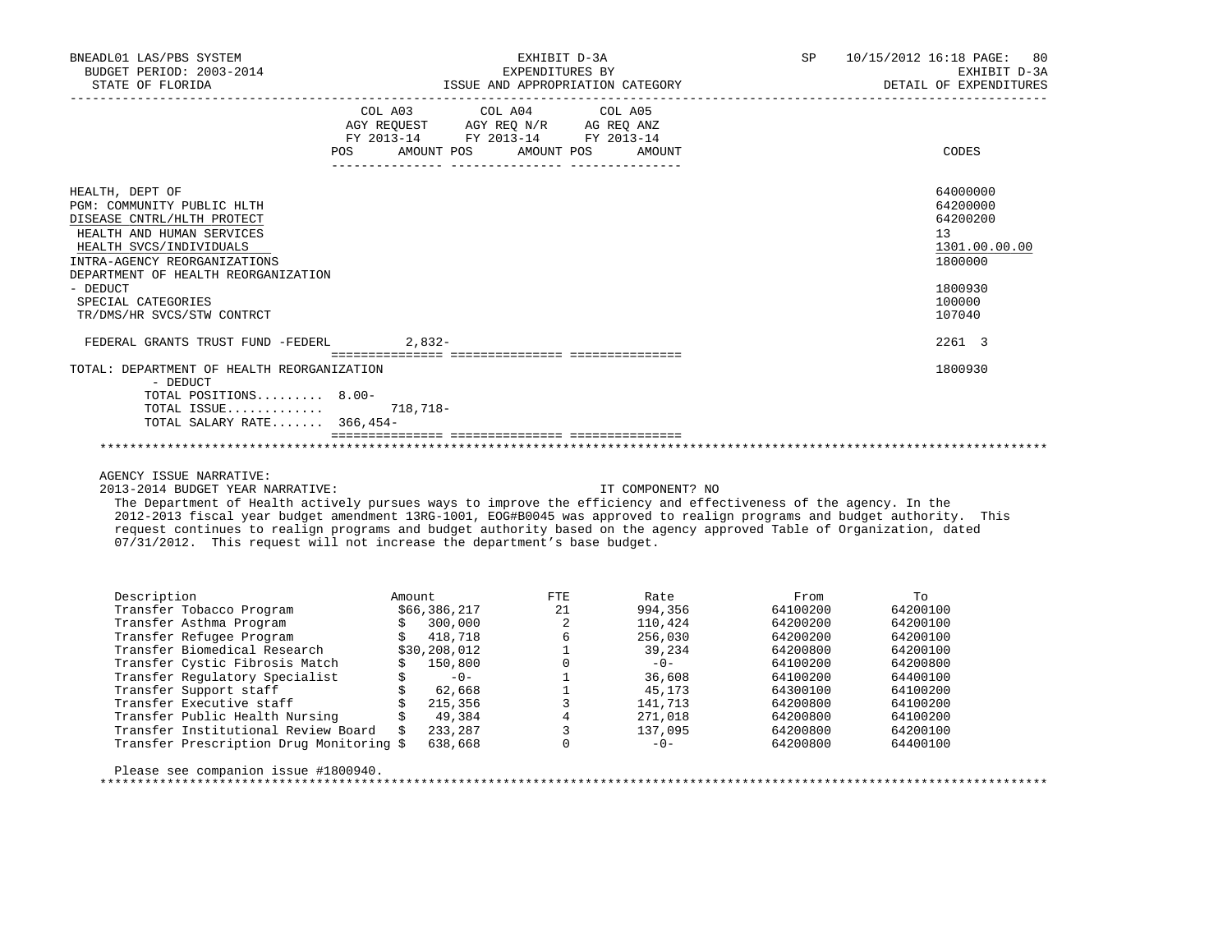BNEADL01 LAS/PBS SYSTEM — EXHIBIT D-3A — EXPENDITURES BY ISSUE AND APPROPRIATION CATEGORY — SP 10/15/2012 16:18

BUDGET PERIOD: 2003-2014 — EXHIBIT D-3A

STATE OF FLORIDA — DETAIL OF EXPENDITURES

| | COL A03 AGY REQUEST FY 2013-14 POS | AMOUNT | COL A04 AGY REQ N/R FY 2013-14 POS | AMOUNT | COL A05 AG REQ ANZ FY 2013-14 POS | AMOUNT | CODES |
|---|---|---|---|---|---|---|---|
| HEALTH, DEPT OF | | | | | | | 64000000 |
| PGM: COMMUNITY PUBLIC HLTH | | | | | | | 64200000 |
| DISEASE CNTRL/HLTH PROTECT | | | | | | | 64200200 |
| HEALTH AND HUMAN SERVICES | | | | | | | 13 |
| HEALTH SVCS/INDIVIDUALS | | | | | | | 1301.00.00.00 |
| INTRA-AGENCY REORGANIZATIONS | | | | | | | 1800000 |
| DEPARTMENT OF HEALTH REORGANIZATION - DEDUCT | | | | | | | 1800930 |
| SPECIAL CATEGORIES | | | | | | | 100000 |
| TR/DMS/HR SVCS/STW CONTRCT | | | | | | | 107040 |
| FEDERAL GRANTS TRUST FUND -FEDERL | | 2,832- | | | | | 2261 3 |
| TOTAL: DEPARTMENT OF HEALTH REORGANIZATION - DEDUCT | | | | | | | 1800930 |
| TOTAL POSITIONS......... | 8.00- | | | | | | |
| TOTAL ISSUE............ | | 718,718- | | | | | |
| TOTAL SALARY RATE....... | 366,454- | | | | | | |

AGENCY ISSUE NARRATIVE:

2013-2014 BUDGET YEAR NARRATIVE: IT COMPONENT? NO

The Department of Health actively pursues ways to improve the efficiency and effectiveness of the agency. In the 2012-2013 fiscal year budget amendment 13RG-1001, EOG#B0045 was approved to realign programs and budget authority. This request continues to realign programs and budget authority based on the agency approved Table of Organization, dated 07/31/2012. This request will not increase the department's base budget.

| Description | Amount | FTE | Rate | From | To |
|---|---|---|---|---|---|
| Transfer Tobacco Program | $66,386,217 | 21 | 994,356 | 64100200 | 64200100 |
| Transfer Asthma Program | $ 300,000 | 2 | 110,424 | 64200200 | 64200100 |
| Transfer Refugee Program | $ 418,718 | 6 | 256,030 | 64200200 | 64200100 |
| Transfer Biomedical Research | $30,208,012 | 1 | 39,234 | 64200200 | 64200100 |
| Transfer Cystic Fibrosis Match | $ 150,800 | 0 | -0- | 64100200 | 64200800 |
| Transfer Regulatory Specialist | $ -0- | 1 | 36,608 | 64100200 | 64400100 |
| Transfer Support staff | $ 62,668 | 1 | 45,173 | 64300100 | 64100200 |
| Transfer Executive staff | $ 215,356 | 3 | 141,713 | 64200800 | 64100200 |
| Transfer Public Health Nursing | $ 49,384 | 4 | 271,018 | 64200800 | 64100200 |
| Transfer Institutional Review Board | $ 233,287 | 3 | 137,095 | 64200800 | 64200100 |
| Transfer Prescription Drug Monitoring | $ 638,668 | 0 | -0- | 64200800 | 64400100 |

Please see companion issue #1800940.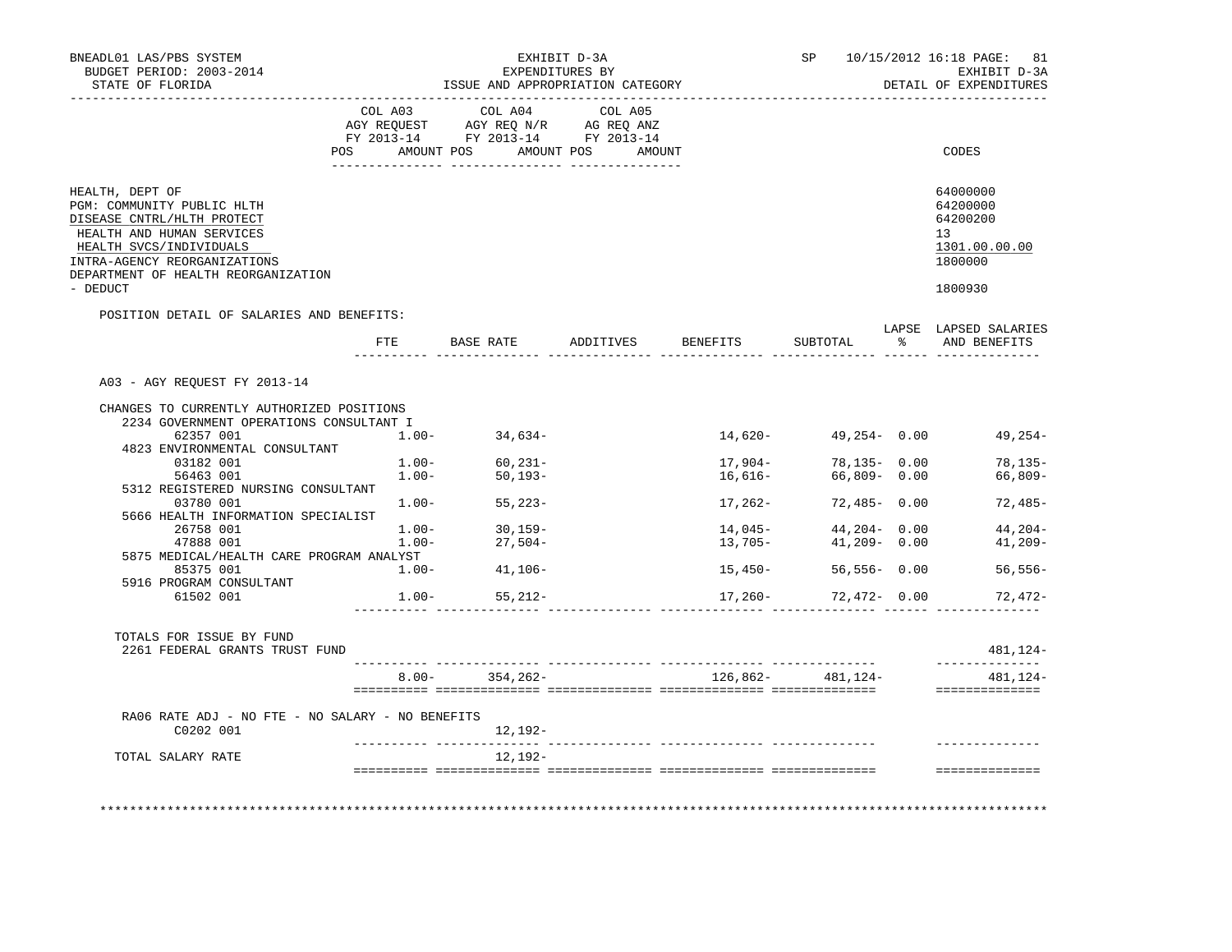BNEADL01 LAS/PBS SYSTEM — EXHIBIT D-3A — SP 10/15/2012 16:18

BUDGET PERIOD: 2003-2014 — EXPENDITURES BY — EXHIBIT D-3A

STATE OF FLORIDA — ISSUE AND APPROPRIATION CATEGORY — DETAIL OF EXPENDITURES

| | COL A03 AGY REQUEST FY 2013-14 POS AMOUNT | COL A04 AGY REQ N/R FY 2013-14 POS AMOUNT | COL A05 AG REQ ANZ FY 2013-14 POS AMOUNT | CODES |
|---|---|---|---|---|
| HEALTH, DEPT OF | | | | 64000000 |
| PGM: COMMUNITY PUBLIC HLTH | | | | 64200000 |
| DISEASE CNTRL/HLTH PROTECT | | | | 64200200 |
| HEALTH AND HUMAN SERVICES | | | | 13 |
| HEALTH SVCS/INDIVIDUALS | | | | 1301.00.00.00 |
| INTRA-AGENCY REORGANIZATIONS | | | | 1800000 |
| DEPARTMENT OF HEALTH REORGANIZATION - DEDUCT | | | | 1800930 |

POSITION DETAIL OF SALARIES AND BENEFITS:

| | FTE | BASE RATE | ADDITIVES | BENEFITS | SUBTOTAL | LAPSE % | LAPSED SALARIES AND BENEFITS |
|---|---|---|---|---|---|---|---|
| A03 - AGY REQUEST FY 2013-14 | | | | | | | |
| CHANGES TO CURRENTLY AUTHORIZED POSITIONS | | | | | | | |
| 2234 GOVERNMENT OPERATIONS CONSULTANT I | | | | | | | |
| 62357 001 | 1.00- | 34,634- | | 14,620- | 49,254- | 0.00 | 49,254- |
| 4823 ENVIRONMENTAL CONSULTANT | | | | | | | |
| 03182 001 | 1.00- | 60,231- | | 17,904- | 78,135- | 0.00 | 78,135- |
| 56463 001 | 1.00- | 50,193- | | 16,616- | 66,809- | 0.00 | 66,809- |
| 5312 REGISTERED NURSING CONSULTANT | | | | | | | |
| 03780 001 | 1.00- | 55,223- | | 17,262- | 72,485- | 0.00 | 72,485- |
| 5666 HEALTH INFORMATION SPECIALIST | | | | | | | |
| 26758 001 | 1.00- | 30,159- | | 14,045- | 44,204- | 0.00 | 44,204- |
| 47888 001 | 1.00- | 27,504- | | 13,705- | 41,209- | 0.00 | 41,209- |
| 5875 MEDICAL/HEALTH CARE PROGRAM ANALYST | | | | | | | |
| 85375 001 | 1.00- | 41,106- | | 15,450- | 56,556- | 0.00 | 56,556- |
| 5916 PROGRAM CONSULTANT | | | | | | | |
| 61502 001 | 1.00- | 55,212- | | 17,260- | 72,472- | 0.00 | 72,472- |
| TOTALS FOR ISSUE BY FUND | | | | | | | |
| 2261 FEDERAL GRANTS TRUST FUND | | | | | | | 481,124- |
| | 8.00- | 354,262- | | 126,862- | 481,124- | | 481,124- |
| RA06 RATE ADJ - NO FTE - NO SALARY - NO BENEFITS | | | | | | | |
| C0202 001 | | 12,192- | | | | | |
| TOTAL SALARY RATE | | 12,192- | | | | | |

***********************************************************************************************************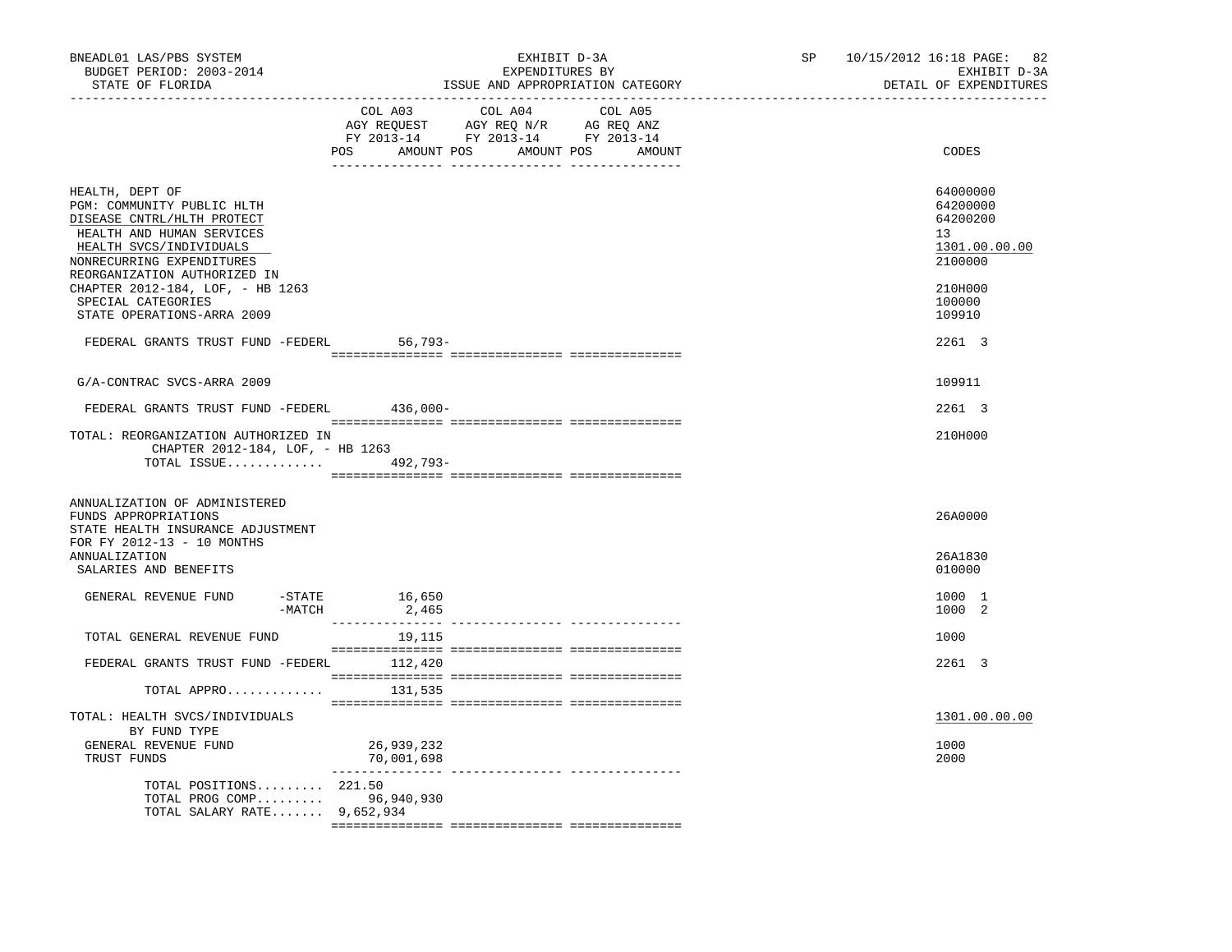BNEADL01 LAS/PBS SYSTEM — EXHIBIT D-3A — SP 10/15/2012 16:18 PAGE: 82
BUDGET PERIOD: 2003-2014 — EXPENDITURES BY — EXHIBIT D-3A
STATE OF FLORIDA — ISSUE AND APPROPRIATION CATEGORY — DETAIL OF EXPENDITURES

| | COL A03 AGY REQUEST FY 2013-14 POS AMOUNT | COL A04 AGY REQ N/R FY 2013-14 POS AMOUNT | COL A05 AG REQ ANZ FY 2013-14 POS AMOUNT | CODES |
|---|---|---|---|---|
| HEALTH, DEPT OF | | | | 64000000 |
| PGM: COMMUNITY PUBLIC HLTH | | | | 64200000 |
| DISEASE CNTRL/HLTH PROTECT | | | | 64200200 |
| HEALTH AND HUMAN SERVICES | | | | 13 |
| HEALTH SVCS/INDIVIDUALS | | | | 1301.00.00.00 |
| NONRECURRING EXPENDITURES | | | | 2100000 |
| REORGANIZATION AUTHORIZED IN CHAPTER 2012-184, LOF, - HB 1263 | | | | 210H000 |
| SPECIAL CATEGORIES | | | | 100000 |
| STATE OPERATIONS-ARRA 2009 | | | | 109910 |
| FEDERAL GRANTS TRUST FUND -FEDERL | 56,793- | | | 2261 3 |
| G/A-CONTRAC SVCS-ARRA 2009 | | | | 109911 |
| FEDERAL GRANTS TRUST FUND -FEDERL | 436,000- | | | 2261 3 |
| TOTAL: REORGANIZATION AUTHORIZED IN CHAPTER 2012-184, LOF, - HB 1263 | | | | 210H000 |
| TOTAL ISSUE............. | 492,793- | | | |
| ANNUALIZATION OF ADMINISTERED FUNDS APPROPRIATIONS | | | | 26A0000 |
| STATE HEALTH INSURANCE ADJUSTMENT FOR FY 2012-13 - 10 MONTHS ANNUALIZATION | | | | 26A1830 |
| SALARIES AND BENEFITS | | | | 010000 |
| GENERAL REVENUE FUND -STATE | 16,650 | | | 1000 1 |
| -MATCH | 2,465 | | | 1000 2 |
| TOTAL GENERAL REVENUE FUND | 19,115 | | | 1000 |
| FEDERAL GRANTS TRUST FUND -FEDERL | 112,420 | | | 2261 3 |
| TOTAL APPRO............. | 131,535 | | | |
| TOTAL: HEALTH SVCS/INDIVIDUALS | | | | 1301.00.00.00 |
| BY FUND TYPE | | | | |
| GENERAL REVENUE FUND | 26,939,232 | | | 1000 |
| TRUST FUNDS | 70,001,698 | | | 2000 |
| TOTAL POSITIONS......... | 221.50 | | | |
| TOTAL PROG COMP......... | 96,940,930 | | | |
| TOTAL SALARY RATE....... | 9,652,934 | | | |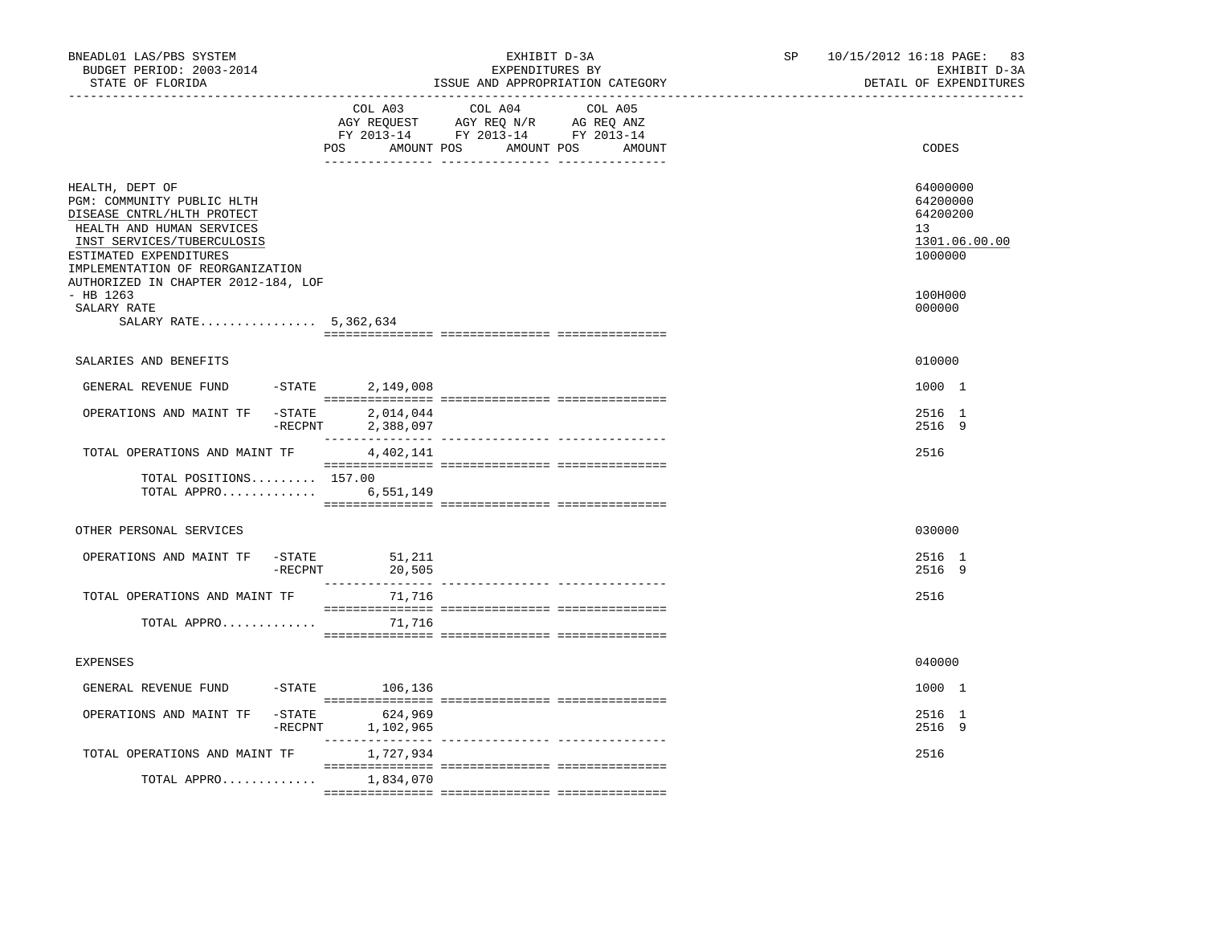BNEADL01 LAS/PBS SYSTEM
BUDGET PERIOD: 2003-2014
STATE OF FLORIDA

EXHIBIT D-3A
EXPENDITURES BY
ISSUE AND APPROPRIATION CATEGORY

SP 10/15/2012 16:18 PAGE: 83
EXHIBIT D-3A
DETAIL OF EXPENDITURES

| | COL A03 AGY REQUEST FY 2013-14 POS AMOUNT | COL A04 AGY REQ N/R FY 2013-14 POS AMOUNT | COL A05 AG REQ ANZ FY 2013-14 POS AMOUNT | CODES |
|---|---|---|---|---|
| HEALTH, DEPT OF | | | | 64000000 |
| PGM: COMMUNITY PUBLIC HLTH | | | | 64200000 |
| DISEASE CNTRL/HLTH PROTECT | | | | 64200200 |
| HEALTH AND HUMAN SERVICES | | | | 13 |
| INST SERVICES/TUBERCULOSIS | | | | 1301.06.00.00 |
| ESTIMATED EXPENDITURES | | | | 1000000 |
| IMPLEMENTATION OF REORGANIZATION AUTHORIZED IN CHAPTER 2012-184, LOF - HB 1263 | | | | 100H000 |
| SALARY RATE | | | | 000000 |
| SALARY RATE................ | 5,362,634 | | | |
| SALARIES AND BENEFITS | | | | 010000 |
| GENERAL REVENUE FUND -STATE | 2,149,008 | | | 1000 1 |
| OPERATIONS AND MAINT TF -STATE | 2,014,044 | | | 2516 1 |
| -RECPNT | 2,388,097 | | | 2516 9 |
| TOTAL OPERATIONS AND MAINT TF | 4,402,141 | | | 2516 |
| TOTAL POSITIONS......... | 157.00 | | | |
| TOTAL APPRO............. | 6,551,149 | | | |
| OTHER PERSONAL SERVICES | | | | 030000 |
| OPERATIONS AND MAINT TF -STATE | 51,211 | | | 2516 1 |
| -RECPNT | 20,505 | | | 2516 9 |
| TOTAL OPERATIONS AND MAINT TF | 71,716 | | | 2516 |
| TOTAL APPRO............. | 71,716 | | | |
| EXPENSES | | | | 040000 |
| GENERAL REVENUE FUND -STATE | 106,136 | | | 1000 1 |
| OPERATIONS AND MAINT TF -STATE | 624,969 | | | 2516 1 |
| -RECPNT | 1,102,965 | | | 2516 9 |
| TOTAL OPERATIONS AND MAINT TF | 1,727,934 | | | 2516 |
| TOTAL APPRO............. | 1,834,070 | | | |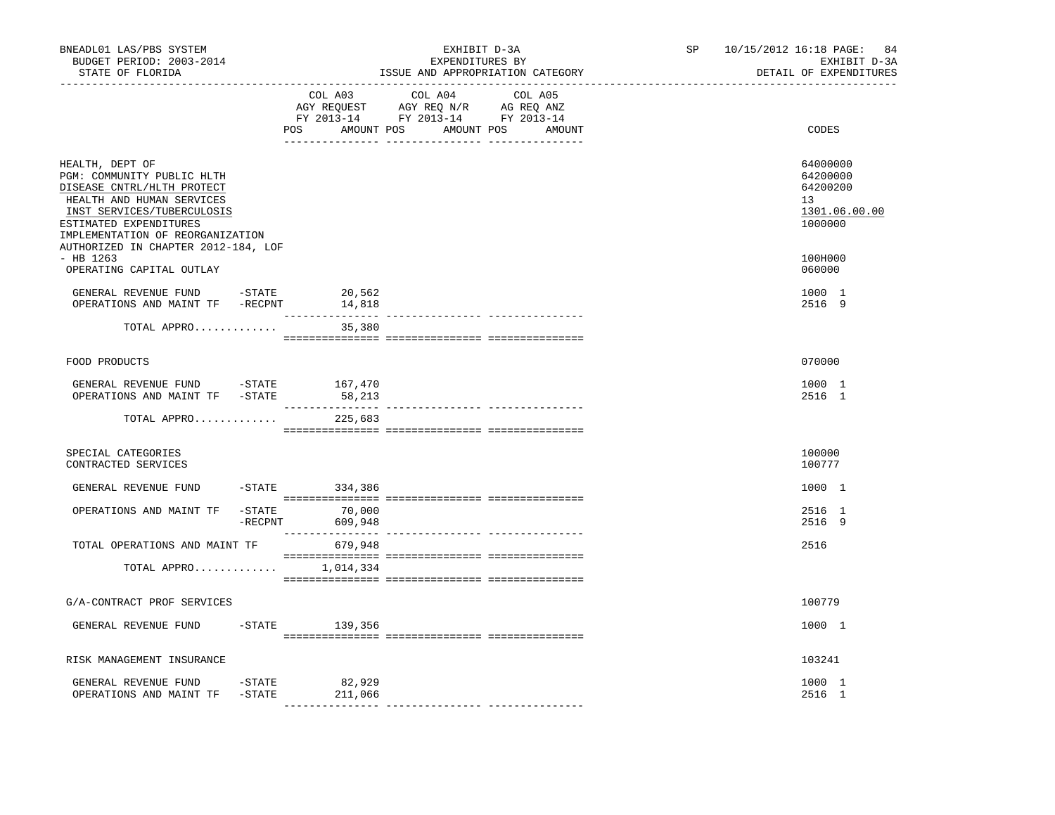BNEADL01 LAS/PBS SYSTEM
BUDGET PERIOD: 2003-2014
STATE OF FLORIDA

EXHIBIT D-3A
EXPENDITURES BY
ISSUE AND APPROPRIATION CATEGORY

SP 10/15/2012 16:18 PAGE: 84
EXHIBIT D-3A
DETAIL OF EXPENDITURES

| | COL A03 AGY REQUEST FY 2013-14 POS AMOUNT | COL A04 AGY REQ N/R FY 2013-14 POS AMOUNT | COL A05 AG REQ ANZ FY 2013-14 POS AMOUNT | CODES |
|---|---|---|---|---|
| HEALTH, DEPT OF | | | | 64000000 |
| PGM: COMMUNITY PUBLIC HLTH | | | | 64200000 |
| DISEASE CNTRL/HLTH PROTECT | | | | 64200200 |
| HEALTH AND HUMAN SERVICES | | | | 13 |
| INST SERVICES/TUBERCULOSIS | | | | 1301.06.00.00 |
| ESTIMATED EXPENDITURES | | | | 1000000 |
| IMPLEMENTATION OF REORGANIZATION AUTHORIZED IN CHAPTER 2012-184, LOF - HB 1263 | | | | 100H000 |
| OPERATING CAPITAL OUTLAY | | | | 060000 |
| GENERAL REVENUE FUND -STATE | 20,562 | | | 1000 1 |
| OPERATIONS AND MAINT TF -RECPNT | 14,818 | | | 2516 9 |
| TOTAL APPRO............ | 35,380 | | | |
| FOOD PRODUCTS | | | | 070000 |
| GENERAL REVENUE FUND -STATE | 167,470 | | | 1000 1 |
| OPERATIONS AND MAINT TF -STATE | 58,213 | | | 2516 1 |
| TOTAL APPRO............ | 225,683 | | | |
| SPECIAL CATEGORIES | | | | 100000 |
| CONTRACTED SERVICES | | | | 100777 |
| GENERAL REVENUE FUND -STATE | 334,386 | | | 1000 1 |
| OPERATIONS AND MAINT TF -STATE | 70,000 | | | 2516 1 |
| -RECPNT | 609,948 | | | 2516 9 |
| TOTAL OPERATIONS AND MAINT TF | 679,948 | | | 2516 |
| TOTAL APPRO............ | 1,014,334 | | | |
| G/A-CONTRACT PROF SERVICES | | | | 100779 |
| GENERAL REVENUE FUND -STATE | 139,356 | | | 1000 1 |
| RISK MANAGEMENT INSURANCE | | | | 103241 |
| GENERAL REVENUE FUND -STATE | 82,929 | | | 1000 1 |
| OPERATIONS AND MAINT TF -STATE | 211,066 | | | 2516 1 |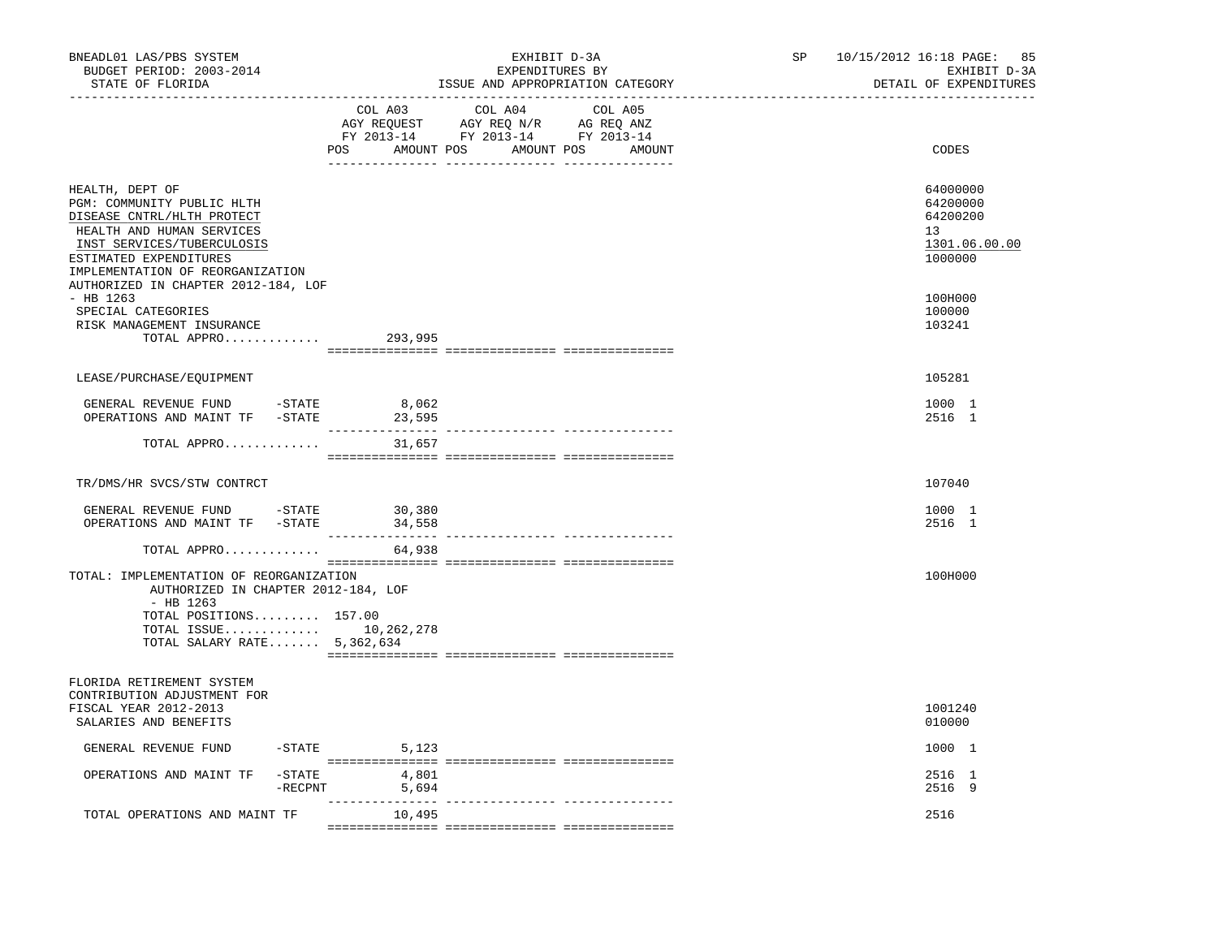BNEADL01 LAS/PBS SYSTEM — EXHIBIT D-3A — EXPENDITURES BY ISSUE AND APPROPRIATION CATEGORY — BUDGET PERIOD: 2003-2014 — STATE OF FLORIDA — SP 10/15/2012 16:18 — EXHIBIT D-3A DETAIL OF EXPENDITURES

| | COL A03 AGY REQUEST FY 2013-14 POS AMOUNT | COL A04 AGY REQ N/R FY 2013-14 POS AMOUNT | COL A05 AG REQ ANZ FY 2013-14 POS AMOUNT | CODES |
|---|---|---|---|---|
| HEALTH, DEPT OF | | | | 64000000 |
| PGM: COMMUNITY PUBLIC HLTH | | | | 64200000 |
| DISEASE CNTRL/HLTH PROTECT | | | | 64200200 |
| HEALTH AND HUMAN SERVICES | | | | 13 |
| INST SERVICES/TUBERCULOSIS | | | | 1301.06.00.00 |
| ESTIMATED EXPENDITURES | | | | 1000000 |
| IMPLEMENTATION OF REORGANIZATION AUTHORIZED IN CHAPTER 2012-184, LOF - HB 1263 | | | | 100H000 |
| SPECIAL CATEGORIES | | | | 100000 |
| RISK MANAGEMENT INSURANCE | | | | 103241 |
| TOTAL APPRO............. | 293,995 | | | |
| LEASE/PURCHASE/EQUIPMENT | | | | 105281 |
| GENERAL REVENUE FUND -STATE | 8,062 | | | 1000 1 |
| OPERATIONS AND MAINT TF -STATE | 23,595 | | | 2516 1 |
| TOTAL APPRO............. | 31,657 | | | |
| TR/DMS/HR SVCS/STW CONTRCT | | | | 107040 |
| GENERAL REVENUE FUND -STATE | 30,380 | | | 1000 1 |
| OPERATIONS AND MAINT TF -STATE | 34,558 | | | 2516 1 |
| TOTAL APPRO............. | 64,938 | | | |
| TOTAL: IMPLEMENTATION OF REORGANIZATION AUTHORIZED IN CHAPTER 2012-184, LOF - HB 1263 | | | | 100H000 |
| TOTAL POSITIONS......... | 157.00 | | | |
| TOTAL ISSUE............. | 10,262,278 | | | |
| TOTAL SALARY RATE....... | 5,362,634 | | | |
| FLORIDA RETIREMENT SYSTEM CONTRIBUTION ADJUSTMENT FOR FISCAL YEAR 2012-2013 | | | | 1001240 |
| SALARIES AND BENEFITS | | | | 010000 |
| GENERAL REVENUE FUND -STATE | 5,123 | | | 1000 1 |
| OPERATIONS AND MAINT TF -STATE | 4,801 | | | 2516 1 |
| -RECPNT | 5,694 | | | 2516 9 |
| TOTAL OPERATIONS AND MAINT TF | 10,495 | | | 2516 |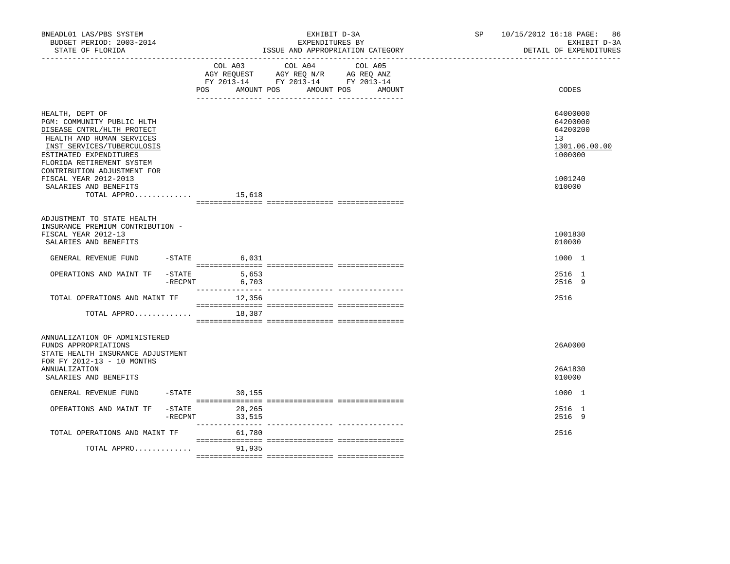BNEADL01 LAS/PBS SYSTEM — EXHIBIT D-3A — SP 10/15/2012 16:18

BUDGET PERIOD: 2003-2014 — EXPENDITURES BY — EXHIBIT D-3A

STATE OF FLORIDA — ISSUE AND APPROPRIATION CATEGORY — DETAIL OF EXPENDITURES

| | | COL A03 AGY REQUEST FY 2013-14 POS | AMOUNT | COL A04 AGY REQ N/R FY 2013-14 POS | AMOUNT | COL A05 AG REQ ANZ FY 2013-14 POS | AMOUNT | CODES |
|---|---|---|---|---|---|---|---|---|
| HEALTH, DEPT OF | | | | | | | | 64000000 |
| PGM: COMMUNITY PUBLIC HLTH | | | | | | | | 64200000 |
| DISEASE CNTRL/HLTH PROTECT | | | | | | | | 64200200 |
| HEALTH AND HUMAN SERVICES | | | | | | | | 13 |
| INST SERVICES/TUBERCULOSIS | | | | | | | | 1301.06.00.00 |
| ESTIMATED EXPENDITURES | | | | | | | | 1000000 |
| FLORIDA RETIREMENT SYSTEM CONTRIBUTION ADJUSTMENT FOR FISCAL YEAR 2012-2013 | | | | | | | | 1001240 |
| SALARIES AND BENEFITS | | | | | | | | 010000 |
| TOTAL APPRO............ | | | 15,618 | | | | | |
| ADJUSTMENT TO STATE HEALTH INSURANCE PREMIUM CONTRIBUTION - FISCAL YEAR 2012-13 | | | | | | | | 1001830 |
| SALARIES AND BENEFITS | | | | | | | | 010000 |
| GENERAL REVENUE FUND | -STATE | | 6,031 | | | | | 1000 1 |
| OPERATIONS AND MAINT TF | -STATE | | 5,653 | | | | | 2516 1 |
| | -RECPNT | | 6,703 | | | | | 2516 9 |
| TOTAL OPERATIONS AND MAINT TF | | | 12,356 | | | | | 2516 |
| TOTAL APPRO............ | | | 18,387 | | | | | |
| ANNUALIZATION OF ADMINISTERED FUNDS APPROPRIATIONS | | | | | | | | 26A0000 |
| STATE HEALTH INSURANCE ADJUSTMENT FOR FY 2012-13 - 10 MONTHS ANNUALIZATION | | | | | | | | 26A1830 |
| SALARIES AND BENEFITS | | | | | | | | 010000 |
| GENERAL REVENUE FUND | -STATE | | 30,155 | | | | | 1000 1 |
| OPERATIONS AND MAINT TF | -STATE | | 28,265 | | | | | 2516 1 |
| | -RECPNT | | 33,515 | | | | | 2516 9 |
| TOTAL OPERATIONS AND MAINT TF | | | 61,780 | | | | | 2516 |
| TOTAL APPRO............ | | | 91,935 | | | | | |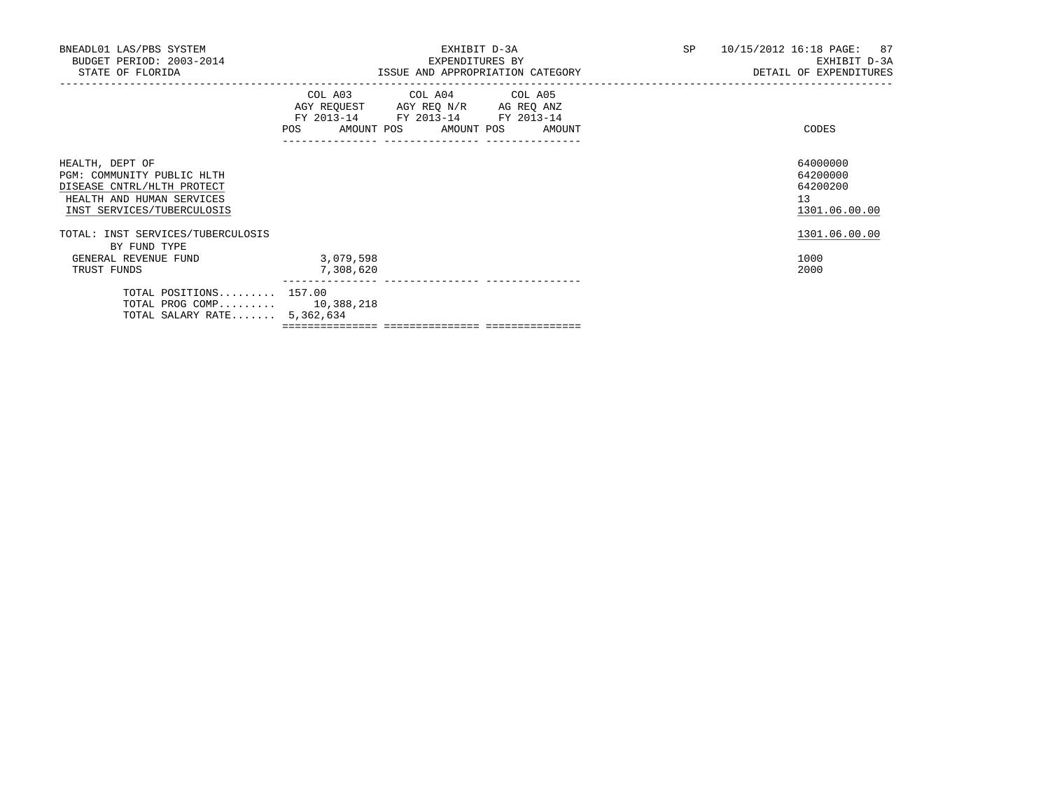BNEADL01 LAS/PBS SYSTEM
BUDGET PERIOD: 2003-2014
STATE OF FLORIDA

EXHIBIT D-3A
EXPENDITURES BY
ISSUE AND APPROPRIATION CATEGORY

SP 10/15/2012 16:18
EXHIBIT D-3A
DETAIL OF EXPENDITURES

| | COL A03 AGY REQUEST FY 2013-14 POS AMOUNT | COL A04 AGY REQ N/R FY 2013-14 POS AMOUNT | COL A05 AG REQ ANZ FY 2013-14 POS AMOUNT | CODES |
|---|---|---|---|---|
| HEALTH, DEPT OF | | | | 64000000 |
| PGM: COMMUNITY PUBLIC HLTH | | | | 64200000 |
| DISEASE CNTRL/HLTH PROTECT | | | | 64200200 |
| HEALTH AND HUMAN SERVICES | | | | 13 |
| INST SERVICES/TUBERCULOSIS | | | | 1301.06.00.00 |
| TOTAL: INST SERVICES/TUBERCULOSIS | | | | 1301.06.00.00 |
| BY FUND TYPE | | | | |
| GENERAL REVENUE FUND | 3,079,598 | | | 1000 |
| TRUST FUNDS | 7,308,620 | | | 2000 |
| TOTAL POSITIONS......... | 157.00 | | | |
| TOTAL PROG COMP......... | 10,388,218 | | | |
| TOTAL SALARY RATE....... | 5,362,634 | | | |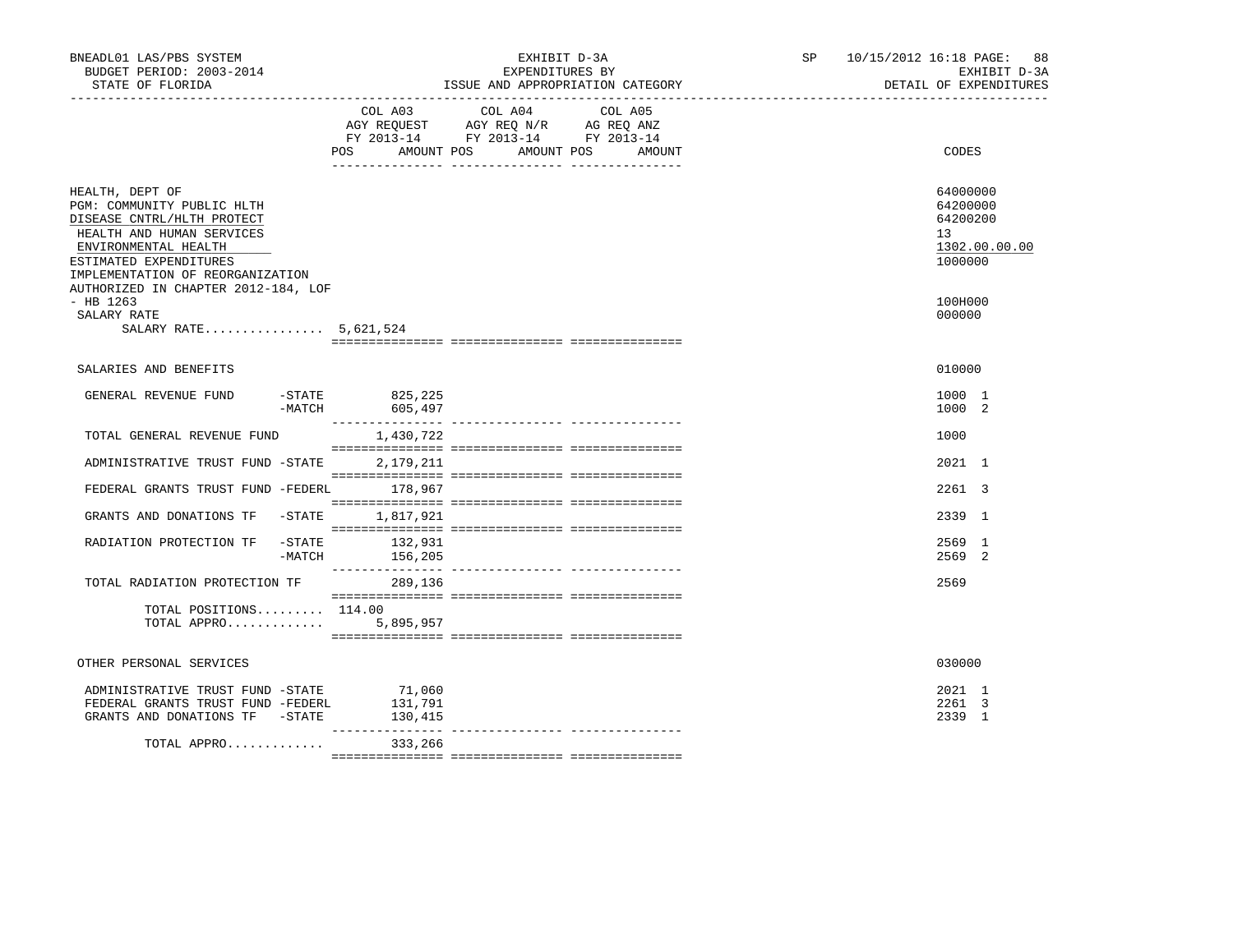BNEADL01 LAS/PBS SYSTEM
BUDGET PERIOD: 2003-2014
STATE OF FLORIDA

EXHIBIT D-3A
EXPENDITURES BY
ISSUE AND APPROPRIATION CATEGORY

SP 10/15/2012 16:18
EXHIBIT D-3A
DETAIL OF EXPENDITURES

| | COL A03 AGY REQUEST FY 2013-14 POS AMOUNT | COL A04 AGY REQ N/R FY 2013-14 POS AMOUNT | COL A05 AG REQ ANZ FY 2013-14 POS AMOUNT | CODES |
|---|---|---|---|---|
| HEALTH, DEPT OF | | | | 64000000 |
| PGM: COMMUNITY PUBLIC HLTH | | | | 64200000 |
| DISEASE CNTRL/HLTH PROTECT | | | | 64200200 |
| HEALTH AND HUMAN SERVICES | | | | 13 |
| ENVIRONMENTAL HEALTH | | | | 1302.00.00.00 |
| ESTIMATED EXPENDITURES | | | | 1000000 |
| IMPLEMENTATION OF REORGANIZATION AUTHORIZED IN CHAPTER 2012-184, LOF - HB 1263 | | | | 100H000 |
| SALARY RATE | | | | 000000 |
| SALARY RATE................ 5,621,524 | | | | |
| SALARIES AND BENEFITS | | | | 010000 |
| GENERAL REVENUE FUND -STATE | 825,225 | | | 1000 1 |
| -MATCH | 605,497 | | | 1000 2 |
| TOTAL GENERAL REVENUE FUND | 1,430,722 | | | 1000 |
| ADMINISTRATIVE TRUST FUND -STATE | 2,179,211 | | | 2021 1 |
| FEDERAL GRANTS TRUST FUND -FEDERL | 178,967 | | | 2261 3 |
| GRANTS AND DONATIONS TF -STATE | 1,817,921 | | | 2339 1 |
| RADIATION PROTECTION TF -STATE | 132,931 | | | 2569 1 |
| -MATCH | 156,205 | | | 2569 2 |
| TOTAL RADIATION PROTECTION TF | 289,136 | | | 2569 |
| TOTAL POSITIONS......... | 114.00 | | | |
| TOTAL APPRO............. | 5,895,957 | | | |
| OTHER PERSONAL SERVICES | | | | 030000 |
| ADMINISTRATIVE TRUST FUND -STATE | 71,060 | | | 2021 1 |
| FEDERAL GRANTS TRUST FUND -FEDERL | 131,791 | | | 2261 3 |
| GRANTS AND DONATIONS TF -STATE | 130,415 | | | 2339 1 |
| TOTAL APPRO............. | 333,266 | | | |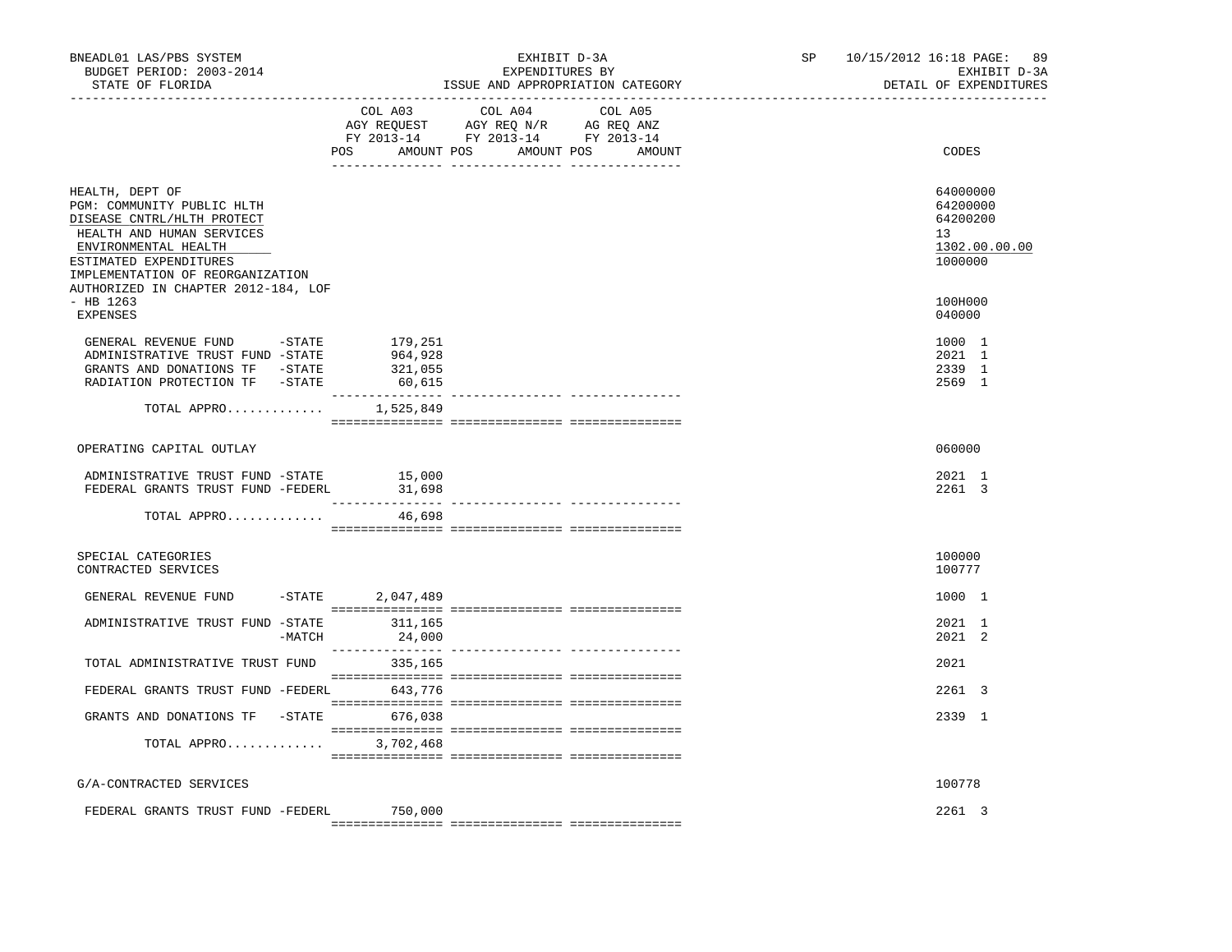BNEADL01 LAS/PBS SYSTEM | EXHIBIT D-3A | SP 10/15/2012 16:18 PAGE: 89
BUDGET PERIOD: 2003-2014 | EXPENDITURES BY | EXHIBIT D-3A
STATE OF FLORIDA | ISSUE AND APPROPRIATION CATEGORY | DETAIL OF EXPENDITURES

| | COL A03 AGY REQUEST FY 2013-14 POS AMOUNT | COL A04 AGY REQ N/R FY 2013-14 POS AMOUNT | COL A05 AG REQ ANZ FY 2013-14 POS AMOUNT | CODES |
|---|---|---|---|---|
| HEALTH, DEPT OF | | | | 64000000 |
| PGM: COMMUNITY PUBLIC HLTH | | | | 64200000 |
| DISEASE CNTRL/HLTH PROTECT | | | | 64200200 |
| HEALTH AND HUMAN SERVICES | | | | 13 |
| ENVIRONMENTAL HEALTH | | | | 1302.00.00.00 |
| ESTIMATED EXPENDITURES | | | | 1000000 |
| IMPLEMENTATION OF REORGANIZATION AUTHORIZED IN CHAPTER 2012-184, LOF - HB 1263 | | | | 100H000 |
| EXPENSES | | | | 040000 |
| GENERAL REVENUE FUND -STATE | 179,251 | | | 1000 1 |
| ADMINISTRATIVE TRUST FUND -STATE | 964,928 | | | 2021 1 |
| GRANTS AND DONATIONS TF -STATE | 321,055 | | | 2339 1 |
| RADIATION PROTECTION TF -STATE | 60,615 | | | 2569 1 |
| TOTAL APPRO............ | 1,525,849 | | | |
| OPERATING CAPITAL OUTLAY | | | | 060000 |
| ADMINISTRATIVE TRUST FUND -STATE | 15,000 | | | 2021 1 |
| FEDERAL GRANTS TRUST FUND -FEDERL | 31,698 | | | 2261 3 |
| TOTAL APPRO............ | 46,698 | | | |
| SPECIAL CATEGORIES | | | | 100000 |
| CONTRACTED SERVICES | | | | 100777 |
| GENERAL REVENUE FUND -STATE | 2,047,489 | | | 1000 1 |
| ADMINISTRATIVE TRUST FUND -STATE | 311,165 | | | 2021 1 |
| -MATCH | 24,000 | | | 2021 2 |
| TOTAL ADMINISTRATIVE TRUST FUND | 335,165 | | | 2021 |
| FEDERAL GRANTS TRUST FUND -FEDERL | 643,776 | | | 2261 3 |
| GRANTS AND DONATIONS TF -STATE | 676,038 | | | 2339 1 |
| TOTAL APPRO............ | 3,702,468 | | | |
| G/A-CONTRACTED SERVICES | | | | 100778 |
| FEDERAL GRANTS TRUST FUND -FEDERL | 750,000 | | | 2261 3 |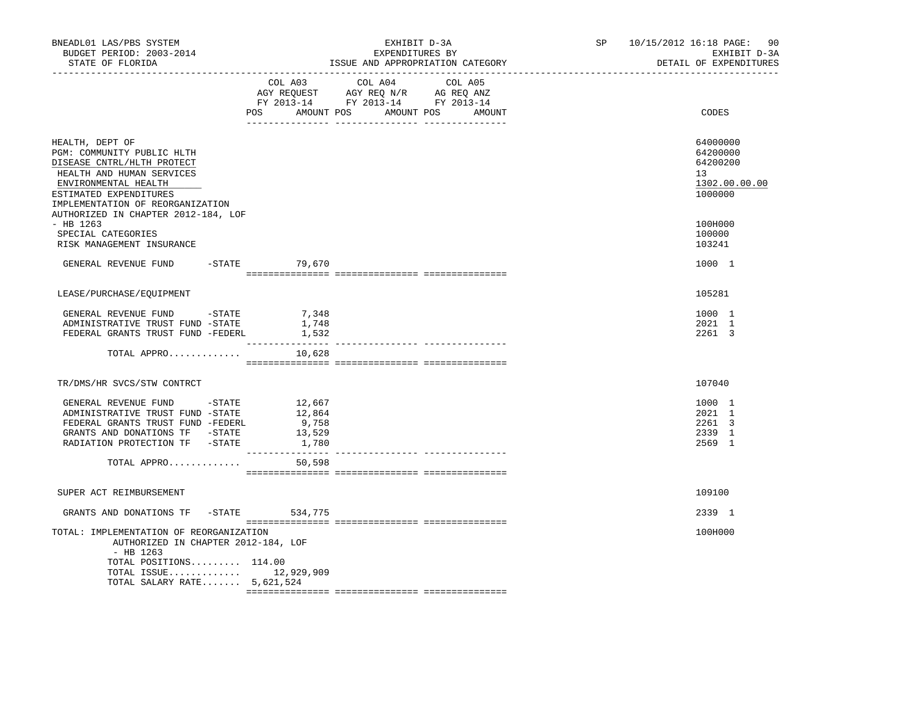BNEADL01 LAS/PBS SYSTEM — EXHIBIT D-3A — EXPENDITURES BY ISSUE AND APPROPRIATION CATEGORY — SP 10/15/2012 16:18

BUDGET PERIOD: 2003-2014 — STATE OF FLORIDA — EXHIBIT D-3A — DETAIL OF EXPENDITURES

| | COL A03 AGY REQUEST FY 2013-14 POS AMOUNT | COL A04 AGY REQ N/R FY 2013-14 POS AMOUNT | COL A05 AG REQ ANZ FY 2013-14 POS AMOUNT | CODES |
|---|---|---|---|---|
| HEALTH, DEPT OF | | | | 64000000 |
| PGM: COMMUNITY PUBLIC HLTH | | | | 64200000 |
| DISEASE CNTRL/HLTH PROTECT | | | | 64200200 |
| HEALTH AND HUMAN SERVICES | | | | 13 |
| ENVIRONMENTAL HEALTH | | | | 1302.00.00.00 |
| ESTIMATED EXPENDITURES | | | | 1000000 |
| IMPLEMENTATION OF REORGANIZATION AUTHORIZED IN CHAPTER 2012-184, LOF - HB 1263 | | | | 100H000 |
| SPECIAL CATEGORIES | | | | 100000 |
| RISK MANAGEMENT INSURANCE | | | | 103241 |
| GENERAL REVENUE FUND -STATE | 79,670 | | | 1000 1 |
| LEASE/PURCHASE/EQUIPMENT | | | | 105281 |
| GENERAL REVENUE FUND -STATE | 7,348 | | | 1000 1 |
| ADMINISTRATIVE TRUST FUND -STATE | 1,748 | | | 2021 1 |
| FEDERAL GRANTS TRUST FUND -FEDERL | 1,532 | | | 2261 3 |
| TOTAL APPRO............ | 10,628 | | | |
| TR/DMS/HR SVCS/STW CONTRCT | | | | 107040 |
| GENERAL REVENUE FUND -STATE | 12,667 | | | 1000 1 |
| ADMINISTRATIVE TRUST FUND -STATE | 12,864 | | | 2021 1 |
| FEDERAL GRANTS TRUST FUND -FEDERL | 9,758 | | | 2261 3 |
| GRANTS AND DONATIONS TF -STATE | 13,529 | | | 2339 1 |
| RADIATION PROTECTION TF -STATE | 1,780 | | | 2569 1 |
| TOTAL APPRO............ | 50,598 | | | |
| SUPER ACT REIMBURSEMENT | | | | 109100 |
| GRANTS AND DONATIONS TF -STATE | 534,775 | | | 2339 1 |
| TOTAL: IMPLEMENTATION OF REORGANIZATION AUTHORIZED IN CHAPTER 2012-184, LOF - HB 1263 | | | | 100H000 |
| TOTAL POSITIONS......... | 114.00 | | | |
| TOTAL ISSUE............ | 12,929,909 | | | |
| TOTAL SALARY RATE....... | 5,621,524 | | | |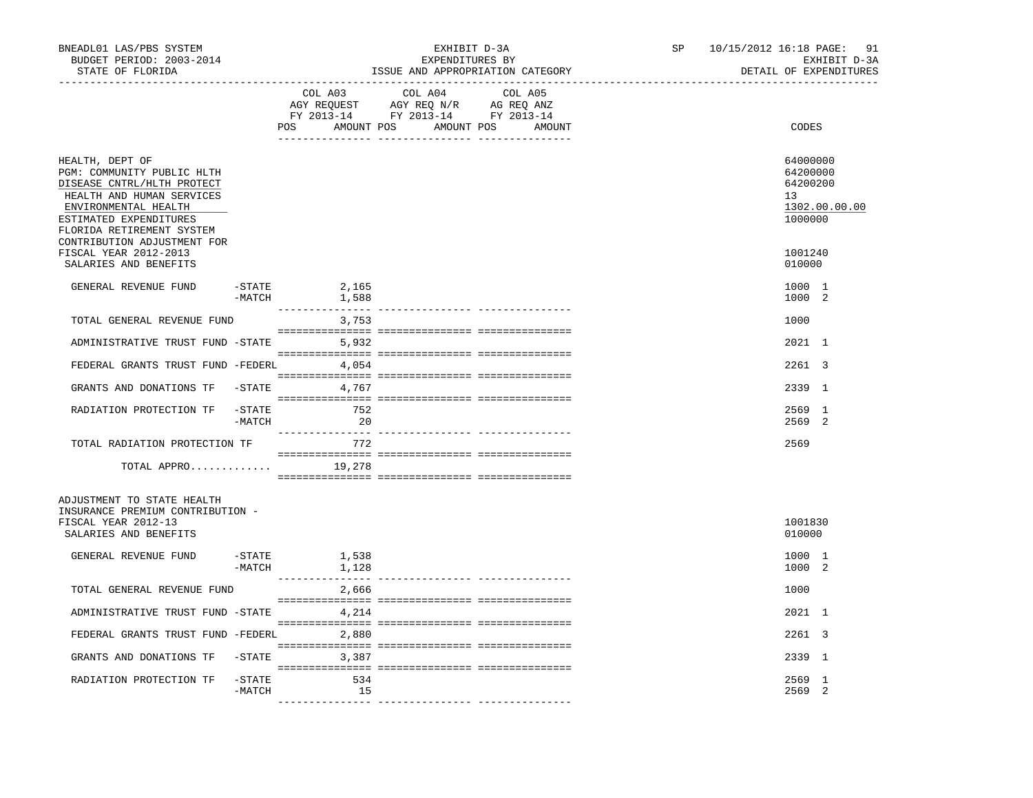BNEADL01 LAS/PBS SYSTEM | EXHIBIT D-3A | SP 10/15/2012 16:18 PAGE: 91
BUDGET PERIOD: 2003-2014 | EXPENDITURES BY | EXHIBIT D-3A
STATE OF FLORIDA | ISSUE AND APPROPRIATION CATEGORY | DETAIL OF EXPENDITURES

| | | COL A03 AGY REQUEST FY 2013-14 POS | AMOUNT | COL A04 AGY REQ N/R FY 2013-14 POS | AMOUNT | COL A05 AG REQ ANZ FY 2013-14 POS | AMOUNT | CODES |
|---|---|---|---|---|---|---|---|---|
| HEALTH, DEPT OF | | | | | | | | 64000000 |
| PGM: COMMUNITY PUBLIC HLTH | | | | | | | | 64200000 |
| DISEASE CNTRL/HLTH PROTECT | | | | | | | | 64200200 |
| HEALTH AND HUMAN SERVICES | | | | | | | | 13 |
| ENVIRONMENTAL HEALTH | | | | | | | | 1302.00.00.00 |
| ESTIMATED EXPENDITURES | | | | | | | | 1000000 |
| FLORIDA RETIREMENT SYSTEM CONTRIBUTION ADJUSTMENT FOR FISCAL YEAR 2012-2013 | | | | | | | | 1001240 |
| SALARIES AND BENEFITS | | | | | | | | 010000 |
| GENERAL REVENUE FUND | -STATE | | 2,165 | | | | | 1000 1 |
| | -MATCH | | 1,588 | | | | | 1000 2 |
| TOTAL GENERAL REVENUE FUND | | | 3,753 | | | | | 1000 |
| ADMINISTRATIVE TRUST FUND | -STATE | | 5,932 | | | | | 2021 1 |
| FEDERAL GRANTS TRUST FUND | -FEDERL | | 4,054 | | | | | 2261 3 |
| GRANTS AND DONATIONS TF | -STATE | | 4,767 | | | | | 2339 1 |
| RADIATION PROTECTION TF | -STATE | | 752 | | | | | 2569 1 |
| | -MATCH | | 20 | | | | | 2569 2 |
| TOTAL RADIATION PROTECTION TF | | | 772 | | | | | 2569 |
| TOTAL APPRO............. | | | 19,278 | | | | | |
| ADJUSTMENT TO STATE HEALTH INSURANCE PREMIUM CONTRIBUTION - FISCAL YEAR 2012-13 | | | | | | | | 1001830 |
| SALARIES AND BENEFITS | | | | | | | | 010000 |
| GENERAL REVENUE FUND | -STATE | | 1,538 | | | | | 1000 1 |
| | -MATCH | | 1,128 | | | | | 1000 2 |
| TOTAL GENERAL REVENUE FUND | | | 2,666 | | | | | 1000 |
| ADMINISTRATIVE TRUST FUND | -STATE | | 4,214 | | | | | 2021 1 |
| FEDERAL GRANTS TRUST FUND | -FEDERL | | 2,880 | | | | | 2261 3 |
| GRANTS AND DONATIONS TF | -STATE | | 3,387 | | | | | 2339 1 |
| RADIATION PROTECTION TF | -STATE | | 534 | | | | | 2569 1 |
| | -MATCH | | 15 | | | | | 2569 2 |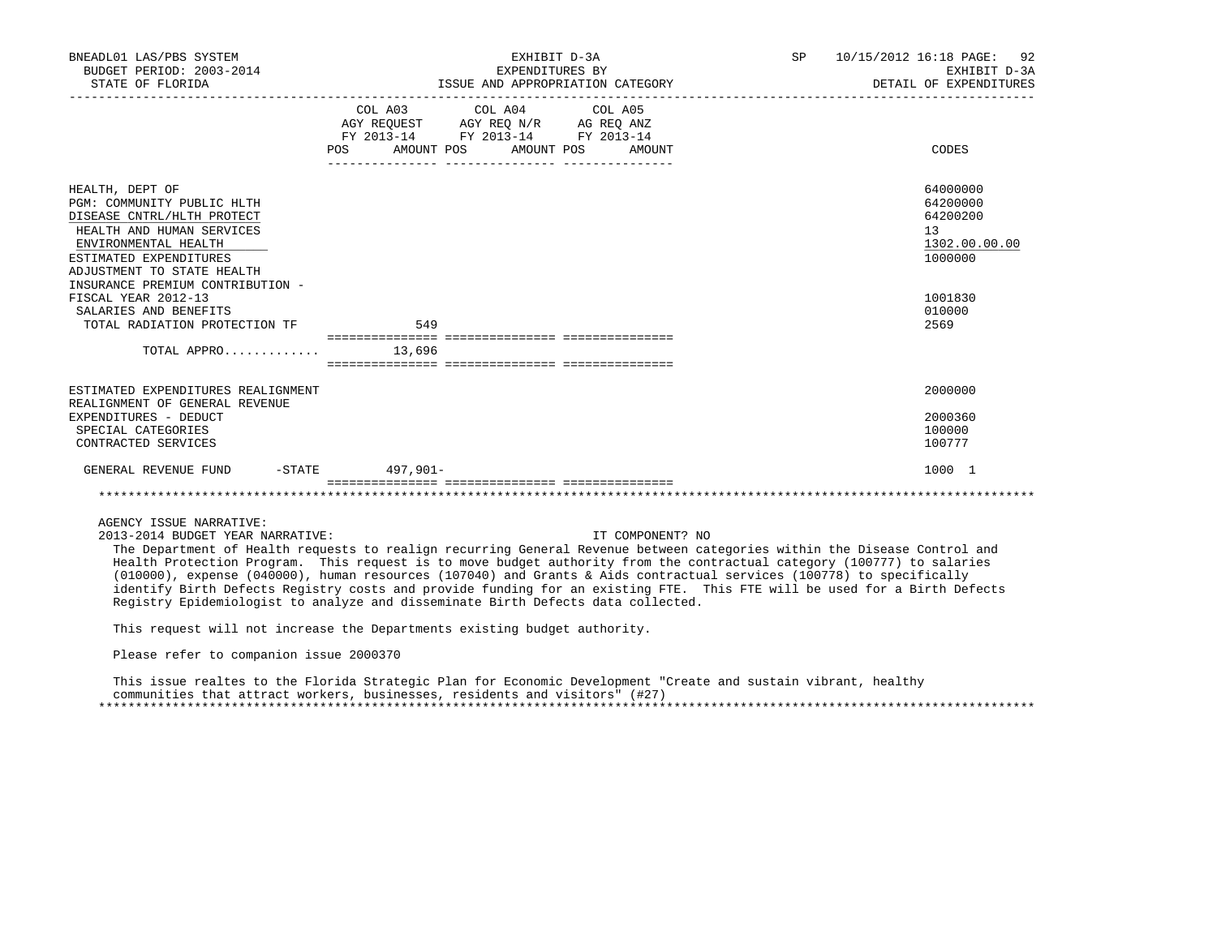BNEADL01 LAS/PBS SYSTEM — EXHIBIT D-3A — SP 10/15/2012 16:18

BUDGET PERIOD: 2003-2014 — EXPENDITURES BY — EXHIBIT D-3A

STATE OF FLORIDA — ISSUE AND APPROPRIATION CATEGORY — DETAIL OF EXPENDITURES

| | COL A03 AGY REQUEST FY 2013-14 POS | AMOUNT | COL A04 AGY REQ N/R FY 2013-14 POS | AMOUNT | COL A05 AG REQ ANZ FY 2013-14 POS | AMOUNT | CODES |
|---|---|---|---|---|---|---|---|
| HEALTH, DEPT OF | | | | | | | 64000000 |
| PGM: COMMUNITY PUBLIC HLTH | | | | | | | 64200000 |
| DISEASE CNTRL/HLTH PROTECT | | | | | | | 64200200 |
| HEALTH AND HUMAN SERVICES | | | | | | | 13 |
| ENVIRONMENTAL HEALTH | | | | | | | 1302.00.00.00 |
| ESTIMATED EXPENDITURES | | | | | | | 1000000 |
| ADJUSTMENT TO STATE HEALTH INSURANCE PREMIUM CONTRIBUTION - FISCAL YEAR 2012-13 | | | | | | | 1001830 |
| SALARIES AND BENEFITS | | | | | | | 010000 |
| TOTAL RADIATION PROTECTION TF | | 549 | | | | | 2569 |
| TOTAL APPRO............ | | 13,696 | | | | | |
| ESTIMATED EXPENDITURES REALIGNMENT | | | | | | | 2000000 |
| REALIGNMENT OF GENERAL REVENUE EXPENDITURES - DEDUCT | | | | | | | 2000360 |
| SPECIAL CATEGORIES | | | | | | | 100000 |
| CONTRACTED SERVICES | | | | | | | 100777 |
| GENERAL REVENUE FUND -STATE | | 497,901- | | | | | 1000 1 |

AGENCY ISSUE NARRATIVE:

2013-2014 BUDGET YEAR NARRATIVE: IT COMPONENT? NO

The Department of Health requests to realign recurring General Revenue between categories within the Disease Control and Health Protection Program. This request is to move budget authority from the contractual category (100777) to salaries (010000), expense (040000), human resources (107040) and Grants & Aids contractual services (100778) to specifically identify Birth Defects Registry costs and provide funding for an existing FTE. This FTE will be used for a Birth Defects Registry Epidemiologist to analyze and disseminate Birth Defects data collected.

This request will not increase the Departments existing budget authority.

Please refer to companion issue 2000370

This issue realtes to the Florida Strategic Plan for Economic Development "Create and sustain vibrant, healthy communities that attract workers, businesses, residents and visitors" (#27)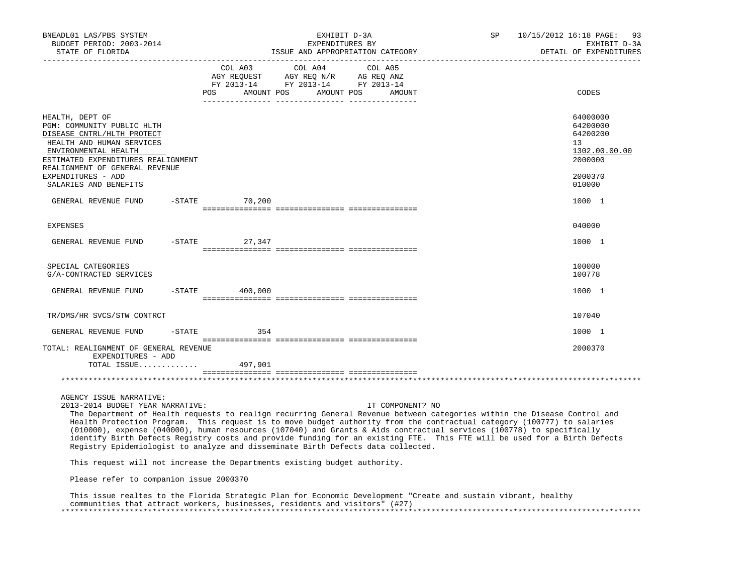BNEADL01 LAS/PBS SYSTEM — EXHIBIT D-3A — EXPENDITURES BY ISSUE AND APPROPRIATION CATEGORY — DETAIL OF EXPENDITURES

BUDGET PERIOD: 2003-2014

STATE OF FLORIDA

| | COL A03 AGY REQUEST FY 2013-14 POS AMOUNT | COL A04 AGY REQ N/R FY 2013-14 POS AMOUNT | COL A05 AG REQ ANZ FY 2013-14 POS AMOUNT | CODES |
|---|---|---|---|---|
| HEALTH, DEPT OF | | | | 64000000 |
| PGM: COMMUNITY PUBLIC HLTH | | | | 64200000 |
| DISEASE CNTRL/HLTH PROTECT | | | | 64200200 |
| HEALTH AND HUMAN SERVICES | | | | 13 |
| ENVIRONMENTAL HEALTH | | | | 1302.00.00.00 |
| ESTIMATED EXPENDITURES REALIGNMENT | | | | 2000000 |
| REALIGNMENT OF GENERAL REVENUE EXPENDITURES - ADD | | | | 2000370 |
| SALARIES AND BENEFITS | | | | 010000 |
| GENERAL REVENUE FUND -STATE | 70,200 | | | 1000 1 |
| EXPENSES | | | | 040000 |
| GENERAL REVENUE FUND -STATE | 27,347 | | | 1000 1 |
| SPECIAL CATEGORIES | | | | 100000 |
| G/A-CONTRACTED SERVICES | | | | 100778 |
| GENERAL REVENUE FUND -STATE | 400,000 | | | 1000 1 |
| TR/DMS/HR SVCS/STW CONTRCT | | | | 107040 |
| GENERAL REVENUE FUND -STATE | 354 | | | 1000 1 |
| TOTAL: REALIGNMENT OF GENERAL REVENUE EXPENDITURES - ADD | | | | 2000370 |
| TOTAL ISSUE............ | 497,901 | | | |

AGENCY ISSUE NARRATIVE:

2013-2014 BUDGET YEAR NARRATIVE: IT COMPONENT? NO

The Department of Health requests to realign recurring General Revenue between categories within the Disease Control and Health Protection Program. This request is to move budget authority from the contractual category (100777) to salaries (010000), expense (040000), human resources (107040) and Grants & Aids contractual services (100778) to specifically identify Birth Defects Registry costs and provide funding for an existing FTE. This FTE will be used for a Birth Defects Registry Epidemiologist to analyze and disseminate Birth Defects data collected.

This request will not increase the Departments existing budget authority.

Please refer to companion issue 2000370

This issue realtes to the Florida Strategic Plan for Economic Development "Create and sustain vibrant, healthy communities that attract workers, businesses, residents and visitors" (#27)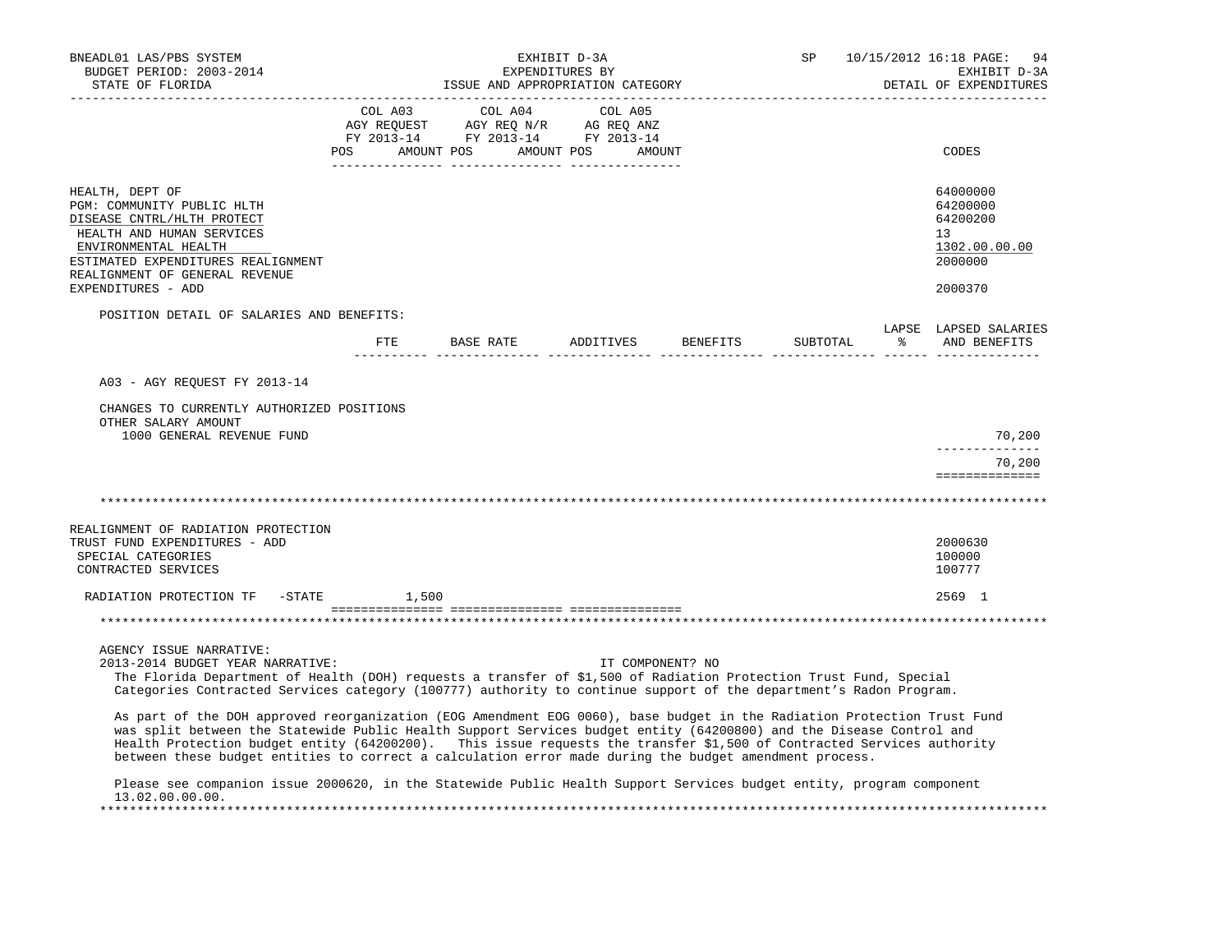HEALTH, DEPT OF — 64000000
PGM: COMMUNITY PUBLIC HLTH — 64200000
DISEASE CNTRL/HLTH PROTECT — 64200200
HEALTH AND HUMAN SERVICES — 13
ENVIRONMENTAL HEALTH — 1302.00.00.00
ESTIMATED EXPENDITURES REALIGNMENT — 2000000
REALIGNMENT OF GENERAL REVENUE EXPENDITURES - ADD — 2000370

POSITION DETAIL OF SALARIES AND BENEFITS:

| | FTE | BASE RATE | ADDITIVES | BENEFITS | SUBTOTAL | LAPSE % | LAPSED SALARIES AND BENEFITS |
|---|---|---|---|---|---|---|---|
| A03 - AGY REQUEST FY 2013-14 | | | | | | | |
| CHANGES TO CURRENTLY AUTHORIZED POSITIONS | | | | | | | |
| OTHER SALARY AMOUNT | | | | | | | |
| 1000 GENERAL REVENUE FUND | | | | | | | 70,200 |
| | | | | | | | 70,200 |

*******************************************************************************************************************

REALIGNMENT OF RADIATION PROTECTION TRUST FUND EXPENDITURES - ADD — 2000630
SPECIAL CATEGORIES — 100000
CONTRACTED SERVICES — 100777

| | COL A03 AGY REQUEST FY 2013-14 POS | AMOUNT | COL A04 AGY REQ N/R FY 2013-14 POS | AMOUNT | COL A05 AG REQ ANZ FY 2013-14 POS | AMOUNT | CODES |
|---|---|---|---|---|---|---|---|
| RADIATION PROTECTION TF -STATE | | 1,500 | | | | | 2569 1 |

*******************************************************************************************************************

AGENCY ISSUE NARRATIVE:
2013-2014 BUDGET YEAR NARRATIVE: IT COMPONENT? NO

The Florida Department of Health (DOH) requests a transfer of $1,500 of Radiation Protection Trust Fund, Special Categories Contracted Services category (100777) authority to continue support of the department's Radon Program.

As part of the DOH approved reorganization (EOG Amendment EOG 0060), base budget in the Radiation Protection Trust Fund was split between the Statewide Public Health Support Services budget entity (64200800) and the Disease Control and Health Protection budget entity (64200200). This issue requests the transfer $1,500 of Contracted Services authority between these budget entities to correct a calculation error made during the budget amendment process.

Please see companion issue 2000620, in the Statewide Public Health Support Services budget entity, program component 13.02.00.00.00.

*******************************************************************************************************************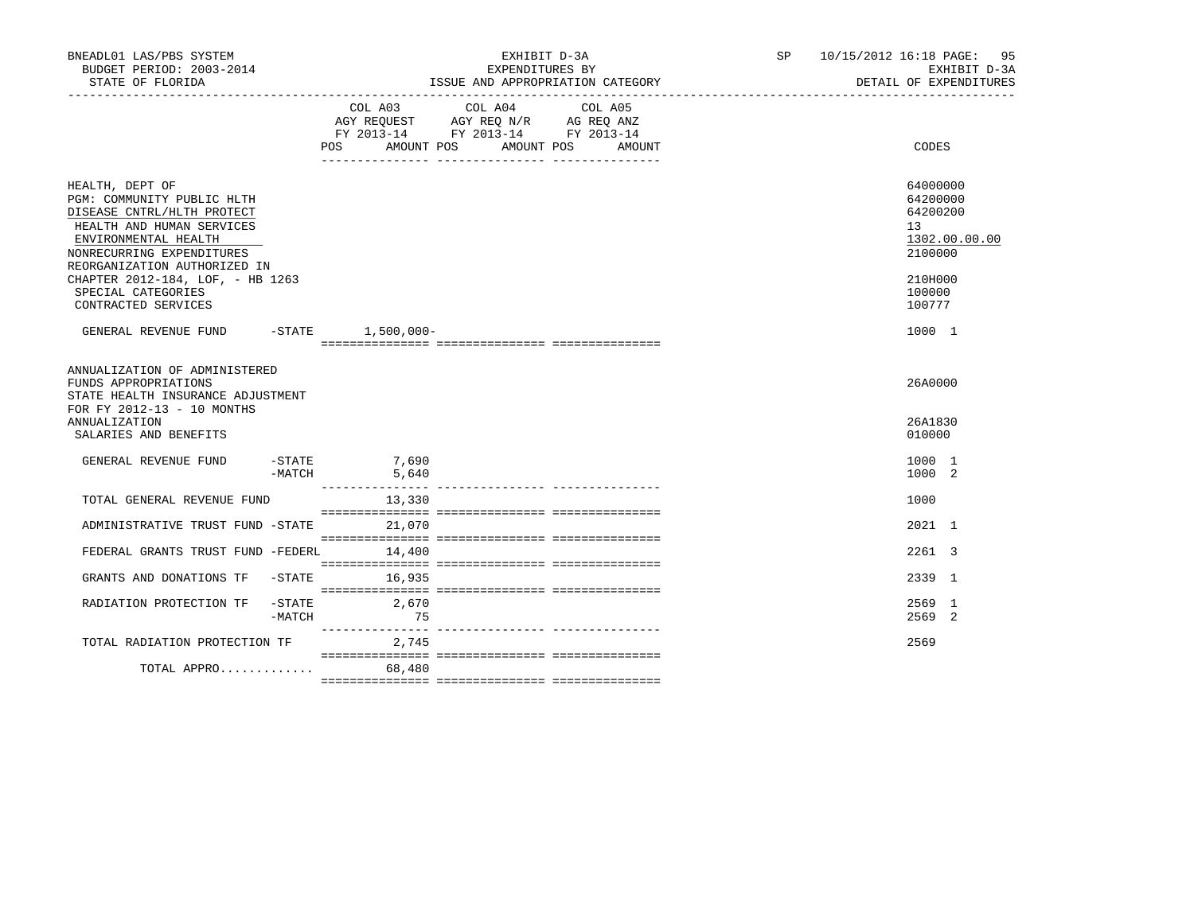BNEADL01 LAS/PBS SYSTEM — EXHIBIT D-3A — EXPENDITURES BY ISSUE AND APPROPRIATION CATEGORY — BUDGET PERIOD: 2003-2014 — STATE OF FLORIDA — SP 10/15/2012 16:18 — EXHIBIT D-3A DETAIL OF EXPENDITURES

| | COL A03 AGY REQUEST FY 2013-14 POS AMOUNT | COL A04 AGY REQ N/R FY 2013-14 POS AMOUNT | COL A05 AG REQ ANZ FY 2013-14 POS AMOUNT | CODES |
|---|---|---|---|---|
| HEALTH, DEPT OF | | | | 64000000 |
| PGM: COMMUNITY PUBLIC HLTH | | | | 64200000 |
| DISEASE CNTRL/HLTH PROTECT | | | | 64200200 |
| HEALTH AND HUMAN SERVICES | | | | 13 |
| ENVIRONMENTAL HEALTH | | | | 1302.00.00.00 |
| NONRECURRING EXPENDITURES | | | | 2100000 |
| REORGANIZATION AUTHORIZED IN CHAPTER 2012-184, LOF, - HB 1263 | | | | 210H000 |
| SPECIAL CATEGORIES | | | | 100000 |
| CONTRACTED SERVICES | | | | 100777 |
| GENERAL REVENUE FUND -STATE | 1,500,000- | | | 1000 1 |
| ANNUALIZATION OF ADMINISTERED FUNDS APPROPRIATIONS | | | | 26A0000 |
| STATE HEALTH INSURANCE ADJUSTMENT FOR FY 2012-13 - 10 MONTHS ANNUALIZATION | | | | 26A1830 |
| SALARIES AND BENEFITS | | | | 010000 |
| GENERAL REVENUE FUND -STATE | 7,690 | | | 1000 1 |
| -MATCH | 5,640 | | | 1000 2 |
| TOTAL GENERAL REVENUE FUND | 13,330 | | | 1000 |
| ADMINISTRATIVE TRUST FUND -STATE | 21,070 | | | 2021 1 |
| FEDERAL GRANTS TRUST FUND -FEDERL | 14,400 | | | 2261 3 |
| GRANTS AND DONATIONS TF -STATE | 16,935 | | | 2339 1 |
| RADIATION PROTECTION TF -STATE | 2,670 | | | 2569 1 |
| -MATCH | 75 | | | 2569 2 |
| TOTAL RADIATION PROTECTION TF | 2,745 | | | 2569 |
| TOTAL APPRO............ | 68,480 | | | |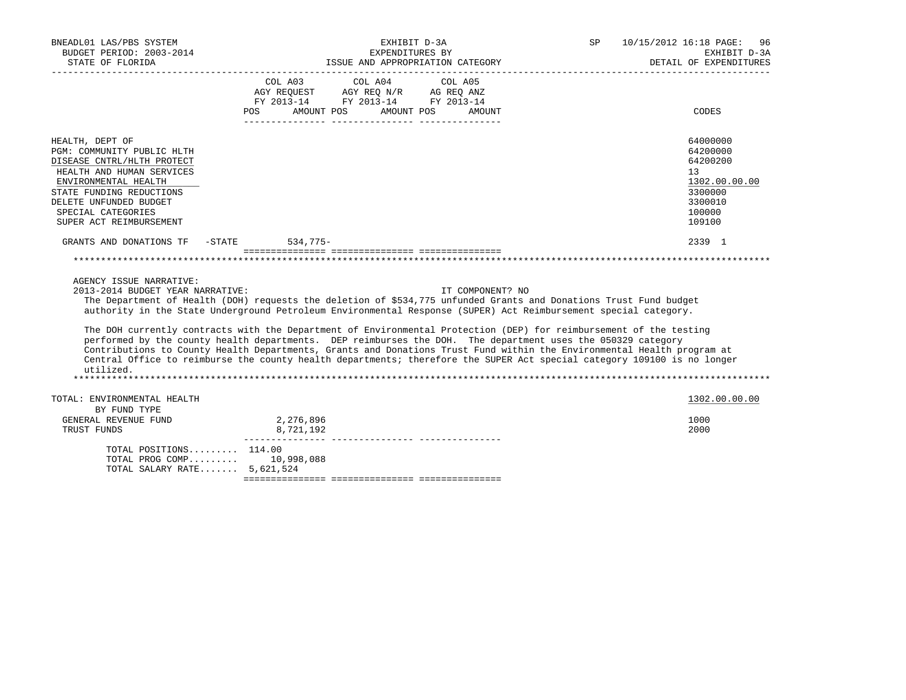BNEADL01 LAS/PBS SYSTEM | EXHIBIT D-3A | SP 10/15/2012 16:18

BUDGET PERIOD: 2003-2014 | EXPENDITURES BY | EXHIBIT D-3A

STATE OF FLORIDA | ISSUE AND APPROPRIATION CATEGORY | DETAIL OF EXPENDITURES

| | COL A03 AGY REQUEST FY 2013-14 POS AMOUNT | COL A04 AGY REQ N/R FY 2013-14 POS AMOUNT | COL A05 AG REQ ANZ FY 2013-14 POS AMOUNT | CODES |
|---|---|---|---|---|
| HEALTH, DEPT OF | | | | 64000000 |
| PGM: COMMUNITY PUBLIC HLTH | | | | 64200000 |
| DISEASE CNTRL/HLTH PROTECT | | | | 64200200 |
| HEALTH AND HUMAN SERVICES | | | | 13 |
| ENVIRONMENTAL HEALTH | | | | 1302.00.00.00 |
| STATE FUNDING REDUCTIONS | | | | 3300000 |
| DELETE UNFUNDED BUDGET | | | | 3300010 |
| SPECIAL CATEGORIES | | | | 100000 |
| SUPER ACT REIMBURSEMENT | | | | 109100 |
| GRANTS AND DONATIONS TF -STATE | 534,775- | | | 2339 1 |

AGENCY ISSUE NARRATIVE:

2013-2014 BUDGET YEAR NARRATIVE: IT COMPONENT? NO

The Department of Health (DOH) requests the deletion of $534,775 unfunded Grants and Donations Trust Fund budget authority in the State Underground Petroleum Environmental Response (SUPER) Act Reimbursement special category.

The DOH currently contracts with the Department of Environmental Protection (DEP) for reimbursement of the testing performed by the county health departments. DEP reimburses the DOH. The department uses the 050329 category Contributions to County Health Departments, Grants and Donations Trust Fund within the Environmental Health program at Central Office to reimburse the county health departments; therefore the SUPER Act special category 109100 is no longer utilized.

| | COL A03 | COL A04 | COL A05 | CODES |
|---|---|---|---|---|
| TOTAL: ENVIRONMENTAL HEALTH | | | | 1302.00.00.00 |
| BY FUND TYPE | | | | |
| GENERAL REVENUE FUND | 2,276,896 | | | 1000 |
| TRUST FUNDS | 8,721,192 | | | 2000 |
| TOTAL POSITIONS......... | 114.00 | | | |
| TOTAL PROG COMP......... | 10,998,088 | | | |
| TOTAL SALARY RATE....... | 5,621,524 | | | |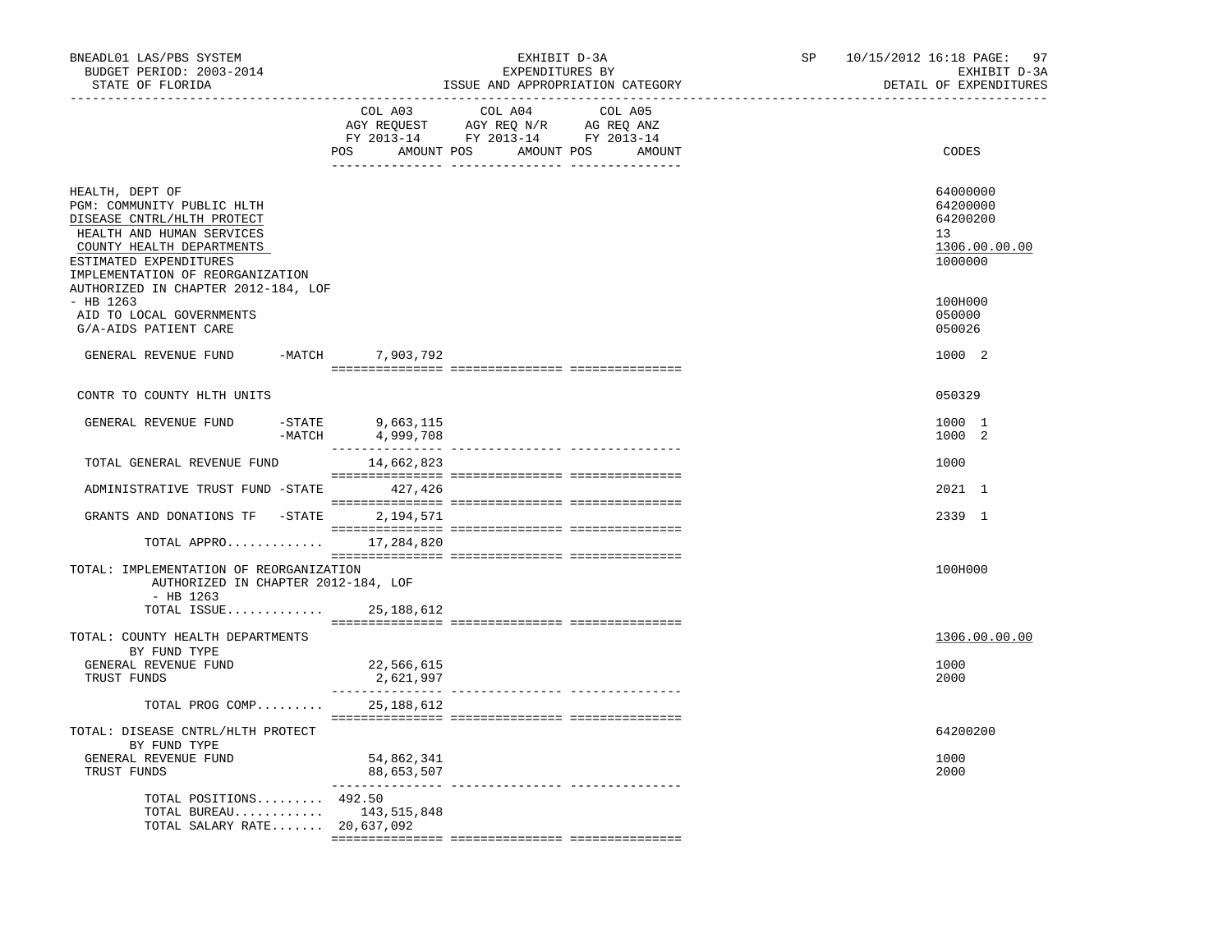BNEADL01 LAS/PBS SYSTEM | EXHIBIT D-3A | SP 10/15/2012 16:18 PAGE: 97
BUDGET PERIOD: 2003-2014 | EXPENDITURES BY | EXHIBIT D-3A
STATE OF FLORIDA | ISSUE AND APPROPRIATION CATEGORY | DETAIL OF EXPENDITURES

| | COL A03 AGY REQUEST FY 2013-14 POS AMOUNT | COL A04 AGY REQ N/R FY 2013-14 POS AMOUNT | COL A05 AG REQ ANZ FY 2013-14 POS AMOUNT | CODES |
|---|---|---|---|---|
| HEALTH, DEPT OF | | | | 64000000 |
| PGM: COMMUNITY PUBLIC HLTH | | | | 64200000 |
| DISEASE CNTRL/HLTH PROTECT | | | | 64200200 |
| HEALTH AND HUMAN SERVICES | | | | 13 |
| COUNTY HEALTH DEPARTMENTS | | | | 1306.00.00.00 |
| ESTIMATED EXPENDITURES | | | | 1000000 |
| IMPLEMENTATION OF REORGANIZATION AUTHORIZED IN CHAPTER 2012-184, LOF - HB 1263 | | | | 100H000 |
| AID TO LOCAL GOVERNMENTS | | | | 050000 |
| G/A-AIDS PATIENT CARE | | | | 050026 |
| GENERAL REVENUE FUND -MATCH | 7,903,792 | | | 1000 2 |
| CONTR TO COUNTY HLTH UNITS | | | | 050329 |
| GENERAL REVENUE FUND -STATE | 9,663,115 | | | 1000 1 |
| -MATCH | 4,999,708 | | | 1000 2 |
| TOTAL GENERAL REVENUE FUND | 14,662,823 | | | 1000 |
| ADMINISTRATIVE TRUST FUND -STATE | 427,426 | | | 2021 1 |
| GRANTS AND DONATIONS TF -STATE | 2,194,571 | | | 2339 1 |
| TOTAL APPRO............ | 17,284,820 | | | |
| TOTAL: IMPLEMENTATION OF REORGANIZATION AUTHORIZED IN CHAPTER 2012-184, LOF - HB 1263 | | | | 100H000 |
| TOTAL ISSUE............ | 25,188,612 | | | |
| TOTAL: COUNTY HEALTH DEPARTMENTS BY FUND TYPE | | | | 1306.00.00.00 |
| GENERAL REVENUE FUND | 22,566,615 | | | 1000 |
| TRUST FUNDS | 2,621,997 | | | 2000 |
| TOTAL PROG COMP......... | 25,188,612 | | | |
| TOTAL: DISEASE CNTRL/HLTH PROTECT BY FUND TYPE | | | | 64200200 |
| GENERAL REVENUE FUND | 54,862,341 | | | 1000 |
| TRUST FUNDS | 88,653,507 | | | 2000 |
| TOTAL POSITIONS......... | 492.50 | | | |
| TOTAL BUREAU............ | 143,515,848 | | | |
| TOTAL SALARY RATE....... | 20,637,092 | | | |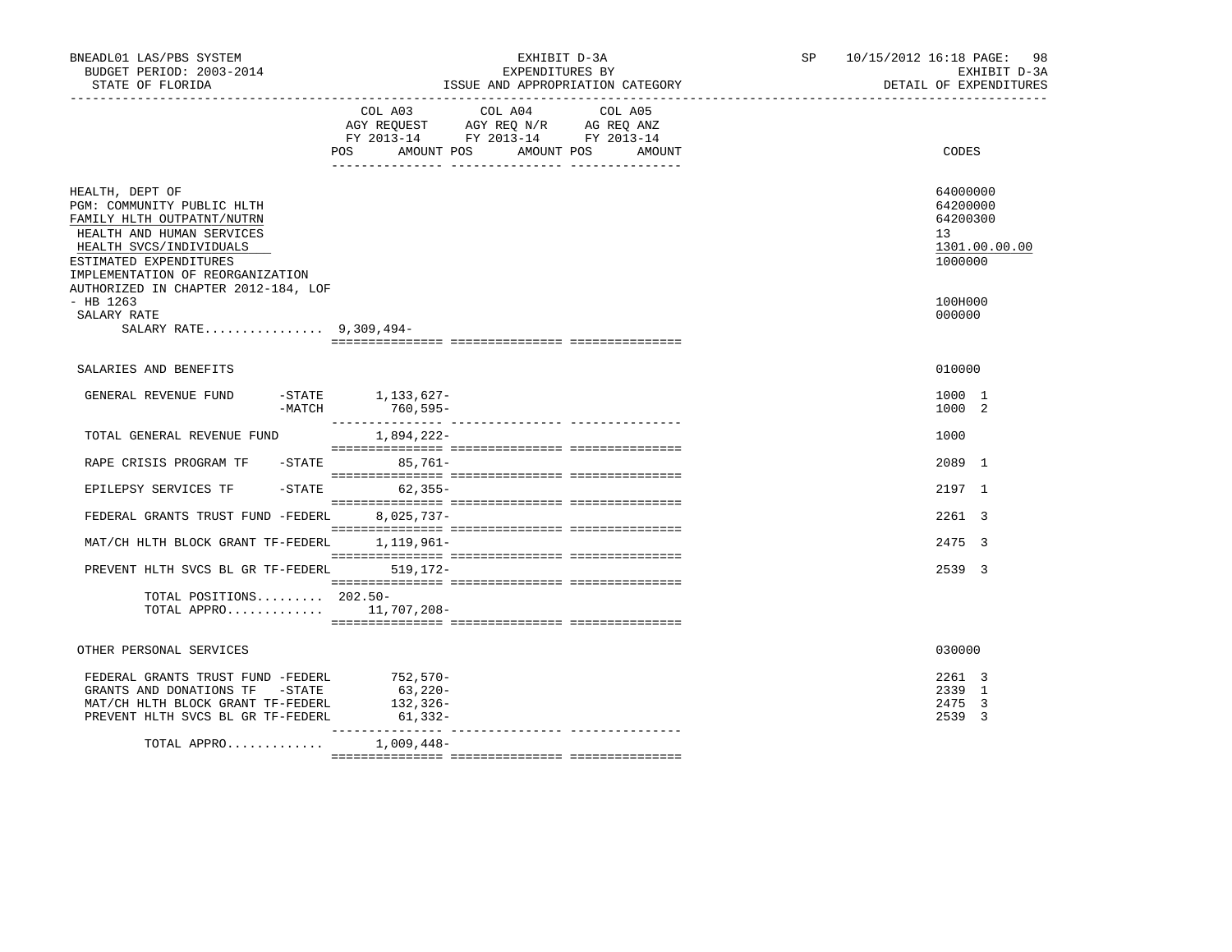BNEADL01 LAS/PBS SYSTEM — BUDGET PERIOD: 2003-2014 — STATE OF FLORIDA

EXHIBIT D-3A — EXPENDITURES BY ISSUE AND APPROPRIATION CATEGORY

SP 10/15/2012 16:18 — EXHIBIT D-3A — DETAIL OF EXPENDITURES

| | COL A03 AGY REQUEST FY 2013-14 POS AMOUNT | COL A04 AGY REQ N/R FY 2013-14 POS AMOUNT | COL A05 AG REQ ANZ FY 2013-14 POS AMOUNT | CODES |
|---|---|---|---|---|
| HEALTH, DEPT OF | | | | 64000000 |
| PGM: COMMUNITY PUBLIC HLTH | | | | 64200000 |
| FAMILY HLTH OUTPATNT/NUTRN | | | | 64200300 |
| HEALTH AND HUMAN SERVICES | | | | 13 |
| HEALTH SVCS/INDIVIDUALS | | | | 1301.00.00.00 |
| ESTIMATED EXPENDITURES | | | | 1000000 |
| IMPLEMENTATION OF REORGANIZATION AUTHORIZED IN CHAPTER 2012-184, LOF - HB 1263 | | | | 100H000 |
| SALARY RATE | | | | 000000 |
| SALARY RATE................ 9,309,494- | | | | |
| SALARIES AND BENEFITS | | | | 010000 |
| GENERAL REVENUE FUND -STATE | 1,133,627- | | | 1000 1 |
| -MATCH | 760,595- | | | 1000 2 |
| TOTAL GENERAL REVENUE FUND | 1,894,222- | | | 1000 |
| RAPE CRISIS PROGRAM TF -STATE | 85,761- | | | 2089 1 |
| EPILEPSY SERVICES TF -STATE | 62,355- | | | 2197 1 |
| FEDERAL GRANTS TRUST FUND -FEDERL | 8,025,737- | | | 2261 3 |
| MAT/CH HLTH BLOCK GRANT TF-FEDERL | 1,119,961- | | | 2475 3 |
| PREVENT HLTH SVCS BL GR TF-FEDERL | 519,172- | | | 2539 3 |
| TOTAL POSITIONS......... | 202.50- | | | |
| TOTAL APPRO............. | 11,707,208- | | | |
| OTHER PERSONAL SERVICES | | | | 030000 |
| FEDERAL GRANTS TRUST FUND -FEDERL | 752,570- | | | 2261 3 |
| GRANTS AND DONATIONS TF -STATE | 63,220- | | | 2339 1 |
| MAT/CH HLTH BLOCK GRANT TF-FEDERL | 132,326- | | | 2475 3 |
| PREVENT HLTH SVCS BL GR TF-FEDERL | 61,332- | | | 2539 3 |
| TOTAL APPRO............. | 1,009,448- | | | |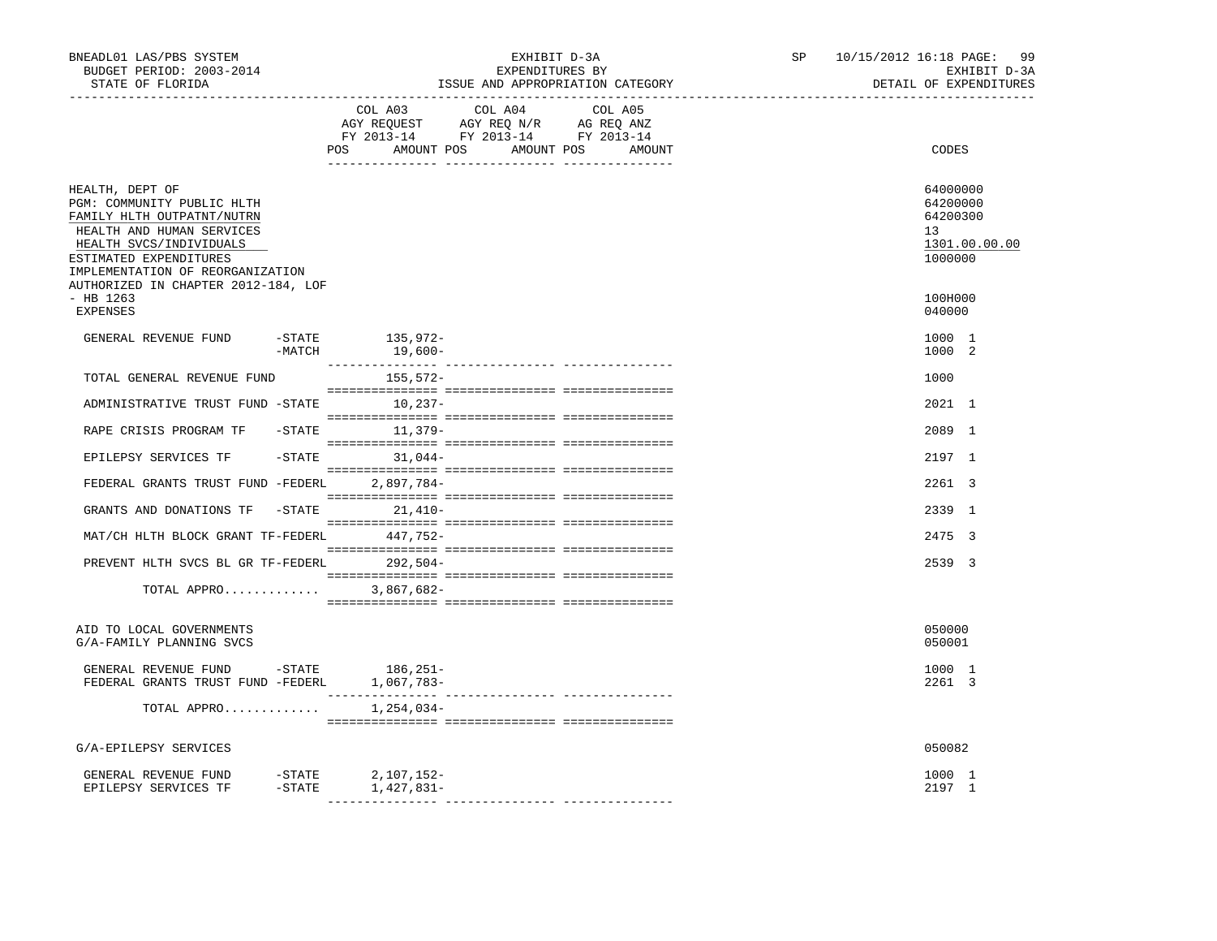BNEADL01 LAS/PBS SYSTEM
BUDGET PERIOD: 2003-2014
STATE OF FLORIDA

EXHIBIT D-3A
EXPENDITURES BY
ISSUE AND APPROPRIATION CATEGORY

SP 10/15/2012 16:18 PAGE: 99
EXHIBIT D-3A
DETAIL OF EXPENDITURES

| | COL A03 AGY REQUEST FY 2013-14 POS AMOUNT | COL A04 AGY REQ N/R FY 2013-14 POS AMOUNT | COL A05 AG REQ ANZ FY 2013-14 POS AMOUNT | CODES |
|---|---|---|---|---|
| HEALTH, DEPT OF | | | | 64000000 |
| PGM: COMMUNITY PUBLIC HLTH | | | | 64200000 |
| FAMILY HLTH OUTPATNT/NUTRN | | | | 64200300 |
| HEALTH AND HUMAN SERVICES | | | | 13 |
| HEALTH SVCS/INDIVIDUALS | | | | 1301.00.00.00 |
| ESTIMATED EXPENDITURES | | | | 1000000 |
| IMPLEMENTATION OF REORGANIZATION AUTHORIZED IN CHAPTER 2012-184, LOF - HB 1263 | | | | 100H000 |
| EXPENSES | | | | 040000 |
| GENERAL REVENUE FUND -STATE | 135,972- | | | 1000 1 |
| -MATCH | 19,600- | | | 1000 2 |
| TOTAL GENERAL REVENUE FUND | 155,572- | | | 1000 |
| ADMINISTRATIVE TRUST FUND -STATE | 10,237- | | | 2021 1 |
| RAPE CRISIS PROGRAM TF -STATE | 11,379- | | | 2089 1 |
| EPILEPSY SERVICES TF -STATE | 31,044- | | | 2197 1 |
| FEDERAL GRANTS TRUST FUND -FEDERL | 2,897,784- | | | 2261 3 |
| GRANTS AND DONATIONS TF -STATE | 21,410- | | | 2339 1 |
| MAT/CH HLTH BLOCK GRANT TF-FEDERL | 447,752- | | | 2475 3 |
| PREVENT HLTH SVCS BL GR TF-FEDERL | 292,504- | | | 2539 3 |
| TOTAL APPRO............ | 3,867,682- | | | |
| AID TO LOCAL GOVERNMENTS | | | | 050000 |
| G/A-FAMILY PLANNING SVCS | | | | 050001 |
| GENERAL REVENUE FUND -STATE | 186,251- | | | 1000 1 |
| FEDERAL GRANTS TRUST FUND -FEDERL | 1,067,783- | | | 2261 3 |
| TOTAL APPRO............ | 1,254,034- | | | |
| G/A-EPILEPSY SERVICES | | | | 050082 |
| GENERAL REVENUE FUND -STATE | 2,107,152- | | | 1000 1 |
| EPILEPSY SERVICES TF -STATE | 1,427,831- | | | 2197 1 |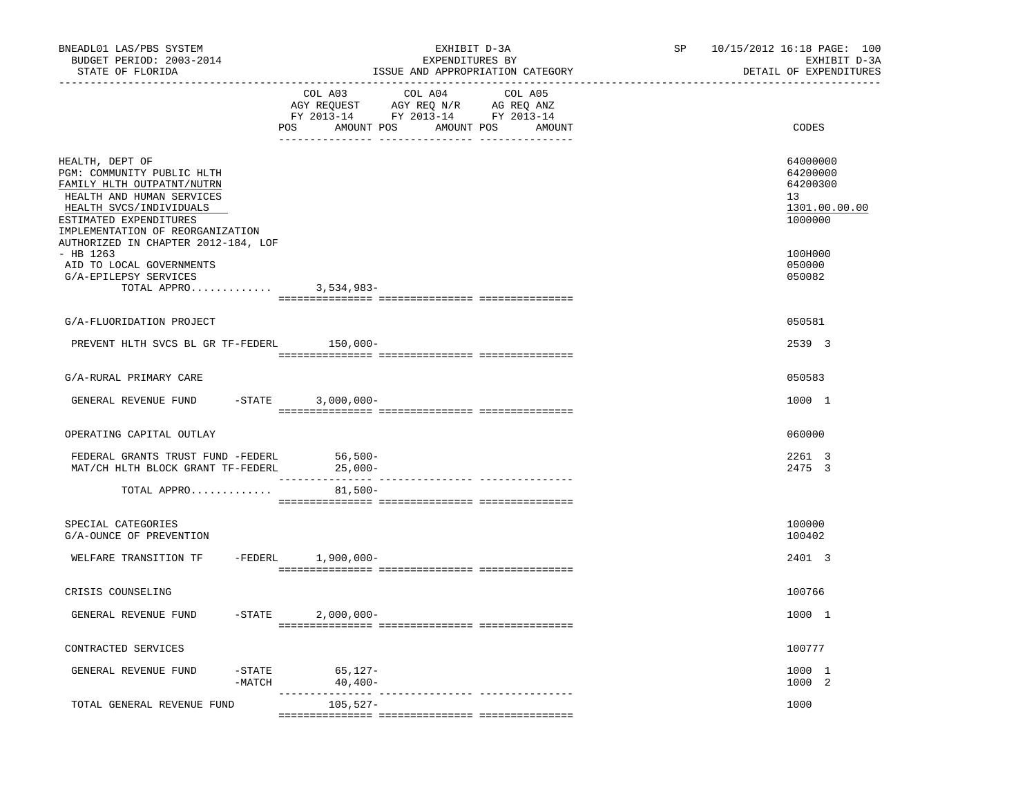BNEADL01 LAS/PBS SYSTEM — EXHIBIT D-3A — SP 10/15/2012 16:18 PAGE: 100

BUDGET PERIOD: 2003-2014 — EXPENDITURES BY — EXHIBIT D-3A

STATE OF FLORIDA — ISSUE AND APPROPRIATION CATEGORY — DETAIL OF EXPENDITURES

| | COL A03 AGY REQUEST FY 2013-14 POS AMOUNT | COL A04 AGY REQ N/R FY 2013-14 POS AMOUNT | COL A05 AG REQ ANZ FY 2013-14 POS AMOUNT | CODES |
|---|---|---|---|---|
| HEALTH, DEPT OF | | | | 64000000 |
| PGM: COMMUNITY PUBLIC HLTH | | | | 64200000 |
| FAMILY HLTH OUTPATNT/NUTRN | | | | 64200300 |
| HEALTH AND HUMAN SERVICES | | | | 13 |
| HEALTH SVCS/INDIVIDUALS | | | | 1301.00.00.00 |
| ESTIMATED EXPENDITURES | | | | 1000000 |
| IMPLEMENTATION OF REORGANIZATION AUTHORIZED IN CHAPTER 2012-184, LOF - HB 1263 | | | | 100H000 |
| AID TO LOCAL GOVERNMENTS | | | | 050000 |
| G/A-EPILEPSY SERVICES | | | | 050082 |
| TOTAL APPRO............ | 3,534,983- | | | |
| G/A-FLUORIDATION PROJECT | | | | 050581 |
| PREVENT HLTH SVCS BL GR TF-FEDERL | 150,000- | | | 2539 3 |
| G/A-RURAL PRIMARY CARE | | | | 050583 |
| GENERAL REVENUE FUND -STATE | 3,000,000- | | | 1000 1 |
| OPERATING CAPITAL OUTLAY | | | | 060000 |
| FEDERAL GRANTS TRUST FUND -FEDERL | 56,500- | | | 2261 3 |
| MAT/CH HLTH BLOCK GRANT TF-FEDERL | 25,000- | | | 2475 3 |
| TOTAL APPRO............ | 81,500- | | | |
| SPECIAL CATEGORIES | | | | 100000 |
| G/A-OUNCE OF PREVENTION | | | | 100402 |
| WELFARE TRANSITION TF -FEDERL | 1,900,000- | | | 2401 3 |
| CRISIS COUNSELING | | | | 100766 |
| GENERAL REVENUE FUND -STATE | 2,000,000- | | | 1000 1 |
| CONTRACTED SERVICES | | | | 100777 |
| GENERAL REVENUE FUND -STATE | 65,127- | | | 1000 1 |
| -MATCH | 40,400- | | | 1000 2 |
| TOTAL GENERAL REVENUE FUND | 105,527- | | | 1000 |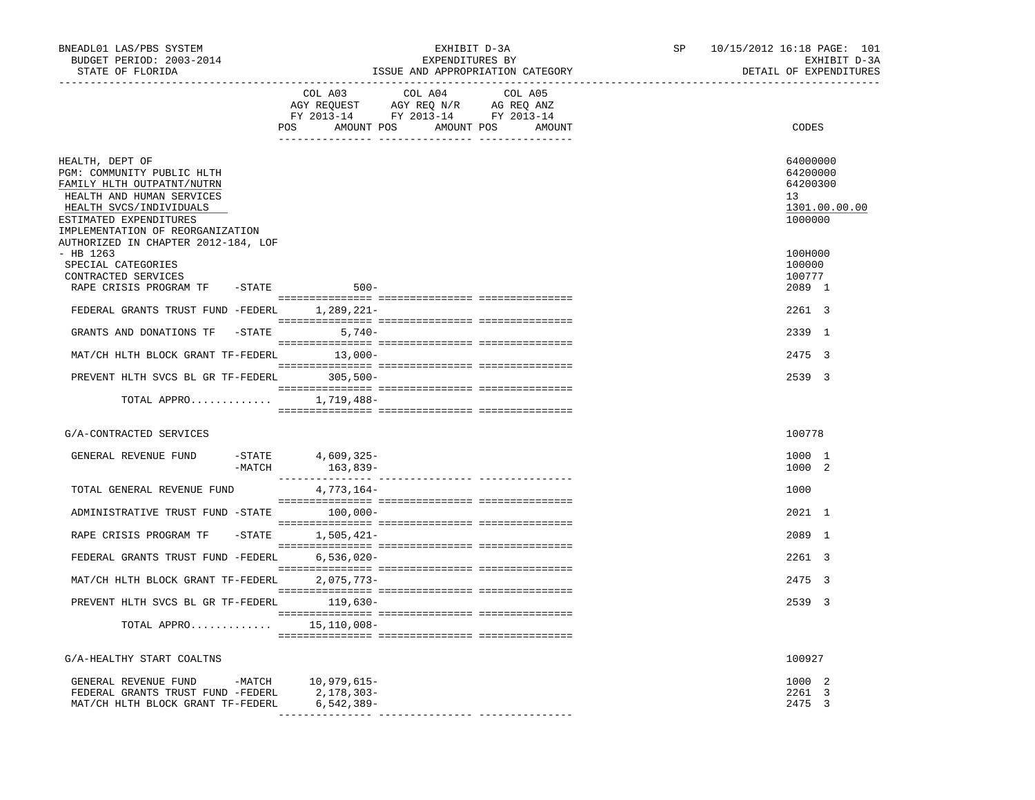BNEADL01 LAS/PBS SYSTEM — BUDGET PERIOD: 2003-2014 — STATE OF FLORIDA

EXHIBIT D-3A — EXPENDITURES BY ISSUE AND APPROPRIATION CATEGORY

SP 10/15/2012 16:18 — EXHIBIT D-3A — DETAIL OF EXPENDITURES

| | COL A03 AGY REQUEST FY 2013-14 POS AMOUNT | COL A04 AGY REQ N/R FY 2013-14 POS AMOUNT | COL A05 AG REQ ANZ FY 2013-14 POS AMOUNT | CODES |
|---|---|---|---|---|
| HEALTH, DEPT OF | | | | 64000000 |
| PGM: COMMUNITY PUBLIC HLTH | | | | 64200000 |
| FAMILY HLTH OUTPATNT/NUTRN | | | | 64200300 |
| HEALTH AND HUMAN SERVICES | | | | 13 |
| HEALTH SVCS/INDIVIDUALS | | | | 1301.00.00.00 |
| ESTIMATED EXPENDITURES | | | | 1000000 |
| IMPLEMENTATION OF REORGANIZATION AUTHORIZED IN CHAPTER 2012-184, LOF - HB 1263 | | | | 100H000 |
| SPECIAL CATEGORIES | | | | 100000 |
| CONTRACTED SERVICES | | | | 100777 |
| RAPE CRISIS PROGRAM TF -STATE | 500- | | | 2089 1 |
| FEDERAL GRANTS TRUST FUND -FEDERL | 1,289,221- | | | 2261 3 |
| GRANTS AND DONATIONS TF -STATE | 5,740- | | | 2339 1 |
| MAT/CH HLTH BLOCK GRANT TF-FEDERL | 13,000- | | | 2475 3 |
| PREVENT HLTH SVCS BL GR TF-FEDERL | 305,500- | | | 2539 3 |
| TOTAL APPRO............ | 1,719,488- | | | |
| G/A-CONTRACTED SERVICES | | | | 100778 |
| GENERAL REVENUE FUND -STATE | 4,609,325- | | | 1000 1 |
| -MATCH | 163,839- | | | 1000 2 |
| TOTAL GENERAL REVENUE FUND | 4,773,164- | | | 1000 |
| ADMINISTRATIVE TRUST FUND -STATE | 100,000- | | | 2021 1 |
| RAPE CRISIS PROGRAM TF -STATE | 1,505,421- | | | 2089 1 |
| FEDERAL GRANTS TRUST FUND -FEDERL | 6,536,020- | | | 2261 3 |
| MAT/CH HLTH BLOCK GRANT TF-FEDERL | 2,075,773- | | | 2475 3 |
| PREVENT HLTH SVCS BL GR TF-FEDERL | 119,630- | | | 2539 3 |
| TOTAL APPRO............ | 15,110,008- | | | |
| G/A-HEALTHY START COALTNS | | | | 100927 |
| GENERAL REVENUE FUND -MATCH | 10,979,615- | | | 1000 2 |
| FEDERAL GRANTS TRUST FUND -FEDERL | 2,178,303- | | | 2261 3 |
| MAT/CH HLTH BLOCK GRANT TF-FEDERL | 6,542,389- | | | 2475 3 |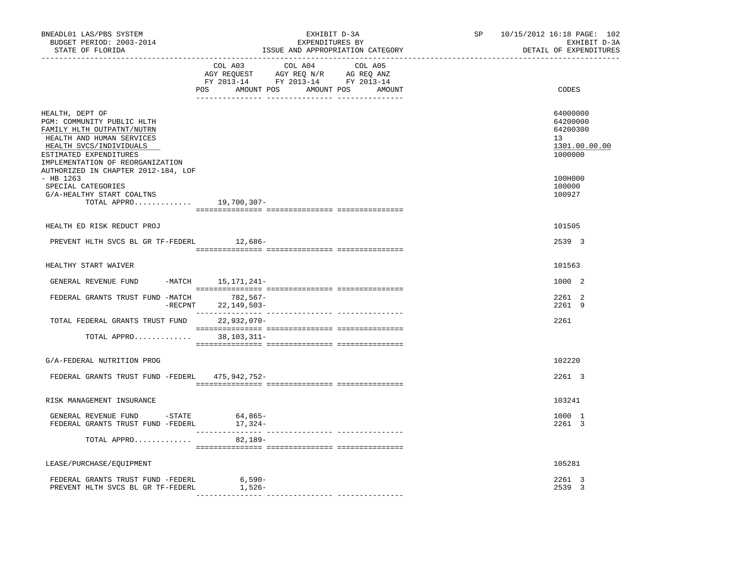BNEADL01 LAS/PBS SYSTEM — EXHIBIT D-3A — SP 10/15/2012 16:18 PAGE: 102
BUDGET PERIOD: 2003-2014 — EXPENDITURES BY — EXHIBIT D-3A
STATE OF FLORIDA — ISSUE AND APPROPRIATION CATEGORY — DETAIL OF EXPENDITURES

| | COL A03 AGY REQUEST FY 2013-14 POS AMOUNT | COL A04 AGY REQ N/R FY 2013-14 POS AMOUNT | COL A05 AG REQ ANZ FY 2013-14 POS AMOUNT | CODES |
|---|---|---|---|---|
| HEALTH, DEPT OF | | | | 64000000 |
| PGM: COMMUNITY PUBLIC HLTH | | | | 64200000 |
| FAMILY HLTH OUTPATNT/NUTRN | | | | 64200300 |
| HEALTH AND HUMAN SERVICES | | | | 13 |
| HEALTH SVCS/INDIVIDUALS | | | | 1301.00.00.00 |
| ESTIMATED EXPENDITURES | | | | 1000000 |
| IMPLEMENTATION OF REORGANIZATION AUTHORIZED IN CHAPTER 2012-184, LOF - HB 1263 | | | | 100H000 |
| SPECIAL CATEGORIES | | | | 100000 |
| G/A-HEALTHY START COALTNS | | | | 100927 |
| TOTAL APPRO............. | 19,700,307- | | | |
| HEALTH ED RISK REDUCT PROJ | | | | 101505 |
| PREVENT HLTH SVCS BL GR TF-FEDERL | 12,686- | | | 2539 3 |
| HEALTHY START WAIVER | | | | 101563 |
| GENERAL REVENUE FUND -MATCH | 15,171,241- | | | 1000 2 |
| FEDERAL GRANTS TRUST FUND -MATCH | 782,567- | | | 2261 2 |
| -RECPNT | 22,149,503- | | | 2261 9 |
| TOTAL FEDERAL GRANTS TRUST FUND | 22,932,070- | | | 2261 |
| TOTAL APPRO............. | 38,103,311- | | | |
| G/A-FEDERAL NUTRITION PROG | | | | 102220 |
| FEDERAL GRANTS TRUST FUND -FEDERL | 475,942,752- | | | 2261 3 |
| RISK MANAGEMENT INSURANCE | | | | 103241 |
| GENERAL REVENUE FUND -STATE | 64,865- | | | 1000 1 |
| FEDERAL GRANTS TRUST FUND -FEDERL | 17,324- | | | 2261 3 |
| TOTAL APPRO............. | 82,189- | | | |
| LEASE/PURCHASE/EQUIPMENT | | | | 105281 |
| FEDERAL GRANTS TRUST FUND -FEDERL | 6,590- | | | 2261 3 |
| PREVENT HLTH SVCS BL GR TF-FEDERL | 1,526- | | | 2539 3 |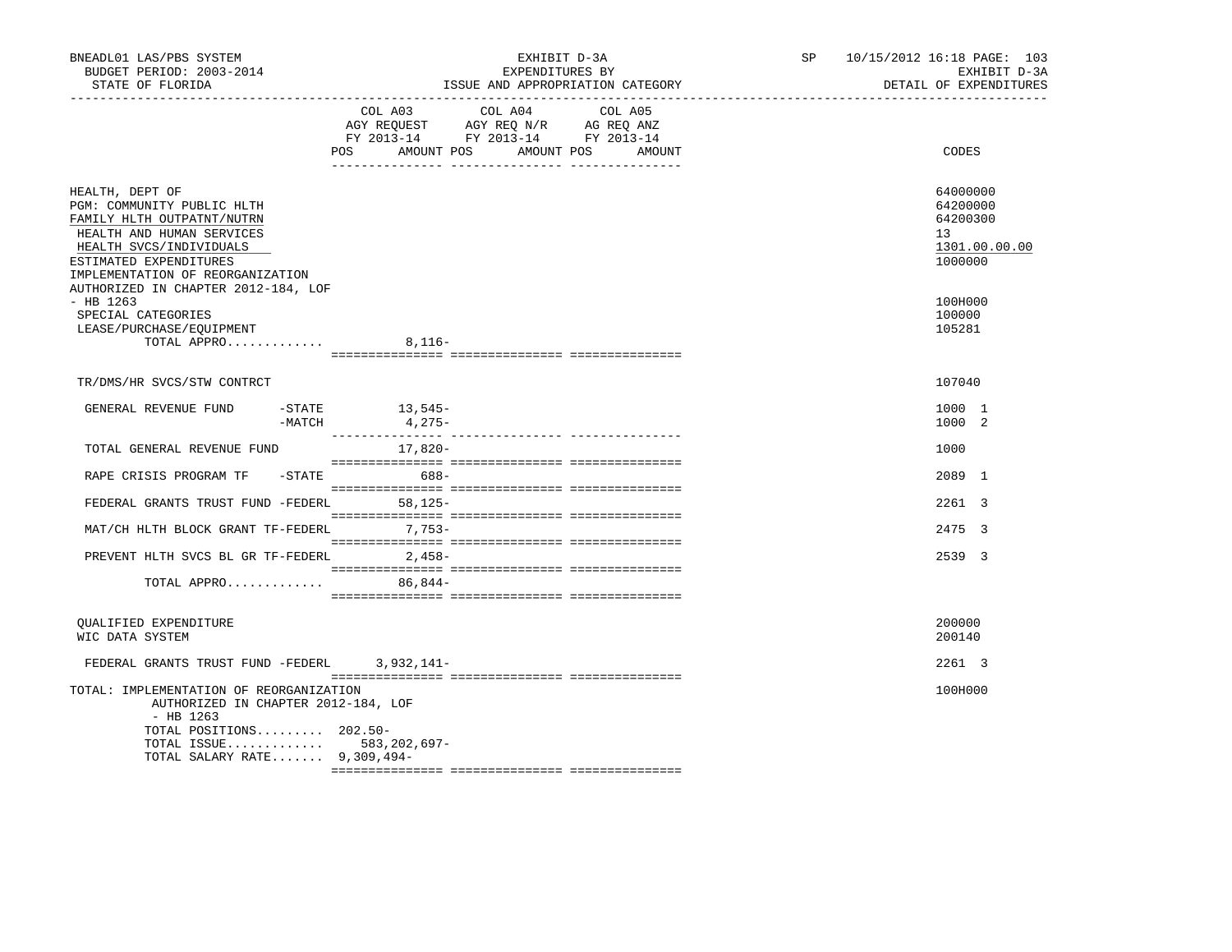BNEADL01 LAS/PBS SYSTEM — EXHIBIT D-3A — SP 10/15/2012 16:18

BUDGET PERIOD: 2003-2014 — EXPENDITURES BY — EXHIBIT D-3A

STATE OF FLORIDA — ISSUE AND APPROPRIATION CATEGORY — DETAIL OF EXPENDITURES

| | COL A03 AGY REQUEST FY 2013-14 POS AMOUNT | COL A04 AGY REQ N/R FY 2013-14 POS AMOUNT | COL A05 AG REQ ANZ FY 2013-14 POS AMOUNT | CODES |
|---|---|---|---|---|
| HEALTH, DEPT OF | | | | 64000000 |
| PGM: COMMUNITY PUBLIC HLTH | | | | 64200000 |
| FAMILY HLTH OUTPATNT/NUTRN | | | | 64200300 |
| HEALTH AND HUMAN SERVICES | | | | 13 |
| HEALTH SVCS/INDIVIDUALS | | | | 1301.00.00.00 |
| ESTIMATED EXPENDITURES | | | | 1000000 |
| IMPLEMENTATION OF REORGANIZATION AUTHORIZED IN CHAPTER 2012-184, LOF - HB 1263 | | | | 100H000 |
| SPECIAL CATEGORIES | | | | 100000 |
| LEASE/PURCHASE/EQUIPMENT | | | | 105281 |
| TOTAL APPRO............. | 8,116- | | | |
| TR/DMS/HR SVCS/STW CONTRCT | | | | 107040 |
| GENERAL REVENUE FUND -STATE | 13,545- | | | 1000 1 |
| -MATCH | 4,275- | | | 1000 2 |
| TOTAL GENERAL REVENUE FUND | 17,820- | | | 1000 |
| RAPE CRISIS PROGRAM TF -STATE | 688- | | | 2089 1 |
| FEDERAL GRANTS TRUST FUND -FEDERL | 58,125- | | | 2261 3 |
| MAT/CH HLTH BLOCK GRANT TF-FEDERL | 7,753- | | | 2475 3 |
| PREVENT HLTH SVCS BL GR TF-FEDERL | 2,458- | | | 2539 3 |
| TOTAL APPRO............. | 86,844- | | | |
| QUALIFIED EXPENDITURE | | | | 200000 |
| WIC DATA SYSTEM | | | | 200140 |
| FEDERAL GRANTS TRUST FUND -FEDERL | 3,932,141- | | | 2261 3 |
| TOTAL: IMPLEMENTATION OF REORGANIZATION AUTHORIZED IN CHAPTER 2012-184, LOF - HB 1263 | | | | 100H000 |
| TOTAL POSITIONS......... | 202.50- | | | |
| TOTAL ISSUE............. | 583,202,697- | | | |
| TOTAL SALARY RATE....... | 9,309,494- | | | |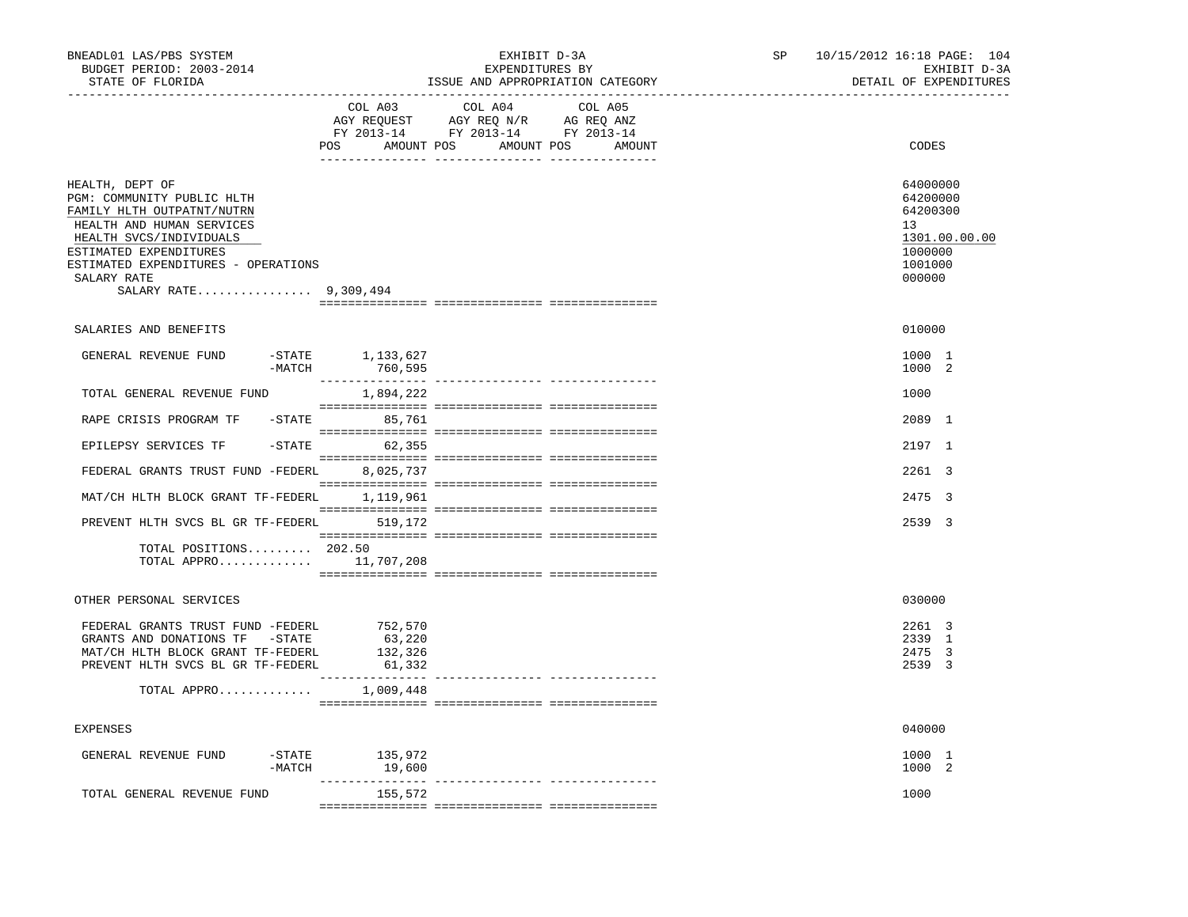BNEADL01 LAS/PBS SYSTEM
BUDGET PERIOD: 2003-2014
STATE OF FLORIDA

EXHIBIT D-3A
EXPENDITURES BY
ISSUE AND APPROPRIATION CATEGORY

SP 10/15/2012 16:18
EXHIBIT D-3A
DETAIL OF EXPENDITURES

| | COL A03 AGY REQUEST FY 2013-14 POS AMOUNT | COL A04 AGY REQ N/R FY 2013-14 POS AMOUNT | COL A05 AG REQ ANZ FY 2013-14 POS AMOUNT | CODES |
|---|---|---|---|---|
| HEALTH, DEPT OF | | | | 64000000 |
| PGM: COMMUNITY PUBLIC HLTH | | | | 64200000 |
| FAMILY HLTH OUTPATNT/NUTRN | | | | 64200300 |
| HEALTH AND HUMAN SERVICES | | | | 13 |
| HEALTH SVCS/INDIVIDUALS | | | | 1301.00.00.00 |
| ESTIMATED EXPENDITURES | | | | 1000000 |
| ESTIMATED EXPENDITURES - OPERATIONS | | | | 1001000 |
| SALARY RATE | | | | 000000 |
| SALARY RATE................ 9,309,494 | | | | |
| SALARIES AND BENEFITS | | | | 010000 |
| GENERAL REVENUE FUND -STATE | 1,133,627 | | | 1000 1 |
| -MATCH | 760,595 | | | 1000 2 |
| TOTAL GENERAL REVENUE FUND | 1,894,222 | | | 1000 |
| RAPE CRISIS PROGRAM TF -STATE | 85,761 | | | 2089 1 |
| EPILEPSY SERVICES TF -STATE | 62,355 | | | 2197 1 |
| FEDERAL GRANTS TRUST FUND -FEDERL | 8,025,737 | | | 2261 3 |
| MAT/CH HLTH BLOCK GRANT TF-FEDERL | 1,119,961 | | | 2475 3 |
| PREVENT HLTH SVCS BL GR TF-FEDERL | 519,172 | | | 2539 3 |
| TOTAL POSITIONS......... | 202.50 | | | |
| TOTAL APPRO............. | 11,707,208 | | | |
| OTHER PERSONAL SERVICES | | | | 030000 |
| FEDERAL GRANTS TRUST FUND -FEDERL | 752,570 | | | 2261 3 |
| GRANTS AND DONATIONS TF -STATE | 63,220 | | | 2339 1 |
| MAT/CH HLTH BLOCK GRANT TF-FEDERL | 132,326 | | | 2475 3 |
| PREVENT HLTH SVCS BL GR TF-FEDERL | 61,332 | | | 2539 3 |
| TOTAL APPRO............. | 1,009,448 | | | |
| EXPENSES | | | | 040000 |
| GENERAL REVENUE FUND -STATE | 135,972 | | | 1000 1 |
| -MATCH | 19,600 | | | 1000 2 |
| TOTAL GENERAL REVENUE FUND | 155,572 | | | 1000 |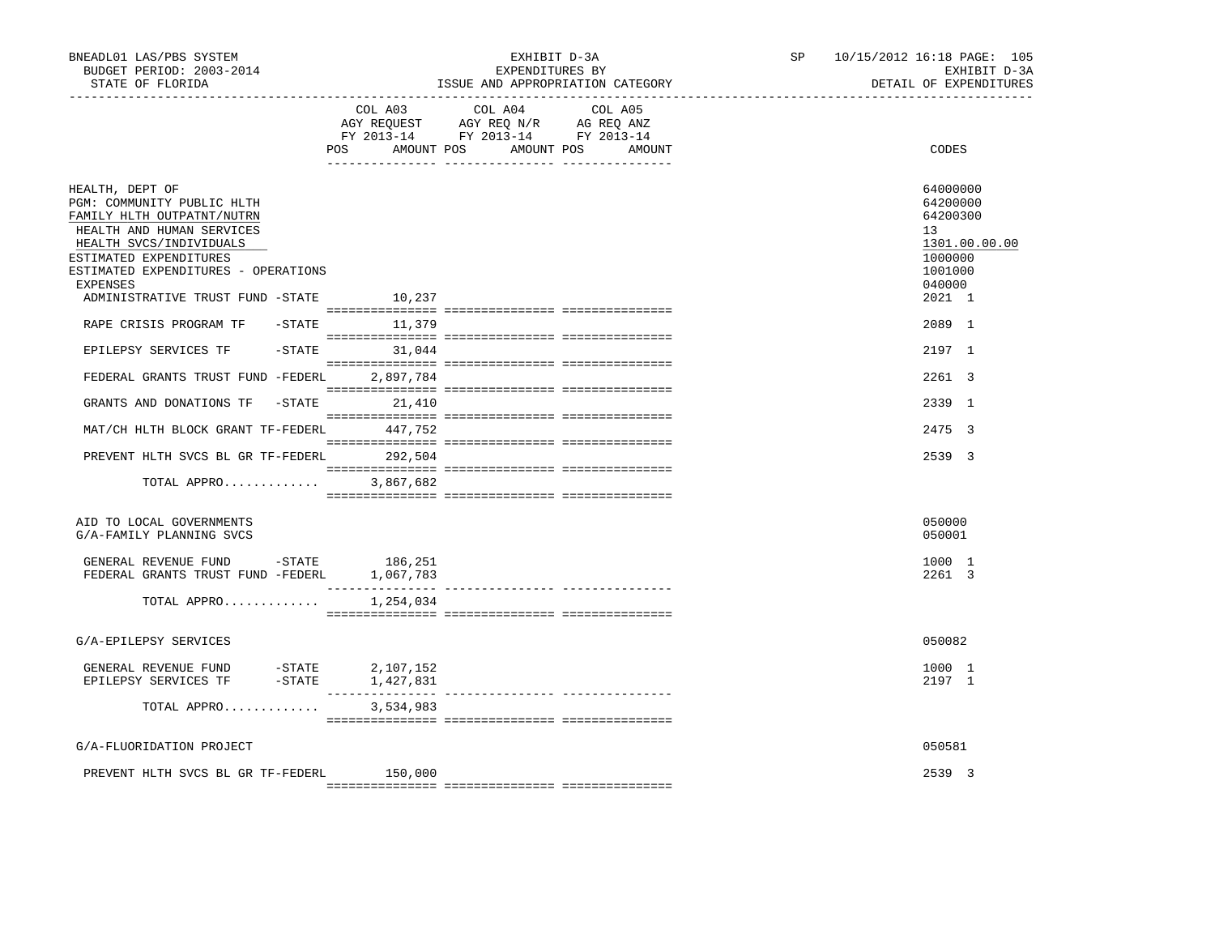BNEADL01 LAS/PBS SYSTEM
BUDGET PERIOD: 2003-2014
STATE OF FLORIDA

EXHIBIT D-3A
EXPENDITURES BY
ISSUE AND APPROPRIATION CATEGORY

SP 10/15/2012 16:18
EXHIBIT D-3A
DETAIL OF EXPENDITURES

| | COL A03 AGY REQUEST FY 2013-14 POS AMOUNT | COL A04 AGY REQ N/R FY 2013-14 POS AMOUNT | COL A05 AG REQ ANZ FY 2013-14 POS AMOUNT | CODES |
|---|---|---|---|---|
| HEALTH, DEPT OF | | | | 64000000 |
| PGM: COMMUNITY PUBLIC HLTH | | | | 64200000 |
| FAMILY HLTH OUTPATNT/NUTRN | | | | 64200300 |
| HEALTH AND HUMAN SERVICES | | | | 13 |
| HEALTH SVCS/INDIVIDUALS | | | | 1301.00.00.00 |
| ESTIMATED EXPENDITURES | | | | 1000000 |
| ESTIMATED EXPENDITURES - OPERATIONS | | | | 1001000 |
| EXPENSES | | | | 040000 |
| ADMINISTRATIVE TRUST FUND -STATE | 10,237 | | | 2021 1 |
| RAPE CRISIS PROGRAM TF -STATE | 11,379 | | | 2089 1 |
| EPILEPSY SERVICES TF -STATE | 31,044 | | | 2197 1 |
| FEDERAL GRANTS TRUST FUND -FEDERL | 2,897,784 | | | 2261 3 |
| GRANTS AND DONATIONS TF -STATE | 21,410 | | | 2339 1 |
| MAT/CH HLTH BLOCK GRANT TF-FEDERL | 447,752 | | | 2475 3 |
| PREVENT HLTH SVCS BL GR TF-FEDERL | 292,504 | | | 2539 3 |
| TOTAL APPRO............ | 3,867,682 | | | |
| AID TO LOCAL GOVERNMENTS | | | | 050000 |
| G/A-FAMILY PLANNING SVCS | | | | 050001 |
| GENERAL REVENUE FUND -STATE | 186,251 | | | 1000 1 |
| FEDERAL GRANTS TRUST FUND -FEDERL | 1,067,783 | | | 2261 3 |
| TOTAL APPRO............ | 1,254,034 | | | |
| G/A-EPILEPSY SERVICES | | | | 050082 |
| GENERAL REVENUE FUND -STATE | 2,107,152 | | | 1000 1 |
| EPILEPSY SERVICES TF -STATE | 1,427,831 | | | 2197 1 |
| TOTAL APPRO............ | 3,534,983 | | | |
| G/A-FLUORIDATION PROJECT | | | | 050581 |
| PREVENT HLTH SVCS BL GR TF-FEDERL | 150,000 | | | 2539 3 |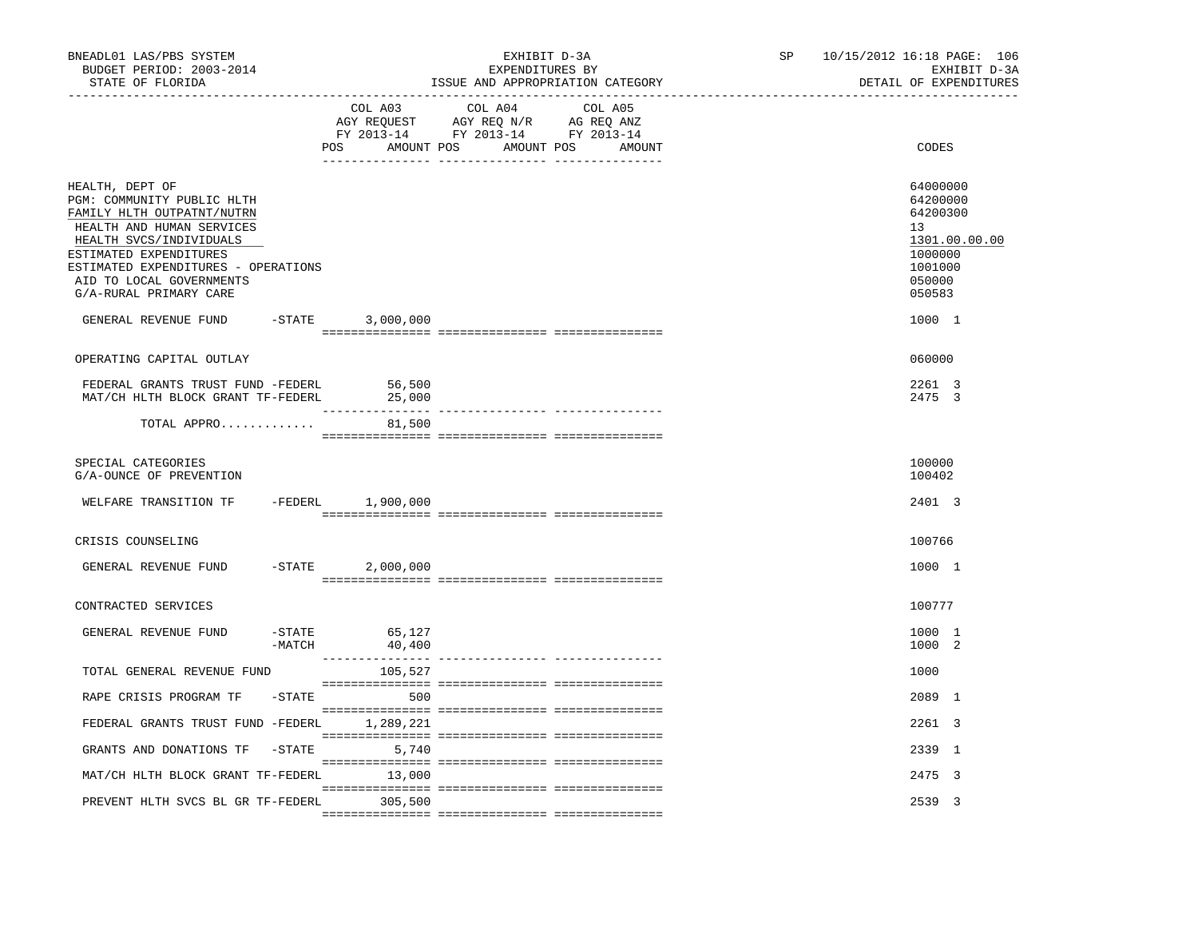BNEADL01 LAS/PBS SYSTEM | EXHIBIT D-3A | SP 10/15/2012 16:18 PAGE: 106
BUDGET PERIOD: 2003-2014 | EXPENDITURES BY | EXHIBIT D-3A
STATE OF FLORIDA | ISSUE AND APPROPRIATION CATEGORY | DETAIL OF EXPENDITURES

| | COL A03 AGY REQUEST FY 2013-14 POS AMOUNT | COL A04 AGY REQ N/R FY 2013-14 POS AMOUNT | COL A05 AG REQ ANZ FY 2013-14 POS AMOUNT | CODES |
|---|---|---|---|---|
| HEALTH, DEPT OF | | | | 64000000 |
| PGM: COMMUNITY PUBLIC HLTH | | | | 64200000 |
| FAMILY HLTH OUTPATNT/NUTRN | | | | 64200300 |
| HEALTH AND HUMAN SERVICES | | | | 13 |
| HEALTH SVCS/INDIVIDUALS | | | | 1301.00.00.00 |
| ESTIMATED EXPENDITURES | | | | 1000000 |
| ESTIMATED EXPENDITURES - OPERATIONS | | | | 1001000 |
| AID TO LOCAL GOVERNMENTS | | | | 050000 |
| G/A-RURAL PRIMARY CARE | | | | 050583 |
| GENERAL REVENUE FUND -STATE | 3,000,000 | | | 1000 1 |
| OPERATING CAPITAL OUTLAY | | | | 060000 |
| FEDERAL GRANTS TRUST FUND -FEDERL | 56,500 | | | 2261 3 |
| MAT/CH HLTH BLOCK GRANT TF-FEDERL | 25,000 | | | 2475 3 |
| TOTAL APPRO............ | 81,500 | | | |
| SPECIAL CATEGORIES | | | | 100000 |
| G/A-OUNCE OF PREVENTION | | | | 100402 |
| WELFARE TRANSITION TF -FEDERL | 1,900,000 | | | 2401 3 |
| CRISIS COUNSELING | | | | 100766 |
| GENERAL REVENUE FUND -STATE | 2,000,000 | | | 1000 1 |
| CONTRACTED SERVICES | | | | 100777 |
| GENERAL REVENUE FUND -STATE | 65,127 | | | 1000 1 |
| -MATCH | 40,400 | | | 1000 2 |
| TOTAL GENERAL REVENUE FUND | 105,527 | | | 1000 |
| RAPE CRISIS PROGRAM TF -STATE | 500 | | | 2089 1 |
| FEDERAL GRANTS TRUST FUND -FEDERL | 1,289,221 | | | 2261 3 |
| GRANTS AND DONATIONS TF -STATE | 5,740 | | | 2339 1 |
| MAT/CH HLTH BLOCK GRANT TF-FEDERL | 13,000 | | | 2475 3 |
| PREVENT HLTH SVCS BL GR TF-FEDERL | 305,500 | | | 2539 3 |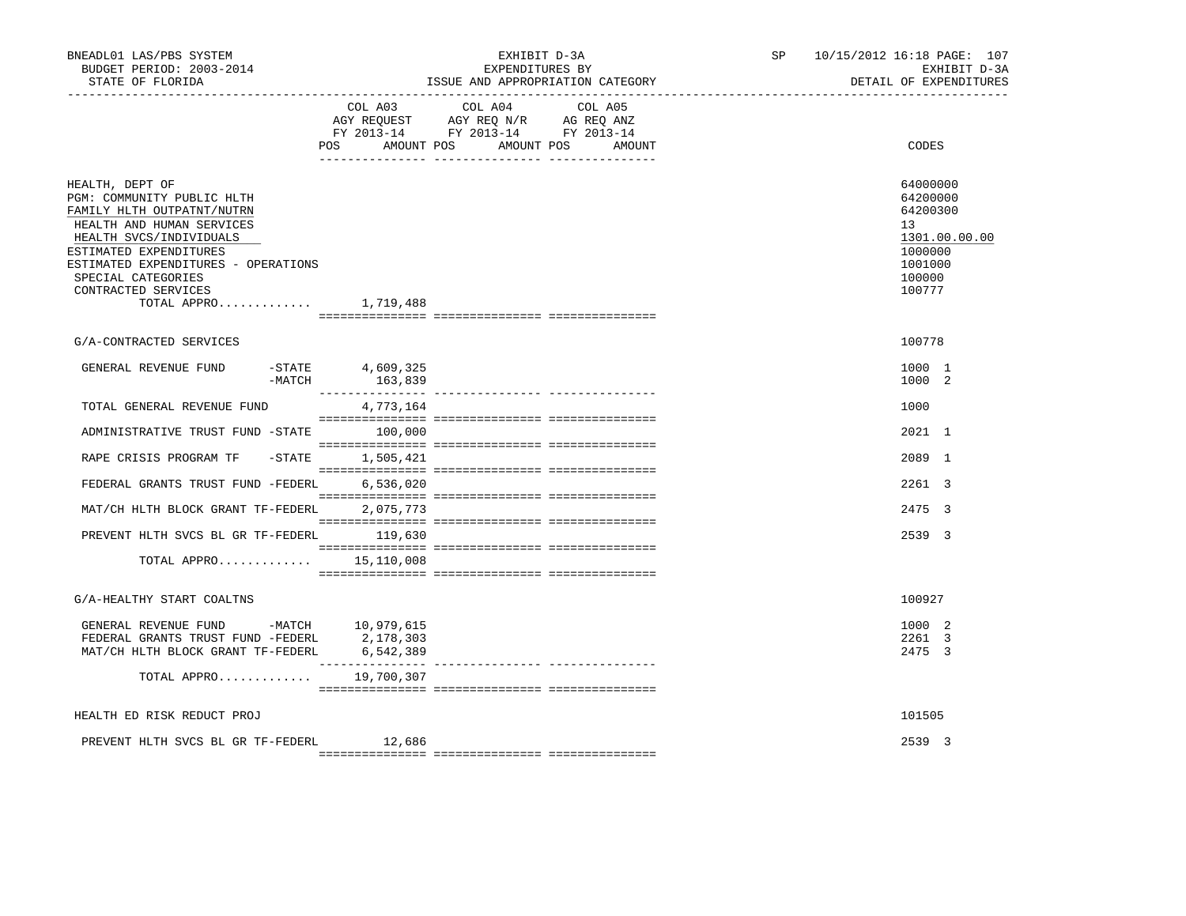BNEADL01 LAS/PBS SYSTEM
BUDGET PERIOD: 2003-2014
STATE OF FLORIDA

EXHIBIT D-3A
EXPENDITURES BY
ISSUE AND APPROPRIATION CATEGORY

SP 10/15/2012 16:18
EXHIBIT D-3A
DETAIL OF EXPENDITURES

| | COL A03 AGY REQUEST FY 2013-14 POS AMOUNT | COL A04 AGY REQ N/R FY 2013-14 POS AMOUNT | COL A05 AG REQ ANZ FY 2013-14 POS AMOUNT | CODES |
|---|---|---|---|---|
| HEALTH, DEPT OF | | | | 64000000 |
| PGM: COMMUNITY PUBLIC HLTH | | | | 64200000 |
| FAMILY HLTH OUTPATNT/NUTRN | | | | 64200300 |
| HEALTH AND HUMAN SERVICES | | | | 13 |
| HEALTH SVCS/INDIVIDUALS | | | | 1301.00.00.00 |
| ESTIMATED EXPENDITURES | | | | 1000000 |
| ESTIMATED EXPENDITURES - OPERATIONS | | | | 1001000 |
| SPECIAL CATEGORIES | | | | 100000 |
| CONTRACTED SERVICES | | | | 100777 |
| TOTAL APPRO............ | 1,719,488 | | | |
| G/A-CONTRACTED SERVICES | | | | 100778 |
| GENERAL REVENUE FUND -STATE | 4,609,325 | | | 1000 1 |
| -MATCH | 163,839 | | | 1000 2 |
| TOTAL GENERAL REVENUE FUND | 4,773,164 | | | 1000 |
| ADMINISTRATIVE TRUST FUND -STATE | 100,000 | | | 2021 1 |
| RAPE CRISIS PROGRAM TF -STATE | 1,505,421 | | | 2089 1 |
| FEDERAL GRANTS TRUST FUND -FEDERL | 6,536,020 | | | 2261 3 |
| MAT/CH HLTH BLOCK GRANT TF-FEDERL | 2,075,773 | | | 2475 3 |
| PREVENT HLTH SVCS BL GR TF-FEDERL | 119,630 | | | 2539 3 |
| TOTAL APPRO............ | 15,110,008 | | | |
| G/A-HEALTHY START COALTNS | | | | 100927 |
| GENERAL REVENUE FUND -MATCH | 10,979,615 | | | 1000 2 |
| FEDERAL GRANTS TRUST FUND -FEDERL | 2,178,303 | | | 2261 3 |
| MAT/CH HLTH BLOCK GRANT TF-FEDERL | 6,542,389 | | | 2475 3 |
| TOTAL APPRO............ | 19,700,307 | | | |
| HEALTH ED RISK REDUCT PROJ | | | | 101505 |
| PREVENT HLTH SVCS BL GR TF-FEDERL | 12,686 | | | 2539 3 |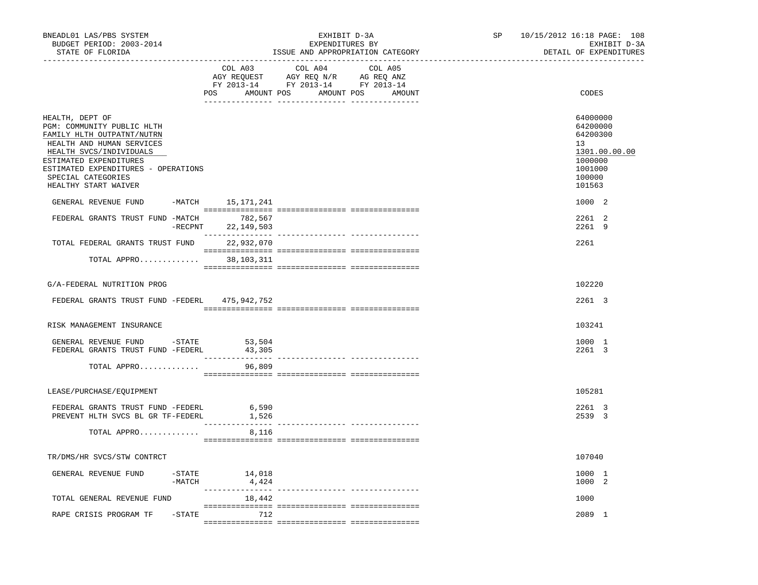BNEADL01 LAS/PBS SYSTEM — BUDGET PERIOD: 2003-2014 — STATE OF FLORIDA

EXHIBIT D-3A — EXPENDITURES BY ISSUE AND APPROPRIATION CATEGORY

SP 10/15/2012 16:18 — EXHIBIT D-3A — DETAIL OF EXPENDITURES

| | COL A03 AGY REQUEST FY 2013-14 POS AMOUNT | COL A04 AGY REQ N/R FY 2013-14 POS AMOUNT | COL A05 AG REQ ANZ FY 2013-14 POS AMOUNT | CODES |
|---|---|---|---|---|
| HEALTH, DEPT OF | | | | 64000000 |
| PGM: COMMUNITY PUBLIC HLTH | | | | 64200000 |
| FAMILY HLTH OUTPATNT/NUTRN | | | | 64200300 |
| HEALTH AND HUMAN SERVICES | | | | 13 |
| HEALTH SVCS/INDIVIDUALS | | | | 1301.00.00.00 |
| ESTIMATED EXPENDITURES | | | | 1000000 |
| ESTIMATED EXPENDITURES - OPERATIONS | | | | 1001000 |
| SPECIAL CATEGORIES | | | | 100000 |
| HEALTHY START WAIVER | | | | 101563 |
| GENERAL REVENUE FUND -MATCH | 15,171,241 | | | 1000 2 |
| FEDERAL GRANTS TRUST FUND -MATCH | 782,567 | | | 2261 2 |
| -RECPNT | 22,149,503 | | | 2261 9 |
| TOTAL FEDERAL GRANTS TRUST FUND | 22,932,070 | | | 2261 |
| TOTAL APPRO............. | 38,103,311 | | | |
| G/A-FEDERAL NUTRITION PROG | | | | 102220 |
| FEDERAL GRANTS TRUST FUND -FEDERL | 475,942,752 | | | 2261 3 |
| RISK MANAGEMENT INSURANCE | | | | 103241 |
| GENERAL REVENUE FUND -STATE | 53,504 | | | 1000 1 |
| FEDERAL GRANTS TRUST FUND -FEDERL | 43,305 | | | 2261 3 |
| TOTAL APPRO............. | 96,809 | | | |
| LEASE/PURCHASE/EQUIPMENT | | | | 105281 |
| FEDERAL GRANTS TRUST FUND -FEDERL | 6,590 | | | 2261 3 |
| PREVENT HLTH SVCS BL GR TF-FEDERL | 1,526 | | | 2539 3 |
| TOTAL APPRO............. | 8,116 | | | |
| TR/DMS/HR SVCS/STW CONTRCT | | | | 107040 |
| GENERAL REVENUE FUND -STATE | 14,018 | | | 1000 1 |
| -MATCH | 4,424 | | | 1000 2 |
| TOTAL GENERAL REVENUE FUND | 18,442 | | | 1000 |
| RAPE CRISIS PROGRAM TF -STATE | 712 | | | 2089 1 |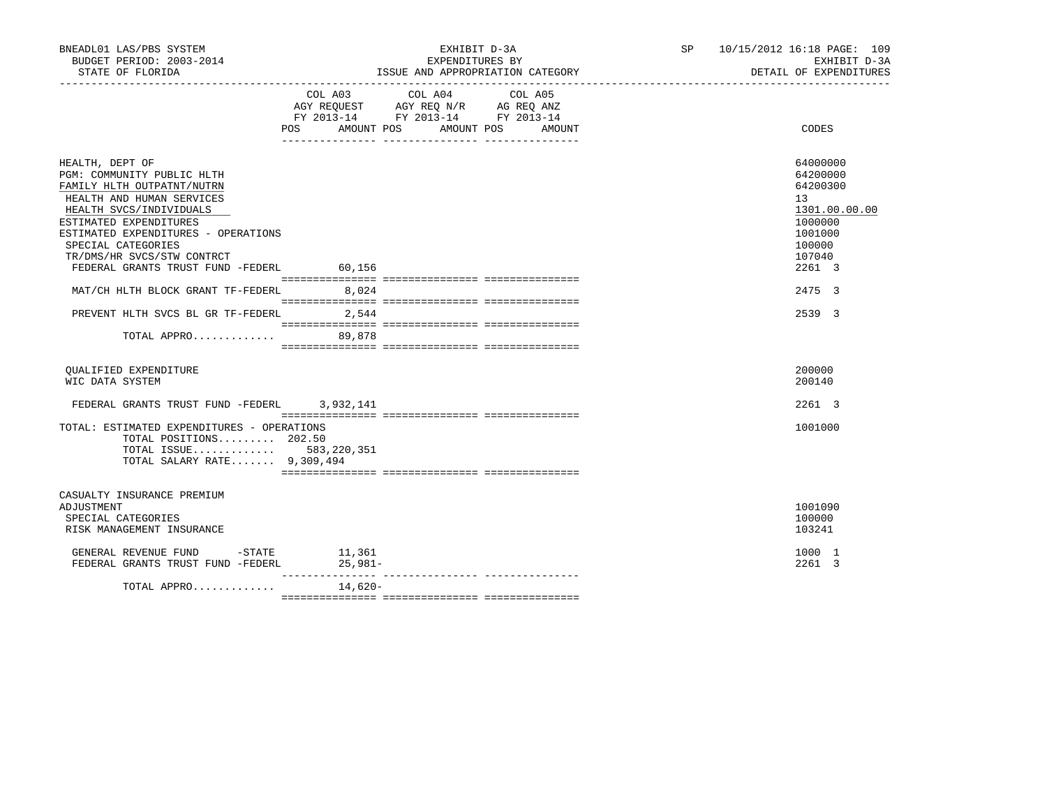BNEADL01 LAS/PBS SYSTEM — BUDGET PERIOD: 2003-2014 — STATE OF FLORIDA

EXHIBIT D-3A — EXPENDITURES BY ISSUE AND APPROPRIATION CATEGORY

SP 10/15/2012 16:18 PAGE: 109 — EXHIBIT D-3A — DETAIL OF EXPENDITURES

| | COL A03 AGY REQUEST FY 2013-14 POS | AMOUNT | COL A04 AGY REQ N/R FY 2013-14 POS | AMOUNT | COL A05 AG REQ ANZ FY 2013-14 POS | AMOUNT | CODES |
|---|---|---|---|---|---|---|---|
| HEALTH, DEPT OF | | | | | | | 64000000 |
| PGM: COMMUNITY PUBLIC HLTH | | | | | | | 64200000 |
| FAMILY HLTH OUTPATNT/NUTRN | | | | | | | 64200300 |
| HEALTH AND HUMAN SERVICES | | | | | | | 13 |
| HEALTH SVCS/INDIVIDUALS | | | | | | | 1301.00.00.00 |
| ESTIMATED EXPENDITURES | | | | | | | 1000000 |
| ESTIMATED EXPENDITURES - OPERATIONS | | | | | | | 1001000 |
| SPECIAL CATEGORIES | | | | | | | 100000 |
| TR/DMS/HR SVCS/STW CONTRCT | | | | | | | 107040 |
| FEDERAL GRANTS TRUST FUND -FEDERL | | 60,156 | | | | | 2261 3 |
| MAT/CH HLTH BLOCK GRANT TF-FEDERL | | 8,024 | | | | | 2475 3 |
| PREVENT HLTH SVCS BL GR TF-FEDERL | | 2,544 | | | | | 2539 3 |
| TOTAL APPRO............ | | 89,878 | | | | | |
| QUALIFIED EXPENDITURE | | | | | | | 200000 |
| WIC DATA SYSTEM | | | | | | | 200140 |
| FEDERAL GRANTS TRUST FUND -FEDERL | | 3,932,141 | | | | | 2261 3 |
| TOTAL: ESTIMATED EXPENDITURES - OPERATIONS | | | | | | | 1001000 |
| TOTAL POSITIONS......... | 202.50 | | | | | | |
| TOTAL ISSUE............ | | 583,220,351 | | | | | |
| TOTAL SALARY RATE....... | | 9,309,494 | | | | | |
| CASUALTY INSURANCE PREMIUM ADJUSTMENT | | | | | | | 1001090 |
| SPECIAL CATEGORIES | | | | | | | 100000 |
| RISK MANAGEMENT INSURANCE | | | | | | | 103241 |
| GENERAL REVENUE FUND -STATE | | 11,361 | | | | | 1000 1 |
| FEDERAL GRANTS TRUST FUND -FEDERL | | 25,981- | | | | | 2261 3 |
| TOTAL APPRO............ | | 14,620- | | | | | |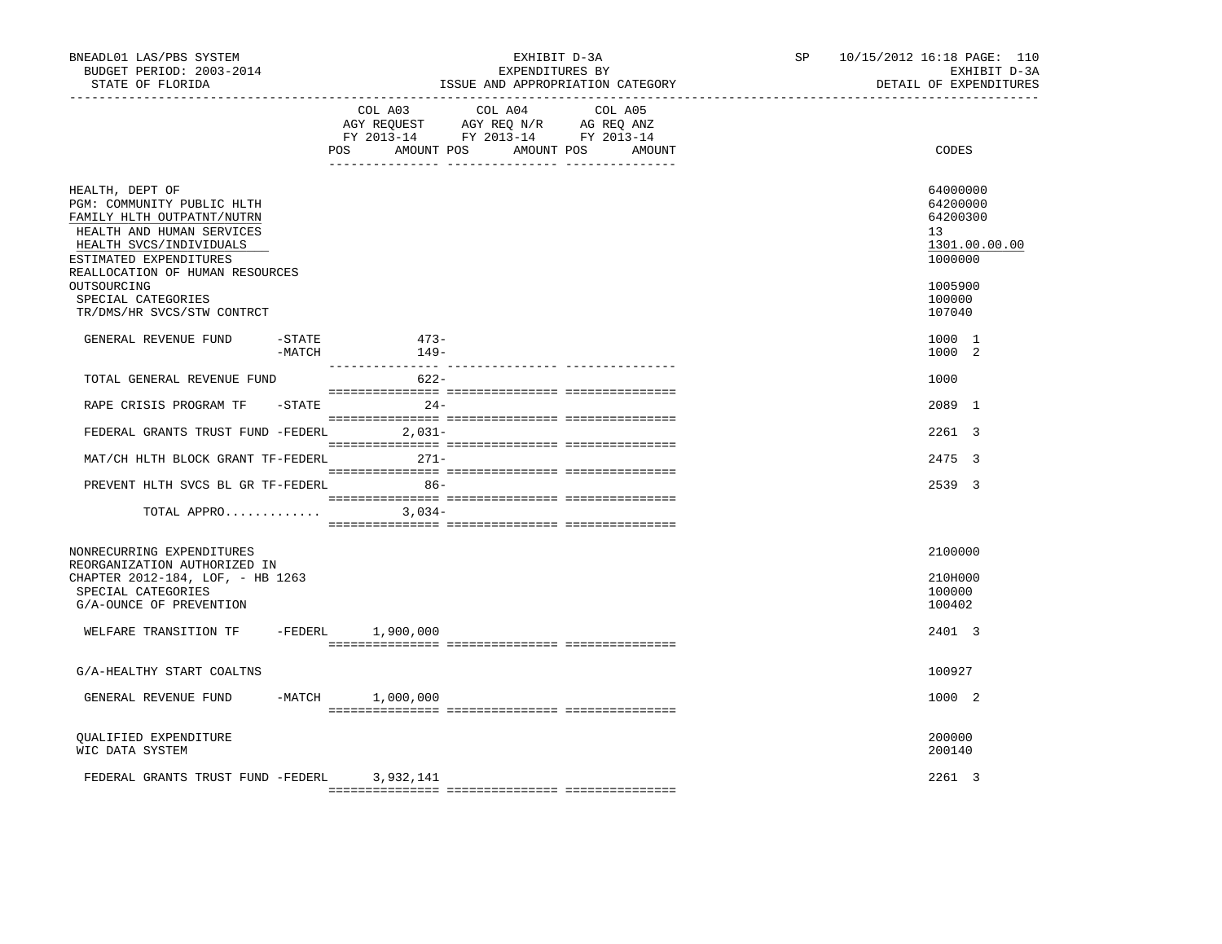BNEADL01 LAS/PBS SYSTEM
BUDGET PERIOD: 2003-2014
STATE OF FLORIDA

EXHIBIT D-3A
EXPENDITURES BY
ISSUE AND APPROPRIATION CATEGORY

SP 10/15/2012 16:18
EXHIBIT D-3A
DETAIL OF EXPENDITURES

| | COL A03 AGY REQUEST FY 2013-14 POS AMOUNT | COL A04 AGY REQ N/R FY 2013-14 POS AMOUNT | COL A05 AG REQ ANZ FY 2013-14 POS AMOUNT | CODES |
|---|---|---|---|---|
| HEALTH, DEPT OF | | | | 64000000 |
| PGM: COMMUNITY PUBLIC HLTH | | | | 64200000 |
| FAMILY HLTH OUTPATNT/NUTRN | | | | 64200300 |
| HEALTH AND HUMAN SERVICES | | | | 13 |
| HEALTH SVCS/INDIVIDUALS | | | | 1301.00.00.00 |
| ESTIMATED EXPENDITURES | | | | 1000000 |
| REALLOCATION OF HUMAN RESOURCES OUTSOURCING | | | | 1005900 |
| SPECIAL CATEGORIES | | | | 100000 |
| TR/DMS/HR SVCS/STW CONTRCT | | | | 107040 |
| GENERAL REVENUE FUND -STATE | 473- | | | 1000 1 |
| -MATCH | 149- | | | 1000 2 |
| TOTAL GENERAL REVENUE FUND | 622- | | | 1000 |
| RAPE CRISIS PROGRAM TF -STATE | 24- | | | 2089 1 |
| FEDERAL GRANTS TRUST FUND -FEDERL | 2,031- | | | 2261 3 |
| MAT/CH HLTH BLOCK GRANT TF-FEDERL | 271- | | | 2475 3 |
| PREVENT HLTH SVCS BL GR TF-FEDERL | 86- | | | 2539 3 |
| TOTAL APPRO............ | 3,034- | | | |
| NONRECURRING EXPENDITURES | | | | 2100000 |
| REORGANIZATION AUTHORIZED IN CHAPTER 2012-184, LOF, - HB 1263 | | | | 210H000 |
| SPECIAL CATEGORIES | | | | 100000 |
| G/A-OUNCE OF PREVENTION | | | | 100402 |
| WELFARE TRANSITION TF -FEDERL | 1,900,000 | | | 2401 3 |
| G/A-HEALTHY START COALTNS | | | | 100927 |
| GENERAL REVENUE FUND -MATCH | 1,000,000 | | | 1000 2 |
| QUALIFIED EXPENDITURE | | | | 200000 |
| WIC DATA SYSTEM | | | | 200140 |
| FEDERAL GRANTS TRUST FUND -FEDERL | 3,932,141 | | | 2261 3 |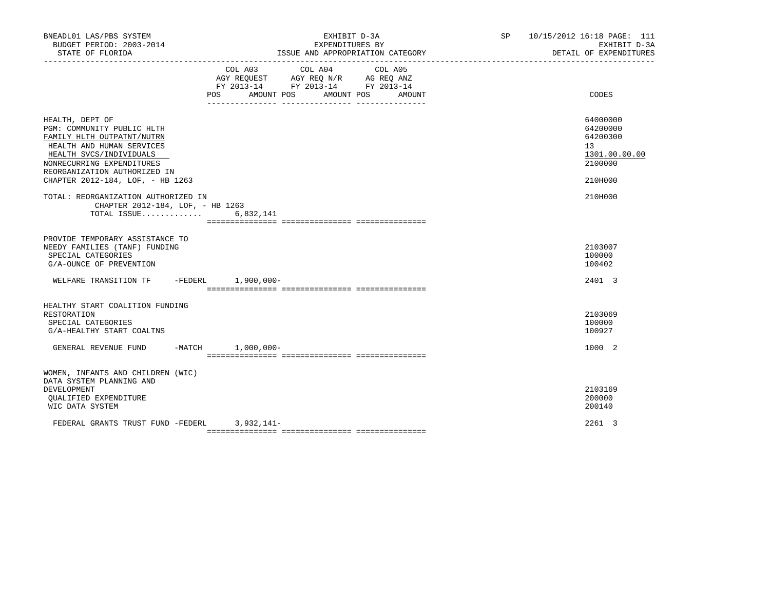BNEADL01 LAS/PBS SYSTEM | EXHIBIT D-3A | SP 10/15/2012 16:18

BUDGET PERIOD: 2003-2014 | EXPENDITURES BY | EXHIBIT D-3A

STATE OF FLORIDA | ISSUE AND APPROPRIATION CATEGORY | DETAIL OF EXPENDITURES

| | COL A03 AGY REQUEST FY 2013-14 POS AMOUNT | COL A04 AGY REQ N/R FY 2013-14 POS AMOUNT | COL A05 AG REQ ANZ FY 2013-14 POS AMOUNT | CODES |
|---|---|---|---|---|
| HEALTH, DEPT OF | | | | 64000000 |
| PGM: COMMUNITY PUBLIC HLTH | | | | 64200000 |
| FAMILY HLTH OUTPATNT/NUTRN | | | | 64200300 |
| HEALTH AND HUMAN SERVICES | | | | 13 |
| HEALTH SVCS/INDIVIDUALS | | | | 1301.00.00.00 |
| NONRECURRING EXPENDITURES | | | | 2100000 |
| REORGANIZATION AUTHORIZED IN CHAPTER 2012-184, LOF, - HB 1263 | | | | 210H000 |
| TOTAL: REORGANIZATION AUTHORIZED IN CHAPTER 2012-184, LOF, - HB 1263 | | | | 210H000 |
| TOTAL ISSUE............. | 6,832,141 | | | |
| PROVIDE TEMPORARY ASSISTANCE TO NEEDY FAMILIES (TANF) FUNDING | | | | 2103007 |
| SPECIAL CATEGORIES | | | | 100000 |
| G/A-OUNCE OF PREVENTION | | | | 100402 |
| WELFARE TRANSITION TF -FEDERL | 1,900,000- | | | 2401 3 |
| HEALTHY START COALITION FUNDING RESTORATION | | | | 2103069 |
| SPECIAL CATEGORIES | | | | 100000 |
| G/A-HEALTHY START COALTNS | | | | 100927 |
| GENERAL REVENUE FUND -MATCH | 1,000,000- | | | 1000 2 |
| WOMEN, INFANTS AND CHILDREN (WIC) DATA SYSTEM PLANNING AND DEVELOPMENT | | | | 2103169 |
| QUALIFIED EXPENDITURE | | | | 200000 |
| WIC DATA SYSTEM | | | | 200140 |
| FEDERAL GRANTS TRUST FUND -FEDERL | 3,932,141- | | | 2261 3 |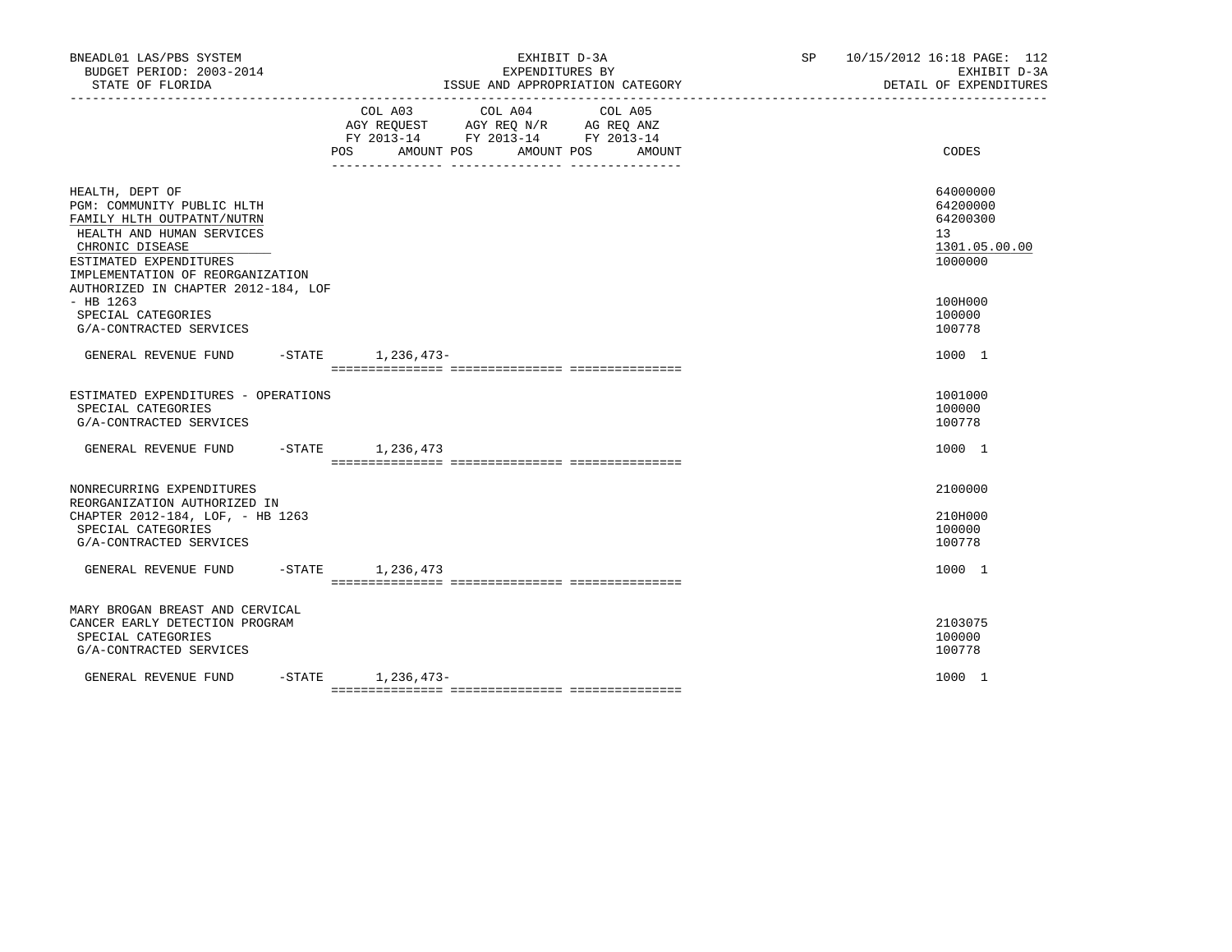BNEADL01 LAS/PBS SYSTEM
BUDGET PERIOD: 2003-2014
STATE OF FLORIDA

EXHIBIT D-3A
EXPENDITURES BY
ISSUE AND APPROPRIATION CATEGORY

SP 10/15/2012 16:18 PAGE: 112
EXHIBIT D-3A
DETAIL OF EXPENDITURES

| | COL A03 AGY REQUEST FY 2013-14 POS AMOUNT | COL A04 AGY REQ N/R FY 2013-14 POS AMOUNT | COL A05 AG REQ ANZ FY 2013-14 POS AMOUNT | CODES |
|---|---|---|---|---|
| HEALTH, DEPT OF | | | | 64000000 |
| PGM: COMMUNITY PUBLIC HLTH | | | | 64200000 |
| FAMILY HLTH OUTPATNT/NUTRN | | | | 64200300 |
| HEALTH AND HUMAN SERVICES | | | | 13 |
| CHRONIC DISEASE | | | | 1301.05.00.00 |
| ESTIMATED EXPENDITURES | | | | 1000000 |
| IMPLEMENTATION OF REORGANIZATION AUTHORIZED IN CHAPTER 2012-184, LOF - HB 1263 | | | | 100H000 |
| SPECIAL CATEGORIES | | | | 100000 |
| G/A-CONTRACTED SERVICES | | | | 100778 |
| GENERAL REVENUE FUND -STATE | 1,236,473- | | | 1000 1 |
| ESTIMATED EXPENDITURES - OPERATIONS | | | | 1001000 |
| SPECIAL CATEGORIES | | | | 100000 |
| G/A-CONTRACTED SERVICES | | | | 100778 |
| GENERAL REVENUE FUND -STATE | 1,236,473 | | | 1000 1 |
| NONRECURRING EXPENDITURES | | | | 2100000 |
| REORGANIZATION AUTHORIZED IN CHAPTER 2012-184, LOF, - HB 1263 | | | | 210H000 |
| SPECIAL CATEGORIES | | | | 100000 |
| G/A-CONTRACTED SERVICES | | | | 100778 |
| GENERAL REVENUE FUND -STATE | 1,236,473 | | | 1000 1 |
| MARY BROGAN BREAST AND CERVICAL CANCER EARLY DETECTION PROGRAM | | | | 2103075 |
| SPECIAL CATEGORIES | | | | 100000 |
| G/A-CONTRACTED SERVICES | | | | 100778 |
| GENERAL REVENUE FUND -STATE | 1,236,473- | | | 1000 1 |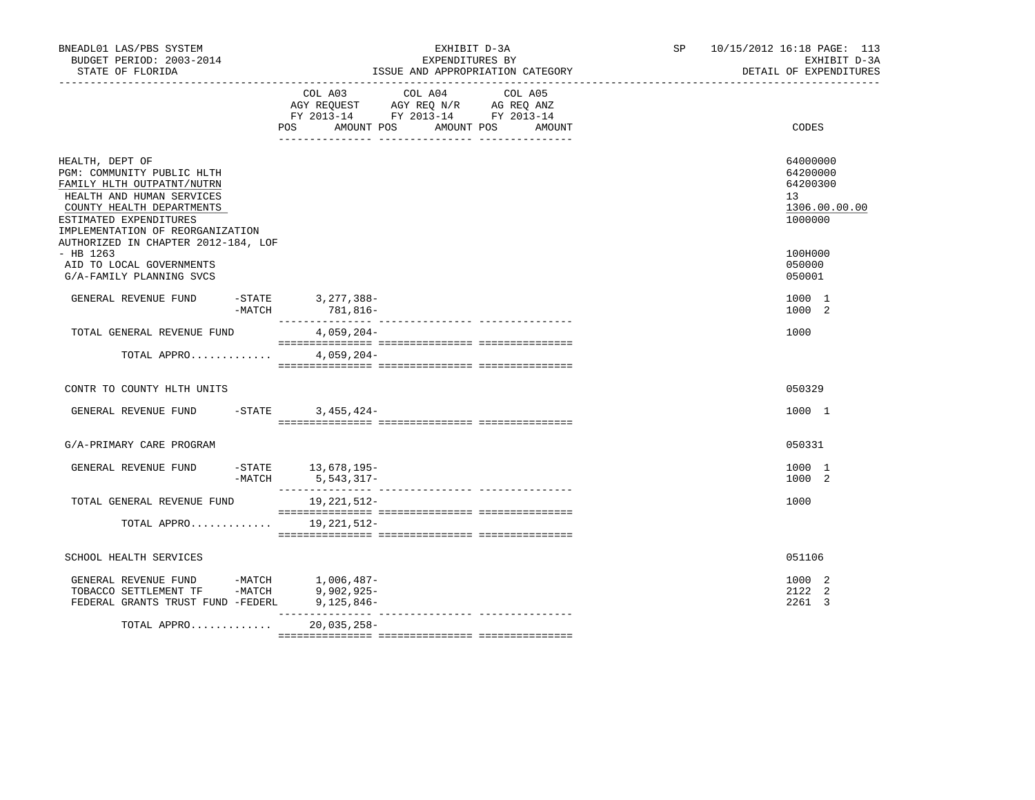BNEADL01 LAS/PBS SYSTEM — EXHIBIT D-3A — EXPENDITURES BY ISSUE AND APPROPRIATION CATEGORY
BUDGET PERIOD: 2003-2014 — STATE OF FLORIDA — SP 10/15/2012 16:18 — EXHIBIT D-3A DETAIL OF EXPENDITURES

| | COL A03 AGY REQUEST FY 2013-14 POS AMOUNT | COL A04 AGY REQ N/R FY 2013-14 POS AMOUNT | COL A05 AG REQ ANZ FY 2013-14 POS AMOUNT | CODES |
|---|---|---|---|---|
| HEALTH, DEPT OF | | | | 64000000 |
| PGM: COMMUNITY PUBLIC HLTH | | | | 64200000 |
| FAMILY HLTH OUTPATNT/NUTRN | | | | 64200300 |
| HEALTH AND HUMAN SERVICES | | | | 13 |
| COUNTY HEALTH DEPARTMENTS | | | | 1306.00.00.00 |
| ESTIMATED EXPENDITURES | | | | 1000000 |
| IMPLEMENTATION OF REORGANIZATION AUTHORIZED IN CHAPTER 2012-184, LOF - HB 1263 | | | | 100H000 |
| AID TO LOCAL GOVERNMENTS | | | | 050000 |
| G/A-FAMILY PLANNING SVCS | | | | 050001 |
| GENERAL REVENUE FUND -STATE | 3,277,388- | | | 1000 1 |
| -MATCH | 781,816- | | | 1000 2 |
| TOTAL GENERAL REVENUE FUND | 4,059,204- | | | 1000 |
| TOTAL APPRO............ | 4,059,204- | | | |
| CONTR TO COUNTY HLTH UNITS | | | | 050329 |
| GENERAL REVENUE FUND -STATE | 3,455,424- | | | 1000 1 |
| G/A-PRIMARY CARE PROGRAM | | | | 050331 |
| GENERAL REVENUE FUND -STATE | 13,678,195- | | | 1000 1 |
| -MATCH | 5,543,317- | | | 1000 2 |
| TOTAL GENERAL REVENUE FUND | 19,221,512- | | | 1000 |
| TOTAL APPRO............ | 19,221,512- | | | |
| SCHOOL HEALTH SERVICES | | | | 051106 |
| GENERAL REVENUE FUND -MATCH | 1,006,487- | | | 1000 2 |
| TOBACCO SETTLEMENT TF -MATCH | 9,902,925- | | | 2122 2 |
| FEDERAL GRANTS TRUST FUND -FEDERL | 9,125,846- | | | 2261 3 |
| TOTAL APPRO............ | 20,035,258- | | | |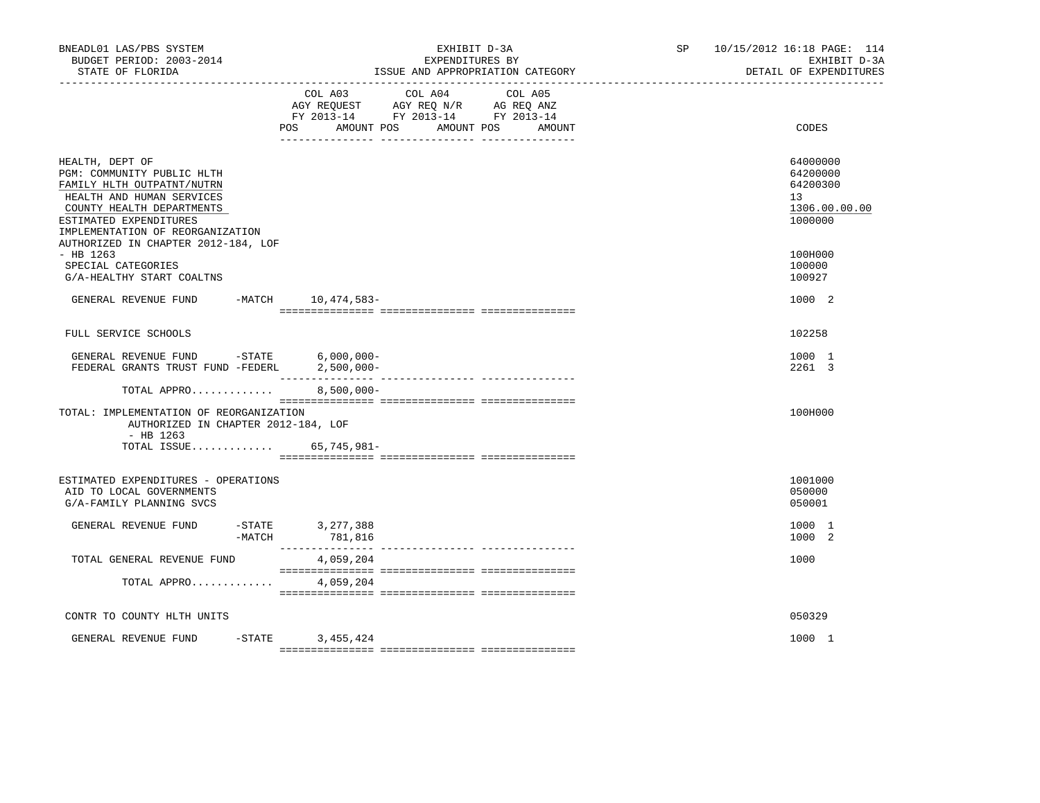BNEADL01 LAS/PBS SYSTEM | EXHIBIT D-3A | SP 10/15/2012 16:18 PAGE: 114
BUDGET PERIOD: 2003-2014 | EXPENDITURES BY | EXHIBIT D-3A
STATE OF FLORIDA | ISSUE AND APPROPRIATION CATEGORY | DETAIL OF EXPENDITURES

| | COL A03 AGY REQUEST FY 2013-14 POS AMOUNT | COL A04 AGY REQ N/R FY 2013-14 POS AMOUNT | COL A05 AG REQ ANZ FY 2013-14 POS AMOUNT | CODES |
|---|---|---|---|---|
| HEALTH, DEPT OF | | | | 64000000 |
| PGM: COMMUNITY PUBLIC HLTH | | | | 64200000 |
| FAMILY HLTH OUTPATNT/NUTRN | | | | 64200300 |
| HEALTH AND HUMAN SERVICES | | | | 13 |
| COUNTY HEALTH DEPARTMENTS | | | | 1306.00.00.00 |
| ESTIMATED EXPENDITURES | | | | 1000000 |
| IMPLEMENTATION OF REORGANIZATION AUTHORIZED IN CHAPTER 2012-184, LOF - HB 1263 | | | | 100H000 |
| SPECIAL CATEGORIES | | | | 100000 |
| G/A-HEALTHY START COALTNS | | | | 100927 |
| GENERAL REVENUE FUND -MATCH | 10,474,583- | | | 1000 2 |
| FULL SERVICE SCHOOLS | | | | 102258 |
| GENERAL REVENUE FUND -STATE | 6,000,000- | | | 1000 1 |
| FEDERAL GRANTS TRUST FUND -FEDERL | 2,500,000- | | | 2261 3 |
| TOTAL APPRO............ | 8,500,000- | | | |
| TOTAL: IMPLEMENTATION OF REORGANIZATION AUTHORIZED IN CHAPTER 2012-184, LOF - HB 1263 | | | | 100H000 |
| TOTAL ISSUE............ | 65,745,981- | | | |
| ESTIMATED EXPENDITURES - OPERATIONS | | | | 1001000 |
| AID TO LOCAL GOVERNMENTS | | | | 050000 |
| G/A-FAMILY PLANNING SVCS | | | | 050001 |
| GENERAL REVENUE FUND -STATE | 3,277,388 | | | 1000 1 |
| -MATCH | 781,816 | | | 1000 2 |
| TOTAL GENERAL REVENUE FUND | 4,059,204 | | | 1000 |
| TOTAL APPRO............ | 4,059,204 | | | |
| CONTR TO COUNTY HLTH UNITS | | | | 050329 |
| GENERAL REVENUE FUND -STATE | 3,455,424 | | | 1000 1 |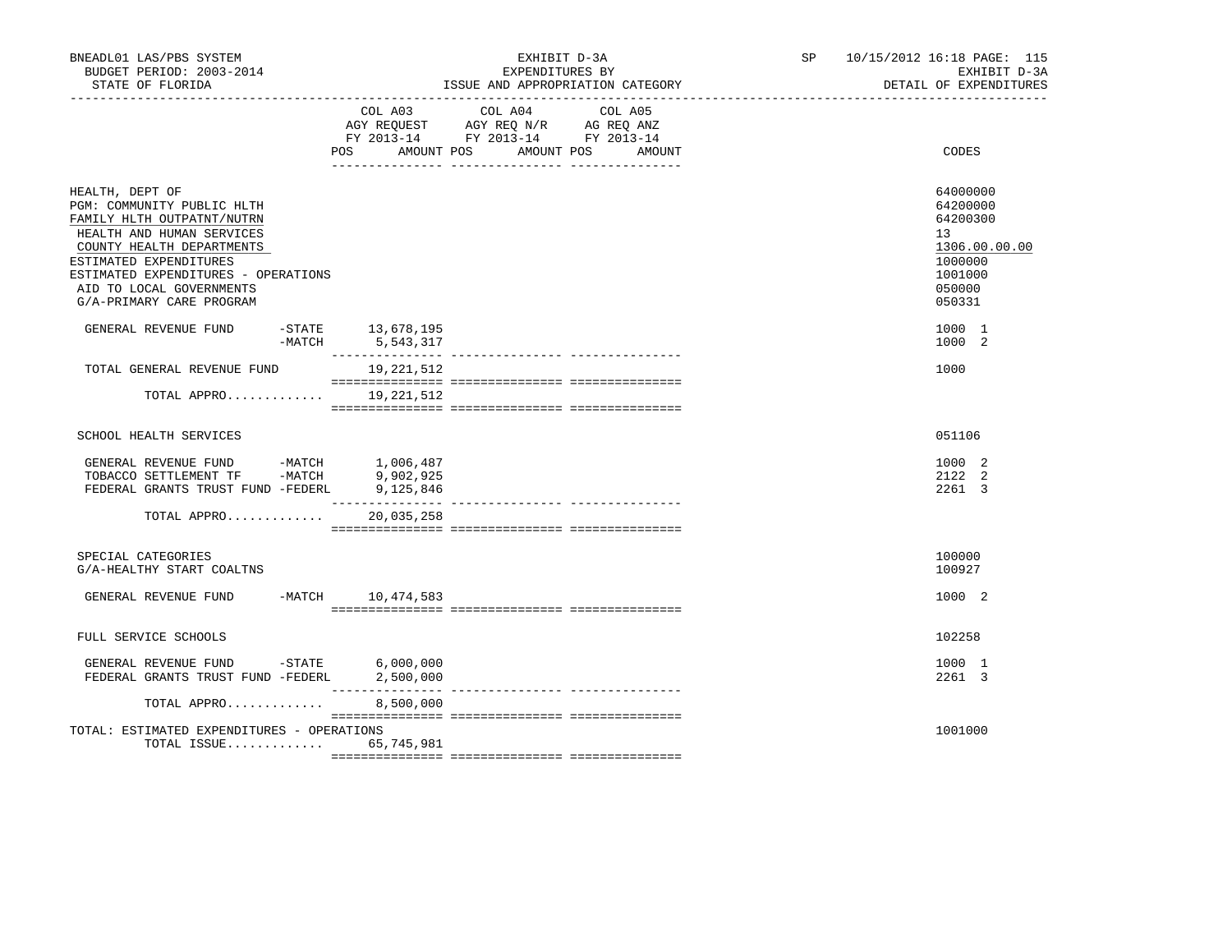BNEADL01 LAS/PBS SYSTEM
BUDGET PERIOD: 2003-2014
STATE OF FLORIDA

EXHIBIT D-3A
EXPENDITURES BY
ISSUE AND APPROPRIATION CATEGORY

SP 10/15/2012 16:18 PAGE: 115
EXHIBIT D-3A
DETAIL OF EXPENDITURES

| | COL A03 AGY REQUEST FY 2013-14 POS AMOUNT | COL A04 AGY REQ N/R FY 2013-14 POS AMOUNT | COL A05 AG REQ ANZ FY 2013-14 POS AMOUNT | CODES |
|---|---|---|---|---|
| HEALTH, DEPT OF | | | | 64000000 |
| PGM: COMMUNITY PUBLIC HLTH | | | | 64200000 |
| FAMILY HLTH OUTPATNT/NUTRN | | | | 64200300 |
| HEALTH AND HUMAN SERVICES | | | | 13 |
| COUNTY HEALTH DEPARTMENTS | | | | 1306.00.00.00 |
| ESTIMATED EXPENDITURES | | | | 1000000 |
| ESTIMATED EXPENDITURES - OPERATIONS | | | | 1001000 |
| AID TO LOCAL GOVERNMENTS | | | | 050000 |
| G/A-PRIMARY CARE PROGRAM | | | | 050331 |
| GENERAL REVENUE FUND -STATE | 13,678,195 | | | 1000 1 |
| -MATCH | 5,543,317 | | | 1000 2 |
| TOTAL GENERAL REVENUE FUND | 19,221,512 | | | 1000 |
| TOTAL APPRO............. | 19,221,512 | | | |
| SCHOOL HEALTH SERVICES | | | | 051106 |
| GENERAL REVENUE FUND -MATCH | 1,006,487 | | | 1000 2 |
| TOBACCO SETTLEMENT TF -MATCH | 9,902,925 | | | 2122 2 |
| FEDERAL GRANTS TRUST FUND -FEDERL | 9,125,846 | | | 2261 3 |
| TOTAL APPRO............. | 20,035,258 | | | |
| SPECIAL CATEGORIES | | | | 100000 |
| G/A-HEALTHY START COALTNS | | | | 100927 |
| GENERAL REVENUE FUND -MATCH | 10,474,583 | | | 1000 2 |
| FULL SERVICE SCHOOLS | | | | 102258 |
| GENERAL REVENUE FUND -STATE | 6,000,000 | | | 1000 1 |
| FEDERAL GRANTS TRUST FUND -FEDERL | 2,500,000 | | | 2261 3 |
| TOTAL APPRO............. | 8,500,000 | | | |
| TOTAL: ESTIMATED EXPENDITURES - OPERATIONS | | | | 1001000 |
| TOTAL ISSUE............. | 65,745,981 | | | |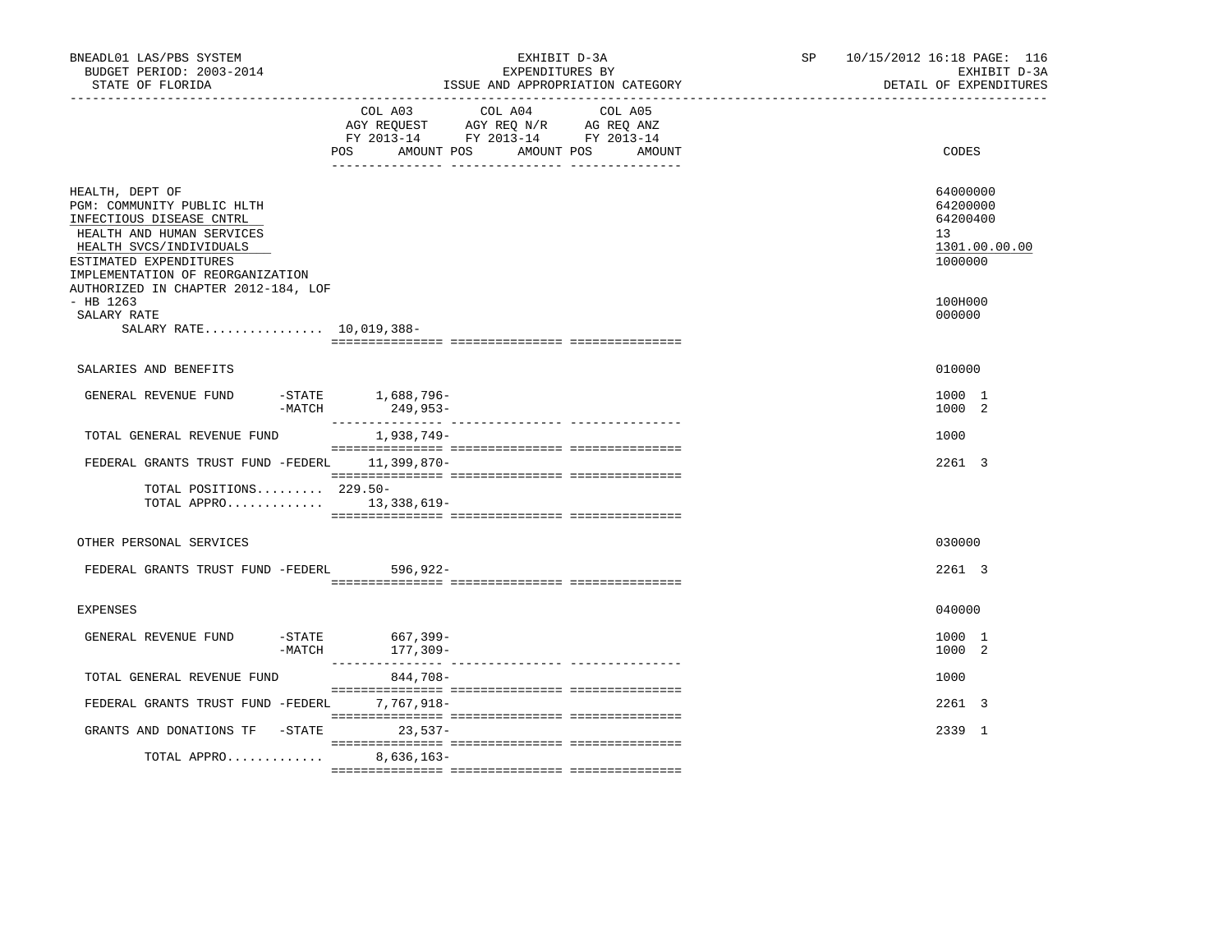BNEADL01 LAS/PBS SYSTEM
BUDGET PERIOD: 2003-2014
STATE OF FLORIDA

EXHIBIT D-3A
EXPENDITURES BY
ISSUE AND APPROPRIATION CATEGORY

SP 10/15/2012 16:18

EXHIBIT D-3A
DETAIL OF EXPENDITURES

| | COL A03 AGY REQUEST FY 2013-14 POS AMOUNT | COL A04 AGY REQ N/R FY 2013-14 POS AMOUNT | COL A05 AG REQ ANZ FY 2013-14 POS AMOUNT | CODES |
|---|---|---|---|---|
| HEALTH, DEPT OF | | | | 64000000 |
| PGM: COMMUNITY PUBLIC HLTH | | | | 64200000 |
| INFECTIOUS DISEASE CNTRL | | | | 64200400 |
| HEALTH AND HUMAN SERVICES | | | | 13 |
| HEALTH SVCS/INDIVIDUALS | | | | 1301.00.00.00 |
| ESTIMATED EXPENDITURES | | | | 1000000 |
| IMPLEMENTATION OF REORGANIZATION AUTHORIZED IN CHAPTER 2012-184, LOF - HB 1263 | | | | 100H000 |
| SALARY RATE | | | | 000000 |
| SALARY RATE................ | 10,019,388- | | | |
| SALARIES AND BENEFITS | | | | 010000 |
| GENERAL REVENUE FUND -STATE | 1,688,796- | | | 1000 1 |
| -MATCH | 249,953- | | | 1000 2 |
| TOTAL GENERAL REVENUE FUND | 1,938,749- | | | 1000 |
| FEDERAL GRANTS TRUST FUND -FEDERL | 11,399,870- | | | 2261 3 |
| TOTAL POSITIONS......... | 229.50- | | | |
| TOTAL APPRO............. | 13,338,619- | | | |
| OTHER PERSONAL SERVICES | | | | 030000 |
| FEDERAL GRANTS TRUST FUND -FEDERL | 596,922- | | | 2261 3 |
| EXPENSES | | | | 040000 |
| GENERAL REVENUE FUND -STATE | 667,399- | | | 1000 1 |
| -MATCH | 177,309- | | | 1000 2 |
| TOTAL GENERAL REVENUE FUND | 844,708- | | | 1000 |
| FEDERAL GRANTS TRUST FUND -FEDERL | 7,767,918- | | | 2261 3 |
| GRANTS AND DONATIONS TF -STATE | 23,537- | | | 2339 1 |
| TOTAL APPRO............. | 8,636,163- | | | |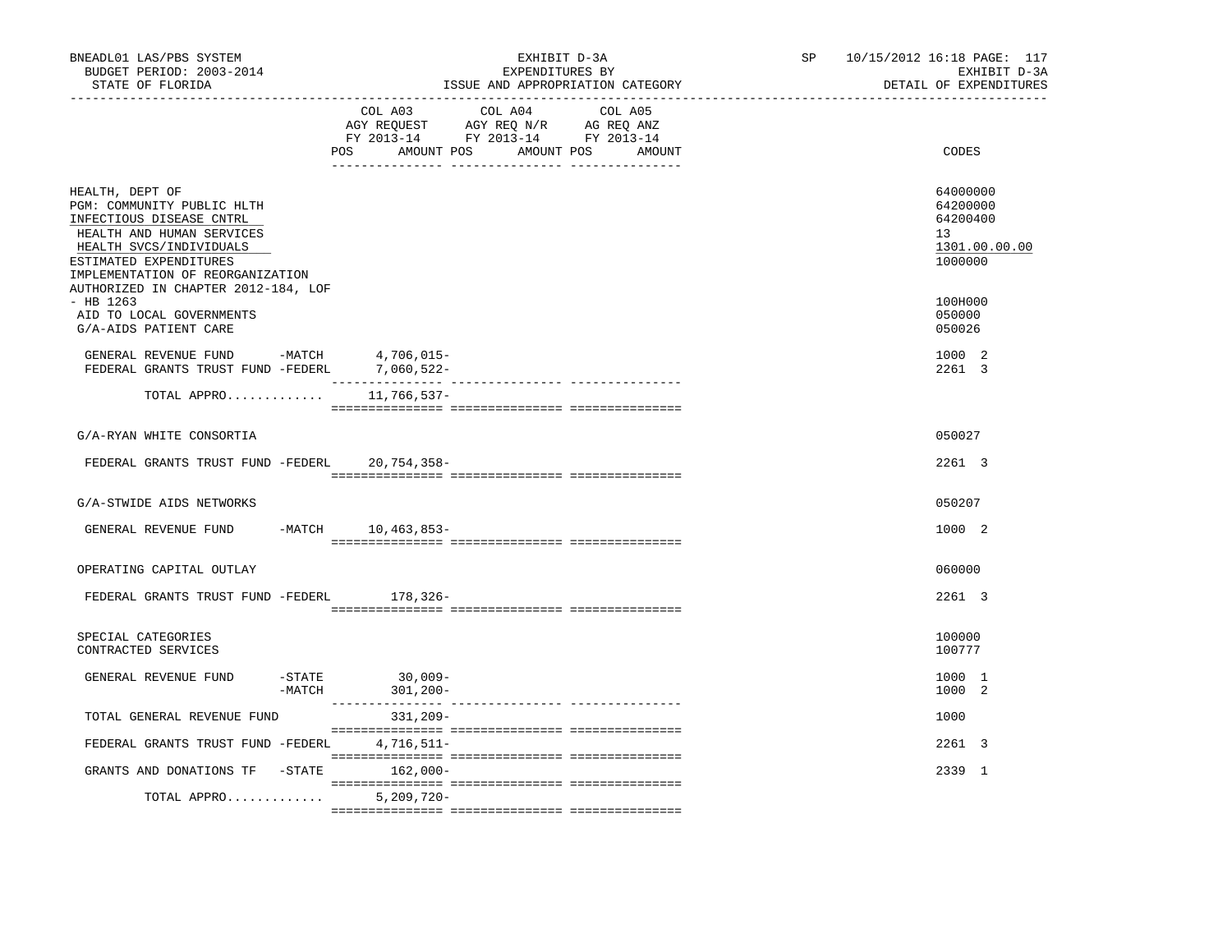BNEADL01 LAS/PBS SYSTEM
BUDGET PERIOD: 2003-2014
STATE OF FLORIDA

EXHIBIT D-3A
EXPENDITURES BY
ISSUE AND APPROPRIATION CATEGORY

SP 10/15/2012 16:18 PAGE: 117
EXHIBIT D-3A
DETAIL OF EXPENDITURES

| | COL A03 AGY REQUEST FY 2013-14 POS AMOUNT | COL A04 AGY REQ N/R FY 2013-14 POS AMOUNT | COL A05 AG REQ ANZ FY 2013-14 POS AMOUNT | CODES |
|---|---|---|---|---|
| HEALTH, DEPT OF | | | | 64000000 |
| PGM: COMMUNITY PUBLIC HLTH | | | | 64200000 |
| INFECTIOUS DISEASE CNTRL | | | | 64200400 |
| HEALTH AND HUMAN SERVICES | | | | 13 |
| HEALTH SVCS/INDIVIDUALS | | | | 1301.00.00.00 |
| ESTIMATED EXPENDITURES | | | | 1000000 |
| IMPLEMENTATION OF REORGANIZATION AUTHORIZED IN CHAPTER 2012-184, LOF - HB 1263 | | | | 100H000 |
| AID TO LOCAL GOVERNMENTS | | | | 050000 |
| G/A-AIDS PATIENT CARE | | | | 050026 |
| GENERAL REVENUE FUND -MATCH | 4,706,015- | | | 1000 2 |
| FEDERAL GRANTS TRUST FUND -FEDERL | 7,060,522- | | | 2261 3 |
| TOTAL APPRO............ | 11,766,537- | | | |
| G/A-RYAN WHITE CONSORTIA | | | | 050027 |
| FEDERAL GRANTS TRUST FUND -FEDERL | 20,754,358- | | | 2261 3 |
| G/A-STWIDE AIDS NETWORKS | | | | 050207 |
| GENERAL REVENUE FUND -MATCH | 10,463,853- | | | 1000 2 |
| OPERATING CAPITAL OUTLAY | | | | 060000 |
| FEDERAL GRANTS TRUST FUND -FEDERL | 178,326- | | | 2261 3 |
| SPECIAL CATEGORIES | | | | 100000 |
| CONTRACTED SERVICES | | | | 100777 |
| GENERAL REVENUE FUND -STATE | 30,009- | | | 1000 1 |
| -MATCH | 301,200- | | | 1000 2 |
| TOTAL GENERAL REVENUE FUND | 331,209- | | | 1000 |
| FEDERAL GRANTS TRUST FUND -FEDERL | 4,716,511- | | | 2261 3 |
| GRANTS AND DONATIONS TF -STATE | 162,000- | | | 2339 1 |
| TOTAL APPRO............ | 5,209,720- | | | |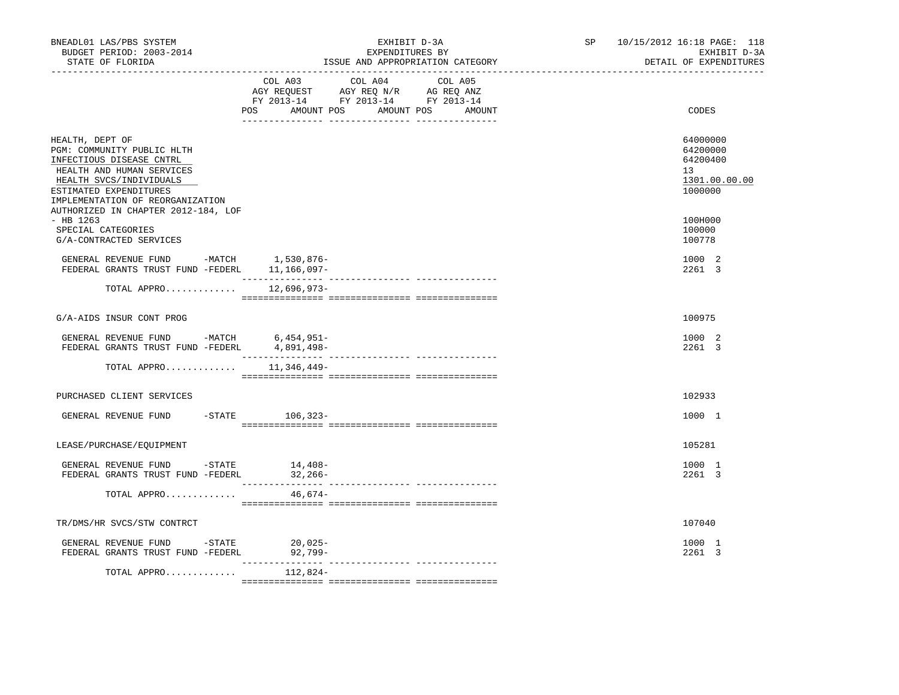BNEADL01 LAS/PBS SYSTEM — EXHIBIT D-3A — EXPENDITURES BY ISSUE AND APPROPRIATION CATEGORY

BUDGET PERIOD: 2003-2014 — STATE OF FLORIDA — SP 10/15/2012 16:18 — EXHIBIT D-3A DETAIL OF EXPENDITURES

| | COL A03 AGY REQUEST FY 2013-14 POS AMOUNT | COL A04 AGY REQ N/R FY 2013-14 POS AMOUNT | COL A05 AG REQ ANZ FY 2013-14 POS AMOUNT | CODES |
|---|---|---|---|---|
| HEALTH, DEPT OF | | | | 64000000 |
| PGM: COMMUNITY PUBLIC HLTH | | | | 64200000 |
| INFECTIOUS DISEASE CNTRL | | | | 64200400 |
| HEALTH AND HUMAN SERVICES | | | | 13 |
| HEALTH SVCS/INDIVIDUALS | | | | 1301.00.00.00 |
| ESTIMATED EXPENDITURES | | | | 1000000 |
| IMPLEMENTATION OF REORGANIZATION AUTHORIZED IN CHAPTER 2012-184, LOF - HB 1263 | | | | 100H000 |
| SPECIAL CATEGORIES | | | | 100000 |
| G/A-CONTRACTED SERVICES | | | | 100778 |
| GENERAL REVENUE FUND -MATCH | 1,530,876- | | | 1000 2 |
| FEDERAL GRANTS TRUST FUND -FEDERL | 11,166,097- | | | 2261 3 |
| TOTAL APPRO............ | 12,696,973- | | | |
| G/A-AIDS INSUR CONT PROG | | | | 100975 |
| GENERAL REVENUE FUND -MATCH | 6,454,951- | | | 1000 2 |
| FEDERAL GRANTS TRUST FUND -FEDERL | 4,891,498- | | | 2261 3 |
| TOTAL APPRO............ | 11,346,449- | | | |
| PURCHASED CLIENT SERVICES | | | | 102933 |
| GENERAL REVENUE FUND -STATE | 106,323- | | | 1000 1 |
| LEASE/PURCHASE/EQUIPMENT | | | | 105281 |
| GENERAL REVENUE FUND -STATE | 14,408- | | | 1000 1 |
| FEDERAL GRANTS TRUST FUND -FEDERL | 32,266- | | | 2261 3 |
| TOTAL APPRO............ | 46,674- | | | |
| TR/DMS/HR SVCS/STW CONTRCT | | | | 107040 |
| GENERAL REVENUE FUND -STATE | 20,025- | | | 1000 1 |
| FEDERAL GRANTS TRUST FUND -FEDERL | 92,799- | | | 2261 3 |
| TOTAL APPRO............ | 112,824- | | | |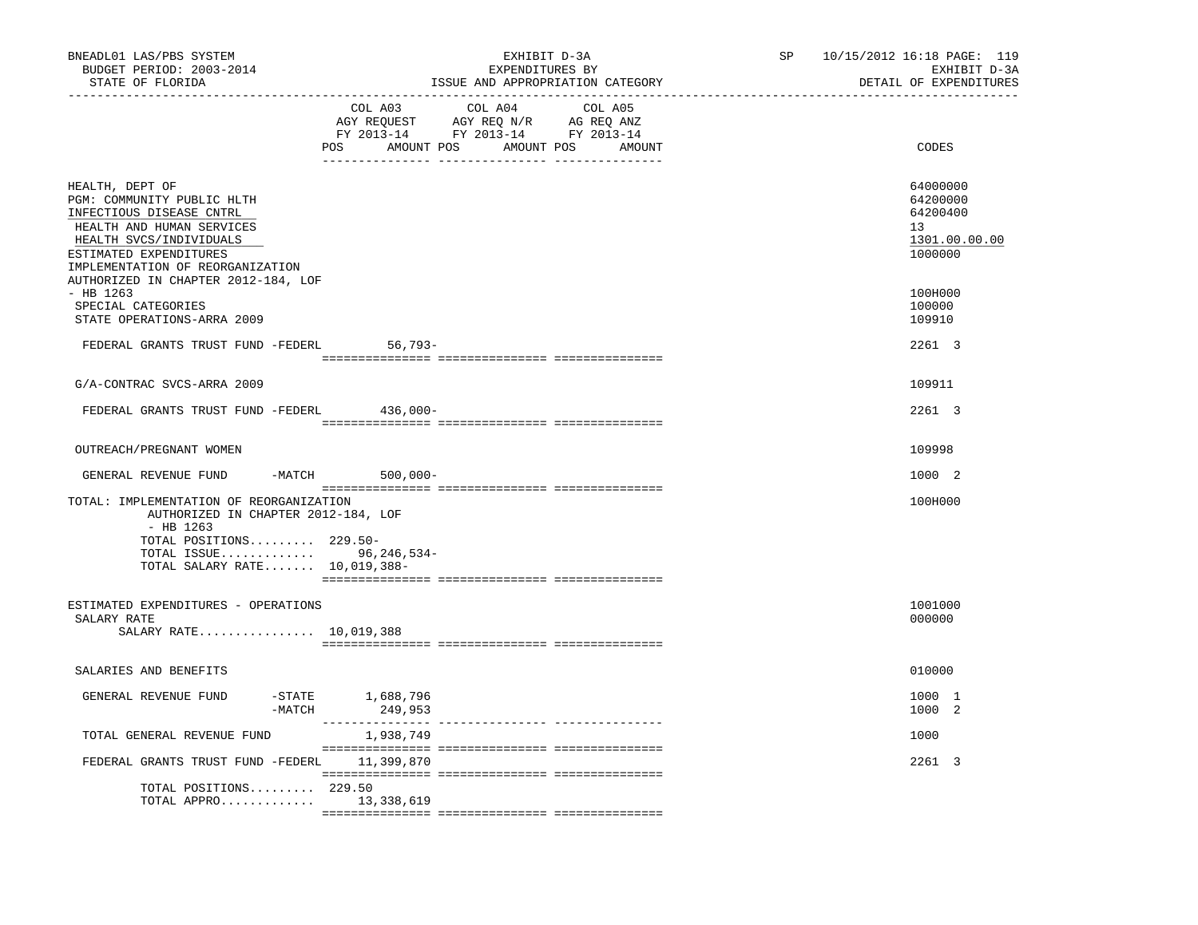BNEADL01 LAS/PBS SYSTEM
BUDGET PERIOD: 2003-2014
STATE OF FLORIDA

EXHIBIT D-3A
EXPENDITURES BY
ISSUE AND APPROPRIATION CATEGORY

SP 10/15/2012 16:18 PAGE: 119
EXHIBIT D-3A
DETAIL OF EXPENDITURES

| | COL A03 AGY REQUEST FY 2013-14 POS AMOUNT | COL A04 AGY REQ N/R FY 2013-14 POS AMOUNT | COL A05 AG REQ ANZ FY 2013-14 POS AMOUNT | CODES |
|---|---|---|---|---|
| HEALTH, DEPT OF | | | | 64000000 |
| PGM: COMMUNITY PUBLIC HLTH | | | | 64200000 |
| INFECTIOUS DISEASE CNTRL | | | | 64200400 |
| HEALTH AND HUMAN SERVICES | | | | 13 |
| HEALTH SVCS/INDIVIDUALS | | | | 1301.00.00.00 |
| ESTIMATED EXPENDITURES | | | | 1000000 |
| IMPLEMENTATION OF REORGANIZATION AUTHORIZED IN CHAPTER 2012-184, LOF - HB 1263 | | | | 100H000 |
| SPECIAL CATEGORIES | | | | 100000 |
| STATE OPERATIONS-ARRA 2009 | | | | 109910 |
| FEDERAL GRANTS TRUST FUND -FEDERL | 56,793- | | | 2261 3 |
| G/A-CONTRAC SVCS-ARRA 2009 | | | | 109911 |
| FEDERAL GRANTS TRUST FUND -FEDERL | 436,000- | | | 2261 3 |
| OUTREACH/PREGNANT WOMEN | | | | 109998 |
| GENERAL REVENUE FUND -MATCH | 500,000- | | | 1000 2 |
| TOTAL: IMPLEMENTATION OF REORGANIZATION AUTHORIZED IN CHAPTER 2012-184, LOF - HB 1263 | | | | 100H000 |
| TOTAL POSITIONS......... 229.50- | | | | |
| TOTAL ISSUE............. | 96,246,534- | | | |
| TOTAL SALARY RATE....... 10,019,388- | | | | |
| ESTIMATED EXPENDITURES - OPERATIONS | | | | 1001000 |
| SALARY RATE | | | | 000000 |
| SALARY RATE................ 10,019,388 | | | | |
| SALARIES AND BENEFITS | | | | 010000 |
| GENERAL REVENUE FUND -STATE | 1,688,796 | | | 1000 1 |
| -MATCH | 249,953 | | | 1000 2 |
| TOTAL GENERAL REVENUE FUND | 1,938,749 | | | 1000 |
| FEDERAL GRANTS TRUST FUND -FEDERL | 11,399,870 | | | 2261 3 |
| TOTAL POSITIONS......... 229.50 | | | | |
| TOTAL APPRO............. | 13,338,619 | | | |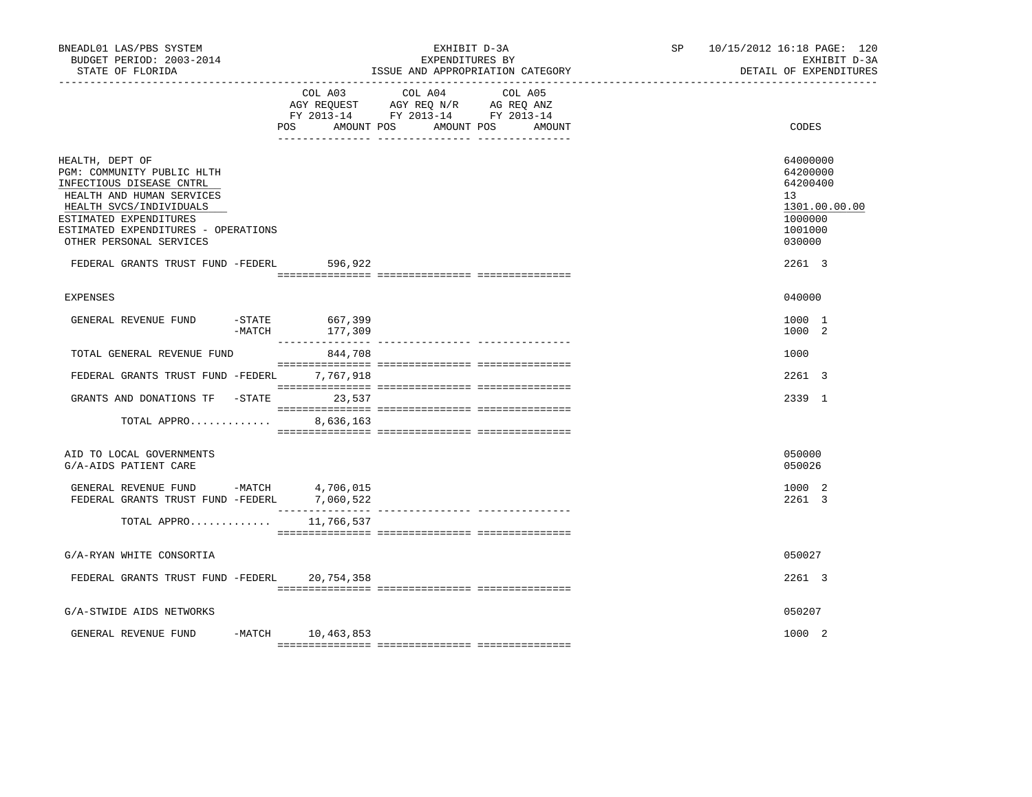BNEADL01 LAS/PBS SYSTEM
BUDGET PERIOD: 2003-2014
STATE OF FLORIDA

EXHIBIT D-3A
EXPENDITURES BY
ISSUE AND APPROPRIATION CATEGORY

SP 10/15/2012 16:18 PAGE: 120
EXHIBIT D-3A
DETAIL OF EXPENDITURES

| | COL A03 AGY REQUEST FY 2013-14 POS AMOUNT | COL A04 AGY REQ N/R FY 2013-14 POS AMOUNT | COL A05 AG REQ ANZ FY 2013-14 POS AMOUNT | CODES |
|---|---|---|---|---|
| HEALTH, DEPT OF | | | | 64000000 |
| PGM: COMMUNITY PUBLIC HLTH | | | | 64200000 |
| INFECTIOUS DISEASE CNTRL | | | | 64200400 |
| HEALTH AND HUMAN SERVICES | | | | 13 |
| HEALTH SVCS/INDIVIDUALS | | | | 1301.00.00.00 |
| ESTIMATED EXPENDITURES | | | | 1000000 |
| ESTIMATED EXPENDITURES - OPERATIONS | | | | 1001000 |
| OTHER PERSONAL SERVICES | | | | 030000 |
| FEDERAL GRANTS TRUST FUND -FEDERL | 596,922 | | | 2261 3 |
| EXPENSES | | | | 040000 |
| GENERAL REVENUE FUND -STATE | 667,399 | | | 1000 1 |
| -MATCH | 177,309 | | | 1000 2 |
| TOTAL GENERAL REVENUE FUND | 844,708 | | | 1000 |
| FEDERAL GRANTS TRUST FUND -FEDERL | 7,767,918 | | | 2261 3 |
| GRANTS AND DONATIONS TF -STATE | 23,537 | | | 2339 1 |
| TOTAL APPRO............. | 8,636,163 | | | |
| AID TO LOCAL GOVERNMENTS | | | | 050000 |
| G/A-AIDS PATIENT CARE | | | | 050026 |
| GENERAL REVENUE FUND -MATCH | 4,706,015 | | | 1000 2 |
| FEDERAL GRANTS TRUST FUND -FEDERL | 7,060,522 | | | 2261 3 |
| TOTAL APPRO............. | 11,766,537 | | | |
| G/A-RYAN WHITE CONSORTIA | | | | 050027 |
| FEDERAL GRANTS TRUST FUND -FEDERL | 20,754,358 | | | 2261 3 |
| G/A-STWIDE AIDS NETWORKS | | | | 050207 |
| GENERAL REVENUE FUND -MATCH | 10,463,853 | | | 1000 2 |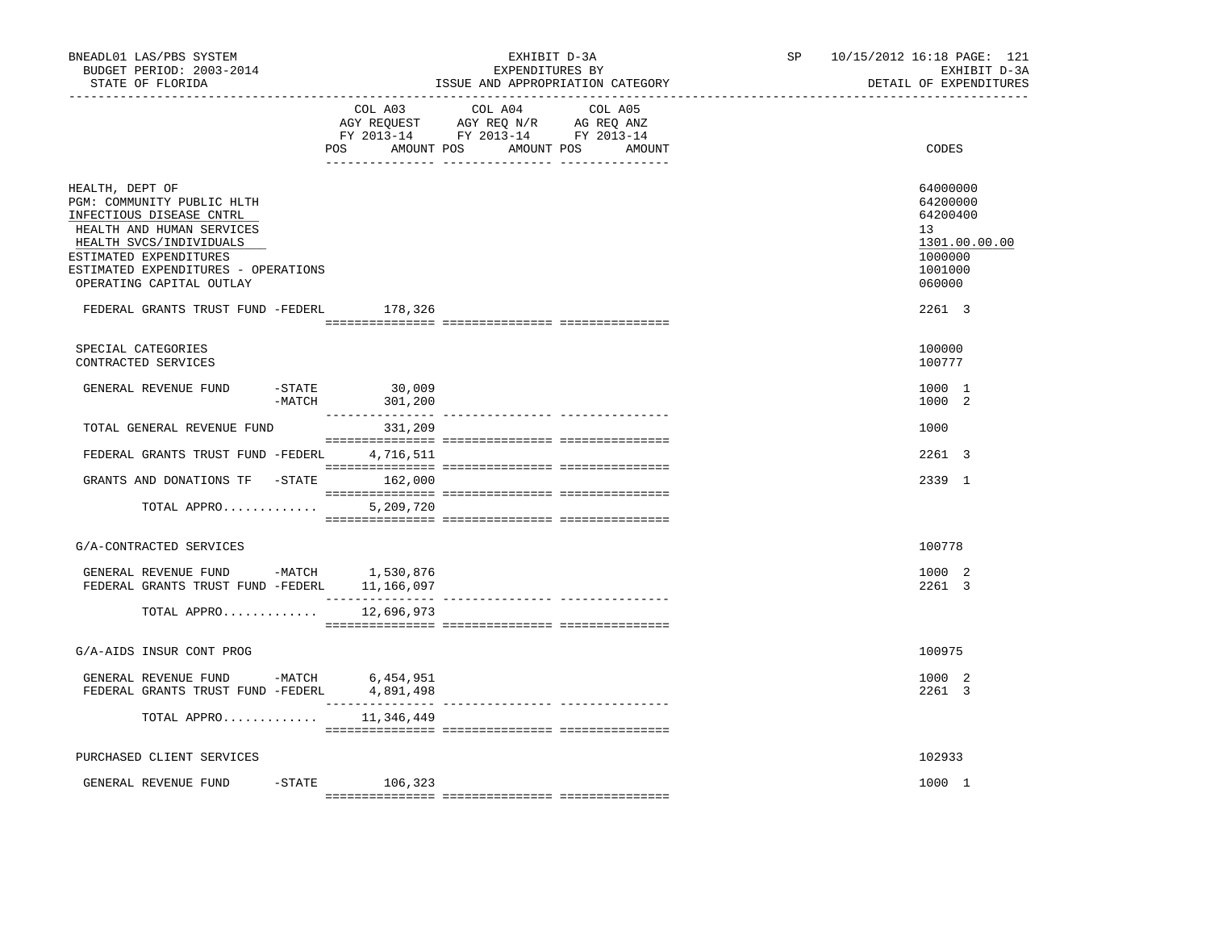BNEADL01 LAS/PBS SYSTEM | EXHIBIT D-3A | SP 10/15/2012 16:18 PAGE: 121
BUDGET PERIOD: 2003-2014 | EXPENDITURES BY | EXHIBIT D-3A
STATE OF FLORIDA | ISSUE AND APPROPRIATION CATEGORY | DETAIL OF EXPENDITURES

| | COL A03 AGY REQUEST FY 2013-14 POS AMOUNT | COL A04 AGY REQ N/R FY 2013-14 POS AMOUNT | COL A05 AG REQ ANZ FY 2013-14 POS AMOUNT | CODES |
|---|---|---|---|---|
| HEALTH, DEPT OF | | | | 64000000 |
| PGM: COMMUNITY PUBLIC HLTH | | | | 64200000 |
| INFECTIOUS DISEASE CNTRL | | | | 64200400 |
| HEALTH AND HUMAN SERVICES | | | | 13 |
| HEALTH SVCS/INDIVIDUALS | | | | 1301.00.00.00 |
| ESTIMATED EXPENDITURES | | | | 1000000 |
| ESTIMATED EXPENDITURES - OPERATIONS | | | | 1001000 |
| OPERATING CAPITAL OUTLAY | | | | 060000 |
| FEDERAL GRANTS TRUST FUND -FEDERL | 178,326 | | | 2261 3 |
| SPECIAL CATEGORIES | | | | 100000 |
| CONTRACTED SERVICES | | | | 100777 |
| GENERAL REVENUE FUND -STATE | 30,009 | | | 1000 1 |
| -MATCH | 301,200 | | | 1000 2 |
| TOTAL GENERAL REVENUE FUND | 331,209 | | | 1000 |
| FEDERAL GRANTS TRUST FUND -FEDERL | 4,716,511 | | | 2261 3 |
| GRANTS AND DONATIONS TF -STATE | 162,000 | | | 2339 1 |
| TOTAL APPRO............ | 5,209,720 | | | |
| G/A-CONTRACTED SERVICES | | | | 100778 |
| GENERAL REVENUE FUND -MATCH | 1,530,876 | | | 1000 2 |
| FEDERAL GRANTS TRUST FUND -FEDERL | 11,166,097 | | | 2261 3 |
| TOTAL APPRO............ | 12,696,973 | | | |
| G/A-AIDS INSUR CONT PROG | | | | 100975 |
| GENERAL REVENUE FUND -MATCH | 6,454,951 | | | 1000 2 |
| FEDERAL GRANTS TRUST FUND -FEDERL | 4,891,498 | | | 2261 3 |
| TOTAL APPRO............ | 11,346,449 | | | |
| PURCHASED CLIENT SERVICES | | | | 102933 |
| GENERAL REVENUE FUND -STATE | 106,323 | | | 1000 1 |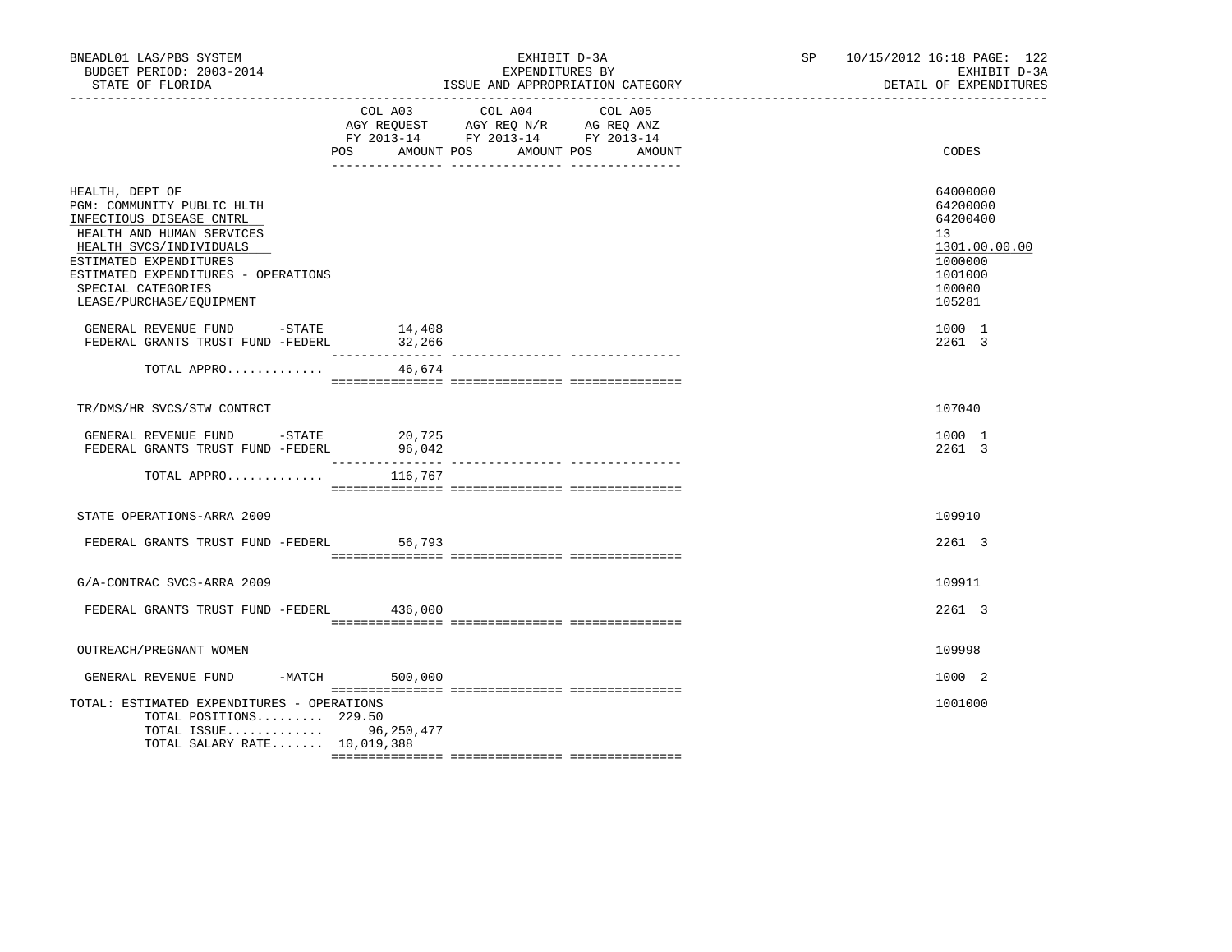BNEADL01 LAS/PBS SYSTEM
BUDGET PERIOD: 2003-2014
STATE OF FLORIDA

EXHIBIT D-3A
EXPENDITURES BY
ISSUE AND APPROPRIATION CATEGORY

SP 10/15/2012 16:18
EXHIBIT D-3A
DETAIL OF EXPENDITURES

| | COL A03 AGY REQUEST FY 2013-14 POS AMOUNT | COL A04 AGY REQ N/R FY 2013-14 POS AMOUNT | COL A05 AG REQ ANZ FY 2013-14 POS AMOUNT | CODES |
|---|---|---|---|---|
| HEALTH, DEPT OF | | | | 64000000 |
| PGM: COMMUNITY PUBLIC HLTH | | | | 64200000 |
| INFECTIOUS DISEASE CNTRL | | | | 64200400 |
| HEALTH AND HUMAN SERVICES | | | | 13 |
| HEALTH SVCS/INDIVIDUALS | | | | 1301.00.00.00 |
| ESTIMATED EXPENDITURES | | | | 1000000 |
| ESTIMATED EXPENDITURES - OPERATIONS | | | | 1001000 |
| SPECIAL CATEGORIES | | | | 100000 |
| LEASE/PURCHASE/EQUIPMENT | | | | 105281 |
| GENERAL REVENUE FUND -STATE | 14,408 | | | 1000 1 |
| FEDERAL GRANTS TRUST FUND -FEDERL | 32,266 | | | 2261 3 |
| TOTAL APPRO............ | 46,674 | | | |
| TR/DMS/HR SVCS/STW CONTRCT | | | | 107040 |
| GENERAL REVENUE FUND -STATE | 20,725 | | | 1000 1 |
| FEDERAL GRANTS TRUST FUND -FEDERL | 96,042 | | | 2261 3 |
| TOTAL APPRO............ | 116,767 | | | |
| STATE OPERATIONS-ARRA 2009 | | | | 109910 |
| FEDERAL GRANTS TRUST FUND -FEDERL | 56,793 | | | 2261 3 |
| G/A-CONTRAC SVCS-ARRA 2009 | | | | 109911 |
| FEDERAL GRANTS TRUST FUND -FEDERL | 436,000 | | | 2261 3 |
| OUTREACH/PREGNANT WOMEN | | | | 109998 |
| GENERAL REVENUE FUND -MATCH | 500,000 | | | 1000 2 |
| TOTAL: ESTIMATED EXPENDITURES - OPERATIONS | | | | 1001000 |
| TOTAL POSITIONS......... | 229.50 | | | |
| TOTAL ISSUE............ | 96,250,477 | | | |
| TOTAL SALARY RATE....... | 10,019,388 | | | |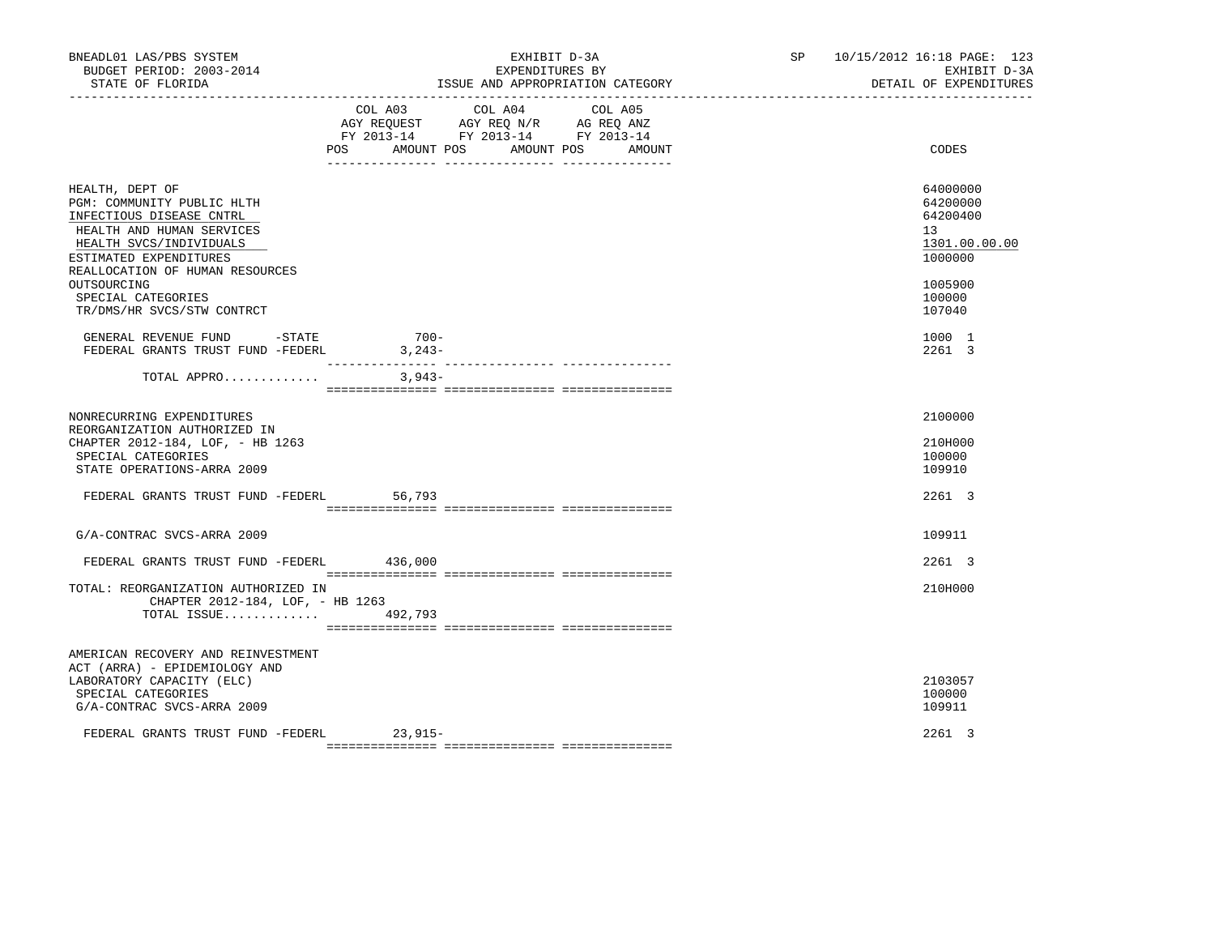BNEADL01 LAS/PBS SYSTEM
BUDGET PERIOD: 2003-2014
STATE OF FLORIDA

EXHIBIT D-3A
EXPENDITURES BY
ISSUE AND APPROPRIATION CATEGORY

SP 10/15/2012 16:18 PAGE: 123
EXHIBIT D-3A
DETAIL OF EXPENDITURES

| | COL A03 AGY REQUEST FY 2013-14 POS | AMOUNT | COL A04 AGY REQ N/R FY 2013-14 POS | AMOUNT | COL A05 AG REQ ANZ FY 2013-14 POS | AMOUNT | CODES |
|---|---|---|---|---|---|---|---|
| HEALTH, DEPT OF | | | | | | | 64000000 |
| PGM: COMMUNITY PUBLIC HLTH | | | | | | | 64200000 |
| INFECTIOUS DISEASE CNTRL | | | | | | | 64200400 |
| HEALTH AND HUMAN SERVICES | | | | | | | 13 |
| HEALTH SVCS/INDIVIDUALS | | | | | | | 1301.00.00.00 |
| ESTIMATED EXPENDITURES | | | | | | | 1000000 |
| REALLOCATION OF HUMAN RESOURCES OUTSOURCING | | | | | | | 1005900 |
| SPECIAL CATEGORIES | | | | | | | 100000 |
| TR/DMS/HR SVCS/STW CONTRCT | | | | | | | 107040 |
| GENERAL REVENUE FUND -STATE | | 700- | | | | | 1000 1 |
| FEDERAL GRANTS TRUST FUND -FEDERL | | 3,243- | | | | | 2261 3 |
| TOTAL APPRO............. | | 3,943- | | | | | |
| NONRECURRING EXPENDITURES | | | | | | | 2100000 |
| REORGANIZATION AUTHORIZED IN CHAPTER 2012-184, LOF, - HB 1263 | | | | | | | 210H000 |
| SPECIAL CATEGORIES | | | | | | | 100000 |
| STATE OPERATIONS-ARRA 2009 | | | | | | | 109910 |
| FEDERAL GRANTS TRUST FUND -FEDERL | | 56,793 | | | | | 2261 3 |
| G/A-CONTRAC SVCS-ARRA 2009 | | | | | | | 109911 |
| FEDERAL GRANTS TRUST FUND -FEDERL | | 436,000 | | | | | 2261 3 |
| TOTAL: REORGANIZATION AUTHORIZED IN CHAPTER 2012-184, LOF, - HB 1263 | | | | | | | 210H000 |
| TOTAL ISSUE............. | | 492,793 | | | | | |
| AMERICAN RECOVERY AND REINVESTMENT ACT (ARRA) - EPIDEMIOLOGY AND LABORATORY CAPACITY (ELC) | | | | | | | 2103057 |
| SPECIAL CATEGORIES | | | | | | | 100000 |
| G/A-CONTRAC SVCS-ARRA 2009 | | | | | | | 109911 |
| FEDERAL GRANTS TRUST FUND -FEDERL | | 23,915- | | | | | 2261 3 |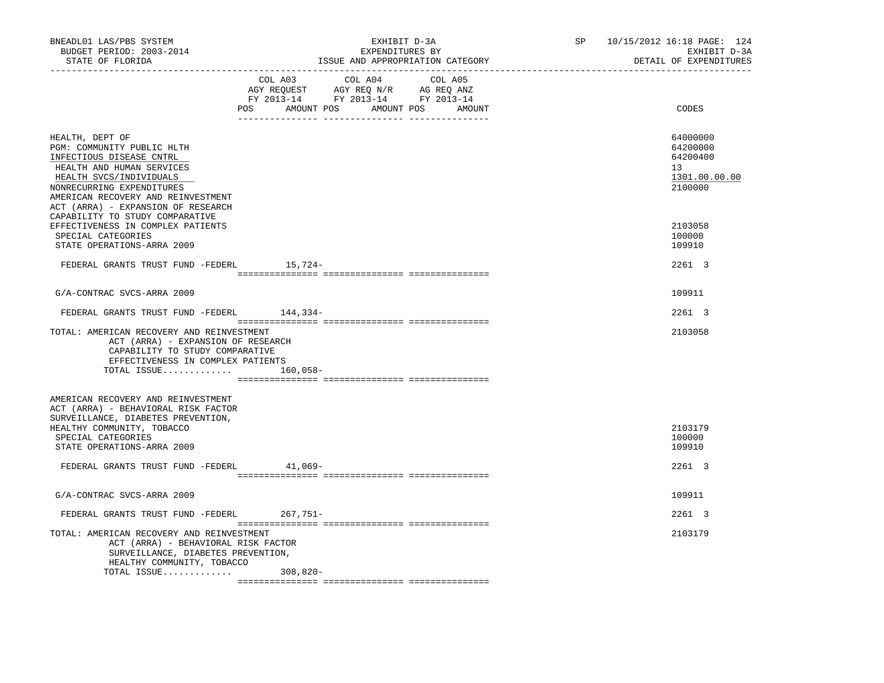BNEADL01 LAS/PBS SYSTEM | EXHIBIT D-3A | SP 10/15/2012 16:18
BUDGET PERIOD: 2003-2014 | EXPENDITURES BY | EXHIBIT D-3A
STATE OF FLORIDA | ISSUE AND APPROPRIATION CATEGORY | DETAIL OF EXPENDITURES

| | COL A03 AGY REQUEST FY 2013-14 POS AMOUNT | COL A04 AGY REQ N/R FY 2013-14 POS AMOUNT | COL A05 AG REQ ANZ FY 2013-14 POS AMOUNT | CODES |
|---|---|---|---|---|
| HEALTH, DEPT OF | | | | 64000000 |
| PGM: COMMUNITY PUBLIC HLTH | | | | 64200000 |
| INFECTIOUS DISEASE CNTRL | | | | 64200400 |
| HEALTH AND HUMAN SERVICES | | | | 13 |
| HEALTH SVCS/INDIVIDUALS | | | | 1301.00.00.00 |
| NONRECURRING EXPENDITURES | | | | 2100000 |
| AMERICAN RECOVERY AND REINVESTMENT ACT (ARRA) - EXPANSION OF RESEARCH CAPABILITY TO STUDY COMPARATIVE EFFECTIVENESS IN COMPLEX PATIENTS | | | | 2103058 |
| SPECIAL CATEGORIES | | | | 100000 |
| STATE OPERATIONS-ARRA 2009 | | | | 109910 |
| FEDERAL GRANTS TRUST FUND -FEDERL | 15,724- | | | 2261 3 |
| G/A-CONTRAC SVCS-ARRA 2009 | | | | 109911 |
| FEDERAL GRANTS TRUST FUND -FEDERL | 144,334- | | | 2261 3 |
| TOTAL: AMERICAN RECOVERY AND REINVESTMENT ACT (ARRA) - EXPANSION OF RESEARCH CAPABILITY TO STUDY COMPARATIVE EFFECTIVENESS IN COMPLEX PATIENTS | | | | 2103058 |
| TOTAL ISSUE............. | 160,058- | | | |
| AMERICAN RECOVERY AND REINVESTMENT ACT (ARRA) - BEHAVIORAL RISK FACTOR SURVEILLANCE, DIABETES PREVENTION, HEALTHY COMMUNITY, TOBACCO | | | | 2103179 |
| SPECIAL CATEGORIES | | | | 100000 |
| STATE OPERATIONS-ARRA 2009 | | | | 109910 |
| FEDERAL GRANTS TRUST FUND -FEDERL | 41,069- | | | 2261 3 |
| G/A-CONTRAC SVCS-ARRA 2009 | | | | 109911 |
| FEDERAL GRANTS TRUST FUND -FEDERL | 267,751- | | | 2261 3 |
| TOTAL: AMERICAN RECOVERY AND REINVESTMENT ACT (ARRA) - BEHAVIORAL RISK FACTOR SURVEILLANCE, DIABETES PREVENTION, HEALTHY COMMUNITY, TOBACCO | | | | 2103179 |
| TOTAL ISSUE............. | 308,820- | | | |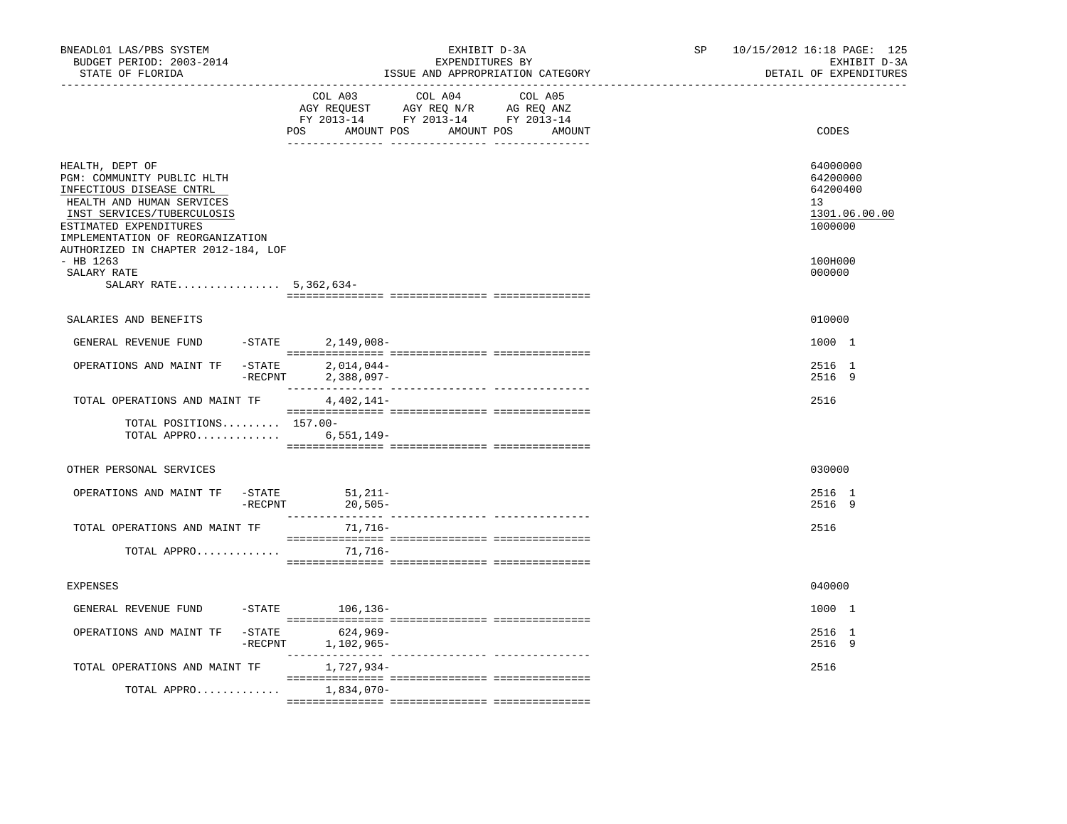BNEADL01 LAS/PBS SYSTEM | EXHIBIT D-3A | SP 10/15/2012 16:18

BUDGET PERIOD: 2003-2014 | EXPENDITURES BY | EXHIBIT D-3A

STATE OF FLORIDA | ISSUE AND APPROPRIATION CATEGORY | DETAIL OF EXPENDITURES

| | COL A03 AGY REQUEST FY 2013-14 POS AMOUNT | COL A04 AGY REQ N/R FY 2013-14 POS AMOUNT | COL A05 AG REQ ANZ FY 2013-14 POS AMOUNT | CODES |
|---|---|---|---|---|
| HEALTH, DEPT OF | | | | 64000000 |
| PGM: COMMUNITY PUBLIC HLTH | | | | 64200000 |
| INFECTIOUS DISEASE CNTRL | | | | 64200400 |
| HEALTH AND HUMAN SERVICES | | | | 13 |
| INST SERVICES/TUBERCULOSIS | | | | 1301.06.00.00 |
| ESTIMATED EXPENDITURES | | | | 1000000 |
| IMPLEMENTATION OF REORGANIZATION AUTHORIZED IN CHAPTER 2012-184, LOF - HB 1263 | | | | 100H000 |
| SALARY RATE | | | | 000000 |
| SALARY RATE................ | 5,362,634- | | | |
| SALARIES AND BENEFITS | | | | 010000 |
| GENERAL REVENUE FUND -STATE | 2,149,008- | | | 1000 1 |
| OPERATIONS AND MAINT TF -STATE | 2,014,044- | | | 2516 1 |
| -RECPNT | 2,388,097- | | | 2516 9 |
| TOTAL OPERATIONS AND MAINT TF | 4,402,141- | | | 2516 |
| TOTAL POSITIONS......... | 157.00- | | | |
| TOTAL APPRO............. | 6,551,149- | | | |
| OTHER PERSONAL SERVICES | | | | 030000 |
| OPERATIONS AND MAINT TF -STATE | 51,211- | | | 2516 1 |
| -RECPNT | 20,505- | | | 2516 9 |
| TOTAL OPERATIONS AND MAINT TF | 71,716- | | | 2516 |
| TOTAL APPRO............. | 71,716- | | | |
| EXPENSES | | | | 040000 |
| GENERAL REVENUE FUND -STATE | 106,136- | | | 1000 1 |
| OPERATIONS AND MAINT TF -STATE | 624,969- | | | 2516 1 |
| -RECPNT | 1,102,965- | | | 2516 9 |
| TOTAL OPERATIONS AND MAINT TF | 1,727,934- | | | 2516 |
| TOTAL APPRO............. | 1,834,070- | | | |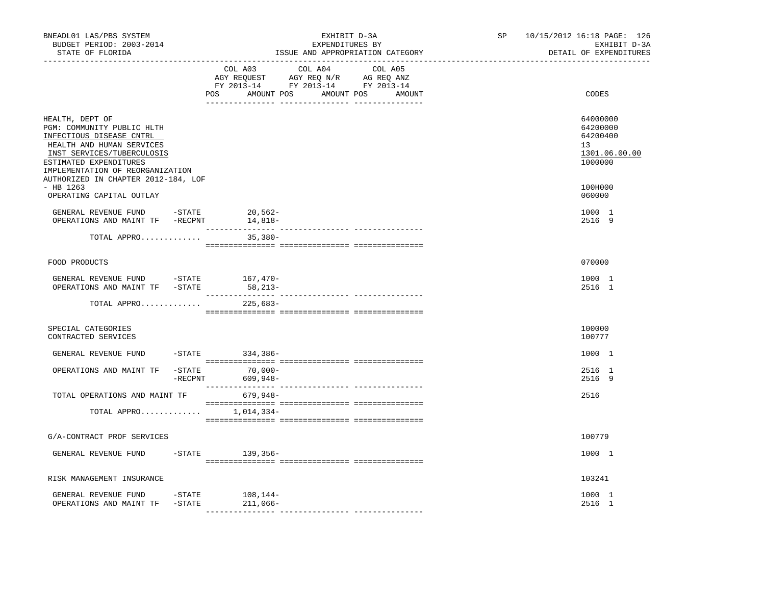BNEADL01 LAS/PBS SYSTEM — BUDGET PERIOD: 2003-2014 — STATE OF FLORIDA

EXHIBIT D-3A — EXPENDITURES BY ISSUE AND APPROPRIATION CATEGORY

SP 10/15/2012 16:18 — EXHIBIT D-3A — DETAIL OF EXPENDITURES

| | COL A03 AGY REQUEST FY 2013-14 POS | AMOUNT | COL A04 AGY REQ N/R FY 2013-14 POS | AMOUNT | COL A05 AG REQ ANZ FY 2013-14 POS | AMOUNT | CODES |
|---|---|---|---|---|---|---|---|
| HEALTH, DEPT OF | | | | | | | 64000000 |
| PGM: COMMUNITY PUBLIC HLTH | | | | | | | 64200000 |
| INFECTIOUS DISEASE CNTRL | | | | | | | 64200400 |
| HEALTH AND HUMAN SERVICES | | | | | | | 13 |
| INST SERVICES/TUBERCULOSIS | | | | | | | 1301.06.00.00 |
| ESTIMATED EXPENDITURES | | | | | | | 1000000 |
| IMPLEMENTATION OF REORGANIZATION AUTHORIZED IN CHAPTER 2012-184, LOF - HB 1263 | | | | | | | 100H000 |
| OPERATING CAPITAL OUTLAY | | | | | | | 060000 |
| GENERAL REVENUE FUND -STATE | | 20,562- | | | | | 1000 1 |
| OPERATIONS AND MAINT TF -RECPNT | | 14,818- | | | | | 2516 9 |
| TOTAL APPRO............ | | 35,380- | | | | | |
| FOOD PRODUCTS | | | | | | | 070000 |
| GENERAL REVENUE FUND -STATE | | 167,470- | | | | | 1000 1 |
| OPERATIONS AND MAINT TF -STATE | | 58,213- | | | | | 2516 1 |
| TOTAL APPRO............ | | 225,683- | | | | | |
| SPECIAL CATEGORIES | | | | | | | 100000 |
| CONTRACTED SERVICES | | | | | | | 100777 |
| GENERAL REVENUE FUND -STATE | | 334,386- | | | | | 1000 1 |
| OPERATIONS AND MAINT TF -STATE | | 70,000- | | | | | 2516 1 |
| -RECPNT | | 609,948- | | | | | 2516 9 |
| TOTAL OPERATIONS AND MAINT TF | | 679,948- | | | | | 2516 |
| TOTAL APPRO............ | | 1,014,334- | | | | | |
| G/A-CONTRACT PROF SERVICES | | | | | | | 100779 |
| GENERAL REVENUE FUND -STATE | | 139,356- | | | | | 1000 1 |
| RISK MANAGEMENT INSURANCE | | | | | | | 103241 |
| GENERAL REVENUE FUND -STATE | | 108,144- | | | | | 1000 1 |
| OPERATIONS AND MAINT TF -STATE | | 211,066- | | | | | 2516 1 |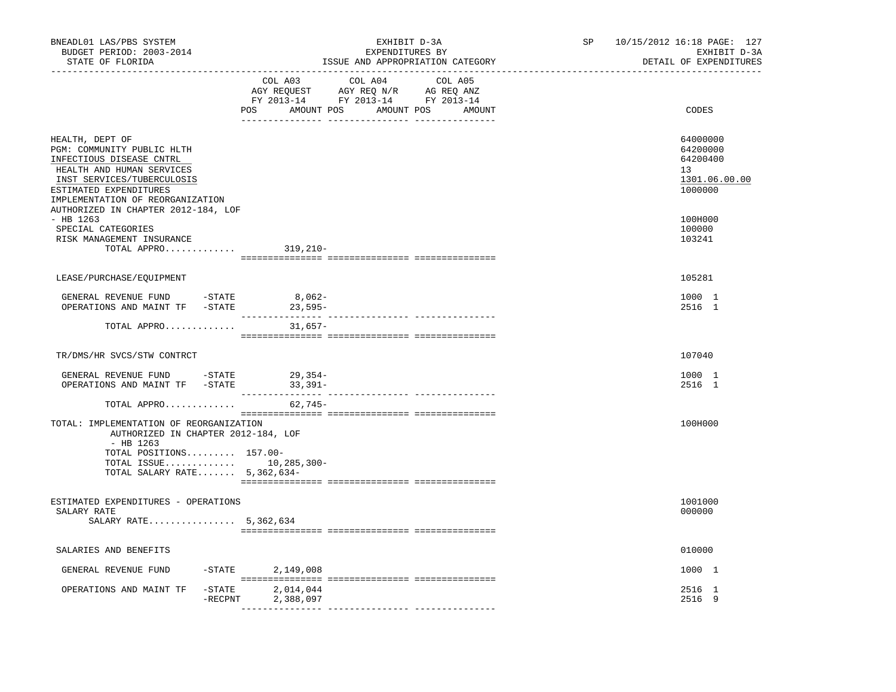BNEADL01 LAS/PBS SYSTEM | EXHIBIT D-3A | SP 10/15/2012 16:18 PAGE: 127
BUDGET PERIOD: 2003-2014 | EXPENDITURES BY | EXHIBIT D-3A
STATE OF FLORIDA | ISSUE AND APPROPRIATION CATEGORY | DETAIL OF EXPENDITURES

| | COL A03 AGY REQUEST FY 2013-14 POS AMOUNT | COL A04 AGY REQ N/R FY 2013-14 POS AMOUNT | COL A05 AG REQ ANZ FY 2013-14 POS AMOUNT | CODES |
|---|---|---|---|---|
| HEALTH, DEPT OF | | | | 64000000 |
| PGM: COMMUNITY PUBLIC HLTH | | | | 64200000 |
| INFECTIOUS DISEASE CNTRL | | | | 64200400 |
| HEALTH AND HUMAN SERVICES | | | | 13 |
| INST SERVICES/TUBERCULOSIS | | | | 1301.06.00.00 |
| ESTIMATED EXPENDITURES | | | | 1000000 |
| IMPLEMENTATION OF REORGANIZATION AUTHORIZED IN CHAPTER 2012-184, LOF - HB 1263 | | | | 100H000 |
| SPECIAL CATEGORIES | | | | 100000 |
| RISK MANAGEMENT INSURANCE | | | | 103241 |
| TOTAL APPRO............. | 319,210- | | | |
| LEASE/PURCHASE/EQUIPMENT | | | | 105281 |
| GENERAL REVENUE FUND -STATE | 8,062- | | | 1000 1 |
| OPERATIONS AND MAINT TF -STATE | 23,595- | | | 2516 1 |
| TOTAL APPRO............. | 31,657- | | | |
| TR/DMS/HR SVCS/STW CONTRCT | | | | 107040 |
| GENERAL REVENUE FUND -STATE | 29,354- | | | 1000 1 |
| OPERATIONS AND MAINT TF -STATE | 33,391- | | | 2516 1 |
| TOTAL APPRO............. | 62,745- | | | |
| TOTAL: IMPLEMENTATION OF REORGANIZATION AUTHORIZED IN CHAPTER 2012-184, LOF - HB 1263 | | | | 100H000 |
| TOTAL POSITIONS......... | 157.00- | | | |
| TOTAL ISSUE............. | 10,285,300- | | | |
| TOTAL SALARY RATE....... | 5,362,634- | | | |
| ESTIMATED EXPENDITURES - OPERATIONS | | | | 1001000 |
| SALARY RATE | | | | 000000 |
| SALARY RATE................ | 5,362,634 | | | |
| SALARIES AND BENEFITS | | | | 010000 |
| GENERAL REVENUE FUND -STATE | 2,149,008 | | | 1000 1 |
| OPERATIONS AND MAINT TF -STATE | 2,014,044 | | | 2516 1 |
| -RECPNT | 2,388,097 | | | 2516 9 |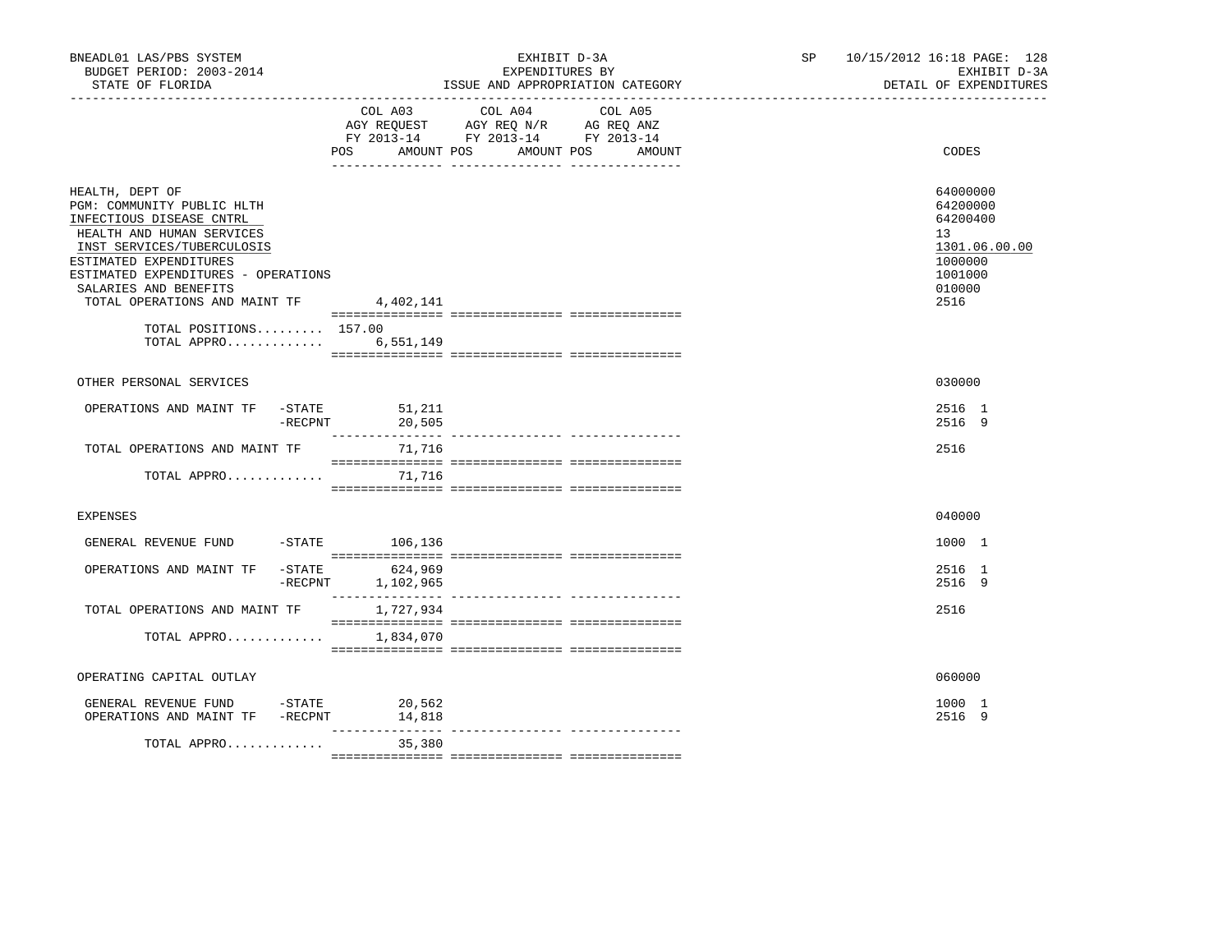BNEADL01 LAS/PBS SYSTEM
BUDGET PERIOD: 2003-2014
STATE OF FLORIDA

EXHIBIT D-3A
EXPENDITURES BY
ISSUE AND APPROPRIATION CATEGORY

SP 10/15/2012 16:18 PAGE: 128
EXHIBIT D-3A
DETAIL OF EXPENDITURES

| | COL A03 AGY REQUEST FY 2013-14 POS | AMOUNT | COL A04 AGY REQ N/R FY 2013-14 POS | AMOUNT | COL A05 AG REQ ANZ FY 2013-14 POS | AMOUNT | CODES |
|---|---|---|---|---|---|---|---|
| HEALTH, DEPT OF | | | | | | | 64000000 |
| PGM: COMMUNITY PUBLIC HLTH | | | | | | | 64200000 |
| INFECTIOUS DISEASE CNTRL | | | | | | | 64200400 |
| HEALTH AND HUMAN SERVICES | | | | | | | 13 |
| INST SERVICES/TUBERCULOSIS | | | | | | | 1301.06.00.00 |
| ESTIMATED EXPENDITURES | | | | | | | 1000000 |
| ESTIMATED EXPENDITURES - OPERATIONS | | | | | | | 1001000 |
| SALARIES AND BENEFITS | | | | | | | 010000 |
| TOTAL OPERATIONS AND MAINT TF | | 4,402,141 | | | | | 2516 |
| TOTAL POSITIONS......... | 157.00 | | | | | | |
| TOTAL APPRO............. | | 6,551,149 | | | | | |
| OTHER PERSONAL SERVICES | | | | | | | 030000 |
| OPERATIONS AND MAINT TF -STATE | | 51,211 | | | | | 2516 1 |
| -RECPNT | | 20,505 | | | | | 2516 9 |
| TOTAL OPERATIONS AND MAINT TF | | 71,716 | | | | | 2516 |
| TOTAL APPRO............. | | 71,716 | | | | | |
| EXPENSES | | | | | | | 040000 |
| GENERAL REVENUE FUND -STATE | | 106,136 | | | | | 1000 1 |
| OPERATIONS AND MAINT TF -STATE | | 624,969 | | | | | 2516 1 |
| -RECPNT | | 1,102,965 | | | | | 2516 9 |
| TOTAL OPERATIONS AND MAINT TF | | 1,727,934 | | | | | 2516 |
| TOTAL APPRO............. | | 1,834,070 | | | | | |
| OPERATING CAPITAL OUTLAY | | | | | | | 060000 |
| GENERAL REVENUE FUND -STATE | | 20,562 | | | | | 1000 1 |
| OPERATIONS AND MAINT TF -RECPNT | | 14,818 | | | | | 2516 9 |
| TOTAL APPRO............. | | 35,380 | | | | | |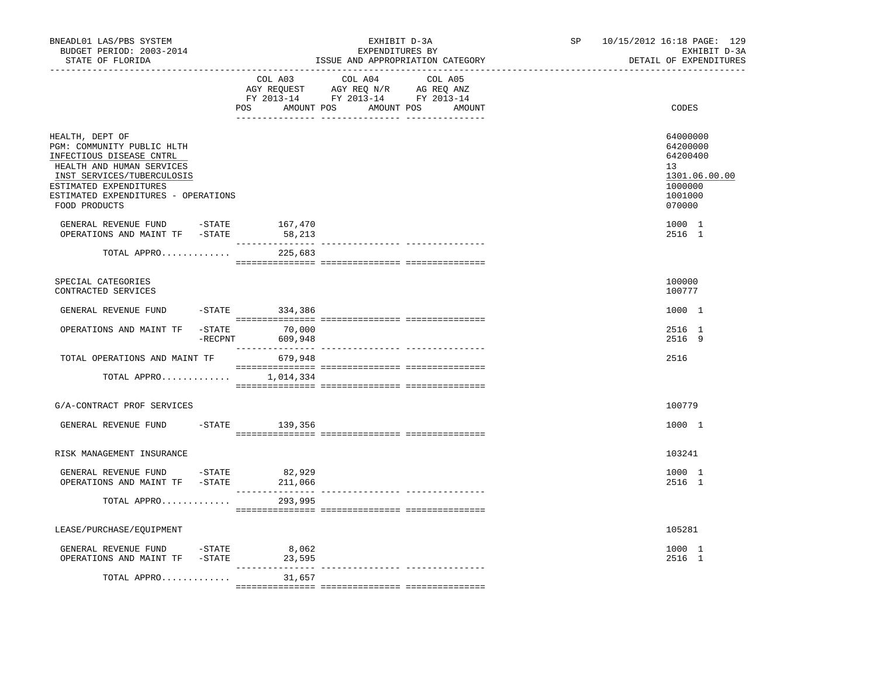BNEADL01 LAS/PBS SYSTEM | EXHIBIT D-3A | SP 10/15/2012 16:18 PAGE: 129
BUDGET PERIOD: 2003-2014 | EXPENDITURES BY | EXHIBIT D-3A
STATE OF FLORIDA | ISSUE AND APPROPRIATION CATEGORY | DETAIL OF EXPENDITURES

| | COL A03 AGY REQUEST FY 2013-14 POS AMOUNT | COL A04 AGY REQ N/R FY 2013-14 POS AMOUNT | COL A05 AG REQ ANZ FY 2013-14 POS AMOUNT | CODES |
|---|---|---|---|---|
| HEALTH, DEPT OF | | | | 64000000 |
| PGM: COMMUNITY PUBLIC HLTH | | | | 64200000 |
| INFECTIOUS DISEASE CNTRL | | | | 64200400 |
| HEALTH AND HUMAN SERVICES | | | | 13 |
| INST SERVICES/TUBERCULOSIS | | | | 1301.06.00.00 |
| ESTIMATED EXPENDITURES | | | | 1000000 |
| ESTIMATED EXPENDITURES - OPERATIONS | | | | 1001000 |
| FOOD PRODUCTS | | | | 070000 |
| GENERAL REVENUE FUND -STATE | 167,470 | | | 1000 1 |
| OPERATIONS AND MAINT TF -STATE | 58,213 | | | 2516 1 |
| TOTAL APPRO............ | 225,683 | | | |
| SPECIAL CATEGORIES | | | | 100000 |
| CONTRACTED SERVICES | | | | 100777 |
| GENERAL REVENUE FUND -STATE | 334,386 | | | 1000 1 |
| OPERATIONS AND MAINT TF -STATE | 70,000 | | | 2516 1 |
| -RECPNT | 609,948 | | | 2516 9 |
| TOTAL OPERATIONS AND MAINT TF | 679,948 | | | 2516 |
| TOTAL APPRO............ | 1,014,334 | | | |
| G/A-CONTRACT PROF SERVICES | | | | 100779 |
| GENERAL REVENUE FUND -STATE | 139,356 | | | 1000 1 |
| RISK MANAGEMENT INSURANCE | | | | 103241 |
| GENERAL REVENUE FUND -STATE | 82,929 | | | 1000 1 |
| OPERATIONS AND MAINT TF -STATE | 211,066 | | | 2516 1 |
| TOTAL APPRO............ | 293,995 | | | |
| LEASE/PURCHASE/EQUIPMENT | | | | 105281 |
| GENERAL REVENUE FUND -STATE | 8,062 | | | 1000 1 |
| OPERATIONS AND MAINT TF -STATE | 23,595 | | | 2516 1 |
| TOTAL APPRO............ | 31,657 | | | |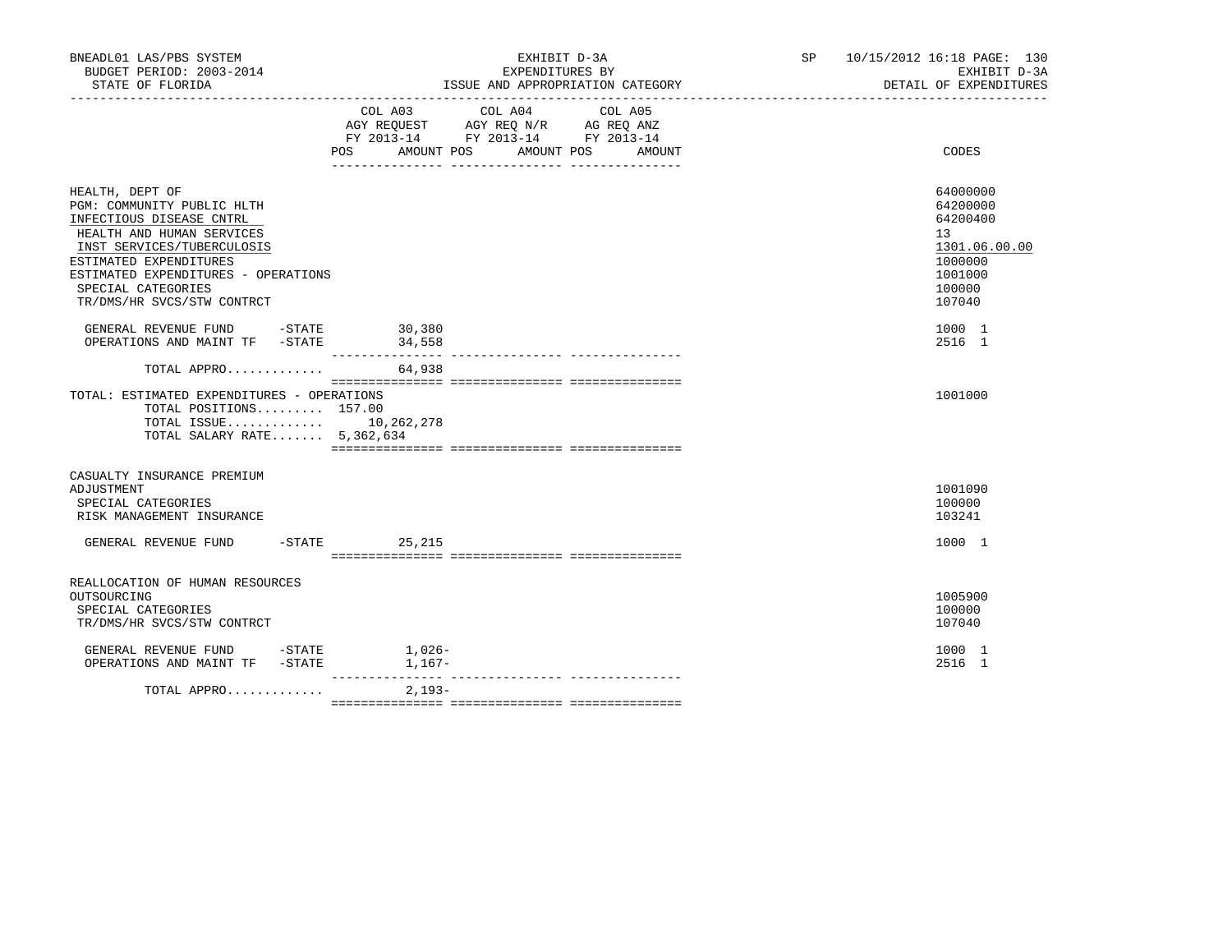BNEADL01 LAS/PBS SYSTEM
BUDGET PERIOD: 2003-2014
STATE OF FLORIDA

EXHIBIT D-3A
EXPENDITURES BY
ISSUE AND APPROPRIATION CATEGORY

SP 10/15/2012 16:18 PAGE: 130
EXHIBIT D-3A
DETAIL OF EXPENDITURES

| | COL A03 AGY REQUEST FY 2013-14 POS | AMOUNT | COL A04 AGY REQ N/R FY 2013-14 POS | AMOUNT | COL A05 AG REQ ANZ FY 2013-14 POS | AMOUNT | CODES |
|---|---|---|---|---|---|---|---|
| HEALTH, DEPT OF | | | | | | | 64000000 |
| PGM: COMMUNITY PUBLIC HLTH | | | | | | | 64200000 |
| INFECTIOUS DISEASE CNTRL | | | | | | | 64200400 |
| HEALTH AND HUMAN SERVICES | | | | | | | 13 |
| INST SERVICES/TUBERCULOSIS | | | | | | | 1301.06.00.00 |
| ESTIMATED EXPENDITURES | | | | | | | 1000000 |
| ESTIMATED EXPENDITURES - OPERATIONS | | | | | | | 1001000 |
| SPECIAL CATEGORIES | | | | | | | 100000 |
| TR/DMS/HR SVCS/STW CONTRCT | | | | | | | 107040 |
| GENERAL REVENUE FUND -STATE | | 30,380 | | | | | 1000 1 |
| OPERATIONS AND MAINT TF -STATE | | 34,558 | | | | | 2516 1 |
| TOTAL APPRO............ | | 64,938 | | | | | |
| TOTAL: ESTIMATED EXPENDITURES - OPERATIONS | | | | | | | 1001000 |
| TOTAL POSITIONS......... | 157.00 | | | | | | |
| TOTAL ISSUE............ | | 10,262,278 | | | | | |
| TOTAL SALARY RATE....... | | 5,362,634 | | | | | |
| CASUALTY INSURANCE PREMIUM ADJUSTMENT | | | | | | | 1001090 |
| SPECIAL CATEGORIES | | | | | | | 100000 |
| RISK MANAGEMENT INSURANCE | | | | | | | 103241 |
| GENERAL REVENUE FUND -STATE | | 25,215 | | | | | 1000 1 |
| REALLOCATION OF HUMAN RESOURCES OUTSOURCING | | | | | | | 1005900 |
| SPECIAL CATEGORIES | | | | | | | 100000 |
| TR/DMS/HR SVCS/STW CONTRCT | | | | | | | 107040 |
| GENERAL REVENUE FUND -STATE | | 1,026- | | | | | 1000 1 |
| OPERATIONS AND MAINT TF -STATE | | 1,167- | | | | | 2516 1 |
| TOTAL APPRO............ | | 2,193- | | | | | |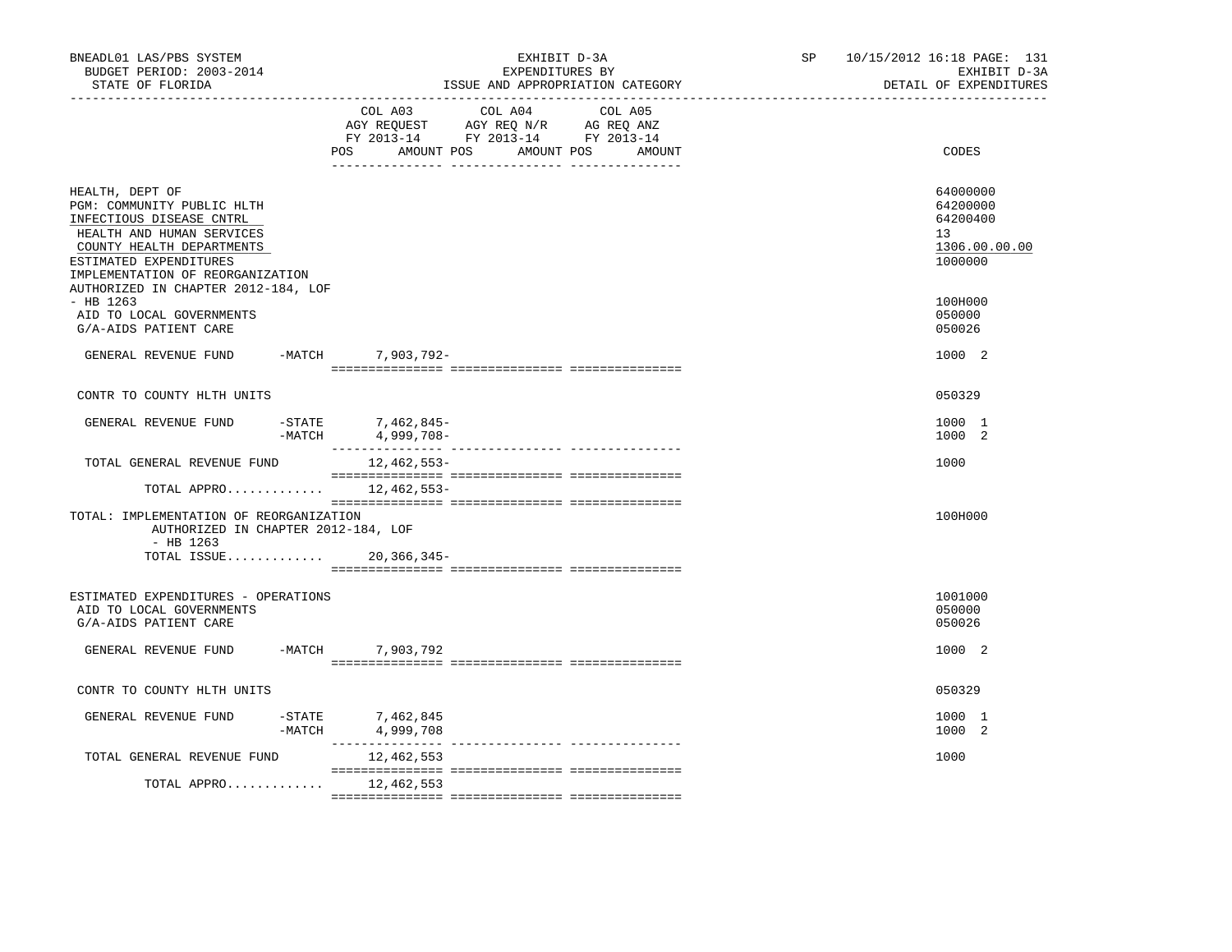BNEADL01 LAS/PBS SYSTEM — EXHIBIT D-3A — EXPENDITURES BY ISSUE AND APPROPRIATION CATEGORY

BUDGET PERIOD: 2003-2014 — STATE OF FLORIDA — SP 10/15/2012 16:18 — EXHIBIT D-3A — DETAIL OF EXPENDITURES

| | COL A03 AGY REQUEST FY 2013-14 POS AMOUNT | COL A04 AGY REQ N/R FY 2013-14 POS AMOUNT | COL A05 AG REQ ANZ FY 2013-14 POS AMOUNT | CODES |
|---|---|---|---|---|
| HEALTH, DEPT OF | | | | 64000000 |
| PGM: COMMUNITY PUBLIC HLTH | | | | 64200000 |
| INFECTIOUS DISEASE CNTRL | | | | 64200400 |
| HEALTH AND HUMAN SERVICES | | | | 13 |
| COUNTY HEALTH DEPARTMENTS | | | | 1306.00.00.00 |
| ESTIMATED EXPENDITURES | | | | 1000000 |
| IMPLEMENTATION OF REORGANIZATION AUTHORIZED IN CHAPTER 2012-184, LOF - HB 1263 | | | | 100H000 |
| AID TO LOCAL GOVERNMENTS | | | | 050000 |
| G/A-AIDS PATIENT CARE | | | | 050026 |
| GENERAL REVENUE FUND -MATCH | 7,903,792- | | | 1000 2 |
| CONTR TO COUNTY HLTH UNITS | | | | 050329 |
| GENERAL REVENUE FUND -STATE | 7,462,845- | | | 1000 1 |
| -MATCH | 4,999,708- | | | 1000 2 |
| TOTAL GENERAL REVENUE FUND | 12,462,553- | | | 1000 |
| TOTAL APPRO............ | 12,462,553- | | | |
| TOTAL: IMPLEMENTATION OF REORGANIZATION AUTHORIZED IN CHAPTER 2012-184, LOF - HB 1263 | | | | 100H000 |
| TOTAL ISSUE............ | 20,366,345- | | | |
| ESTIMATED EXPENDITURES - OPERATIONS | | | | 1001000 |
| AID TO LOCAL GOVERNMENTS | | | | 050000 |
| G/A-AIDS PATIENT CARE | | | | 050026 |
| GENERAL REVENUE FUND -MATCH | 7,903,792 | | | 1000 2 |
| CONTR TO COUNTY HLTH UNITS | | | | 050329 |
| GENERAL REVENUE FUND -STATE | 7,462,845 | | | 1000 1 |
| -MATCH | 4,999,708 | | | 1000 2 |
| TOTAL GENERAL REVENUE FUND | 12,462,553 | | | 1000 |
| TOTAL APPRO............ | 12,462,553 | | | |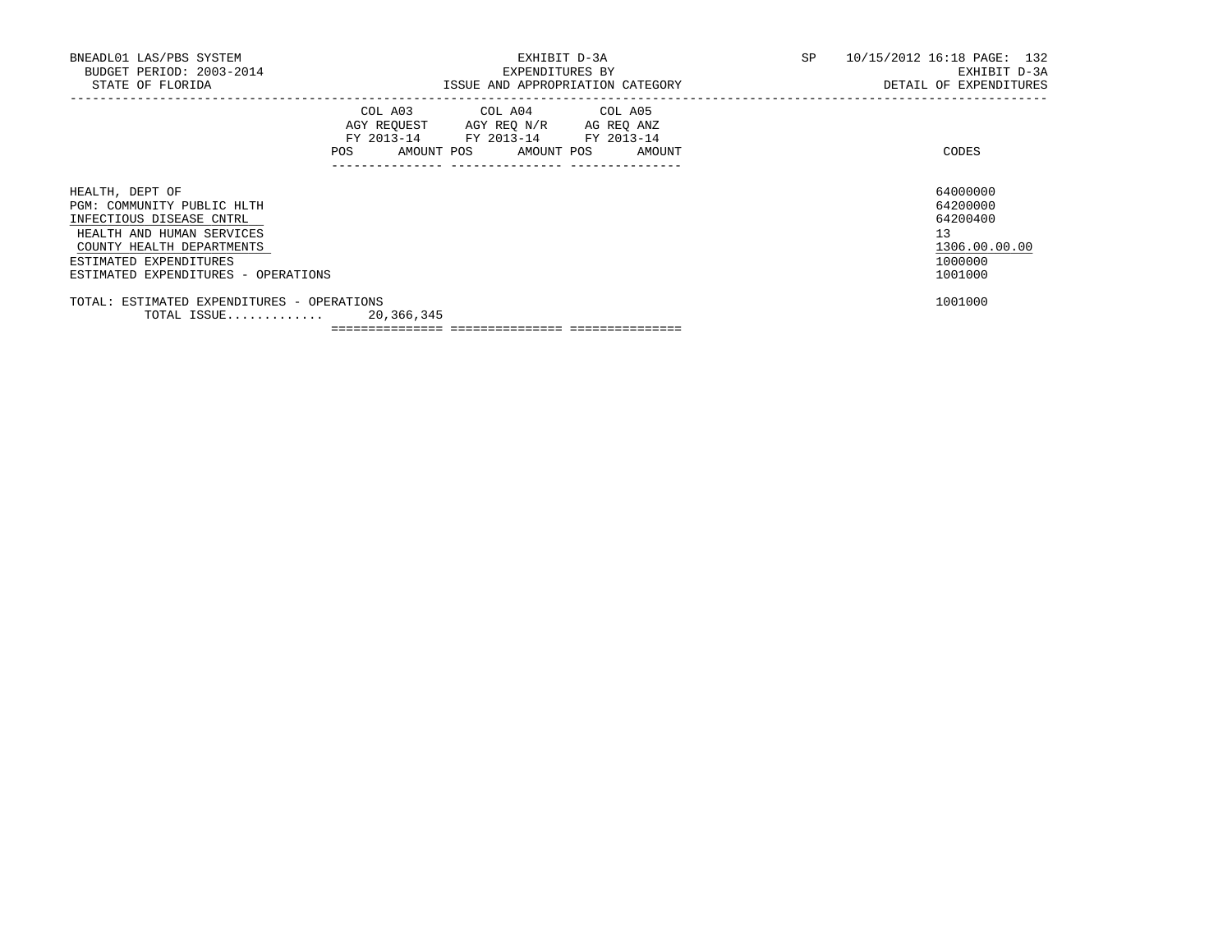BNEADL01 LAS/PBS SYSTEM
BUDGET PERIOD: 2003-2014
STATE OF FLORIDA

EXHIBIT D-3A
EXPENDITURES BY
ISSUE AND APPROPRIATION CATEGORY

SP 10/15/2012 16:18 PAGE: 132
EXHIBIT D-3A
DETAIL OF EXPENDITURES

| | COL A03 AGY REQUEST FY 2013-14 POS AMOUNT | COL A04 AGY REQ N/R FY 2013-14 POS AMOUNT | COL A05 AG REQ ANZ FY 2013-14 POS AMOUNT | CODES |
|---|---|---|---|---|
| HEALTH, DEPT OF | | | | 64000000 |
| PGM: COMMUNITY PUBLIC HLTH | | | | 64200000 |
| INFECTIOUS DISEASE CNTRL | | | | 64200400 |
| HEALTH AND HUMAN SERVICES | | | | 13 |
| COUNTY HEALTH DEPARTMENTS | | | | 1306.00.00.00 |
| ESTIMATED EXPENDITURES | | | | 1000000 |
| ESTIMATED EXPENDITURES - OPERATIONS | | | | 1001000 |
| TOTAL: ESTIMATED EXPENDITURES - OPERATIONS | | | | 1001000 |
| TOTAL ISSUE............. | 20,366,345 | | | |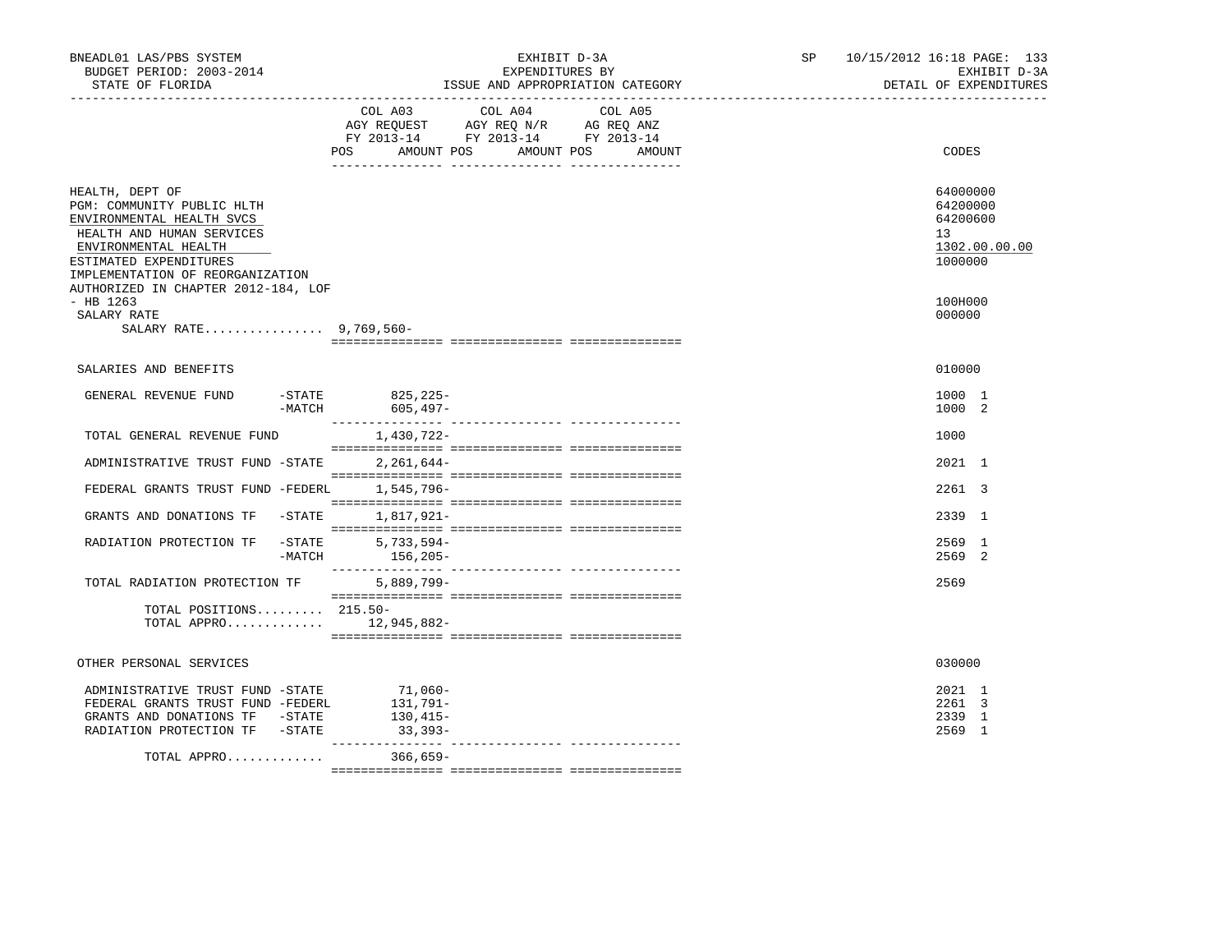BNEADL01 LAS/PBS SYSTEM
BUDGET PERIOD: 2003-2014
STATE OF FLORIDA

EXHIBIT D-3A
EXPENDITURES BY
ISSUE AND APPROPRIATION CATEGORY

SP 10/15/2012 16:18 PAGE: 133
EXHIBIT D-3A
DETAIL OF EXPENDITURES

| | COL A03 AGY REQUEST FY 2013-14 POS AMOUNT | COL A04 AGY REQ N/R FY 2013-14 POS AMOUNT | COL A05 AG REQ ANZ FY 2013-14 POS AMOUNT | CODES |
|---|---|---|---|---|
| HEALTH, DEPT OF | | | | 64000000 |
| PGM: COMMUNITY PUBLIC HLTH | | | | 64200000 |
| ENVIRONMENTAL HEALTH SVCS | | | | 64200600 |
| HEALTH AND HUMAN SERVICES | | | | 13 |
| ENVIRONMENTAL HEALTH | | | | 1302.00.00.00 |
| ESTIMATED EXPENDITURES | | | | 1000000 |
| IMPLEMENTATION OF REORGANIZATION AUTHORIZED IN CHAPTER 2012-184, LOF - HB 1263 | | | | 100H000 |
| SALARY RATE | | | | 000000 |
| SALARY RATE................ 9,769,560- | | | | |
| SALARIES AND BENEFITS | | | | 010000 |
| GENERAL REVENUE FUND -STATE | 825,225- | | | 1000 1 |
| -MATCH | 605,497- | | | 1000 2 |
| TOTAL GENERAL REVENUE FUND | 1,430,722- | | | 1000 |
| ADMINISTRATIVE TRUST FUND -STATE | 2,261,644- | | | 2021 1 |
| FEDERAL GRANTS TRUST FUND -FEDERL | 1,545,796- | | | 2261 3 |
| GRANTS AND DONATIONS TF -STATE | 1,817,921- | | | 2339 1 |
| RADIATION PROTECTION TF -STATE | 5,733,594- | | | 2569 1 |
| -MATCH | 156,205- | | | 2569 2 |
| TOTAL RADIATION PROTECTION TF | 5,889,799- | | | 2569 |
| TOTAL POSITIONS......... 215.50- | | | | |
| TOTAL APPRO............. | 12,945,882- | | | |
| OTHER PERSONAL SERVICES | | | | 030000 |
| ADMINISTRATIVE TRUST FUND -STATE | 71,060- | | | 2021 1 |
| FEDERAL GRANTS TRUST FUND -FEDERL | 131,791- | | | 2261 3 |
| GRANTS AND DONATIONS TF -STATE | 130,415- | | | 2339 1 |
| RADIATION PROTECTION TF -STATE | 33,393- | | | 2569 1 |
| TOTAL APPRO............. | 366,659- | | | |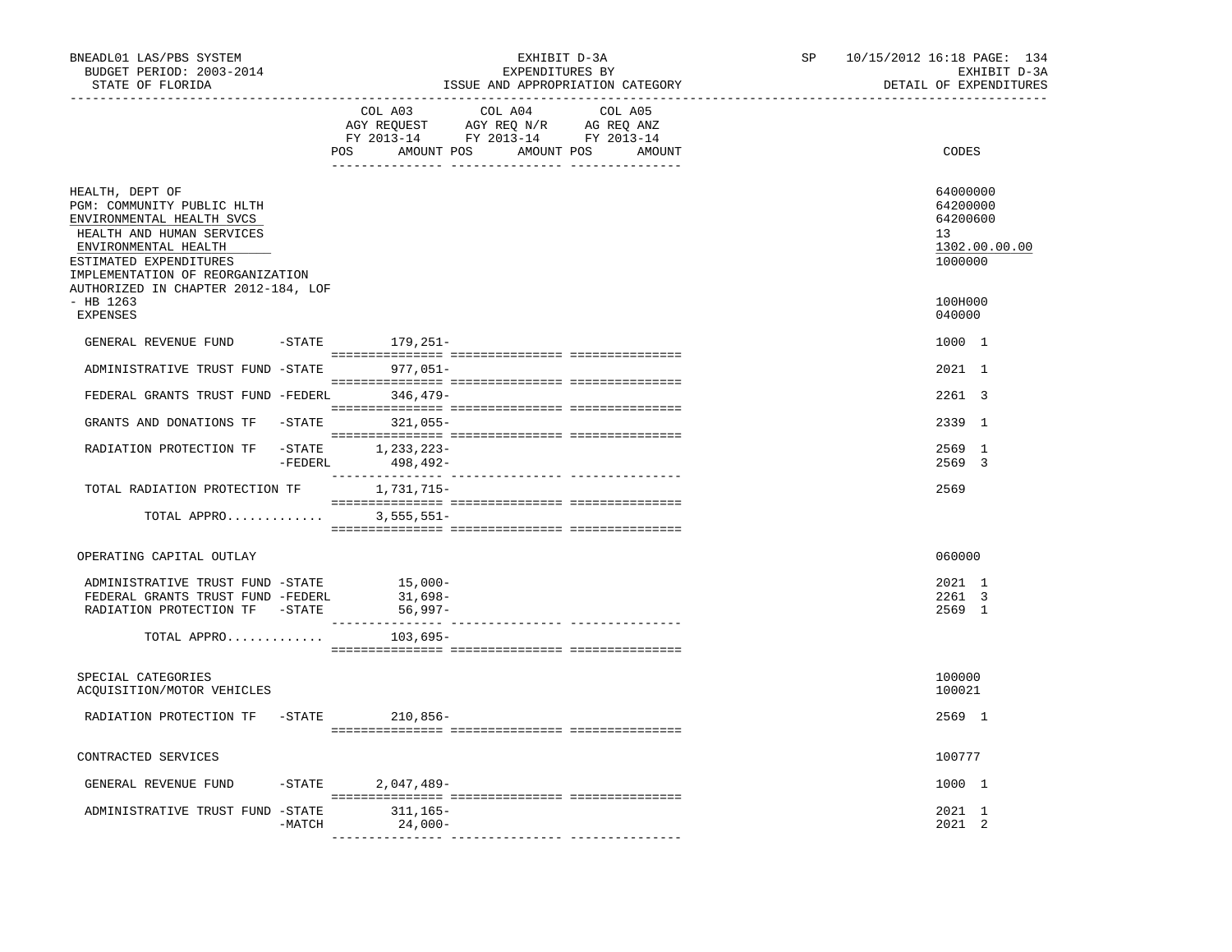BNEADL01 LAS/PBS SYSTEM
BUDGET PERIOD: 2003-2014
STATE OF FLORIDA

EXHIBIT D-3A
EXPENDITURES BY
ISSUE AND APPROPRIATION CATEGORY

SP 10/15/2012 16:18 PAGE: 134
EXHIBIT D-3A
DETAIL OF EXPENDITURES

| | COL A03 AGY REQUEST FY 2013-14 POS AMOUNT | COL A04 AGY REQ N/R FY 2013-14 POS AMOUNT | COL A05 AG REQ ANZ FY 2013-14 POS AMOUNT | CODES |
|---|---|---|---|---|
| HEALTH, DEPT OF | | | | 64000000 |
| PGM: COMMUNITY PUBLIC HLTH | | | | 64200000 |
| ENVIRONMENTAL HEALTH SVCS | | | | 64200600 |
| HEALTH AND HUMAN SERVICES | | | | 13 |
| ENVIRONMENTAL HEALTH | | | | 1302.00.00.00 |
| ESTIMATED EXPENDITURES | | | | 1000000 |
| IMPLEMENTATION OF REORGANIZATION AUTHORIZED IN CHAPTER 2012-184, LOF - HB 1263 | | | | 100H000 |
| EXPENSES | | | | 040000 |
| GENERAL REVENUE FUND -STATE | 179,251- | | | 1000 1 |
| ADMINISTRATIVE TRUST FUND -STATE | 977,051- | | | 2021 1 |
| FEDERAL GRANTS TRUST FUND -FEDERL | 346,479- | | | 2261 3 |
| GRANTS AND DONATIONS TF -STATE | 321,055- | | | 2339 1 |
| RADIATION PROTECTION TF -STATE | 1,233,223- | | | 2569 1 |
| -FEDERL | 498,492- | | | 2569 3 |
| TOTAL RADIATION PROTECTION TF | 1,731,715- | | | 2569 |
| TOTAL APPRO............. | 3,555,551- | | | |
| OPERATING CAPITAL OUTLAY | | | | 060000 |
| ADMINISTRATIVE TRUST FUND -STATE | 15,000- | | | 2021 1 |
| FEDERAL GRANTS TRUST FUND -FEDERL | 31,698- | | | 2261 3 |
| RADIATION PROTECTION TF -STATE | 56,997- | | | 2569 1 |
| TOTAL APPRO............. | 103,695- | | | |
| SPECIAL CATEGORIES | | | | 100000 |
| ACQUISITION/MOTOR VEHICLES | | | | 100021 |
| RADIATION PROTECTION TF -STATE | 210,856- | | | 2569 1 |
| CONTRACTED SERVICES | | | | 100777 |
| GENERAL REVENUE FUND -STATE | 2,047,489- | | | 1000 1 |
| ADMINISTRATIVE TRUST FUND -STATE | 311,165- | | | 2021 1 |
| -MATCH | 24,000- | | | 2021 2 |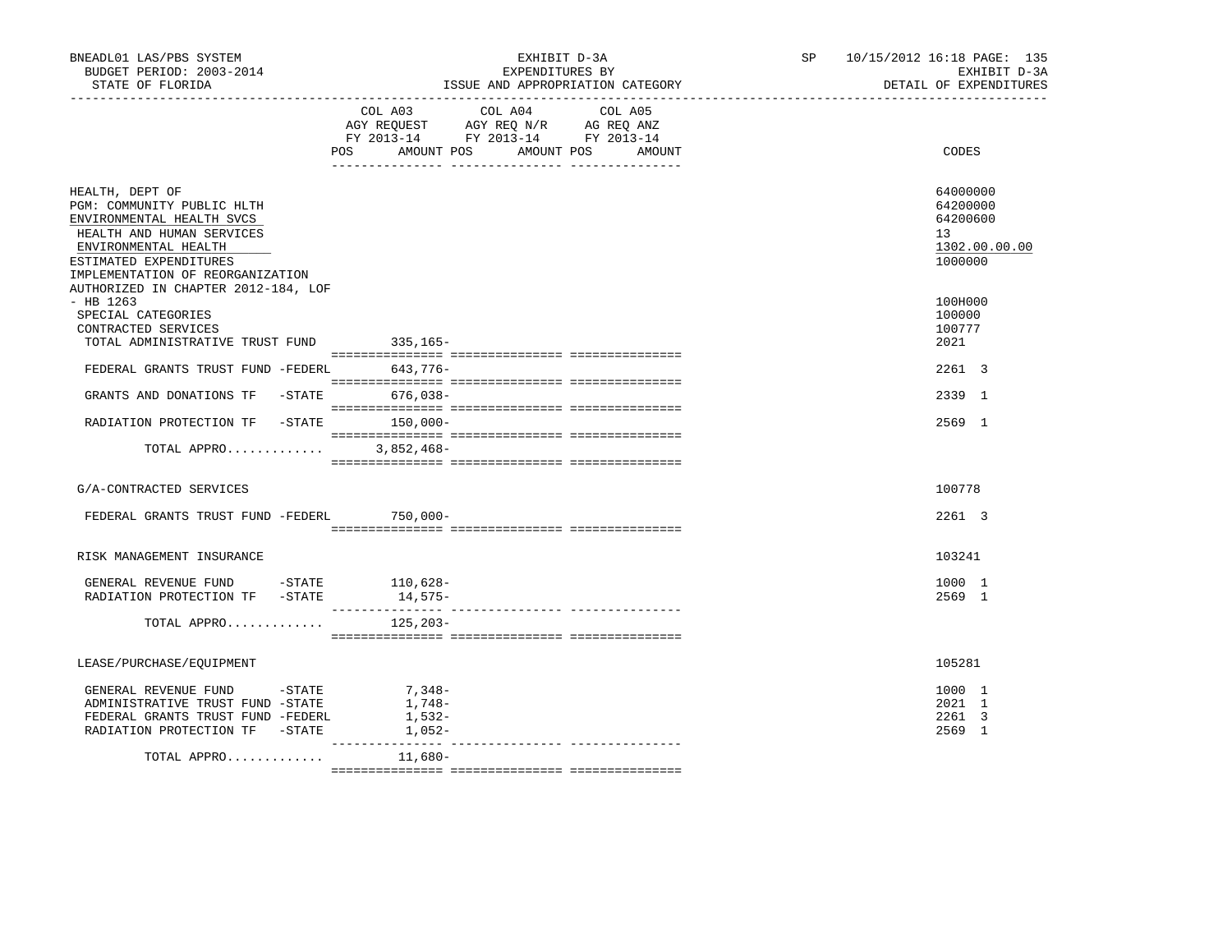BNEADL01 LAS/PBS SYSTEM | EXHIBIT D-3A | SP 10/15/2012 16:18 PAGE: 135
BUDGET PERIOD: 2003-2014 | EXPENDITURES BY | EXHIBIT D-3A
STATE OF FLORIDA | ISSUE AND APPROPRIATION CATEGORY | DETAIL OF EXPENDITURES

| | COL A03 AGY REQUEST FY 2013-14 POS AMOUNT | COL A04 AGY REQ N/R FY 2013-14 POS AMOUNT | COL A05 AG REQ ANZ FY 2013-14 POS AMOUNT | CODES |
|---|---|---|---|---|
| HEALTH, DEPT OF | | | | 64000000 |
| PGM: COMMUNITY PUBLIC HLTH | | | | 64200000 |
| ENVIRONMENTAL HEALTH SVCS | | | | 64200600 |
| HEALTH AND HUMAN SERVICES | | | | 13 |
| ENVIRONMENTAL HEALTH | | | | 1302.00.00.00 |
| ESTIMATED EXPENDITURES | | | | 1000000 |
| IMPLEMENTATION OF REORGANIZATION AUTHORIZED IN CHAPTER 2012-184, LOF - HB 1263 | | | | 100H000 |
| SPECIAL CATEGORIES | | | | 100000 |
| CONTRACTED SERVICES | | | | 100777 |
| TOTAL ADMINISTRATIVE TRUST FUND | 335,165- | | | 2021 |
| FEDERAL GRANTS TRUST FUND -FEDERL | 643,776- | | | 2261 3 |
| GRANTS AND DONATIONS TF -STATE | 676,038- | | | 2339 1 |
| RADIATION PROTECTION TF -STATE | 150,000- | | | 2569 1 |
| TOTAL APPRO............. | 3,852,468- | | | |
| G/A-CONTRACTED SERVICES | | | | 100778 |
| FEDERAL GRANTS TRUST FUND -FEDERL | 750,000- | | | 2261 3 |
| RISK MANAGEMENT INSURANCE | | | | 103241 |
| GENERAL REVENUE FUND -STATE | 110,628- | | | 1000 1 |
| RADIATION PROTECTION TF -STATE | 14,575- | | | 2569 1 |
| TOTAL APPRO............. | 125,203- | | | |
| LEASE/PURCHASE/EQUIPMENT | | | | 105281 |
| GENERAL REVENUE FUND -STATE | 7,348- | | | 1000 1 |
| ADMINISTRATIVE TRUST FUND -STATE | 1,748- | | | 2021 1 |
| FEDERAL GRANTS TRUST FUND -FEDERL | 1,532- | | | 2261 3 |
| RADIATION PROTECTION TF -STATE | 1,052- | | | 2569 1 |
| TOTAL APPRO............. | 11,680- | | | |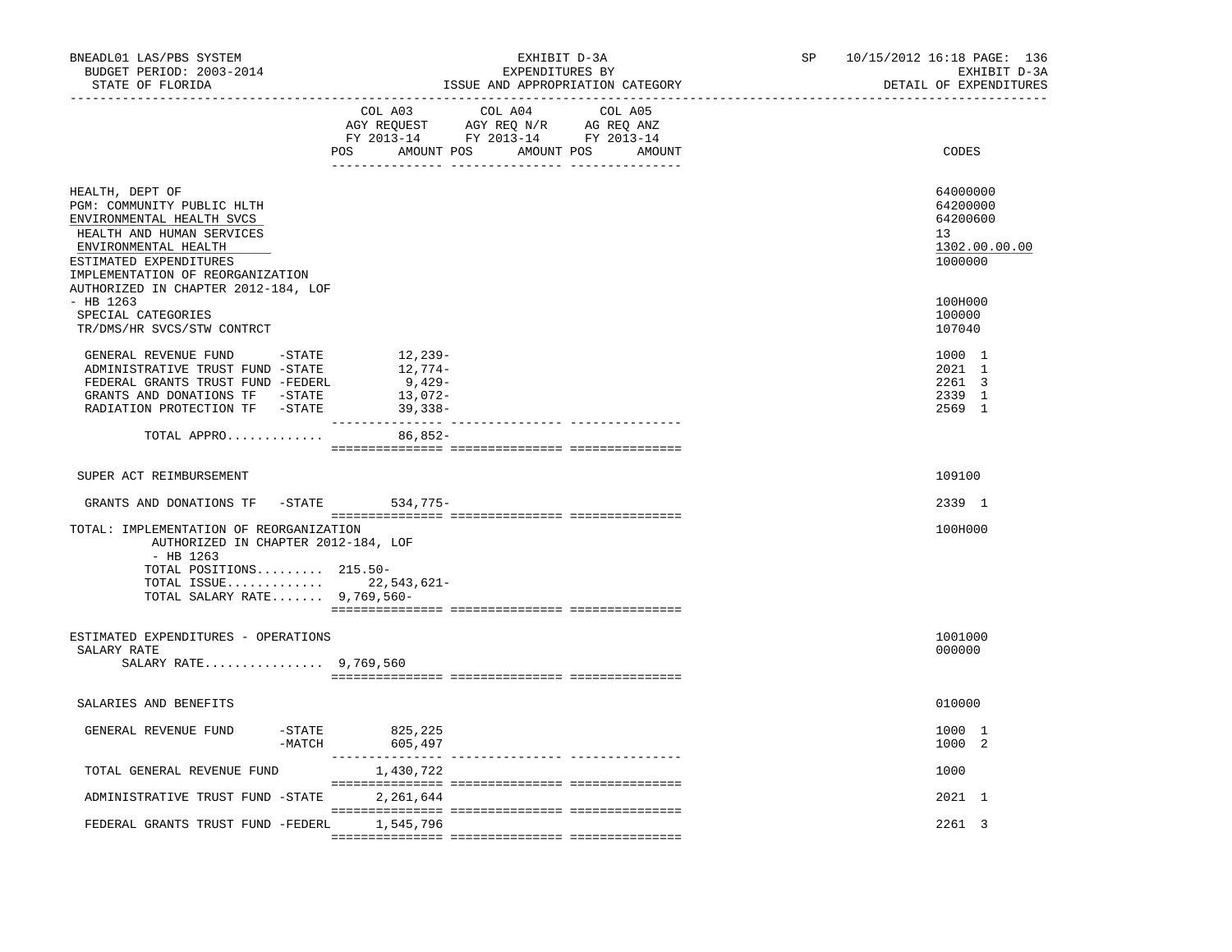BNEADL01 LAS/PBS SYSTEM — EXHIBIT D-3A — EXPENDITURES BY ISSUE AND APPROPRIATION CATEGORY
BUDGET PERIOD: 2003-2014 — STATE OF FLORIDA — DETAIL OF EXPENDITURES

| | COL A03 AGY REQUEST FY 2013-14 POS AMOUNT | COL A04 AGY REQ N/R FY 2013-14 POS AMOUNT | COL A05 AG REQ ANZ FY 2013-14 POS AMOUNT | CODES |
|---|---|---|---|---|
| HEALTH, DEPT OF | | | | 64000000 |
| PGM: COMMUNITY PUBLIC HLTH | | | | 64200000 |
| ENVIRONMENTAL HEALTH SVCS | | | | 64200600 |
| HEALTH AND HUMAN SERVICES | | | | 13 |
| ENVIRONMENTAL HEALTH | | | | 1302.00.00.00 |
| ESTIMATED EXPENDITURES | | | | 1000000 |
| IMPLEMENTATION OF REORGANIZATION AUTHORIZED IN CHAPTER 2012-184, LOF - HB 1263 | | | | 100H000 |
| SPECIAL CATEGORIES | | | | 100000 |
| TR/DMS/HR SVCS/STW CONTRCT | | | | 107040 |
| GENERAL REVENUE FUND -STATE | 12,239- | | | 1000 1 |
| ADMINISTRATIVE TRUST FUND -STATE | 12,774- | | | 2021 1 |
| FEDERAL GRANTS TRUST FUND -FEDERL | 9,429- | | | 2261 3 |
| GRANTS AND DONATIONS TF -STATE | 13,072- | | | 2339 1 |
| RADIATION PROTECTION TF -STATE | 39,338- | | | 2569 1 |
| TOTAL APPRO............ | 86,852- | | | |
| SUPER ACT REIMBURSEMENT | | | | 109100 |
| GRANTS AND DONATIONS TF -STATE | 534,775- | | | 2339 1 |
| TOTAL: IMPLEMENTATION OF REORGANIZATION AUTHORIZED IN CHAPTER 2012-184, LOF - HB 1263 | | | | 100H000 |
| TOTAL POSITIONS......... | 215.50- | | | |
| TOTAL ISSUE............ | 22,543,621- | | | |
| TOTAL SALARY RATE....... | 9,769,560- | | | |
| ESTIMATED EXPENDITURES - OPERATIONS | | | | 1001000 |
| SALARY RATE | | | | 000000 |
| SALARY RATE................ | 9,769,560 | | | |
| SALARIES AND BENEFITS | | | | 010000 |
| GENERAL REVENUE FUND -STATE | 825,225 | | | 1000 1 |
| -MATCH | 605,497 | | | 1000 2 |
| TOTAL GENERAL REVENUE FUND | 1,430,722 | | | 1000 |
| ADMINISTRATIVE TRUST FUND -STATE | 2,261,644 | | | 2021 1 |
| FEDERAL GRANTS TRUST FUND -FEDERL | 1,545,796 | | | 2261 3 |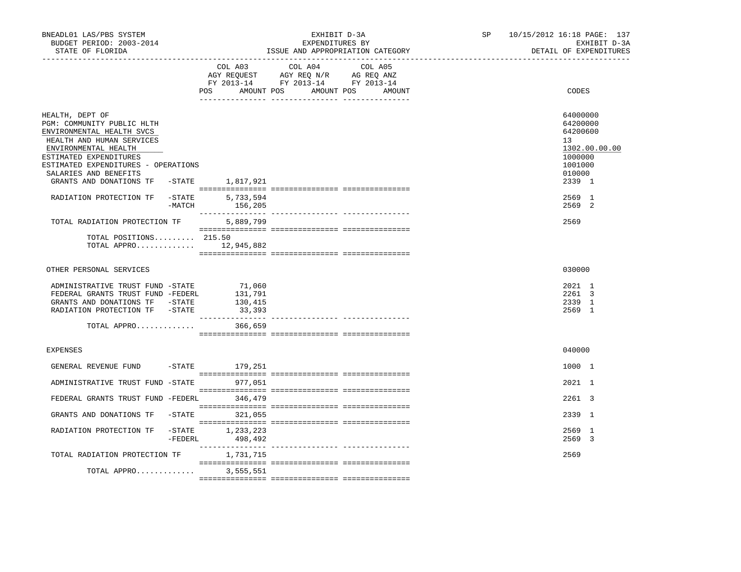BNEADL01 LAS/PBS SYSTEM
BUDGET PERIOD: 2003-2014
STATE OF FLORIDA

EXHIBIT D-3A
EXPENDITURES BY
ISSUE AND APPROPRIATION CATEGORY

SP 10/15/2012 16:18 PAGE: 137
EXHIBIT D-3A
DETAIL OF EXPENDITURES

| | COL A03 AGY REQUEST FY 2013-14 POS | AMOUNT | COL A04 AGY REQ N/R FY 2013-14 POS | AMOUNT | COL A05 AG REQ ANZ FY 2013-14 POS | AMOUNT | CODES |
|---|---|---|---|---|---|---|---|
| HEALTH, DEPT OF | | | | | | | 64000000 |
| PGM: COMMUNITY PUBLIC HLTH | | | | | | | 64200000 |
| ENVIRONMENTAL HEALTH SVCS | | | | | | | 64200600 |
| HEALTH AND HUMAN SERVICES | | | | | | | 13 |
| ENVIRONMENTAL HEALTH | | | | | | | 1302.00.00.00 |
| ESTIMATED EXPENDITURES | | | | | | | 1000000 |
| ESTIMATED EXPENDITURES - OPERATIONS | | | | | | | 1001000 |
| SALARIES AND BENEFITS | | | | | | | 010000 |
| GRANTS AND DONATIONS TF -STATE | | 1,817,921 | | | | | 2339 1 |
| RADIATION PROTECTION TF -STATE | | 5,733,594 | | | | | 2569 1 |
| -MATCH | | 156,205 | | | | | 2569 2 |
| TOTAL RADIATION PROTECTION TF | | 5,889,799 | | | | | 2569 |
| TOTAL POSITIONS......... | 215.50 | | | | | | |
| TOTAL APPRO............ | | 12,945,882 | | | | | |
| OTHER PERSONAL SERVICES | | | | | | | 030000 |
| ADMINISTRATIVE TRUST FUND -STATE | | 71,060 | | | | | 2021 1 |
| FEDERAL GRANTS TRUST FUND -FEDERL | | 131,791 | | | | | 2261 3 |
| GRANTS AND DONATIONS TF -STATE | | 130,415 | | | | | 2339 1 |
| RADIATION PROTECTION TF -STATE | | 33,393 | | | | | 2569 1 |
| TOTAL APPRO............ | | 366,659 | | | | | |
| EXPENSES | | | | | | | 040000 |
| GENERAL REVENUE FUND -STATE | | 179,251 | | | | | 1000 1 |
| ADMINISTRATIVE TRUST FUND -STATE | | 977,051 | | | | | 2021 1 |
| FEDERAL GRANTS TRUST FUND -FEDERL | | 346,479 | | | | | 2261 3 |
| GRANTS AND DONATIONS TF -STATE | | 321,055 | | | | | 2339 1 |
| RADIATION PROTECTION TF -STATE | | 1,233,223 | | | | | 2569 1 |
| -FEDERL | | 498,492 | | | | | 2569 3 |
| TOTAL RADIATION PROTECTION TF | | 1,731,715 | | | | | 2569 |
| TOTAL APPRO............ | | 3,555,551 | | | | | |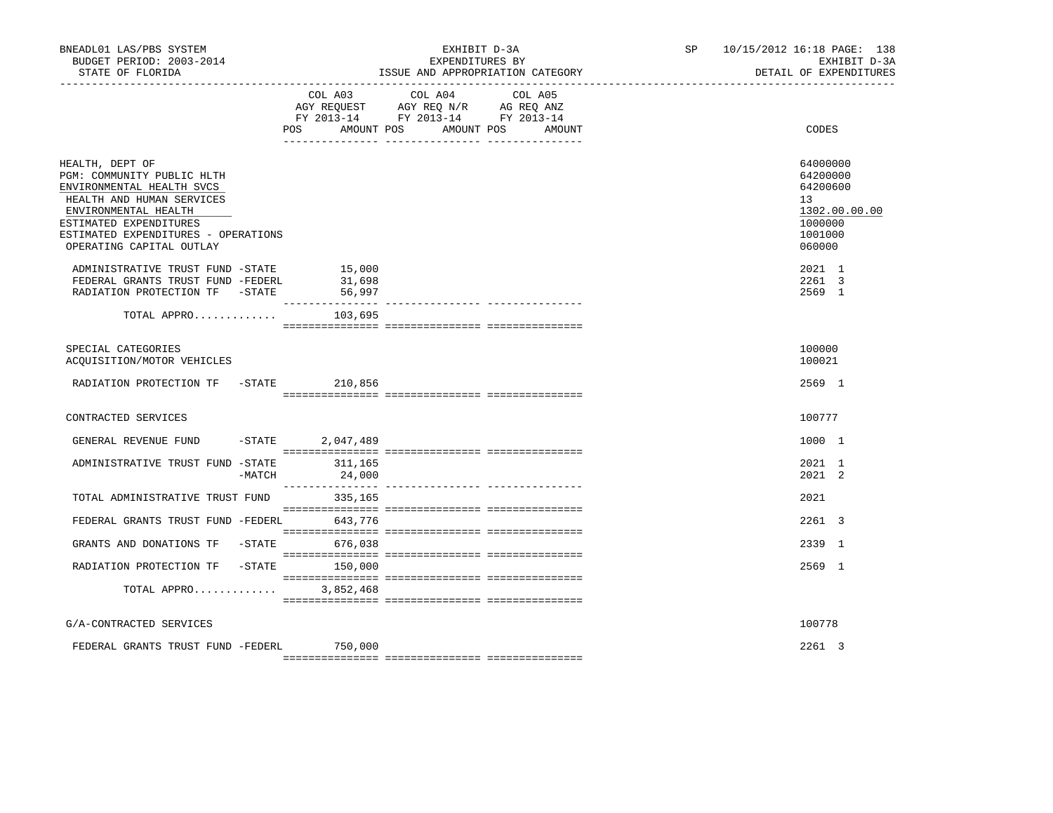BNEADL01 LAS/PBS SYSTEM — EXHIBIT D-3A — SP 10/15/2012 16:18

BUDGET PERIOD: 2003-2014 — EXPENDITURES BY — EXHIBIT D-3A

STATE OF FLORIDA — ISSUE AND APPROPRIATION CATEGORY — DETAIL OF EXPENDITURES

| | COL A03 AGY REQUEST FY 2013-14 POS AMOUNT | COL A04 AGY REQ N/R FY 2013-14 POS AMOUNT | COL A05 AG REQ ANZ FY 2013-14 POS AMOUNT | CODES |
|---|---|---|---|---|
| HEALTH, DEPT OF | | | | 64000000 |
| PGM: COMMUNITY PUBLIC HLTH | | | | 64200000 |
| ENVIRONMENTAL HEALTH SVCS | | | | 64200600 |
| HEALTH AND HUMAN SERVICES | | | | 13 |
| ENVIRONMENTAL HEALTH | | | | 1302.00.00.00 |
| ESTIMATED EXPENDITURES | | | | 1000000 |
| ESTIMATED EXPENDITURES - OPERATIONS | | | | 1001000 |
| OPERATING CAPITAL OUTLAY | | | | 060000 |
| ADMINISTRATIVE TRUST FUND -STATE | 15,000 | | | 2021 1 |
| FEDERAL GRANTS TRUST FUND -FEDERL | 31,698 | | | 2261 3 |
| RADIATION PROTECTION TF -STATE | 56,997 | | | 2569 1 |
| TOTAL APPRO............ | 103,695 | | | |
| SPECIAL CATEGORIES | | | | 100000 |
| ACQUISITION/MOTOR VEHICLES | | | | 100021 |
| RADIATION PROTECTION TF -STATE | 210,856 | | | 2569 1 |
| CONTRACTED SERVICES | | | | 100777 |
| GENERAL REVENUE FUND -STATE | 2,047,489 | | | 1000 1 |
| ADMINISTRATIVE TRUST FUND -STATE | 311,165 | | | 2021 1 |
| -MATCH | 24,000 | | | 2021 2 |
| TOTAL ADMINISTRATIVE TRUST FUND | 335,165 | | | 2021 |
| FEDERAL GRANTS TRUST FUND -FEDERL | 643,776 | | | 2261 3 |
| GRANTS AND DONATIONS TF -STATE | 676,038 | | | 2339 1 |
| RADIATION PROTECTION TF -STATE | 150,000 | | | 2569 1 |
| TOTAL APPRO............ | 3,852,468 | | | |
| G/A-CONTRACTED SERVICES | | | | 100778 |
| FEDERAL GRANTS TRUST FUND -FEDERL | 750,000 | | | 2261 3 |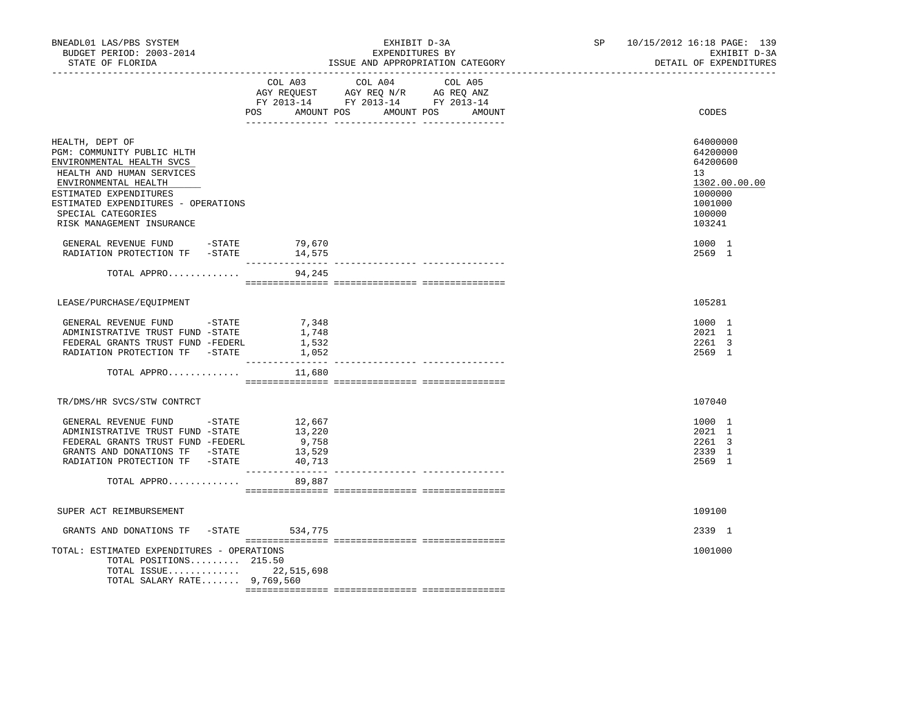BNEADL01 LAS/PBS SYSTEM | EXHIBIT D-3A | SP 10/15/2012 16:18 PAGE: 139
BUDGET PERIOD: 2003-2014 | EXPENDITURES BY | EXHIBIT D-3A
STATE OF FLORIDA | ISSUE AND APPROPRIATION CATEGORY | DETAIL OF EXPENDITURES

| | COL A03 AGY REQUEST FY 2013-14 POS | AMOUNT | COL A04 AGY REQ N/R FY 2013-14 POS | AMOUNT | COL A05 AG REQ ANZ FY 2013-14 POS | AMOUNT | CODES |
|---|---|---|---|---|---|---|---|
| HEALTH, DEPT OF | | | | | | | 64000000 |
| PGM: COMMUNITY PUBLIC HLTH | | | | | | | 64200000 |
| ENVIRONMENTAL HEALTH SVCS | | | | | | | 64200600 |
| HEALTH AND HUMAN SERVICES | | | | | | | 13 |
| ENVIRONMENTAL HEALTH | | | | | | | 1302.00.00.00 |
| ESTIMATED EXPENDITURES | | | | | | | 1000000 |
| ESTIMATED EXPENDITURES - OPERATIONS | | | | | | | 1001000 |
| SPECIAL CATEGORIES | | | | | | | 100000 |
| RISK MANAGEMENT INSURANCE | | | | | | | 103241 |
| GENERAL REVENUE FUND -STATE | | 79,670 | | | | | 1000 1 |
| RADIATION PROTECTION TF -STATE | | 14,575 | | | | | 2569 1 |
| TOTAL APPRO............ | | 94,245 | | | | | |
| LEASE/PURCHASE/EQUIPMENT | | | | | | | 105281 |
| GENERAL REVENUE FUND -STATE | | 7,348 | | | | | 1000 1 |
| ADMINISTRATIVE TRUST FUND -STATE | | 1,748 | | | | | 2021 1 |
| FEDERAL GRANTS TRUST FUND -FEDERL | | 1,532 | | | | | 2261 3 |
| RADIATION PROTECTION TF -STATE | | 1,052 | | | | | 2569 1 |
| TOTAL APPRO............ | | 11,680 | | | | | |
| TR/DMS/HR SVCS/STW CONTRCT | | | | | | | 107040 |
| GENERAL REVENUE FUND -STATE | | 12,667 | | | | | 1000 1 |
| ADMINISTRATIVE TRUST FUND -STATE | | 13,220 | | | | | 2021 1 |
| FEDERAL GRANTS TRUST FUND -FEDERL | | 9,758 | | | | | 2261 3 |
| GRANTS AND DONATIONS TF -STATE | | 13,529 | | | | | 2339 1 |
| RADIATION PROTECTION TF -STATE | | 40,713 | | | | | 2569 1 |
| TOTAL APPRO............ | | 89,887 | | | | | |
| SUPER ACT REIMBURSEMENT | | | | | | | 109100 |
| GRANTS AND DONATIONS TF -STATE | | 534,775 | | | | | 2339 1 |
| TOTAL: ESTIMATED EXPENDITURES - OPERATIONS | | | | | | | 1001000 |
| TOTAL POSITIONS......... | 215.50 | | | | | | |
| TOTAL ISSUE............ | | 22,515,698 | | | | | |
| TOTAL SALARY RATE....... | | 9,769,560 | | | | | |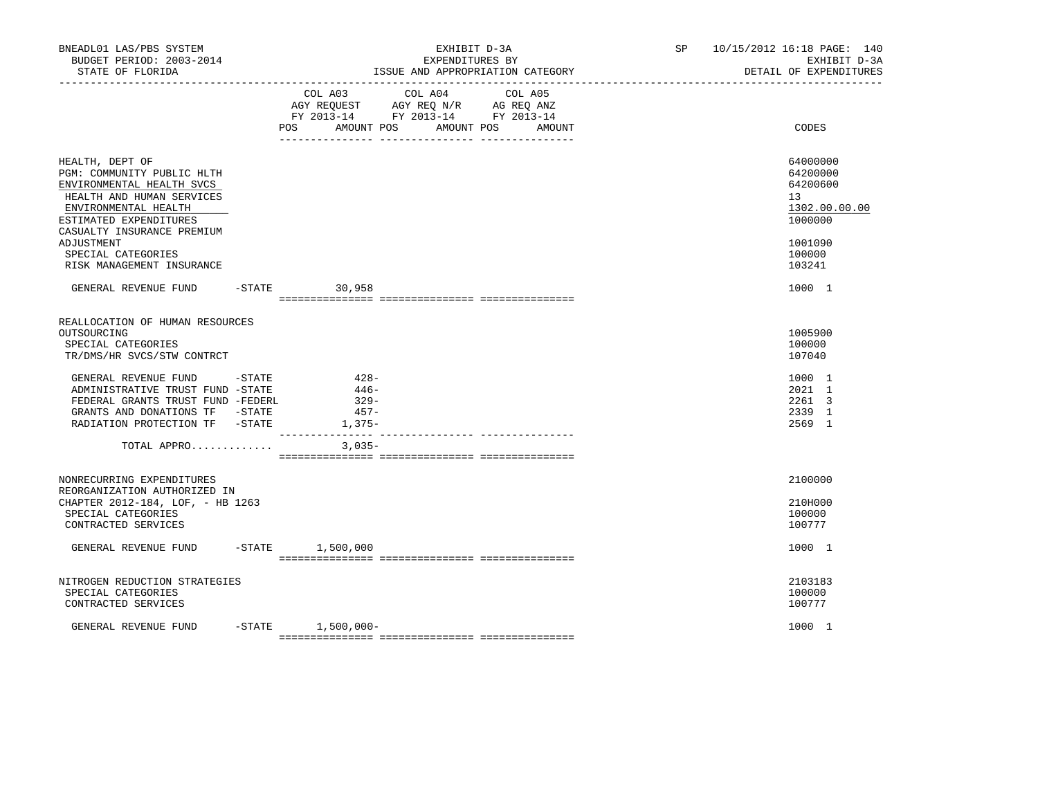BNEADL01 LAS/PBS SYSTEM | EXHIBIT D-3A | SP 10/15/2012 16:18
BUDGET PERIOD: 2003-2014 | EXPENDITURES BY | EXHIBIT D-3A
STATE OF FLORIDA | ISSUE AND APPROPRIATION CATEGORY | DETAIL OF EXPENDITURES

| | COL A03 AGY REQUEST FY 2013-14 POS AMOUNT | COL A04 AGY REQ N/R FY 2013-14 POS AMOUNT | COL A05 AG REQ ANZ FY 2013-14 POS AMOUNT | CODES |
|---|---|---|---|---|
| HEALTH, DEPT OF | | | | 64000000 |
| PGM: COMMUNITY PUBLIC HLTH | | | | 64200000 |
| ENVIRONMENTAL HEALTH SVCS | | | | 64200600 |
| HEALTH AND HUMAN SERVICES | | | | 13 |
| ENVIRONMENTAL HEALTH | | | | 1302.00.00.00 |
| ESTIMATED EXPENDITURES | | | | 1000000 |
| CASUALTY INSURANCE PREMIUM ADJUSTMENT | | | | 1001090 |
| SPECIAL CATEGORIES | | | | 100000 |
| RISK MANAGEMENT INSURANCE | | | | 103241 |
| GENERAL REVENUE FUND -STATE | 30,958 | | | 1000 1 |
| REALLOCATION OF HUMAN RESOURCES OUTSOURCING | | | | 1005900 |
| SPECIAL CATEGORIES | | | | 100000 |
| TR/DMS/HR SVCS/STW CONTRCT | | | | 107040 |
| GENERAL REVENUE FUND -STATE | 428- | | | 1000 1 |
| ADMINISTRATIVE TRUST FUND -STATE | 446- | | | 2021 1 |
| FEDERAL GRANTS TRUST FUND -FEDERL | 329- | | | 2261 3 |
| GRANTS AND DONATIONS TF -STATE | 457- | | | 2339 1 |
| RADIATION PROTECTION TF -STATE | 1,375- | | | 2569 1 |
| TOTAL APPRO............ | 3,035- | | | |
| NONRECURRING EXPENDITURES | | | | 2100000 |
| REORGANIZATION AUTHORIZED IN CHAPTER 2012-184, LOF, - HB 1263 | | | | 210H000 |
| SPECIAL CATEGORIES | | | | 100000 |
| CONTRACTED SERVICES | | | | 100777 |
| GENERAL REVENUE FUND -STATE | 1,500,000 | | | 1000 1 |
| NITROGEN REDUCTION STRATEGIES | | | | 2103183 |
| SPECIAL CATEGORIES | | | | 100000 |
| CONTRACTED SERVICES | | | | 100777 |
| GENERAL REVENUE FUND -STATE | 1,500,000- | | | 1000 1 |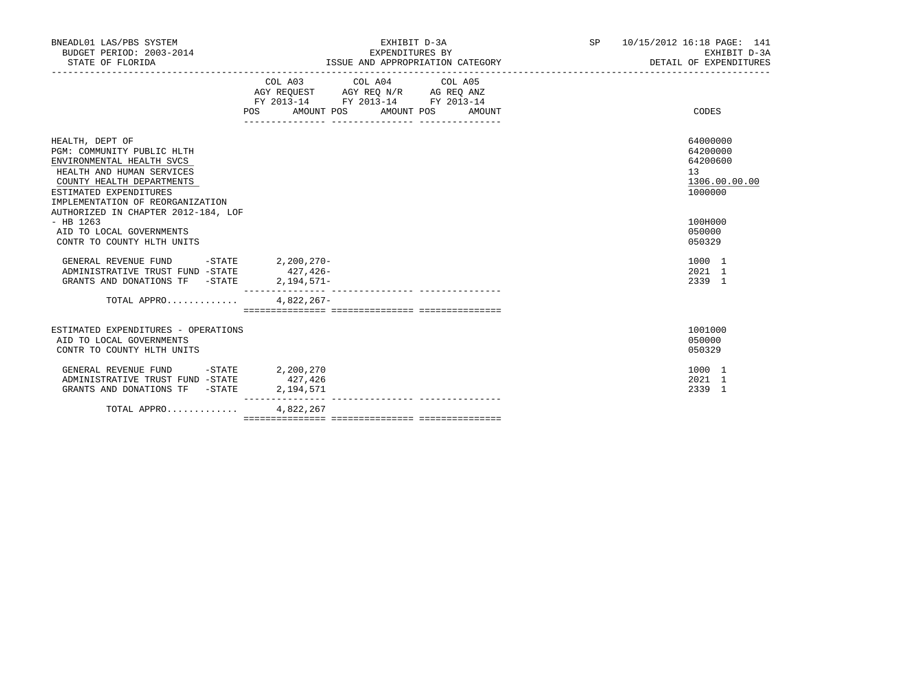BNEADL01 LAS/PBS SYSTEM
BUDGET PERIOD: 2003-2014
STATE OF FLORIDA

EXHIBIT D-3A
EXPENDITURES BY
ISSUE AND APPROPRIATION CATEGORY

SP 10/15/2012 16:18

EXHIBIT D-3A
DETAIL OF EXPENDITURES

| | COL A03 AGY REQUEST FY 2013-14 POS AMOUNT | COL A04 AGY REQ N/R FY 2013-14 POS AMOUNT | COL A05 AG REQ ANZ FY 2013-14 POS AMOUNT | CODES |
|---|---|---|---|---|
| HEALTH, DEPT OF | | | | 64000000 |
| PGM: COMMUNITY PUBLIC HLTH | | | | 64200000 |
| ENVIRONMENTAL HEALTH SVCS | | | | 64200600 |
| HEALTH AND HUMAN SERVICES | | | | 13 |
| COUNTY HEALTH DEPARTMENTS | | | | 1306.00.00.00 |
| ESTIMATED EXPENDITURES | | | | 1000000 |
| IMPLEMENTATION OF REORGANIZATION AUTHORIZED IN CHAPTER 2012-184, LOF - HB 1263 | | | | 100H000 |
| AID TO LOCAL GOVERNMENTS | | | | 050000 |
| CONTR TO COUNTY HLTH UNITS | | | | 050329 |
| GENERAL REVENUE FUND -STATE | 2,200,270- | | | 1000 1 |
| ADMINISTRATIVE TRUST FUND -STATE | 427,426- | | | 2021 1 |
| GRANTS AND DONATIONS TF -STATE | 2,194,571- | | | 2339 1 |
| TOTAL APPRO............ | 4,822,267- | | | |
| ESTIMATED EXPENDITURES - OPERATIONS | | | | 1001000 |
| AID TO LOCAL GOVERNMENTS | | | | 050000 |
| CONTR TO COUNTY HLTH UNITS | | | | 050329 |
| GENERAL REVENUE FUND -STATE | 2,200,270 | | | 1000 1 |
| ADMINISTRATIVE TRUST FUND -STATE | 427,426 | | | 2021 1 |
| GRANTS AND DONATIONS TF -STATE | 2,194,571 | | | 2339 1 |
| TOTAL APPRO............ | 4,822,267 | | | |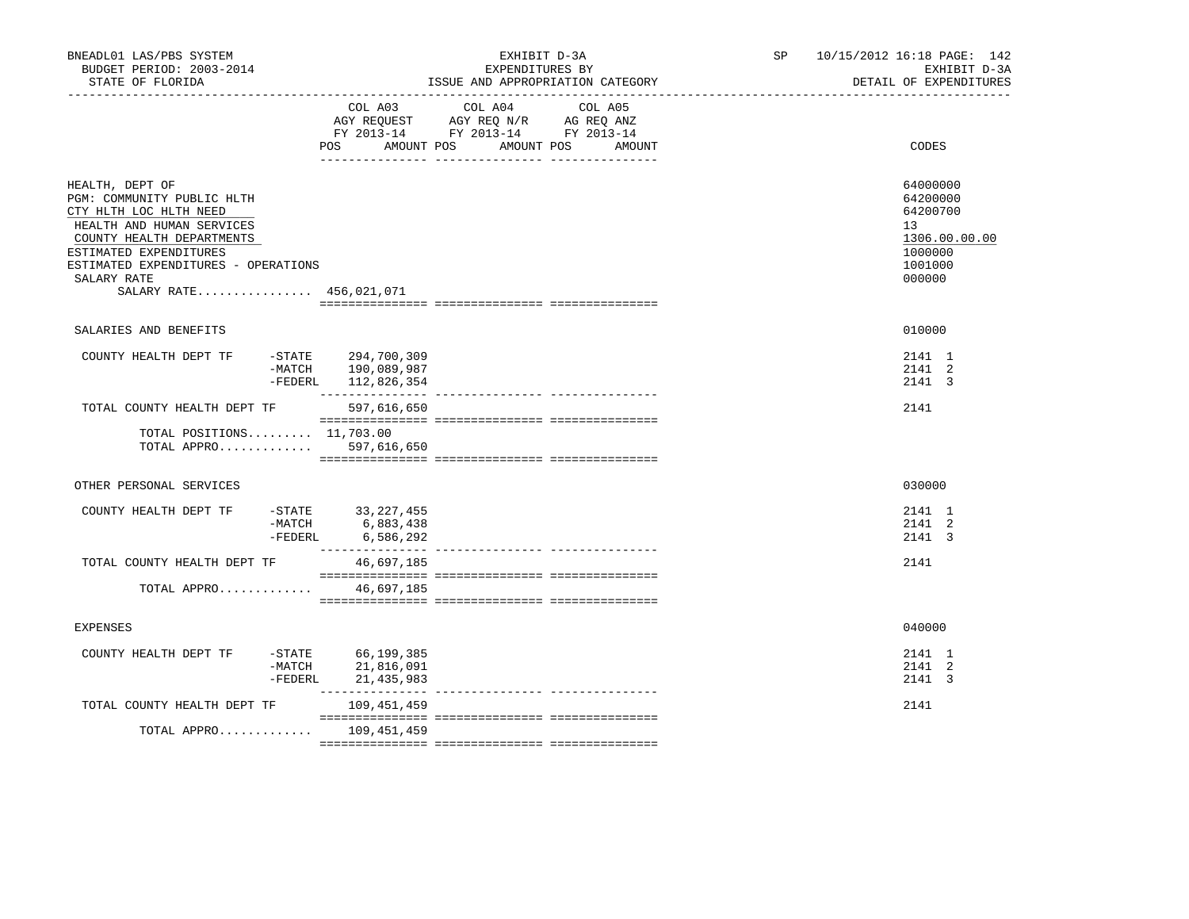BNEADL01 LAS/PBS SYSTEM
BUDGET PERIOD: 2003-2014
STATE OF FLORIDA

EXHIBIT D-3A
EXPENDITURES BY
ISSUE AND APPROPRIATION CATEGORY

SP 10/15/2012 16:18 PAGE: 142
EXHIBIT D-3A
DETAIL OF EXPENDITURES

| | | COL A03 AGY REQUEST FY 2013-14 POS AMOUNT | COL A04 AGY REQ N/R FY 2013-14 POS AMOUNT | COL A05 AG REQ ANZ FY 2013-14 POS AMOUNT | CODES |
|---|---|---|---|---|---|
| HEALTH, DEPT OF | | | | | 64000000 |
| PGM: COMMUNITY PUBLIC HLTH | | | | | 64200000 |
| CTY HLTH LOC HLTH NEED | | | | | 64200700 |
| HEALTH AND HUMAN SERVICES | | | | | 13 |
| COUNTY HEALTH DEPARTMENTS | | | | | 1306.00.00.00 |
| ESTIMATED EXPENDITURES | | | | | 1000000 |
| ESTIMATED EXPENDITURES - OPERATIONS | | | | | 1001000 |
| SALARY RATE | | | | | 000000 |
| SALARY RATE................ 456,021,071 | | | | | |
| SALARIES AND BENEFITS | | | | | 010000 |
| COUNTY HEALTH DEPT TF | -STATE | 294,700,309 | | | 2141 1 |
| | -MATCH | 190,089,987 | | | 2141 2 |
| | -FEDERL | 112,826,354 | | | 2141 3 |
| TOTAL COUNTY HEALTH DEPT TF | | 597,616,650 | | | 2141 |
| TOTAL POSITIONS......... 11,703.00 | | | | | |
| TOTAL APPRO............. | | 597,616,650 | | | |
| OTHER PERSONAL SERVICES | | | | | 030000 |
| COUNTY HEALTH DEPT TF | -STATE | 33,227,455 | | | 2141 1 |
| | -MATCH | 6,883,438 | | | 2141 2 |
| | -FEDERL | 6,586,292 | | | 2141 3 |
| TOTAL COUNTY HEALTH DEPT TF | | 46,697,185 | | | 2141 |
| TOTAL APPRO............. | | 46,697,185 | | | |
| EXPENSES | | | | | 040000 |
| COUNTY HEALTH DEPT TF | -STATE | 66,199,385 | | | 2141 1 |
| | -MATCH | 21,816,091 | | | 2141 2 |
| | -FEDERL | 21,435,983 | | | 2141 3 |
| TOTAL COUNTY HEALTH DEPT TF | | 109,451,459 | | | 2141 |
| TOTAL APPRO............. | | 109,451,459 | | | |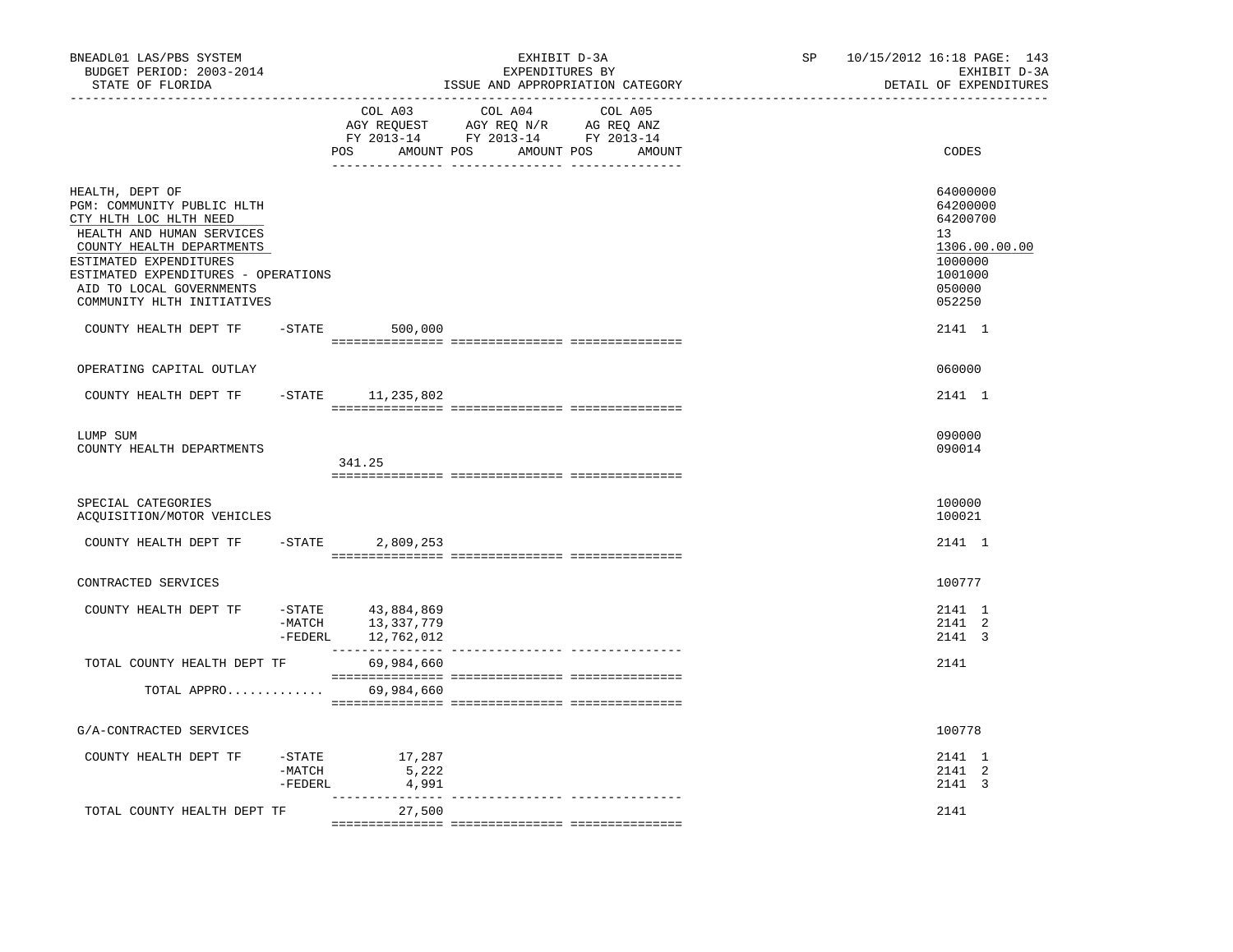BNEADL01 LAS/PBS SYSTEM — EXHIBIT D-3A — EXPENDITURES BY ISSUE AND APPROPRIATION CATEGORY — SP 10/15/2012 16:18

BUDGET PERIOD: 2003-2014 — STATE OF FLORIDA — EXHIBIT D-3A — DETAIL OF EXPENDITURES

| | COL A03 AGY REQUEST FY 2013-14 POS AMOUNT | COL A04 AGY REQ N/R FY 2013-14 POS AMOUNT | COL A05 AG REQ ANZ FY 2013-14 POS AMOUNT | CODES |
|---|---|---|---|---|
| HEALTH, DEPT OF | | | | 64000000 |
| PGM: COMMUNITY PUBLIC HLTH | | | | 64200000 |
| CTY HLTH LOC HLTH NEED | | | | 64200700 |
| HEALTH AND HUMAN SERVICES | | | | 13 |
| COUNTY HEALTH DEPARTMENTS | | | | 1306.00.00.00 |
| ESTIMATED EXPENDITURES | | | | 1000000 |
| ESTIMATED EXPENDITURES - OPERATIONS | | | | 1001000 |
| AID TO LOCAL GOVERNMENTS | | | | 050000 |
| COMMUNITY HLTH INITIATIVES | | | | 052250 |
| COUNTY HEALTH DEPT TF -STATE | 500,000 | | | 2141 1 |
| OPERATING CAPITAL OUTLAY | | | | 060000 |
| COUNTY HEALTH DEPT TF -STATE | 11,235,802 | | | 2141 1 |
| LUMP SUM | | | | 090000 |
| COUNTY HEALTH DEPARTMENTS | 341.25 | | | 090014 |
| SPECIAL CATEGORIES | | | | 100000 |
| ACQUISITION/MOTOR VEHICLES | | | | 100021 |
| COUNTY HEALTH DEPT TF -STATE | 2,809,253 | | | 2141 1 |
| CONTRACTED SERVICES | | | | 100777 |
| COUNTY HEALTH DEPT TF -STATE | 43,884,869 | | | 2141 1 |
| -MATCH | 13,337,779 | | | 2141 2 |
| -FEDERL | 12,762,012 | | | 2141 3 |
| TOTAL COUNTY HEALTH DEPT TF | 69,984,660 | | | 2141 |
| TOTAL APPRO............ | 69,984,660 | | | |
| G/A-CONTRACTED SERVICES | | | | 100778 |
| COUNTY HEALTH DEPT TF -STATE | 17,287 | | | 2141 1 |
| -MATCH | 5,222 | | | 2141 2 |
| -FEDERL | 4,991 | | | 2141 3 |
| TOTAL COUNTY HEALTH DEPT TF | 27,500 | | | 2141 |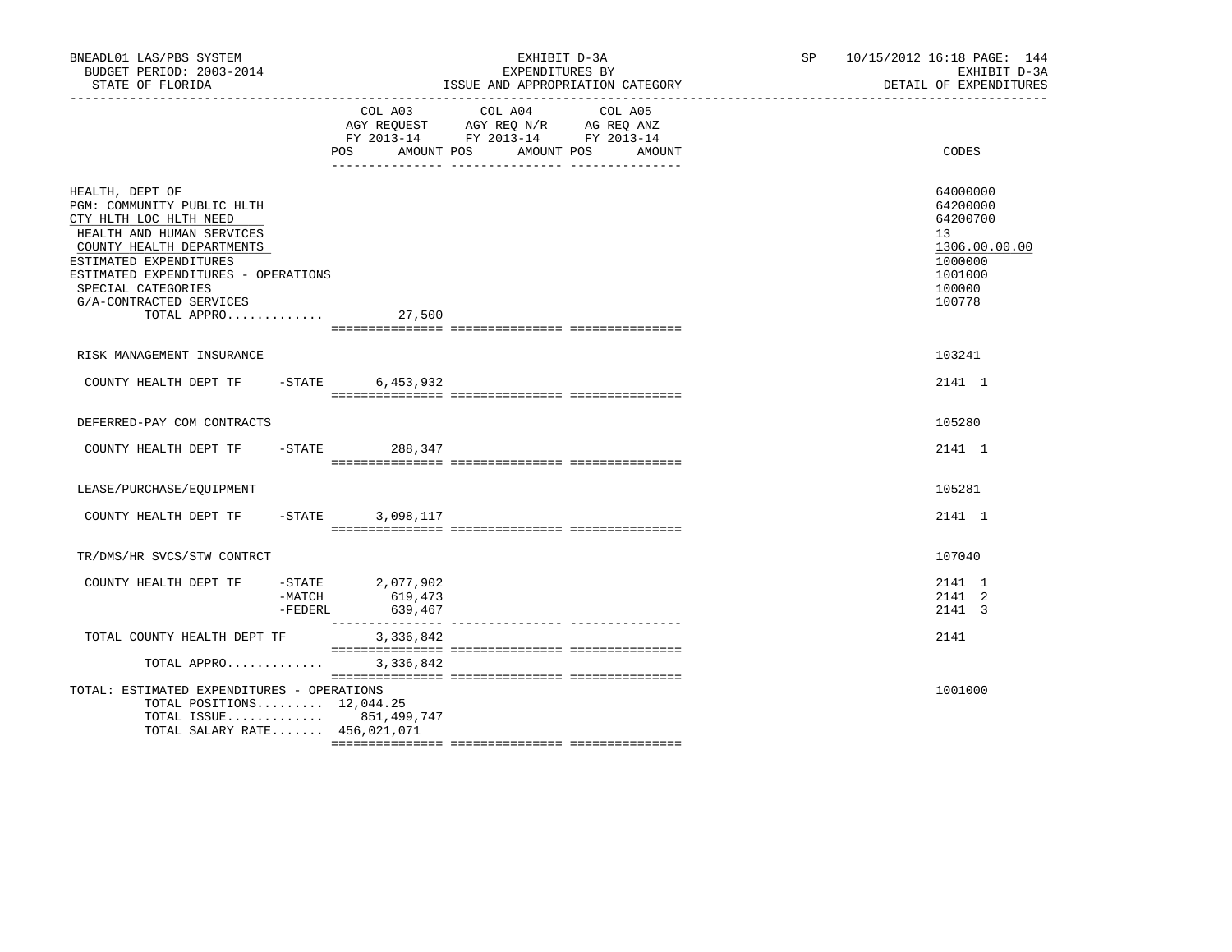BNEADL01 LAS/PBS SYSTEM — EXHIBIT D-3A — SP 10/15/2012 16:18

BUDGET PERIOD: 2003-2014 — EXPENDITURES BY — EXHIBIT D-3A

STATE OF FLORIDA — ISSUE AND APPROPRIATION CATEGORY — DETAIL OF EXPENDITURES

| | COL A03 AGY REQUEST FY 2013-14 POS AMOUNT | COL A04 AGY REQ N/R FY 2013-14 POS AMOUNT | COL A05 AG REQ ANZ FY 2013-14 POS AMOUNT | CODES |
|---|---|---|---|---|
| HEALTH, DEPT OF | | | | 64000000 |
| PGM: COMMUNITY PUBLIC HLTH | | | | 64200000 |
| CTY HLTH LOC HLTH NEED | | | | 64200700 |
| HEALTH AND HUMAN SERVICES | | | | 13 |
| COUNTY HEALTH DEPARTMENTS | | | | 1306.00.00.00 |
| ESTIMATED EXPENDITURES | | | | 1000000 |
| ESTIMATED EXPENDITURES - OPERATIONS | | | | 1001000 |
| SPECIAL CATEGORIES | | | | 100000 |
| G/A-CONTRACTED SERVICES | | | | 100778 |
| TOTAL APPRO............. | 27,500 | | | |
| RISK MANAGEMENT INSURANCE | | | | 103241 |
| COUNTY HEALTH DEPT TF -STATE | 6,453,932 | | | 2141 1 |
| DEFERRED-PAY COM CONTRACTS | | | | 105280 |
| COUNTY HEALTH DEPT TF -STATE | 288,347 | | | 2141 1 |
| LEASE/PURCHASE/EQUIPMENT | | | | 105281 |
| COUNTY HEALTH DEPT TF -STATE | 3,098,117 | | | 2141 1 |
| TR/DMS/HR SVCS/STW CONTRCT | | | | 107040 |
| COUNTY HEALTH DEPT TF -STATE | 2,077,902 | | | 2141 1 |
| -MATCH | 619,473 | | | 2141 2 |
| -FEDERL | 639,467 | | | 2141 3 |
| TOTAL COUNTY HEALTH DEPT TF | 3,336,842 | | | 2141 |
| TOTAL APPRO............. | 3,336,842 | | | |
| TOTAL: ESTIMATED EXPENDITURES - OPERATIONS | | | | 1001000 |
| TOTAL POSITIONS......... | 12,044.25 | | | |
| TOTAL ISSUE............. | 851,499,747 | | | |
| TOTAL SALARY RATE....... | 456,021,071 | | | |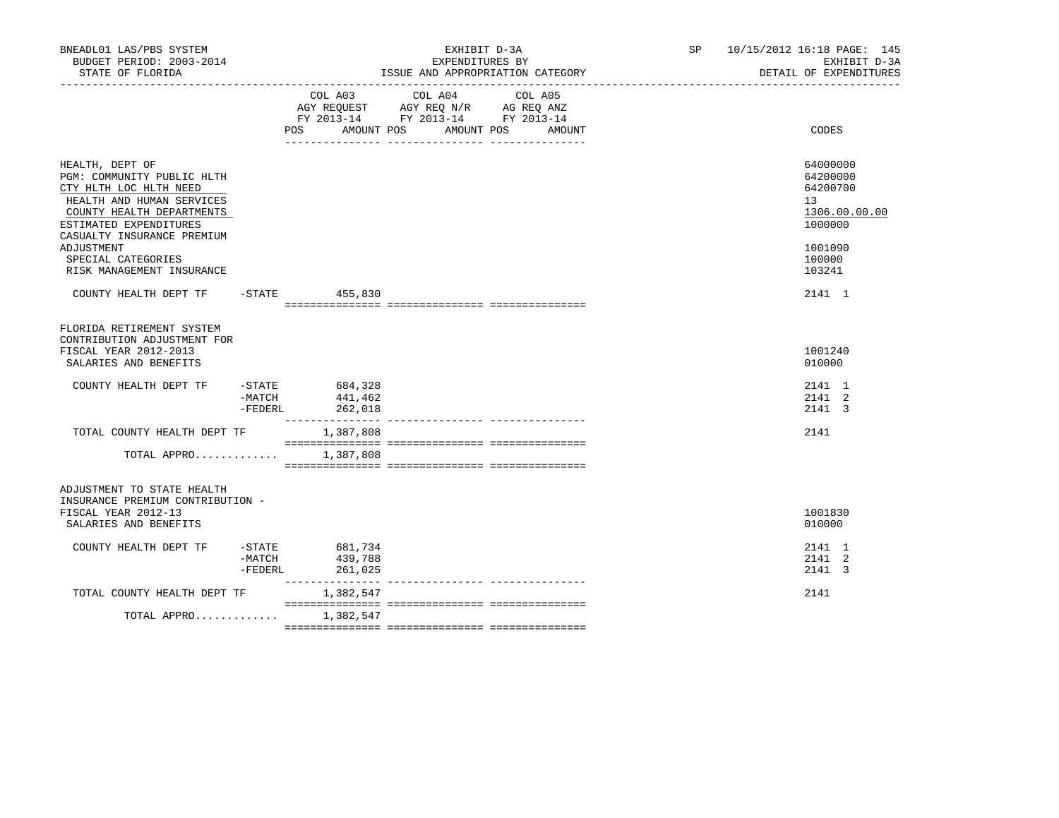BNEADL01 LAS/PBS SYSTEM — BUDGET PERIOD: 2003-2014 — STATE OF FLORIDA

EXHIBIT D-3A — EXPENDITURES BY ISSUE AND APPROPRIATION CATEGORY

SP 10/15/2012 16:18 — EXHIBIT D-3A — DETAIL OF EXPENDITURES

| | | COL A03 AGY REQUEST FY 2013-14 POS AMOUNT | COL A04 AGY REQ N/R FY 2013-14 POS AMOUNT | COL A05 AG REQ ANZ FY 2013-14 POS AMOUNT | CODES |
|---|---|---|---|---|---|
| HEALTH, DEPT OF | | | | | 64000000 |
| PGM: COMMUNITY PUBLIC HLTH | | | | | 64200000 |
| CTY HLTH LOC HLTH NEED | | | | | 64200700 |
| HEALTH AND HUMAN SERVICES | | | | | 13 |
| COUNTY HEALTH DEPARTMENTS | | | | | 1306.00.00.00 |
| ESTIMATED EXPENDITURES | | | | | 1000000 |
| CASUALTY INSURANCE PREMIUM ADJUSTMENT | | | | | 1001090 |
| SPECIAL CATEGORIES | | | | | 100000 |
| RISK MANAGEMENT INSURANCE | | | | | 103241 |
| COUNTY HEALTH DEPT TF | -STATE | 455,830 | | | 2141 1 |
| FLORIDA RETIREMENT SYSTEM CONTRIBUTION ADJUSTMENT FOR FISCAL YEAR 2012-2013 | | | | | 1001240 |
| SALARIES AND BENEFITS | | | | | 010000 |
| COUNTY HEALTH DEPT TF | -STATE | 684,328 | | | 2141 1 |
| | -MATCH | 441,462 | | | 2141 2 |
| | -FEDERL | 262,018 | | | 2141 3 |
| TOTAL COUNTY HEALTH DEPT TF | | 1,387,808 | | | 2141 |
| TOTAL APPRO............ | | 1,387,808 | | | |
| ADJUSTMENT TO STATE HEALTH INSURANCE PREMIUM CONTRIBUTION - FISCAL YEAR 2012-13 | | | | | 1001830 |
| SALARIES AND BENEFITS | | | | | 010000 |
| COUNTY HEALTH DEPT TF | -STATE | 681,734 | | | 2141 1 |
| | -MATCH | 439,788 | | | 2141 2 |
| | -FEDERL | 261,025 | | | 2141 3 |
| TOTAL COUNTY HEALTH DEPT TF | | 1,382,547 | | | 2141 |
| TOTAL APPRO............ | | 1,382,547 | | | |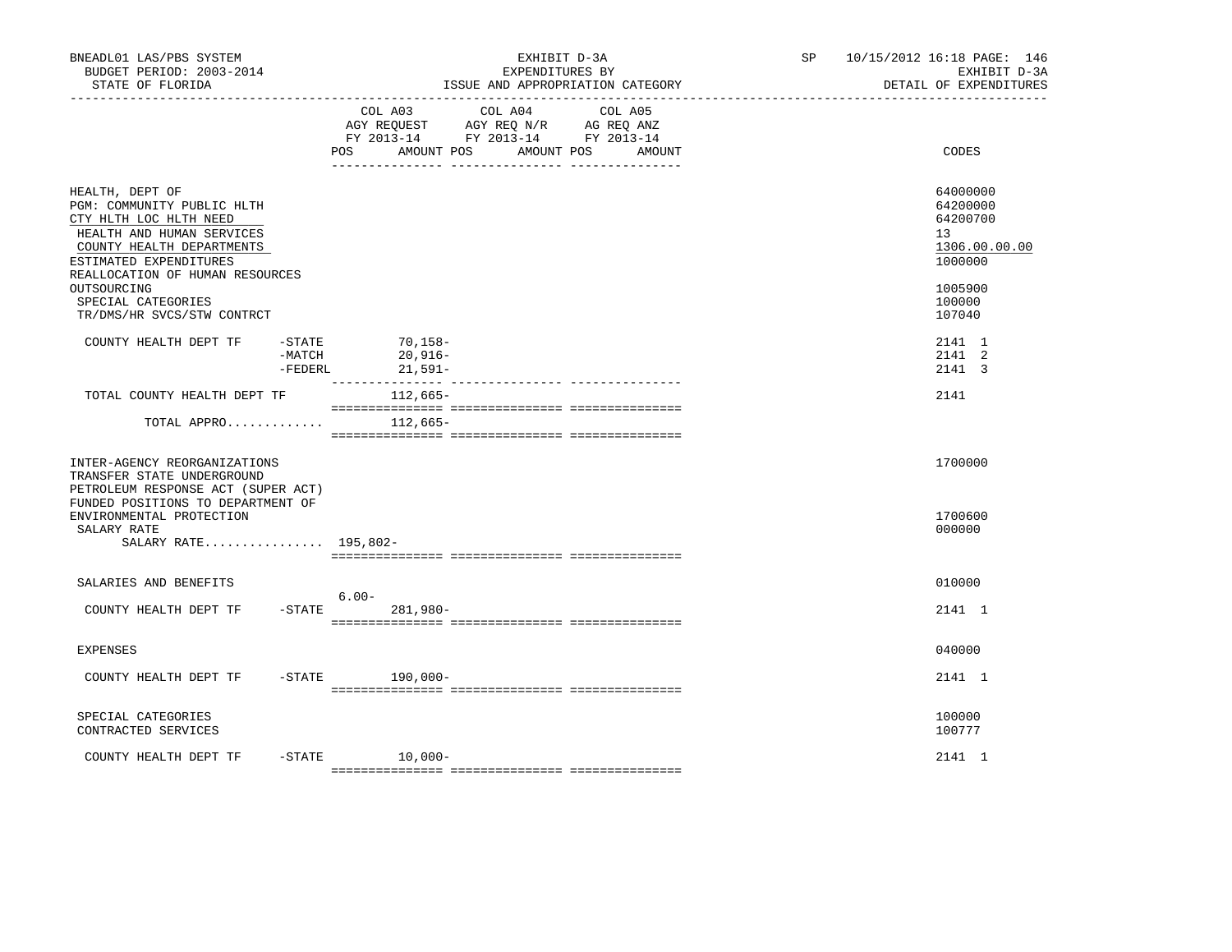BNEADL01 LAS/PBS SYSTEM | EXHIBIT D-3A | SP 10/15/2012 16:18
BUDGET PERIOD: 2003-2014 | EXPENDITURES BY | EXHIBIT D-3A
STATE OF FLORIDA | ISSUE AND APPROPRIATION CATEGORY | DETAIL OF EXPENDITURES

| | | COL A03 AGY REQUEST FY 2013-14 POS | AMOUNT | COL A04 AGY REQ N/R FY 2013-14 POS | AMOUNT | COL A05 AG REQ ANZ FY 2013-14 POS | AMOUNT | CODES |
|---|---|---|---|---|---|---|---|---|
| HEALTH, DEPT OF | | | | | | | | 64000000 |
| PGM: COMMUNITY PUBLIC HLTH | | | | | | | | 64200000 |
| CTY HLTH LOC HLTH NEED | | | | | | | | 64200700 |
| HEALTH AND HUMAN SERVICES | | | | | | | | 13 |
| COUNTY HEALTH DEPARTMENTS | | | | | | | | 1306.00.00.00 |
| ESTIMATED EXPENDITURES | | | | | | | | 1000000 |
| REALLOCATION OF HUMAN RESOURCES OUTSOURCING | | | | | | | | 1005900 |
| SPECIAL CATEGORIES | | | | | | | | 100000 |
| TR/DMS/HR SVCS/STW CONTRCT | | | | | | | | 107040 |
| COUNTY HEALTH DEPT TF | -STATE | | 70,158- | | | | | 2141 1 |
| | -MATCH | | 20,916- | | | | | 2141 2 |
| | -FEDERL | | 21,591- | | | | | 2141 3 |
| TOTAL COUNTY HEALTH DEPT TF | | | 112,665- | | | | | 2141 |
| TOTAL APPRO............. | | | 112,665- | | | | | |
| INTER-AGENCY REORGANIZATIONS | | | | | | | | 1700000 |
| TRANSFER STATE UNDERGROUND PETROLEUM RESPONSE ACT (SUPER ACT) FUNDED POSITIONS TO DEPARTMENT OF ENVIRONMENTAL PROTECTION | | | | | | | | 1700600 |
| SALARY RATE | | | | | | | | 000000 |
| SALARY RATE................ 195,802- | | | | | | | | |
| SALARIES AND BENEFITS | | | | | | | | 010000 |
| COUNTY HEALTH DEPT TF | -STATE | 6.00- | 281,980- | | | | | 2141 1 |
| EXPENSES | | | | | | | | 040000 |
| COUNTY HEALTH DEPT TF | -STATE | | 190,000- | | | | | 2141 1 |
| SPECIAL CATEGORIES | | | | | | | | 100000 |
| CONTRACTED SERVICES | | | | | | | | 100777 |
| COUNTY HEALTH DEPT TF | -STATE | | 10,000- | | | | | 2141 1 |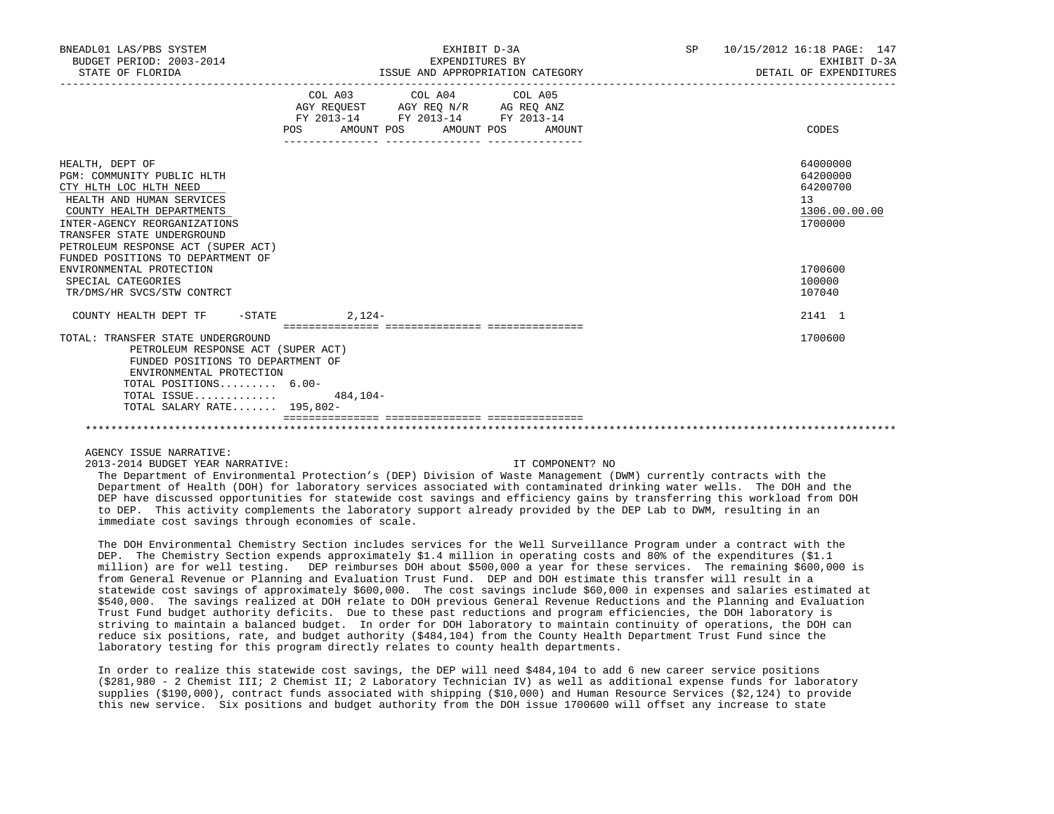BNEADL01 LAS/PBS SYSTEM
BUDGET PERIOD: 2003-2014
STATE OF FLORIDA

EXHIBIT D-3A
EXPENDITURES BY
ISSUE AND APPROPRIATION CATEGORY

SP 10/15/2012 16:18 PAGE: 147
EXHIBIT D-3A
DETAIL OF EXPENDITURES

| | COL A03 AGY REQUEST FY 2013-14 POS AMOUNT | COL A04 AGY REQ N/R FY 2013-14 POS AMOUNT | COL A05 AG REQ ANZ FY 2013-14 POS AMOUNT | CODES |
|---|---|---|---|---|
| HEALTH, DEPT OF | | | | 64000000 |
| PGM: COMMUNITY PUBLIC HLTH | | | | 64200000 |
| CTY HLTH LOC HLTH NEED | | | | 64200700 |
| HEALTH AND HUMAN SERVICES | | | | 13 |
| COUNTY HEALTH DEPARTMENTS | | | | 1306.00.00.00 |
| INTER-AGENCY REORGANIZATIONS | | | | 1700000 |
| TRANSFER STATE UNDERGROUND PETROLEUM RESPONSE ACT (SUPER ACT) FUNDED POSITIONS TO DEPARTMENT OF ENVIRONMENTAL PROTECTION | | | | 1700600 |
| SPECIAL CATEGORIES | | | | 100000 |
| TR/DMS/HR SVCS/STW CONTRCT | | | | 107040 |
| COUNTY HEALTH DEPT TF -STATE | 2,124- | | | 2141 1 |
| TOTAL: TRANSFER STATE UNDERGROUND PETROLEUM RESPONSE ACT (SUPER ACT) FUNDED POSITIONS TO DEPARTMENT OF ENVIRONMENTAL PROTECTION | | | | 1700600 |
| TOTAL POSITIONS......... | 6.00- | | | |
| TOTAL ISSUE............. | 484,104- | | | |
| TOTAL SALARY RATE....... | 195,802- | | | |

AGENCY ISSUE NARRATIVE:

2013-2014 BUDGET YEAR NARRATIVE: IT COMPONENT? NO

The Department of Environmental Protection's (DEP) Division of Waste Management (DWM) currently contracts with the Department of Health (DOH) for laboratory services associated with contaminated drinking water wells. The DOH and the DEP have discussed opportunities for statewide cost savings and efficiency gains by transferring this workload from DOH to DEP. This activity complements the laboratory support already provided by the DEP Lab to DWM, resulting in an immediate cost savings through economies of scale.

The DOH Environmental Chemistry Section includes services for the Well Surveillance Program under a contract with the DEP. The Chemistry Section expends approximately $1.4 million in operating costs and 80% of the expenditures ($1.1 million) are for well testing. DEP reimburses DOH about $500,000 a year for these services. The remaining $600,000 is from General Revenue or Planning and Evaluation Trust Fund. DEP and DOH estimate this transfer will result in a statewide cost savings of approximately $600,000. The cost savings include $60,000 in expenses and salaries estimated at $540,000. The savings realized at DOH relate to DOH previous General Revenue Reductions and the Planning and Evaluation Trust Fund budget authority deficits. Due to these past reductions and program efficiencies, the DOH laboratory is striving to maintain a balanced budget. In order for DOH laboratory to maintain continuity of operations, the DOH can reduce six positions, rate, and budget authority ($484,104) from the County Health Department Trust Fund since the laboratory testing for this program directly relates to county health departments.

In order to realize this statewide cost savings, the DEP will need $484,104 to add 6 new career service positions ($281,980 - 2 Chemist III; 2 Chemist II; 2 Laboratory Technician IV) as well as additional expense funds for laboratory supplies ($190,000), contract funds associated with shipping ($10,000) and Human Resource Services ($2,124) to provide this new service. Six positions and budget authority from the DOH issue 1700600 will offset any increase to state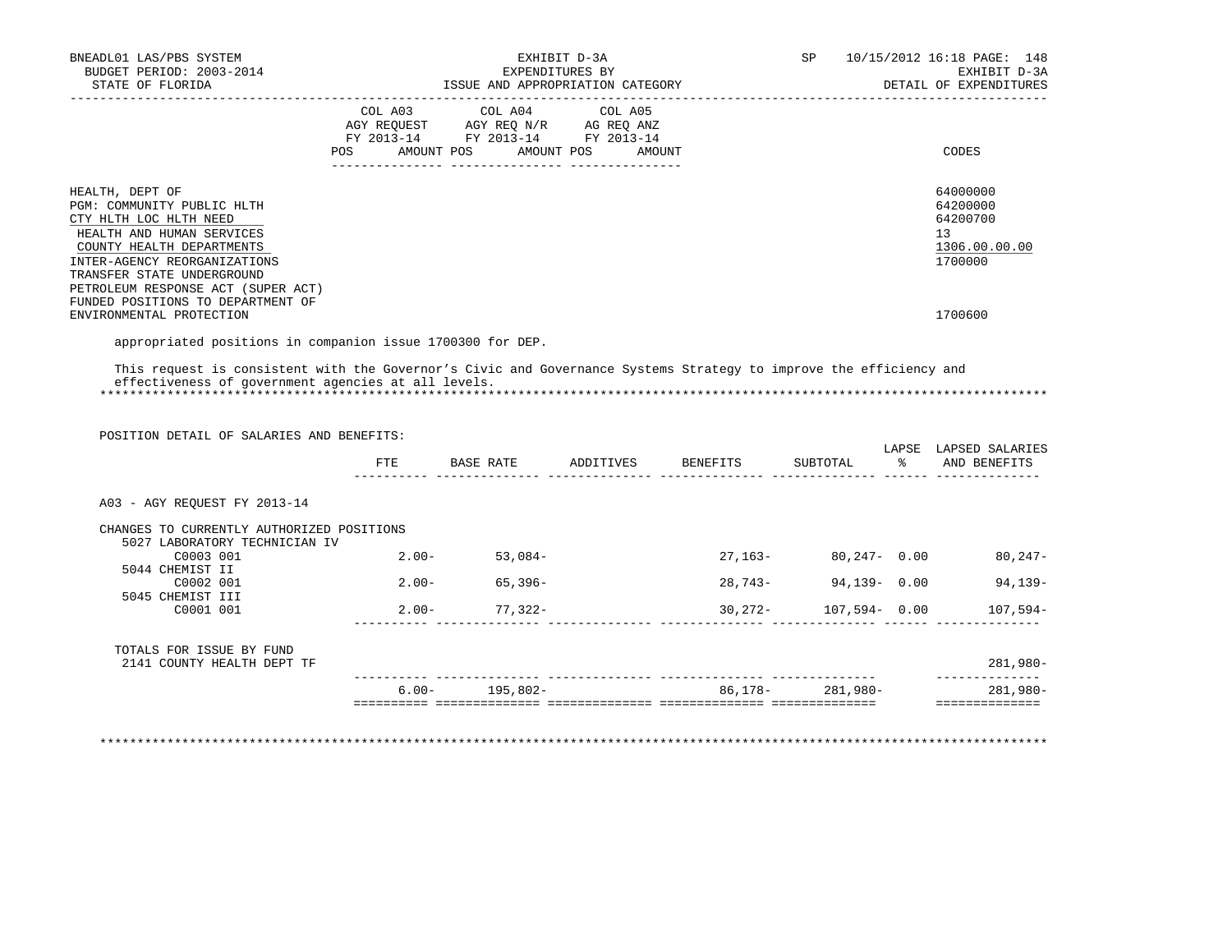| | COL A03 AGY REQUEST FY 2013-14 | | COL A04 AGY REQ N/R FY 2013-14 | | COL A05 AG REQ ANZ FY 2013-14 | | |
|---|---|---|---|---|---|---|---|
| | POS | AMOUNT | POS | AMOUNT | POS | AMOUNT | CODES |
| HEALTH, DEPT OF | | | | | | | 64000000 |
| PGM: COMMUNITY PUBLIC HLTH | | | | | | | 64200000 |
| CTY HLTH LOC HLTH NEED | | | | | | | 64200700 |
| HEALTH AND HUMAN SERVICES | | | | | | | 13 |
| COUNTY HEALTH DEPARTMENTS | | | | | | | 1306.00.00.00 |
| INTER-AGENCY REORGANIZATIONS | | | | | | | 1700000 |
| TRANSFER STATE UNDERGROUND PETROLEUM RESPONSE ACT (SUPER ACT) FUNDED POSITIONS TO DEPARTMENT OF ENVIRONMENTAL PROTECTION | | | | | | | 1700600 |

appropriated positions in companion issue 1700300 for DEP.

This request is consistent with the Governor's Civic and Governance Systems Strategy to improve the efficiency and effectiveness of government agencies at all levels.

POSITION DETAIL OF SALARIES AND BENEFITS:

| | FTE | BASE RATE | ADDITIVES | BENEFITS | SUBTOTAL | LAPSE % | LAPSED SALARIES AND BENEFITS |
|---|---|---|---|---|---|---|---|
| A03 - AGY REQUEST FY 2013-14 | | | | | | | |
| CHANGES TO CURRENTLY AUTHORIZED POSITIONS | | | | | | | |
| 5027 LABORATORY TECHNICIAN IV | | | | | | | |
| C0003 001 | 2.00- | 53,084- | | 27,163- | 80,247- | 0.00 | 80,247- |
| 5044 CHEMIST II | | | | | | | |
| C0002 001 | 2.00- | 65,396- | | 28,743- | 94,139- | 0.00 | 94,139- |
| 5045 CHEMIST III | | | | | | | |
| C0001 001 | 2.00- | 77,322- | | 30,272- | 107,594- | 0.00 | 107,594- |
| TOTALS FOR ISSUE BY FUND | | | | | | | |
| 2141 COUNTY HEALTH DEPT TF | | | | | | | 281,980- |
| | 6.00- | 195,802- | | 86,178- | 281,980- | | 281,980- |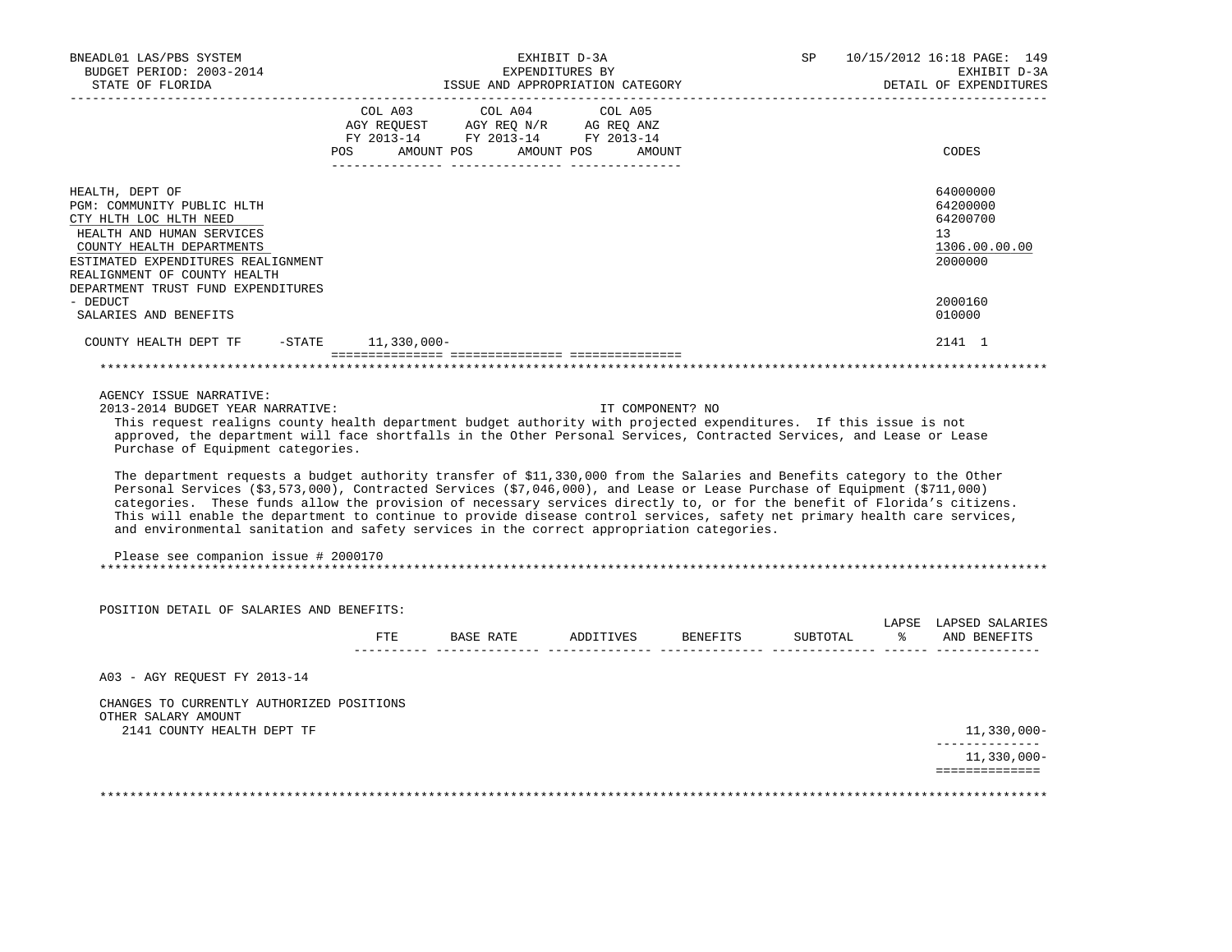BNEADL01 LAS/PBS SYSTEM
BUDGET PERIOD: 2003-2014
STATE OF FLORIDA

EXHIBIT D-3A
EXPENDITURES BY
ISSUE AND APPROPRIATION CATEGORY

SP 10/15/2012 16:18 PAGE: 149
EXHIBIT D-3A
DETAIL OF EXPENDITURES

| | COL A03 AGY REQUEST FY 2013-14 POS AMOUNT | COL A04 AGY REQ N/R FY 2013-14 POS AMOUNT | COL A05 AG REQ ANZ FY 2013-14 POS AMOUNT | CODES |
|---|---|---|---|---|
| HEALTH, DEPT OF | | | | 64000000 |
| PGM: COMMUNITY PUBLIC HLTH | | | | 64200000 |
| CTY HLTH LOC HLTH NEED | | | | 64200700 |
| HEALTH AND HUMAN SERVICES | | | | 13 |
| COUNTY HEALTH DEPARTMENTS | | | | 1306.00.00.00 |
| ESTIMATED EXPENDITURES REALIGNMENT | | | | 2000000 |
| REALIGNMENT OF COUNTY HEALTH DEPARTMENT TRUST FUND EXPENDITURES - DEDUCT | | | | 2000160 |
| SALARIES AND BENEFITS | | | | 010000 |
| COUNTY HEALTH DEPT TF -STATE | 11,330,000- | | | 2141 1 |

AGENCY ISSUE NARRATIVE:

2013-2014 BUDGET YEAR NARRATIVE: IT COMPONENT? NO

This request realigns county health department budget authority with projected expenditures. If this issue is not approved, the department will face shortfalls in the Other Personal Services, Contracted Services, and Lease or Lease Purchase of Equipment categories.

The department requests a budget authority transfer of $11,330,000 from the Salaries and Benefits category to the Other Personal Services ($3,573,000), Contracted Services ($7,046,000), and Lease or Lease Purchase of Equipment ($711,000) categories. These funds allow the provision of necessary services directly to, or for the benefit of Florida's citizens. This will enable the department to continue to provide disease control services, safety net primary health care services, and environmental sanitation and safety services in the correct appropriation categories.

Please see companion issue # 2000170

POSITION DETAIL OF SALARIES AND BENEFITS:

| | FTE | BASE RATE | ADDITIVES | BENEFITS | SUBTOTAL | LAPSE % | LAPSED SALARIES AND BENEFITS |
|---|---|---|---|---|---|---|---|
| A03 - AGY REQUEST FY 2013-14 | | | | | | | |
| CHANGES TO CURRENTLY AUTHORIZED POSITIONS | | | | | | | |
| OTHER SALARY AMOUNT | | | | | | | |
| 2141 COUNTY HEALTH DEPT TF | | | | | | | 11,330,000- |
| | | | | | | | 11,330,000- |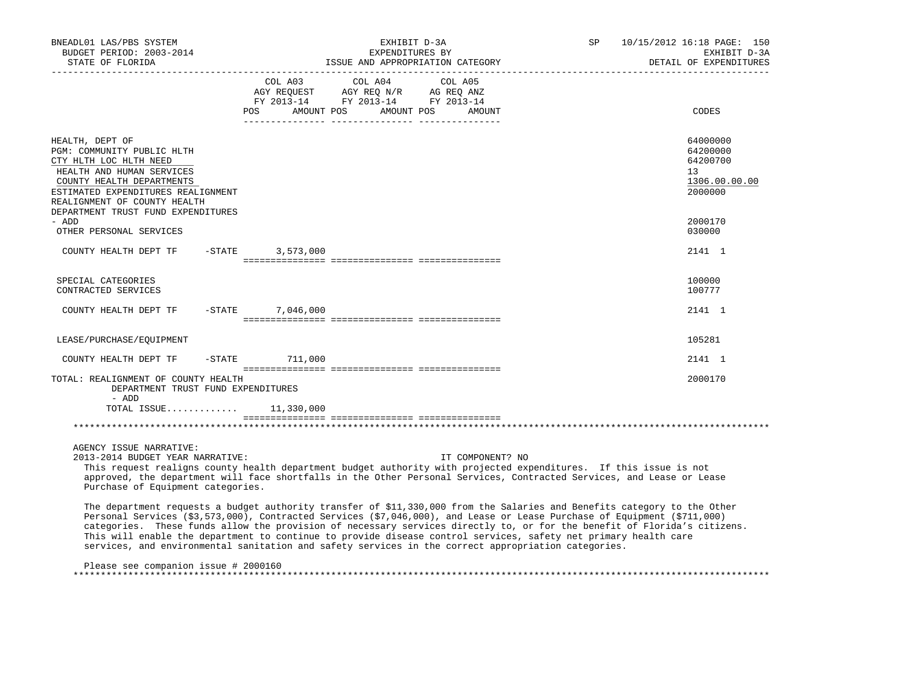BNEADL01 LAS/PBS SYSTEM
BUDGET PERIOD: 2003-2014
STATE OF FLORIDA

EXHIBIT D-3A
EXPENDITURES BY
ISSUE AND APPROPRIATION CATEGORY

SP 10/15/2012 16:18 PAGE: 150
EXHIBIT D-3A
DETAIL OF EXPENDITURES

| | COL A03 AGY REQUEST FY 2013-14 POS AMOUNT | COL A04 AGY REQ N/R FY 2013-14 POS AMOUNT | COL A05 AG REQ ANZ FY 2013-14 POS AMOUNT | CODES |
|---|---|---|---|---|
| HEALTH, DEPT OF | | | | 64000000 |
| PGM: COMMUNITY PUBLIC HLTH | | | | 64200000 |
| CTY HLTH LOC HLTH NEED | | | | 64200700 |
| HEALTH AND HUMAN SERVICES | | | | 13 |
| COUNTY HEALTH DEPARTMENTS | | | | 1306.00.00.00 |
| ESTIMATED EXPENDITURES REALIGNMENT | | | | 2000000 |
| REALIGNMENT OF COUNTY HEALTH DEPARTMENT TRUST FUND EXPENDITURES - ADD | | | | 2000170 |
| OTHER PERSONAL SERVICES | | | | 030000 |
| COUNTY HEALTH DEPT TF -STATE | 3,573,000 | | | 2141 1 |
| SPECIAL CATEGORIES | | | | 100000 |
| CONTRACTED SERVICES | | | | 100777 |
| COUNTY HEALTH DEPT TF -STATE | 7,046,000 | | | 2141 1 |
| LEASE/PURCHASE/EQUIPMENT | | | | 105281 |
| COUNTY HEALTH DEPT TF -STATE | 711,000 | | | 2141 1 |
| TOTAL: REALIGNMENT OF COUNTY HEALTH DEPARTMENT TRUST FUND EXPENDITURES - ADD | | | | 2000170 |
| TOTAL ISSUE............ | 11,330,000 | | | |

AGENCY ISSUE NARRATIVE:

2013-2014 BUDGET YEAR NARRATIVE: IT COMPONENT? NO

This request realigns county health department budget authority with projected expenditures. If this issue is not approved, the department will face shortfalls in the Other Personal Services, Contracted Services, and Lease or Lease Purchase of Equipment categories.

The department requests a budget authority transfer of $11,330,000 from the Salaries and Benefits category to the Other Personal Services ($3,573,000), Contracted Services ($7,046,000), and Lease or Lease Purchase of Equipment ($711,000) categories. These funds allow the provision of necessary services directly to, or for the benefit of Florida's citizens. This will enable the department to continue to provide disease control services, safety net primary health care services, and environmental sanitation and safety services in the correct appropriation categories.

Please see companion issue # 2000160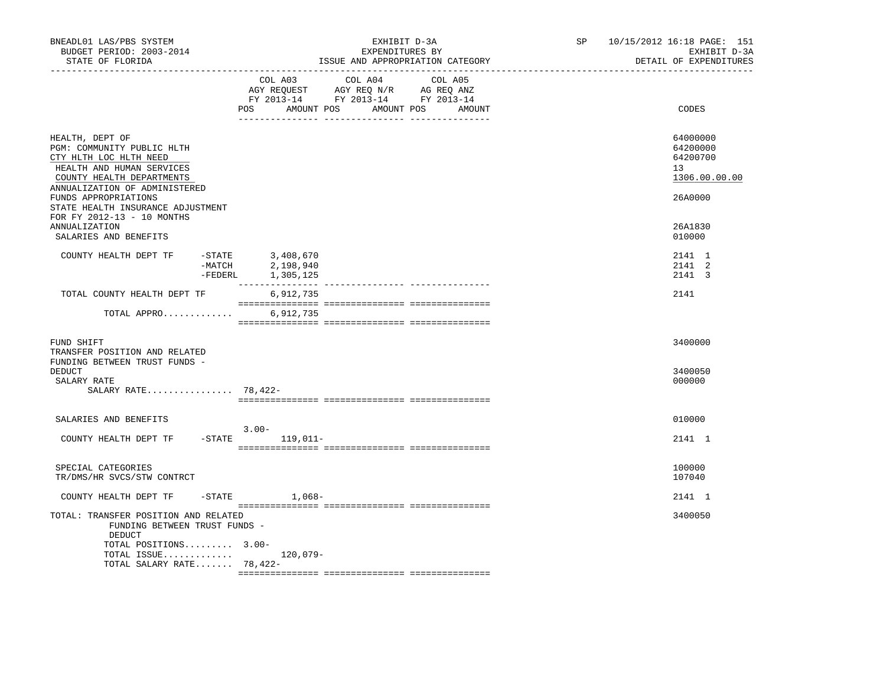BNEADL01 LAS/PBS SYSTEM
BUDGET PERIOD: 2003-2014
STATE OF FLORIDA

EXHIBIT D-3A
EXPENDITURES BY
ISSUE AND APPROPRIATION CATEGORY

SP 10/15/2012 16:18 PAGE: 151
EXHIBIT D-3A
DETAIL OF EXPENDITURES

| | COL A03 AGY REQUEST FY 2013-14 POS AMOUNT | COL A04 AGY REQ N/R FY 2013-14 POS AMOUNT | COL A05 AG REQ ANZ FY 2013-14 POS AMOUNT | CODES |
|---|---|---|---|---|
| HEALTH, DEPT OF | | | | 64000000 |
| PGM: COMMUNITY PUBLIC HLTH | | | | 64200000 |
| CTY HLTH LOC HLTH NEED | | | | 64200700 |
| HEALTH AND HUMAN SERVICES | | | | 13 |
| COUNTY HEALTH DEPARTMENTS | | | | 1306.00.00.00 |
| ANNUALIZATION OF ADMINISTERED FUNDS APPROPRIATIONS | | | | 26A0000 |
| STATE HEALTH INSURANCE ADJUSTMENT FOR FY 2012-13 - 10 MONTHS ANNUALIZATION | | | | 26A1830 |
| SALARIES AND BENEFITS | | | | 010000 |
| COUNTY HEALTH DEPT TF -STATE | 3,408,670 | | | 2141 1 |
| -MATCH | 2,198,940 | | | 2141 2 |
| -FEDERL | 1,305,125 | | | 2141 3 |
| TOTAL COUNTY HEALTH DEPT TF | 6,912,735 | | | 2141 |
| TOTAL APPRO............. | 6,912,735 | | | |
| FUND SHIFT | | | | 3400000 |
| TRANSFER POSITION AND RELATED FUNDING BETWEEN TRUST FUNDS - DEDUCT | | | | 3400050 |
| SALARY RATE | | | | 000000 |
| SALARY RATE................ | 78,422- | | | |
| SALARIES AND BENEFITS | | | | 010000 |
| COUNTY HEALTH DEPT TF -STATE | 3.00- 119,011- | | | 2141 1 |
| SPECIAL CATEGORIES | | | | 100000 |
| TR/DMS/HR SVCS/STW CONTRCT | | | | 107040 |
| COUNTY HEALTH DEPT TF -STATE | 1,068- | | | 2141 1 |
| TOTAL: TRANSFER POSITION AND RELATED FUNDING BETWEEN TRUST FUNDS - DEDUCT | | | | 3400050 |
| TOTAL POSITIONS......... | 3.00- | | | |
| TOTAL ISSUE............. | 120,079- | | | |
| TOTAL SALARY RATE....... | 78,422- | | | |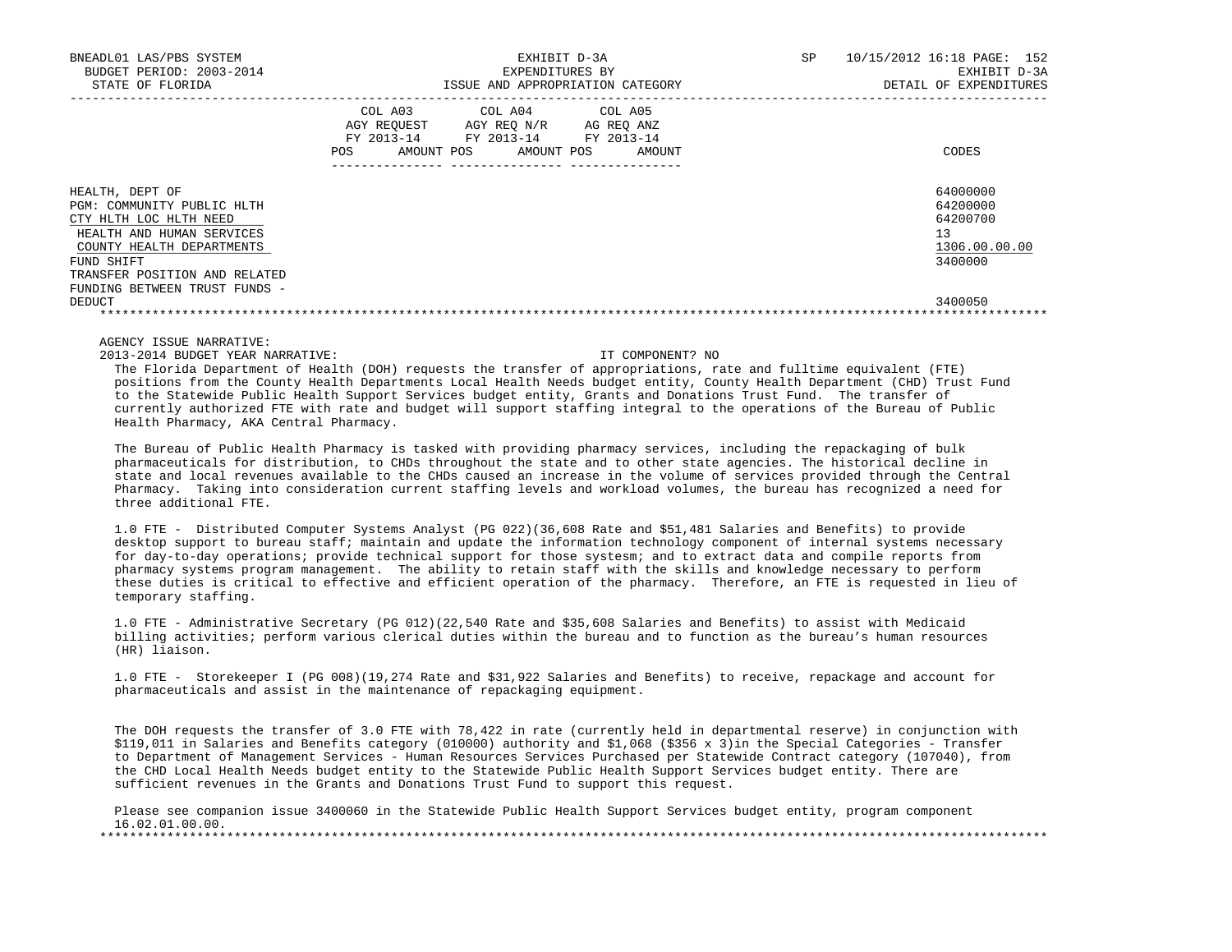| | COL A03 AGY REQUEST FY 2013-14 | | COL A04 AGY REQ N/R FY 2013-14 | | COL A05 AG REQ ANZ FY 2013-14 | | |
|---|---|---|---|---|---|---|---|
| | POS | AMOUNT | POS | AMOUNT | POS | AMOUNT | CODES |
| HEALTH, DEPT OF | | | | | | | 64000000 |
| PGM: COMMUNITY PUBLIC HLTH | | | | | | | 64200000 |
| CTY HLTH LOC HLTH NEED | | | | | | | 64200700 |
| HEALTH AND HUMAN SERVICES | | | | | | | 13 |
| COUNTY HEALTH DEPARTMENTS | | | | | | | 1306.00.00.00 |
| FUND SHIFT | | | | | | | 3400000 |
| TRANSFER POSITION AND RELATED FUNDING BETWEEN TRUST FUNDS - DEDUCT | | | | | | | 3400050 |

AGENCY ISSUE NARRATIVE:

2013-2014 BUDGET YEAR NARRATIVE: IT COMPONENT? NO

The Florida Department of Health (DOH) requests the transfer of appropriations, rate and fulltime equivalent (FTE) positions from the County Health Departments Local Health Needs budget entity, County Health Department (CHD) Trust Fund to the Statewide Public Health Support Services budget entity, Grants and Donations Trust Fund. The transfer of currently authorized FTE with rate and budget will support staffing integral to the operations of the Bureau of Public Health Pharmacy, AKA Central Pharmacy.

The Bureau of Public Health Pharmacy is tasked with providing pharmacy services, including the repackaging of bulk pharmaceuticals for distribution, to CHDs throughout the state and to other state agencies. The historical decline in state and local revenues available to the CHDs caused an increase in the volume of services provided through the Central Pharmacy. Taking into consideration current staffing levels and workload volumes, the bureau has recognized a need for three additional FTE.

1.0 FTE - Distributed Computer Systems Analyst (PG 022)(36,608 Rate and $51,481 Salaries and Benefits) to provide desktop support to bureau staff; maintain and update the information technology component of internal systems necessary for day-to-day operations; provide technical support for those systesm; and to extract data and compile reports from pharmacy systems program management. The ability to retain staff with the skills and knowledge necessary to perform these duties is critical to effective and efficient operation of the pharmacy. Therefore, an FTE is requested in lieu of temporary staffing.

1.0 FTE - Administrative Secretary (PG 012)(22,540 Rate and $35,608 Salaries and Benefits) to assist with Medicaid billing activities; perform various clerical duties within the bureau and to function as the bureau's human resources (HR) liaison.

1.0 FTE - Storekeeper I (PG 008)(19,274 Rate and $31,922 Salaries and Benefits) to receive, repackage and account for pharmaceuticals and assist in the maintenance of repackaging equipment.

The DOH requests the transfer of 3.0 FTE with 78,422 in rate (currently held in departmental reserve) in conjunction with $119,011 in Salaries and Benefits category (010000) authority and $1,068 ($356 x 3)in the Special Categories - Transfer to Department of Management Services - Human Resources Services Purchased per Statewide Contract category (107040), from the CHD Local Health Needs budget entity to the Statewide Public Health Support Services budget entity. There are sufficient revenues in the Grants and Donations Trust Fund to support this request.

Please see companion issue 3400060 in the Statewide Public Health Support Services budget entity, program component 16.02.01.00.00.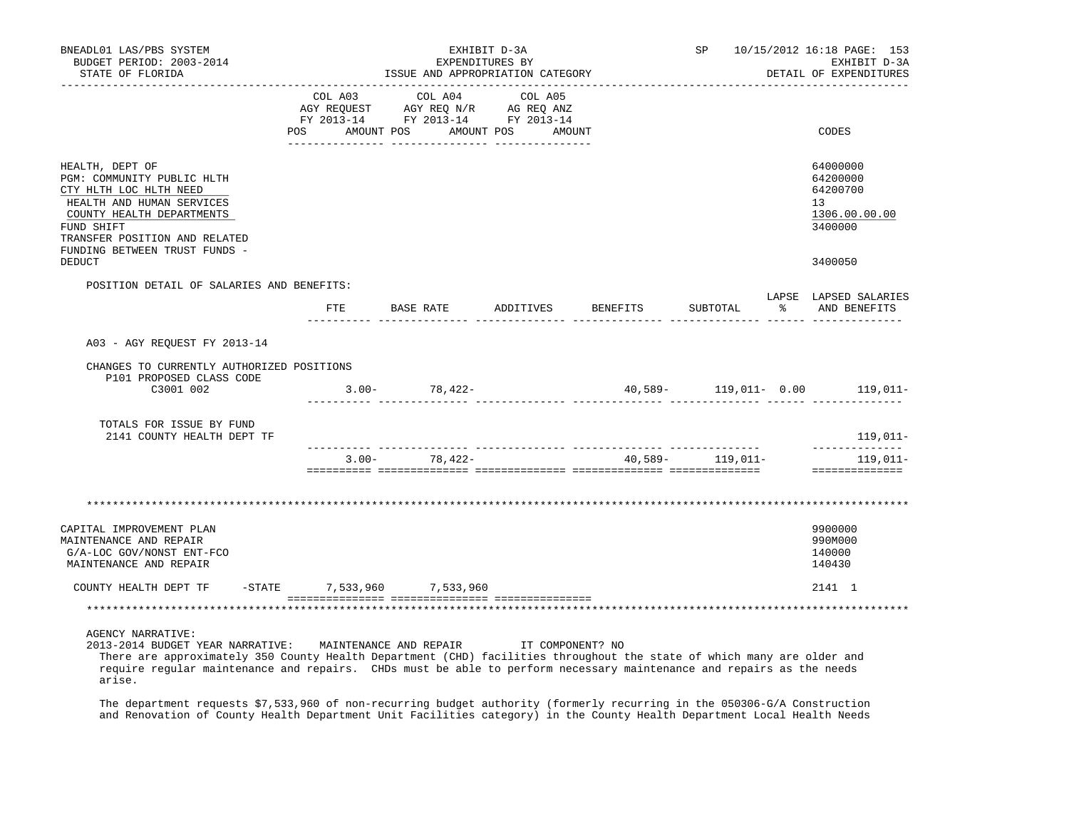BNEADL01 LAS/PBS SYSTEM | EXHIBIT D-3A | SP 10/15/2012 16:18 PAGE: 153
BUDGET PERIOD: 2003-2014 | EXPENDITURES BY | EXHIBIT D-3A
STATE OF FLORIDA | ISSUE AND APPROPRIATION CATEGORY | DETAIL OF EXPENDITURES

| | COL A03 AGY REQUEST FY 2013-14 POS AMOUNT | COL A04 AGY REQ N/R FY 2013-14 POS AMOUNT | COL A05 AG REQ ANZ FY 2013-14 POS AMOUNT | CODES |
|---|---|---|---|---|
| HEALTH, DEPT OF | | | | 64000000 |
| PGM: COMMUNITY PUBLIC HLTH | | | | 64200000 |
| CTY HLTH LOC HLTH NEED | | | | 64200700 |
| HEALTH AND HUMAN SERVICES | | | | 13 |
| COUNTY HEALTH DEPARTMENTS | | | | 1306.00.00.00 |
| FUND SHIFT | | | | 3400000 |
| TRANSFER POSITION AND RELATED FUNDING BETWEEN TRUST FUNDS - DEDUCT | | | | 3400050 |

POSITION DETAIL OF SALARIES AND BENEFITS:

| | FTE | BASE RATE | ADDITIVES | BENEFITS | SUBTOTAL | LAPSE % | LAPSED SALARIES AND BENEFITS |
|---|---|---|---|---|---|---|---|
| A03 - AGY REQUEST FY 2013-14 | | | | | | | |
| CHANGES TO CURRENTLY AUTHORIZED POSITIONS | | | | | | | |
| P101 PROPOSED CLASS CODE C3001 002 | 3.00- | 78,422- | | 40,589- | 119,011- | 0.00 | 119,011- |
| TOTALS FOR ISSUE BY FUND | | | | | | | |
| 2141 COUNTY HEALTH DEPT TF | | | | | | | 119,011- |
| | 3.00- | 78,422- | | 40,589- | 119,011- | | 119,011- |

| | COL A03 | COL A04 | COL A05 | CODES |
|---|---|---|---|---|
| CAPITAL IMPROVEMENT PLAN | | | | 9900000 |
| MAINTENANCE AND REPAIR | | | | 990M000 |
| G/A-LOC GOV/NONST ENT-FCO | | | | 140000 |
| MAINTENANCE AND REPAIR | | | | 140430 |
| COUNTY HEALTH DEPT TF -STATE | 7,533,960 | 7,533,960 | | 2141 1 |

AGENCY NARRATIVE:
2013-2014 BUDGET YEAR NARRATIVE: MAINTENANCE AND REPAIR IT COMPONENT? NO

There are approximately 350 County Health Department (CHD) facilities throughout the state of which many are older and require regular maintenance and repairs. CHDs must be able to perform necessary maintenance and repairs as the needs arise.

The department requests $7,533,960 of non-recurring budget authority (formerly recurring in the 050306-G/A Construction and Renovation of County Health Department Unit Facilities category) in the County Health Department Local Health Needs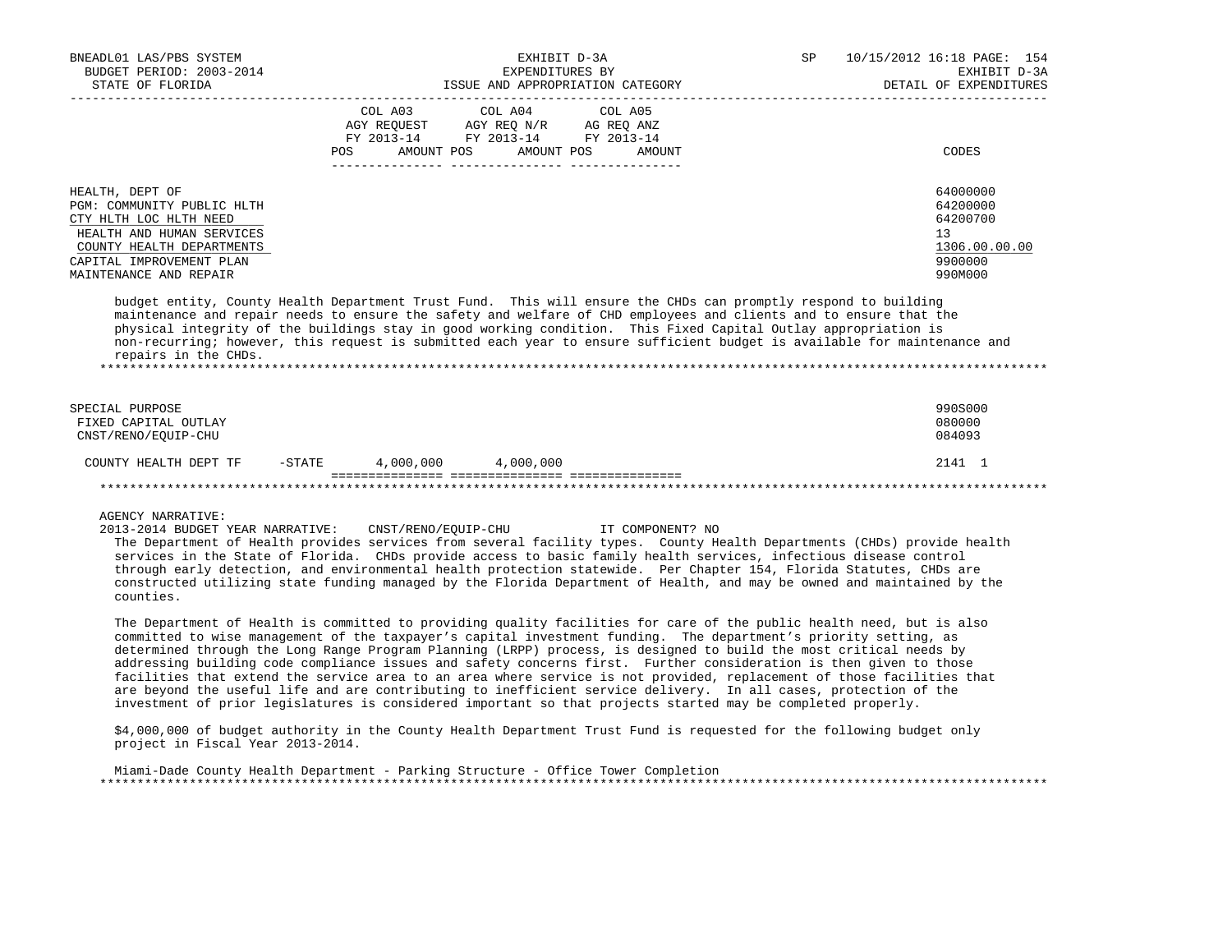| | COL A03 AGY REQUEST FY 2013-14 POS AMOUNT | COL A04 AGY REQ N/R FY 2013-14 POS AMOUNT | COL A05 AG REQ ANZ FY 2013-14 POS AMOUNT | CODES |
|---|---|---|---|---|
| HEALTH, DEPT OF | | | | 64000000 |
| PGM: COMMUNITY PUBLIC HLTH | | | | 64200000 |
| CTY HLTH LOC HLTH NEED | | | | 64200700 |
| HEALTH AND HUMAN SERVICES | | | | 13 |
| COUNTY HEALTH DEPARTMENTS | | | | 1306.00.00.00 |
| CAPITAL IMPROVEMENT PLAN | | | | 9900000 |
| MAINTENANCE AND REPAIR | | | | 990M000 |

budget entity, County Health Department Trust Fund. This will ensure the CHDs can promptly respond to building maintenance and repair needs to ensure the safety and welfare of CHD employees and clients and to ensure that the physical integrity of the buildings stay in good working condition. This Fixed Capital Outlay appropriation is non-recurring; however, this request is submitted each year to ensure sufficient budget is available for maintenance and repairs in the CHDs.

| | COL A03 | COL A04 | COL A05 | CODES |
|---|---|---|---|---|
| SPECIAL PURPOSE | | | | 990S000 |
| FIXED CAPITAL OUTLAY | | | | 080000 |
| CNST/RENO/EQUIP-CHU | | | | 084093 |
| COUNTY HEALTH DEPT TF -STATE | 4,000,000 | 4,000,000 | | 2141 1 |

AGENCY NARRATIVE:

2013-2014 BUDGET YEAR NARRATIVE: CNST/RENO/EQUIP-CHU IT COMPONENT? NO

The Department of Health provides services from several facility types. County Health Departments (CHDs) provide health services in the State of Florida. CHDs provide access to basic family health services, infectious disease control through early detection, and environmental health protection statewide. Per Chapter 154, Florida Statutes, CHDs are constructed utilizing state funding managed by the Florida Department of Health, and may be owned and maintained by the counties.

The Department of Health is committed to providing quality facilities for care of the public health need, but is also committed to wise management of the taxpayer's capital investment funding. The department's priority setting, as determined through the Long Range Program Planning (LRPP) process, is designed to build the most critical needs by addressing building code compliance issues and safety concerns first. Further consideration is then given to those facilities that extend the service area to an area where service is not provided, replacement of those facilities that are beyond the useful life and are contributing to inefficient service delivery. In all cases, protection of the investment of prior legislatures is considered important so that projects started may be completed properly.

$4,000,000 of budget authority in the County Health Department Trust Fund is requested for the following budget only project in Fiscal Year 2013-2014.

Miami-Dade County Health Department - Parking Structure - Office Tower Completion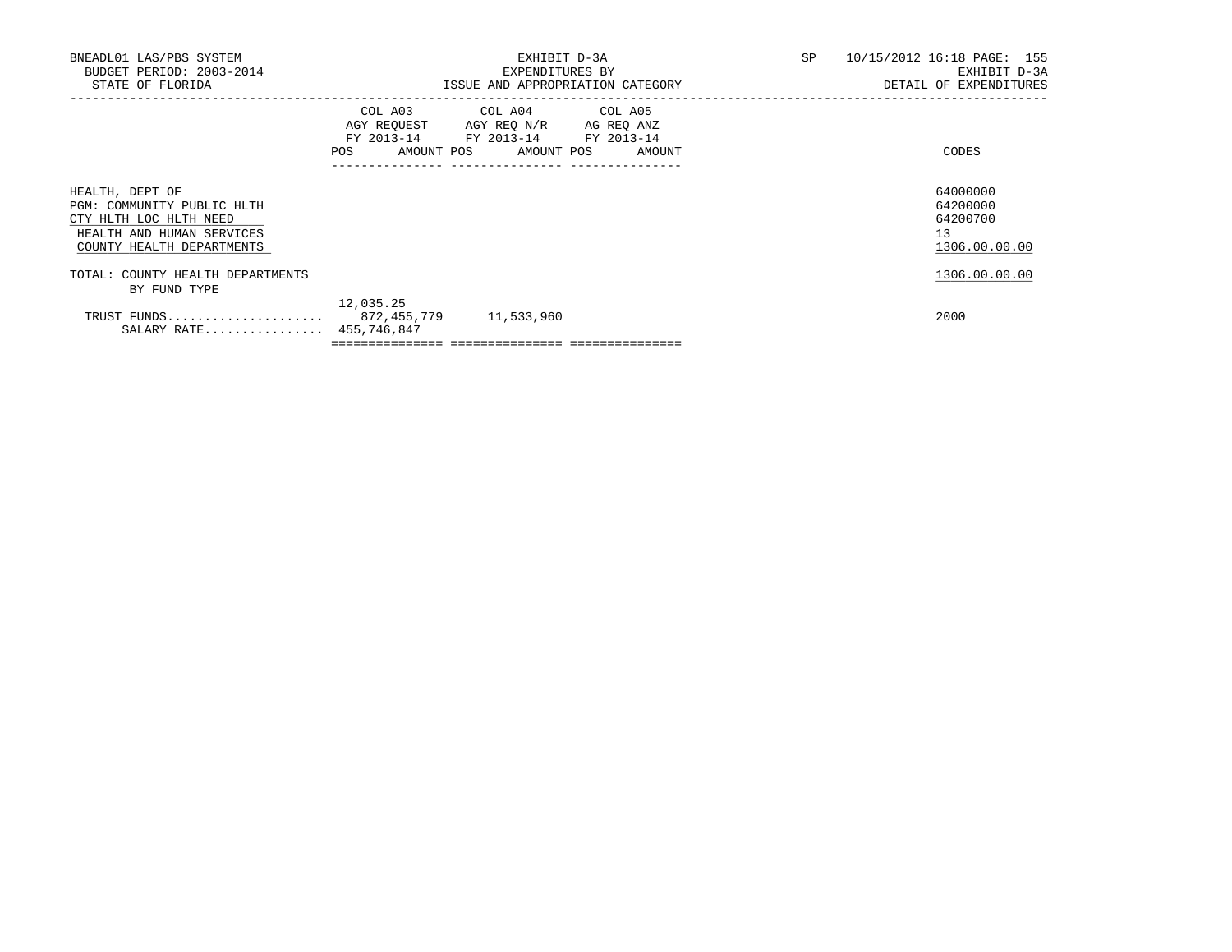BNEADL01 LAS/PBS SYSTEM
BUDGET PERIOD: 2003-2014
STATE OF FLORIDA

EXHIBIT D-3A
EXPENDITURES BY
ISSUE AND APPROPRIATION CATEGORY

SP 10/15/2012 16:18 PAGE: 155
EXHIBIT D-3A
DETAIL OF EXPENDITURES

| | COL A03 AGY REQUEST FY 2013-14 POS AMOUNT | COL A04 AGY REQ N/R FY 2013-14 POS AMOUNT | COL A05 AG REQ ANZ FY 2013-14 POS AMOUNT | CODES |
|---|---|---|---|---|
| HEALTH, DEPT OF | | | | 64000000 |
| PGM: COMMUNITY PUBLIC HLTH | | | | 64200000 |
| CTY HLTH LOC HLTH NEED | | | | 64200700 |
| HEALTH AND HUMAN SERVICES | | | | 13 |
| COUNTY HEALTH DEPARTMENTS | | | | 1306.00.00.00 |
| TOTAL: COUNTY HEALTH DEPARTMENTS | | | | 1306.00.00.00 |
| BY FUND TYPE | | | | |
| | 12,035.25 | | | |
| TRUST FUNDS..................... | 872,455,779 | 11,533,960 | | 2000 |
| SALARY RATE................ | 455,746,847 | | | |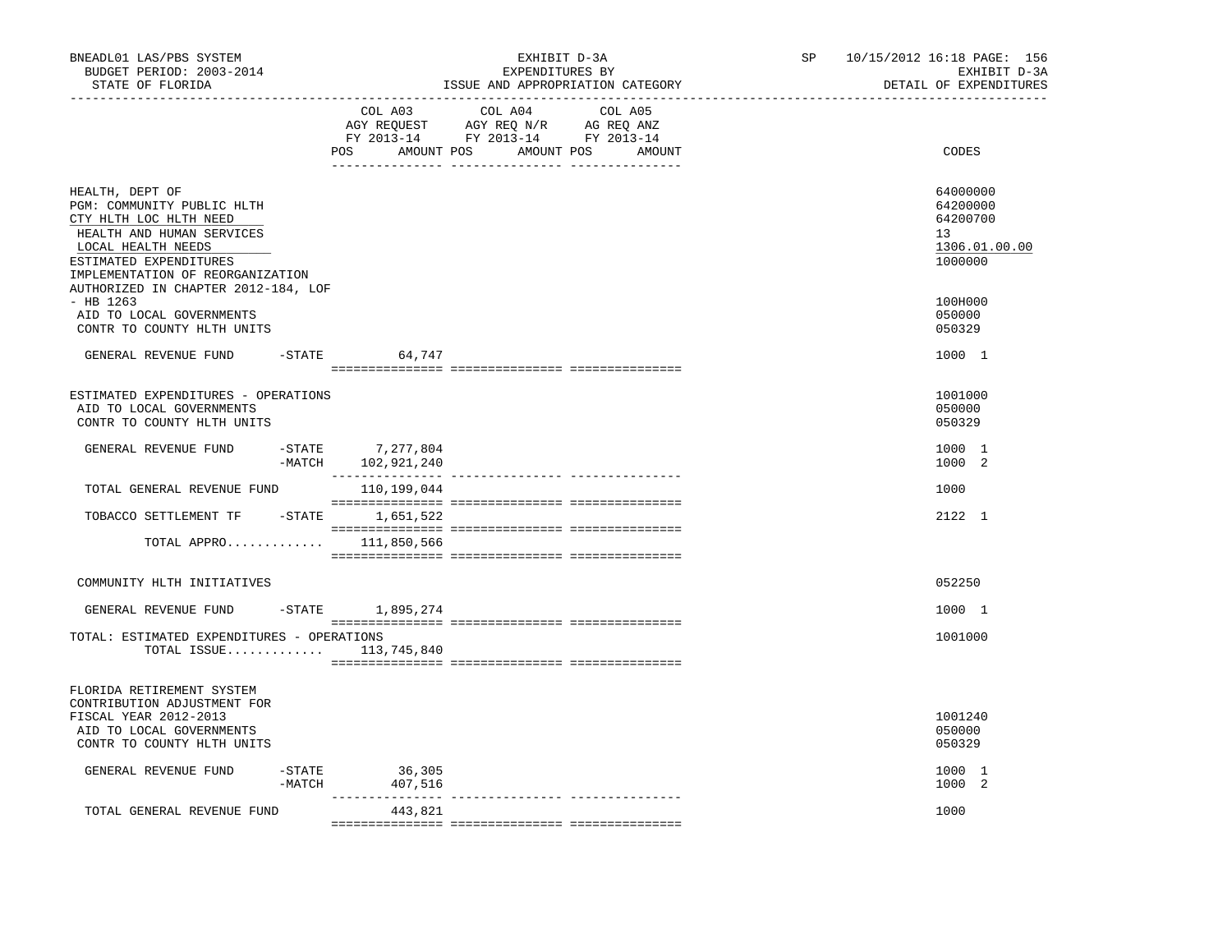BNEADL01 LAS/PBS SYSTEM
BUDGET PERIOD: 2003-2014
STATE OF FLORIDA

EXHIBIT D-3A
EXPENDITURES BY
ISSUE AND APPROPRIATION CATEGORY

SP 10/15/2012 16:18 PAGE: 156
EXHIBIT D-3A
DETAIL OF EXPENDITURES

| | COL A03 AGY REQUEST FY 2013-14 POS AMOUNT | COL A04 AGY REQ N/R FY 2013-14 POS AMOUNT | COL A05 AG REQ ANZ FY 2013-14 POS AMOUNT | CODES |
|---|---|---|---|---|
| HEALTH, DEPT OF | | | | 64000000 |
| PGM: COMMUNITY PUBLIC HLTH | | | | 64200000 |
| CTY HLTH LOC HLTH NEED | | | | 64200700 |
| HEALTH AND HUMAN SERVICES | | | | 13 |
| LOCAL HEALTH NEEDS | | | | 1306.01.00.00 |
| ESTIMATED EXPENDITURES | | | | 1000000 |
| IMPLEMENTATION OF REORGANIZATION AUTHORIZED IN CHAPTER 2012-184, LOF - HB 1263 | | | | 100H000 |
| AID TO LOCAL GOVERNMENTS | | | | 050000 |
| CONTR TO COUNTY HLTH UNITS | | | | 050329 |
| GENERAL REVENUE FUND -STATE | 64,747 | | | 1000 1 |
| ESTIMATED EXPENDITURES - OPERATIONS | | | | 1001000 |
| AID TO LOCAL GOVERNMENTS | | | | 050000 |
| CONTR TO COUNTY HLTH UNITS | | | | 050329 |
| GENERAL REVENUE FUND -STATE | 7,277,804 | | | 1000 1 |
| -MATCH | 102,921,240 | | | 1000 2 |
| TOTAL GENERAL REVENUE FUND | 110,199,044 | | | 1000 |
| TOBACCO SETTLEMENT TF -STATE | 1,651,522 | | | 2122 1 |
| TOTAL APPRO............. | 111,850,566 | | | |
| COMMUNITY HLTH INITIATIVES | | | | 052250 |
| GENERAL REVENUE FUND -STATE | 1,895,274 | | | 1000 1 |
| TOTAL: ESTIMATED EXPENDITURES - OPERATIONS | | | | 1001000 |
| TOTAL ISSUE............. | 113,745,840 | | | |
| FLORIDA RETIREMENT SYSTEM CONTRIBUTION ADJUSTMENT FOR FISCAL YEAR 2012-2013 | | | | 1001240 |
| AID TO LOCAL GOVERNMENTS | | | | 050000 |
| CONTR TO COUNTY HLTH UNITS | | | | 050329 |
| GENERAL REVENUE FUND -STATE | 36,305 | | | 1000 1 |
| -MATCH | 407,516 | | | 1000 2 |
| TOTAL GENERAL REVENUE FUND | 443,821 | | | 1000 |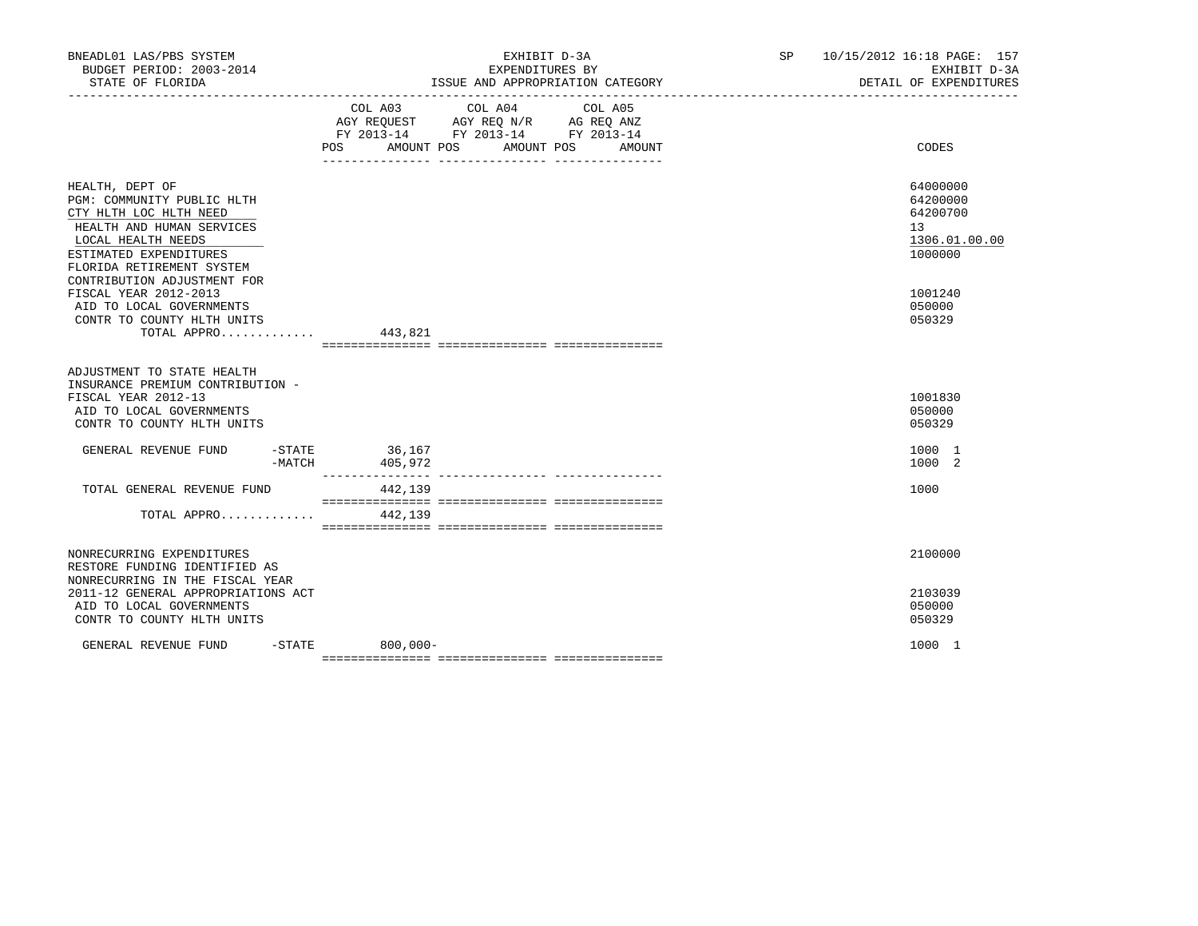BNEADL01 LAS/PBS SYSTEM | EXHIBIT D-3A | SP 10/15/2012 16:18
BUDGET PERIOD: 2003-2014 | EXPENDITURES BY | EXHIBIT D-3A
STATE OF FLORIDA | ISSUE AND APPROPRIATION CATEGORY | DETAIL OF EXPENDITURES

| | COL A03 AGY REQUEST FY 2013-14 POS AMOUNT | COL A04 AGY REQ N/R FY 2013-14 POS AMOUNT | COL A05 AG REQ ANZ FY 2013-14 POS AMOUNT | CODES |
|---|---|---|---|---|
| HEALTH, DEPT OF | | | | 64000000 |
| PGM: COMMUNITY PUBLIC HLTH | | | | 64200000 |
| CTY HLTH LOC HLTH NEED | | | | 64200700 |
| HEALTH AND HUMAN SERVICES | | | | 13 |
| LOCAL HEALTH NEEDS | | | | 1306.01.00.00 |
| ESTIMATED EXPENDITURES | | | | 1000000 |
| FLORIDA RETIREMENT SYSTEM CONTRIBUTION ADJUSTMENT FOR FISCAL YEAR 2012-2013 | | | | 1001240 |
| AID TO LOCAL GOVERNMENTS | | | | 050000 |
| CONTR TO COUNTY HLTH UNITS | | | | 050329 |
| TOTAL APPRO............. | 443,821 | | | |
| ADJUSTMENT TO STATE HEALTH INSURANCE PREMIUM CONTRIBUTION - FISCAL YEAR 2012-13 | | | | 1001830 |
| AID TO LOCAL GOVERNMENTS | | | | 050000 |
| CONTR TO COUNTY HLTH UNITS | | | | 050329 |
| GENERAL REVENUE FUND -STATE | 36,167 | | | 1000 1 |
| -MATCH | 405,972 | | | 1000 2 |
| TOTAL GENERAL REVENUE FUND | 442,139 | | | 1000 |
| TOTAL APPRO............. | 442,139 | | | |
| NONRECURRING EXPENDITURES | | | | 2100000 |
| RESTORE FUNDING IDENTIFIED AS NONRECURRING IN THE FISCAL YEAR 2011-12 GENERAL APPROPRIATIONS ACT | | | | 2103039 |
| AID TO LOCAL GOVERNMENTS | | | | 050000 |
| CONTR TO COUNTY HLTH UNITS | | | | 050329 |
| GENERAL REVENUE FUND -STATE | 800,000- | | | 1000 1 |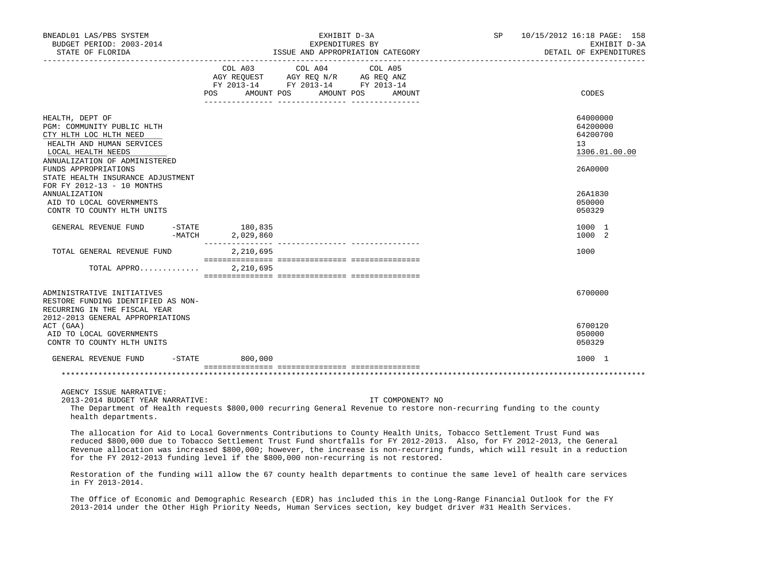| | COL A03 AGY REQUEST FY 2013-14 POS AMOUNT | COL A04 AGY REQ N/R FY 2013-14 POS AMOUNT | COL A05 AG REQ ANZ FY 2013-14 POS AMOUNT | CODES |
|---|---|---|---|---|
| HEALTH, DEPT OF | | | | 64000000 |
| PGM: COMMUNITY PUBLIC HLTH | | | | 64200000 |
| CTY HLTH LOC HLTH NEED | | | | 64200700 |
| HEALTH AND HUMAN SERVICES | | | | 13 |
| LOCAL HEALTH NEEDS | | | | 1306.01.00.00 |
| ANNUALIZATION OF ADMINISTERED FUNDS APPROPRIATIONS | | | | 26A0000 |
| STATE HEALTH INSURANCE ADJUSTMENT FOR FY 2012-13 - 10 MONTHS ANNUALIZATION | | | | 26A1830 |
| AID TO LOCAL GOVERNMENTS | | | | 050000 |
| CONTR TO COUNTY HLTH UNITS | | | | 050329 |
| GENERAL REVENUE FUND -STATE | 180,835 | | | 1000 1 |
| -MATCH | 2,029,860 | | | 1000 2 |
| TOTAL GENERAL REVENUE FUND | 2,210,695 | | | 1000 |
| TOTAL APPRO............ | 2,210,695 | | | |
| ADMINISTRATIVE INITIATIVES | | | | 6700000 |
| RESTORE FUNDING IDENTIFIED AS NON-RECURRING IN THE FISCAL YEAR 2012-2013 GENERAL APPROPRIATIONS ACT (GAA) | | | | 6700120 |
| AID TO LOCAL GOVERNMENTS | | | | 050000 |
| CONTR TO COUNTY HLTH UNITS | | | | 050329 |
| GENERAL REVENUE FUND -STATE | 800,000 | | | 1000 1 |

AGENCY ISSUE NARRATIVE:

2013-2014 BUDGET YEAR NARRATIVE: IT COMPONENT? NO

The Department of Health requests $800,000 recurring General Revenue to restore non-recurring funding to the county health departments.

The allocation for Aid to Local Governments Contributions to County Health Units, Tobacco Settlement Trust Fund was reduced $800,000 due to Tobacco Settlement Trust Fund shortfalls for FY 2012-2013. Also, for FY 2012-2013, the General Revenue allocation was increased $800,000; however, the increase is non-recurring funds, which will result in a reduction for the FY 2012-2013 funding level if the $800,000 non-recurring is not restored.

Restoration of the funding will allow the 67 county health departments to continue the same level of health care services in FY 2013-2014.

The Office of Economic and Demographic Research (EDR) has included this in the Long-Range Financial Outlook for the FY 2013-2014 under the Other High Priority Needs, Human Services section, key budget driver #31 Health Services.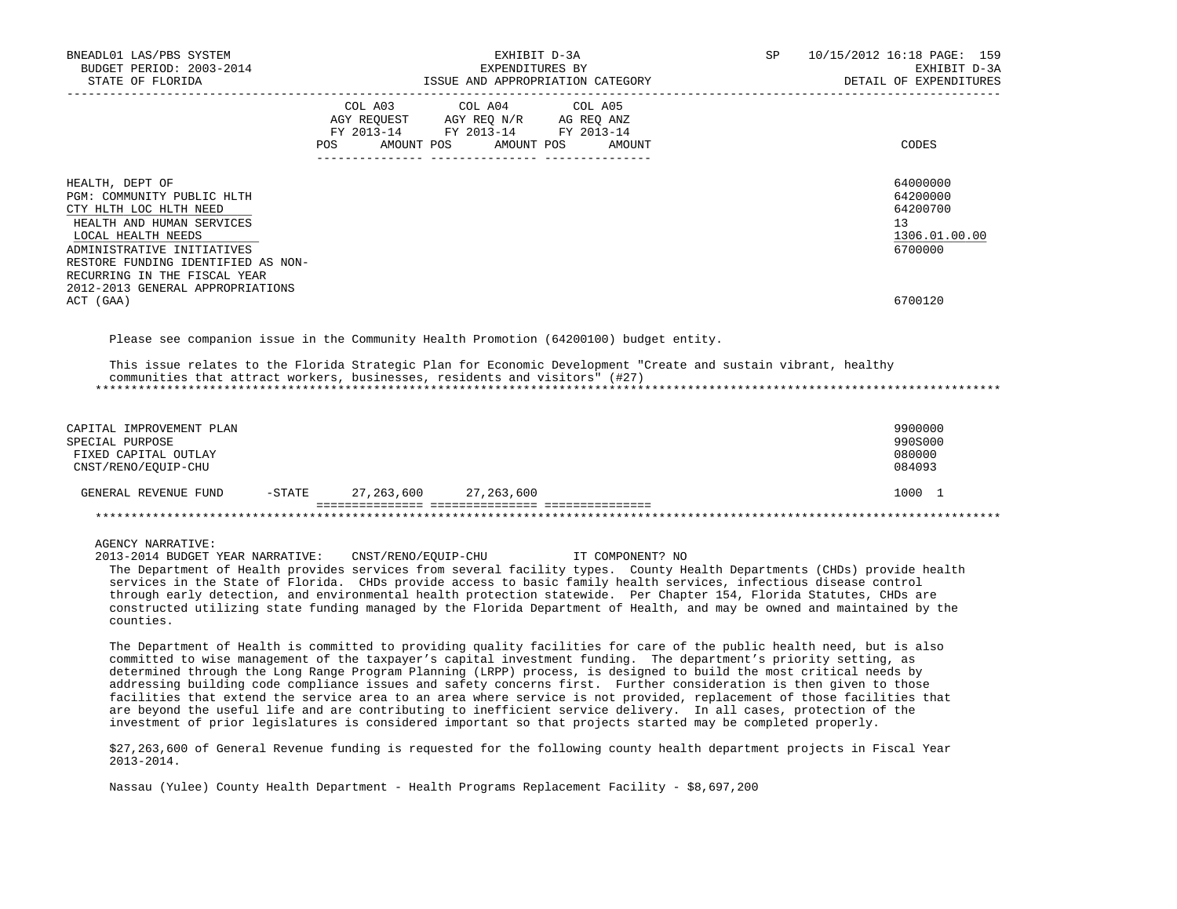| | COL A03 AGY REQUEST FY 2013-14 POS AMOUNT | COL A04 AGY REQ N/R FY 2013-14 POS AMOUNT | COL A05 AG REQ ANZ FY 2013-14 POS AMOUNT | CODES |
|---|---|---|---|---|
| HEALTH, DEPT OF | | | | 64000000 |
| PGM: COMMUNITY PUBLIC HLTH | | | | 64200000 |
| CTY HLTH LOC HLTH NEED | | | | 64200700 |
| HEALTH AND HUMAN SERVICES | | | | 13 |
| LOCAL HEALTH NEEDS | | | | 1306.01.00.00 |
| ADMINISTRATIVE INITIATIVES | | | | 6700000 |
| RESTORE FUNDING IDENTIFIED AS NON-RECURRING IN THE FISCAL YEAR 2012-2013 GENERAL APPROPRIATIONS ACT (GAA) | | | | 6700120 |

Please see companion issue in the Community Health Promotion (64200100) budget entity.

This issue relates to the Florida Strategic Plan for Economic Development "Create and sustain vibrant, healthy communities that attract workers, businesses, residents and visitors" (#27)

*******************************************************************************************************************

| | COL A03 | COL A04 | COL A05 | CODES |
|---|---|---|---|---|
| CAPITAL IMPROVEMENT PLAN | | | | 9900000 |
| SPECIAL PURPOSE | | | | 990S000 |
| FIXED CAPITAL OUTLAY | | | | 080000 |
| CNST/RENO/EQUIP-CHU | | | | 084093 |
| GENERAL REVENUE FUND -STATE | 27,263,600 | 27,263,600 | | 1000 1 |

*******************************************************************************************************************

AGENCY NARRATIVE:
2013-2014 BUDGET YEAR NARRATIVE: CNST/RENO/EQUIP-CHU IT COMPONENT? NO

The Department of Health provides services from several facility types. County Health Departments (CHDs) provide health services in the State of Florida. CHDs provide access to basic family health services, infectious disease control through early detection, and environmental health protection statewide. Per Chapter 154, Florida Statutes, CHDs are constructed utilizing state funding managed by the Florida Department of Health, and may be owned and maintained by the counties.

The Department of Health is committed to providing quality facilities for care of the public health need, but is also committed to wise management of the taxpayer's capital investment funding. The department's priority setting, as determined through the Long Range Program Planning (LRPP) process, is designed to build the most critical needs by addressing building code compliance issues and safety concerns first. Further consideration is then given to those facilities that extend the service area to an area where service is not provided, replacement of those facilities that are beyond the useful life and are contributing to inefficient service delivery. In all cases, protection of the investment of prior legislatures is considered important so that projects started may be completed properly.

$27,263,600 of General Revenue funding is requested for the following county health department projects in Fiscal Year 2013-2014.

Nassau (Yulee) County Health Department - Health Programs Replacement Facility - $8,697,200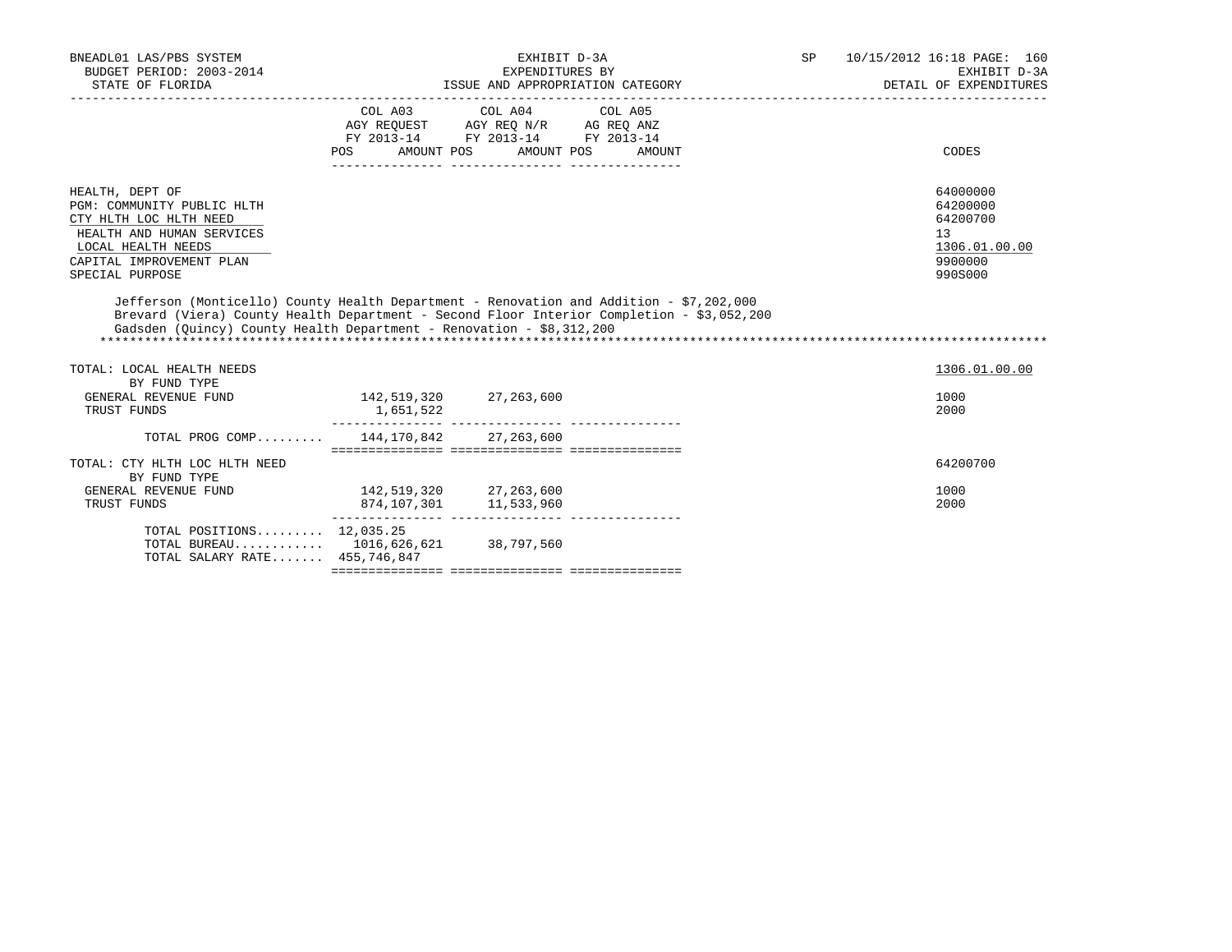BNEADL01 LAS/PBS SYSTEM
BUDGET PERIOD: 2003-2014
STATE OF FLORIDA

EXHIBIT D-3A
EXPENDITURES BY
ISSUE AND APPROPRIATION CATEGORY

SP 10/15/2012 16:18
EXHIBIT D-3A
DETAIL OF EXPENDITURES

| | COL A03 AGY REQUEST FY 2013-14 POS | AMOUNT | COL A04 AGY REQ N/R FY 2013-14 POS | AMOUNT | COL A05 AG REQ ANZ FY 2013-14 POS | AMOUNT | CODES |
|---|---|---|---|---|---|---|---|
| HEALTH, DEPT OF | | | | | | | 64000000 |
| PGM: COMMUNITY PUBLIC HLTH | | | | | | | 64200000 |
| CTY HLTH LOC HLTH NEED | | | | | | | 64200700 |
| HEALTH AND HUMAN SERVICES | | | | | | | 13 |
| LOCAL HEALTH NEEDS | | | | | | | 1306.01.00.00 |
| CAPITAL IMPROVEMENT PLAN | | | | | | | 9900000 |
| SPECIAL PURPOSE | | | | | | | 990S000 |

Jefferson (Monticello) County Health Department - Renovation and Addition - $7,202,000
Brevard (Viera) County Health Department - Second Floor Interior Completion - $3,052,200
Gadsden (Quincy) County Health Department - Renovation - $8,312,200

*******************************************************************************************************************************

| | COL A03 POS | AMOUNT | COL A04 POS | AMOUNT | COL A05 POS | AMOUNT | CODES |
|---|---|---|---|---|---|---|---|
| TOTAL: LOCAL HEALTH NEEDS | | | | | | | 1306.01.00.00 |
| BY FUND TYPE | | | | | | | |
| GENERAL REVENUE FUND | | 142,519,320 | | 27,263,600 | | | 1000 |
| TRUST FUNDS | | 1,651,522 | | | | | 2000 |
| TOTAL PROG COMP......... | | 144,170,842 | | 27,263,600 | | | |
| TOTAL: CTY HLTH LOC HLTH NEED | | | | | | | 64200700 |
| BY FUND TYPE | | | | | | | |
| GENERAL REVENUE FUND | | 142,519,320 | | 27,263,600 | | | 1000 |
| TRUST FUNDS | | 874,107,301 | | 11,533,960 | | | 2000 |
| TOTAL POSITIONS......... | 12,035.25 | | | | | | |
| TOTAL BUREAU............ | | 1016,626,621 | | 38,797,560 | | | |
| TOTAL SALARY RATE....... | | 455,746,847 | | | | | |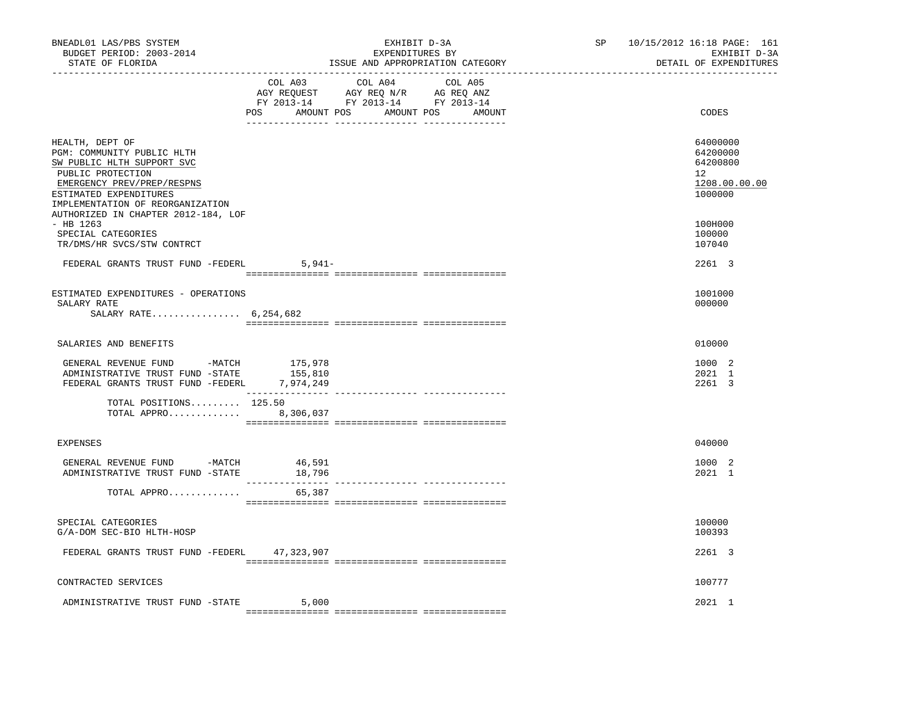BNEADL01 LAS/PBS SYSTEM | EXHIBIT D-3A | SP 10/15/2012 16:18
BUDGET PERIOD: 2003-2014 | EXPENDITURES BY | EXHIBIT D-3A
STATE OF FLORIDA | ISSUE AND APPROPRIATION CATEGORY | DETAIL OF EXPENDITURES

| | COL A03 AGY REQUEST FY 2013-14 POS AMOUNT | COL A04 AGY REQ N/R FY 2013-14 POS AMOUNT | COL A05 AG REQ ANZ FY 2013-14 POS AMOUNT | CODES |
|---|---|---|---|---|
| HEALTH, DEPT OF | | | | 64000000 |
| PGM: COMMUNITY PUBLIC HLTH | | | | 64200000 |
| SW PUBLIC HLTH SUPPORT SVC | | | | 64200800 |
| PUBLIC PROTECTION | | | | 12 |
| EMERGENCY PREV/PREP/RESPNS | | | | 1208.00.00.00 |
| ESTIMATED EXPENDITURES | | | | 1000000 |
| IMPLEMENTATION OF REORGANIZATION AUTHORIZED IN CHAPTER 2012-184, LOF - HB 1263 | | | | 100H000 |
| SPECIAL CATEGORIES | | | | 100000 |
| TR/DMS/HR SVCS/STW CONTRCT | | | | 107040 |
| FEDERAL GRANTS TRUST FUND -FEDERL | 5,941- | | | 2261 3 |
| ESTIMATED EXPENDITURES - OPERATIONS | | | | 1001000 |
| SALARY RATE | | | | 000000 |
| SALARY RATE................ 6,254,682 | | | | |
| SALARIES AND BENEFITS | | | | 010000 |
| GENERAL REVENUE FUND -MATCH | 175,978 | | | 1000 2 |
| ADMINISTRATIVE TRUST FUND -STATE | 155,810 | | | 2021 1 |
| FEDERAL GRANTS TRUST FUND -FEDERL | 7,974,249 | | | 2261 3 |
| TOTAL POSITIONS......... | 125.50 | | | |
| TOTAL APPRO............. | 8,306,037 | | | |
| EXPENSES | | | | 040000 |
| GENERAL REVENUE FUND -MATCH | 46,591 | | | 1000 2 |
| ADMINISTRATIVE TRUST FUND -STATE | 18,796 | | | 2021 1 |
| TOTAL APPRO............. | 65,387 | | | |
| SPECIAL CATEGORIES | | | | 100000 |
| G/A-DOM SEC-BIO HLTH-HOSP | | | | 100393 |
| FEDERAL GRANTS TRUST FUND -FEDERL | 47,323,907 | | | 2261 3 |
| CONTRACTED SERVICES | | | | 100777 |
| ADMINISTRATIVE TRUST FUND -STATE | 5,000 | | | 2021 1 |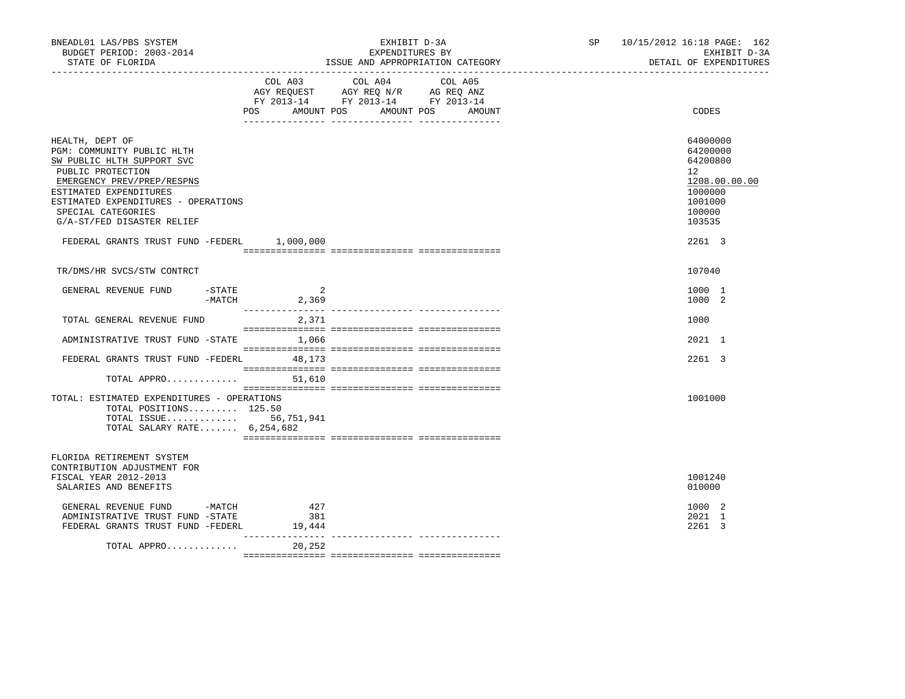BNEADL01 LAS/PBS SYSTEM | EXHIBIT D-3A | SP 10/15/2012 16:18 PAGE: 162
BUDGET PERIOD: 2003-2014 | EXPENDITURES BY | EXHIBIT D-3A
STATE OF FLORIDA | ISSUE AND APPROPRIATION CATEGORY | DETAIL OF EXPENDITURES

| | COL A03 AGY REQUEST FY 2013-14 POS AMOUNT | COL A04 AGY REQ N/R FY 2013-14 POS AMOUNT | COL A05 AG REQ ANZ FY 2013-14 POS AMOUNT | CODES |
|---|---|---|---|---|
| HEALTH, DEPT OF | | | | 64000000 |
| PGM: COMMUNITY PUBLIC HLTH | | | | 64200000 |
| SW PUBLIC HLTH SUPPORT SVC | | | | 64200800 |
| PUBLIC PROTECTION | | | | 12 |
| EMERGENCY PREV/PREP/RESPNS | | | | 1208.00.00.00 |
| ESTIMATED EXPENDITURES | | | | 1000000 |
| ESTIMATED EXPENDITURES - OPERATIONS | | | | 1001000 |
| SPECIAL CATEGORIES | | | | 100000 |
| G/A-ST/FED DISASTER RELIEF | | | | 103535 |
| FEDERAL GRANTS TRUST FUND -FEDERL | 1,000,000 | | | 2261 3 |
| TR/DMS/HR SVCS/STW CONTRCT | | | | 107040 |
| GENERAL REVENUE FUND -STATE | 2 | | | 1000 1 |
| -MATCH | 2,369 | | | 1000 2 |
| TOTAL GENERAL REVENUE FUND | 2,371 | | | 1000 |
| ADMINISTRATIVE TRUST FUND -STATE | 1,066 | | | 2021 1 |
| FEDERAL GRANTS TRUST FUND -FEDERL | 48,173 | | | 2261 3 |
| TOTAL APPRO............. | 51,610 | | | |
| TOTAL: ESTIMATED EXPENDITURES - OPERATIONS | | | | 1001000 |
| TOTAL POSITIONS......... | 125.50 | | | |
| TOTAL ISSUE............. | 56,751,941 | | | |
| TOTAL SALARY RATE....... | 6,254,682 | | | |
| FLORIDA RETIREMENT SYSTEM CONTRIBUTION ADJUSTMENT FOR FISCAL YEAR 2012-2013 | | | | 1001240 |
| SALARIES AND BENEFITS | | | | 010000 |
| GENERAL REVENUE FUND -MATCH | 427 | | | 1000 2 |
| ADMINISTRATIVE TRUST FUND -STATE | 381 | | | 2021 1 |
| FEDERAL GRANTS TRUST FUND -FEDERL | 19,444 | | | 2261 3 |
| TOTAL APPRO............. | 20,252 | | | |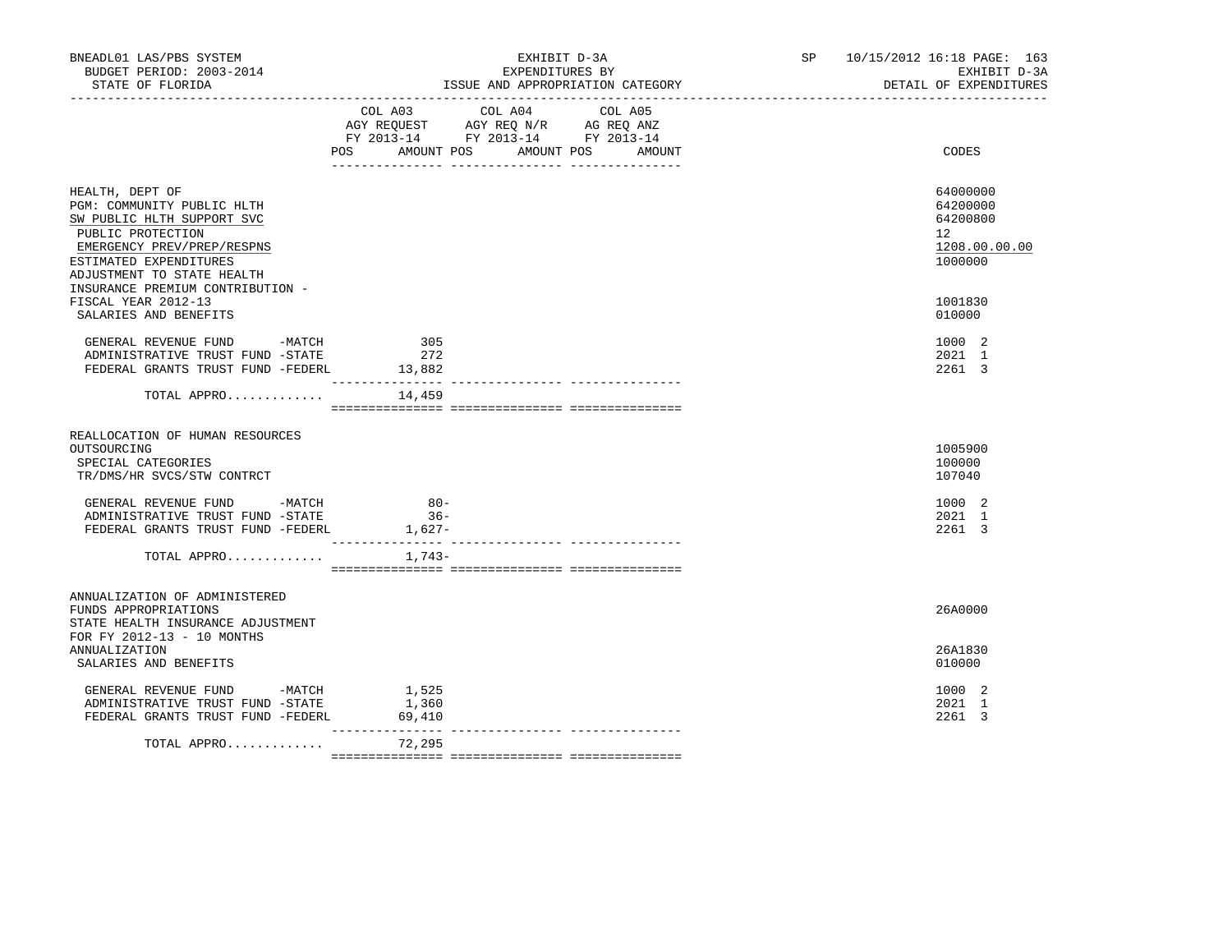BNEADL01 LAS/PBS SYSTEM | EXHIBIT D-3A | SP 10/15/2012 16:18

BUDGET PERIOD: 2003-2014 | EXPENDITURES BY | EXHIBIT D-3A

STATE OF FLORIDA | ISSUE AND APPROPRIATION CATEGORY | DETAIL OF EXPENDITURES

| | COL A03 AGY REQUEST FY 2013-14 POS | AMOUNT | COL A04 AGY REQ N/R FY 2013-14 POS | AMOUNT | COL A05 AG REQ ANZ FY 2013-14 POS | AMOUNT | CODES |
|---|---|---|---|---|---|---|---|
| HEALTH, DEPT OF | | | | | | | 64000000 |
| PGM: COMMUNITY PUBLIC HLTH | | | | | | | 64200000 |
| SW PUBLIC HLTH SUPPORT SVC | | | | | | | 64200800 |
| PUBLIC PROTECTION | | | | | | | 12 |
| EMERGENCY PREV/PREP/RESPNS | | | | | | | 1208.00.00.00 |
| ESTIMATED EXPENDITURES | | | | | | | 1000000 |
| ADJUSTMENT TO STATE HEALTH INSURANCE PREMIUM CONTRIBUTION - FISCAL YEAR 2012-13 | | | | | | | 1001830 |
| SALARIES AND BENEFITS | | | | | | | 010000 |
| GENERAL REVENUE FUND -MATCH | | 305 | | | | | 1000 2 |
| ADMINISTRATIVE TRUST FUND -STATE | | 272 | | | | | 2021 1 |
| FEDERAL GRANTS TRUST FUND -FEDERL | | 13,882 | | | | | 2261 3 |
| TOTAL APPRO............ | | 14,459 | | | | | |
| REALLOCATION OF HUMAN RESOURCES OUTSOURCING | | | | | | | 1005900 |
| SPECIAL CATEGORIES | | | | | | | 100000 |
| TR/DMS/HR SVCS/STW CONTRCT | | | | | | | 107040 |
| GENERAL REVENUE FUND -MATCH | | 80- | | | | | 1000 2 |
| ADMINISTRATIVE TRUST FUND -STATE | | 36- | | | | | 2021 1 |
| FEDERAL GRANTS TRUST FUND -FEDERL | | 1,627- | | | | | 2261 3 |
| TOTAL APPRO............ | | 1,743- | | | | | |
| ANNUALIZATION OF ADMINISTERED FUNDS APPROPRIATIONS | | | | | | | 26A0000 |
| STATE HEALTH INSURANCE ADJUSTMENT FOR FY 2012-13 - 10 MONTHS ANNUALIZATION | | | | | | | 26A1830 |
| SALARIES AND BENEFITS | | | | | | | 010000 |
| GENERAL REVENUE FUND -MATCH | | 1,525 | | | | | 1000 2 |
| ADMINISTRATIVE TRUST FUND -STATE | | 1,360 | | | | | 2021 1 |
| FEDERAL GRANTS TRUST FUND -FEDERL | | 69,410 | | | | | 2261 3 |
| TOTAL APPRO............ | | 72,295 | | | | | |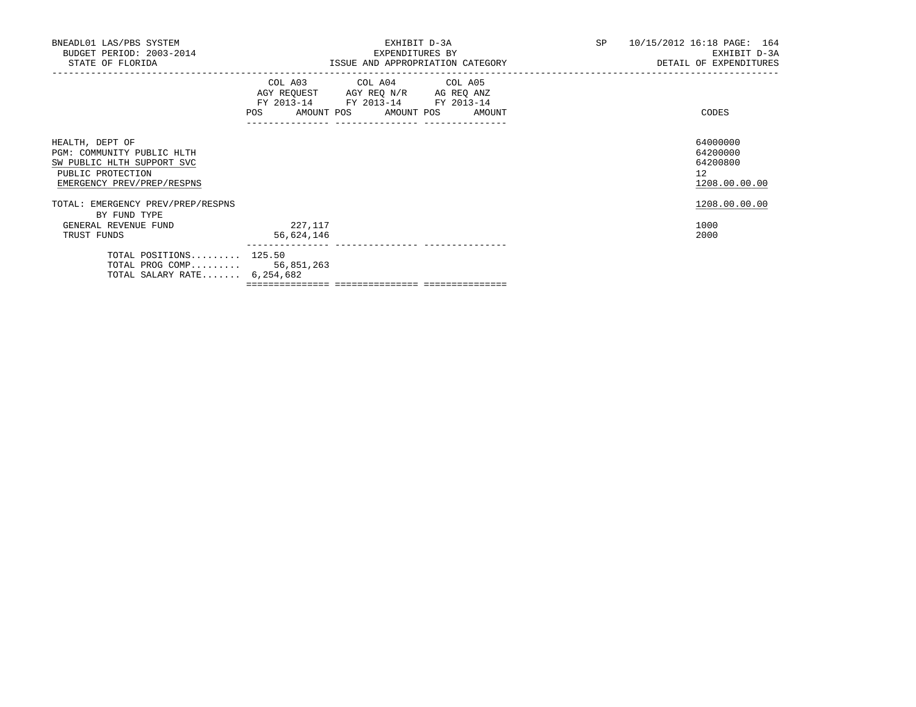BNEADL01 LAS/PBS SYSTEM
BUDGET PERIOD: 2003-2014
STATE OF FLORIDA

EXHIBIT D-3A
EXPENDITURES BY
ISSUE AND APPROPRIATION CATEGORY

SP 10/15/2012 16:18 PAGE: 164
EXHIBIT D-3A
DETAIL OF EXPENDITURES

| | COL A03 AGY REQUEST FY 2013-14 | | COL A04 AGY REQ N/R FY 2013-14 | | COL A05 AG REQ ANZ FY 2013-14 | | CODES |
|---|---|---|---|---|---|---|---|
| | POS | AMOUNT | POS | AMOUNT | POS | AMOUNT | |
| HEALTH, DEPT OF | | | | | | | 64000000 |
| PGM: COMMUNITY PUBLIC HLTH | | | | | | | 64200000 |
| SW PUBLIC HLTH SUPPORT SVC | | | | | | | 64200800 |
| PUBLIC PROTECTION | | | | | | | 12 |
| EMERGENCY PREV/PREP/RESPNS | | | | | | | 1208.00.00.00 |
| TOTAL: EMERGENCY PREV/PREP/RESPNS | | | | | | | 1208.00.00.00 |
| BY FUND TYPE | | | | | | | |
| GENERAL REVENUE FUND | | 227,117 | | | | | 1000 |
| TRUST FUNDS | | 56,624,146 | | | | | 2000 |
| TOTAL POSITIONS......... | 125.50 | | | | | | |
| TOTAL PROG COMP......... | | 56,851,263 | | | | | |
| TOTAL SALARY RATE....... | 6,254,682 | | | | | | |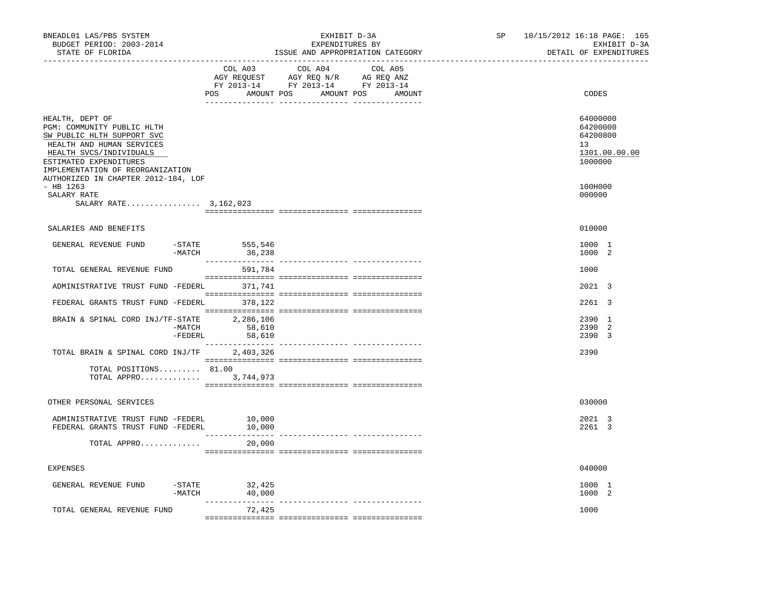BNEADL01 LAS/PBS SYSTEM
BUDGET PERIOD: 2003-2014
STATE OF FLORIDA

EXHIBIT D-3A
EXPENDITURES BY
ISSUE AND APPROPRIATION CATEGORY

SP 10/15/2012 16:18 PAGE: 165
EXHIBIT D-3A
DETAIL OF EXPENDITURES

| | COL A03 AGY REQUEST FY 2013-14 POS AMOUNT | COL A04 AGY REQ N/R FY 2013-14 POS AMOUNT | COL A05 AG REQ ANZ FY 2013-14 POS AMOUNT | CODES |
|---|---|---|---|---|
| HEALTH, DEPT OF | | | | 64000000 |
| PGM: COMMUNITY PUBLIC HLTH | | | | 64200000 |
| SW PUBLIC HLTH SUPPORT SVC | | | | 64200800 |
| HEALTH AND HUMAN SERVICES | | | | 13 |
| HEALTH SVCS/INDIVIDUALS | | | | 1301.00.00.00 |
| ESTIMATED EXPENDITURES | | | | 1000000 |
| IMPLEMENTATION OF REORGANIZATION AUTHORIZED IN CHAPTER 2012-184, LOF - HB 1263 | | | | 100H000 |
| SALARY RATE | | | | 000000 |
| SALARY RATE................ | 3,162,023 | | | |
| SALARIES AND BENEFITS | | | | 010000 |
| GENERAL REVENUE FUND -STATE | 555,546 | | | 1000 1 |
| -MATCH | 36,238 | | | 1000 2 |
| TOTAL GENERAL REVENUE FUND | 591,784 | | | 1000 |
| ADMINISTRATIVE TRUST FUND -FEDERL | 371,741 | | | 2021 3 |
| FEDERAL GRANTS TRUST FUND -FEDERL | 378,122 | | | 2261 3 |
| BRAIN & SPINAL CORD INJ/TF-STATE | 2,286,106 | | | 2390 1 |
| -MATCH | 58,610 | | | 2390 2 |
| -FEDERL | 58,610 | | | 2390 3 |
| TOTAL BRAIN & SPINAL CORD INJ/TF | 2,403,326 | | | 2390 |
| TOTAL POSITIONS......... | 81.00 | | | |
| TOTAL APPRO............. | 3,744,973 | | | |
| OTHER PERSONAL SERVICES | | | | 030000 |
| ADMINISTRATIVE TRUST FUND -FEDERL | 10,000 | | | 2021 3 |
| FEDERAL GRANTS TRUST FUND -FEDERL | 10,000 | | | 2261 3 |
| TOTAL APPRO............. | 20,000 | | | |
| EXPENSES | | | | 040000 |
| GENERAL REVENUE FUND -STATE | 32,425 | | | 1000 1 |
| -MATCH | 40,000 | | | 1000 2 |
| TOTAL GENERAL REVENUE FUND | 72,425 | | | 1000 |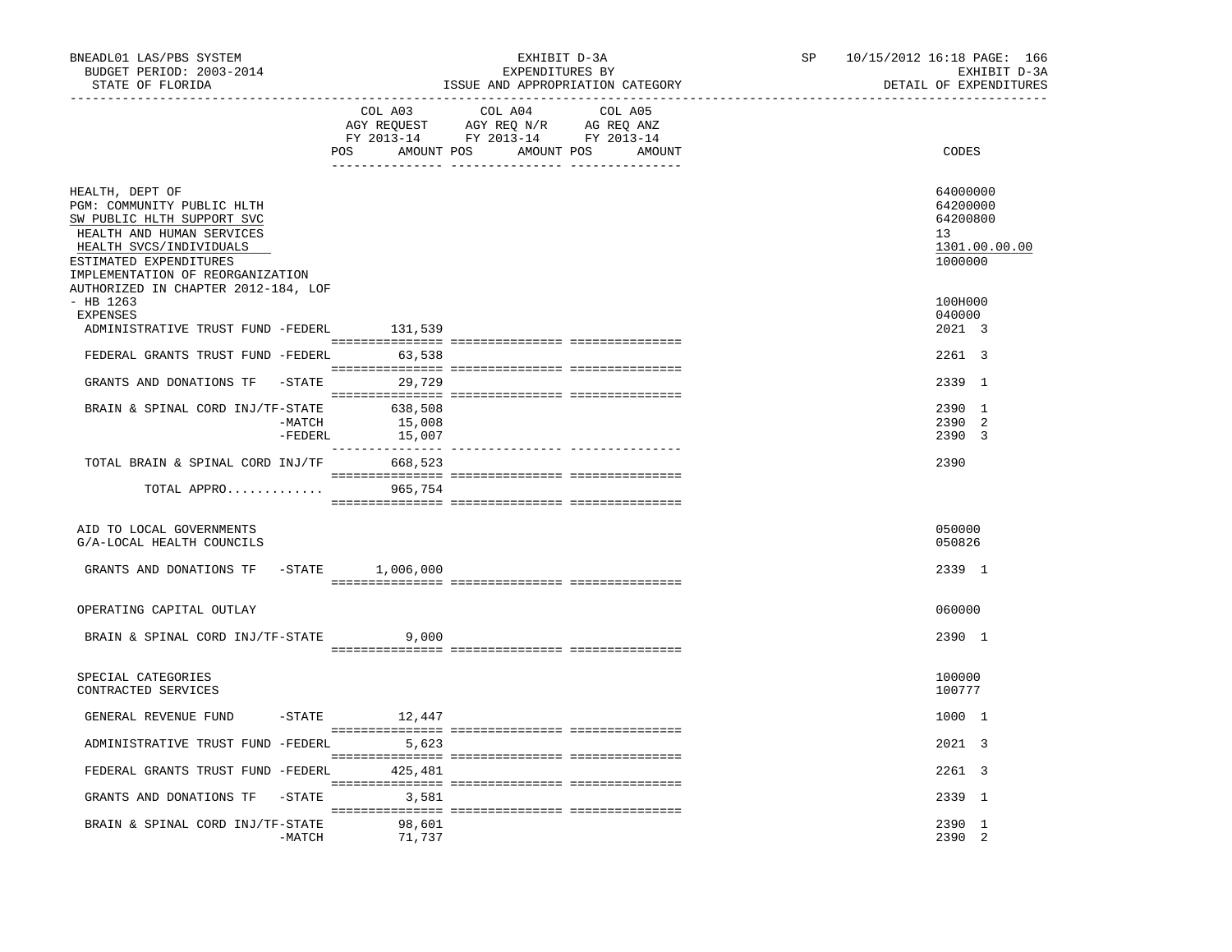BNEADL01 LAS/PBS SYSTEM — BUDGET PERIOD: 2003-2014 — STATE OF FLORIDA

EXHIBIT D-3A — EXPENDITURES BY ISSUE AND APPROPRIATION CATEGORY

SP 10/15/2012 16:18 — EXHIBIT D-3A — DETAIL OF EXPENDITURES

| | COL A03 AGY REQUEST FY 2013-14 POS AMOUNT | COL A04 AGY REQ N/R FY 2013-14 POS AMOUNT | COL A05 AG REQ ANZ FY 2013-14 POS AMOUNT | CODES |
|---|---|---|---|---|
| HEALTH, DEPT OF | | | | 64000000 |
| PGM: COMMUNITY PUBLIC HLTH | | | | 64200000 |
| SW PUBLIC HLTH SUPPORT SVC | | | | 64200800 |
| HEALTH AND HUMAN SERVICES | | | | 13 |
| HEALTH SVCS/INDIVIDUALS | | | | 1301.00.00.00 |
| ESTIMATED EXPENDITURES | | | | 1000000 |
| IMPLEMENTATION OF REORGANIZATION AUTHORIZED IN CHAPTER 2012-184, LOF - HB 1263 | | | | 100H000 |
| EXPENSES | | | | 040000 |
| ADMINISTRATIVE TRUST FUND -FEDERL | 131,539 | | | 2021 3 |
| FEDERAL GRANTS TRUST FUND -FEDERL | 63,538 | | | 2261 3 |
| GRANTS AND DONATIONS TF -STATE | 29,729 | | | 2339 1 |
| BRAIN & SPINAL CORD INJ/TF-STATE | 638,508 | | | 2390 1 |
| -MATCH | 15,008 | | | 2390 2 |
| -FEDERL | 15,007 | | | 2390 3 |
| TOTAL BRAIN & SPINAL CORD INJ/TF | 668,523 | | | 2390 |
| TOTAL APPRO............ | 965,754 | | | |
| AID TO LOCAL GOVERNMENTS | | | | 050000 |
| G/A-LOCAL HEALTH COUNCILS | | | | 050826 |
| GRANTS AND DONATIONS TF -STATE | 1,006,000 | | | 2339 1 |
| OPERATING CAPITAL OUTLAY | | | | 060000 |
| BRAIN & SPINAL CORD INJ/TF-STATE | 9,000 | | | 2390 1 |
| SPECIAL CATEGORIES | | | | 100000 |
| CONTRACTED SERVICES | | | | 100777 |
| GENERAL REVENUE FUND -STATE | 12,447 | | | 1000 1 |
| ADMINISTRATIVE TRUST FUND -FEDERL | 5,623 | | | 2021 3 |
| FEDERAL GRANTS TRUST FUND -FEDERL | 425,481 | | | 2261 3 |
| GRANTS AND DONATIONS TF -STATE | 3,581 | | | 2339 1 |
| BRAIN & SPINAL CORD INJ/TF-STATE | 98,601 | | | 2390 1 |
| -MATCH | 71,737 | | | 2390 2 |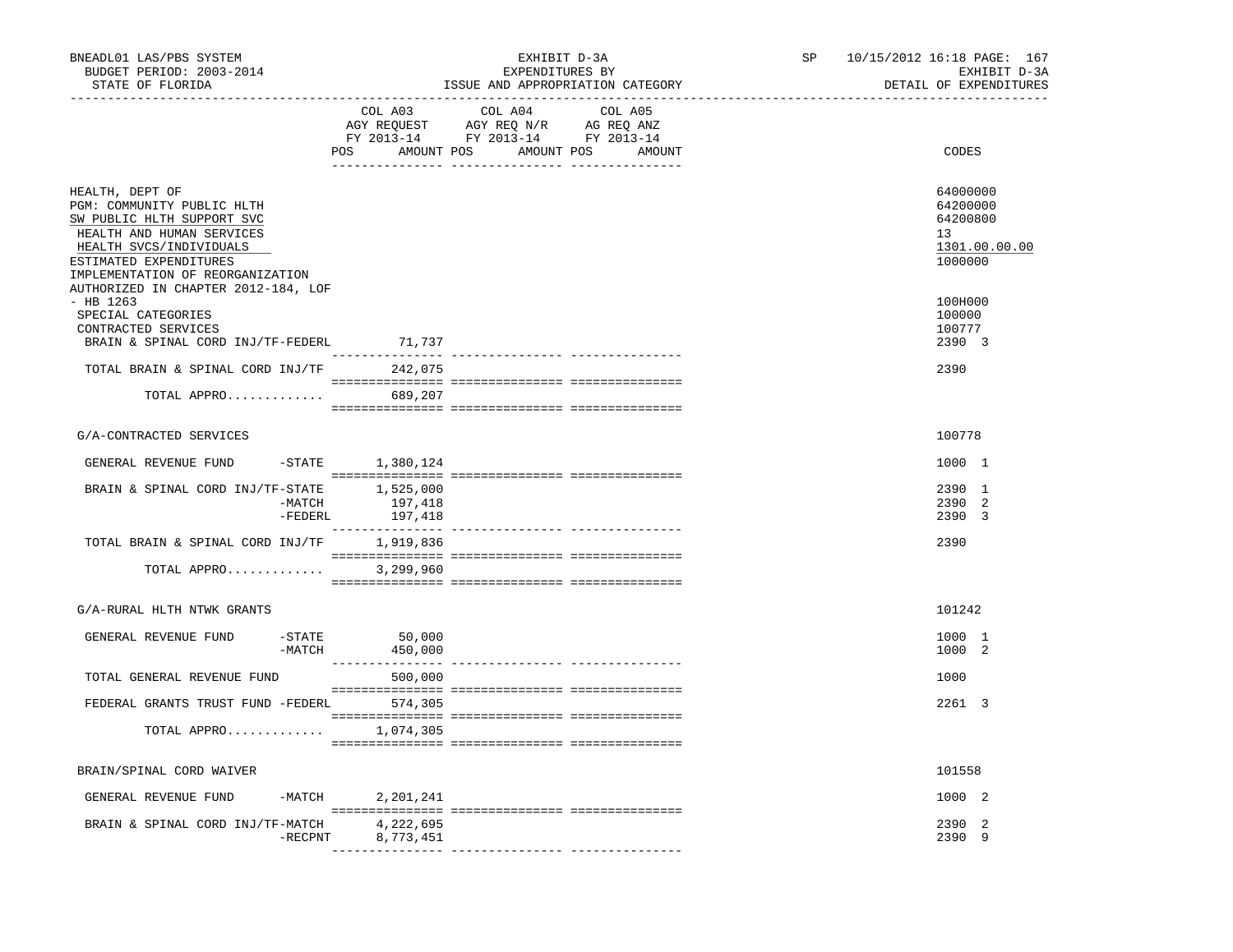BNEADL01 LAS/PBS SYSTEM — EXHIBIT D-3A — EXPENDITURES BY ISSUE AND APPROPRIATION CATEGORY
BUDGET PERIOD: 2003-2014 — STATE OF FLORIDA — DETAIL OF EXPENDITURES

| | COL A03 AGY REQUEST FY 2013-14 POS AMOUNT | COL A04 AGY REQ N/R FY 2013-14 POS AMOUNT | COL A05 AG REQ ANZ FY 2013-14 POS AMOUNT | CODES |
|---|---|---|---|---|
| HEALTH, DEPT OF | | | | 64000000 |
| PGM: COMMUNITY PUBLIC HLTH | | | | 64200000 |
| SW PUBLIC HLTH SUPPORT SVC | | | | 64200800 |
| HEALTH AND HUMAN SERVICES | | | | 13 |
| HEALTH SVCS/INDIVIDUALS | | | | 1301.00.00.00 |
| ESTIMATED EXPENDITURES | | | | 1000000 |
| IMPLEMENTATION OF REORGANIZATION AUTHORIZED IN CHAPTER 2012-184, LOF - HB 1263 | | | | 100H000 |
| SPECIAL CATEGORIES | | | | 100000 |
| CONTRACTED SERVICES | | | | 100777 |
| BRAIN & SPINAL CORD INJ/TF-FEDERL | 71,737 | | | 2390 3 |
| TOTAL BRAIN & SPINAL CORD INJ/TF | 242,075 | | | 2390 |
| TOTAL APPRO............. | 689,207 | | | |
| G/A-CONTRACTED SERVICES | | | | 100778 |
| GENERAL REVENUE FUND -STATE | 1,380,124 | | | 1000 1 |
| BRAIN & SPINAL CORD INJ/TF-STATE | 1,525,000 | | | 2390 1 |
| -MATCH | 197,418 | | | 2390 2 |
| -FEDERL | 197,418 | | | 2390 3 |
| TOTAL BRAIN & SPINAL CORD INJ/TF | 1,919,836 | | | 2390 |
| TOTAL APPRO............. | 3,299,960 | | | |
| G/A-RURAL HLTH NTWK GRANTS | | | | 101242 |
| GENERAL REVENUE FUND -STATE | 50,000 | | | 1000 1 |
| -MATCH | 450,000 | | | 1000 2 |
| TOTAL GENERAL REVENUE FUND | 500,000 | | | 1000 |
| FEDERAL GRANTS TRUST FUND -FEDERL | 574,305 | | | 2261 3 |
| TOTAL APPRO............. | 1,074,305 | | | |
| BRAIN/SPINAL CORD WAIVER | | | | 101558 |
| GENERAL REVENUE FUND -MATCH | 2,201,241 | | | 1000 2 |
| BRAIN & SPINAL CORD INJ/TF-MATCH | 4,222,695 | | | 2390 2 |
| -RECPNT | 8,773,451 | | | 2390 9 |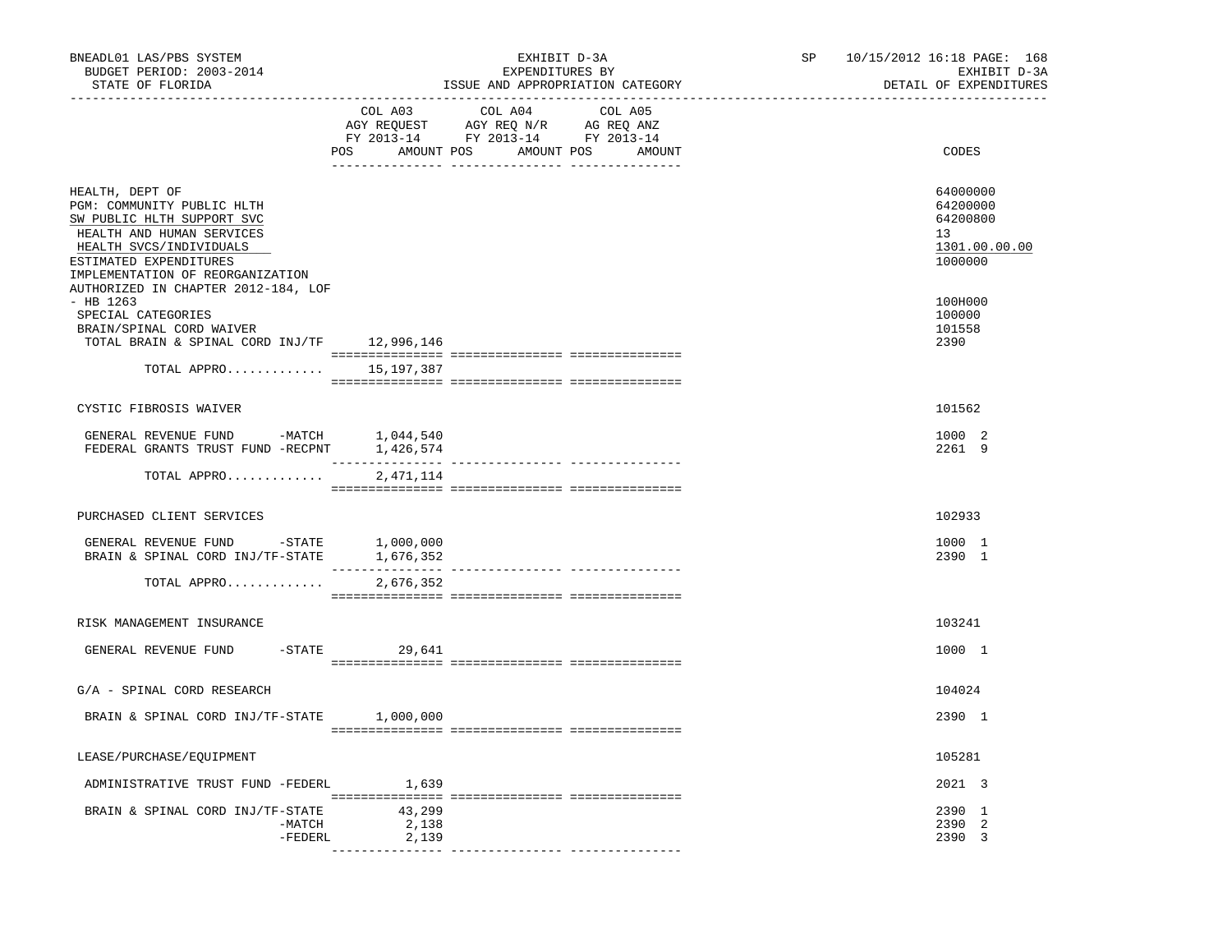BNEADL01 LAS/PBS SYSTEM
BUDGET PERIOD: 2003-2014
STATE OF FLORIDA

EXHIBIT D-3A
EXPENDITURES BY
ISSUE AND APPROPRIATION CATEGORY

SP 10/15/2012 16:18 PAGE: 168
EXHIBIT D-3A
DETAIL OF EXPENDITURES

| | COL A03 AGY REQUEST FY 2013-14 POS AMOUNT | COL A04 AGY REQ N/R FY 2013-14 POS AMOUNT | COL A05 AG REQ ANZ FY 2013-14 POS AMOUNT | CODES |
|---|---|---|---|---|
| HEALTH, DEPT OF | | | | 64000000 |
| PGM: COMMUNITY PUBLIC HLTH | | | | 64200000 |
| SW PUBLIC HLTH SUPPORT SVC | | | | 64200800 |
| HEALTH AND HUMAN SERVICES | | | | 13 |
| HEALTH SVCS/INDIVIDUALS | | | | 1301.00.00.00 |
| ESTIMATED EXPENDITURES | | | | 1000000 |
| IMPLEMENTATION OF REORGANIZATION AUTHORIZED IN CHAPTER 2012-184, LOF - HB 1263 | | | | 100H000 |
| SPECIAL CATEGORIES | | | | 100000 |
| BRAIN/SPINAL CORD WAIVER | | | | 101558 |
| TOTAL BRAIN & SPINAL CORD INJ/TF | 12,996,146 | | | 2390 |
| TOTAL APPRO............ | 15,197,387 | | | |
| CYSTIC FIBROSIS WAIVER | | | | 101562 |
| GENERAL REVENUE FUND -MATCH | 1,044,540 | | | 1000 2 |
| FEDERAL GRANTS TRUST FUND -RECPNT | 1,426,574 | | | 2261 9 |
| TOTAL APPRO............ | 2,471,114 | | | |
| PURCHASED CLIENT SERVICES | | | | 102933 |
| GENERAL REVENUE FUND -STATE | 1,000,000 | | | 1000 1 |
| BRAIN & SPINAL CORD INJ/TF-STATE | 1,676,352 | | | 2390 1 |
| TOTAL APPRO............ | 2,676,352 | | | |
| RISK MANAGEMENT INSURANCE | | | | 103241 |
| GENERAL REVENUE FUND -STATE | 29,641 | | | 1000 1 |
| G/A - SPINAL CORD RESEARCH | | | | 104024 |
| BRAIN & SPINAL CORD INJ/TF-STATE | 1,000,000 | | | 2390 1 |
| LEASE/PURCHASE/EQUIPMENT | | | | 105281 |
| ADMINISTRATIVE TRUST FUND -FEDERL | 1,639 | | | 2021 3 |
| BRAIN & SPINAL CORD INJ/TF-STATE | 43,299 | | | 2390 1 |
| -MATCH | 2,138 | | | 2390 2 |
| -FEDERL | 2,139 | | | 2390 3 |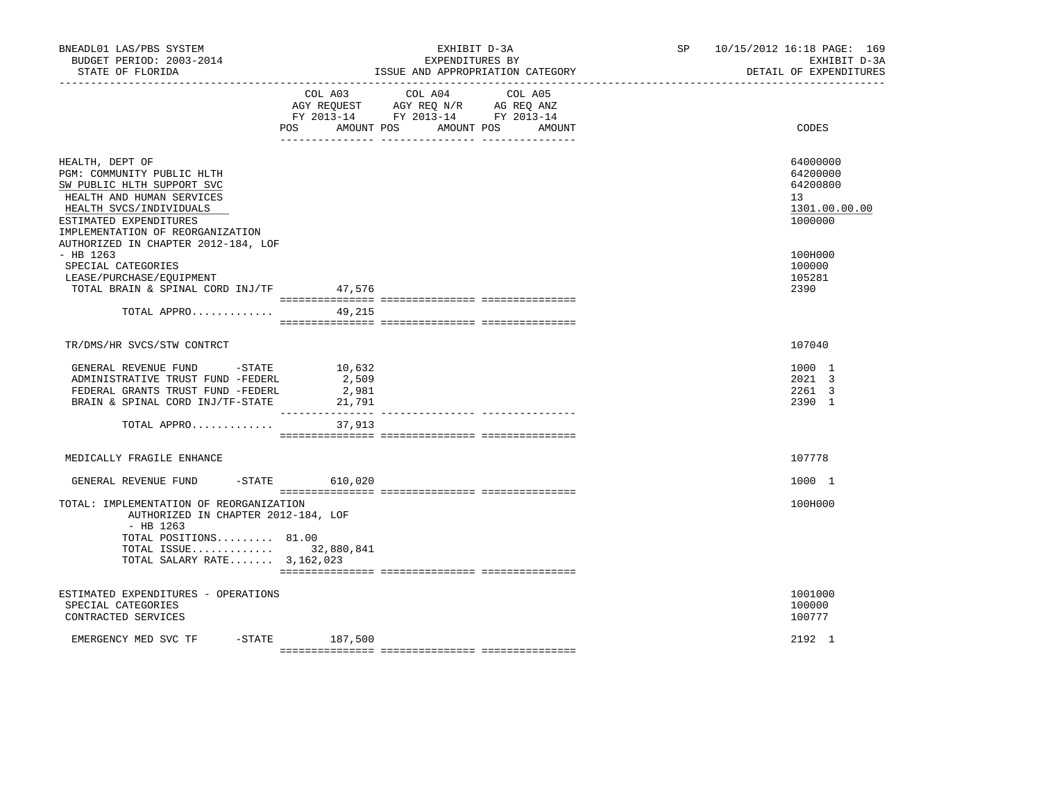BNEADL01 LAS/PBS SYSTEM | EXHIBIT D-3A | SP 10/15/2012 16:18
BUDGET PERIOD: 2003-2014 | EXPENDITURES BY | EXHIBIT D-3A
STATE OF FLORIDA | ISSUE AND APPROPRIATION CATEGORY | DETAIL OF EXPENDITURES

| | COL A03 AGY REQUEST FY 2013-14 POS AMOUNT | COL A04 AGY REQ N/R FY 2013-14 POS AMOUNT | COL A05 AG REQ ANZ FY 2013-14 POS AMOUNT | CODES |
|---|---|---|---|---|
| HEALTH, DEPT OF | | | | 64000000 |
| PGM: COMMUNITY PUBLIC HLTH | | | | 64200000 |
| SW PUBLIC HLTH SUPPORT SVC | | | | 64200800 |
| HEALTH AND HUMAN SERVICES | | | | 13 |
| HEALTH SVCS/INDIVIDUALS | | | | 1301.00.00.00 |
| ESTIMATED EXPENDITURES | | | | 1000000 |
| IMPLEMENTATION OF REORGANIZATION AUTHORIZED IN CHAPTER 2012-184, LOF - HB 1263 | | | | 100H000 |
| SPECIAL CATEGORIES | | | | 100000 |
| LEASE/PURCHASE/EQUIPMENT | | | | 105281 |
| TOTAL BRAIN & SPINAL CORD INJ/TF | 47,576 | | | 2390 |
| TOTAL APPRO............. | 49,215 | | | |
| TR/DMS/HR SVCS/STW CONTRCT | | | | 107040 |
| GENERAL REVENUE FUND -STATE | 10,632 | | | 1000 1 |
| ADMINISTRATIVE TRUST FUND -FEDERL | 2,509 | | | 2021 3 |
| FEDERAL GRANTS TRUST FUND -FEDERL | 2,981 | | | 2261 3 |
| BRAIN & SPINAL CORD INJ/TF-STATE | 21,791 | | | 2390 1 |
| TOTAL APPRO............. | 37,913 | | | |
| MEDICALLY FRAGILE ENHANCE | | | | 107778 |
| GENERAL REVENUE FUND -STATE | 610,020 | | | 1000 1 |
| TOTAL: IMPLEMENTATION OF REORGANIZATION AUTHORIZED IN CHAPTER 2012-184, LOF - HB 1263 | | | | 100H000 |
| TOTAL POSITIONS......... | 81.00 | | | |
| TOTAL ISSUE............. | 32,880,841 | | | |
| TOTAL SALARY RATE....... | 3,162,023 | | | |
| ESTIMATED EXPENDITURES - OPERATIONS | | | | 1001000 |
| SPECIAL CATEGORIES | | | | 100000 |
| CONTRACTED SERVICES | | | | 100777 |
| EMERGENCY MED SVC TF -STATE | 187,500 | | | 2192 1 |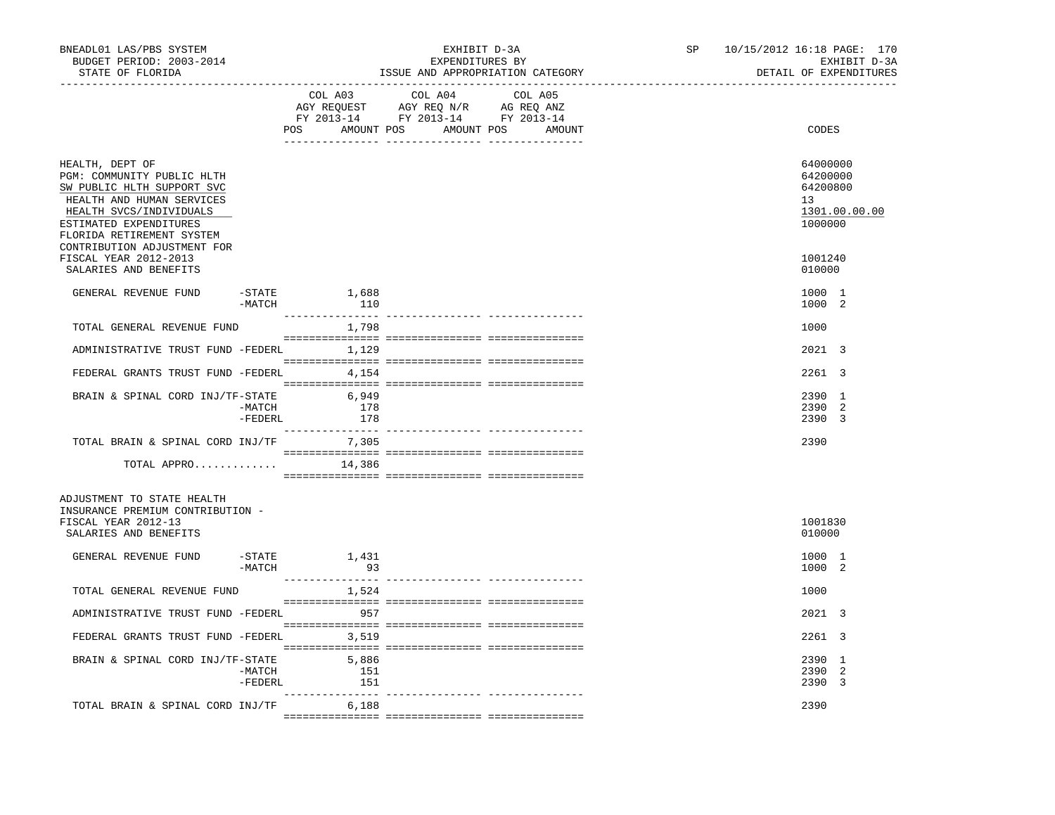BNEADL01 LAS/PBS SYSTEM — BUDGET PERIOD: 2003-2014 — STATE OF FLORIDA

EXHIBIT D-3A — EXPENDITURES BY ISSUE AND APPROPRIATION CATEGORY

SP 10/15/2012 16:18 — EXHIBIT D-3A — DETAIL OF EXPENDITURES

| | COL A03 AGY REQUEST FY 2013-14 POS AMOUNT | COL A04 AGY REQ N/R FY 2013-14 POS AMOUNT | COL A05 AG REQ ANZ FY 2013-14 POS AMOUNT | CODES |
|---|---|---|---|---|
| HEALTH, DEPT OF | | | | 64000000 |
| PGM: COMMUNITY PUBLIC HLTH | | | | 64200000 |
| SW PUBLIC HLTH SUPPORT SVC | | | | 64200800 |
| HEALTH AND HUMAN SERVICES | | | | 13 |
| HEALTH SVCS/INDIVIDUALS | | | | 1301.00.00.00 |
| ESTIMATED EXPENDITURES | | | | 1000000 |
| FLORIDA RETIREMENT SYSTEM CONTRIBUTION ADJUSTMENT FOR FISCAL YEAR 2012-2013 | | | | 1001240 |
| SALARIES AND BENEFITS | | | | 010000 |
| GENERAL REVENUE FUND -STATE | 1,688 | | | 1000 1 |
| -MATCH | 110 | | | 1000 2 |
| TOTAL GENERAL REVENUE FUND | 1,798 | | | 1000 |
| ADMINISTRATIVE TRUST FUND -FEDERL | 1,129 | | | 2021 3 |
| FEDERAL GRANTS TRUST FUND -FEDERL | 4,154 | | | 2261 3 |
| BRAIN & SPINAL CORD INJ/TF-STATE | 6,949 | | | 2390 1 |
| -MATCH | 178 | | | 2390 2 |
| -FEDERL | 178 | | | 2390 3 |
| TOTAL BRAIN & SPINAL CORD INJ/TF | 7,305 | | | 2390 |
| TOTAL APPRO............. | 14,386 | | | |
| ADJUSTMENT TO STATE HEALTH INSURANCE PREMIUM CONTRIBUTION - FISCAL YEAR 2012-13 | | | | 1001830 |
| SALARIES AND BENEFITS | | | | 010000 |
| GENERAL REVENUE FUND -STATE | 1,431 | | | 1000 1 |
| -MATCH | 93 | | | 1000 2 |
| TOTAL GENERAL REVENUE FUND | 1,524 | | | 1000 |
| ADMINISTRATIVE TRUST FUND -FEDERL | 957 | | | 2021 3 |
| FEDERAL GRANTS TRUST FUND -FEDERL | 3,519 | | | 2261 3 |
| BRAIN & SPINAL CORD INJ/TF-STATE | 5,886 | | | 2390 1 |
| -MATCH | 151 | | | 2390 2 |
| -FEDERL | 151 | | | 2390 3 |
| TOTAL BRAIN & SPINAL CORD INJ/TF | 6,188 | | | 2390 |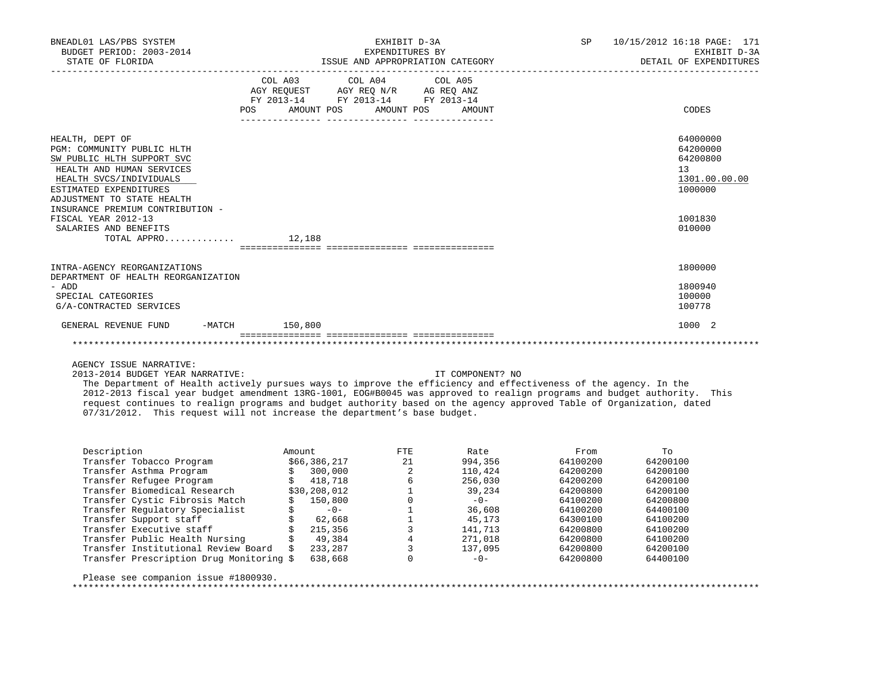BNEADL01 LAS/PBS SYSTEM | EXHIBIT D-3A | SP 10/15/2012 16:18 PAGE: 171
BUDGET PERIOD: 2003-2014 | EXPENDITURES BY | EXHIBIT D-3A
STATE OF FLORIDA | ISSUE AND APPROPRIATION CATEGORY | DETAIL OF EXPENDITURES

| | COL A03 AGY REQUEST FY 2013-14 POS AMOUNT | COL A04 AGY REQ N/R FY 2013-14 POS AMOUNT | COL A05 AG REQ ANZ FY 2013-14 POS AMOUNT | CODES |
|---|---|---|---|---|
| HEALTH, DEPT OF | | | | 64000000 |
| PGM: COMMUNITY PUBLIC HLTH | | | | 64200000 |
| SW PUBLIC HLTH SUPPORT SVC | | | | 64200800 |
| HEALTH AND HUMAN SERVICES | | | | 13 |
| HEALTH SVCS/INDIVIDUALS | | | | 1301.00.00.00 |
| ESTIMATED EXPENDITURES | | | | 1000000 |
| ADJUSTMENT TO STATE HEALTH INSURANCE PREMIUM CONTRIBUTION - FISCAL YEAR 2012-13 | | | | 1001830 |
| SALARIES AND BENEFITS | | | | 010000 |
| TOTAL APPRO............. | 12,188 | | | |
| INTRA-AGENCY REORGANIZATIONS | | | | 1800000 |
| DEPARTMENT OF HEALTH REORGANIZATION - ADD | | | | 1800940 |
| SPECIAL CATEGORIES | | | | 100000 |
| G/A-CONTRACTED SERVICES | | | | 100778 |
| GENERAL REVENUE FUND -MATCH | 150,800 | | | 1000 2 |

AGENCY ISSUE NARRATIVE:

2013-2014 BUDGET YEAR NARRATIVE: IT COMPONENT? NO

The Department of Health actively pursues ways to improve the efficiency and effectiveness of the agency. In the 2012-2013 fiscal year budget amendment 13RG-1001, EOG#B0045 was approved to realign programs and budget authority. This request continues to realign programs and budget authority based on the agency approved Table of Organization, dated 07/31/2012. This request will not increase the department's base budget.

| Description | Amount | FTE | Rate | From | To |
|---|---|---|---|---|---|
| Transfer Tobacco Program | $66,386,217 | 21 | 994,356 | 64100200 | 64200100 |
| Transfer Asthma Program | $ 300,000 | 2 | 110,424 | 64200200 | 64200100 |
| Transfer Refugee Program | $ 418,718 | 6 | 256,030 | 64200200 | 64200100 |
| Transfer Biomedical Research | $30,208,012 | 1 | 39,234 | 64200800 | 64200100 |
| Transfer Cystic Fibrosis Match | $ 150,800 | 0 | -0- | 64100200 | 64200800 |
| Transfer Regulatory Specialist | $ -0- | 1 | 36,608 | 64100200 | 64400100 |
| Transfer Support staff | $ 62,668 | 1 | 45,173 | 64300100 | 64100200 |
| Transfer Executive staff | $ 215,356 | 3 | 141,713 | 64200800 | 64100200 |
| Transfer Public Health Nursing | $ 49,384 | 4 | 271,018 | 64200800 | 64100200 |
| Transfer Institutional Review Board | $ 233,287 | 3 | 137,095 | 64200800 | 64200100 |
| Transfer Prescription Drug Monitoring | $ 638,668 | 0 | -0- | 64200800 | 64400100 |

Please see companion issue #1800930.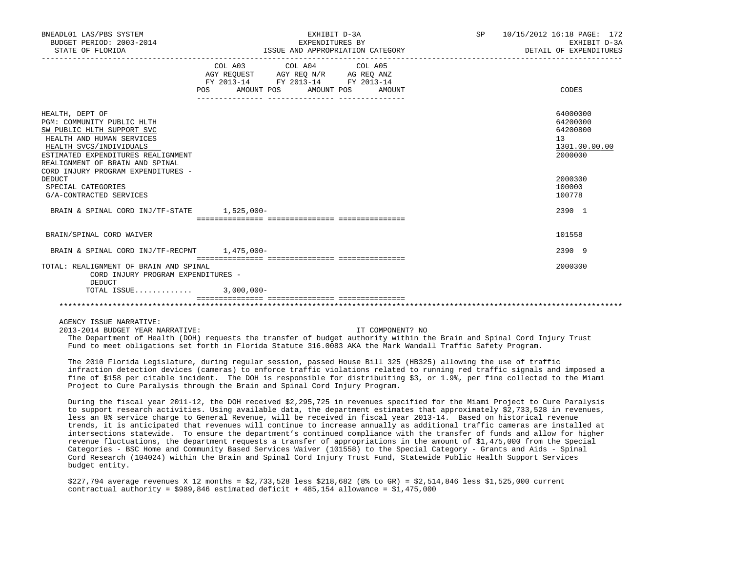BNEADL01 LAS/PBS SYSTEM — EXHIBIT D-3A — SP 10/15/2012 16:18 PAGE: 172
BUDGET PERIOD: 2003-2014 — EXPENDITURES BY — EXHIBIT D-3A
STATE OF FLORIDA — ISSUE AND APPROPRIATION CATEGORY — DETAIL OF EXPENDITURES

| | COL A03 AGY REQUEST FY 2013-14 POS AMOUNT | COL A04 AGY REQ N/R FY 2013-14 POS AMOUNT | COL A05 AG REQ ANZ FY 2013-14 POS AMOUNT | CODES |
|---|---|---|---|---|
| HEALTH, DEPT OF | | | | 64000000 |
| PGM: COMMUNITY PUBLIC HLTH | | | | 64200000 |
| SW PUBLIC HLTH SUPPORT SVC | | | | 64200800 |
| HEALTH AND HUMAN SERVICES | | | | 13 |
| HEALTH SVCS/INDIVIDUALS | | | | 1301.00.00.00 |
| ESTIMATED EXPENDITURES REALIGNMENT | | | | 2000000 |
| REALIGNMENT OF BRAIN AND SPINAL CORD INJURY PROGRAM EXPENDITURES - DEDUCT | | | | 2000300 |
| SPECIAL CATEGORIES | | | | 100000 |
| G/A-CONTRACTED SERVICES | | | | 100778 |
| BRAIN & SPINAL CORD INJ/TF-STATE | 1,525,000- | | | 2390 1 |
| BRAIN/SPINAL CORD WAIVER | | | | 101558 |
| BRAIN & SPINAL CORD INJ/TF-RECPNT | 1,475,000- | | | 2390 9 |
| TOTAL: REALIGNMENT OF BRAIN AND SPINAL CORD INJURY PROGRAM EXPENDITURES - DEDUCT | | | | 2000300 |
| TOTAL ISSUE............ | 3,000,000- | | | |

AGENCY ISSUE NARRATIVE:

2013-2014 BUDGET YEAR NARRATIVE: IT COMPONENT? NO

The Department of Health (DOH) requests the transfer of budget authority within the Brain and Spinal Cord Injury Trust Fund to meet obligations set forth in Florida Statute 316.0083 AKA the Mark Wandall Traffic Safety Program.

The 2010 Florida Legislature, during regular session, passed House Bill 325 (HB325) allowing the use of traffic infraction detection devices (cameras) to enforce traffic violations related to running red traffic signals and imposed a fine of $158 per citable incident. The DOH is responsible for distribuiting $3, or 1.9%, per fine collected to the Miami Project to Cure Paralysis through the Brain and Spinal Cord Injury Program.

During the fiscal year 2011-12, the DOH received $2,295,725 in revenues specified for the Miami Project to Cure Paralysis to support research activities. Using available data, the department estimates that approximately $2,733,528 in revenues, less an 8% service charge to General Revenue, will be received in fiscal year 2013-14. Based on historical revenue trends, it is anticipated that revenues will continue to increase annually as additional traffic cameras are installed at intersections statewide. To ensure the department's continued compliance with the transfer of funds and allow for higher revenue fluctuations, the department requests a transfer of appropriations in the amount of $1,475,000 from the Special Categories - BSC Home and Community Based Services Waiver (101558) to the Special Category - Grants and Aids - Spinal Cord Research (104024) within the Brain and Spinal Cord Injury Trust Fund, Statewide Public Health Support Services budget entity.

$227,794 average revenues X 12 months = $2,733,528 less $218,682 (8% to GR) = $2,514,846 less $1,525,000 current contractual authority = $989,846 estimated deficit + 485,154 allowance = $1,475,000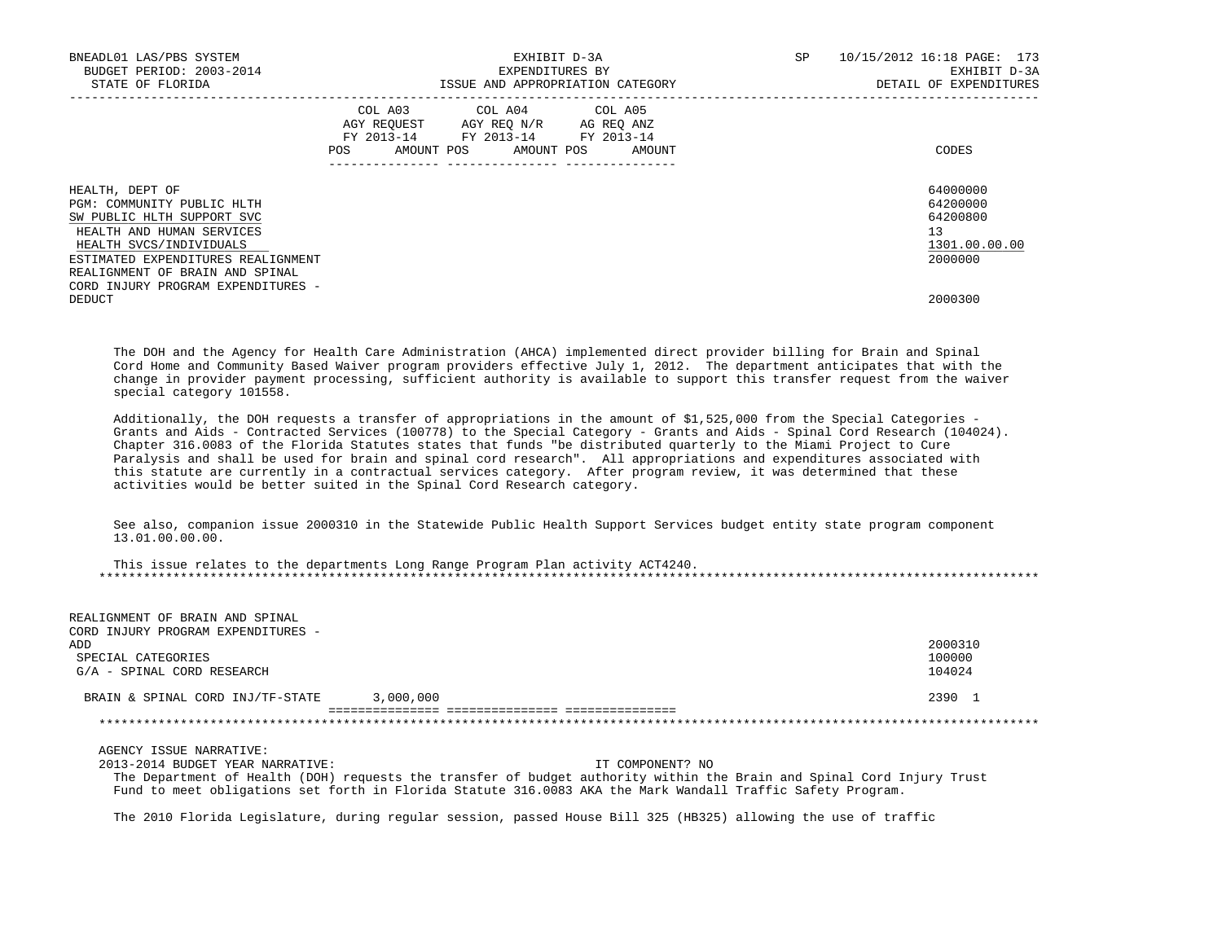BNEADL01 LAS/PBS SYSTEM | EXHIBIT D-3A | SP 10/15/2012 16:18
BUDGET PERIOD: 2003-2014 | EXPENDITURES BY | EXHIBIT D-3A
STATE OF FLORIDA | ISSUE AND APPROPRIATION CATEGORY | DETAIL OF EXPENDITURES

| | COL A03 AGY REQUEST FY 2013-14 POS AMOUNT | COL A04 AGY REQ N/R FY 2013-14 POS AMOUNT | COL A05 AG REQ ANZ FY 2013-14 POS AMOUNT | CODES |
|---|---|---|---|---|
| HEALTH, DEPT OF | | | | 64000000 |
| PGM: COMMUNITY PUBLIC HLTH | | | | 64200000 |
| SW PUBLIC HLTH SUPPORT SVC | | | | 64200800 |
| HEALTH AND HUMAN SERVICES | | | | 13 |
| HEALTH SVCS/INDIVIDUALS | | | | 1301.00.00.00 |
| ESTIMATED EXPENDITURES REALIGNMENT | | | | 2000000 |
| REALIGNMENT OF BRAIN AND SPINAL CORD INJURY PROGRAM EXPENDITURES - DEDUCT | | | | 2000300 |

The DOH and the Agency for Health Care Administration (AHCA) implemented direct provider billing for Brain and Spinal Cord Home and Community Based Waiver program providers effective July 1, 2012. The department anticipates that with the change in provider payment processing, sufficient authority is available to support this transfer request from the waiver special category 101558.

Additionally, the DOH requests a transfer of appropriations in the amount of $1,525,000 from the Special Categories - Grants and Aids - Contracted Services (100778) to the Special Category - Grants and Aids - Spinal Cord Research (104024). Chapter 316.0083 of the Florida Statutes states that funds "be distributed quarterly to the Miami Project to Cure Paralysis and shall be used for brain and spinal cord research". All appropriations and expenditures associated with this statute are currently in a contractual services category. After program review, it was determined that these activities would be better suited in the Spinal Cord Research category.

See also, companion issue 2000310 in the Statewide Public Health Support Services budget entity state program component 13.01.00.00.00.

This issue relates to the departments Long Range Program Plan activity ACT4240.

*******************************************************************************************************************************

| | COL A03 | COL A04 | COL A05 | CODES |
|---|---|---|---|---|
| REALIGNMENT OF BRAIN AND SPINAL CORD INJURY PROGRAM EXPENDITURES - ADD | | | | 2000310 |
| SPECIAL CATEGORIES | | | | 100000 |
| G/A - SPINAL CORD RESEARCH | | | | 104024 |
| BRAIN & SPINAL CORD INJ/TF-STATE | 3,000,000 | | | 2390 1 |

*******************************************************************************************************************************

AGENCY ISSUE NARRATIVE:
2013-2014 BUDGET YEAR NARRATIVE: IT COMPONENT? NO

The Department of Health (DOH) requests the transfer of budget authority within the Brain and Spinal Cord Injury Trust Fund to meet obligations set forth in Florida Statute 316.0083 AKA the Mark Wandall Traffic Safety Program.

The 2010 Florida Legislature, during regular session, passed House Bill 325 (HB325) allowing the use of traffic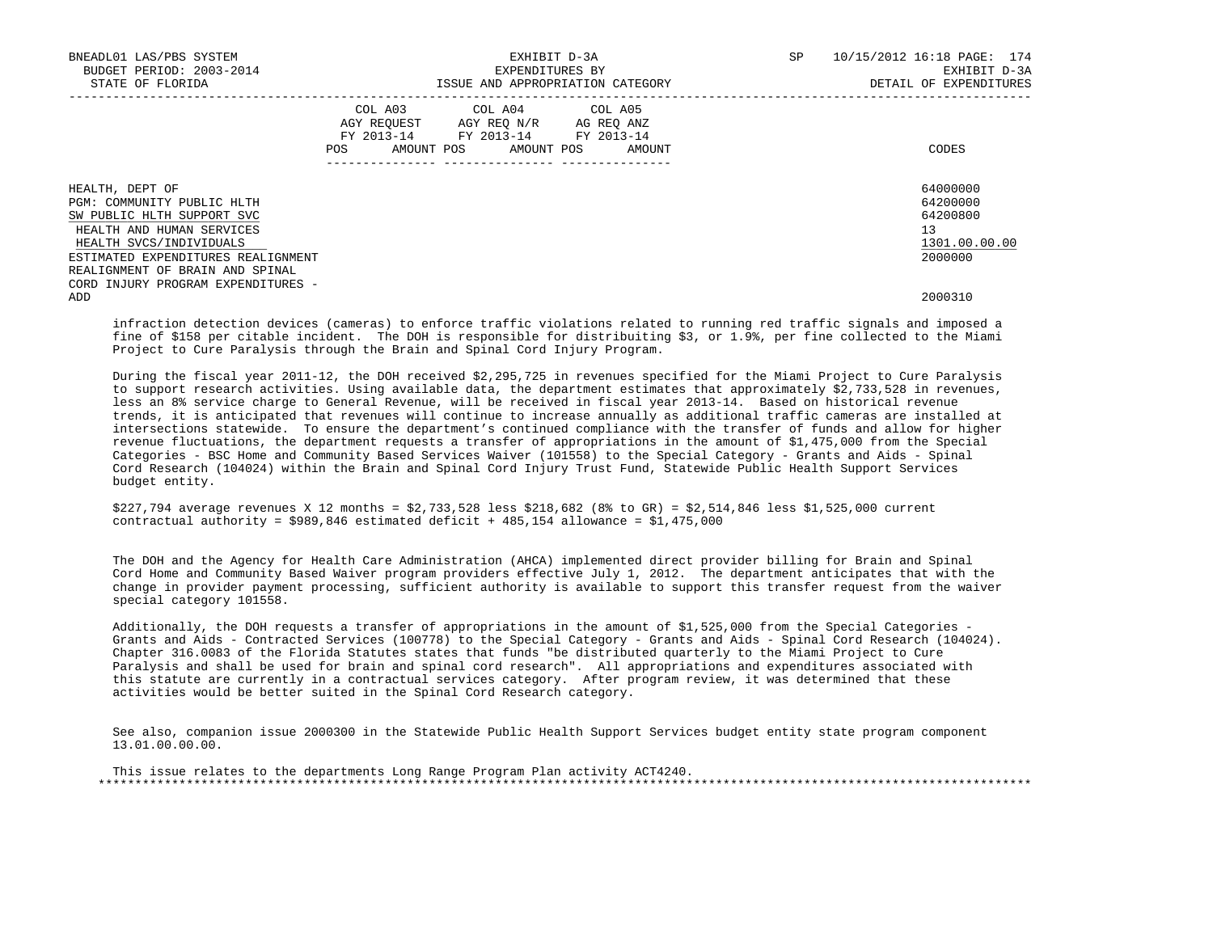| | COL A03 AGY REQUEST FY 2013-14 POS AMOUNT | COL A04 AGY REQ N/R FY 2013-14 POS AMOUNT | COL A05 AG REQ ANZ FY 2013-14 POS AMOUNT | CODES |
|---|---|---|---|---|
| HEALTH, DEPT OF | | | | 64000000 |
| PGM: COMMUNITY PUBLIC HLTH | | | | 64200000 |
| SW PUBLIC HLTH SUPPORT SVC | | | | 64200800 |
| HEALTH AND HUMAN SERVICES | | | | 13 |
| HEALTH SVCS/INDIVIDUALS | | | | 1301.00.00.00 |
| ESTIMATED EXPENDITURES REALIGNMENT | | | | 2000000 |
| REALIGNMENT OF BRAIN AND SPINAL CORD INJURY PROGRAM EXPENDITURES - ADD | | | | 2000310 |

infraction detection devices (cameras) to enforce traffic violations related to running red traffic signals and imposed a fine of $158 per citable incident. The DOH is responsible for distribiuting $3, or 1.9%, per fine collected to the Miami Project to Cure Paralysis through the Brain and Spinal Cord Injury Program.

During the fiscal year 2011-12, the DOH received $2,295,725 in revenues specified for the Miami Project to Cure Paralysis to support research activities. Using available data, the department estimates that approximately $2,733,528 in revenues, less an 8% service charge to General Revenue, will be received in fiscal year 2013-14. Based on historical revenue trends, it is anticipated that revenues will continue to increase annually as additional traffic cameras are installed at intersections statewide. To ensure the department's continued compliance with the transfer of funds and allow for higher revenue fluctuations, the department requests a transfer of appropriations in the amount of $1,475,000 from the Special Categories - BSC Home and Community Based Services Waiver (101558) to the Special Category - Grants and Aids - Spinal Cord Research (104024) within the Brain and Spinal Cord Injury Trust Fund, Statewide Public Health Support Services budget entity.

$227,794 average revenues X 12 months = $2,733,528 less $218,682 (8% to GR) = $2,514,846 less $1,525,000 current contractual authority = $989,846 estimated deficit + 485,154 allowance = $1,475,000

The DOH and the Agency for Health Care Administration (AHCA) implemented direct provider billing for Brain and Spinal Cord Home and Community Based Waiver program providers effective July 1, 2012. The department anticipates that with the change in provider payment processing, sufficient authority is available to support this transfer request from the waiver special category 101558.

Additionally, the DOH requests a transfer of appropriations in the amount of $1,525,000 from the Special Categories - Grants and Aids - Contracted Services (100778) to the Special Category - Grants and Aids - Spinal Cord Research (104024). Chapter 316.0083 of the Florida Statutes states that funds "be distributed quarterly to the Miami Project to Cure Paralysis and shall be used for brain and spinal cord research". All appropriations and expenditures associated with this statute are currently in a contractual services category. After program review, it was determined that these activities would be better suited in the Spinal Cord Research category.

See also, companion issue 2000300 in the Statewide Public Health Support Services budget entity state program component 13.01.00.00.00.

This issue relates to the departments Long Range Program Plan activity ACT4240.

*****************************************************************************************************************************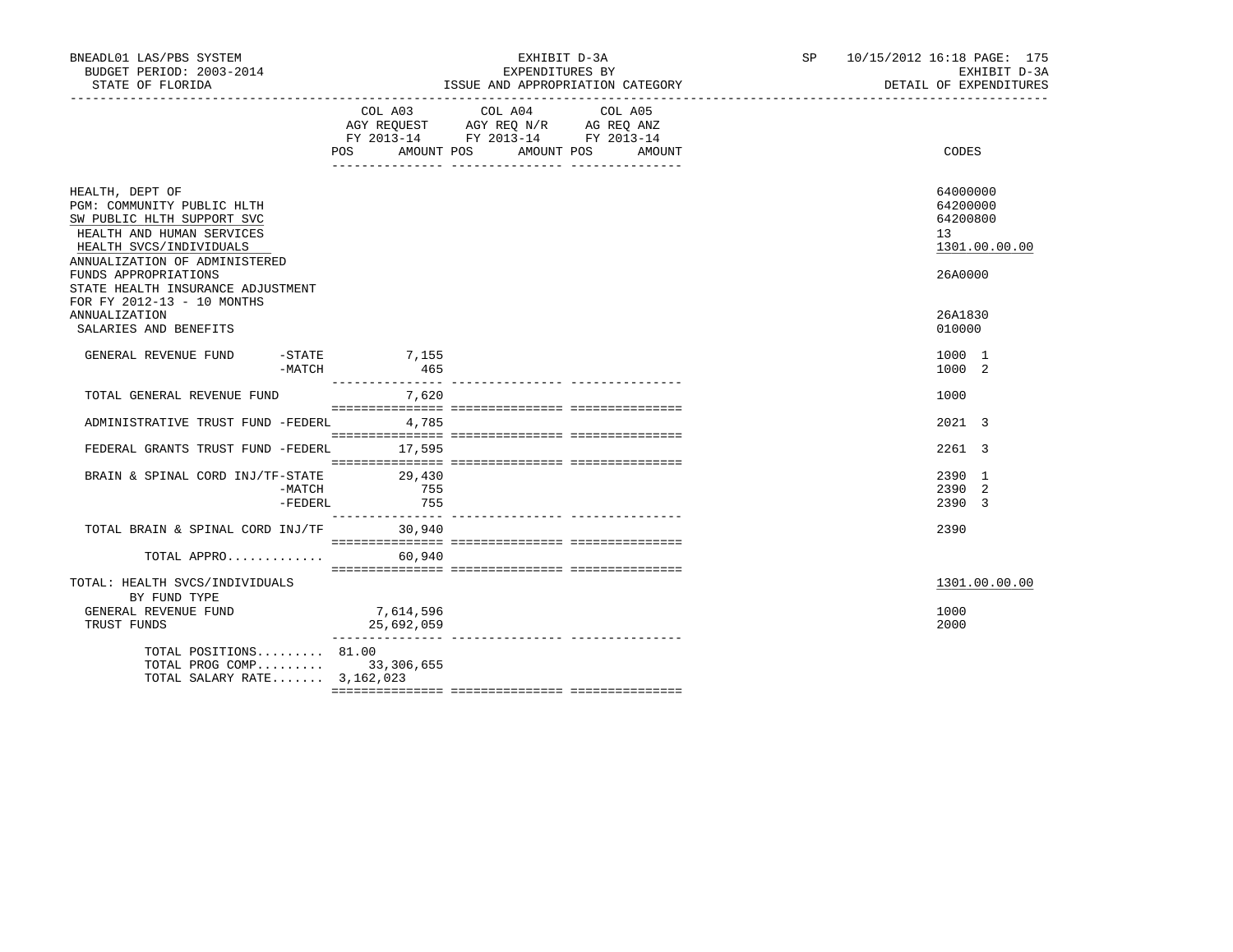BNEADL01 LAS/PBS SYSTEM
BUDGET PERIOD: 2003-2014
STATE OF FLORIDA

EXHIBIT D-3A
EXPENDITURES BY
ISSUE AND APPROPRIATION CATEGORY

SP 10/15/2012 16:18 PAGE: 175
EXHIBIT D-3A
DETAIL OF EXPENDITURES

| | COL A03 AGY REQUEST FY 2013-14 POS | AMOUNT | COL A04 AGY REQ N/R FY 2013-14 POS | AMOUNT | COL A05 AG REQ ANZ FY 2013-14 POS | AMOUNT | CODES |
|---|---|---|---|---|---|---|---|
| HEALTH, DEPT OF | | | | | | | 64000000 |
| PGM: COMMUNITY PUBLIC HLTH | | | | | | | 64200000 |
| SW PUBLIC HLTH SUPPORT SVC | | | | | | | 64200800 |
| HEALTH AND HUMAN SERVICES | | | | | | | 13 |
| HEALTH SVCS/INDIVIDUALS | | | | | | | 1301.00.00.00 |
| ANNUALIZATION OF ADMINISTERED FUNDS APPROPRIATIONS | | | | | | | 26A0000 |
| STATE HEALTH INSURANCE ADJUSTMENT FOR FY 2012-13 - 10 MONTHS ANNUALIZATION | | | | | | | 26A1830 |
| SALARIES AND BENEFITS | | | | | | | 010000 |
| GENERAL REVENUE FUND -STATE | | 7,155 | | | | | 1000 1 |
| -MATCH | | 465 | | | | | 1000 2 |
| TOTAL GENERAL REVENUE FUND | | 7,620 | | | | | 1000 |
| ADMINISTRATIVE TRUST FUND -FEDERL | | 4,785 | | | | | 2021 3 |
| FEDERAL GRANTS TRUST FUND -FEDERL | | 17,595 | | | | | 2261 3 |
| BRAIN & SPINAL CORD INJ/TF-STATE | | 29,430 | | | | | 2390 1 |
| -MATCH | | 755 | | | | | 2390 2 |
| -FEDERL | | 755 | | | | | 2390 3 |
| TOTAL BRAIN & SPINAL CORD INJ/TF | | 30,940 | | | | | 2390 |
| TOTAL APPRO............. | | 60,940 | | | | | |
| TOTAL: HEALTH SVCS/INDIVIDUALS | | | | | | | 1301.00.00.00 |
| BY FUND TYPE | | | | | | | |
| GENERAL REVENUE FUND | | 7,614,596 | | | | | 1000 |
| TRUST FUNDS | | 25,692,059 | | | | | 2000 |
| TOTAL POSITIONS......... | 81.00 | | | | | | |
| TOTAL PROG COMP......... | | 33,306,655 | | | | | |
| TOTAL SALARY RATE....... | | 3,162,023 | | | | | |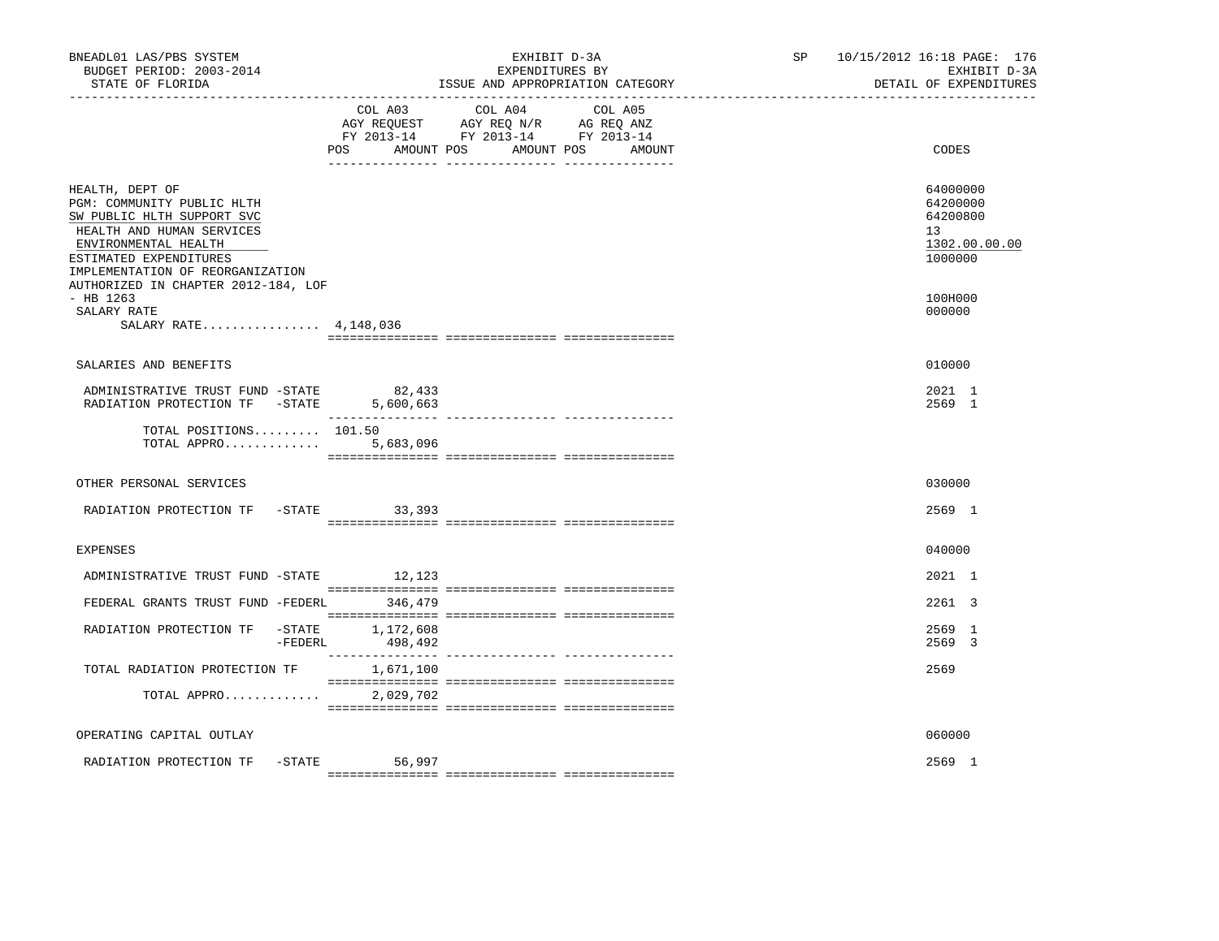BNEADL01 LAS/PBS SYSTEM — BUDGET PERIOD: 2003-2014 — STATE OF FLORIDA

EXHIBIT D-3A — EXPENDITURES BY ISSUE AND APPROPRIATION CATEGORY

SP 10/15/2012 16:18 — EXHIBIT D-3A — DETAIL OF EXPENDITURES

| | COL A03 AGY REQUEST FY 2013-14 POS | AMOUNT | COL A04 AGY REQ N/R FY 2013-14 POS | AMOUNT | COL A05 AG REQ ANZ FY 2013-14 POS | AMOUNT | CODES |
|---|---|---|---|---|---|---|---|
| HEALTH, DEPT OF | | | | | | | 64000000 |
| PGM: COMMUNITY PUBLIC HLTH | | | | | | | 64200000 |
| SW PUBLIC HLTH SUPPORT SVC | | | | | | | 64200800 |
| HEALTH AND HUMAN SERVICES | | | | | | | 13 |
| ENVIRONMENTAL HEALTH | | | | | | | 1302.00.00.00 |
| ESTIMATED EXPENDITURES | | | | | | | 1000000 |
| IMPLEMENTATION OF REORGANIZATION AUTHORIZED IN CHAPTER 2012-184, LOF - HB 1263 | | | | | | | 100H000 |
| SALARY RATE | | | | | | | 000000 |
| SALARY RATE................ | 4,148,036 | | | | | | |
| SALARIES AND BENEFITS | | | | | | | 010000 |
| ADMINISTRATIVE TRUST FUND -STATE | | 82,433 | | | | | 2021 1 |
| RADIATION PROTECTION TF -STATE | | 5,600,663 | | | | | 2569 1 |
| TOTAL POSITIONS......... | 101.50 | | | | | | |
| TOTAL APPRO............. | | 5,683,096 | | | | | |
| OTHER PERSONAL SERVICES | | | | | | | 030000 |
| RADIATION PROTECTION TF -STATE | | 33,393 | | | | | 2569 1 |
| EXPENSES | | | | | | | 040000 |
| ADMINISTRATIVE TRUST FUND -STATE | | 12,123 | | | | | 2021 1 |
| FEDERAL GRANTS TRUST FUND -FEDERL | | 346,479 | | | | | 2261 3 |
| RADIATION PROTECTION TF -STATE | | 1,172,608 | | | | | 2569 1 |
| -FEDERL | | 498,492 | | | | | 2569 3 |
| TOTAL RADIATION PROTECTION TF | | 1,671,100 | | | | | 2569 |
| TOTAL APPRO............. | | 2,029,702 | | | | | |
| OPERATING CAPITAL OUTLAY | | | | | | | 060000 |
| RADIATION PROTECTION TF -STATE | | 56,997 | | | | | 2569 1 |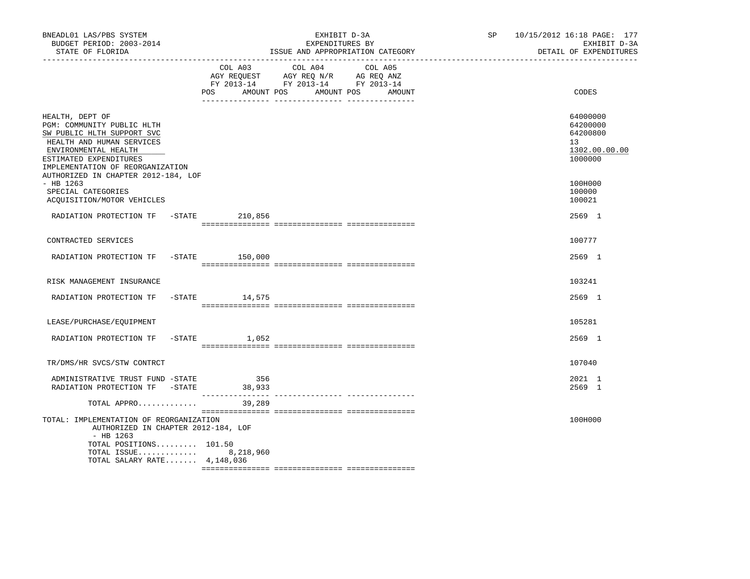BNEADL01 LAS/PBS SYSTEM | EXHIBIT D-3A | SP 10/15/2012 16:18

BUDGET PERIOD: 2003-2014 | EXPENDITURES BY | EXHIBIT D-3A

STATE OF FLORIDA | ISSUE AND APPROPRIATION CATEGORY | DETAIL OF EXPENDITURES

| | COL A03 AGY REQUEST FY 2013-14 POS AMOUNT | COL A04 AGY REQ N/R FY 2013-14 POS AMOUNT | COL A05 AG REQ ANZ FY 2013-14 POS AMOUNT | CODES |
|---|---|---|---|---|
| HEALTH, DEPT OF | | | | 64000000 |
| PGM: COMMUNITY PUBLIC HLTH | | | | 64200000 |
| SW PUBLIC HLTH SUPPORT SVC | | | | 64200800 |
| HEALTH AND HUMAN SERVICES | | | | 13 |
| ENVIRONMENTAL HEALTH | | | | 1302.00.00.00 |
| ESTIMATED EXPENDITURES | | | | 1000000 |
| IMPLEMENTATION OF REORGANIZATION AUTHORIZED IN CHAPTER 2012-184, LOF - HB 1263 | | | | 100H000 |
| SPECIAL CATEGORIES | | | | 100000 |
| ACQUISITION/MOTOR VEHICLES | | | | 100021 |
| RADIATION PROTECTION TF -STATE | 210,856 | | | 2569 1 |
| CONTRACTED SERVICES | | | | 100777 |
| RADIATION PROTECTION TF -STATE | 150,000 | | | 2569 1 |
| RISK MANAGEMENT INSURANCE | | | | 103241 |
| RADIATION PROTECTION TF -STATE | 14,575 | | | 2569 1 |
| LEASE/PURCHASE/EQUIPMENT | | | | 105281 |
| RADIATION PROTECTION TF -STATE | 1,052 | | | 2569 1 |
| TR/DMS/HR SVCS/STW CONTRCT | | | | 107040 |
| ADMINISTRATIVE TRUST FUND -STATE | 356 | | | 2021 1 |
| RADIATION PROTECTION TF -STATE | 38,933 | | | 2569 1 |
| TOTAL APPRO............ | 39,289 | | | |
| TOTAL: IMPLEMENTATION OF REORGANIZATION AUTHORIZED IN CHAPTER 2012-184, LOF - HB 1263 | | | | 100H000 |
| TOTAL POSITIONS......... | 101.50 | | | |
| TOTAL ISSUE............ | 8,218,960 | | | |
| TOTAL SALARY RATE....... | 4,148,036 | | | |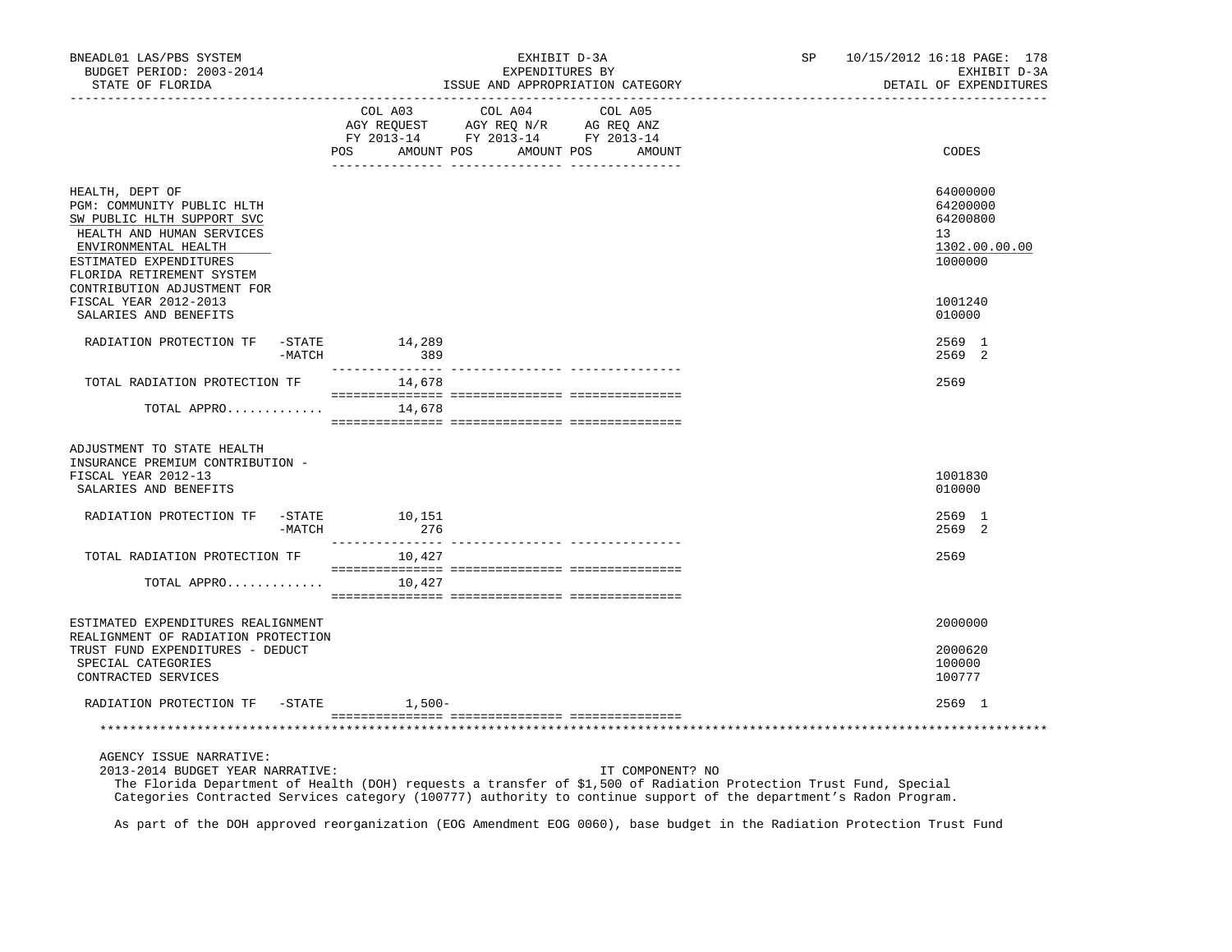BNEADL01 LAS/PBS SYSTEM — EXHIBIT D-3A — EXPENDITURES BY ISSUE AND APPROPRIATION CATEGORY
BUDGET PERIOD: 2003-2014 — STATE OF FLORIDA — DETAIL OF EXPENDITURES

| | COL A03 AGY REQUEST FY 2013-14 POS AMOUNT | COL A04 AGY REQ N/R FY 2013-14 POS AMOUNT | COL A05 AG REQ ANZ FY 2013-14 POS AMOUNT | CODES |
|---|---|---|---|---|
| HEALTH, DEPT OF | | | | 64000000 |
| PGM: COMMUNITY PUBLIC HLTH | | | | 64200000 |
| SW PUBLIC HLTH SUPPORT SVC | | | | 64200800 |
| HEALTH AND HUMAN SERVICES | | | | 13 |
| ENVIRONMENTAL HEALTH | | | | 1302.00.00.00 |
| ESTIMATED EXPENDITURES | | | | 1000000 |
| FLORIDA RETIREMENT SYSTEM CONTRIBUTION ADJUSTMENT FOR FISCAL YEAR 2012-2013 | | | | 1001240 |
| SALARIES AND BENEFITS | | | | 010000 |
| RADIATION PROTECTION TF -STATE | 14,289 | | | 2569 1 |
| -MATCH | 389 | | | 2569 2 |
| TOTAL RADIATION PROTECTION TF | 14,678 | | | 2569 |
| TOTAL APPRO............ | 14,678 | | | |
| ADJUSTMENT TO STATE HEALTH INSURANCE PREMIUM CONTRIBUTION - FISCAL YEAR 2012-13 | | | | 1001830 |
| SALARIES AND BENEFITS | | | | 010000 |
| RADIATION PROTECTION TF -STATE | 10,151 | | | 2569 1 |
| -MATCH | 276 | | | 2569 2 |
| TOTAL RADIATION PROTECTION TF | 10,427 | | | 2569 |
| TOTAL APPRO............ | 10,427 | | | |
| ESTIMATED EXPENDITURES REALIGNMENT | | | | 2000000 |
| REALIGNMENT OF RADIATION PROTECTION TRUST FUND EXPENDITURES - DEDUCT | | | | 2000620 |
| SPECIAL CATEGORIES | | | | 100000 |
| CONTRACTED SERVICES | | | | 100777 |
| RADIATION PROTECTION TF -STATE | 1,500- | | | 2569 1 |

AGENCY ISSUE NARRATIVE:
2013-2014 BUDGET YEAR NARRATIVE: IT COMPONENT? NO

The Florida Department of Health (DOH) requests a transfer of $1,500 of Radiation Protection Trust Fund, Special Categories Contracted Services category (100777) authority to continue support of the department's Radon Program.

As part of the DOH approved reorganization (EOG Amendment EOG 0060), base budget in the Radiation Protection Trust Fund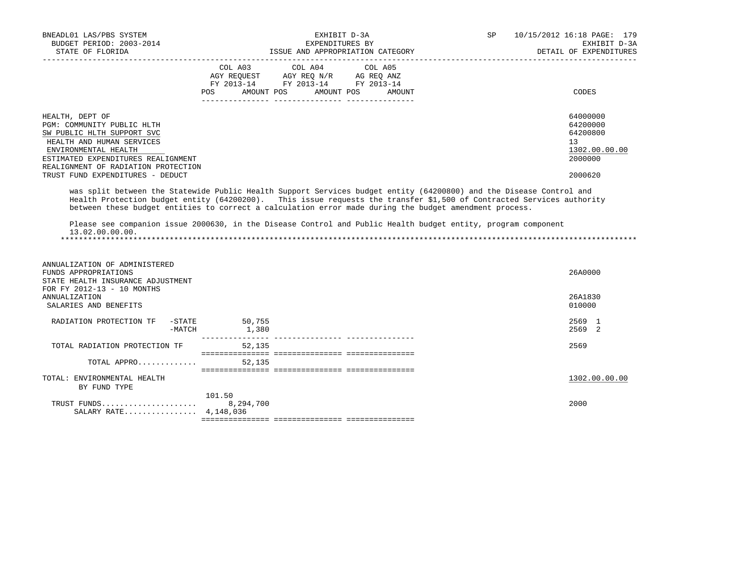| | COL A03 AGY REQUEST FY 2013-14 POS AMOUNT | COL A04 AGY REQ N/R FY 2013-14 POS AMOUNT | COL A05 AG REQ ANZ FY 2013-14 POS AMOUNT | CODES |
|---|---|---|---|---|
| HEALTH, DEPT OF | | | | 64000000 |
| PGM: COMMUNITY PUBLIC HLTH | | | | 64200000 |
| SW PUBLIC HLTH SUPPORT SVC | | | | 64200800 |
| HEALTH AND HUMAN SERVICES | | | | 13 |
| ENVIRONMENTAL HEALTH | | | | 1302.00.00.00 |
| ESTIMATED EXPENDITURES REALIGNMENT | | | | 2000000 |
| REALIGNMENT OF RADIATION PROTECTION TRUST FUND EXPENDITURES - DEDUCT | | | | 2000620 |

was split between the Statewide Public Health Support Services budget entity (64200800) and the Disease Control and Health Protection budget entity (64200200). This issue requests the transfer $1,500 of Contracted Services authority between these budget entities to correct a calculation error made during the budget amendment process.

Please see companion issue 2000630, in the Disease Control and Public Health budget entity, program component 13.02.00.00.00.

*******************************************************************************************************************************

| | COL A03 | COL A04 | COL A05 | CODES |
|---|---|---|---|---|
| ANNUALIZATION OF ADMINISTERED FUNDS APPROPRIATIONS | | | | 26A0000 |
| STATE HEALTH INSURANCE ADJUSTMENT FOR FY 2012-13 - 10 MONTHS ANNUALIZATION | | | | 26A1830 |
| SALARIES AND BENEFITS | | | | 010000 |
| RADIATION PROTECTION TF -STATE | 50,755 | | | 2569 1 |
| -MATCH | 1,380 | | | 2569 2 |
| TOTAL RADIATION PROTECTION TF | 52,135 | | | 2569 |
| TOTAL APPRO............ | 52,135 | | | |
| TOTAL: ENVIRONMENTAL HEALTH BY FUND TYPE | | | | 1302.00.00.00 |
| TRUST FUNDS..................... | 101.50 8,294,700 | | | 2000 |
| SALARY RATE................ | 4,148,036 | | | |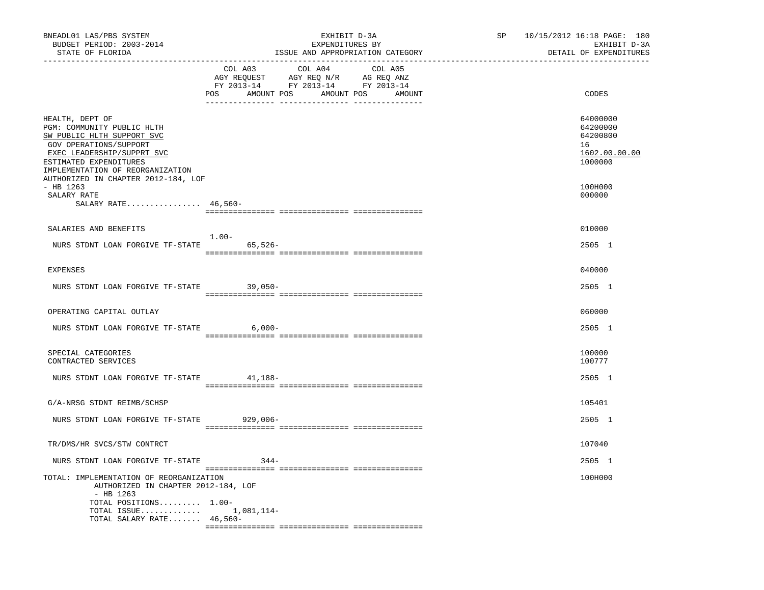BNEADL01 LAS/PBS SYSTEM — EXHIBIT D-3A — SP 10/15/2012 16:18

BUDGET PERIOD: 2003-2014 — EXPENDITURES BY — EXHIBIT D-3A

STATE OF FLORIDA — ISSUE AND APPROPRIATION CATEGORY — DETAIL OF EXPENDITURES

| | COL A03 AGY REQUEST FY 2013-14 POS | AMOUNT | COL A04 AGY REQ N/R FY 2013-14 POS | AMOUNT | COL A05 AG REQ ANZ FY 2013-14 POS | AMOUNT | CODES |
|---|---|---|---|---|---|---|---|
| HEALTH, DEPT OF | | | | | | | 64000000 |
| PGM: COMMUNITY PUBLIC HLTH | | | | | | | 64200000 |
| SW PUBLIC HLTH SUPPORT SVC | | | | | | | 64200800 |
| GOV OPERATIONS/SUPPORT | | | | | | | 16 |
| EXEC LEADERSHIP/SUPPRT SVC | | | | | | | 1602.00.00.00 |
| ESTIMATED EXPENDITURES | | | | | | | 1000000 |
| IMPLEMENTATION OF REORGANIZATION AUTHORIZED IN CHAPTER 2012-184, LOF - HB 1263 | | | | | | | 100H000 |
| SALARY RATE | | | | | | | 000000 |
| SALARY RATE................ | 46,560- | | | | | | |
| SALARIES AND BENEFITS | | | | | | | 010000 |
| NURS STDNT LOAN FORGIVE TF-STATE | 1.00- | 65,526- | | | | | 2505 1 |
| EXPENSES | | | | | | | 040000 |
| NURS STDNT LOAN FORGIVE TF-STATE | | 39,050- | | | | | 2505 1 |
| OPERATING CAPITAL OUTLAY | | | | | | | 060000 |
| NURS STDNT LOAN FORGIVE TF-STATE | | 6,000- | | | | | 2505 1 |
| SPECIAL CATEGORIES | | | | | | | 100000 |
| CONTRACTED SERVICES | | | | | | | 100777 |
| NURS STDNT LOAN FORGIVE TF-STATE | | 41,188- | | | | | 2505 1 |
| G/A-NRSG STDNT REIMB/SCHSP | | | | | | | 105401 |
| NURS STDNT LOAN FORGIVE TF-STATE | | 929,006- | | | | | 2505 1 |
| TR/DMS/HR SVCS/STW CONTRCT | | | | | | | 107040 |
| NURS STDNT LOAN FORGIVE TF-STATE | | 344- | | | | | 2505 1 |
| TOTAL: IMPLEMENTATION OF REORGANIZATION AUTHORIZED IN CHAPTER 2012-184, LOF - HB 1263 | | | | | | | 100H000 |
| TOTAL POSITIONS......... | 1.00- | | | | | | |
| TOTAL ISSUE............. | | 1,081,114- | | | | | |
| TOTAL SALARY RATE....... | 46,560- | | | | | | |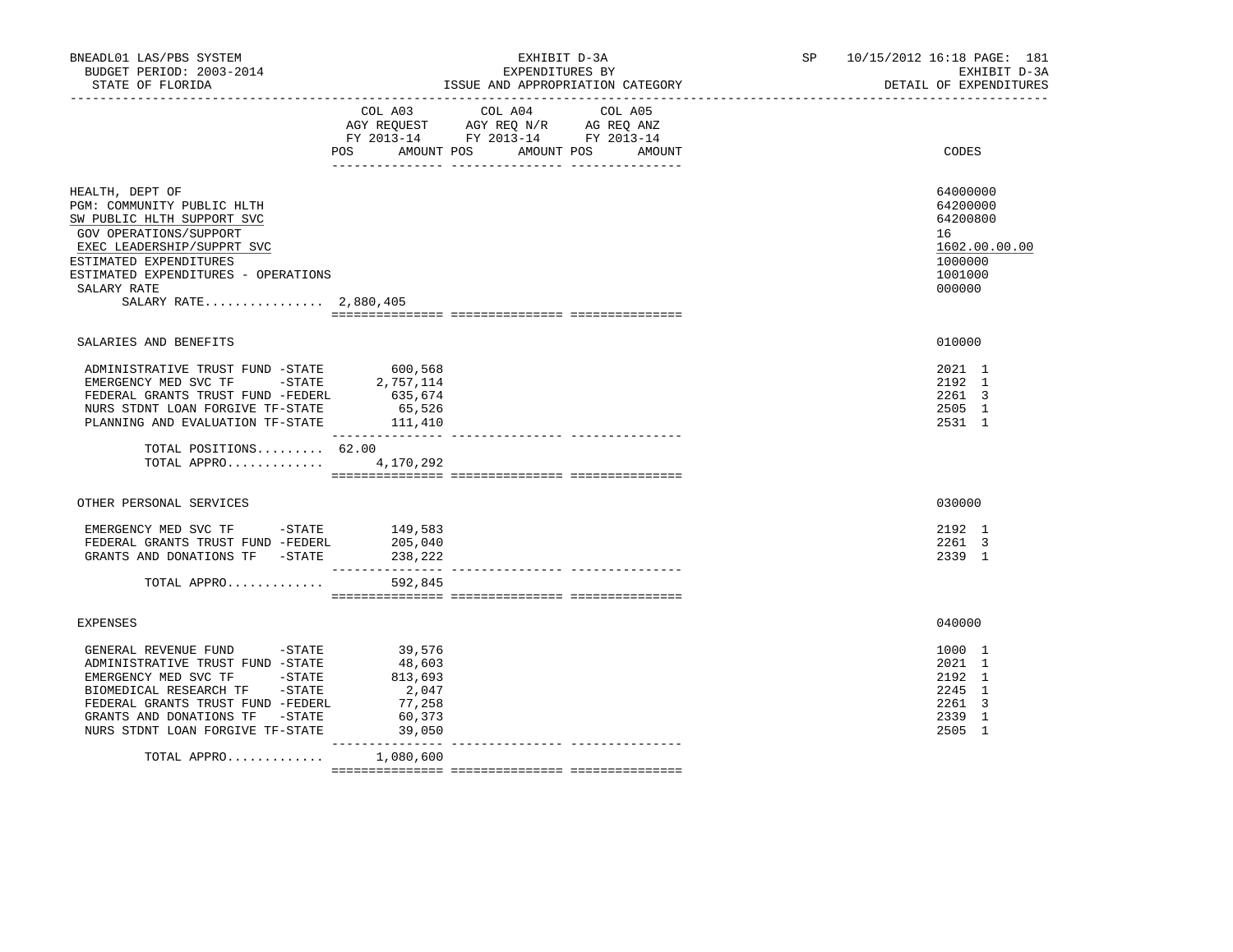BNEADL01 LAS/PBS SYSTEM
BUDGET PERIOD: 2003-2014
STATE OF FLORIDA

EXHIBIT D-3A
EXPENDITURES BY
ISSUE AND APPROPRIATION CATEGORY

SP 10/15/2012 16:18 PAGE: 181
EXHIBIT D-3A
DETAIL OF EXPENDITURES

| | COL A03 AGY REQUEST FY 2013-14 POS AMOUNT | COL A04 AGY REQ N/R FY 2013-14 POS AMOUNT | COL A05 AG REQ ANZ FY 2013-14 POS AMOUNT | CODES |
|---|---|---|---|---|
| HEALTH, DEPT OF | | | | 64000000 |
| PGM: COMMUNITY PUBLIC HLTH | | | | 64200000 |
| SW PUBLIC HLTH SUPPORT SVC | | | | 64200800 |
| GOV OPERATIONS/SUPPORT | | | | 16 |
| EXEC LEADERSHIP/SUPPRT SVC | | | | 1602.00.00.00 |
| ESTIMATED EXPENDITURES | | | | 1000000 |
| ESTIMATED EXPENDITURES - OPERATIONS | | | | 1001000 |
| SALARY RATE | | | | 000000 |
| SALARY RATE................ 2,880,405 | | | | |
| SALARIES AND BENEFITS | | | | 010000 |
| ADMINISTRATIVE TRUST FUND -STATE | 600,568 | | | 2021 1 |
| EMERGENCY MED SVC TF -STATE | 2,757,114 | | | 2192 1 |
| FEDERAL GRANTS TRUST FUND -FEDERL | 635,674 | | | 2261 3 |
| NURS STDNT LOAN FORGIVE TF-STATE | 65,526 | | | 2505 1 |
| PLANNING AND EVALUATION TF-STATE | 111,410 | | | 2531 1 |
| TOTAL POSITIONS......... | 62.00 | | | |
| TOTAL APPRO............. | 4,170,292 | | | |
| OTHER PERSONAL SERVICES | | | | 030000 |
| EMERGENCY MED SVC TF -STATE | 149,583 | | | 2192 1 |
| FEDERAL GRANTS TRUST FUND -FEDERL | 205,040 | | | 2261 3 |
| GRANTS AND DONATIONS TF -STATE | 238,222 | | | 2339 1 |
| TOTAL APPRO............. | 592,845 | | | |
| EXPENSES | | | | 040000 |
| GENERAL REVENUE FUND -STATE | 39,576 | | | 1000 1 |
| ADMINISTRATIVE TRUST FUND -STATE | 48,603 | | | 2021 1 |
| EMERGENCY MED SVC TF -STATE | 813,693 | | | 2192 1 |
| BIOMEDICAL RESEARCH TF -STATE | 2,047 | | | 2245 1 |
| FEDERAL GRANTS TRUST FUND -FEDERL | 77,258 | | | 2261 3 |
| GRANTS AND DONATIONS TF -STATE | 60,373 | | | 2339 1 |
| NURS STDNT LOAN FORGIVE TF-STATE | 39,050 | | | 2505 1 |
| TOTAL APPRO............. | 1,080,600 | | | |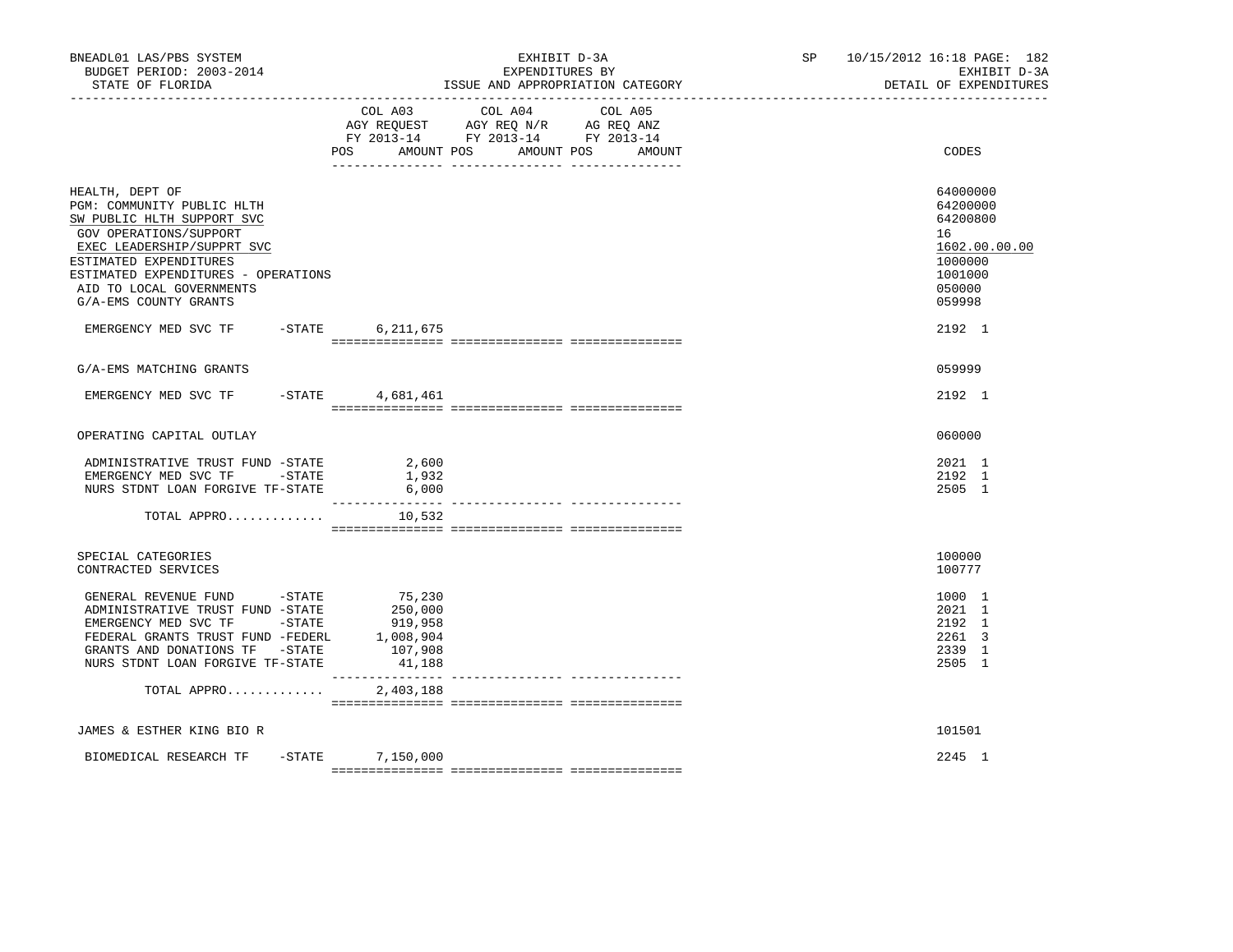BNEADL01 LAS/PBS SYSTEM
BUDGET PERIOD: 2003-2014
STATE OF FLORIDA

EXHIBIT D-3A
EXPENDITURES BY
ISSUE AND APPROPRIATION CATEGORY

SP 10/15/2012 16:18

EXHIBIT D-3A
DETAIL OF EXPENDITURES

| | COL A03 AGY REQUEST FY 2013-14 POS AMOUNT | COL A04 AGY REQ N/R FY 2013-14 POS AMOUNT | COL A05 AG REQ ANZ FY 2013-14 POS AMOUNT | CODES |
|---|---|---|---|---|
| HEALTH, DEPT OF | | | | 64000000 |
| PGM: COMMUNITY PUBLIC HLTH | | | | 64200000 |
| SW PUBLIC HLTH SUPPORT SVC | | | | 64200800 |
| GOV OPERATIONS/SUPPORT | | | | 16 |
| EXEC LEADERSHIP/SUPPRT SVC | | | | 1602.00.00.00 |
| ESTIMATED EXPENDITURES | | | | 1000000 |
| ESTIMATED EXPENDITURES - OPERATIONS | | | | 1001000 |
| AID TO LOCAL GOVERNMENTS | | | | 050000 |
| G/A-EMS COUNTY GRANTS | | | | 059998 |
| EMERGENCY MED SVC TF -STATE | 6,211,675 | | | 2192 1 |
| G/A-EMS MATCHING GRANTS | | | | 059999 |
| EMERGENCY MED SVC TF -STATE | 4,681,461 | | | 2192 1 |
| OPERATING CAPITAL OUTLAY | | | | 060000 |
| ADMINISTRATIVE TRUST FUND -STATE | 2,600 | | | 2021 1 |
| EMERGENCY MED SVC TF -STATE | 1,932 | | | 2192 1 |
| NURS STDNT LOAN FORGIVE TF-STATE | 6,000 | | | 2505 1 |
| TOTAL APPRO............ | 10,532 | | | |
| SPECIAL CATEGORIES | | | | 100000 |
| CONTRACTED SERVICES | | | | 100777 |
| GENERAL REVENUE FUND -STATE | 75,230 | | | 1000 1 |
| ADMINISTRATIVE TRUST FUND -STATE | 250,000 | | | 2021 1 |
| EMERGENCY MED SVC TF -STATE | 919,958 | | | 2192 1 |
| FEDERAL GRANTS TRUST FUND -FEDERL | 1,008,904 | | | 2261 3 |
| GRANTS AND DONATIONS TF -STATE | 107,908 | | | 2339 1 |
| NURS STDNT LOAN FORGIVE TF-STATE | 41,188 | | | 2505 1 |
| TOTAL APPRO............ | 2,403,188 | | | |
| JAMES & ESTHER KING BIO R | | | | 101501 |
| BIOMEDICAL RESEARCH TF -STATE | 7,150,000 | | | 2245 1 |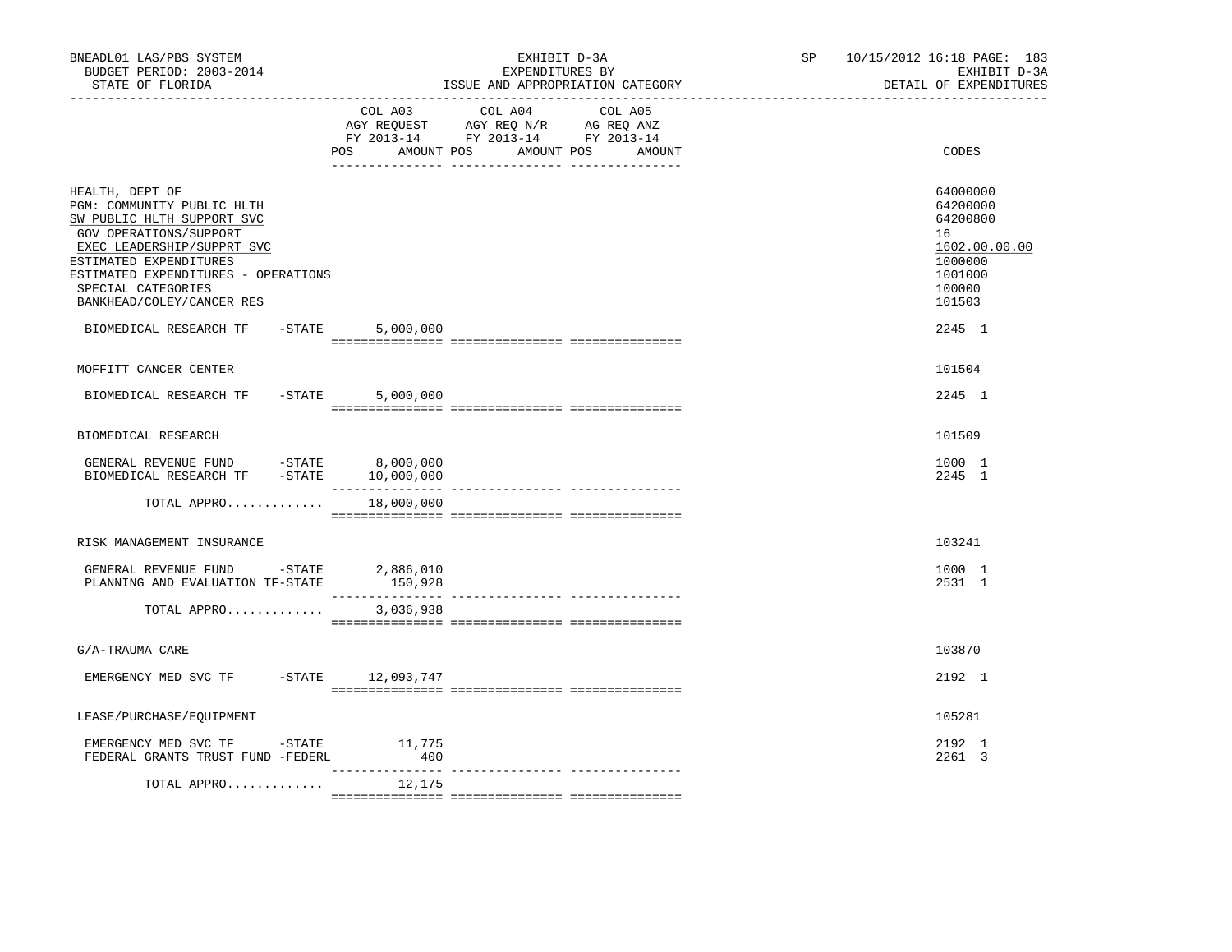BNEADL01 LAS/PBS SYSTEM
BUDGET PERIOD: 2003-2014
STATE OF FLORIDA

EXHIBIT D-3A
EXPENDITURES BY
ISSUE AND APPROPRIATION CATEGORY

SP 10/15/2012 16:18 PAGE: 183
EXHIBIT D-3A
DETAIL OF EXPENDITURES

| | COL A03 AGY REQUEST FY 2013-14 POS AMOUNT | COL A04 AGY REQ N/R FY 2013-14 POS AMOUNT | COL A05 AG REQ ANZ FY 2013-14 POS AMOUNT | CODES |
|---|---|---|---|---|
| HEALTH, DEPT OF | | | | 64000000 |
| PGM: COMMUNITY PUBLIC HLTH | | | | 64200000 |
| SW PUBLIC HLTH SUPPORT SVC | | | | 64200800 |
| GOV OPERATIONS/SUPPORT | | | | 16 |
| EXEC LEADERSHIP/SUPPRT SVC | | | | 1602.00.00.00 |
| ESTIMATED EXPENDITURES | | | | 1000000 |
| ESTIMATED EXPENDITURES - OPERATIONS | | | | 1001000 |
| SPECIAL CATEGORIES | | | | 100000 |
| BANKHEAD/COLEY/CANCER RES | | | | 101503 |
| BIOMEDICAL RESEARCH TF -STATE | 5,000,000 | | | 2245 1 |
| MOFFITT CANCER CENTER | | | | 101504 |
| BIOMEDICAL RESEARCH TF -STATE | 5,000,000 | | | 2245 1 |
| BIOMEDICAL RESEARCH | | | | 101509 |
| GENERAL REVENUE FUND -STATE | 8,000,000 | | | 1000 1 |
| BIOMEDICAL RESEARCH TF -STATE | 10,000,000 | | | 2245 1 |
| TOTAL APPRO............. | 18,000,000 | | | |
| RISK MANAGEMENT INSURANCE | | | | 103241 |
| GENERAL REVENUE FUND -STATE | 2,886,010 | | | 1000 1 |
| PLANNING AND EVALUATION TF-STATE | 150,928 | | | 2531 1 |
| TOTAL APPRO............. | 3,036,938 | | | |
| G/A-TRAUMA CARE | | | | 103870 |
| EMERGENCY MED SVC TF -STATE | 12,093,747 | | | 2192 1 |
| LEASE/PURCHASE/EQUIPMENT | | | | 105281 |
| EMERGENCY MED SVC TF -STATE | 11,775 | | | 2192 1 |
| FEDERAL GRANTS TRUST FUND -FEDERL | 400 | | | 2261 3 |
| TOTAL APPRO............. | 12,175 | | | |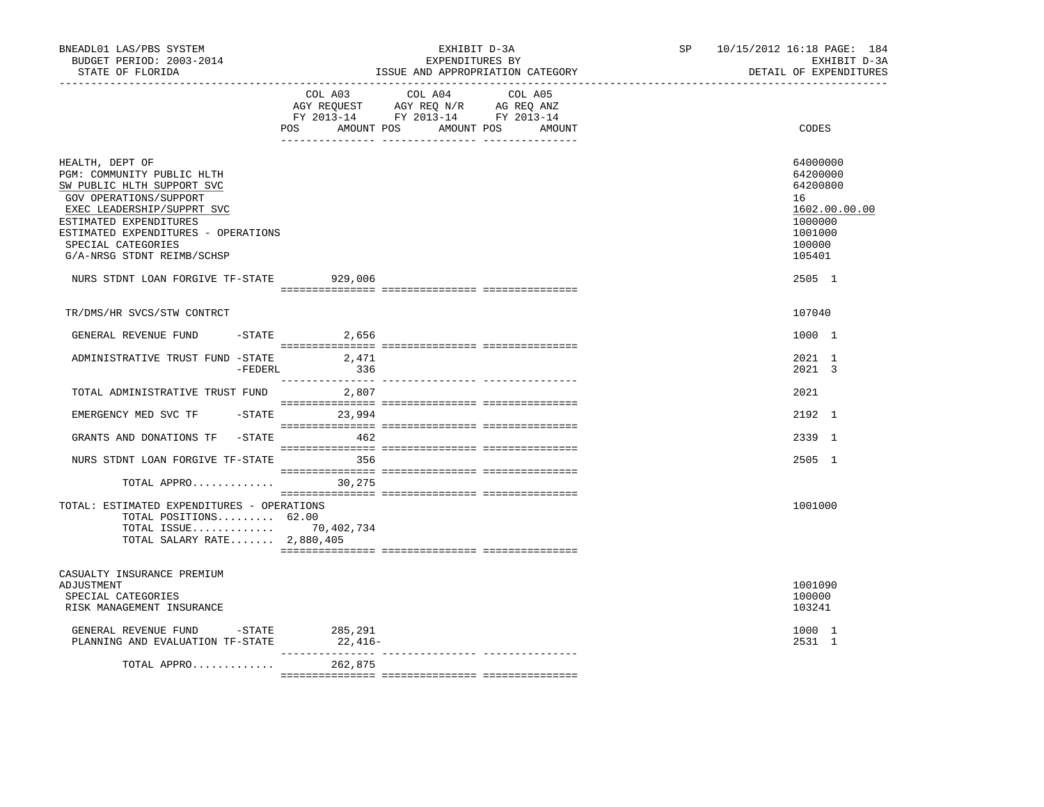BNEADL01 LAS/PBS SYSTEM | EXHIBIT D-3A | SP 10/15/2012 16:18

BUDGET PERIOD: 2003-2014 | EXPENDITURES BY | EXHIBIT D-3A

STATE OF FLORIDA | ISSUE AND APPROPRIATION CATEGORY | DETAIL OF EXPENDITURES

| | COL A03 AGY REQUEST FY 2013-14 POS AMOUNT | COL A04 AGY REQ N/R FY 2013-14 POS AMOUNT | COL A05 AG REQ ANZ FY 2013-14 POS AMOUNT | CODES |
|---|---|---|---|---|
| HEALTH, DEPT OF | | | | 64000000 |
| PGM: COMMUNITY PUBLIC HLTH | | | | 64200000 |
| SW PUBLIC HLTH SUPPORT SVC | | | | 64200800 |
| GOV OPERATIONS/SUPPORT | | | | 16 |
| EXEC LEADERSHIP/SUPPRT SVC | | | | 1602.00.00.00 |
| ESTIMATED EXPENDITURES | | | | 1000000 |
| ESTIMATED EXPENDITURES - OPERATIONS | | | | 1001000 |
| SPECIAL CATEGORIES | | | | 100000 |
| G/A-NRSG STDNT REIMB/SCHSP | | | | 105401 |
| NURS STDNT LOAN FORGIVE TF-STATE | 929,006 | | | 2505 1 |
| TR/DMS/HR SVCS/STW CONTRCT | | | | 107040 |
| GENERAL REVENUE FUND -STATE | 2,656 | | | 1000 1 |
| ADMINISTRATIVE TRUST FUND -STATE | 2,471 | | | 2021 1 |
| -FEDERL | 336 | | | 2021 3 |
| TOTAL ADMINISTRATIVE TRUST FUND | 2,807 | | | 2021 |
| EMERGENCY MED SVC TF -STATE | 23,994 | | | 2192 1 |
| GRANTS AND DONATIONS TF -STATE | 462 | | | 2339 1 |
| NURS STDNT LOAN FORGIVE TF-STATE | 356 | | | 2505 1 |
| TOTAL APPRO............. | 30,275 | | | |
| TOTAL: ESTIMATED EXPENDITURES - OPERATIONS | | | | 1001000 |
| TOTAL POSITIONS......... 62.00 | | | | |
| TOTAL ISSUE............. | 70,402,734 | | | |
| TOTAL SALARY RATE....... 2,880,405 | | | | |
| CASUALTY INSURANCE PREMIUM ADJUSTMENT | | | | 1001090 |
| SPECIAL CATEGORIES | | | | 100000 |
| RISK MANAGEMENT INSURANCE | | | | 103241 |
| GENERAL REVENUE FUND -STATE | 285,291 | | | 1000 1 |
| PLANNING AND EVALUATION TF-STATE | 22,416- | | | 2531 1 |
| TOTAL APPRO............. | 262,875 | | | |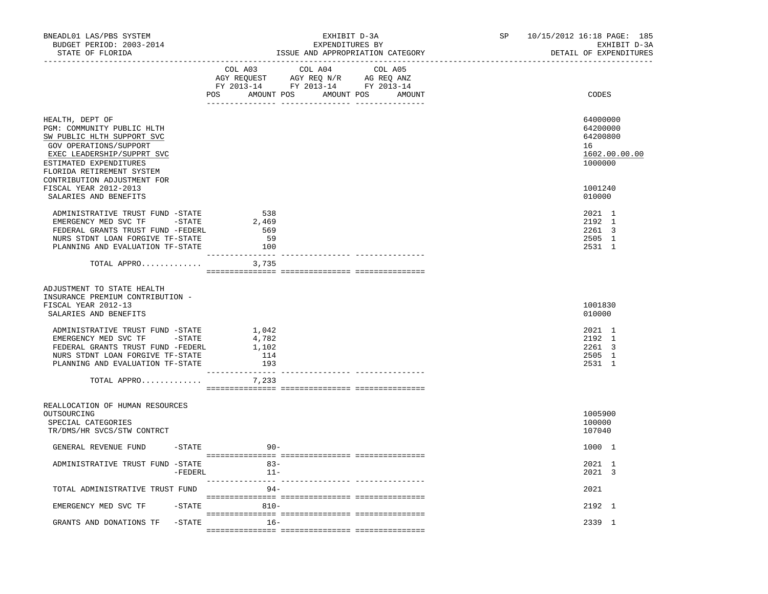BNEADL01 LAS/PBS SYSTEM | EXHIBIT D-3A | SP 10/15/2012 16:18 PAGE: 185
BUDGET PERIOD: 2003-2014 | EXPENDITURES BY | EXHIBIT D-3A
STATE OF FLORIDA | ISSUE AND APPROPRIATION CATEGORY | DETAIL OF EXPENDITURES

| | COL A03 AGY REQUEST FY 2013-14 POS AMOUNT | COL A04 AGY REQ N/R FY 2013-14 POS AMOUNT | COL A05 AG REQ ANZ FY 2013-14 POS AMOUNT | CODES |
|---|---|---|---|---|
| HEALTH, DEPT OF | | | | 64000000 |
| PGM: COMMUNITY PUBLIC HLTH | | | | 64200000 |
| SW PUBLIC HLTH SUPPORT SVC | | | | 64200800 |
| GOV OPERATIONS/SUPPORT | | | | 16 |
| EXEC LEADERSHIP/SUPPRT SVC | | | | 1602.00.00.00 |
| ESTIMATED EXPENDITURES | | | | 1000000 |
| FLORIDA RETIREMENT SYSTEM CONTRIBUTION ADJUSTMENT FOR FISCAL YEAR 2012-2013 | | | | 1001240 |
| SALARIES AND BENEFITS | | | | 010000 |
| ADMINISTRATIVE TRUST FUND -STATE | 538 | | | 2021 1 |
| EMERGENCY MED SVC TF -STATE | 2,469 | | | 2192 1 |
| FEDERAL GRANTS TRUST FUND -FEDERL | 569 | | | 2261 3 |
| NURS STDNT LOAN FORGIVE TF-STATE | 59 | | | 2505 1 |
| PLANNING AND EVALUATION TF-STATE | 100 | | | 2531 1 |
| TOTAL APPRO............. | 3,735 | | | |
| ADJUSTMENT TO STATE HEALTH INSURANCE PREMIUM CONTRIBUTION - FISCAL YEAR 2012-13 | | | | 1001830 |
| SALARIES AND BENEFITS | | | | 010000 |
| ADMINISTRATIVE TRUST FUND -STATE | 1,042 | | | 2021 1 |
| EMERGENCY MED SVC TF -STATE | 4,782 | | | 2192 1 |
| FEDERAL GRANTS TRUST FUND -FEDERL | 1,102 | | | 2261 3 |
| NURS STDNT LOAN FORGIVE TF-STATE | 114 | | | 2505 1 |
| PLANNING AND EVALUATION TF-STATE | 193 | | | 2531 1 |
| TOTAL APPRO............. | 7,233 | | | |
| REALLOCATION OF HUMAN RESOURCES OUTSOURCING | | | | 1005900 |
| SPECIAL CATEGORIES | | | | 100000 |
| TR/DMS/HR SVCS/STW CONTRCT | | | | 107040 |
| GENERAL REVENUE FUND -STATE | 90- | | | 1000 1 |
| ADMINISTRATIVE TRUST FUND -STATE | 83- | | | 2021 1 |
| -FEDERL | 11- | | | 2021 3 |
| TOTAL ADMINISTRATIVE TRUST FUND | 94- | | | 2021 |
| EMERGENCY MED SVC TF -STATE | 810- | | | 2192 1 |
| GRANTS AND DONATIONS TF -STATE | 16- | | | 2339 1 |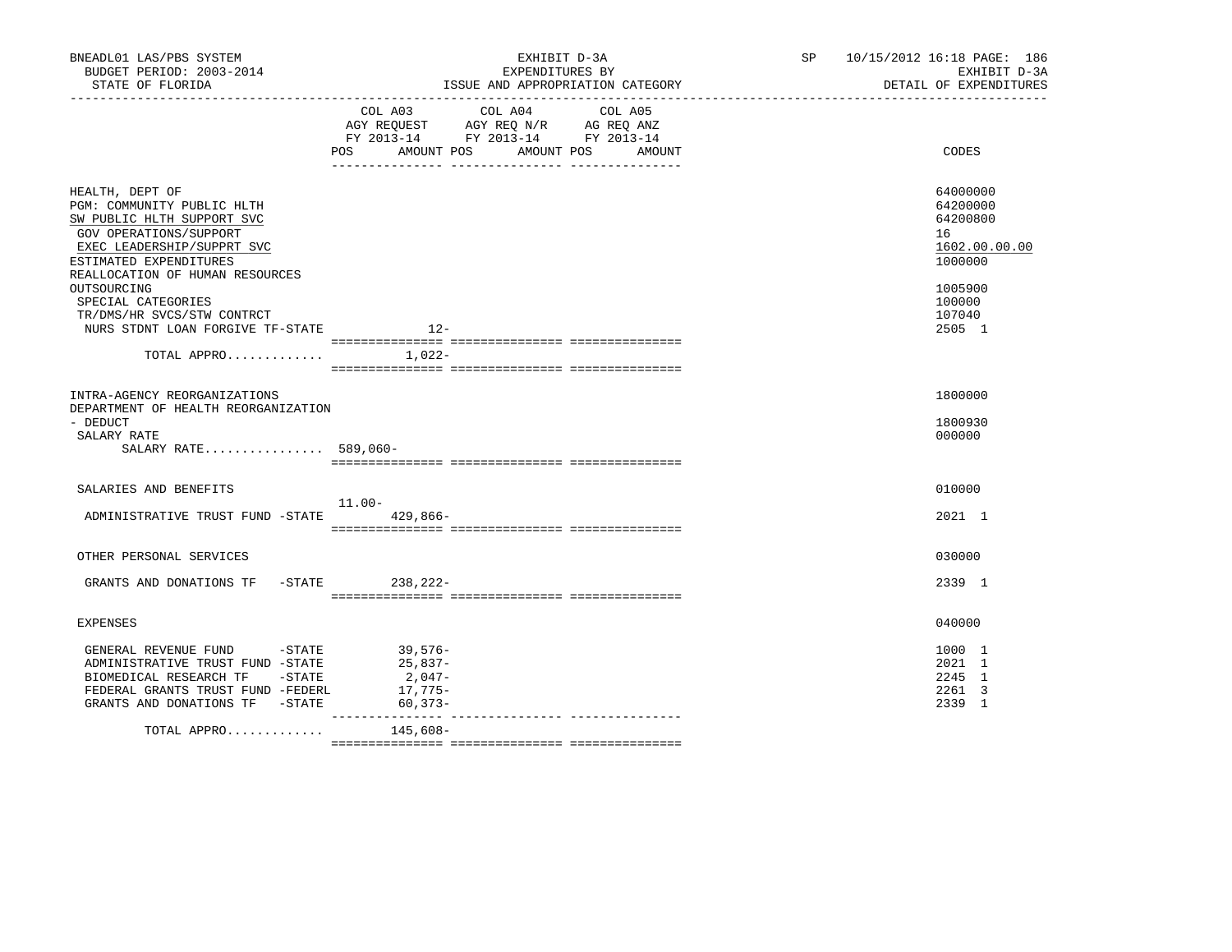BNEADL01 LAS/PBS SYSTEM
BUDGET PERIOD: 2003-2014
STATE OF FLORIDA

EXHIBIT D-3A
EXPENDITURES BY
ISSUE AND APPROPRIATION CATEGORY

SP 10/15/2012 16:18 PAGE: 186
EXHIBIT D-3A
DETAIL OF EXPENDITURES

| | COL A03 AGY REQUEST FY 2013-14 POS AMOUNT | COL A04 AGY REQ N/R FY 2013-14 POS AMOUNT | COL A05 AG REQ ANZ FY 2013-14 POS AMOUNT | CODES |
|---|---|---|---|---|
| HEALTH, DEPT OF | | | | 64000000 |
| PGM: COMMUNITY PUBLIC HLTH | | | | 64200000 |
| SW PUBLIC HLTH SUPPORT SVC | | | | 64200800 |
| GOV OPERATIONS/SUPPORT | | | | 16 |
| EXEC LEADERSHIP/SUPPRT SVC | | | | 1602.00.00.00 |
| ESTIMATED EXPENDITURES | | | | 1000000 |
| REALLOCATION OF HUMAN RESOURCES OUTSOURCING | | | | 1005900 |
| SPECIAL CATEGORIES | | | | 100000 |
| TR/DMS/HR SVCS/STW CONTRCT | | | | 107040 |
| NURS STDNT LOAN FORGIVE TF-STATE | 12- | | | 2505 1 |
| TOTAL APPRO............. | 1,022- | | | |
| INTRA-AGENCY REORGANIZATIONS | | | | 1800000 |
| DEPARTMENT OF HEALTH REORGANIZATION - DEDUCT | | | | 1800930 |
| SALARY RATE | | | | 000000 |
| SALARY RATE................ | 589,060- | | | |
| SALARIES AND BENEFITS | | | | 010000 |
| ADMINISTRATIVE TRUST FUND -STATE | 11.00- 429,866- | | | 2021 1 |
| OTHER PERSONAL SERVICES | | | | 030000 |
| GRANTS AND DONATIONS TF -STATE | 238,222- | | | 2339 1 |
| EXPENSES | | | | 040000 |
| GENERAL REVENUE FUND -STATE | 39,576- | | | 1000 1 |
| ADMINISTRATIVE TRUST FUND -STATE | 25,837- | | | 2021 1 |
| BIOMEDICAL RESEARCH TF -STATE | 2,047- | | | 2245 1 |
| FEDERAL GRANTS TRUST FUND -FEDERL | 17,775- | | | 2261 3 |
| GRANTS AND DONATIONS TF -STATE | 60,373- | | | 2339 1 |
| TOTAL APPRO............. | 145,608- | | | |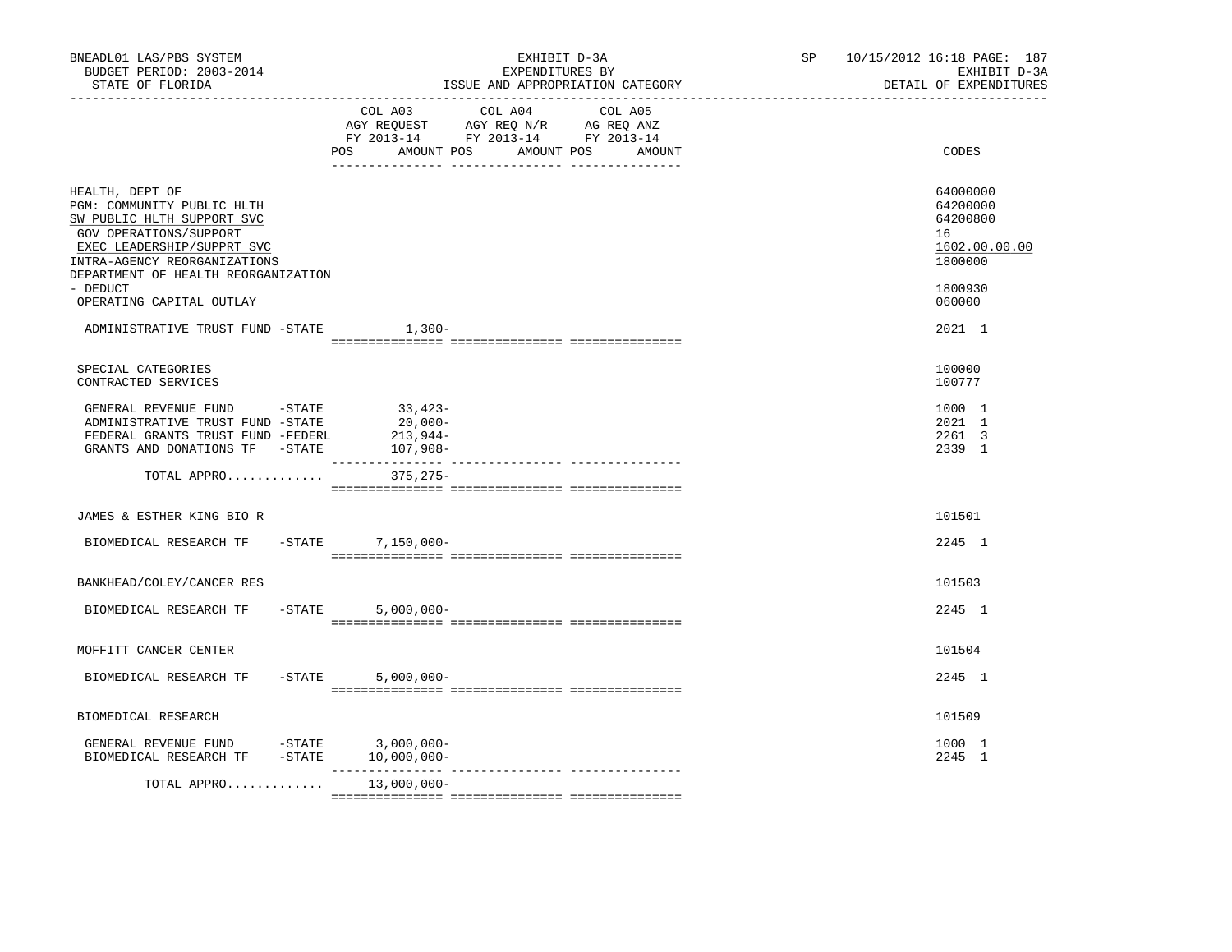BNEADL01 LAS/PBS SYSTEM | EXHIBIT D-3A | SP 10/15/2012 16:18 PAGE: 187
BUDGET PERIOD: 2003-2014 | EXPENDITURES BY | EXHIBIT D-3A
STATE OF FLORIDA | ISSUE AND APPROPRIATION CATEGORY | DETAIL OF EXPENDITURES

| | COL A03 AGY REQUEST FY 2013-14 POS AMOUNT | COL A04 AGY REQ N/R FY 2013-14 POS AMOUNT | COL A05 AG REQ ANZ FY 2013-14 POS AMOUNT | CODES |
|---|---|---|---|---|
| HEALTH, DEPT OF | | | | 64000000 |
| PGM: COMMUNITY PUBLIC HLTH | | | | 64200000 |
| SW PUBLIC HLTH SUPPORT SVC | | | | 64200800 |
| GOV OPERATIONS/SUPPORT | | | | 16 |
| EXEC LEADERSHIP/SUPPRT SVC | | | | 1602.00.00.00 |
| INTRA-AGENCY REORGANIZATIONS | | | | 1800000 |
| DEPARTMENT OF HEALTH REORGANIZATION - DEDUCT | | | | 1800930 |
| OPERATING CAPITAL OUTLAY | | | | 060000 |
| ADMINISTRATIVE TRUST FUND -STATE | 1,300- | | | 2021 1 |
| SPECIAL CATEGORIES | | | | 100000 |
| CONTRACTED SERVICES | | | | 100777 |
| GENERAL REVENUE FUND -STATE | 33,423- | | | 1000 1 |
| ADMINISTRATIVE TRUST FUND -STATE | 20,000- | | | 2021 1 |
| FEDERAL GRANTS TRUST FUND -FEDERL | 213,944- | | | 2261 3 |
| GRANTS AND DONATIONS TF -STATE | 107,908- | | | 2339 1 |
| TOTAL APPRO............ | 375,275- | | | |
| JAMES & ESTHER KING BIO R | | | | 101501 |
| BIOMEDICAL RESEARCH TF -STATE | 7,150,000- | | | 2245 1 |
| BANKHEAD/COLEY/CANCER RES | | | | 101503 |
| BIOMEDICAL RESEARCH TF -STATE | 5,000,000- | | | 2245 1 |
| MOFFITT CANCER CENTER | | | | 101504 |
| BIOMEDICAL RESEARCH TF -STATE | 5,000,000- | | | 2245 1 |
| BIOMEDICAL RESEARCH | | | | 101509 |
| GENERAL REVENUE FUND -STATE | 3,000,000- | | | 1000 1 |
| BIOMEDICAL RESEARCH TF -STATE | 10,000,000- | | | 2245 1 |
| TOTAL APPRO............ | 13,000,000- | | | |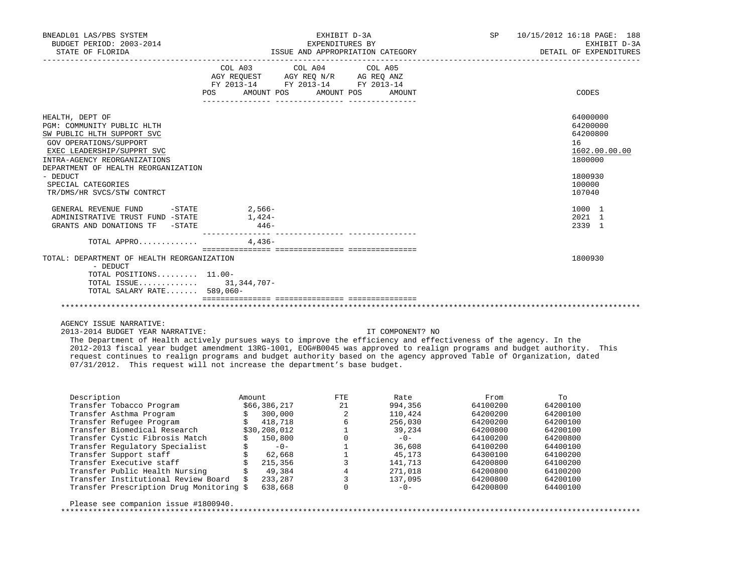BNEADL01 LAS/PBS SYSTEM — EXHIBIT D-3A — EXPENDITURES BY ISSUE AND APPROPRIATION CATEGORY — SP 10/15/2012 16:18 PAGE: 188
BUDGET PERIOD: 2003-2014 — EXHIBIT D-3A
STATE OF FLORIDA — DETAIL OF EXPENDITURES

| | COL A03 AGY REQUEST FY 2013-14 POS | AMOUNT | COL A04 AGY REQ N/R FY 2013-14 POS | AMOUNT | COL A05 AG REQ ANZ FY 2013-14 POS | AMOUNT | CODES |
|---|---|---|---|---|---|---|---|
| HEALTH, DEPT OF | | | | | | | 64000000 |
| PGM: COMMUNITY PUBLIC HLTH | | | | | | | 64200000 |
| SW PUBLIC HLTH SUPPORT SVC | | | | | | | 64200800 |
| GOV OPERATIONS/SUPPORT | | | | | | | 16 |
| EXEC LEADERSHIP/SUPPRT SVC | | | | | | | 1602.00.00.00 |
| INTRA-AGENCY REORGANIZATIONS | | | | | | | 1800000 |
| DEPARTMENT OF HEALTH REORGANIZATION - DEDUCT | | | | | | | 1800930 |
| SPECIAL CATEGORIES | | | | | | | 100000 |
| TR/DMS/HR SVCS/STW CONTRCT | | | | | | | 107040 |
| GENERAL REVENUE FUND -STATE | | 2,566- | | | | | 1000 1 |
| ADMINISTRATIVE TRUST FUND -STATE | | 1,424- | | | | | 2021 1 |
| GRANTS AND DONATIONS TF -STATE | | 446- | | | | | 2339 1 |
| TOTAL APPRO............ | | 4,436- | | | | | |
| TOTAL: DEPARTMENT OF HEALTH REORGANIZATION - DEDUCT | | | | | | | 1800930 |
| TOTAL POSITIONS......... | 11.00- | | | | | | |
| TOTAL ISSUE............ | | 31,344,707- | | | | | |
| TOTAL SALARY RATE....... | 589,060- | | | | | | |

AGENCY ISSUE NARRATIVE:

2013-2014 BUDGET YEAR NARRATIVE: IT COMPONENT? NO

The Department of Health actively pursues ways to improve the efficiency and effectiveness of the agency. In the 2012-2013 fiscal year budget amendment 13RG-1001, EOG#B0045 was approved to realign programs and budget authority. This request continues to realign programs and budget authority based on the agency approved Table of Organization, dated 07/31/2012. This request will not increase the department's base budget.

| Description | Amount | FTE | Rate | From | To |
|---|---|---|---|---|---|
| Transfer Tobacco Program | $66,386,217 | 21 | 994,356 | 64100200 | 64200100 |
| Transfer Asthma Program | $ 300,000 | 2 | 110,424 | 64200200 | 64200100 |
| Transfer Refugee Program | $ 418,718 | 6 | 256,030 | 64200200 | 64200100 |
| Transfer Biomedical Research | $30,208,012 | 1 | 39,234 | 64200800 | 64200100 |
| Transfer Cystic Fibrosis Match | $ 150,800 | 0 | -0- | 64100200 | 64200800 |
| Transfer Regulatory Specialist | $ -0- | 1 | 36,608 | 64100200 | 64400100 |
| Transfer Support staff | $ 62,668 | 1 | 45,173 | 64300100 | 64100200 |
| Transfer Executive staff | $ 215,356 | 3 | 141,713 | 64200800 | 64100200 |
| Transfer Public Health Nursing | $ 49,384 | 4 | 271,018 | 64200800 | 64100200 |
| Transfer Institutional Review Board | $ 233,287 | 3 | 137,095 | 64200800 | 64200100 |
| Transfer Prescription Drug Monitoring | $ 638,668 | 0 | -0- | 64200800 | 64400100 |

Please see companion issue #1800940.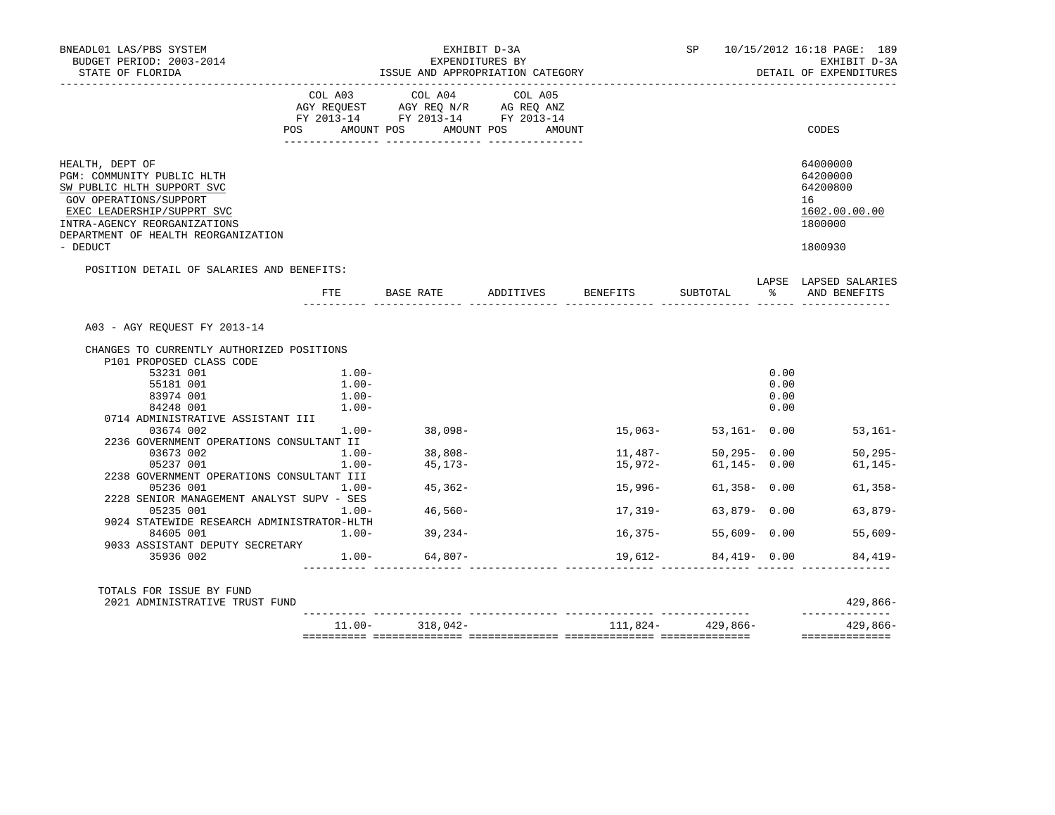BNEADL01 LAS/PBS SYSTEM
BUDGET PERIOD: 2003-2014
STATE OF FLORIDA

EXHIBIT D-3A
EXPENDITURES BY
ISSUE AND APPROPRIATION CATEGORY

SP 10/15/2012 16:18 PAGE: 189
EXHIBIT D-3A
DETAIL OF EXPENDITURES

| | COL A03 AGY REQUEST FY 2013-14 POS AMOUNT | COL A04 AGY REQ N/R FY 2013-14 POS AMOUNT | COL A05 AG REQ ANZ FY 2013-14 POS AMOUNT | CODES |
|---|---|---|---|---|
| HEALTH, DEPT OF | | | | 64000000 |
| PGM: COMMUNITY PUBLIC HLTH | | | | 64200000 |
| SW PUBLIC HLTH SUPPORT SVC | | | | 64200800 |
| GOV OPERATIONS/SUPPORT | | | | 16 |
| EXEC LEADERSHIP/SUPPRT SVC | | | | 1602.00.00.00 |
| INTRA-AGENCY REORGANIZATIONS | | | | 1800000 |
| DEPARTMENT OF HEALTH REORGANIZATION - DEDUCT | | | | 1800930 |

POSITION DETAIL OF SALARIES AND BENEFITS:

| | FTE | BASE RATE | ADDITIVES | BENEFITS | SUBTOTAL | LAPSE % | LAPSED SALARIES AND BENEFITS |
|---|---|---|---|---|---|---|---|
| A03 - AGY REQUEST FY 2013-14 | | | | | | | |
| CHANGES TO CURRENTLY AUTHORIZED POSITIONS | | | | | | | |
| P101 PROPOSED CLASS CODE | | | | | | | |
| 53231 001 | 1.00- | | | | | 0.00 | |
| 55181 001 | 1.00- | | | | | 0.00 | |
| 83974 001 | 1.00- | | | | | 0.00 | |
| 84248 001 | 1.00- | | | | | 0.00 | |
| 0714 ADMINISTRATIVE ASSISTANT III | | | | | | | |
| 03674 002 | 1.00- | 38,098- | | 15,063- | 53,161- | 0.00 | 53,161- |
| 2236 GOVERNMENT OPERATIONS CONSULTANT II | | | | | | | |
| 03673 002 | 1.00- | 38,808- | | 11,487- | 50,295- | 0.00 | 50,295- |
| 05237 001 | 1.00- | 45,173- | | 15,972- | 61,145- | 0.00 | 61,145- |
| 2238 GOVERNMENT OPERATIONS CONSULTANT III | | | | | | | |
| 05236 001 | 1.00- | 45,362- | | 15,996- | 61,358- | 0.00 | 61,358- |
| 2228 SENIOR MANAGEMENT ANALYST SUPV - SES | | | | | | | |
| 05235 001 | 1.00- | 46,560- | | 17,319- | 63,879- | 0.00 | 63,879- |
| 9024 STATEWIDE RESEARCH ADMINISTRATOR-HLTH | | | | | | | |
| 84605 001 | 1.00- | 39,234- | | 16,375- | 55,609- | 0.00 | 55,609- |
| 9033 ASSISTANT DEPUTY SECRETARY | | | | | | | |
| 35936 002 | 1.00- | 64,807- | | 19,612- | 84,419- | 0.00 | 84,419- |
| TOTALS FOR ISSUE BY FUND | | | | | | | |
| 2021 ADMINISTRATIVE TRUST FUND | | | | | | | 429,866- |
| | 11.00- | 318,042- | | 111,824- | 429,866- | | 429,866- |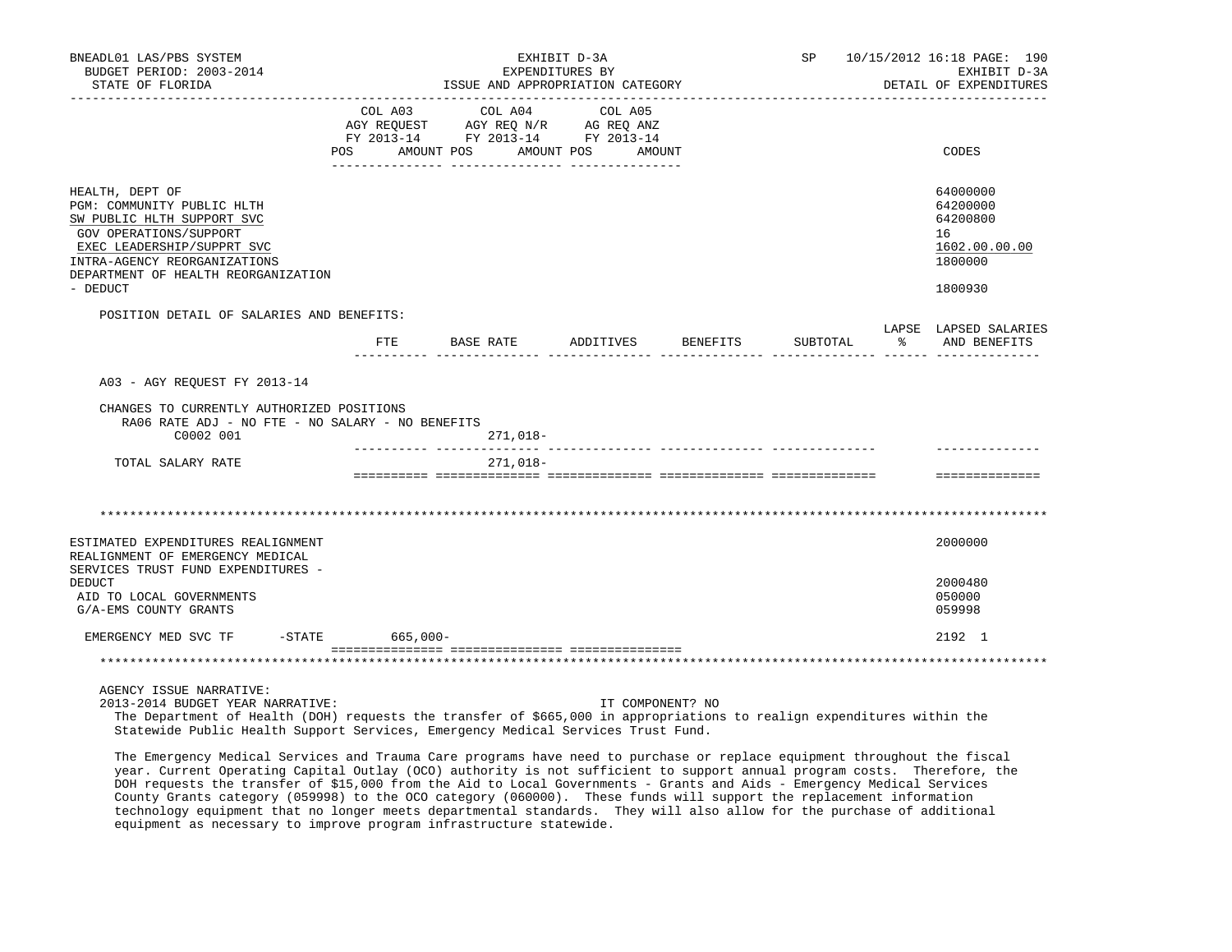BNEADL01 LAS/PBS SYSTEM
BUDGET PERIOD: 2003-2014
STATE OF FLORIDA

EXHIBIT D-3A
EXPENDITURES BY
ISSUE AND APPROPRIATION CATEGORY

SP 10/15/2012 16:18 PAGE: 190
EXHIBIT D-3A
DETAIL OF EXPENDITURES

| | COL A03 AGY REQUEST FY 2013-14 POS AMOUNT | COL A04 AGY REQ N/R FY 2013-14 POS AMOUNT | COL A05 AG REQ ANZ FY 2013-14 POS AMOUNT | CODES |
|---|---|---|---|---|
| HEALTH, DEPT OF | | | | 64000000 |
| PGM: COMMUNITY PUBLIC HLTH | | | | 64200000 |
| SW PUBLIC HLTH SUPPORT SVC | | | | 64200800 |
| GOV OPERATIONS/SUPPORT | | | | 16 |
| EXEC LEADERSHIP/SUPPRT SVC | | | | 1602.00.00.00 |
| INTRA-AGENCY REORGANIZATIONS | | | | 1800000 |
| DEPARTMENT OF HEALTH REORGANIZATION - DEDUCT | | | | 1800930 |

POSITION DETAIL OF SALARIES AND BENEFITS:

| | FTE | BASE RATE | ADDITIVES | BENEFITS | SUBTOTAL | LAPSE % | LAPSED SALARIES AND BENEFITS |
|---|---|---|---|---|---|---|---|
| A03 - AGY REQUEST FY 2013-14 | | | | | | | |
| CHANGES TO CURRENTLY AUTHORIZED POSITIONS | | | | | | | |
| RA06 RATE ADJ - NO FTE - NO SALARY - NO BENEFITS | | | | | | | |
| C0002 001 | | 271,018- | | | | | |
| TOTAL SALARY RATE | | 271,018- | | | | | |

\*\*\*\*\*\*\*\*\*\*\*\*\*\*\*\*\*\*\*\*\*\*\*\*\*\*\*\*\*\*\*\*\*\*\*\*\*\*\*\*\*\*\*\*\*\*\*\*\*\*\*\*\*\*\*\*\*\*\*\*\*\*\*\*\*\*\*\*\*\*\*\*\*\*\*\*\*\*\*\*

| | COL A03 | COL A04 | COL A05 | CODES |
|---|---|---|---|---|
| ESTIMATED EXPENDITURES REALIGNMENT | | | | 2000000 |
| REALIGNMENT OF EMERGENCY MEDICAL SERVICES TRUST FUND EXPENDITURES - DEDUCT | | | | 2000480 |
| AID TO LOCAL GOVERNMENTS | | | | 050000 |
| G/A-EMS COUNTY GRANTS | | | | 059998 |
| EMERGENCY MED SVC TF -STATE | 665,000- | | | 2192 1 |

\*\*\*\*\*\*\*\*\*\*\*\*\*\*\*\*\*\*\*\*\*\*\*\*\*\*\*\*\*\*\*\*\*\*\*\*\*\*\*\*\*\*\*\*\*\*\*\*\*\*\*\*\*\*\*\*\*\*\*\*\*\*\*\*\*\*\*\*\*\*\*\*\*\*\*\*\*\*\*\*

AGENCY ISSUE NARRATIVE:
2013-2014 BUDGET YEAR NARRATIVE: IT COMPONENT? NO

The Department of Health (DOH) requests the transfer of $665,000 in appropriations to realign expenditures within the Statewide Public Health Support Services, Emergency Medical Services Trust Fund.

The Emergency Medical Services and Trauma Care programs have need to purchase or replace equipment throughout the fiscal year. Current Operating Capital Outlay (OCO) authority is not sufficient to support annual program costs. Therefore, the DOH requests the transfer of $15,000 from the Aid to Local Governments - Grants and Aids - Emergency Medical Services County Grants category (059998) to the OCO category (060000). These funds will support the replacement information technology equipment that no longer meets departmental standards. They will also allow for the purchase of additional equipment as necessary to improve program infrastructure statewide.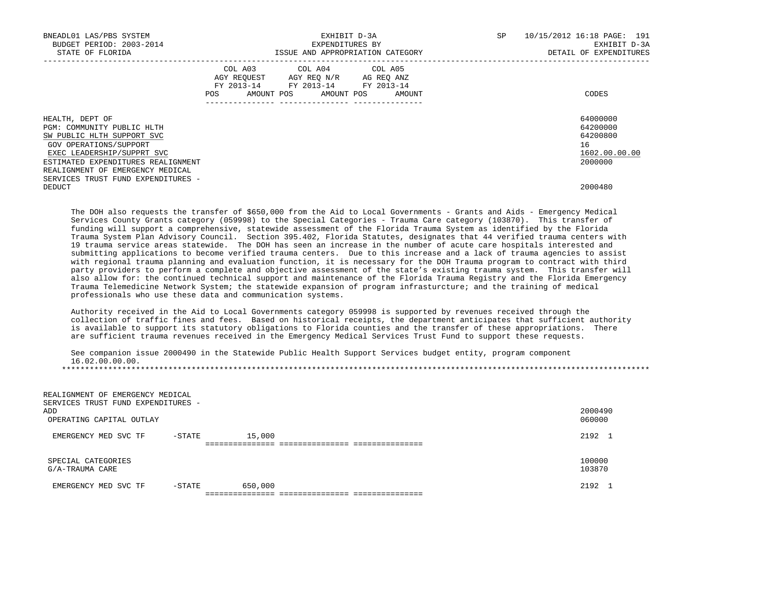| | COL A03 AGY REQUEST FY 2013-14 POS AMOUNT | COL A04 AGY REQ N/R FY 2013-14 POS AMOUNT | COL A05 AG REQ ANZ FY 2013-14 POS AMOUNT | CODES |
|---|---|---|---|---|
| HEALTH, DEPT OF | | | | 64000000 |
| PGM: COMMUNITY PUBLIC HLTH | | | | 64200000 |
| SW PUBLIC HLTH SUPPORT SVC | | | | 64200800 |
| GOV OPERATIONS/SUPPORT | | | | 16 |
| EXEC LEADERSHIP/SUPPRT SVC | | | | 1602.00.00.00 |
| ESTIMATED EXPENDITURES REALIGNMENT | | | | 2000000 |
| REALIGNMENT OF EMERGENCY MEDICAL SERVICES TRUST FUND EXPENDITURES - DEDUCT | | | | 2000480 |

The DOH also requests the transfer of $650,000 from the Aid to Local Governments - Grants and Aids - Emergency Medical Services County Grants category (059998) to the Special Categories - Trauma Care category (103870). This transfer of funding will support a comprehensive, statewide assessment of the Florida Trauma System as identified by the Florida Trauma System Plan Advisory Council. Section 395.402, Florida Statutes, designates that 44 verified trauma centers with 19 trauma service areas statewide. The DOH has seen an increase in the number of acute care hospitals interested and submitting applications to become verified trauma centers. Due to this increase and a lack of trauma agencies to assist with regional trauma planning and evaluation function, it is necessary for the DOH Trauma program to contract with third party providers to perform a complete and objective assessment of the state's existing trauma system. This transfer will also allow for: the continued technical support and maintenance of the Florida Trauma Registry and the Florida Emergency Trauma Telemedicine Network System; the statewide expansion of program infrasturcture; and the training of medical professionals who use these data and communication systems.

Authority received in the Aid to Local Governments category 059998 is supported by revenues received through the collection of traffic fines and fees. Based on historical receipts, the department anticipates that sufficient authority is available to support its statutory obligations to Florida counties and the transfer of these appropriations. There are sufficient trauma revenues received in the Emergency Medical Services Trust Fund to support these requests.

See companion issue 2000490 in the Statewide Public Health Support Services budget entity, program component 16.02.00.00.00.

*******************************************************************************************************************************

| | COL A03 | COL A04 | COL A05 | CODES |
|---|---|---|---|---|
| REALIGNMENT OF EMERGENCY MEDICAL SERVICES TRUST FUND EXPENDITURES - ADD | | | | 2000490 |
| OPERATING CAPITAL OUTLAY | | | | 060000 |
| EMERGENCY MED SVC TF -STATE | 15,000 | | | 2192 1 |
| SPECIAL CATEGORIES | | | | 100000 |
| G/A-TRAUMA CARE | | | | 103870 |
| EMERGENCY MED SVC TF -STATE | 650,000 | | | 2192 1 |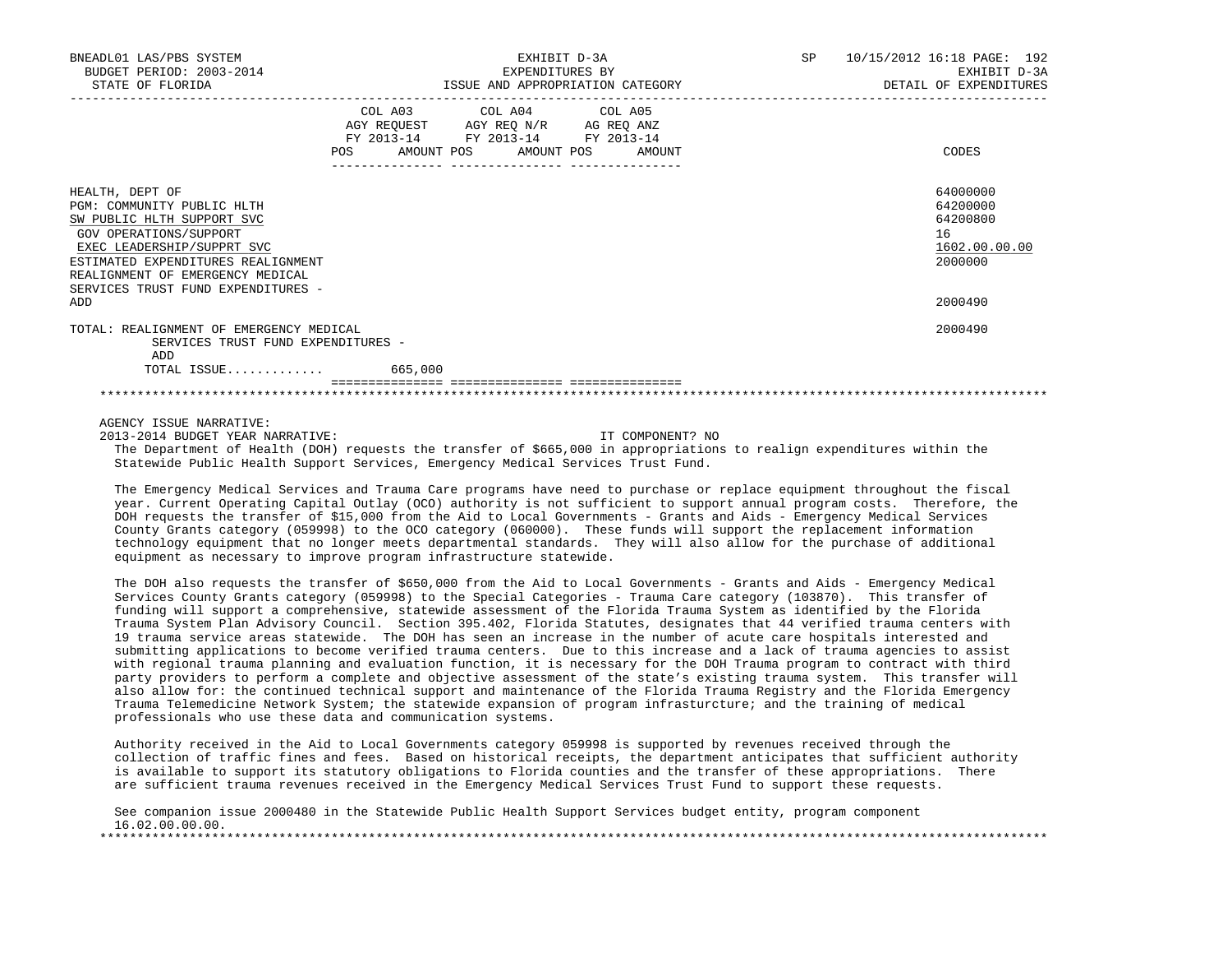| | COL A03 AGY REQUEST FY 2013-14 POS AMOUNT | COL A04 AGY REQ N/R FY 2013-14 POS AMOUNT | COL A05 AG REQ ANZ FY 2013-14 POS AMOUNT | CODES |
|---|---|---|---|---|
| HEALTH, DEPT OF | | | | 64000000 |
| PGM: COMMUNITY PUBLIC HLTH | | | | 64200000 |
| SW PUBLIC HLTH SUPPORT SVC | | | | 64200800 |
| GOV OPERATIONS/SUPPORT | | | | 16 |
| EXEC LEADERSHIP/SUPPRT SVC | | | | 1602.00.00.00 |
| ESTIMATED EXPENDITURES REALIGNMENT | | | | 2000000 |
| REALIGNMENT OF EMERGENCY MEDICAL SERVICES TRUST FUND EXPENDITURES - ADD | | | | 2000490 |
| TOTAL: REALIGNMENT OF EMERGENCY MEDICAL SERVICES TRUST FUND EXPENDITURES - ADD | | | | 2000490 |
| TOTAL ISSUE............ | 665,000 | | | |

AGENCY ISSUE NARRATIVE:

2013-2014 BUDGET YEAR NARRATIVE: IT COMPONENT? NO

The Department of Health (DOH) requests the transfer of $665,000 in appropriations to realign expenditures within the Statewide Public Health Support Services, Emergency Medical Services Trust Fund.

The Emergency Medical Services and Trauma Care programs have need to purchase or replace equipment throughout the fiscal year. Current Operating Capital Outlay (OCO) authority is not sufficient to support annual program costs. Therefore, the DOH requests the transfer of $15,000 from the Aid to Local Governments - Grants and Aids - Emergency Medical Services County Grants category (059998) to the OCO category (060000). These funds will support the replacement information technology equipment that no longer meets departmental standards. They will also allow for the purchase of additional equipment as necessary to improve program infrastructure statewide.

The DOH also requests the transfer of $650,000 from the Aid to Local Governments - Grants and Aids - Emergency Medical Services County Grants category (059998) to the Special Categories - Trauma Care category (103870). This transfer of funding will support a comprehensive, statewide assessment of the Florida Trauma System as identified by the Florida Trauma System Plan Advisory Council. Section 395.402, Florida Statutes, designates that 44 verified trauma centers with 19 trauma service areas statewide. The DOH has seen an increase in the number of acute care hospitals interested and submitting applications to become verified trauma centers. Due to this increase and a lack of trauma agencies to assist with regional trauma planning and evaluation function, it is necessary for the DOH Trauma program to contract with third party providers to perform a complete and objective assessment of the state's existing trauma system. This transfer will also allow for: the continued technical support and maintenance of the Florida Trauma Registry and the Florida Emergency Trauma Telemedicine Network System; the statewide expansion of program infrasturcture; and the training of medical professionals who use these data and communication systems.

Authority received in the Aid to Local Governments category 059998 is supported by revenues received through the collection of traffic fines and fees. Based on historical receipts, the department anticipates that sufficient authority is available to support its statutory obligations to Florida counties and the transfer of these appropriations. There are sufficient trauma revenues received in the Emergency Medical Services Trust Fund to support these requests.

See companion issue 2000480 in the Statewide Public Health Support Services budget entity, program component 16.02.00.00.00.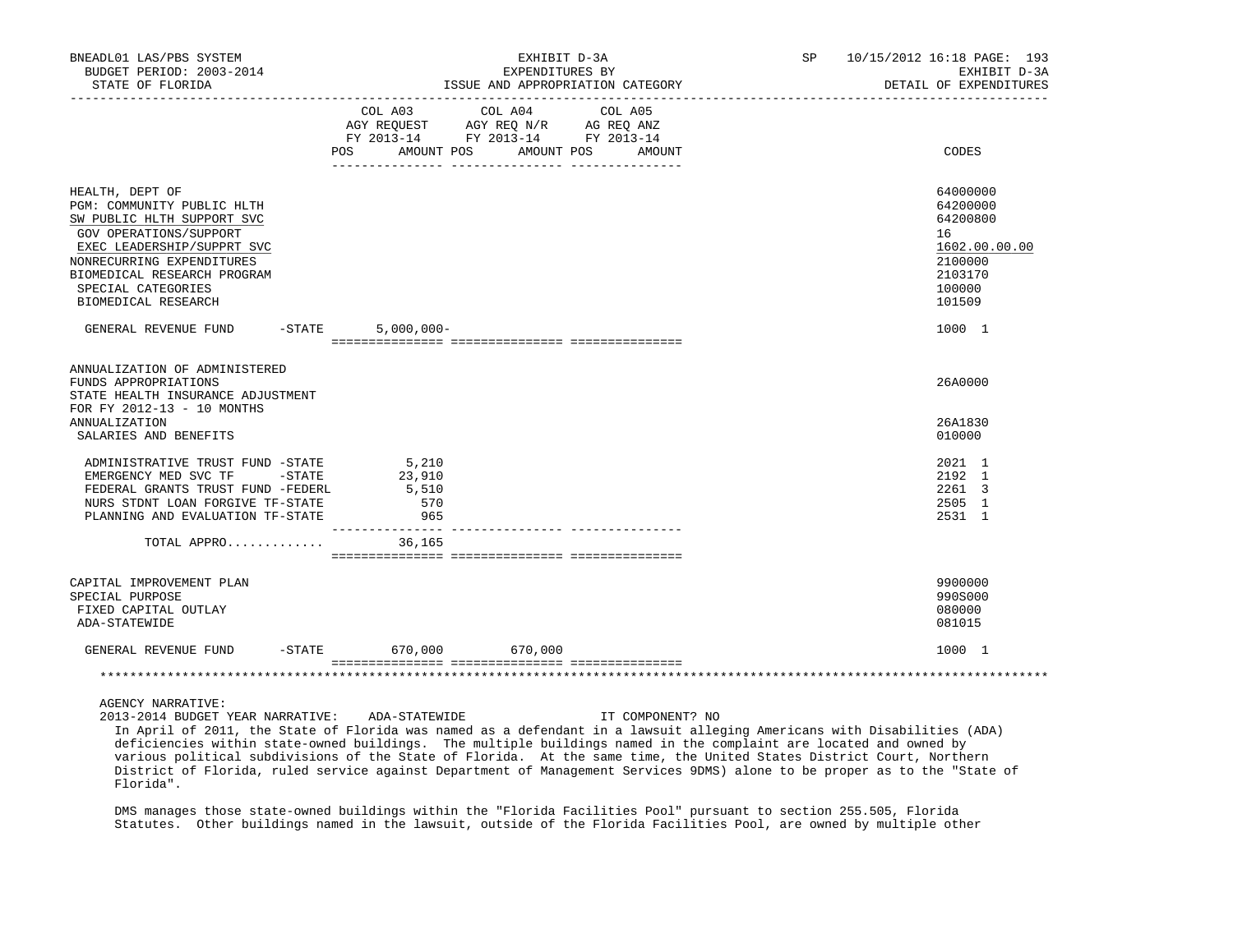BNEADL01 LAS/PBS SYSTEM | EXHIBIT D-3A | SP 10/15/2012 16:18

BUDGET PERIOD: 2003-2014 | EXPENDITURES BY | EXHIBIT D-3A

STATE OF FLORIDA | ISSUE AND APPROPRIATION CATEGORY | DETAIL OF EXPENDITURES

| | COL A03 AGY REQUEST FY 2013-14 POS AMOUNT | COL A04 AGY REQ N/R FY 2013-14 POS AMOUNT | COL A05 AG REQ ANZ FY 2013-14 POS AMOUNT | CODES |
|---|---|---|---|---|
| HEALTH, DEPT OF | | | | 64000000 |
| PGM: COMMUNITY PUBLIC HLTH | | | | 64200000 |
| SW PUBLIC HLTH SUPPORT SVC | | | | 64200800 |
| GOV OPERATIONS/SUPPORT | | | | 16 |
| EXEC LEADERSHIP/SUPPRT SVC | | | | 1602.00.00.00 |
| NONRECURRING EXPENDITURES | | | | 2100000 |
| BIOMEDICAL RESEARCH PROGRAM | | | | 2103170 |
| SPECIAL CATEGORIES | | | | 100000 |
| BIOMEDICAL RESEARCH | | | | 101509 |
| GENERAL REVENUE FUND -STATE | 5,000,000- | | | 1000 1 |
| ANNUALIZATION OF ADMINISTERED FUNDS APPROPRIATIONS | | | | 26A0000 |
| STATE HEALTH INSURANCE ADJUSTMENT FOR FY 2012-13 - 10 MONTHS ANNUALIZATION | | | | 26A1830 |
| SALARIES AND BENEFITS | | | | 010000 |
| ADMINISTRATIVE TRUST FUND -STATE | 5,210 | | | 2021 1 |
| EMERGENCY MED SVC TF -STATE | 23,910 | | | 2192 1 |
| FEDERAL GRANTS TRUST FUND -FEDERL | 5,510 | | | 2261 3 |
| NURS STDNT LOAN FORGIVE TF-STATE | 570 | | | 2505 1 |
| PLANNING AND EVALUATION TF-STATE | 965 | | | 2531 1 |
| TOTAL APPRO............ | 36,165 | | | |
| CAPITAL IMPROVEMENT PLAN | | | | 9900000 |
| SPECIAL PURPOSE | | | | 990S000 |
| FIXED CAPITAL OUTLAY | | | | 080000 |
| ADA-STATEWIDE | | | | 081015 |
| GENERAL REVENUE FUND -STATE | 670,000 | 670,000 | | 1000 1 |

AGENCY NARRATIVE:

2013-2014 BUDGET YEAR NARRATIVE: ADA-STATEWIDE IT COMPONENT? NO

In April of 2011, the State of Florida was named as a defendant in a lawsuit alleging Americans with Disabilities (ADA) deficiencies within state-owned buildings. The multiple buildings named in the complaint are located and owned by various political subdivisions of the State of Florida. At the same time, the United States District Court, Northern District of Florida, ruled service against Department of Management Services 9DMS) alone to be proper as to the "State of Florida".

DMS manages those state-owned buildings within the "Florida Facilities Pool" pursuant to section 255.505, Florida Statutes. Other buildings named in the lawsuit, outside of the Florida Facilities Pool, are owned by multiple other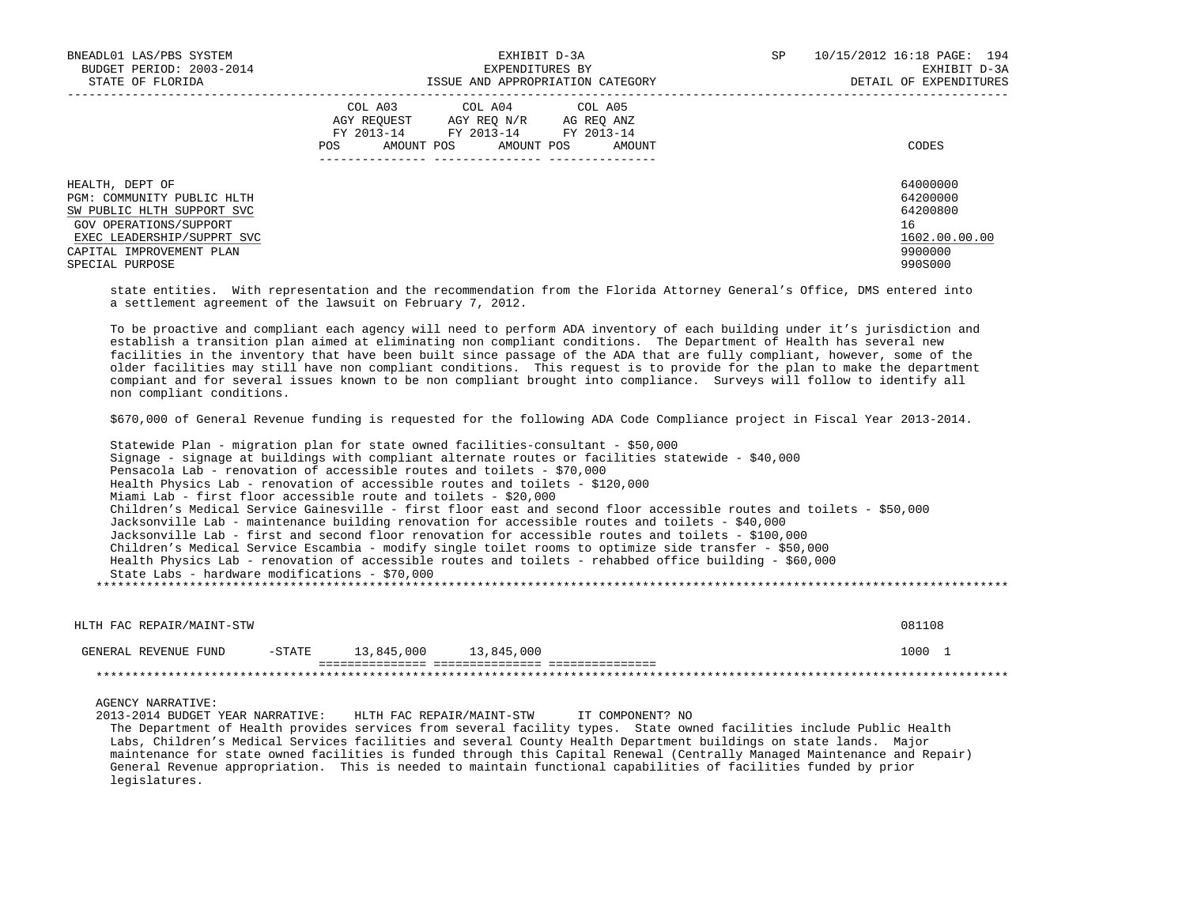| | COL A03 AGY REQUEST FY 2013-14 POS AMOUNT | COL A04 AGY REQ N/R FY 2013-14 POS AMOUNT | COL A05 AG REQ ANZ FY 2013-14 POS AMOUNT | CODES |
|---|---|---|---|---|
| HEALTH, DEPT OF | | | | 64000000 |
| PGM: COMMUNITY PUBLIC HLTH | | | | 64200000 |
| SW PUBLIC HLTH SUPPORT SVC | | | | 64200800 |
| GOV OPERATIONS/SUPPORT | | | | 16 |
| EXEC LEADERSHIP/SUPPRT SVC | | | | 1602.00.00.00 |
| CAPITAL IMPROVEMENT PLAN | | | | 9900000 |
| SPECIAL PURPOSE | | | | 990S000 |

state entities. With representation and the recommendation from the Florida Attorney General's Office, DMS entered into a settlement agreement of the lawsuit on February 7, 2012.

To be proactive and compliant each agency will need to perform ADA inventory of each building under it's jurisdiction and establish a transition plan aimed at eliminating non compliant conditions. The Department of Health has several new facilities in the inventory that have been built since passage of the ADA that are fully compliant, however, some of the older facilities may still have non compliant conditions. This request is to provide for the plan to make the department compiant and for several issues known to be non compliant brought into compliance. Surveys will follow to identify all non compliant conditions.

$670,000 of General Revenue funding is requested for the following ADA Code Compliance project in Fiscal Year 2013-2014.

Statewide Plan - migration plan for state owned facilities-consultant - $50,000
Signage - signage at buildings with compliant alternate routes or facilities statewide - $40,000
Pensacola Lab - renovation of accessible routes and toilets - $70,000
Health Physics Lab - renovation of accessible routes and toilets - $120,000
Miami Lab - first floor accessible route and toilets - $20,000
Children's Medical Service Gainesville - first floor east and second floor accessible routes and toilets - $50,000
Jacksonville Lab - maintenance building renovation for accessible routes and toilets - $40,000
Jacksonville Lab - first and second floor renovation for accessible routes and toilets - $100,000
Children's Medical Service Escambia - modify single toilet rooms to optimize side transfer - $50,000
Health Physics Lab - renovation of accessible routes and toilets - rehabbed office building - $60,000
State Labs - hardware modifications - $70,000

***

| | COL A03 | COL A04 | COL A05 | CODES |
|---|---|---|---|---|
| HLTH FAC REPAIR/MAINT-STW | | | | 081108 |
| GENERAL REVENUE FUND -STATE | 13,845,000 | 13,845,000 | | 1000 1 |

***

AGENCY NARRATIVE:
2013-2014 BUDGET YEAR NARRATIVE: HLTH FAC REPAIR/MAINT-STW IT COMPONENT? NO

The Department of Health provides services from several facility types. State owned facilities include Public Health Labs, Children's Medical Services facilities and several County Health Department buildings on state lands. Major maintenance for state owned facilities is funded through this Capital Renewal (Centrally Managed Maintenance and Repair) General Revenue appropriation. This is needed to maintain functional capabilities of facilities funded by prior legislatures.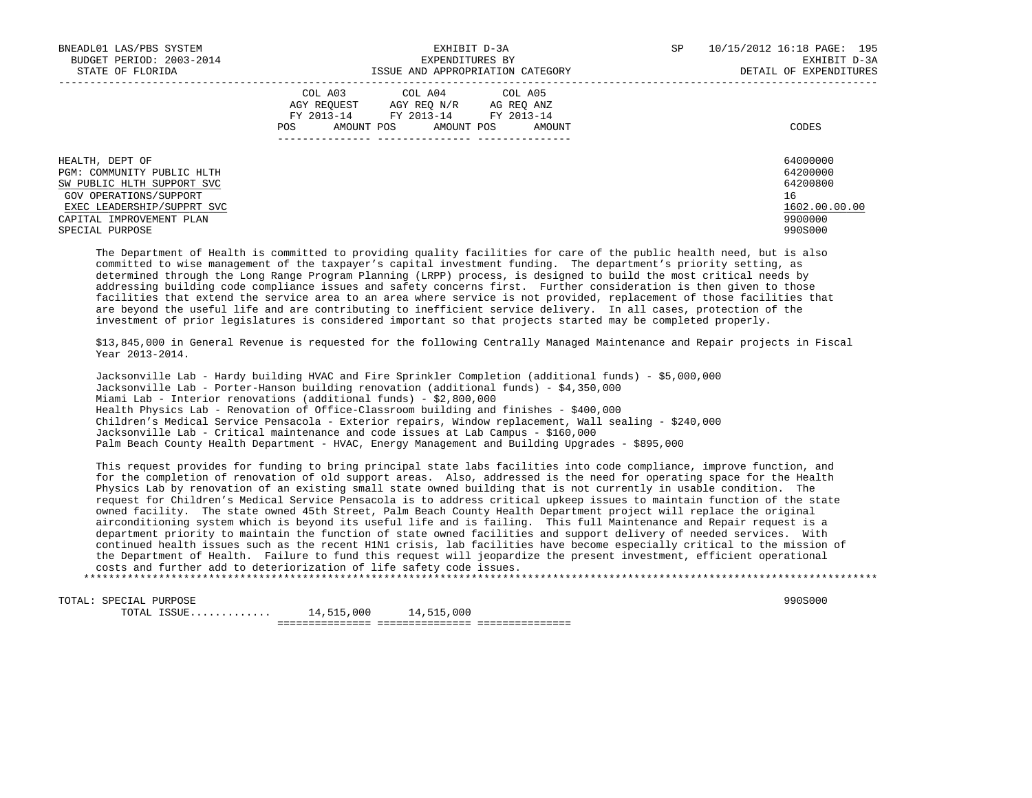BNEADL01 LAS/PBS SYSTEM — EXHIBIT D-3A — SP 10/15/2012 16:18
BUDGET PERIOD: 2003-2014 — EXPENDITURES BY — EXHIBIT D-3A
STATE OF FLORIDA — ISSUE AND APPROPRIATION CATEGORY — DETAIL OF EXPENDITURES

| | COL A03 AGY REQUEST FY 2013-14 | | COL A04 AGY REQ N/R FY 2013-14 | | COL A05 AG REQ ANZ FY 2013-14 | | CODES |
|---|---|---|---|---|---|---|---|
| | POS | AMOUNT | POS | AMOUNT | POS | AMOUNT | |
| HEALTH, DEPT OF | | | | | | | 64000000 |
| PGM: COMMUNITY PUBLIC HLTH | | | | | | | 64200000 |
| SW PUBLIC HLTH SUPPORT SVC | | | | | | | 64200800 |
| GOV OPERATIONS/SUPPORT | | | | | | | 16 |
| EXEC LEADERSHIP/SUPPRT SVC | | | | | | | 1602.00.00.00 |
| CAPITAL IMPROVEMENT PLAN | | | | | | | 9900000 |
| SPECIAL PURPOSE | | | | | | | 990S000 |

The Department of Health is committed to providing quality facilities for care of the public health need, but is also committed to wise management of the taxpayer's capital investment funding. The department's priority setting, as determined through the Long Range Program Planning (LRPP) process, is designed to build the most critical needs by addressing building code compliance issues and safety concerns first. Further consideration is then given to those facilities that extend the service area to an area where service is not provided, replacement of those facilities that are beyond the useful life and are contributing to inefficient service delivery. In all cases, protection of the investment of prior legislatures is considered important so that projects started may be completed properly.

$13,845,000 in General Revenue is requested for the following Centrally Managed Maintenance and Repair projects in Fiscal Year 2013-2014.

Jacksonville Lab - Hardy building HVAC and Fire Sprinkler Completion (additional funds) - $5,000,000
Jacksonville Lab - Porter-Hanson building renovation (additional funds) - $4,350,000
Miami Lab - Interior renovations (additional funds) - $2,800,000
Health Physics Lab - Renovation of Office-Classroom building and finishes - $400,000
Children's Medical Service Pensacola - Exterior repairs, Window replacement, Wall sealing - $240,000
Jacksonville Lab - Critical maintenance and code issues at Lab Campus - $160,000
Palm Beach County Health Department - HVAC, Energy Management and Building Upgrades - $895,000

This request provides for funding to bring principal state labs facilities into code compliance, improve function, and for the completion of renovation of old support areas. Also, addressed is the need for operating space for the Health Physics Lab by renovation of an existing small state owned building that is not currently in usable condition. The request for Children's Medical Service Pensacola is to address critical upkeep issues to maintain function of the state owned facility. The state owned 45th Street, Palm Beach County Health Department project will replace the original airconditioning system which is beyond its useful life and is failing. This full Maintenance and Repair request is a department priority to maintain the function of state owned facilities and support delivery of needed services. With continued health issues such as the recent H1N1 crisis, lab facilities have become especially critical to the mission of the Department of Health. Failure to fund this request will jeopardize the present investment, efficient operational costs and further add to deterioration of life safety code issues.

*******************************************************************************************************************

| | AGY REQUEST FY 2013-14 | AGY REQ N/R FY 2013-14 | AG REQ ANZ FY 2013-14 | CODES |
|---|---|---|---|---|
| TOTAL: SPECIAL PURPOSE | | | | 990S000 |
| TOTAL ISSUE............ | 14,515,000 | 14,515,000 | | |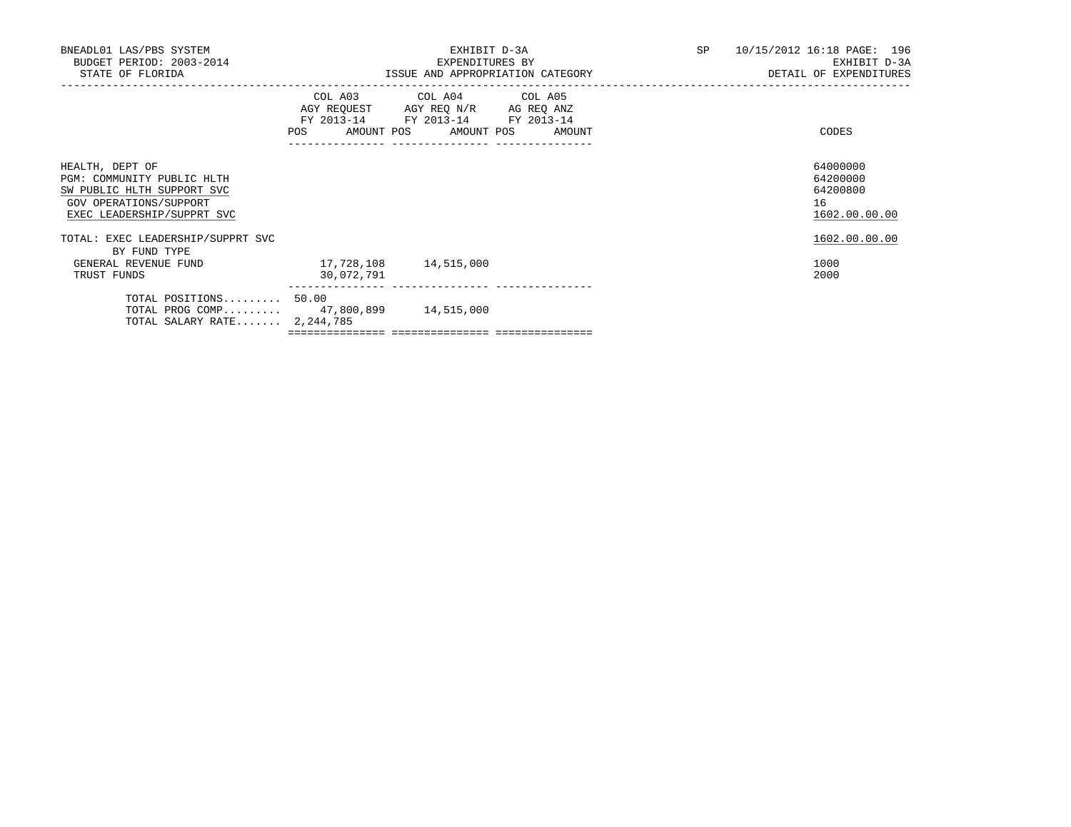BNEADL01 LAS/PBS SYSTEM
BUDGET PERIOD: 2003-2014
STATE OF FLORIDA

EXHIBIT D-3A
EXPENDITURES BY
ISSUE AND APPROPRIATION CATEGORY

SP 10/15/2012 16:18
EXHIBIT D-3A
DETAIL OF EXPENDITURES

| | COL A03 AGY REQUEST FY 2013-14 POS AMOUNT | COL A04 AGY REQ N/R FY 2013-14 POS AMOUNT | COL A05 AG REQ ANZ FY 2013-14 POS AMOUNT | CODES |
|---|---|---|---|---|
| HEALTH, DEPT OF | | | | 64000000 |
| PGM: COMMUNITY PUBLIC HLTH | | | | 64200000 |
| SW PUBLIC HLTH SUPPORT SVC | | | | 64200800 |
| GOV OPERATIONS/SUPPORT | | | | 16 |
| EXEC LEADERSHIP/SUPPRT SVC | | | | 1602.00.00.00 |
| TOTAL: EXEC LEADERSHIP/SUPPRT SVC | | | | 1602.00.00.00 |
| BY FUND TYPE | | | | |
| GENERAL REVENUE FUND | 17,728,108 | 14,515,000 | | 1000 |
| TRUST FUNDS | 30,072,791 | | | 2000 |
| TOTAL POSITIONS......... | 50.00 | | | |
| TOTAL PROG COMP......... | 47,800,899 | 14,515,000 | | |
| TOTAL SALARY RATE....... | 2,244,785 | | | |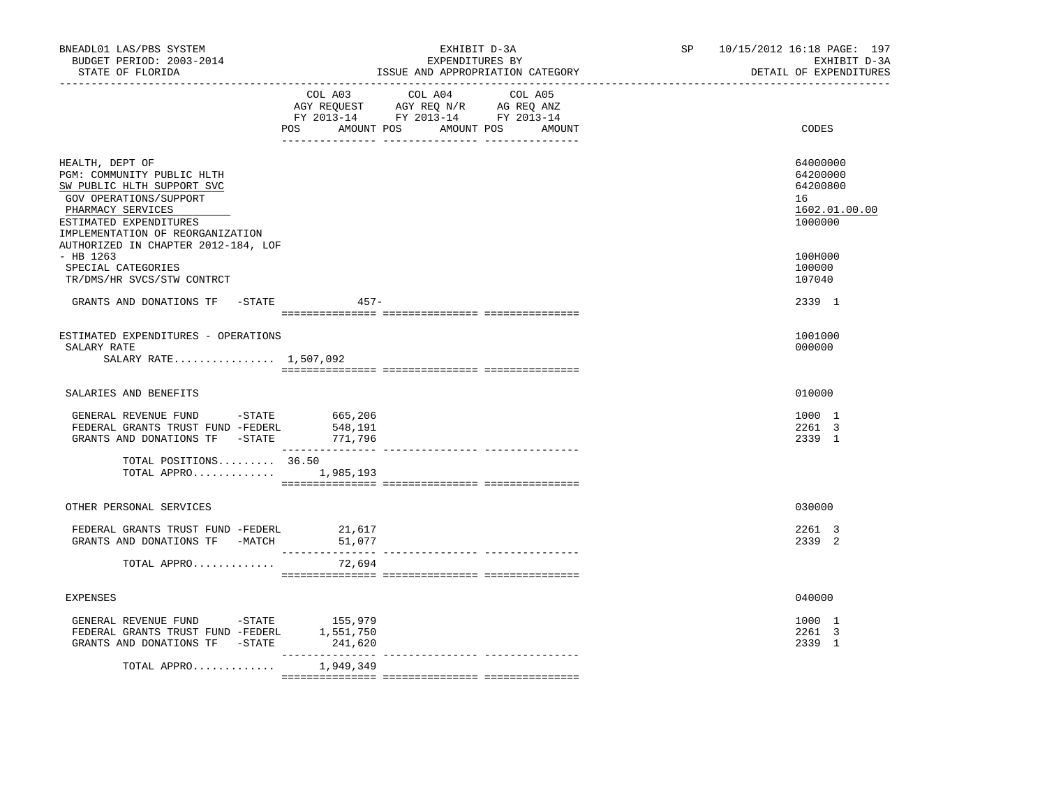BNEADL01 LAS/PBS SYSTEM — EXHIBIT D-3A — SP 10/15/2012 16:18

BUDGET PERIOD: 2003-2014 — EXPENDITURES BY — EXHIBIT D-3A

STATE OF FLORIDA — ISSUE AND APPROPRIATION CATEGORY — DETAIL OF EXPENDITURES

| | COL A03 AGY REQUEST FY 2013-14 POS AMOUNT | COL A04 AGY REQ N/R FY 2013-14 POS AMOUNT | COL A05 AG REQ ANZ FY 2013-14 POS AMOUNT | CODES |
|---|---|---|---|---|
| HEALTH, DEPT OF | | | | 64000000 |
| PGM: COMMUNITY PUBLIC HLTH | | | | 64200000 |
| SW PUBLIC HLTH SUPPORT SVC | | | | 64200800 |
| GOV OPERATIONS/SUPPORT | | | | 16 |
| PHARMACY SERVICES | | | | 1602.01.00.00 |
| ESTIMATED EXPENDITURES | | | | 1000000 |
| IMPLEMENTATION OF REORGANIZATION AUTHORIZED IN CHAPTER 2012-184, LOF - HB 1263 | | | | 100H000 |
| SPECIAL CATEGORIES | | | | 100000 |
| TR/DMS/HR SVCS/STW CONTRCT | | | | 107040 |
| GRANTS AND DONATIONS TF -STATE | 457- | | | 2339 1 |
| ESTIMATED EXPENDITURES - OPERATIONS | | | | 1001000 |
| SALARY RATE | | | | 000000 |
| SALARY RATE................ 1,507,092 | | | | |
| SALARIES AND BENEFITS | | | | 010000 |
| GENERAL REVENUE FUND -STATE | 665,206 | | | 1000 1 |
| FEDERAL GRANTS TRUST FUND -FEDERL | 548,191 | | | 2261 3 |
| GRANTS AND DONATIONS TF -STATE | 771,796 | | | 2339 1 |
| TOTAL POSITIONS......... 36.50 | | | | |
| TOTAL APPRO............. | 1,985,193 | | | |
| OTHER PERSONAL SERVICES | | | | 030000 |
| FEDERAL GRANTS TRUST FUND -FEDERL | 21,617 | | | 2261 3 |
| GRANTS AND DONATIONS TF -MATCH | 51,077 | | | 2339 2 |
| TOTAL APPRO............. | 72,694 | | | |
| EXPENSES | | | | 040000 |
| GENERAL REVENUE FUND -STATE | 155,979 | | | 1000 1 |
| FEDERAL GRANTS TRUST FUND -FEDERL | 1,551,750 | | | 2261 3 |
| GRANTS AND DONATIONS TF -STATE | 241,620 | | | 2339 1 |
| TOTAL APPRO............. | 1,949,349 | | | |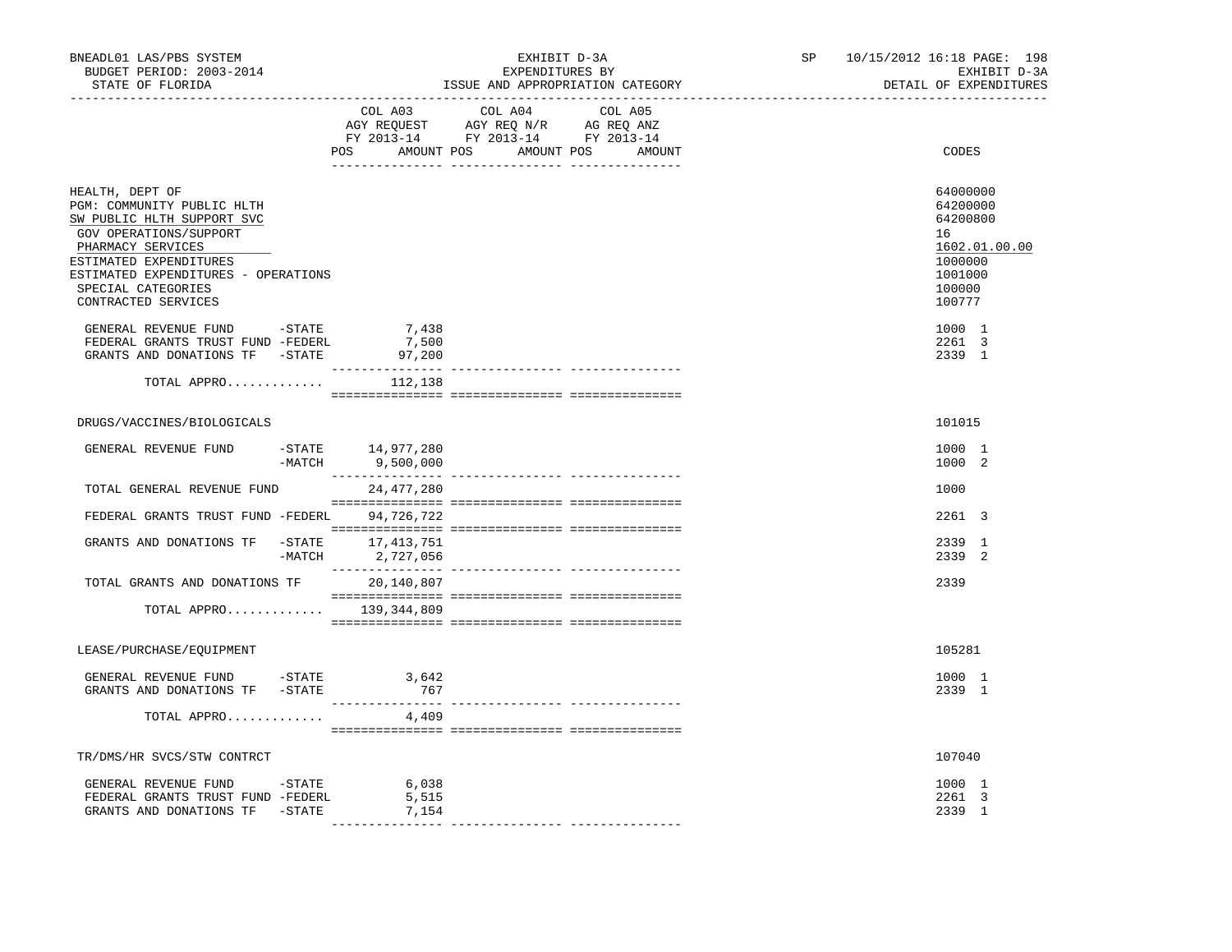BNEADL01 LAS/PBS SYSTEM
BUDGET PERIOD: 2003-2014
STATE OF FLORIDA

EXHIBIT D-3A
EXPENDITURES BY
ISSUE AND APPROPRIATION CATEGORY

SP 10/15/2012 16:18 PAGE: 198
EXHIBIT D-3A
DETAIL OF EXPENDITURES

| | COL A03 AGY REQUEST FY 2013-14 POS AMOUNT | COL A04 AGY REQ N/R FY 2013-14 POS AMOUNT | COL A05 AG REQ ANZ FY 2013-14 POS AMOUNT | CODES |
|---|---|---|---|---|
| HEALTH, DEPT OF | | | | 64000000 |
| PGM: COMMUNITY PUBLIC HLTH | | | | 64200000 |
| SW PUBLIC HLTH SUPPORT SVC | | | | 64200800 |
| GOV OPERATIONS/SUPPORT | | | | 16 |
| PHARMACY SERVICES | | | | 1602.01.00.00 |
| ESTIMATED EXPENDITURES | | | | 1000000 |
| ESTIMATED EXPENDITURES - OPERATIONS | | | | 1001000 |
| SPECIAL CATEGORIES | | | | 100000 |
| CONTRACTED SERVICES | | | | 100777 |
| GENERAL REVENUE FUND -STATE | 7,438 | | | 1000 1 |
| FEDERAL GRANTS TRUST FUND -FEDERL | 7,500 | | | 2261 3 |
| GRANTS AND DONATIONS TF -STATE | 97,200 | | | 2339 1 |
| TOTAL APPRO............ | 112,138 | | | |
| DRUGS/VACCINES/BIOLOGICALS | | | | 101015 |
| GENERAL REVENUE FUND -STATE | 14,977,280 | | | 1000 1 |
| -MATCH | 9,500,000 | | | 1000 2 |
| TOTAL GENERAL REVENUE FUND | 24,477,280 | | | 1000 |
| FEDERAL GRANTS TRUST FUND -FEDERL | 94,726,722 | | | 2261 3 |
| GRANTS AND DONATIONS TF -STATE | 17,413,751 | | | 2339 1 |
| -MATCH | 2,727,056 | | | 2339 2 |
| TOTAL GRANTS AND DONATIONS TF | 20,140,807 | | | 2339 |
| TOTAL APPRO............ | 139,344,809 | | | |
| LEASE/PURCHASE/EQUIPMENT | | | | 105281 |
| GENERAL REVENUE FUND -STATE | 3,642 | | | 1000 1 |
| GRANTS AND DONATIONS TF -STATE | 767 | | | 2339 1 |
| TOTAL APPRO............ | 4,409 | | | |
| TR/DMS/HR SVCS/STW CONTRCT | | | | 107040 |
| GENERAL REVENUE FUND -STATE | 6,038 | | | 1000 1 |
| FEDERAL GRANTS TRUST FUND -FEDERL | 5,515 | | | 2261 3 |
| GRANTS AND DONATIONS TF -STATE | 7,154 | | | 2339 1 |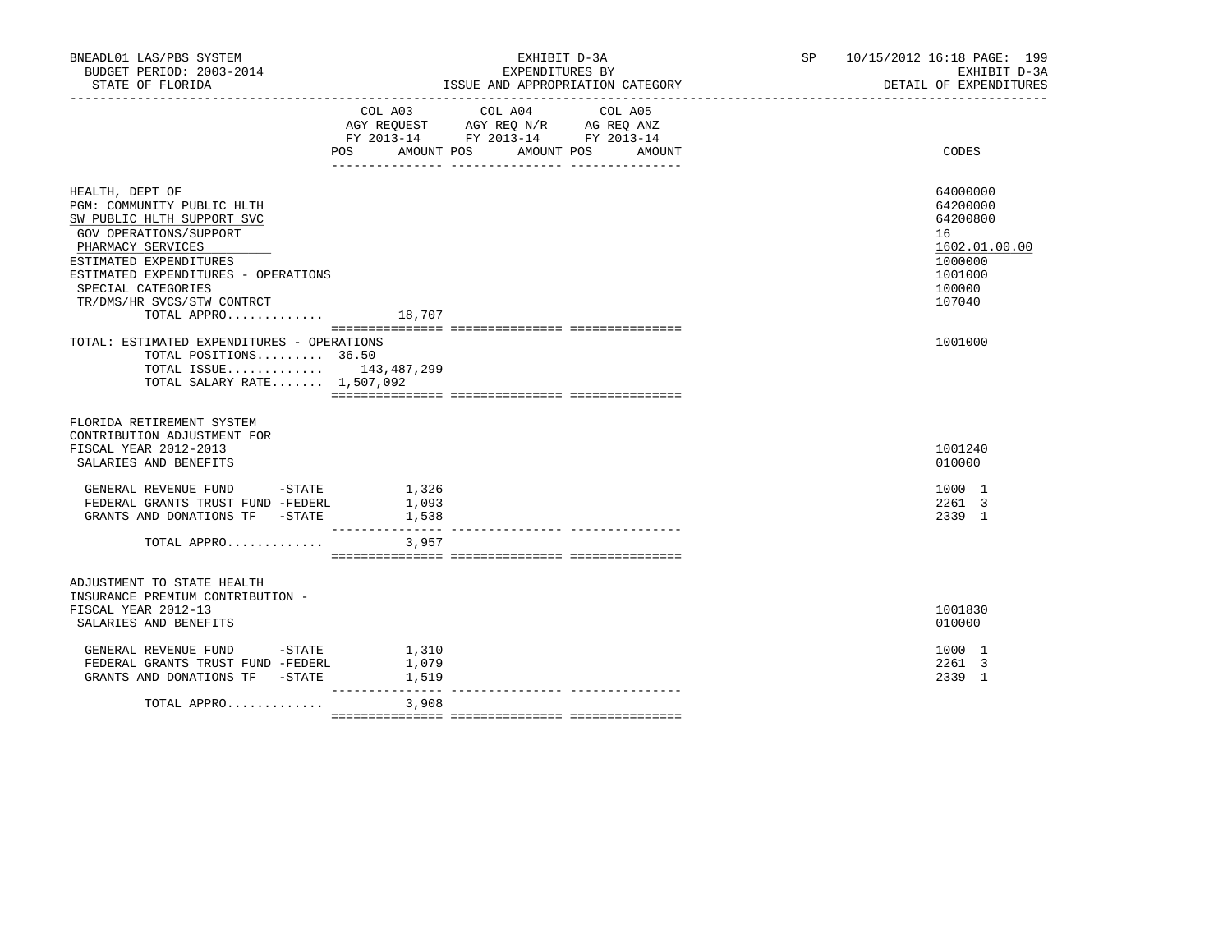BNEADL01 LAS/PBS SYSTEM
BUDGET PERIOD: 2003-2014
STATE OF FLORIDA

EXHIBIT D-3A
EXPENDITURES BY
ISSUE AND APPROPRIATION CATEGORY

SP 10/15/2012 16:18 PAGE: 199
EXHIBIT D-3A
DETAIL OF EXPENDITURES

| | COL A03 AGY REQUEST FY 2013-14 POS AMOUNT | COL A04 AGY REQ N/R FY 2013-14 POS AMOUNT | COL A05 AG REQ ANZ FY 2013-14 POS AMOUNT | CODES |
|---|---|---|---|---|
| HEALTH, DEPT OF | | | | 64000000 |
| PGM: COMMUNITY PUBLIC HLTH | | | | 64200000 |
| SW PUBLIC HLTH SUPPORT SVC | | | | 64200800 |
| GOV OPERATIONS/SUPPORT | | | | 16 |
| PHARMACY SERVICES | | | | 1602.01.00.00 |
| ESTIMATED EXPENDITURES | | | | 1000000 |
| ESTIMATED EXPENDITURES - OPERATIONS | | | | 1001000 |
| SPECIAL CATEGORIES | | | | 100000 |
| TR/DMS/HR SVCS/STW CONTRCT | | | | 107040 |
| TOTAL APPRO............. | 18,707 | | | |
| TOTAL: ESTIMATED EXPENDITURES - OPERATIONS | | | | 1001000 |
| TOTAL POSITIONS......... | 36.50 | | | |
| TOTAL ISSUE............. | 143,487,299 | | | |
| TOTAL SALARY RATE....... | 1,507,092 | | | |
| FLORIDA RETIREMENT SYSTEM CONTRIBUTION ADJUSTMENT FOR FISCAL YEAR 2012-2013 | | | | 1001240 |
| SALARIES AND BENEFITS | | | | 010000 |
| GENERAL REVENUE FUND -STATE | 1,326 | | | 1000 1 |
| FEDERAL GRANTS TRUST FUND -FEDERL | 1,093 | | | 2261 3 |
| GRANTS AND DONATIONS TF -STATE | 1,538 | | | 2339 1 |
| TOTAL APPRO............. | 3,957 | | | |
| ADJUSTMENT TO STATE HEALTH INSURANCE PREMIUM CONTRIBUTION - FISCAL YEAR 2012-13 | | | | 1001830 |
| SALARIES AND BENEFITS | | | | 010000 |
| GENERAL REVENUE FUND -STATE | 1,310 | | | 1000 1 |
| FEDERAL GRANTS TRUST FUND -FEDERL | 1,079 | | | 2261 3 |
| GRANTS AND DONATIONS TF -STATE | 1,519 | | | 2339 1 |
| TOTAL APPRO............. | 3,908 | | | |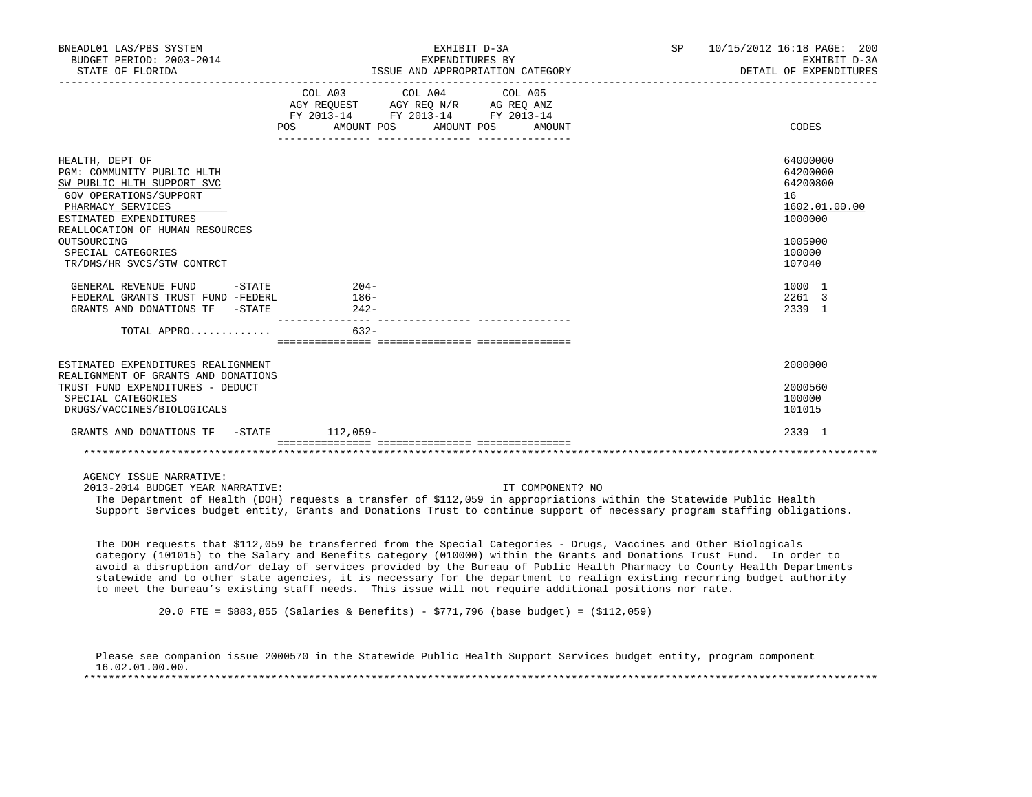| | COL A03 AGY REQUEST FY 2013-14 POS AMOUNT | COL A04 AGY REQ N/R FY 2013-14 POS AMOUNT | COL A05 AG REQ ANZ FY 2013-14 POS AMOUNT | CODES |
|---|---|---|---|---|
| HEALTH, DEPT OF | | | | 64000000 |
| PGM: COMMUNITY PUBLIC HLTH | | | | 64200000 |
| SW PUBLIC HLTH SUPPORT SVC | | | | 64200800 |
| GOV OPERATIONS/SUPPORT | | | | 16 |
| PHARMACY SERVICES | | | | 1602.01.00.00 |
| ESTIMATED EXPENDITURES | | | | 1000000 |
| REALLOCATION OF HUMAN RESOURCES OUTSOURCING | | | | 1005900 |
| SPECIAL CATEGORIES | | | | 100000 |
| TR/DMS/HR SVCS/STW CONTRCT | | | | 107040 |
| GENERAL REVENUE FUND -STATE | 204- | | | 1000 1 |
| FEDERAL GRANTS TRUST FUND -FEDERL | 186- | | | 2261 3 |
| GRANTS AND DONATIONS TF -STATE | 242- | | | 2339 1 |
| TOTAL APPRO............ | 632- | | | |
| ESTIMATED EXPENDITURES REALIGNMENT | | | | 2000000 |
| REALIGNMENT OF GRANTS AND DONATIONS TRUST FUND EXPENDITURES - DEDUCT | | | | 2000560 |
| SPECIAL CATEGORIES | | | | 100000 |
| DRUGS/VACCINES/BIOLOGICALS | | | | 101015 |
| GRANTS AND DONATIONS TF -STATE | 112,059- | | | 2339 1 |

AGENCY ISSUE NARRATIVE:

2013-2014 BUDGET YEAR NARRATIVE: IT COMPONENT? NO

The Department of Health (DOH) requests a transfer of $112,059 in appropriations within the Statewide Public Health Support Services budget entity, Grants and Donations Trust to continue support of necessary program staffing obligations.

The DOH requests that $112,059 be transferred from the Special Categories - Drugs, Vaccines and Other Biologicals category (101015) to the Salary and Benefits category (010000) within the Grants and Donations Trust Fund. In order to avoid a disruption and/or delay of services provided by the Bureau of Public Health Pharmacy to County Health Departments statewide and to other state agencies, it is necessary for the department to realign existing recurring budget authority to meet the bureau's existing staff needs. This issue will not require additional positions nor rate.

20.0 FTE = $883,855 (Salaries & Benefits) - $771,796 (base budget) = ($112,059)

Please see companion issue 2000570 in the Statewide Public Health Support Services budget entity, program component 16.02.01.00.00.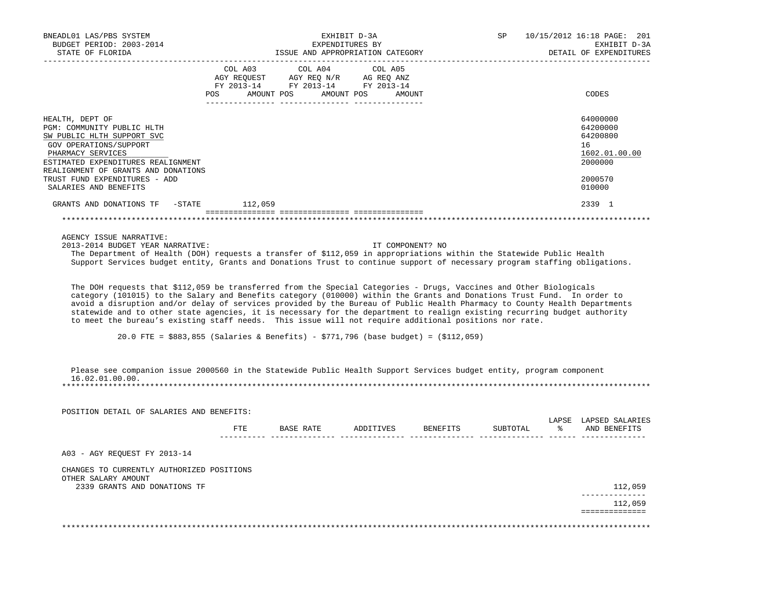BNEADL01 LAS/PBS SYSTEM — BUDGET PERIOD: 2003-2014 — STATE OF FLORIDA

EXHIBIT D-3A — EXPENDITURES BY ISSUE AND APPROPRIATION CATEGORY

SP 10/15/2012 16:18 — EXHIBIT D-3A — DETAIL OF EXPENDITURES

| | COL A03 AGY REQUEST FY 2013-14 POS | AMOUNT | COL A04 AGY REQ N/R FY 2013-14 POS | AMOUNT | COL A05 AG REQ ANZ FY 2013-14 POS | AMOUNT | CODES |
|---|---|---|---|---|---|---|---|
| HEALTH, DEPT OF | | | | | | | 64000000 |
| PGM: COMMUNITY PUBLIC HLTH | | | | | | | 64200000 |
| SW PUBLIC HLTH SUPPORT SVC | | | | | | | 64200800 |
| GOV OPERATIONS/SUPPORT | | | | | | | 16 |
| PHARMACY SERVICES | | | | | | | 1602.01.00.00 |
| ESTIMATED EXPENDITURES REALIGNMENT | | | | | | | 2000000 |
| REALIGNMENT OF GRANTS AND DONATIONS TRUST FUND EXPENDITURES - ADD | | | | | | | 2000570 |
| SALARIES AND BENEFITS | | | | | | | 010000 |
| GRANTS AND DONATIONS TF -STATE | | 112,059 | | | | | 2339 1 |

AGENCY ISSUE NARRATIVE:

2013-2014 BUDGET YEAR NARRATIVE: IT COMPONENT? NO

The Department of Health (DOH) requests a transfer of $112,059 in appropriations within the Statewide Public Health Support Services budget entity, Grants and Donations Trust to continue support of necessary program staffing obligations.

The DOH requests that $112,059 be transferred from the Special Categories - Drugs, Vaccines and Other Biologicals category (101015) to the Salary and Benefits category (010000) within the Grants and Donations Trust Fund. In order to avoid a disruption and/or delay of services provided by the Bureau of Public Health Pharmacy to County Health Departments statewide and to other state agencies, it is necessary for the department to realign existing recurring budget authority to meet the bureau's existing staff needs. This issue will not require additional positions nor rate.

20.0 FTE = $883,855 (Salaries & Benefits) - $771,796 (base budget) = ($112,059)

Please see companion issue 2000560 in the Statewide Public Health Support Services budget entity, program component 16.02.01.00.00.

POSITION DETAIL OF SALARIES AND BENEFITS:

| | FTE | BASE RATE | ADDITIVES | BENEFITS | SUBTOTAL | LAPSE % | LAPSED SALARIES AND BENEFITS |
|---|---|---|---|---|---|---|---|
| A03 - AGY REQUEST FY 2013-14 | | | | | | | |
| CHANGES TO CURRENTLY AUTHORIZED POSITIONS | | | | | | | |
| OTHER SALARY AMOUNT | | | | | | | |
| 2339 GRANTS AND DONATIONS TF | | | | | | | 112,059 |
| | | | | | | | 112,059 |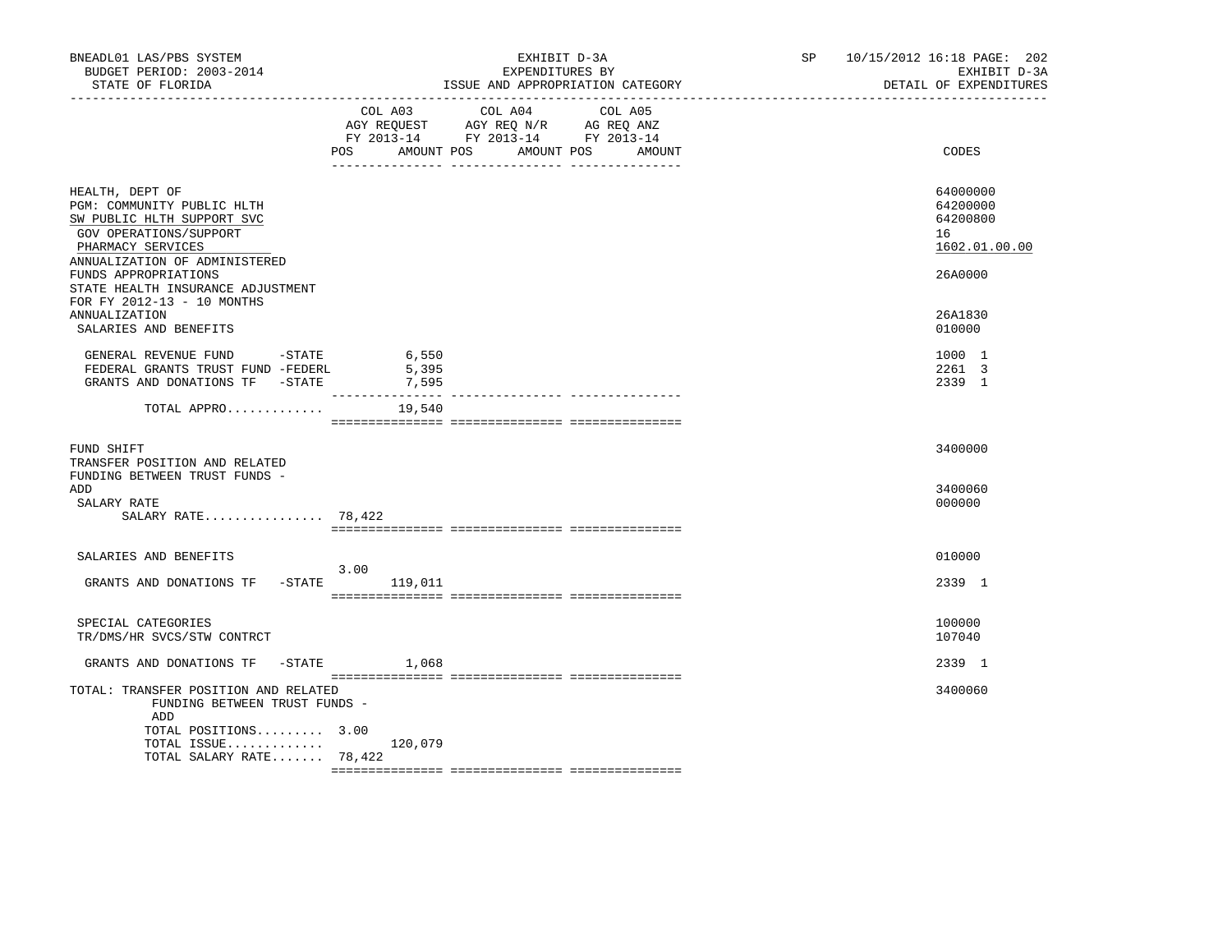BNEADL01 LAS/PBS SYSTEM
BUDGET PERIOD: 2003-2014
STATE OF FLORIDA

EXHIBIT D-3A
EXPENDITURES BY
ISSUE AND APPROPRIATION CATEGORY

SP 10/15/2012 16:18 PAGE: 202
EXHIBIT D-3A
DETAIL OF EXPENDITURES

| | COL A03 AGY REQUEST FY 2013-14 POS | AMOUNT | COL A04 AGY REQ N/R FY 2013-14 POS | AMOUNT | COL A05 AG REQ ANZ FY 2013-14 POS | AMOUNT | CODES |
|---|---|---|---|---|---|---|---|
| HEALTH, DEPT OF | | | | | | | 64000000 |
| PGM: COMMUNITY PUBLIC HLTH | | | | | | | 64200000 |
| SW PUBLIC HLTH SUPPORT SVC | | | | | | | 64200800 |
| GOV OPERATIONS/SUPPORT | | | | | | | 16 |
| PHARMACY SERVICES | | | | | | | 1602.01.00.00 |
| ANNUALIZATION OF ADMINISTERED FUNDS APPROPRIATIONS | | | | | | | 26A0000 |
| STATE HEALTH INSURANCE ADJUSTMENT FOR FY 2012-13 - 10 MONTHS ANNUALIZATION | | | | | | | 26A1830 |
| SALARIES AND BENEFITS | | | | | | | 010000 |
| GENERAL REVENUE FUND -STATE | | 6,550 | | | | | 1000 1 |
| FEDERAL GRANTS TRUST FUND -FEDERL | | 5,395 | | | | | 2261 3 |
| GRANTS AND DONATIONS TF -STATE | | 7,595 | | | | | 2339 1 |
| TOTAL APPRO............. | | 19,540 | | | | | |
| FUND SHIFT | | | | | | | 3400000 |
| TRANSFER POSITION AND RELATED FUNDING BETWEEN TRUST FUNDS - ADD | | | | | | | 3400060 |
| SALARY RATE | | | | | | | 000000 |
| SALARY RATE................ | 78,422 | | | | | | |
| SALARIES AND BENEFITS | | | | | | | 010000 |
| GRANTS AND DONATIONS TF -STATE | 3.00 | 119,011 | | | | | 2339 1 |
| SPECIAL CATEGORIES | | | | | | | 100000 |
| TR/DMS/HR SVCS/STW CONTRCT | | | | | | | 107040 |
| GRANTS AND DONATIONS TF -STATE | | 1,068 | | | | | 2339 1 |
| TOTAL: TRANSFER POSITION AND RELATED FUNDING BETWEEN TRUST FUNDS - ADD | | | | | | | 3400060 |
| TOTAL POSITIONS......... | 3.00 | | | | | | |
| TOTAL ISSUE............. | | 120,079 | | | | | |
| TOTAL SALARY RATE....... | 78,422 | | | | | | |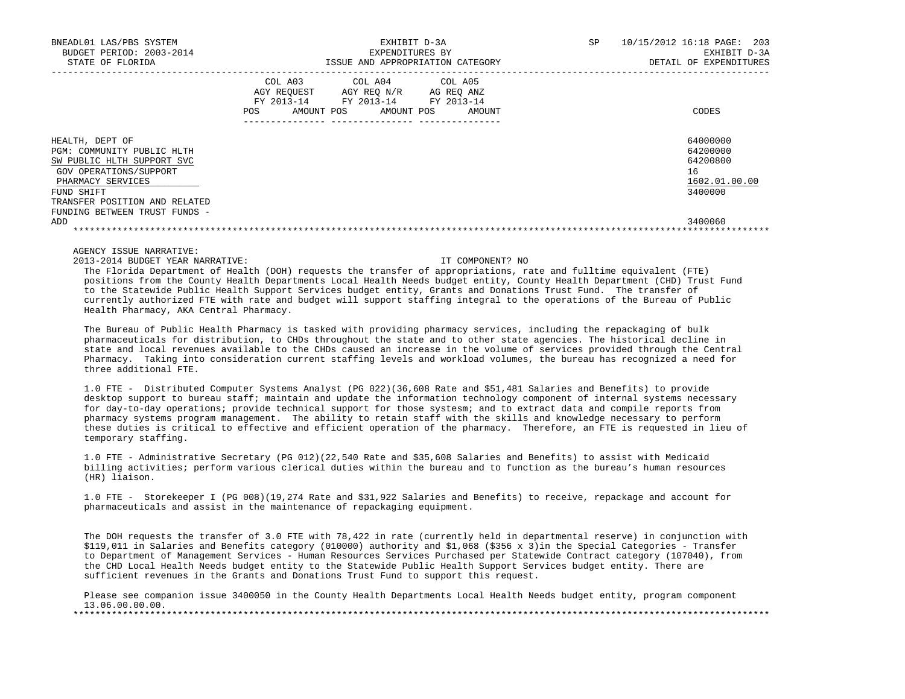BNEADL01 LAS/PBS SYSTEM — EXHIBIT D-3A — SP 10/15/2012 16:18

BUDGET PERIOD: 2003-2014 — EXPENDITURES BY — EXHIBIT D-3A

STATE OF FLORIDA — ISSUE AND APPROPRIATION CATEGORY — DETAIL OF EXPENDITURES

| | COL A03 AGY REQUEST FY 2013-14 POS AMOUNT | COL A04 AGY REQ N/R FY 2013-14 POS AMOUNT | COL A05 AG REQ ANZ FY 2013-14 POS AMOUNT | CODES |
|---|---|---|---|---|
| HEALTH, DEPT OF | | | | 64000000 |
| PGM: COMMUNITY PUBLIC HLTH | | | | 64200000 |
| SW PUBLIC HLTH SUPPORT SVC | | | | 64200800 |
| GOV OPERATIONS/SUPPORT | | | | 16 |
| PHARMACY SERVICES | | | | 1602.01.00.00 |
| FUND SHIFT | | | | 3400000 |
| TRANSFER POSITION AND RELATED FUNDING BETWEEN TRUST FUNDS - ADD | | | | 3400060 |

AGENCY ISSUE NARRATIVE:

2013-2014 BUDGET YEAR NARRATIVE: IT COMPONENT? NO

The Florida Department of Health (DOH) requests the transfer of appropriations, rate and fulltime equivalent (FTE) positions from the County Health Departments Local Health Needs budget entity, County Health Department (CHD) Trust Fund to the Statewide Public Health Support Services budget entity, Grants and Donations Trust Fund. The transfer of currently authorized FTE with rate and budget will support staffing integral to the operations of the Bureau of Public Health Pharmacy, AKA Central Pharmacy.

The Bureau of Public Health Pharmacy is tasked with providing pharmacy services, including the repackaging of bulk pharmaceuticals for distribution, to CHDs throughout the state and to other state agencies. The historical decline in state and local revenues available to the CHDs caused an increase in the volume of services provided through the Central Pharmacy. Taking into consideration current staffing levels and workload volumes, the bureau has recognized a need for three additional FTE.

1.0 FTE - Distributed Computer Systems Analyst (PG 022)(36,608 Rate and $51,481 Salaries and Benefits) to provide desktop support to bureau staff; maintain and update the information technology component of internal systems necessary for day-to-day operations; provide technical support for those systesm; and to extract data and compile reports from pharmacy systems program management. The ability to retain staff with the skills and knowledge necessary to perform these duties is critical to effective and efficient operation of the pharmacy. Therefore, an FTE is requested in lieu of temporary staffing.

1.0 FTE - Administrative Secretary (PG 012)(22,540 Rate and $35,608 Salaries and Benefits) to assist with Medicaid billing activities; perform various clerical duties within the bureau and to function as the bureau's human resources (HR) liaison.

1.0 FTE - Storekeeper I (PG 008)(19,274 Rate and $31,922 Salaries and Benefits) to receive, repackage and account for pharmaceuticals and assist in the maintenance of repackaging equipment.

The DOH requests the transfer of 3.0 FTE with 78,422 in rate (currently held in departmental reserve) in conjunction with $119,011 in Salaries and Benefits category (010000) authority and $1,068 ($356 x 3)in the Special Categories - Transfer to Department of Management Services - Human Resources Services Purchased per Statewide Contract category (107040), from the CHD Local Health Needs budget entity to the Statewide Public Health Support Services budget entity. There are sufficient revenues in the Grants and Donations Trust Fund to support this request.

Please see companion issue 3400050 in the County Health Departments Local Health Needs budget entity, program component 13.06.00.00.00.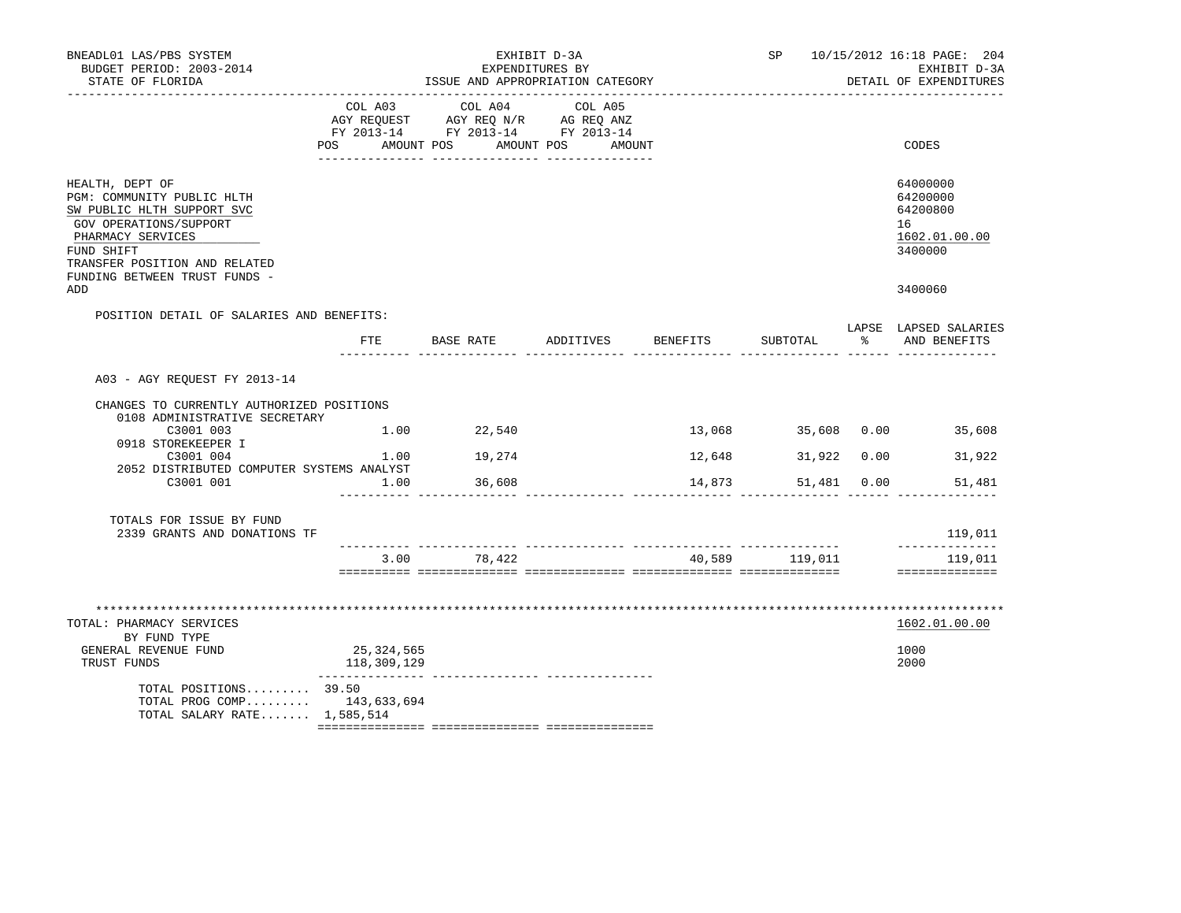BNEADL01 LAS/PBS SYSTEM
BUDGET PERIOD: 2003-2014
STATE OF FLORIDA

EXHIBIT D-3A
EXPENDITURES BY
ISSUE AND APPROPRIATION CATEGORY

SP 10/15/2012 16:18 PAGE: 204
EXHIBIT D-3A
DETAIL OF EXPENDITURES

| | COL A03 AGY REQUEST FY 2013-14 POS AMOUNT | COL A04 AGY REQ N/R FY 2013-14 POS AMOUNT | COL A05 AG REQ ANZ FY 2013-14 POS AMOUNT | CODES |
|---|---|---|---|---|
| HEALTH, DEPT OF | | | | 64000000 |
| PGM: COMMUNITY PUBLIC HLTH | | | | 64200000 |
| SW PUBLIC HLTH SUPPORT SVC | | | | 64200800 |
| GOV OPERATIONS/SUPPORT | | | | 16 |
| PHARMACY SERVICES | | | | 1602.01.00.00 |
| FUND SHIFT | | | | 3400000 |
| TRANSFER POSITION AND RELATED FUNDING BETWEEN TRUST FUNDS - ADD | | | | 3400060 |

POSITION DETAIL OF SALARIES AND BENEFITS:

| | FTE | BASE RATE | ADDITIVES | BENEFITS | SUBTOTAL | LAPSE % | LAPSED SALARIES AND BENEFITS |
|---|---|---|---|---|---|---|---|
| A03 - AGY REQUEST FY 2013-14 | | | | | | | |
| CHANGES TO CURRENTLY AUTHORIZED POSITIONS | | | | | | | |
| 0108 ADMINISTRATIVE SECRETARY | | | | | | | |
| C3001 003 | 1.00 | 22,540 | | 13,068 | 35,608 | 0.00 | 35,608 |
| 0918 STOREKEEPER I | | | | | | | |
| C3001 004 | 1.00 | 19,274 | | 12,648 | 31,922 | 0.00 | 31,922 |
| 2052 DISTRIBUTED COMPUTER SYSTEMS ANALYST | | | | | | | |
| C3001 001 | 1.00 | 36,608 | | 14,873 | 51,481 | 0.00 | 51,481 |
| TOTALS FOR ISSUE BY FUND | | | | | | | |
| 2339 GRANTS AND DONATIONS TF | | | | | | | 119,011 |
| | 3.00 | 78,422 | | 40,589 | 119,011 | | 119,011 |

| TOTAL: PHARMACY SERVICES | COL A03 | COL A04 | COL A05 | CODES |
|---|---|---|---|---|
| BY FUND TYPE | | | | 1602.01.00.00 |
| GENERAL REVENUE FUND | 25,324,565 | | | 1000 |
| TRUST FUNDS | 118,309,129 | | | 2000 |
| TOTAL POSITIONS......... | 39.50 | | | |
| TOTAL PROG COMP......... | 143,633,694 | | | |
| TOTAL SALARY RATE....... | 1,585,514 | | | |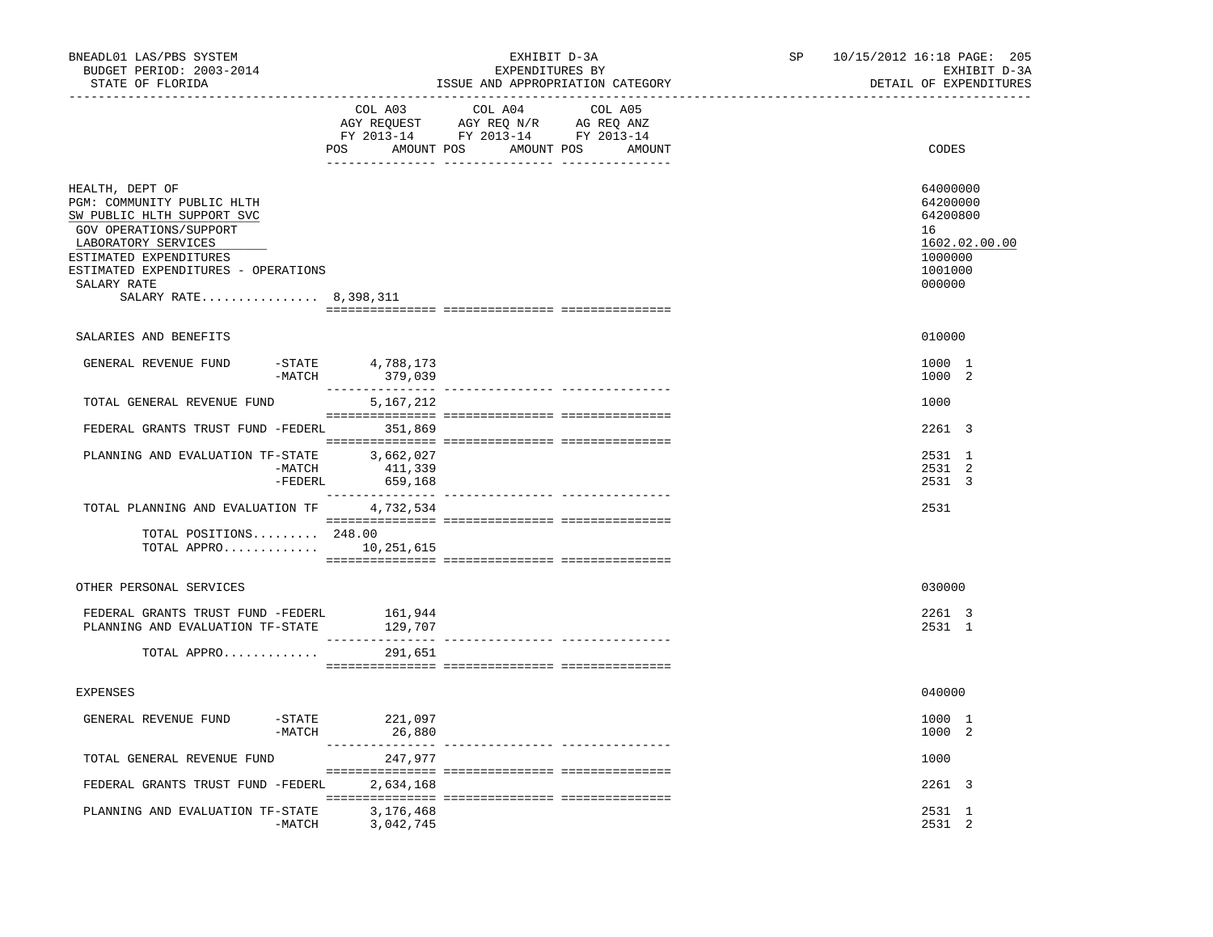BNEADL01 LAS/PBS SYSTEM — EXHIBIT D-3A — EXPENDITURES BY ISSUE AND APPROPRIATION CATEGORY
BUDGET PERIOD: 2003-2014 — SP 10/15/2012 16:18 — EXHIBIT D-3A
STATE OF FLORIDA — DETAIL OF EXPENDITURES

| | COL A03 AGY REQUEST FY 2013-14 POS AMOUNT | COL A04 AGY REQ N/R FY 2013-14 POS AMOUNT | COL A05 AG REQ ANZ FY 2013-14 POS AMOUNT | CODES |
|---|---|---|---|---|
| HEALTH, DEPT OF | | | | 64000000 |
| PGM: COMMUNITY PUBLIC HLTH | | | | 64200000 |
| SW PUBLIC HLTH SUPPORT SVC | | | | 64200800 |
| GOV OPERATIONS/SUPPORT | | | | 16 |
| LABORATORY SERVICES | | | | 1602.02.00.00 |
| ESTIMATED EXPENDITURES | | | | 1000000 |
| ESTIMATED EXPENDITURES - OPERATIONS | | | | 1001000 |
| SALARY RATE | | | | 000000 |
| SALARY RATE................ 8,398,311 | | | | |
| SALARIES AND BENEFITS | | | | 010000 |
| GENERAL REVENUE FUND -STATE | 4,788,173 | | | 1000 1 |
| -MATCH | 379,039 | | | 1000 2 |
| TOTAL GENERAL REVENUE FUND | 5,167,212 | | | 1000 |
| FEDERAL GRANTS TRUST FUND -FEDERL | 351,869 | | | 2261 3 |
| PLANNING AND EVALUATION TF-STATE | 3,662,027 | | | 2531 1 |
| -MATCH | 411,339 | | | 2531 2 |
| -FEDERL | 659,168 | | | 2531 3 |
| TOTAL PLANNING AND EVALUATION TF | 4,732,534 | | | 2531 |
| TOTAL POSITIONS......... | 248.00 | | | |
| TOTAL APPRO............. | 10,251,615 | | | |
| OTHER PERSONAL SERVICES | | | | 030000 |
| FEDERAL GRANTS TRUST FUND -FEDERL | 161,944 | | | 2261 3 |
| PLANNING AND EVALUATION TF-STATE | 129,707 | | | 2531 1 |
| TOTAL APPRO............. | 291,651 | | | |
| EXPENSES | | | | 040000 |
| GENERAL REVENUE FUND -STATE | 221,097 | | | 1000 1 |
| -MATCH | 26,880 | | | 1000 2 |
| TOTAL GENERAL REVENUE FUND | 247,977 | | | 1000 |
| FEDERAL GRANTS TRUST FUND -FEDERL | 2,634,168 | | | 2261 3 |
| PLANNING AND EVALUATION TF-STATE | 3,176,468 | | | 2531 1 |
| -MATCH | 3,042,745 | | | 2531 2 |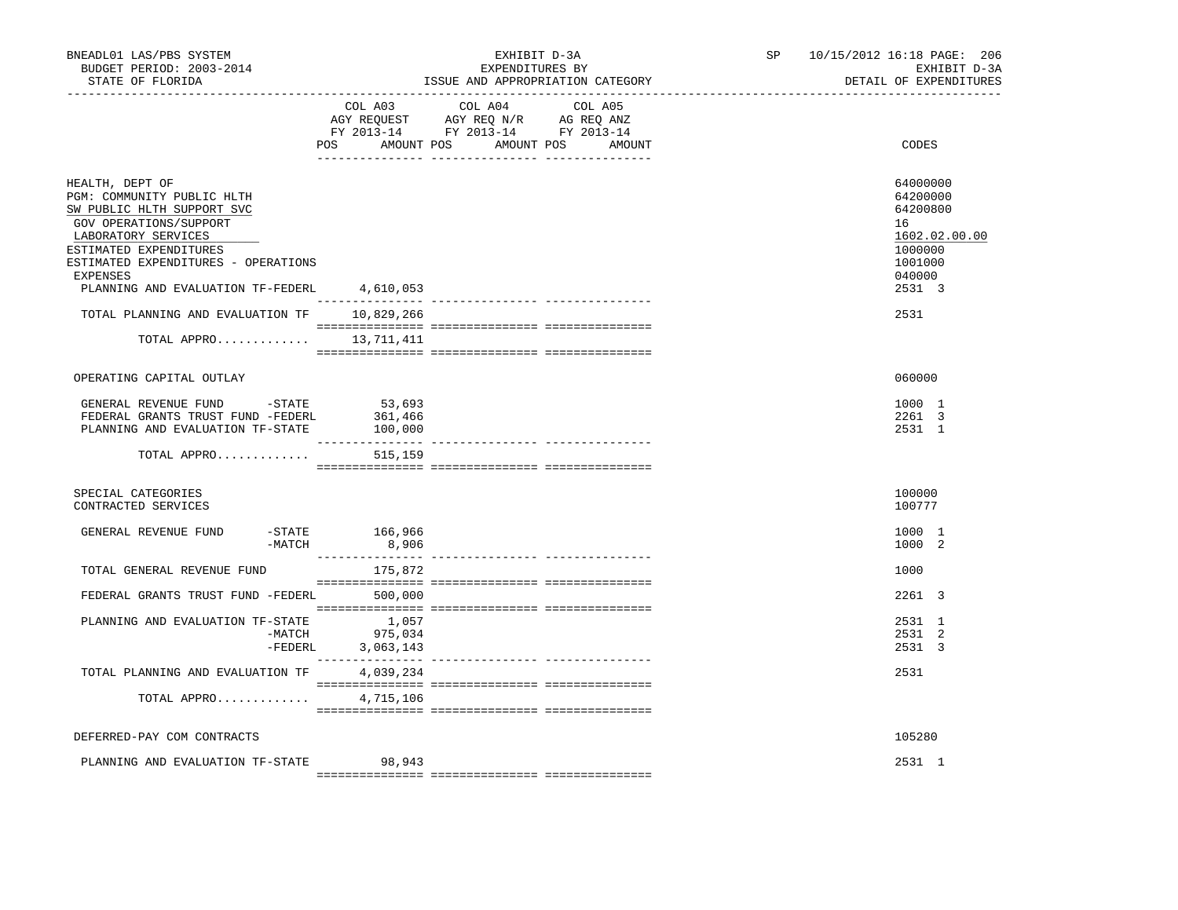BNEADL01 LAS/PBS SYSTEM | EXHIBIT D-3A | SP 10/15/2012 16:18 PAGE: 206
BUDGET PERIOD: 2003-2014 | EXPENDITURES BY | EXHIBIT D-3A
STATE OF FLORIDA | ISSUE AND APPROPRIATION CATEGORY | DETAIL OF EXPENDITURES

| | COL A03 AGY REQUEST FY 2013-14 POS AMOUNT | COL A04 AGY REQ N/R FY 2013-14 POS AMOUNT | COL A05 AG REQ ANZ FY 2013-14 POS AMOUNT | CODES |
|---|---|---|---|---|
| HEALTH, DEPT OF | | | | 64000000 |
| PGM: COMMUNITY PUBLIC HLTH | | | | 64200000 |
| SW PUBLIC HLTH SUPPORT SVC | | | | 64200800 |
| GOV OPERATIONS/SUPPORT | | | | 16 |
| LABORATORY SERVICES | | | | 1602.02.00.00 |
| ESTIMATED EXPENDITURES | | | | 1000000 |
| ESTIMATED EXPENDITURES - OPERATIONS | | | | 1001000 |
| EXPENSES | | | | 040000 |
| PLANNING AND EVALUATION TF-FEDERL | 4,610,053 | | | 2531 3 |
| TOTAL PLANNING AND EVALUATION TF | 10,829,266 | | | 2531 |
| TOTAL APPRO............ | 13,711,411 | | | |
| OPERATING CAPITAL OUTLAY | | | | 060000 |
| GENERAL REVENUE FUND -STATE | 53,693 | | | 1000 1 |
| FEDERAL GRANTS TRUST FUND -FEDERL | 361,466 | | | 2261 3 |
| PLANNING AND EVALUATION TF-STATE | 100,000 | | | 2531 1 |
| TOTAL APPRO............ | 515,159 | | | |
| SPECIAL CATEGORIES | | | | 100000 |
| CONTRACTED SERVICES | | | | 100777 |
| GENERAL REVENUE FUND -STATE | 166,966 | | | 1000 1 |
| -MATCH | 8,906 | | | 1000 2 |
| TOTAL GENERAL REVENUE FUND | 175,872 | | | 1000 |
| FEDERAL GRANTS TRUST FUND -FEDERL | 500,000 | | | 2261 3 |
| PLANNING AND EVALUATION TF-STATE | 1,057 | | | 2531 1 |
| -MATCH | 975,034 | | | 2531 2 |
| -FEDERL | 3,063,143 | | | 2531 3 |
| TOTAL PLANNING AND EVALUATION TF | 4,039,234 | | | 2531 |
| TOTAL APPRO............ | 4,715,106 | | | |
| DEFERRED-PAY COM CONTRACTS | | | | 105280 |
| PLANNING AND EVALUATION TF-STATE | 98,943 | | | 2531 1 |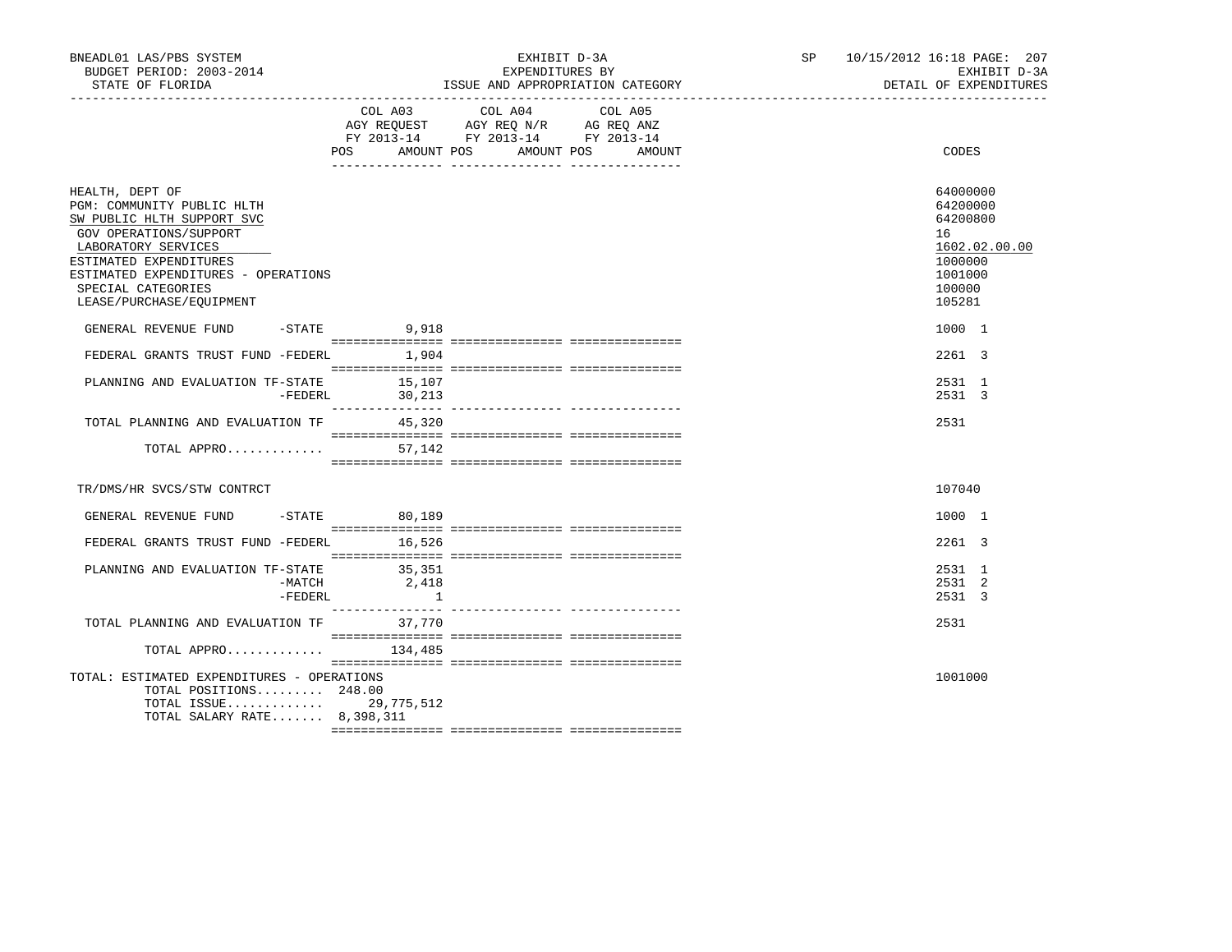BNEADL01 LAS/PBS SYSTEM | EXHIBIT D-3A | SP 10/15/2012 16:18 PAGE: 207
BUDGET PERIOD: 2003-2014 | EXPENDITURES BY | EXHIBIT D-3A
STATE OF FLORIDA | ISSUE AND APPROPRIATION CATEGORY | DETAIL OF EXPENDITURES

| | COL A03 AGY REQUEST FY 2013-14 POS AMOUNT | COL A04 AGY REQ N/R FY 2013-14 POS AMOUNT | COL A05 AG REQ ANZ FY 2013-14 POS AMOUNT | CODES |
|---|---|---|---|---|
| HEALTH, DEPT OF | | | | 64000000 |
| PGM: COMMUNITY PUBLIC HLTH | | | | 64200000 |
| SW PUBLIC HLTH SUPPORT SVC | | | | 64200800 |
| GOV OPERATIONS/SUPPORT | | | | 16 |
| LABORATORY SERVICES | | | | 1602.02.00.00 |
| ESTIMATED EXPENDITURES | | | | 1000000 |
| ESTIMATED EXPENDITURES - OPERATIONS | | | | 1001000 |
| SPECIAL CATEGORIES | | | | 100000 |
| LEASE/PURCHASE/EQUIPMENT | | | | 105281 |
| GENERAL REVENUE FUND -STATE | 9,918 | | | 1000 1 |
| FEDERAL GRANTS TRUST FUND -FEDERL | 1,904 | | | 2261 3 |
| PLANNING AND EVALUATION TF-STATE | 15,107 | | | 2531 1 |
| -FEDERL | 30,213 | | | 2531 3 |
| TOTAL PLANNING AND EVALUATION TF | 45,320 | | | 2531 |
| TOTAL APPRO............. | 57,142 | | | |
| TR/DMS/HR SVCS/STW CONTRCT | | | | 107040 |
| GENERAL REVENUE FUND -STATE | 80,189 | | | 1000 1 |
| FEDERAL GRANTS TRUST FUND -FEDERL | 16,526 | | | 2261 3 |
| PLANNING AND EVALUATION TF-STATE | 35,351 | | | 2531 1 |
| -MATCH | 2,418 | | | 2531 2 |
| -FEDERL | 1 | | | 2531 3 |
| TOTAL PLANNING AND EVALUATION TF | 37,770 | | | 2531 |
| TOTAL APPRO............. | 134,485 | | | |
| TOTAL: ESTIMATED EXPENDITURES - OPERATIONS | | | | 1001000 |
| TOTAL POSITIONS......... | 248.00 | | | |
| TOTAL ISSUE............. | 29,775,512 | | | |
| TOTAL SALARY RATE....... | 8,398,311 | | | |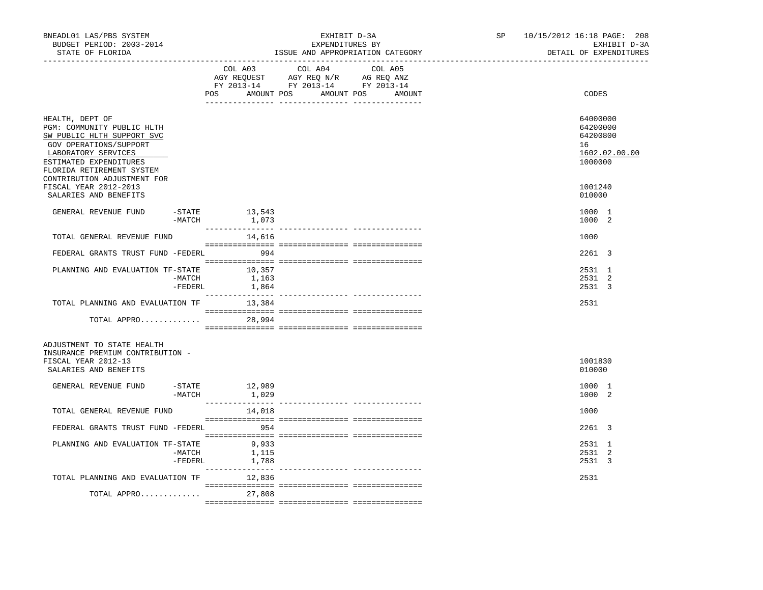BNEADL01 LAS/PBS SYSTEM — EXHIBIT D-3A — EXPENDITURES BY ISSUE AND APPROPRIATION CATEGORY — SP 10/15/2012 16:18 PAGE: 208

BUDGET PERIOD: 2003-2014 — EXHIBIT D-3A

STATE OF FLORIDA — DETAIL OF EXPENDITURES

| | | COL A03 AGY REQUEST FY 2013-14 POS AMOUNT | COL A04 AGY REQ N/R FY 2013-14 POS AMOUNT | COL A05 AG REQ ANZ FY 2013-14 POS AMOUNT | CODES |
|---|---|---|---|---|---|
| HEALTH, DEPT OF | | | | | 64000000 |
| PGM: COMMUNITY PUBLIC HLTH | | | | | 64200000 |
| SW PUBLIC HLTH SUPPORT SVC | | | | | 64200800 |
| GOV OPERATIONS/SUPPORT | | | | | 16 |
| LABORATORY SERVICES | | | | | 1602.02.00.00 |
| ESTIMATED EXPENDITURES | | | | | 1000000 |
| FLORIDA RETIREMENT SYSTEM CONTRIBUTION ADJUSTMENT FOR FISCAL YEAR 2012-2013 | | | | | 1001240 |
| SALARIES AND BENEFITS | | | | | 010000 |
| GENERAL REVENUE FUND | -STATE | 13,543 | | | 1000 1 |
| | -MATCH | 1,073 | | | 1000 2 |
| TOTAL GENERAL REVENUE FUND | | 14,616 | | | 1000 |
| FEDERAL GRANTS TRUST FUND | -FEDERL | 994 | | | 2261 3 |
| PLANNING AND EVALUATION TF | -STATE | 10,357 | | | 2531 1 |
| | -MATCH | 1,163 | | | 2531 2 |
| | -FEDERL | 1,864 | | | 2531 3 |
| TOTAL PLANNING AND EVALUATION TF | | 13,384 | | | 2531 |
| TOTAL APPRO............. | | 28,994 | | | |
| ADJUSTMENT TO STATE HEALTH INSURANCE PREMIUM CONTRIBUTION - FISCAL YEAR 2012-13 | | | | | 1001830 |
| SALARIES AND BENEFITS | | | | | 010000 |
| GENERAL REVENUE FUND | -STATE | 12,989 | | | 1000 1 |
| | -MATCH | 1,029 | | | 1000 2 |
| TOTAL GENERAL REVENUE FUND | | 14,018 | | | 1000 |
| FEDERAL GRANTS TRUST FUND | -FEDERL | 954 | | | 2261 3 |
| PLANNING AND EVALUATION TF | -STATE | 9,933 | | | 2531 1 |
| | -MATCH | 1,115 | | | 2531 2 |
| | -FEDERL | 1,788 | | | 2531 3 |
| TOTAL PLANNING AND EVALUATION TF | | 12,836 | | | 2531 |
| TOTAL APPRO............. | | 27,808 | | | |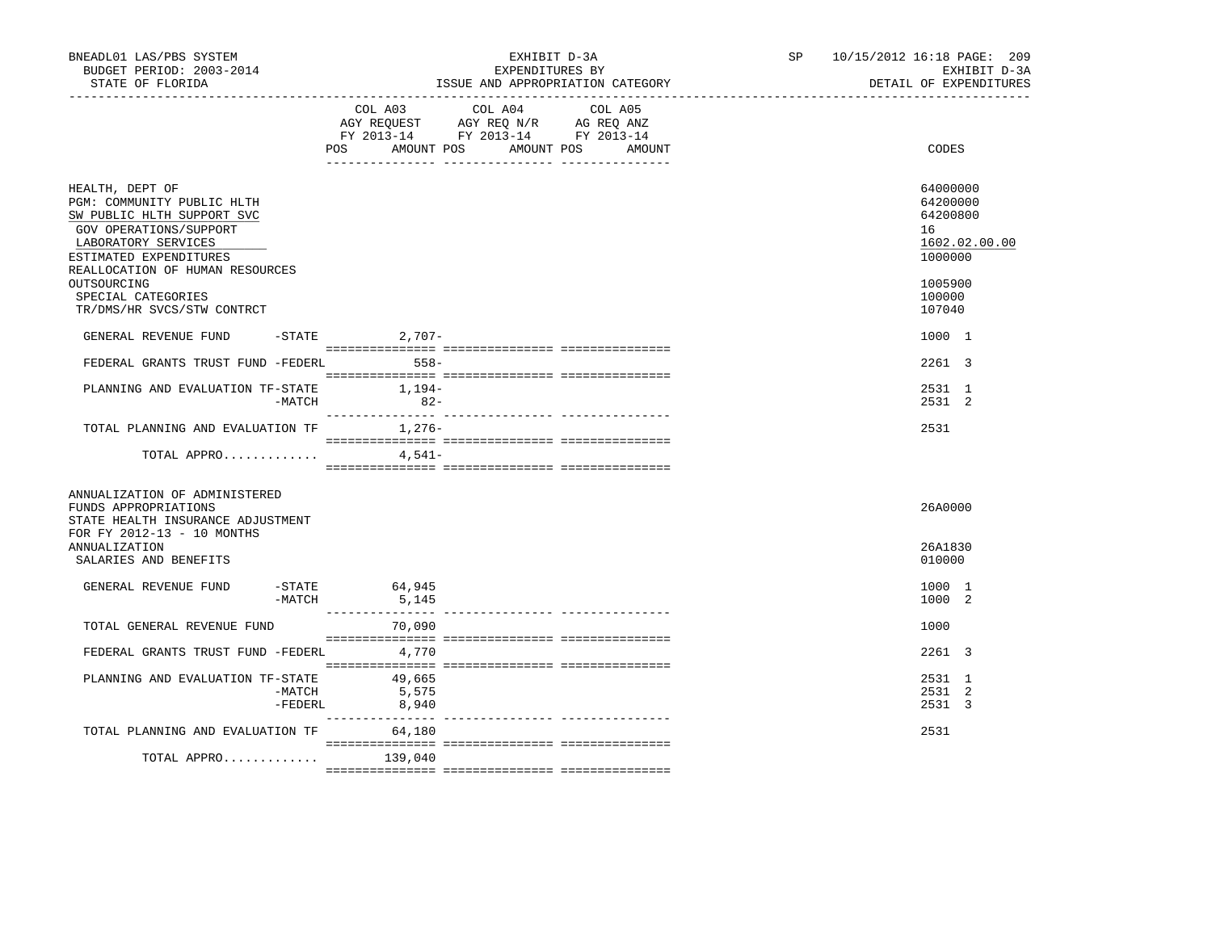BNEADL01 LAS/PBS SYSTEM — EXHIBIT D-3A — SP 10/15/2012 16:18
BUDGET PERIOD: 2003-2014 — EXPENDITURES BY — EXHIBIT D-3A
STATE OF FLORIDA — ISSUE AND APPROPRIATION CATEGORY — DETAIL OF EXPENDITURES

| | COL A03 AGY REQUEST FY 2013-14 POS AMOUNT | COL A04 AGY REQ N/R FY 2013-14 POS AMOUNT | COL A05 AG REQ ANZ FY 2013-14 POS AMOUNT | CODES |
|---|---|---|---|---|
| HEALTH, DEPT OF | | | | 64000000 |
| PGM: COMMUNITY PUBLIC HLTH | | | | 64200000 |
| SW PUBLIC HLTH SUPPORT SVC | | | | 64200800 |
| GOV OPERATIONS/SUPPORT | | | | 16 |
| LABORATORY SERVICES | | | | 1602.02.00.00 |
| ESTIMATED EXPENDITURES | | | | 1000000 |
| REALLOCATION OF HUMAN RESOURCES OUTSOURCING | | | | 1005900 |
| SPECIAL CATEGORIES | | | | 100000 |
| TR/DMS/HR SVCS/STW CONTRCT | | | | 107040 |
| GENERAL REVENUE FUND -STATE | 2,707- | | | 1000 1 |
| FEDERAL GRANTS TRUST FUND -FEDERL | 558- | | | 2261 3 |
| PLANNING AND EVALUATION TF-STATE | 1,194- | | | 2531 1 |
| -MATCH | 82- | | | 2531 2 |
| TOTAL PLANNING AND EVALUATION TF | 1,276- | | | 2531 |
| TOTAL APPRO............. | 4,541- | | | |
| ANNUALIZATION OF ADMINISTERED FUNDS APPROPRIATIONS | | | | 26A0000 |
| STATE HEALTH INSURANCE ADJUSTMENT FOR FY 2012-13 - 10 MONTHS ANNUALIZATION | | | | 26A1830 |
| SALARIES AND BENEFITS | | | | 010000 |
| GENERAL REVENUE FUND -STATE | 64,945 | | | 1000 1 |
| -MATCH | 5,145 | | | 1000 2 |
| TOTAL GENERAL REVENUE FUND | 70,090 | | | 1000 |
| FEDERAL GRANTS TRUST FUND -FEDERL | 4,770 | | | 2261 3 |
| PLANNING AND EVALUATION TF-STATE | 49,665 | | | 2531 1 |
| -MATCH | 5,575 | | | 2531 2 |
| -FEDERL | 8,940 | | | 2531 3 |
| TOTAL PLANNING AND EVALUATION TF | 64,180 | | | 2531 |
| TOTAL APPRO............. | 139,040 | | | |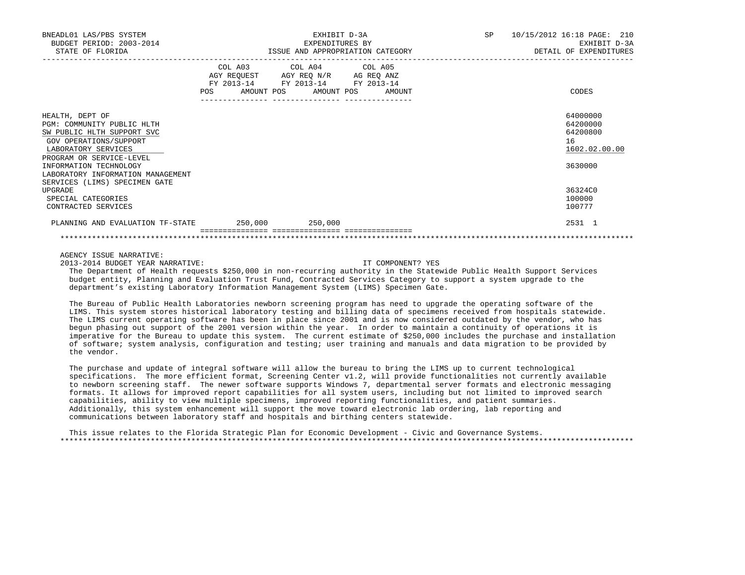EXHIBIT D-3A
EXPENDITURES BY
ISSUE AND APPROPRIATION CATEGORY

BNEADL01 LAS/PBS SYSTEM — BUDGET PERIOD: 2003-2014 — STATE OF FLORIDA — SP 10/15/2012 16:18 — EXHIBIT D-3A — DETAIL OF EXPENDITURES

| | COL A03 AGY REQUEST FY 2013-14 POS | AMOUNT | COL A04 AGY REQ N/R FY 2013-14 POS | AMOUNT | COL A05 AG REQ ANZ FY 2013-14 POS | AMOUNT | CODES |
|---|---|---|---|---|---|---|---|
| HEALTH, DEPT OF | | | | | | | 64000000 |
| PGM: COMMUNITY PUBLIC HLTH | | | | | | | 64200000 |
| SW PUBLIC HLTH SUPPORT SVC | | | | | | | 64200800 |
| GOV OPERATIONS/SUPPORT | | | | | | | 16 |
| LABORATORY SERVICES | | | | | | | 1602.02.00.00 |
| PROGRAM OR SERVICE-LEVEL INFORMATION TECHNOLOGY | | | | | | | 3630000 |
| LABORATORY INFORMATION MANAGEMENT SERVICES (LIMS) SPECIMEN GATE UPGRADE | | | | | | | 36324C0 |
| SPECIAL CATEGORIES | | | | | | | 100000 |
| CONTRACTED SERVICES | | | | | | | 100777 |
| PLANNING AND EVALUATION TF-STATE | | 250,000 | | 250,000 | | | 2531 1 |

AGENCY ISSUE NARRATIVE:
2013-2014 BUDGET YEAR NARRATIVE: IT COMPONENT? YES

The Department of Health requests $250,000 in non-recurring authority in the Statewide Public Health Support Services budget entity, Planning and Evaluation Trust Fund, Contracted Services Category to support a system upgrade to the department's existing Laboratory Information Management System (LIMS) Specimen Gate.

The Bureau of Public Health Laboratories newborn screening program has need to upgrade the operating software of the LIMS. This system stores historical laboratory testing and billing data of specimens received from hospitals statewide. The LIMS current operating software has been in place since 2001 and is now considered outdated by the vendor, who has begun phasing out support of the 2001 version within the year. In order to maintain a continuity of operations it is imperative for the Bureau to update this system. The current estimate of $250,000 includes the purchase and installation of software; system analysis, configuration and testing; user training and manuals and data migration to be provided by the vendor.

The purchase and update of integral software will allow the bureau to bring the LIMS up to current technological specifications. The more efficient format, Screening Center v1.2, will provide functionalities not currently available to newborn screening staff. The newer software supports Windows 7, departmental server formats and electronic messaging formats. It allows for improved report capabilities for all system users, including but not limited to improved search capabilities, ability to view multiple specimens, improved reporting functionalities, and patient summaries. Additionally, this system enhancement will support the move toward electronic lab ordering, lab reporting and communications between laboratory staff and hospitals and birthing centers statewide.

This issue relates to the Florida Strategic Plan for Economic Development - Civic and Governance Systems.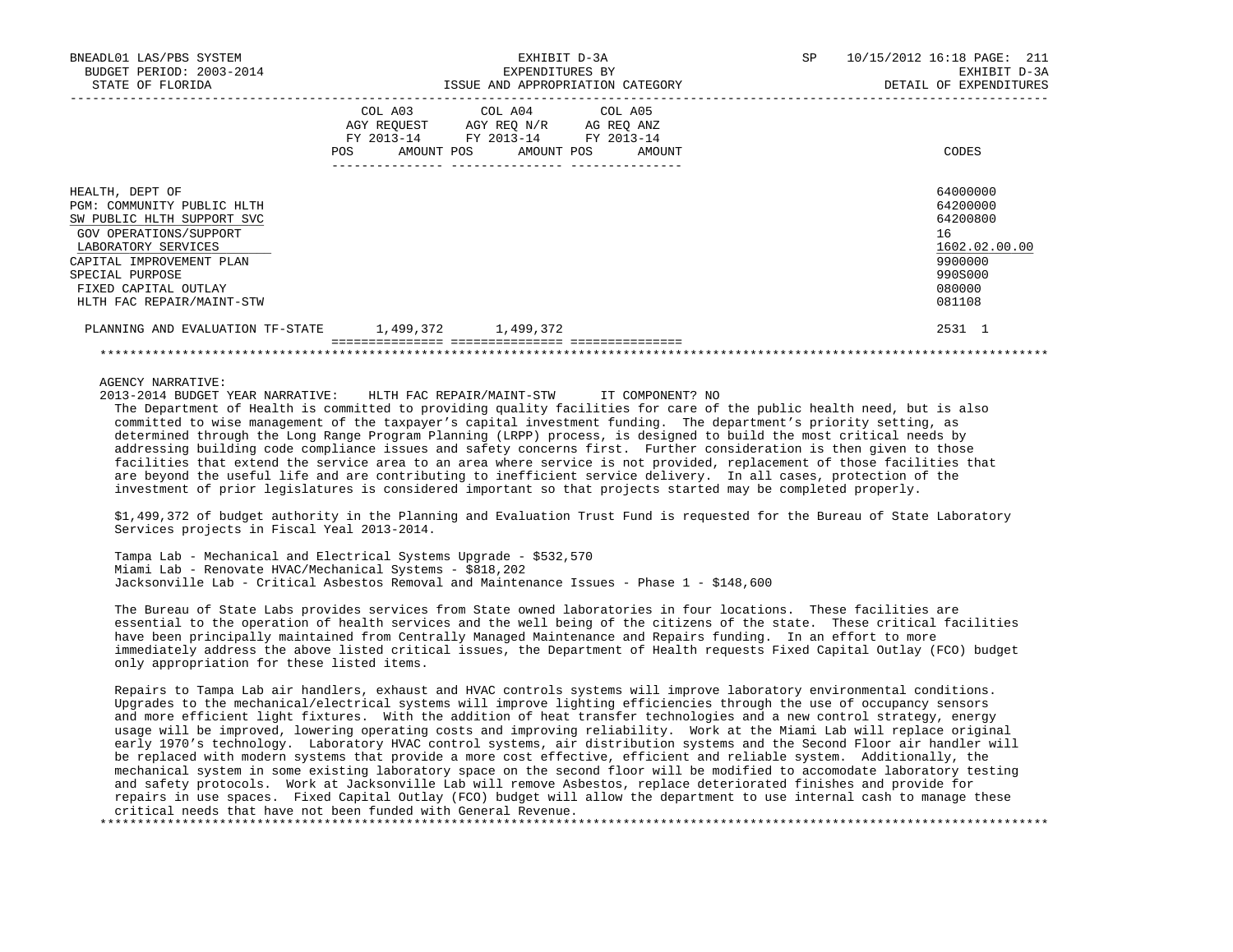BNEADL01 LAS/PBS SYSTEM — EXHIBIT D-3A — SP 10/15/2012 16:18
BUDGET PERIOD: 2003-2014 — EXPENDITURES BY — EXHIBIT D-3A
STATE OF FLORIDA — ISSUE AND APPROPRIATION CATEGORY — DETAIL OF EXPENDITURES

| | COL A03 AGY REQUEST FY 2013-14 POS | AMOUNT | COL A04 AGY REQ N/R FY 2013-14 POS | AMOUNT | COL A05 AG REQ ANZ FY 2013-14 POS | AMOUNT | CODES |
|---|---|---|---|---|---|---|---|
| HEALTH, DEPT OF | | | | | | | 64000000 |
| PGM: COMMUNITY PUBLIC HLTH | | | | | | | 64200000 |
| SW PUBLIC HLTH SUPPORT SVC | | | | | | | 64200800 |
| GOV OPERATIONS/SUPPORT | | | | | | | 16 |
| LABORATORY SERVICES | | | | | | | 1602.02.00.00 |
| CAPITAL IMPROVEMENT PLAN | | | | | | | 9900000 |
| SPECIAL PURPOSE | | | | | | | 990S000 |
| FIXED CAPITAL OUTLAY | | | | | | | 080000 |
| HLTH FAC REPAIR/MAINT-STW | | | | | | | 081108 |
| PLANNING AND EVALUATION TF-STATE | | 1,499,372 | | 1,499,372 | | | 2531 1 |

AGENCY NARRATIVE:
2013-2014 BUDGET YEAR NARRATIVE: HLTH FAC REPAIR/MAINT-STW IT COMPONENT? NO

The Department of Health is committed to providing quality facilities for care of the public health need, but is also committed to wise management of the taxpayer's capital investment funding. The department's priority setting, as determined through the Long Range Program Planning (LRPP) process, is designed to build the most critical needs by addressing building code compliance issues and safety concerns first. Further consideration is then given to those facilities that extend the service area to an area where service is not provided, replacement of those facilities that are beyond the useful life and are contributing to inefficient service delivery. In all cases, protection of the investment of prior legislatures is considered important so that projects started may be completed properly.

$1,499,372 of budget authority in the Planning and Evaluation Trust Fund is requested for the Bureau of State Laboratory Services projects in Fiscal Yeal 2013-2014.

Tampa Lab - Mechanical and Electrical Systems Upgrade - $532,570
Miami Lab - Renovate HVAC/Mechanical Systems - $818,202
Jacksonville Lab - Critical Asbestos Removal and Maintenance Issues - Phase 1 - $148,600

The Bureau of State Labs provides services from State owned laboratories in four locations. These facilities are essential to the operation of health services and the well being of the citizens of the state. These critical facilities have been principally maintained from Centrally Managed Maintenance and Repairs funding. In an effort to more immediately address the above listed critical issues, the Department of Health requests Fixed Capital Outlay (FCO) budget only appropriation for these listed items.

Repairs to Tampa Lab air handlers, exhaust and HVAC controls systems will improve laboratory environmental conditions. Upgrades to the mechanical/electrical systems will improve lighting efficiencies through the use of occupancy sensors and more efficient light fixtures. With the addition of heat transfer technologies and a new control strategy, energy usage will be improved, lowering operating costs and improving reliability. Work at the Miami Lab will replace original early 1970's technology. Laboratory HVAC control systems, air distribution systems and the Second Floor air handler will be replaced with modern systems that provide a more cost effective, efficient and reliable system. Additionally, the mechanical system in some existing laboratory space on the second floor will be modified to accomodate laboratory testing and safety protocols. Work at Jacksonville Lab will remove Asbestos, replace deteriorated finishes and provide for repairs in use spaces. Fixed Capital Outlay (FCO) budget will allow the department to use internal cash to manage these critical needs that have not been funded with General Revenue.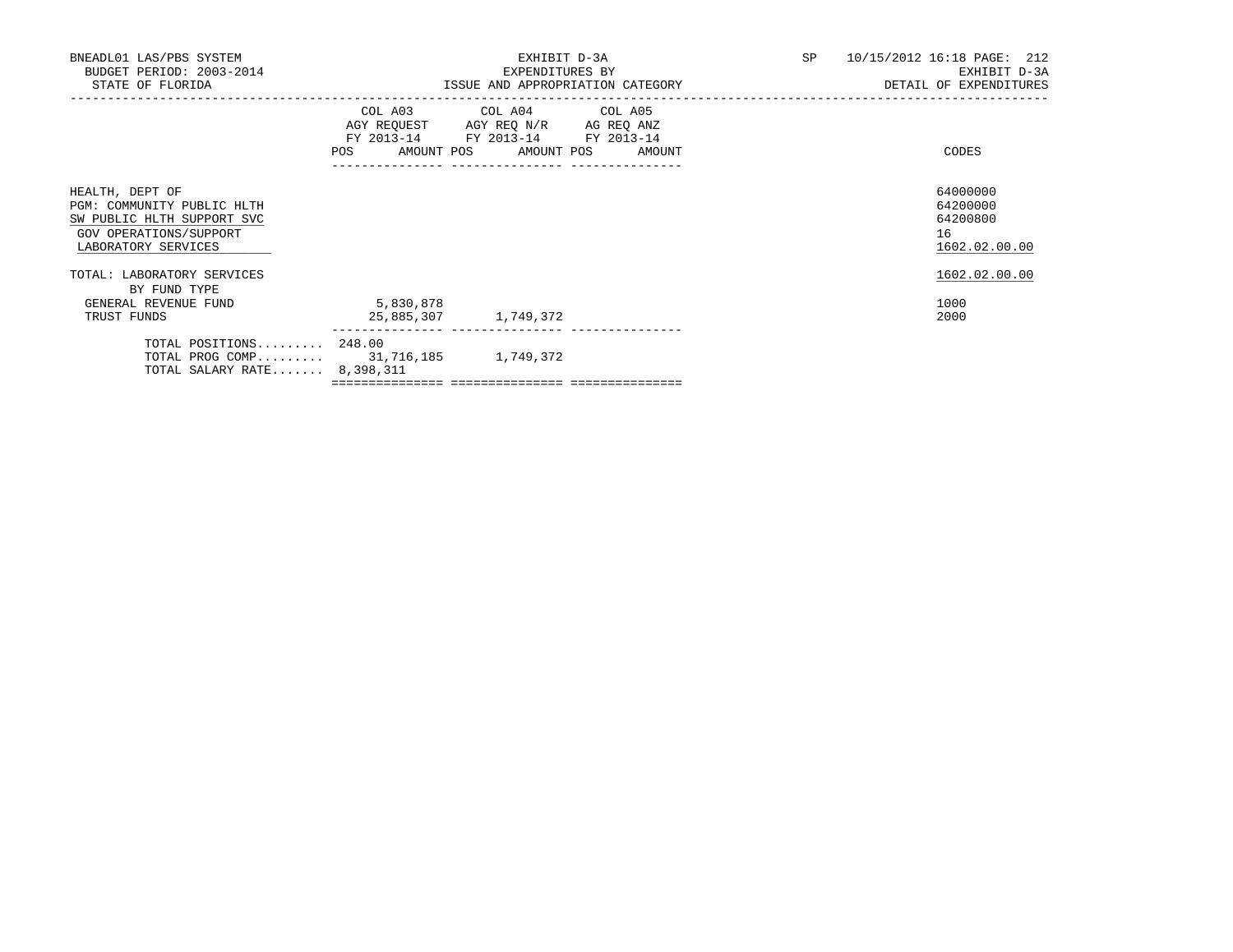BNEADL01 LAS/PBS SYSTEM
BUDGET PERIOD: 2003-2014
STATE OF FLORIDA

EXHIBIT D-3A
EXPENDITURES BY
ISSUE AND APPROPRIATION CATEGORY

SP 10/15/2012 16:18 PAGE: 212
EXHIBIT D-3A
DETAIL OF EXPENDITURES

| | COL A03 AGY REQUEST FY 2013-14 POS | AMOUNT | COL A04 AGY REQ N/R FY 2013-14 POS | AMOUNT | COL A05 AG REQ ANZ FY 2013-14 POS | AMOUNT | CODES |
|---|---|---|---|---|---|---|---|
| HEALTH, DEPT OF | | | | | | | 64000000 |
| PGM: COMMUNITY PUBLIC HLTH | | | | | | | 64200000 |
| SW PUBLIC HLTH SUPPORT SVC | | | | | | | 64200800 |
| GOV OPERATIONS/SUPPORT | | | | | | | 16 |
| LABORATORY SERVICES | | | | | | | 1602.02.00.00 |
| TOTAL: LABORATORY SERVICES | | | | | | | 1602.02.00.00 |
| BY FUND TYPE | | | | | | | |
| GENERAL REVENUE FUND | | 5,830,878 | | | | | 1000 |
| TRUST FUNDS | | 25,885,307 | | 1,749,372 | | | 2000 |
| TOTAL POSITIONS......... | 248.00 | | | | | | |
| TOTAL PROG COMP......... | | 31,716,185 | | 1,749,372 | | | |
| TOTAL SALARY RATE....... | | 8,398,311 | | | | | |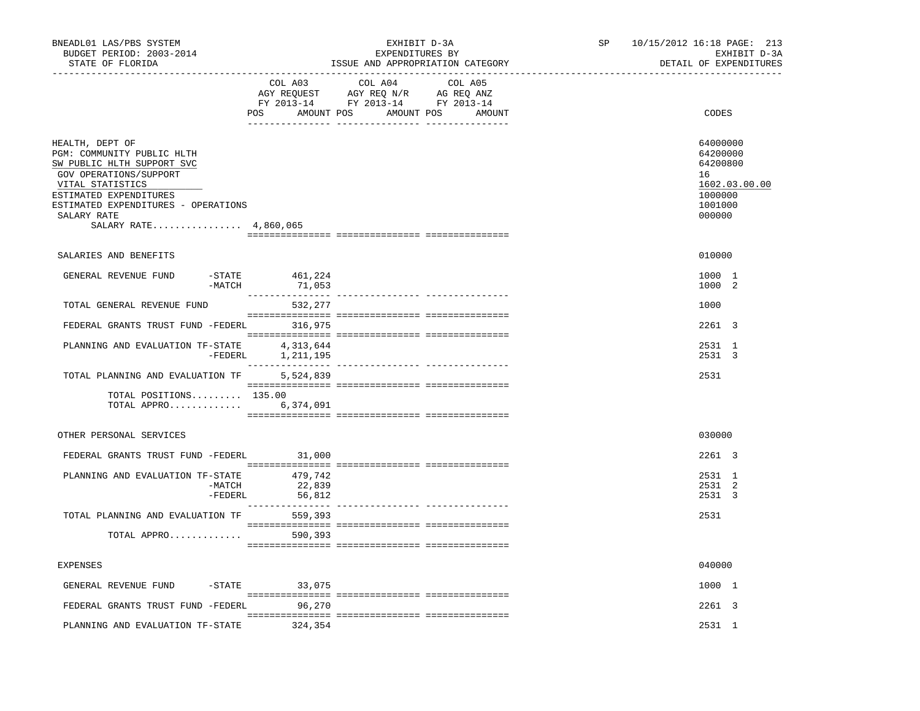BNEADL01 LAS/PBS SYSTEM — BUDGET PERIOD: 2003-2014 — STATE OF FLORIDA

EXHIBIT D-3A — EXPENDITURES BY ISSUE AND APPROPRIATION CATEGORY

SP 10/15/2012 16:18 — EXHIBIT D-3A — DETAIL OF EXPENDITURES

| | COL A03 AGY REQUEST FY 2013-14 POS | AMOUNT | COL A04 AGY REQ N/R FY 2013-14 POS | AMOUNT | COL A05 AG REQ ANZ FY 2013-14 POS | AMOUNT | CODES |
|---|---|---|---|---|---|---|---|
| HEALTH, DEPT OF | | | | | | | 64000000 |
| PGM: COMMUNITY PUBLIC HLTH | | | | | | | 64200000 |
| SW PUBLIC HLTH SUPPORT SVC | | | | | | | 64200800 |
| GOV OPERATIONS/SUPPORT | | | | | | | 16 |
| VITAL STATISTICS | | | | | | | 1602.03.00.00 |
| ESTIMATED EXPENDITURES | | | | | | | 1000000 |
| ESTIMATED EXPENDITURES - OPERATIONS | | | | | | | 1001000 |
| SALARY RATE | | | | | | | 000000 |
| SALARY RATE................ 4,860,065 | | | | | | | |
| SALARIES AND BENEFITS | | | | | | | 010000 |
| GENERAL REVENUE FUND -STATE | | 461,224 | | | | | 1000 1 |
| -MATCH | | 71,053 | | | | | 1000 2 |
| TOTAL GENERAL REVENUE FUND | | 532,277 | | | | | 1000 |
| FEDERAL GRANTS TRUST FUND -FEDERL | | 316,975 | | | | | 2261 3 |
| PLANNING AND EVALUATION TF-STATE | | 4,313,644 | | | | | 2531 1 |
| -FEDERL | | 1,211,195 | | | | | 2531 3 |
| TOTAL PLANNING AND EVALUATION TF | | 5,524,839 | | | | | 2531 |
| TOTAL POSITIONS......... | 135.00 | | | | | | |
| TOTAL APPRO............. | | 6,374,091 | | | | | |
| OTHER PERSONAL SERVICES | | | | | | | 030000 |
| FEDERAL GRANTS TRUST FUND -FEDERL | | 31,000 | | | | | 2261 3 |
| PLANNING AND EVALUATION TF-STATE | | 479,742 | | | | | 2531 1 |
| -MATCH | | 22,839 | | | | | 2531 2 |
| -FEDERL | | 56,812 | | | | | 2531 3 |
| TOTAL PLANNING AND EVALUATION TF | | 559,393 | | | | | 2531 |
| TOTAL APPRO............. | | 590,393 | | | | | |
| EXPENSES | | | | | | | 040000 |
| GENERAL REVENUE FUND -STATE | | 33,075 | | | | | 1000 1 |
| FEDERAL GRANTS TRUST FUND -FEDERL | | 96,270 | | | | | 2261 3 |
| PLANNING AND EVALUATION TF-STATE | | 324,354 | | | | | 2531 1 |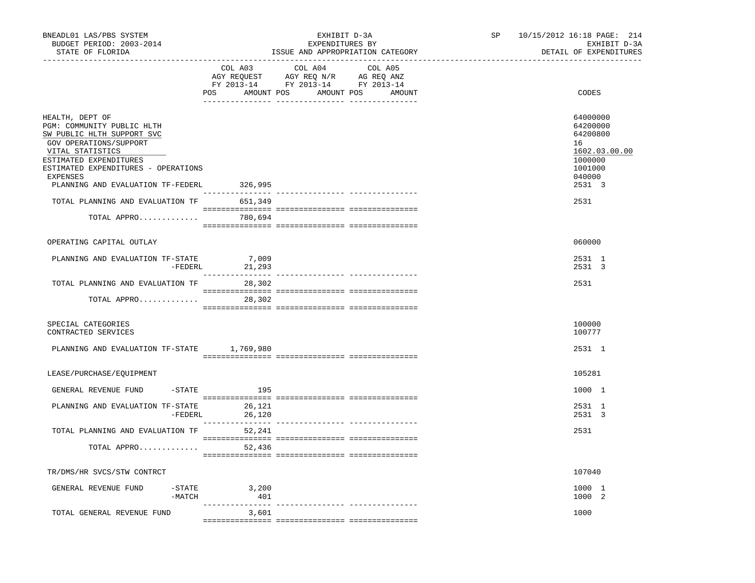BNEADL01 LAS/PBS SYSTEM — EXHIBIT D-3A — EXPENDITURES BY ISSUE AND APPROPRIATION CATEGORY
BUDGET PERIOD: 2003-2014 — STATE OF FLORIDA — SP 10/15/2012 16:18 — EXHIBIT D-3A — DETAIL OF EXPENDITURES

| | COL A03 AGY REQUEST FY 2013-14 POS AMOUNT | COL A04 AGY REQ N/R FY 2013-14 POS AMOUNT | COL A05 AG REQ ANZ FY 2013-14 POS AMOUNT | CODES |
|---|---|---|---|---|
| HEALTH, DEPT OF | | | | 64000000 |
| PGM: COMMUNITY PUBLIC HLTH | | | | 64200000 |
| SW PUBLIC HLTH SUPPORT SVC | | | | 64200800 |
| GOV OPERATIONS/SUPPORT | | | | 16 |
| VITAL STATISTICS | | | | 1602.03.00.00 |
| ESTIMATED EXPENDITURES | | | | 1000000 |
| ESTIMATED EXPENDITURES - OPERATIONS | | | | 1001000 |
| EXPENSES | | | | 040000 |
| PLANNING AND EVALUATION TF-FEDERL | 326,995 | | | 2531 3 |
| TOTAL PLANNING AND EVALUATION TF | 651,349 | | | 2531 |
| TOTAL APPRO............. | 780,694 | | | |
| OPERATING CAPITAL OUTLAY | | | | 060000 |
| PLANNING AND EVALUATION TF-STATE | 7,009 | | | 2531 1 |
| -FEDERL | 21,293 | | | 2531 3 |
| TOTAL PLANNING AND EVALUATION TF | 28,302 | | | 2531 |
| TOTAL APPRO............. | 28,302 | | | |
| SPECIAL CATEGORIES | | | | 100000 |
| CONTRACTED SERVICES | | | | 100777 |
| PLANNING AND EVALUATION TF-STATE | 1,769,980 | | | 2531 1 |
| LEASE/PURCHASE/EQUIPMENT | | | | 105281 |
| GENERAL REVENUE FUND -STATE | 195 | | | 1000 1 |
| PLANNING AND EVALUATION TF-STATE | 26,121 | | | 2531 1 |
| -FEDERL | 26,120 | | | 2531 3 |
| TOTAL PLANNING AND EVALUATION TF | 52,241 | | | 2531 |
| TOTAL APPRO............. | 52,436 | | | |
| TR/DMS/HR SVCS/STW CONTRCT | | | | 107040 |
| GENERAL REVENUE FUND -STATE | 3,200 | | | 1000 1 |
| -MATCH | 401 | | | 1000 2 |
| TOTAL GENERAL REVENUE FUND | 3,601 | | | 1000 |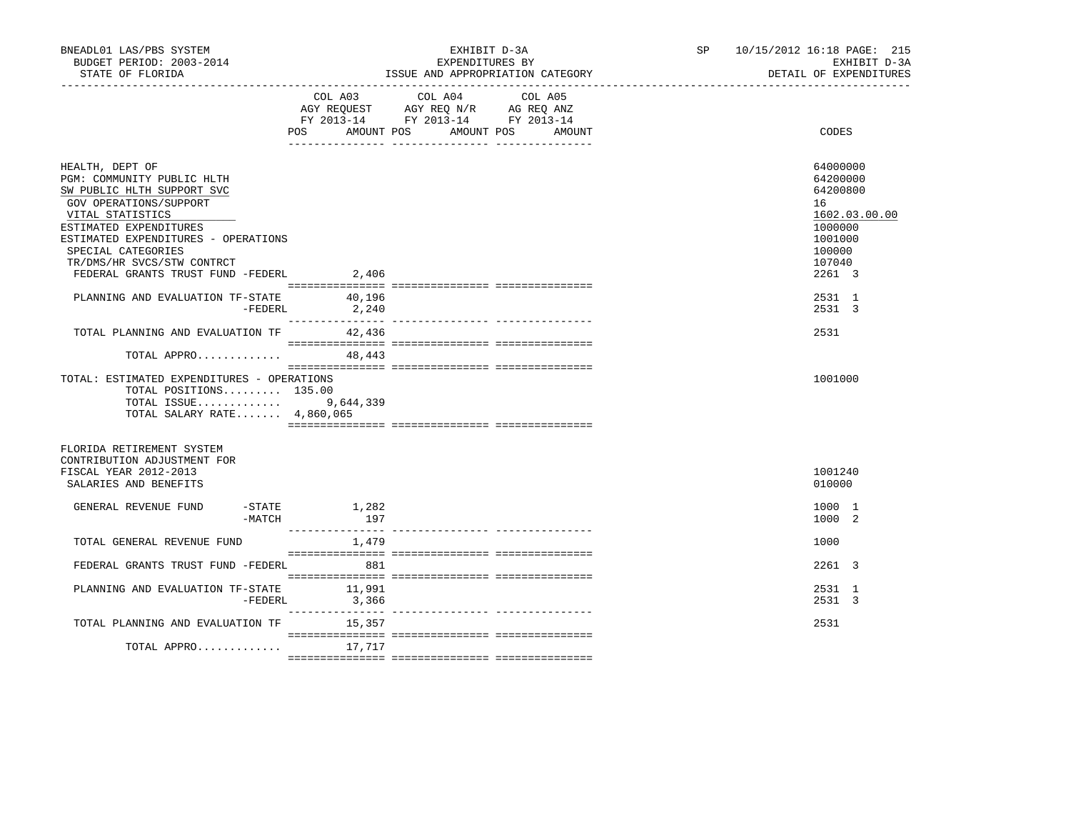BNEADL01 LAS/PBS SYSTEM | EXHIBIT D-3A | SP 10/15/2012 16:18
BUDGET PERIOD: 2003-2014 | EXPENDITURES BY | EXHIBIT D-3A
STATE OF FLORIDA | ISSUE AND APPROPRIATION CATEGORY | DETAIL OF EXPENDITURES

| | COL A03 AGY REQUEST FY 2013-14 POS AMOUNT | COL A04 AGY REQ N/R FY 2013-14 POS AMOUNT | COL A05 AG REQ ANZ FY 2013-14 POS AMOUNT | CODES |
|---|---|---|---|---|
| HEALTH, DEPT OF | | | | 64000000 |
| PGM: COMMUNITY PUBLIC HLTH | | | | 64200000 |
| SW PUBLIC HLTH SUPPORT SVC | | | | 64200800 |
| GOV OPERATIONS/SUPPORT | | | | 16 |
| VITAL STATISTICS | | | | 1602.03.00.00 |
| ESTIMATED EXPENDITURES | | | | 1000000 |
| ESTIMATED EXPENDITURES - OPERATIONS | | | | 1001000 |
| SPECIAL CATEGORIES | | | | 100000 |
| TR/DMS/HR SVCS/STW CONTRCT | | | | 107040 |
| FEDERAL GRANTS TRUST FUND -FEDERL | 2,406 | | | 2261 3 |
| PLANNING AND EVALUATION TF-STATE | 40,196 | | | 2531 1 |
| -FEDERL | 2,240 | | | 2531 3 |
| TOTAL PLANNING AND EVALUATION TF | 42,436 | | | 2531 |
| TOTAL APPRO............ | 48,443 | | | |
| TOTAL: ESTIMATED EXPENDITURES - OPERATIONS | | | | 1001000 |
| TOTAL POSITIONS......... 135.00 | | | | |
| TOTAL ISSUE............ | 9,644,339 | | | |
| TOTAL SALARY RATE....... 4,860,065 | | | | |
| FLORIDA RETIREMENT SYSTEM CONTRIBUTION ADJUSTMENT FOR FISCAL YEAR 2012-2013 | | | | 1001240 |
| SALARIES AND BENEFITS | | | | 010000 |
| GENERAL REVENUE FUND -STATE | 1,282 | | | 1000 1 |
| -MATCH | 197 | | | 1000 2 |
| TOTAL GENERAL REVENUE FUND | 1,479 | | | 1000 |
| FEDERAL GRANTS TRUST FUND -FEDERL | 881 | | | 2261 3 |
| PLANNING AND EVALUATION TF-STATE | 11,991 | | | 2531 1 |
| -FEDERL | 3,366 | | | 2531 3 |
| TOTAL PLANNING AND EVALUATION TF | 15,357 | | | 2531 |
| TOTAL APPRO............ | 17,717 | | | |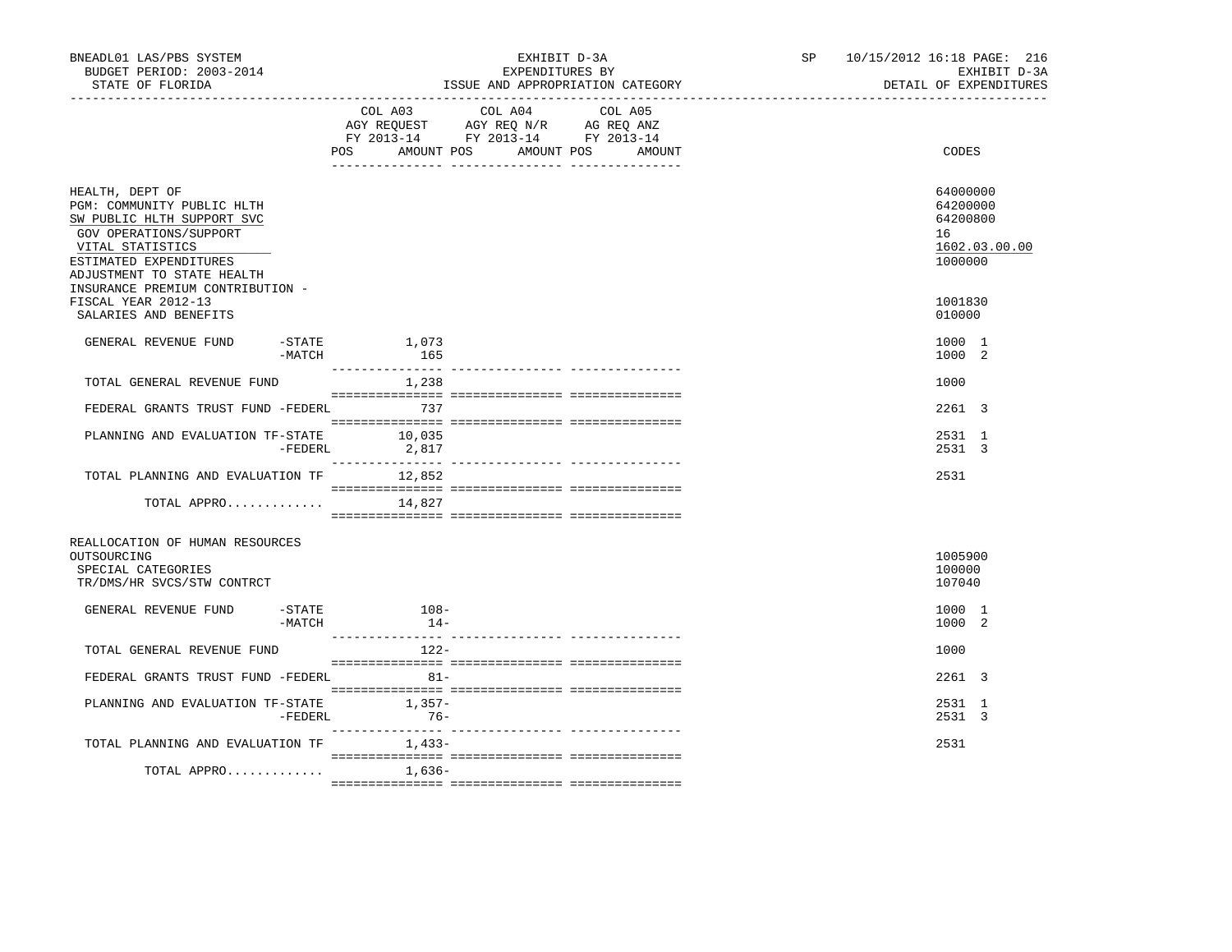BNEADL01 LAS/PBS SYSTEM — EXHIBIT D-3A — EXPENDITURES BY ISSUE AND APPROPRIATION CATEGORY
BUDGET PERIOD: 2003-2014 — STATE OF FLORIDA — SP 10/15/2012 16:18 — EXHIBIT D-3A DETAIL OF EXPENDITURES

| | COL A03 AGY REQUEST FY 2013-14 POS AMOUNT | COL A04 AGY REQ N/R FY 2013-14 POS AMOUNT | COL A05 AG REQ ANZ FY 2013-14 POS AMOUNT | CODES |
|---|---|---|---|---|
| HEALTH, DEPT OF | | | | 64000000 |
| PGM: COMMUNITY PUBLIC HLTH | | | | 64200000 |
| SW PUBLIC HLTH SUPPORT SVC | | | | 64200800 |
| GOV OPERATIONS/SUPPORT | | | | 16 |
| VITAL STATISTICS | | | | 1602.03.00.00 |
| ESTIMATED EXPENDITURES | | | | 1000000 |
| ADJUSTMENT TO STATE HEALTH INSURANCE PREMIUM CONTRIBUTION - FISCAL YEAR 2012-13 | | | | 1001830 |
| SALARIES AND BENEFITS | | | | 010000 |
| GENERAL REVENUE FUND -STATE | 1,073 | | | 1000 1 |
| -MATCH | 165 | | | 1000 2 |
| TOTAL GENERAL REVENUE FUND | 1,238 | | | 1000 |
| FEDERAL GRANTS TRUST FUND -FEDERL | 737 | | | 2261 3 |
| PLANNING AND EVALUATION TF-STATE | 10,035 | | | 2531 1 |
| -FEDERL | 2,817 | | | 2531 3 |
| TOTAL PLANNING AND EVALUATION TF | 12,852 | | | 2531 |
| TOTAL APPRO............ | 14,827 | | | |
| REALLOCATION OF HUMAN RESOURCES OUTSOURCING | | | | 1005900 |
| SPECIAL CATEGORIES | | | | 100000 |
| TR/DMS/HR SVCS/STW CONTRCT | | | | 107040 |
| GENERAL REVENUE FUND -STATE | 108- | | | 1000 1 |
| -MATCH | 14- | | | 1000 2 |
| TOTAL GENERAL REVENUE FUND | 122- | | | 1000 |
| FEDERAL GRANTS TRUST FUND -FEDERL | 81- | | | 2261 3 |
| PLANNING AND EVALUATION TF-STATE | 1,357- | | | 2531 1 |
| -FEDERL | 76- | | | 2531 3 |
| TOTAL PLANNING AND EVALUATION TF | 1,433- | | | 2531 |
| TOTAL APPRO............ | 1,636- | | | |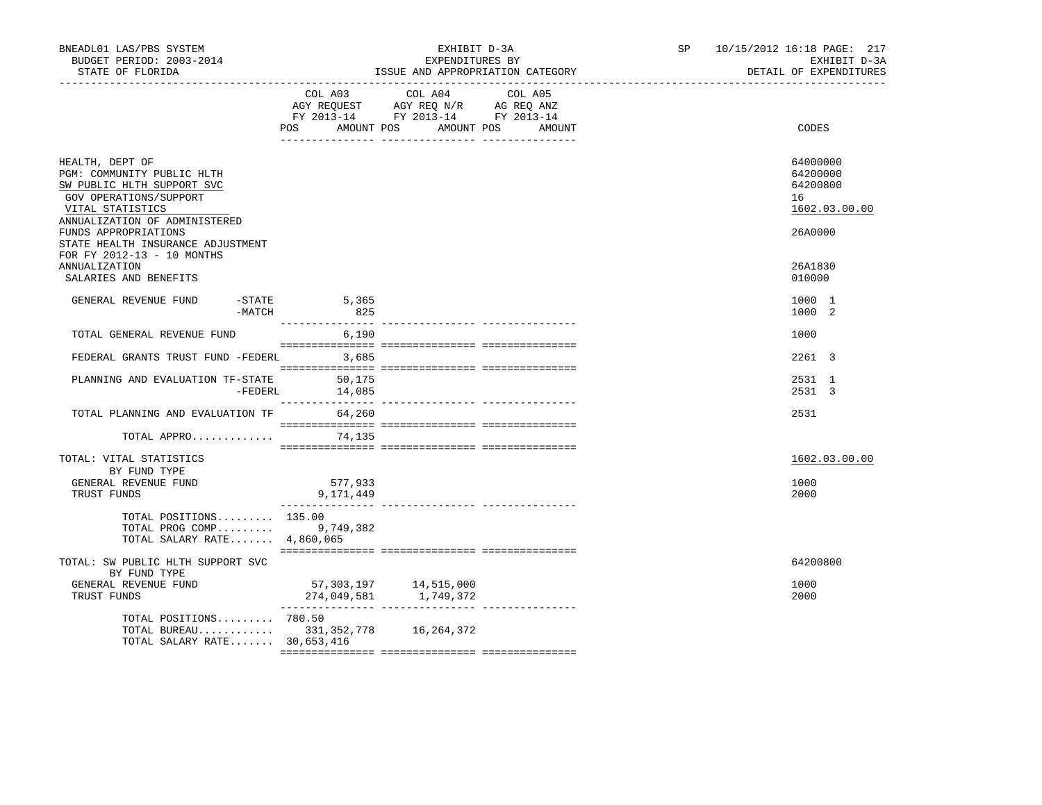BNEADL01 LAS/PBS SYSTEM
BUDGET PERIOD: 2003-2014
STATE OF FLORIDA

EXHIBIT D-3A
EXPENDITURES BY
ISSUE AND APPROPRIATION CATEGORY

SP 10/15/2012 16:18
EXHIBIT D-3A
DETAIL OF EXPENDITURES

| | COL A03 AGY REQUEST FY 2013-14 POS AMOUNT | COL A04 AGY REQ N/R FY 2013-14 POS AMOUNT | COL A05 AG REQ ANZ FY 2013-14 POS AMOUNT | CODES |
|---|---|---|---|---|
| HEALTH, DEPT OF | | | | 64000000 |
| PGM: COMMUNITY PUBLIC HLTH | | | | 64200000 |
| SW PUBLIC HLTH SUPPORT SVC | | | | 64200800 |
| GOV OPERATIONS/SUPPORT | | | | 16 |
| VITAL STATISTICS | | | | 1602.03.00.00 |
| ANNUALIZATION OF ADMINISTERED FUNDS APPROPRIATIONS | | | | 26A0000 |
| STATE HEALTH INSURANCE ADJUSTMENT FOR FY 2012-13 - 10 MONTHS ANNUALIZATION | | | | 26A1830 |
| SALARIES AND BENEFITS | | | | 010000 |
| GENERAL REVENUE FUND -STATE | 5,365 | | | 1000 1 |
| -MATCH | 825 | | | 1000 2 |
| TOTAL GENERAL REVENUE FUND | 6,190 | | | 1000 |
| FEDERAL GRANTS TRUST FUND -FEDERL | 3,685 | | | 2261 3 |
| PLANNING AND EVALUATION TF-STATE | 50,175 | | | 2531 1 |
| -FEDERL | 14,085 | | | 2531 3 |
| TOTAL PLANNING AND EVALUATION TF | 64,260 | | | 2531 |
| TOTAL APPRO............ | 74,135 | | | |
| TOTAL: VITAL STATISTICS | | | | 1602.03.00.00 |
| BY FUND TYPE | | | | |
| GENERAL REVENUE FUND | 577,933 | | | 1000 |
| TRUST FUNDS | 9,171,449 | | | 2000 |
| TOTAL POSITIONS......... | 135.00 | | | |
| TOTAL PROG COMP......... | 9,749,382 | | | |
| TOTAL SALARY RATE....... | 4,860,065 | | | |
| TOTAL: SW PUBLIC HLTH SUPPORT SVC | | | | 64200800 |
| BY FUND TYPE | | | | |
| GENERAL REVENUE FUND | 57,303,197 | 14,515,000 | | 1000 |
| TRUST FUNDS | 274,049,581 | 1,749,372 | | 2000 |
| TOTAL POSITIONS......... | 780.50 | | | |
| TOTAL BUREAU............ | 331,352,778 | 16,264,372 | | |
| TOTAL SALARY RATE....... | 30,653,416 | | | |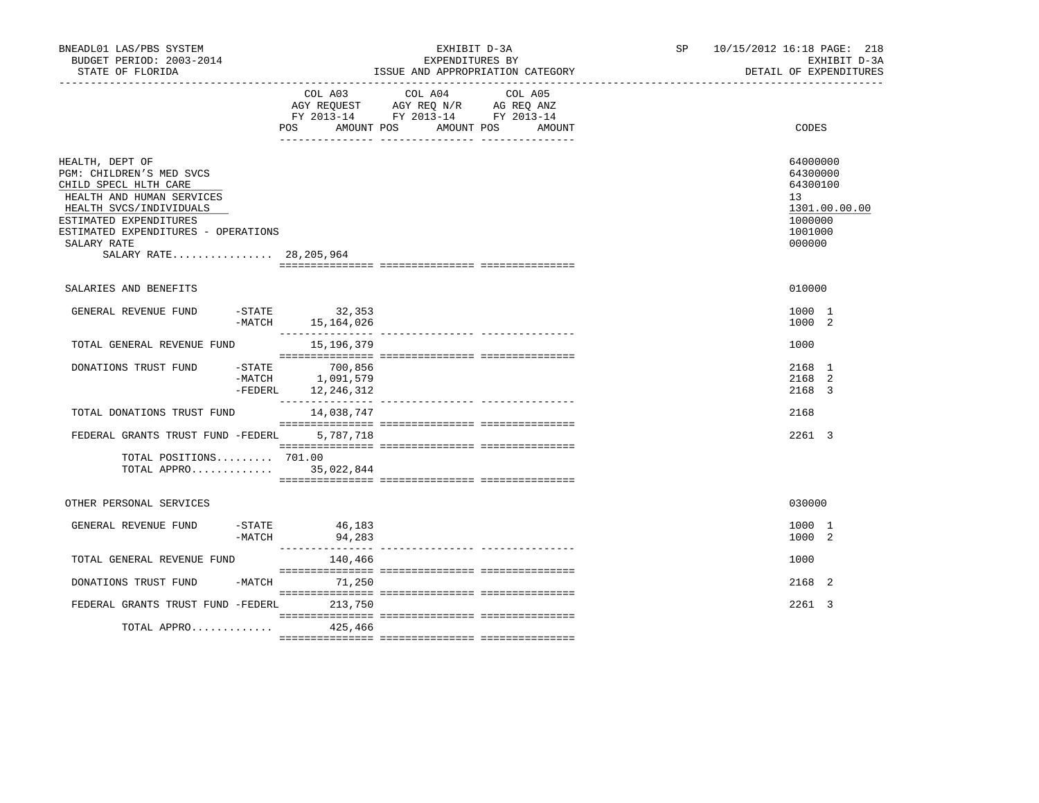BNEADL01 LAS/PBS SYSTEM | EXHIBIT D-3A | SP 10/15/2012 16:18
BUDGET PERIOD: 2003-2014 | EXPENDITURES BY | EXHIBIT D-3A
STATE OF FLORIDA | ISSUE AND APPROPRIATION CATEGORY | DETAIL OF EXPENDITURES

| | COL A03 AGY REQUEST FY 2013-14 POS AMOUNT | COL A04 AGY REQ N/R FY 2013-14 POS AMOUNT | COL A05 AG REQ ANZ FY 2013-14 POS AMOUNT | CODES |
|---|---|---|---|---|
| HEALTH, DEPT OF | | | | 64000000 |
| PGM: CHILDREN'S MED SVCS | | | | 64300000 |
| CHILD SPECL HLTH CARE | | | | 64300100 |
| HEALTH AND HUMAN SERVICES | | | | 13 |
| HEALTH SVCS/INDIVIDUALS | | | | 1301.00.00.00 |
| ESTIMATED EXPENDITURES | | | | 1000000 |
| ESTIMATED EXPENDITURES - OPERATIONS | | | | 1001000 |
| SALARY RATE | | | | 000000 |
| SALARY RATE................ 28,205,964 | | | | |
| SALARIES AND BENEFITS | | | | 010000 |
| GENERAL REVENUE FUND -STATE | 32,353 | | | 1000 1 |
| -MATCH | 15,164,026 | | | 1000 2 |
| TOTAL GENERAL REVENUE FUND | 15,196,379 | | | 1000 |
| DONATIONS TRUST FUND -STATE | 700,856 | | | 2168 1 |
| -MATCH | 1,091,579 | | | 2168 2 |
| -FEDERL | 12,246,312 | | | 2168 3 |
| TOTAL DONATIONS TRUST FUND | 14,038,747 | | | 2168 |
| FEDERAL GRANTS TRUST FUND -FEDERL | 5,787,718 | | | 2261 3 |
| TOTAL POSITIONS......... | 701.00 | | | |
| TOTAL APPRO............. | 35,022,844 | | | |
| OTHER PERSONAL SERVICES | | | | 030000 |
| GENERAL REVENUE FUND -STATE | 46,183 | | | 1000 1 |
| -MATCH | 94,283 | | | 1000 2 |
| TOTAL GENERAL REVENUE FUND | 140,466 | | | 1000 |
| DONATIONS TRUST FUND -MATCH | 71,250 | | | 2168 2 |
| FEDERAL GRANTS TRUST FUND -FEDERL | 213,750 | | | 2261 3 |
| TOTAL APPRO............. | 425,466 | | | |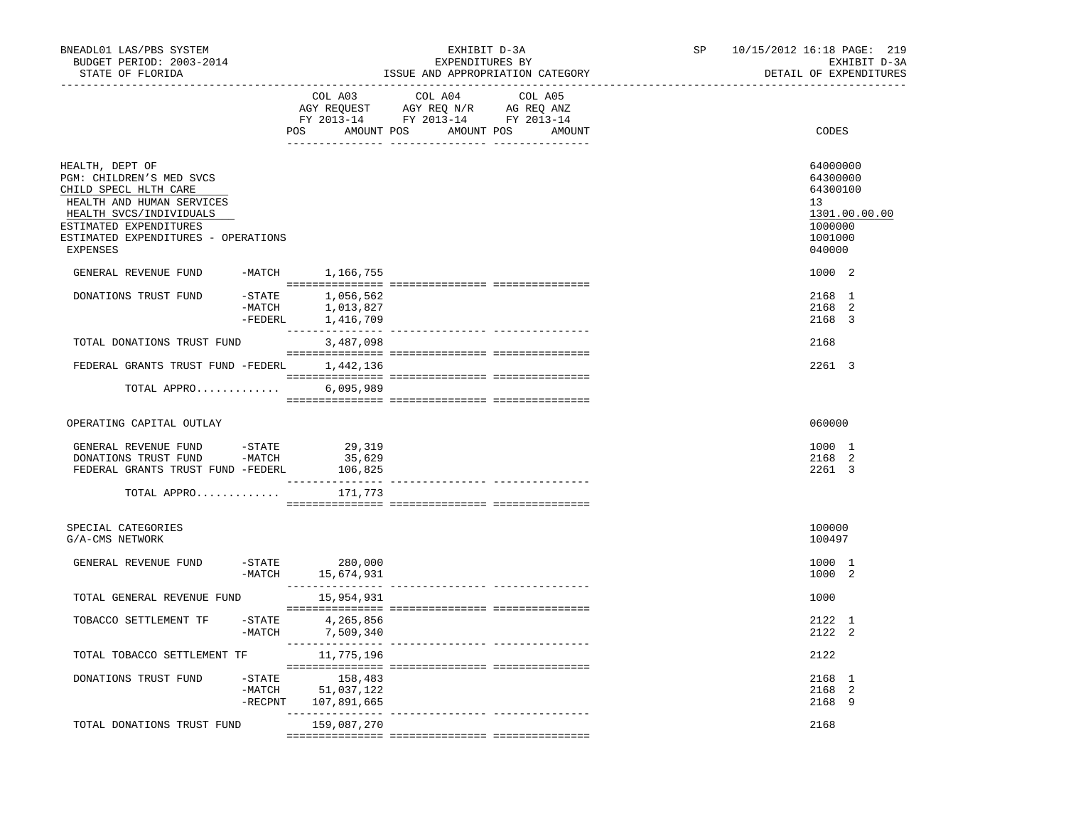BNEADL01 LAS/PBS SYSTEM — BUDGET PERIOD: 2003-2014 — STATE OF FLORIDA

EXHIBIT D-3A — EXPENDITURES BY ISSUE AND APPROPRIATION CATEGORY

SP 10/15/2012 16:18 — EXHIBIT D-3A — DETAIL OF EXPENDITURES

| | | COL A03 AGY REQUEST FY 2013-14 POS AMOUNT | COL A04 AGY REQ N/R FY 2013-14 POS AMOUNT | COL A05 AG REQ ANZ FY 2013-14 POS AMOUNT | CODES |
|---|---|---|---|---|---|
| HEALTH, DEPT OF | | | | | 64000000 |
| PGM: CHILDREN'S MED SVCS | | | | | 64300000 |
| CHILD SPECL HLTH CARE | | | | | 64300100 |
| HEALTH AND HUMAN SERVICES | | | | | 13 |
| HEALTH SVCS/INDIVIDUALS | | | | | 1301.00.00.00 |
| ESTIMATED EXPENDITURES | | | | | 1000000 |
| ESTIMATED EXPENDITURES - OPERATIONS | | | | | 1001000 |
| EXPENSES | | | | | 040000 |
| GENERAL REVENUE FUND | -MATCH | 1,166,755 | | | 1000 2 |
| DONATIONS TRUST FUND | -STATE | 1,056,562 | | | 2168 1 |
| | -MATCH | 1,013,827 | | | 2168 2 |
| | -FEDERL | 1,416,709 | | | 2168 3 |
| TOTAL DONATIONS TRUST FUND | | 3,487,098 | | | 2168 |
| FEDERAL GRANTS TRUST FUND | -FEDERL | 1,442,136 | | | 2261 3 |
| TOTAL APPRO............. | | 6,095,989 | | | |
| OPERATING CAPITAL OUTLAY | | | | | 060000 |
| GENERAL REVENUE FUND | -STATE | 29,319 | | | 1000 1 |
| DONATIONS TRUST FUND | -MATCH | 35,629 | | | 2168 2 |
| FEDERAL GRANTS TRUST FUND | -FEDERL | 106,825 | | | 2261 3 |
| TOTAL APPRO............. | | 171,773 | | | |
| SPECIAL CATEGORIES | | | | | 100000 |
| G/A-CMS NETWORK | | | | | 100497 |
| GENERAL REVENUE FUND | -STATE | 280,000 | | | 1000 1 |
| | -MATCH | 15,674,931 | | | 1000 2 |
| TOTAL GENERAL REVENUE FUND | | 15,954,931 | | | 1000 |
| TOBACCO SETTLEMENT TF | -STATE | 4,265,856 | | | 2122 1 |
| | -MATCH | 7,509,340 | | | 2122 2 |
| TOTAL TOBACCO SETTLEMENT TF | | 11,775,196 | | | 2122 |
| DONATIONS TRUST FUND | -STATE | 158,483 | | | 2168 1 |
| | -MATCH | 51,037,122 | | | 2168 2 |
| | -RECPNT | 107,891,665 | | | 2168 9 |
| TOTAL DONATIONS TRUST FUND | | 159,087,270 | | | 2168 |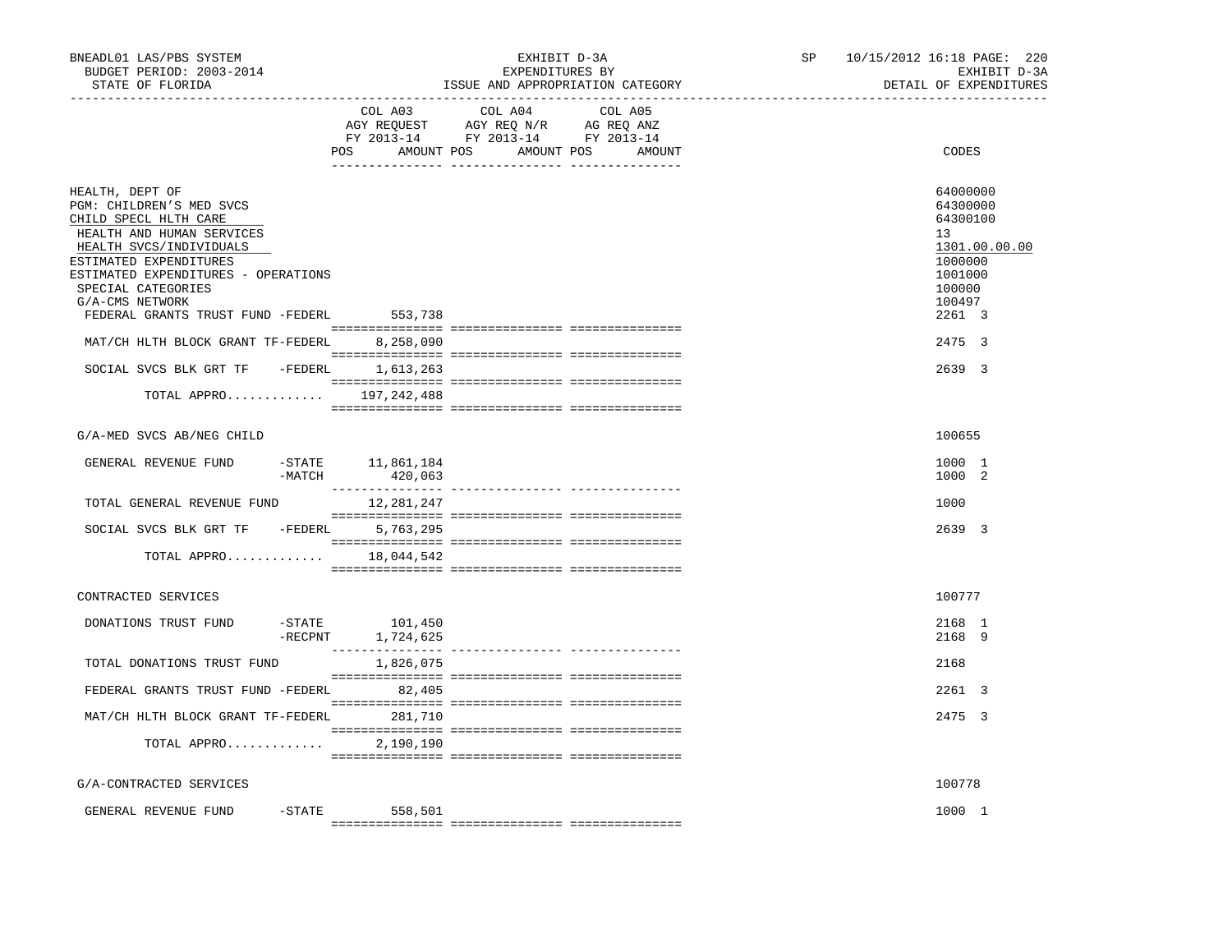BNEADL01 LAS/PBS SYSTEM
BUDGET PERIOD: 2003-2014
STATE OF FLORIDA

EXHIBIT D-3A
EXPENDITURES BY
ISSUE AND APPROPRIATION CATEGORY

SP 10/15/2012 16:18 PAGE: 220
EXHIBIT D-3A
DETAIL OF EXPENDITURES

| | COL A03 AGY REQUEST FY 2013-14 POS AMOUNT | COL A04 AGY REQ N/R FY 2013-14 POS AMOUNT | COL A05 AG REQ ANZ FY 2013-14 POS AMOUNT | CODES |
|---|---|---|---|---|
| HEALTH, DEPT OF | | | | 64000000 |
| PGM: CHILDREN'S MED SVCS | | | | 64300000 |
| CHILD SPECL HLTH CARE | | | | 64300100 |
| HEALTH AND HUMAN SERVICES | | | | 13 |
| HEALTH SVCS/INDIVIDUALS | | | | 1301.00.00.00 |
| ESTIMATED EXPENDITURES | | | | 1000000 |
| ESTIMATED EXPENDITURES - OPERATIONS | | | | 1001000 |
| SPECIAL CATEGORIES | | | | 100000 |
| G/A-CMS NETWORK | | | | 100497 |
| FEDERAL GRANTS TRUST FUND -FEDERL | 553,738 | | | 2261 3 |
| MAT/CH HLTH BLOCK GRANT TF-FEDERL | 8,258,090 | | | 2475 3 |
| SOCIAL SVCS BLK GRT TF -FEDERL | 1,613,263 | | | 2639 3 |
| TOTAL APPRO............ | 197,242,488 | | | |
| G/A-MED SVCS AB/NEG CHILD | | | | 100655 |
| GENERAL REVENUE FUND -STATE | 11,861,184 | | | 1000 1 |
| -MATCH | 420,063 | | | 1000 2 |
| TOTAL GENERAL REVENUE FUND | 12,281,247 | | | 1000 |
| SOCIAL SVCS BLK GRT TF -FEDERL | 5,763,295 | | | 2639 3 |
| TOTAL APPRO............ | 18,044,542 | | | |
| CONTRACTED SERVICES | | | | 100777 |
| DONATIONS TRUST FUND -STATE | 101,450 | | | 2168 1 |
| -RECPNT | 1,724,625 | | | 2168 9 |
| TOTAL DONATIONS TRUST FUND | 1,826,075 | | | 2168 |
| FEDERAL GRANTS TRUST FUND -FEDERL | 82,405 | | | 2261 3 |
| MAT/CH HLTH BLOCK GRANT TF-FEDERL | 281,710 | | | 2475 3 |
| TOTAL APPRO............ | 2,190,190 | | | |
| G/A-CONTRACTED SERVICES | | | | 100778 |
| GENERAL REVENUE FUND -STATE | 558,501 | | | 1000 1 |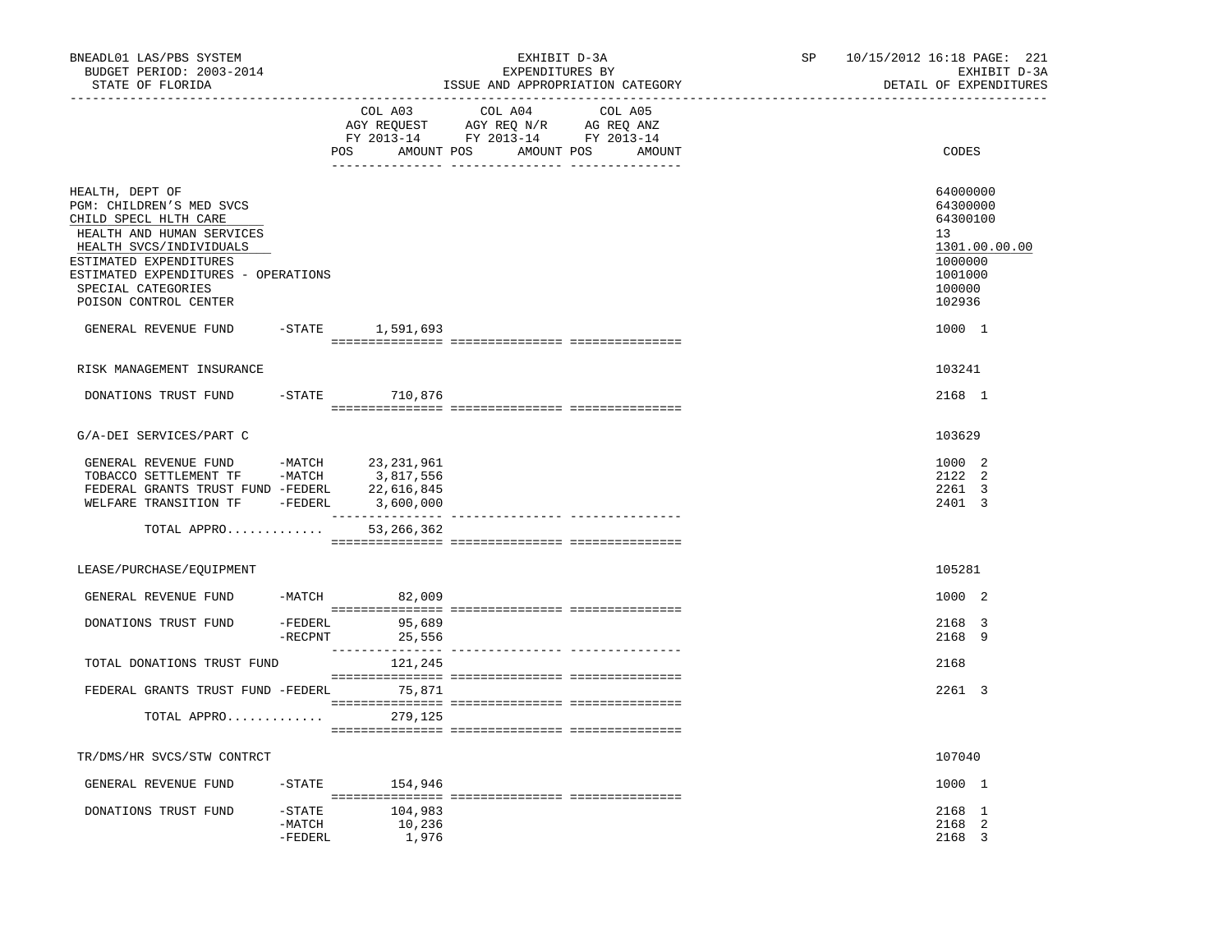BNEADL01 LAS/PBS SYSTEM — EXHIBIT D-3A — EXPENDITURES BY ISSUE AND APPROPRIATION CATEGORY — SP 10/15/2012 16:18

BUDGET PERIOD: 2003-2014 — STATE OF FLORIDA — EXHIBIT D-3A DETAIL OF EXPENDITURES

| | COL A03 AGY REQUEST FY 2013-14 POS AMOUNT | COL A04 AGY REQ N/R FY 2013-14 POS AMOUNT | COL A05 AG REQ ANZ FY 2013-14 POS AMOUNT | CODES |
|---|---|---|---|---|
| HEALTH, DEPT OF | | | | 64000000 |
| PGM: CHILDREN'S MED SVCS | | | | 64300000 |
| CHILD SPECL HLTH CARE | | | | 64300100 |
| HEALTH AND HUMAN SERVICES | | | | 13 |
| HEALTH SVCS/INDIVIDUALS | | | | 1301.00.00.00 |
| ESTIMATED EXPENDITURES | | | | 1000000 |
| ESTIMATED EXPENDITURES - OPERATIONS | | | | 1001000 |
| SPECIAL CATEGORIES | | | | 100000 |
| POISON CONTROL CENTER | | | | 102936 |
| GENERAL REVENUE FUND -STATE | 1,591,693 | | | 1000 1 |
| RISK MANAGEMENT INSURANCE | | | | 103241 |
| DONATIONS TRUST FUND -STATE | 710,876 | | | 2168 1 |
| G/A-DEI SERVICES/PART C | | | | 103629 |
| GENERAL REVENUE FUND -MATCH | 23,231,961 | | | 1000 2 |
| TOBACCO SETTLEMENT TF -MATCH | 3,817,556 | | | 2122 2 |
| FEDERAL GRANTS TRUST FUND -FEDERL | 22,616,845 | | | 2261 3 |
| WELFARE TRANSITION TF -FEDERL | 3,600,000 | | | 2401 3 |
| TOTAL APPRO............ | 53,266,362 | | | |
| LEASE/PURCHASE/EQUIPMENT | | | | 105281 |
| GENERAL REVENUE FUND -MATCH | 82,009 | | | 1000 2 |
| DONATIONS TRUST FUND -FEDERL | 95,689 | | | 2168 3 |
| -RECPNT | 25,556 | | | 2168 9 |
| TOTAL DONATIONS TRUST FUND | 121,245 | | | 2168 |
| FEDERAL GRANTS TRUST FUND -FEDERL | 75,871 | | | 2261 3 |
| TOTAL APPRO............ | 279,125 | | | |
| TR/DMS/HR SVCS/STW CONTRCT | | | | 107040 |
| GENERAL REVENUE FUND -STATE | 154,946 | | | 1000 1 |
| DONATIONS TRUST FUND -STATE | 104,983 | | | 2168 1 |
| -MATCH | 10,236 | | | 2168 2 |
| -FEDERL | 1,976 | | | 2168 3 |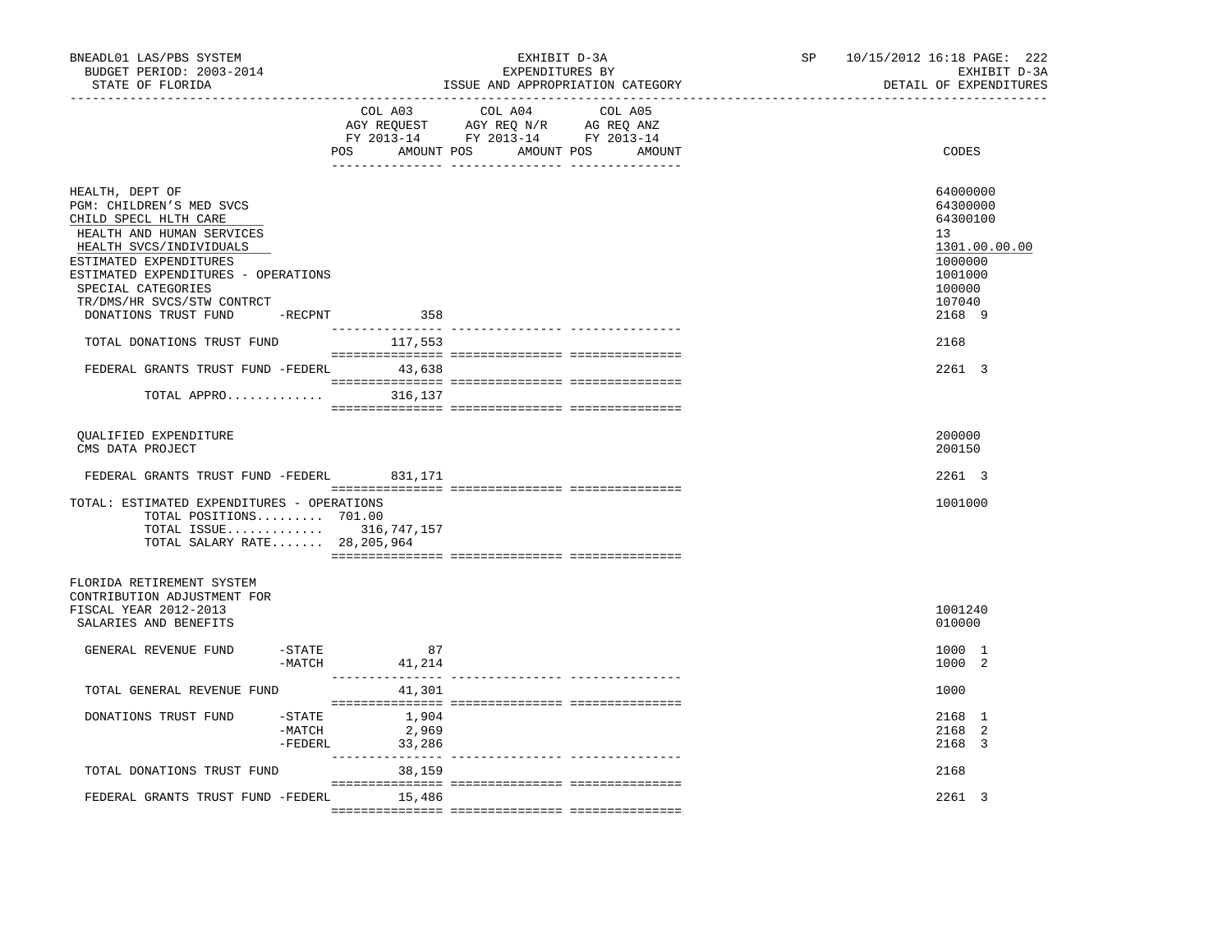BNEADL01 LAS/PBS SYSTEM — EXHIBIT D-3A — SP 10/15/2012 16:18
BUDGET PERIOD: 2003-2014 — EXPENDITURES BY — EXHIBIT D-3A
STATE OF FLORIDA — ISSUE AND APPROPRIATION CATEGORY — DETAIL OF EXPENDITURES

| | COL A03 AGY REQUEST FY 2013-14 POS AMOUNT | COL A04 AGY REQ N/R FY 2013-14 POS AMOUNT | COL A05 AG REQ ANZ FY 2013-14 POS AMOUNT | CODES |
|---|---|---|---|---|
| HEALTH, DEPT OF | | | | 64000000 |
| PGM: CHILDREN'S MED SVCS | | | | 64300000 |
| CHILD SPECL HLTH CARE | | | | 64300100 |
| HEALTH AND HUMAN SERVICES | | | | 13 |
| HEALTH SVCS/INDIVIDUALS | | | | 1301.00.00.00 |
| ESTIMATED EXPENDITURES | | | | 1000000 |
| ESTIMATED EXPENDITURES - OPERATIONS | | | | 1001000 |
| SPECIAL CATEGORIES | | | | 100000 |
| TR/DMS/HR SVCS/STW CONTRCT | | | | 107040 |
| DONATIONS TRUST FUND -RECPNT | 358 | | | 2168 9 |
| TOTAL DONATIONS TRUST FUND | 117,553 | | | 2168 |
| FEDERAL GRANTS TRUST FUND -FEDERL | 43,638 | | | 2261 3 |
| TOTAL APPRO............. | 316,137 | | | |
| QUALIFIED EXPENDITURE | | | | 200000 |
| CMS DATA PROJECT | | | | 200150 |
| FEDERAL GRANTS TRUST FUND -FEDERL | 831,171 | | | 2261 3 |
| TOTAL: ESTIMATED EXPENDITURES - OPERATIONS | | | | 1001000 |
| TOTAL POSITIONS......... 701.00 | | | | |
| TOTAL ISSUE............. | 316,747,157 | | | |
| TOTAL SALARY RATE....... | 28,205,964 | | | |
| FLORIDA RETIREMENT SYSTEM CONTRIBUTION ADJUSTMENT FOR FISCAL YEAR 2012-2013 | | | | 1001240 |
| SALARIES AND BENEFITS | | | | 010000 |
| GENERAL REVENUE FUND -STATE | 87 | | | 1000 1 |
| -MATCH | 41,214 | | | 1000 2 |
| TOTAL GENERAL REVENUE FUND | 41,301 | | | 1000 |
| DONATIONS TRUST FUND -STATE | 1,904 | | | 2168 1 |
| -MATCH | 2,969 | | | 2168 2 |
| -FEDERL | 33,286 | | | 2168 3 |
| TOTAL DONATIONS TRUST FUND | 38,159 | | | 2168 |
| FEDERAL GRANTS TRUST FUND -FEDERL | 15,486 | | | 2261 3 |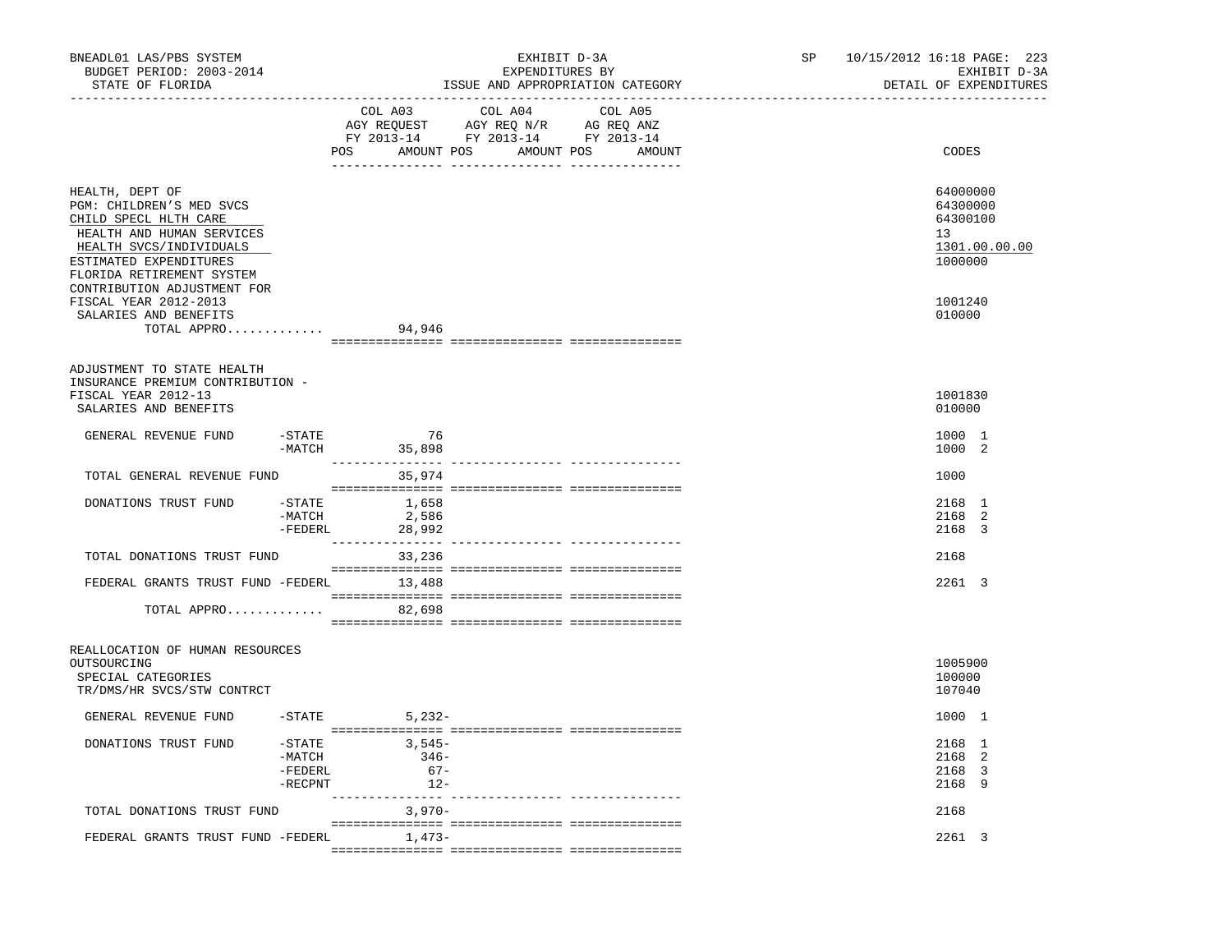BNEADL01 LAS/PBS SYSTEM
BUDGET PERIOD: 2003-2014
STATE OF FLORIDA

EXHIBIT D-3A
EXPENDITURES BY
ISSUE AND APPROPRIATION CATEGORY

SP 10/15/2012 16:18 PAGE: 223
EXHIBIT D-3A
DETAIL OF EXPENDITURES

| | | COL A03 AGY REQUEST FY 2013-14 POS AMOUNT | COL A04 AGY REQ N/R FY 2013-14 POS AMOUNT | COL A05 AG REQ ANZ FY 2013-14 POS AMOUNT | CODES |
|---|---|---|---|---|---|
| HEALTH, DEPT OF | | | | | 64000000 |
| PGM: CHILDREN'S MED SVCS | | | | | 64300000 |
| CHILD SPECL HLTH CARE | | | | | 64300100 |
| HEALTH AND HUMAN SERVICES | | | | | 13 |
| HEALTH SVCS/INDIVIDUALS | | | | | 1301.00.00.00 |
| ESTIMATED EXPENDITURES | | | | | 1000000 |
| FLORIDA RETIREMENT SYSTEM CONTRIBUTION ADJUSTMENT FOR FISCAL YEAR 2012-2013 | | | | | 1001240 |
| SALARIES AND BENEFITS | | | | | 010000 |
| TOTAL APPRO............. | | 94,946 | | | |
| ADJUSTMENT TO STATE HEALTH INSURANCE PREMIUM CONTRIBUTION - FISCAL YEAR 2012-13 | | | | | 1001830 |
| SALARIES AND BENEFITS | | | | | 010000 |
| GENERAL REVENUE FUND | -STATE | 76 | | | 1000 1 |
| | -MATCH | 35,898 | | | 1000 2 |
| TOTAL GENERAL REVENUE FUND | | 35,974 | | | 1000 |
| DONATIONS TRUST FUND | -STATE | 1,658 | | | 2168 1 |
| | -MATCH | 2,586 | | | 2168 2 |
| | -FEDERL | 28,992 | | | 2168 3 |
| TOTAL DONATIONS TRUST FUND | | 33,236 | | | 2168 |
| FEDERAL GRANTS TRUST FUND | -FEDERL | 13,488 | | | 2261 3 |
| TOTAL APPRO............. | | 82,698 | | | |
| REALLOCATION OF HUMAN RESOURCES OUTSOURCING | | | | | 1005900 |
| SPECIAL CATEGORIES | | | | | 100000 |
| TR/DMS/HR SVCS/STW CONTRCT | | | | | 107040 |
| GENERAL REVENUE FUND | -STATE | 5,232- | | | 1000 1 |
| DONATIONS TRUST FUND | -STATE | 3,545- | | | 2168 1 |
| | -MATCH | 346- | | | 2168 2 |
| | -FEDERL | 67- | | | 2168 3 |
| | -RECPNT | 12- | | | 2168 9 |
| TOTAL DONATIONS TRUST FUND | | 3,970- | | | 2168 |
| FEDERAL GRANTS TRUST FUND | -FEDERL | 1,473- | | | 2261 3 |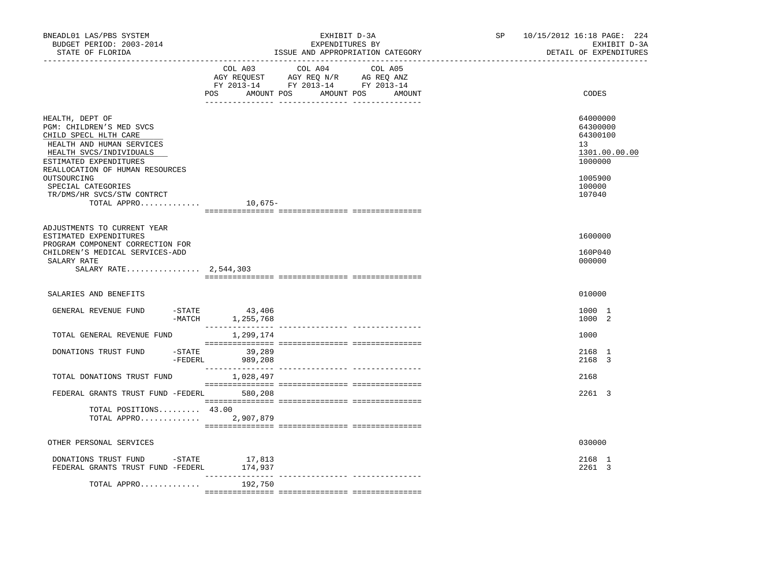BNEADL01 LAS/PBS SYSTEM
BUDGET PERIOD: 2003-2014
STATE OF FLORIDA

EXHIBIT D-3A
EXPENDITURES BY
ISSUE AND APPROPRIATION CATEGORY

SP 10/15/2012 16:18 PAGE: 224
EXHIBIT D-3A
DETAIL OF EXPENDITURES

| | COL A03 AGY REQUEST FY 2013-14 POS | AMOUNT | COL A04 AGY REQ N/R FY 2013-14 POS | AMOUNT | COL A05 AG REQ ANZ FY 2013-14 POS | AMOUNT | CODES |
|---|---|---|---|---|---|---|---|
| HEALTH, DEPT OF | | | | | | | 64000000 |
| PGM: CHILDREN'S MED SVCS | | | | | | | 64300000 |
| CHILD SPECL HLTH CARE | | | | | | | 64300100 |
| HEALTH AND HUMAN SERVICES | | | | | | | 13 |
| HEALTH SVCS/INDIVIDUALS | | | | | | | 1301.00.00.00 |
| ESTIMATED EXPENDITURES | | | | | | | 1000000 |
| REALLOCATION OF HUMAN RESOURCES OUTSOURCING | | | | | | | 1005900 |
| SPECIAL CATEGORIES | | | | | | | 100000 |
| TR/DMS/HR SVCS/STW CONTRCT | | | | | | | 107040 |
| TOTAL APPRO............. | | 10,675- | | | | | |
| ADJUSTMENTS TO CURRENT YEAR ESTIMATED EXPENDITURES | | | | | | | 1600000 |
| PROGRAM COMPONENT CORRECTION FOR CHILDREN'S MEDICAL SERVICES-ADD | | | | | | | 160P040 |
| SALARY RATE | | | | | | | 000000 |
| SALARY RATE................ | | 2,544,303 | | | | | |
| SALARIES AND BENEFITS | | | | | | | 010000 |
| GENERAL REVENUE FUND -STATE | | 43,406 | | | | | 1000 1 |
| -MATCH | | 1,255,768 | | | | | 1000 2 |
| TOTAL GENERAL REVENUE FUND | | 1,299,174 | | | | | 1000 |
| DONATIONS TRUST FUND -STATE | | 39,289 | | | | | 2168 1 |
| -FEDERL | | 989,208 | | | | | 2168 3 |
| TOTAL DONATIONS TRUST FUND | | 1,028,497 | | | | | 2168 |
| FEDERAL GRANTS TRUST FUND -FEDERL | | 580,208 | | | | | 2261 3 |
| TOTAL POSITIONS......... | 43.00 | | | | | | |
| TOTAL APPRO............. | | 2,907,879 | | | | | |
| OTHER PERSONAL SERVICES | | | | | | | 030000 |
| DONATIONS TRUST FUND -STATE | | 17,813 | | | | | 2168 1 |
| FEDERAL GRANTS TRUST FUND -FEDERL | | 174,937 | | | | | 2261 3 |
| TOTAL APPRO............. | | 192,750 | | | | | |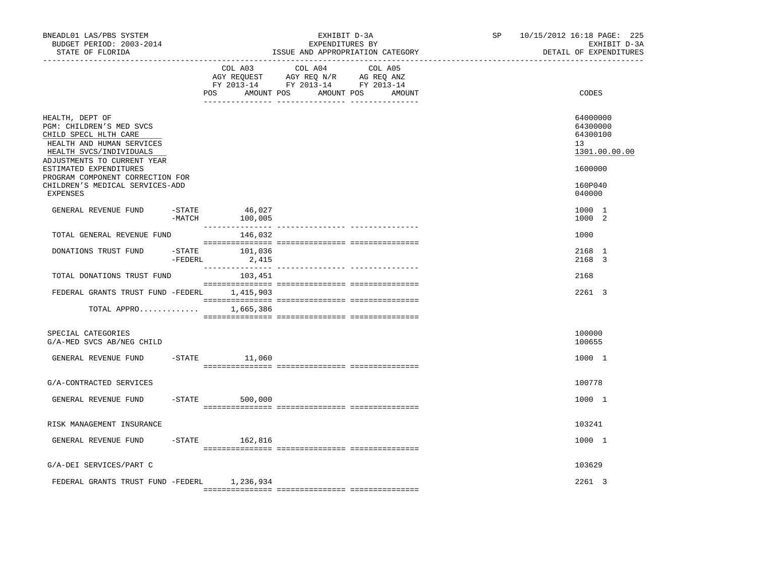BNEADL01 LAS/PBS SYSTEM
BUDGET PERIOD: 2003-2014
STATE OF FLORIDA

EXHIBIT D-3A
EXPENDITURES BY
ISSUE AND APPROPRIATION CATEGORY

SP 10/15/2012 16:18
EXHIBIT D-3A
DETAIL OF EXPENDITURES

| | COL A03 AGY REQUEST FY 2013-14 POS AMOUNT | COL A04 AGY REQ N/R FY 2013-14 POS AMOUNT | COL A05 AG REQ ANZ FY 2013-14 POS AMOUNT | CODES |
|---|---|---|---|---|
| HEALTH, DEPT OF | | | | 64000000 |
| PGM: CHILDREN'S MED SVCS | | | | 64300000 |
| CHILD SPECL HLTH CARE | | | | 64300100 |
| HEALTH AND HUMAN SERVICES | | | | 13 |
| HEALTH SVCS/INDIVIDUALS | | | | 1301.00.00.00 |
| ADJUSTMENTS TO CURRENT YEAR ESTIMATED EXPENDITURES | | | | 1600000 |
| PROGRAM COMPONENT CORRECTION FOR CHILDREN'S MEDICAL SERVICES-ADD | | | | 160P040 |
| EXPENSES | | | | 040000 |
| GENERAL REVENUE FUND -STATE | 46,027 | | | 1000 1 |
| -MATCH | 100,005 | | | 1000 2 |
| TOTAL GENERAL REVENUE FUND | 146,032 | | | 1000 |
| DONATIONS TRUST FUND -STATE | 101,036 | | | 2168 1 |
| -FEDERL | 2,415 | | | 2168 3 |
| TOTAL DONATIONS TRUST FUND | 103,451 | | | 2168 |
| FEDERAL GRANTS TRUST FUND -FEDERL | 1,415,903 | | | 2261 3 |
| TOTAL APPRO............. | 1,665,386 | | | |
| SPECIAL CATEGORIES | | | | 100000 |
| G/A-MED SVCS AB/NEG CHILD | | | | 100655 |
| GENERAL REVENUE FUND -STATE | 11,060 | | | 1000 1 |
| G/A-CONTRACTED SERVICES | | | | 100778 |
| GENERAL REVENUE FUND -STATE | 500,000 | | | 1000 1 |
| RISK MANAGEMENT INSURANCE | | | | 103241 |
| GENERAL REVENUE FUND -STATE | 162,816 | | | 1000 1 |
| G/A-DEI SERVICES/PART C | | | | 103629 |
| FEDERAL GRANTS TRUST FUND -FEDERL | 1,236,934 | | | 2261 3 |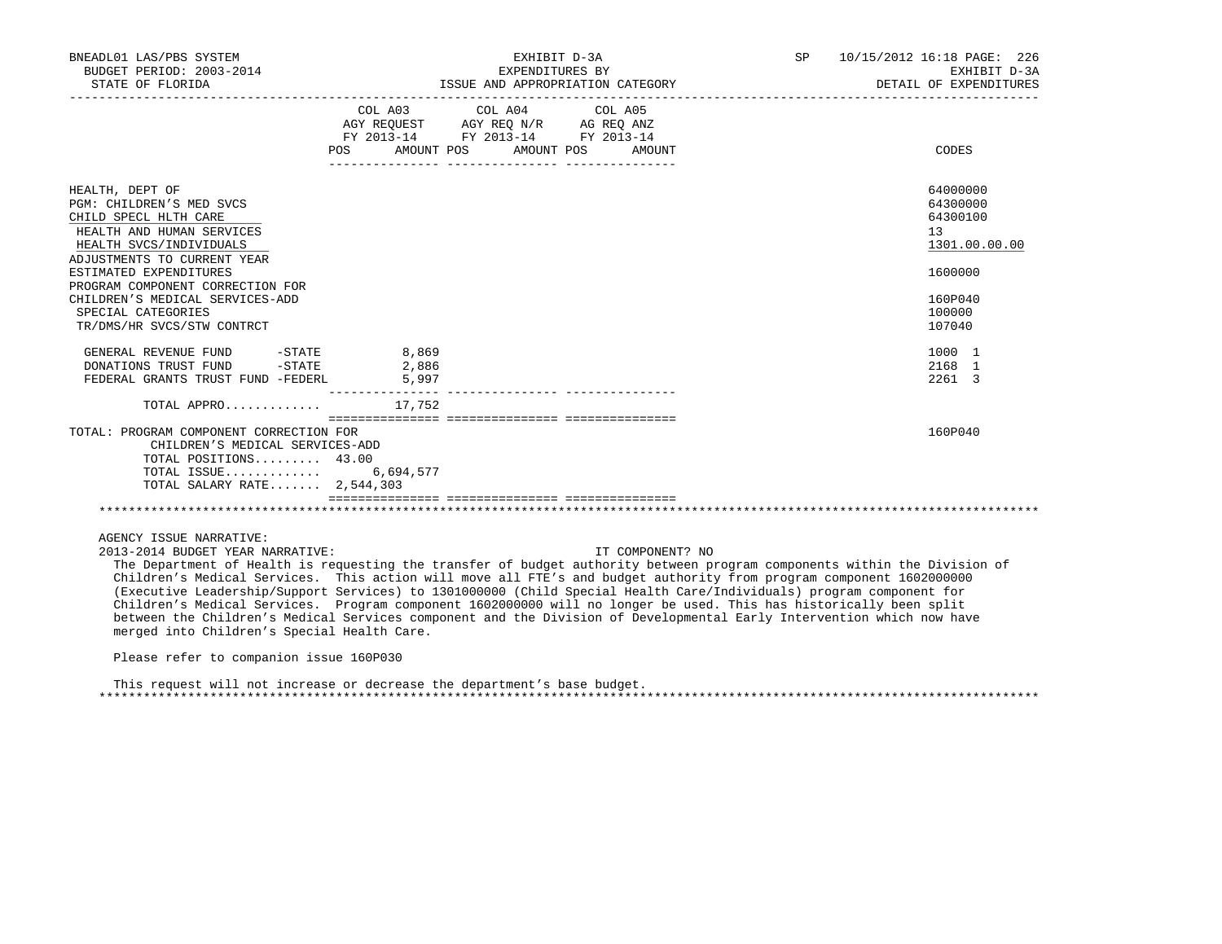BNEADL01 LAS/PBS SYSTEM — EXHIBIT D-3A — SP 10/15/2012 16:18
BUDGET PERIOD: 2003-2014 — EXPENDITURES BY — EXHIBIT D-3A
STATE OF FLORIDA — ISSUE AND APPROPRIATION CATEGORY — DETAIL OF EXPENDITURES

| | COL A03 AGY REQUEST FY 2013-14 POS | AMOUNT | COL A04 AGY REQ N/R FY 2013-14 POS | AMOUNT | COL A05 AG REQ ANZ FY 2013-14 POS | AMOUNT | CODES |
|---|---|---|---|---|---|---|---|
| HEALTH, DEPT OF | | | | | | | 64000000 |
| PGM: CHILDREN'S MED SVCS | | | | | | | 64300000 |
| CHILD SPECL HLTH CARE | | | | | | | 64300100 |
| HEALTH AND HUMAN SERVICES | | | | | | | 13 |
| HEALTH SVCS/INDIVIDUALS | | | | | | | 1301.00.00.00 |
| ADJUSTMENTS TO CURRENT YEAR ESTIMATED EXPENDITURES | | | | | | | 1600000 |
| PROGRAM COMPONENT CORRECTION FOR CHILDREN'S MEDICAL SERVICES-ADD | | | | | | | 160P040 |
| SPECIAL CATEGORIES | | | | | | | 100000 |
| TR/DMS/HR SVCS/STW CONTRCT | | | | | | | 107040 |
| GENERAL REVENUE FUND -STATE | | 8,869 | | | | | 1000 1 |
| DONATIONS TRUST FUND -STATE | | 2,886 | | | | | 2168 1 |
| FEDERAL GRANTS TRUST FUND -FEDERL | | 5,997 | | | | | 2261 3 |
| TOTAL APPRO............. | | 17,752 | | | | | |
| TOTAL: PROGRAM COMPONENT CORRECTION FOR CHILDREN'S MEDICAL SERVICES-ADD | | | | | | | 160P040 |
| TOTAL POSITIONS......... | 43.00 | | | | | | |
| TOTAL ISSUE............. | | 6,694,577 | | | | | |
| TOTAL SALARY RATE....... | | 2,544,303 | | | | | |

AGENCY ISSUE NARRATIVE:

2013-2014 BUDGET YEAR NARRATIVE: IT COMPONENT? NO

The Department of Health is requesting the transfer of budget authority between program components within the Division of Children's Medical Services. This action will move all FTE's and budget authority from program component 1602000000 (Executive Leadership/Support Services) to 1301000000 (Child Special Health Care/Individuals) program component for Children's Medical Services. Program component 1602000000 will no longer be used. This has historically been split between the Children's Medical Services component and the Division of Developmental Early Intervention which now have merged into Children's Special Health Care.

Please refer to companion issue 160P030

This request will not increase or decrease the department's base budget.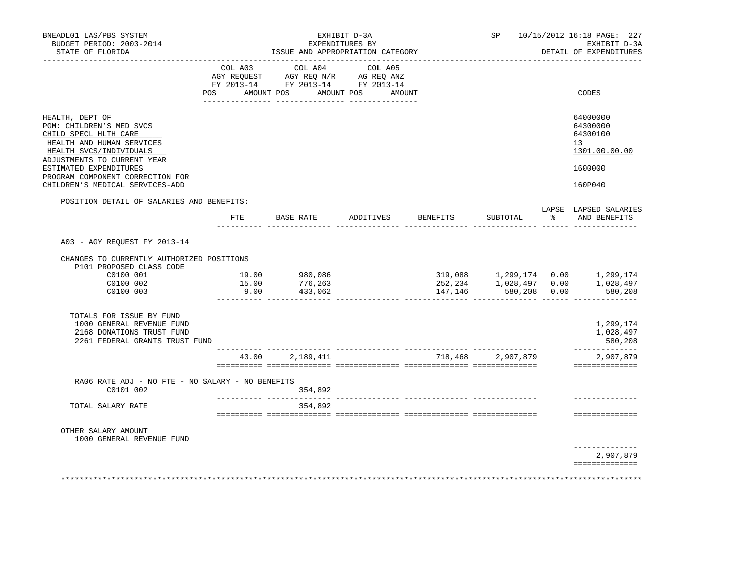BNEADL01 LAS/PBS SYSTEM
BUDGET PERIOD: 2003-2014
STATE OF FLORIDA

EXHIBIT D-3A
EXPENDITURES BY
ISSUE AND APPROPRIATION CATEGORY

SP 10/15/2012 16:18
EXHIBIT D-3A
DETAIL OF EXPENDITURES

| | COL A03 AGY REQUEST FY 2013-14 POS AMOUNT | COL A04 AGY REQ N/R FY 2013-14 POS AMOUNT | COL A05 AG REQ ANZ FY 2013-14 POS AMOUNT | CODES |
|---|---|---|---|---|
| HEALTH, DEPT OF | | | | 64000000 |
| PGM: CHILDREN'S MED SVCS | | | | 64300000 |
| CHILD SPECL HLTH CARE | | | | 64300100 |
| HEALTH AND HUMAN SERVICES | | | | 13 |
| HEALTH SVCS/INDIVIDUALS | | | | 1301.00.00.00 |
| ADJUSTMENTS TO CURRENT YEAR ESTIMATED EXPENDITURES | | | | 1600000 |
| PROGRAM COMPONENT CORRECTION FOR CHILDREN'S MEDICAL SERVICES-ADD | | | | 160P040 |

POSITION DETAIL OF SALARIES AND BENEFITS:

| | FTE | BASE RATE | ADDITIVES | BENEFITS | SUBTOTAL | LAPSE % | LAPSED SALARIES AND BENEFITS |
|---|---|---|---|---|---|---|---|
| A03 - AGY REQUEST FY 2013-14 | | | | | | | |
| CHANGES TO CURRENTLY AUTHORIZED POSITIONS | | | | | | | |
| P101 PROPOSED CLASS CODE | | | | | | | |
| C0100 001 | 19.00 | 980,086 | | 319,088 | 1,299,174 | 0.00 | 1,299,174 |
| C0100 002 | 15.00 | 776,263 | | 252,234 | 1,028,497 | 0.00 | 1,028,497 |
| C0100 003 | 9.00 | 433,062 | | 147,146 | 580,208 | 0.00 | 580,208 |
| TOTALS FOR ISSUE BY FUND | | | | | | | |
| 1000 GENERAL REVENUE FUND | | | | | | | 1,299,174 |
| 2168 DONATIONS TRUST FUND | | | | | | | 1,028,497 |
| 2261 FEDERAL GRANTS TRUST FUND | | | | | | | 580,208 |
| | 43.00 | 2,189,411 | | 718,468 | 2,907,879 | | 2,907,879 |
| RA06 RATE ADJ - NO FTE - NO SALARY - NO BENEFITS | | | | | | | |
| C0101 002 | | 354,892 | | | | | |
| TOTAL SALARY RATE | | 354,892 | | | | | |
| OTHER SALARY AMOUNT | | | | | | | |
| 1000 GENERAL REVENUE FUND | | | | | | | |
| | | | | | | | 2,907,879 |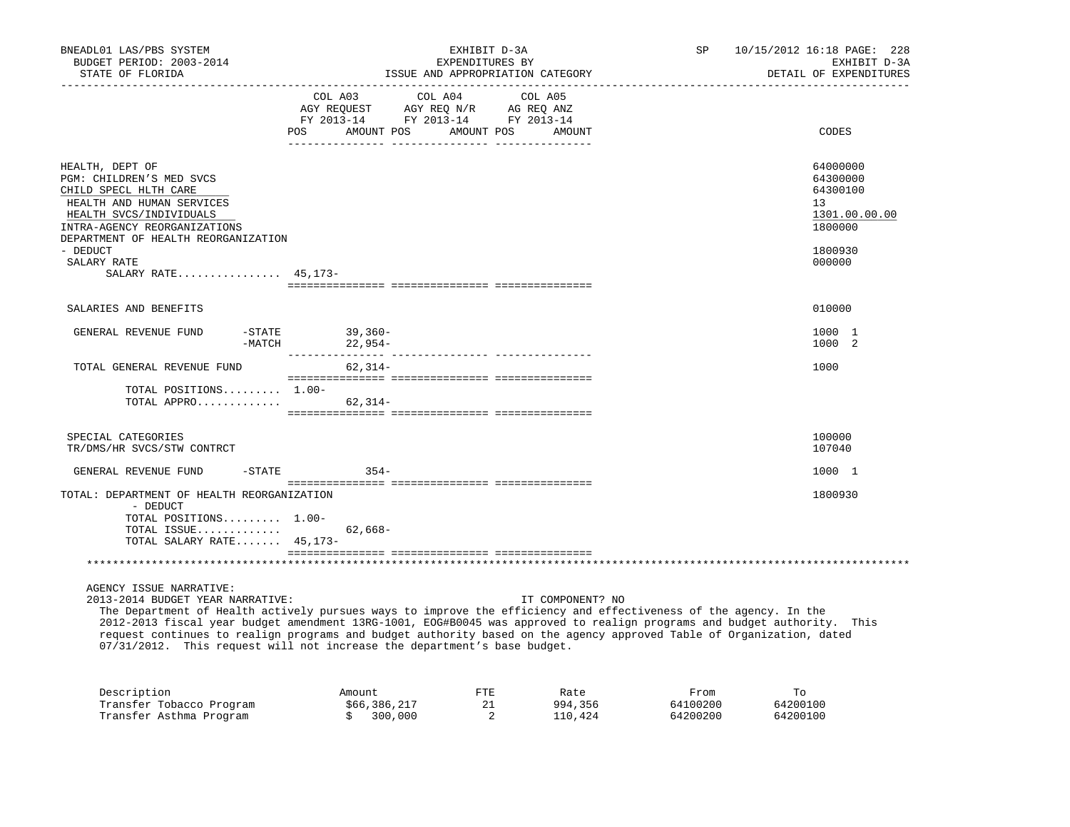BNEADL01 LAS/PBS SYSTEM — BUDGET PERIOD: 2003-2014 — STATE OF FLORIDA

EXHIBIT D-3A — EXPENDITURES BY ISSUE AND APPROPRIATION CATEGORY

SP 10/15/2012 16:18 — EXHIBIT D-3A — DETAIL OF EXPENDITURES

| | COL A03 AGY REQUEST FY 2013-14 POS | AMOUNT | COL A04 AGY REQ N/R FY 2013-14 POS | AMOUNT | COL A05 AG REQ ANZ FY 2013-14 POS | AMOUNT | CODES |
|---|---|---|---|---|---|---|---|
| HEALTH, DEPT OF | | | | | | | 64000000 |
| PGM: CHILDREN'S MED SVCS | | | | | | | 64300000 |
| CHILD SPECL HLTH CARE | | | | | | | 64300100 |
| HEALTH AND HUMAN SERVICES | | | | | | | 13 |
| HEALTH SVCS/INDIVIDUALS | | | | | | | 1301.00.00.00 |
| INTRA-AGENCY REORGANIZATIONS | | | | | | | 1800000 |
| DEPARTMENT OF HEALTH REORGANIZATION - DEDUCT | | | | | | | 1800930 |
| SALARY RATE | | | | | | | 000000 |
| SALARY RATE................ | 45,173- | | | | | | |
| SALARIES AND BENEFITS | | | | | | | 010000 |
| GENERAL REVENUE FUND -STATE | | 39,360- | | | | | 1000 1 |
| -MATCH | | 22,954- | | | | | 1000 2 |
| TOTAL GENERAL REVENUE FUND | | 62,314- | | | | | 1000 |
| TOTAL POSITIONS......... | 1.00- | | | | | | |
| TOTAL APPRO............. | | 62,314- | | | | | |
| SPECIAL CATEGORIES | | | | | | | 100000 |
| TR/DMS/HR SVCS/STW CONTRCT | | | | | | | 107040 |
| GENERAL REVENUE FUND -STATE | | 354- | | | | | 1000 1 |
| TOTAL: DEPARTMENT OF HEALTH REORGANIZATION - DEDUCT | | | | | | | 1800930 |
| TOTAL POSITIONS......... | 1.00- | | | | | | |
| TOTAL ISSUE............. | | 62,668- | | | | | |
| TOTAL SALARY RATE....... | 45,173- | | | | | | |

AGENCY ISSUE NARRATIVE:

2013-2014 BUDGET YEAR NARRATIVE: IT COMPONENT? NO

The Department of Health actively pursues ways to improve the efficiency and effectiveness of the agency. In the 2012-2013 fiscal year budget amendment 13RG-1001, EOG#B0045 was approved to realign programs and budget authority. This request continues to realign programs and budget authority based on the agency approved Table of Organization, dated 07/31/2012. This request will not increase the department's base budget.

| Description | Amount | FTE | Rate | From | To |
|---|---|---|---|---|---|
| Transfer Tobacco Program | $66,386,217 | 21 | 994,356 | 64100200 | 64200100 |
| Transfer Asthma Program | $ 300,000 | 2 | 110,424 | 64200200 | 64200100 |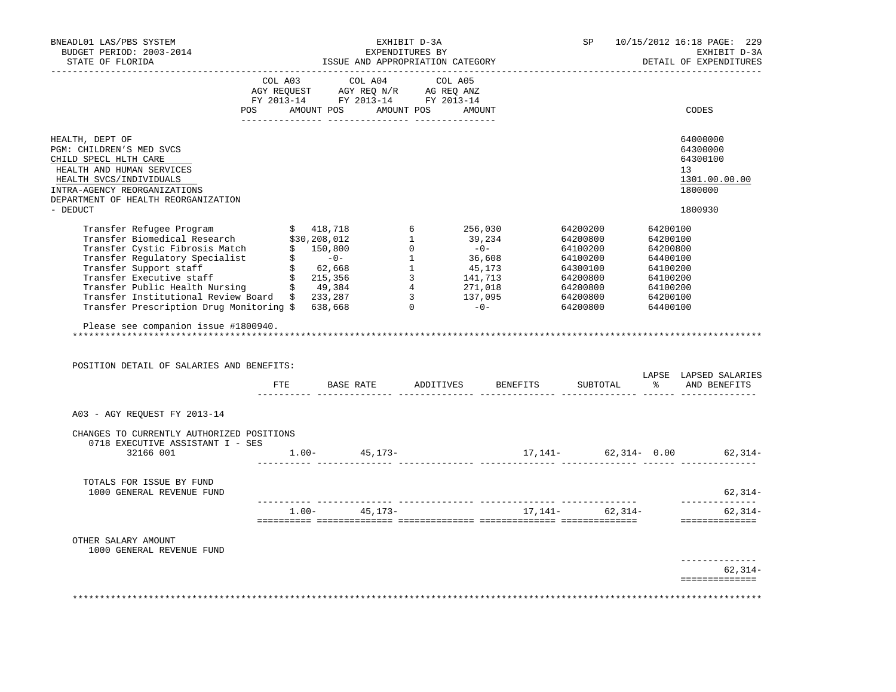| | COL A03 AGY REQUEST FY 2013-14 POS AMOUNT | COL A04 AGY REQ N/R FY 2013-14 POS AMOUNT | COL A05 AG REQ ANZ FY 2013-14 POS AMOUNT | CODES |
|---|---|---|---|---|

HEALTH, DEPT OF — 64000000
PGM: CHILDREN'S MED SVCS — 64300000
CHILD SPECL HLTH CARE — 64300100
HEALTH AND HUMAN SERVICES — 13
HEALTH SVCS/INDIVIDUALS — 1301.00.00.00
INTRA-AGENCY REORGANIZATIONS — 1800000
DEPARTMENT OF HEALTH REORGANIZATION - DEDUCT — 1800930

| | | | | | |
|---|---|---|---|---|---|
| Transfer Refugee Program | $ 418,718 | 6 | 256,030 | 64200200 | 64200100 |
| Transfer Biomedical Research | $30,208,012 | 1 | 39,234 | 64200800 | 64200100 |
| Transfer Cystic Fibrosis Match | $ 150,800 | 0 | -0- | 64100200 | 64200800 |
| Transfer Regulatory Specialist | $ -0- | 1 | 36,608 | 64100200 | 64400100 |
| Transfer Support staff | $ 62,668 | 1 | 45,173 | 64300100 | 64100200 |
| Transfer Executive staff | $ 215,356 | 3 | 141,713 | 64200800 | 64100200 |
| Transfer Public Health Nursing | $ 49,384 | 4 | 271,018 | 64200800 | 64100200 |
| Transfer Institutional Review Board | $ 233,287 | 3 | 137,095 | 64200800 | 64200100 |
| Transfer Prescription Drug Monitoring | $ 638,668 | 0 | -0- | 64200800 | 64400100 |

Please see companion issue #1800940.

*******************************************************************************************************************

POSITION DETAIL OF SALARIES AND BENEFITS:

| | FTE | BASE RATE | ADDITIVES | BENEFITS | SUBTOTAL | LAPSE % | LAPSED SALARIES AND BENEFITS |
|---|---|---|---|---|---|---|---|
| A03 - AGY REQUEST FY 2013-14 | | | | | | | |
| CHANGES TO CURRENTLY AUTHORIZED POSITIONS | | | | | | | |
| 0718 EXECUTIVE ASSISTANT I - SES 32166 001 | 1.00- | 45,173- | | 17,141- | 62,314- | 0.00 | 62,314- |
| TOTALS FOR ISSUE BY FUND | | | | | | | |
| 1000 GENERAL REVENUE FUND | | | | | | | 62,314- |
| | 1.00- | 45,173- | | 17,141- | 62,314- | | 62,314- |
| OTHER SALARY AMOUNT | | | | | | | |
| 1000 GENERAL REVENUE FUND | | | | | | | |
| | | | | | | | 62,314- |

*******************************************************************************************************************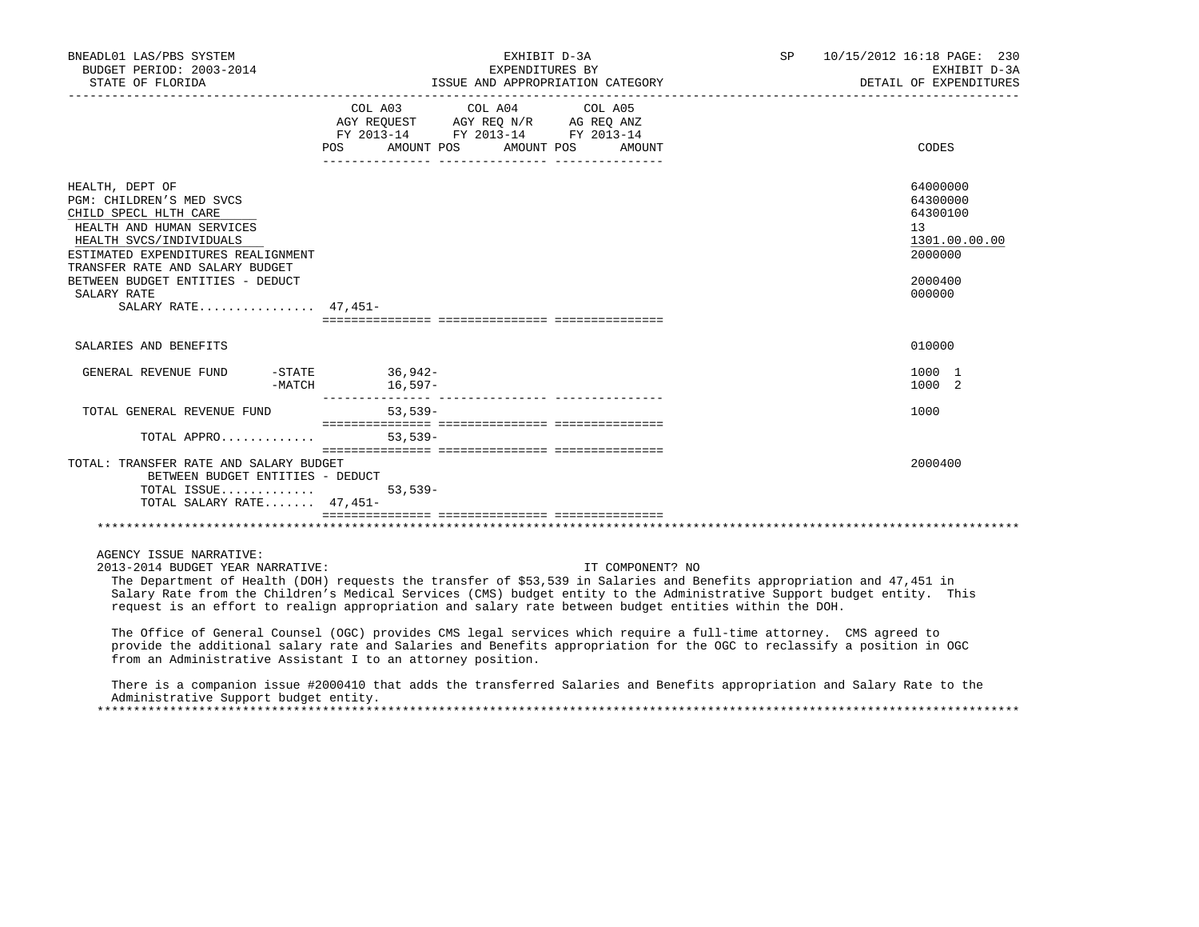BNEADL01 LAS/PBS SYSTEM | EXHIBIT D-3A | SP 10/15/2012 16:18 PAGE: 230
BUDGET PERIOD: 2003-2014 | EXPENDITURES BY | EXHIBIT D-3A
STATE OF FLORIDA | ISSUE AND APPROPRIATION CATEGORY | DETAIL OF EXPENDITURES

| | COL A03 AGY REQUEST FY 2013-14 POS AMOUNT | COL A04 AGY REQ N/R FY 2013-14 POS AMOUNT | COL A05 AG REQ ANZ FY 2013-14 POS AMOUNT | CODES |
|---|---|---|---|---|
| HEALTH, DEPT OF | | | | 64000000 |
| PGM: CHILDREN'S MED SVCS | | | | 64300000 |
| CHILD SPECL HLTH CARE | | | | 64300100 |
| HEALTH AND HUMAN SERVICES | | | | 13 |
| HEALTH SVCS/INDIVIDUALS | | | | 1301.00.00.00 |
| ESTIMATED EXPENDITURES REALIGNMENT | | | | 2000000 |
| TRANSFER RATE AND SALARY BUDGET BETWEEN BUDGET ENTITIES - DEDUCT | | | | 2000400 |
| SALARY RATE | | | | 000000 |
| SALARY RATE................ | 47,451- | | | |
| SALARIES AND BENEFITS | | | | 010000 |
| GENERAL REVENUE FUND -STATE | 36,942- | | | 1000 1 |
| -MATCH | 16,597- | | | 1000 2 |
| TOTAL GENERAL REVENUE FUND | 53,539- | | | 1000 |
| TOTAL APPRO............. | 53,539- | | | |
| TOTAL: TRANSFER RATE AND SALARY BUDGET BETWEEN BUDGET ENTITIES - DEDUCT | | | | 2000400 |
| TOTAL ISSUE............. | 53,539- | | | |
| TOTAL SALARY RATE....... | 47,451- | | | |

AGENCY ISSUE NARRATIVE:

2013-2014 BUDGET YEAR NARRATIVE: IT COMPONENT? NO

The Department of Health (DOH) requests the transfer of $53,539 in Salaries and Benefits appropriation and 47,451 in Salary Rate from the Children's Medical Services (CMS) budget entity to the Administrative Support budget entity. This request is an effort to realign appropriation and salary rate between budget entities within the DOH.

The Office of General Counsel (OGC) provides CMS legal services which require a full-time attorney. CMS agreed to provide the additional salary rate and Salaries and Benefits appropriation for the OGC to reclassify a position in OGC from an Administrative Assistant I to an attorney position.

There is a companion issue #2000410 that adds the transferred Salaries and Benefits appropriation and Salary Rate to the Administrative Support budget entity.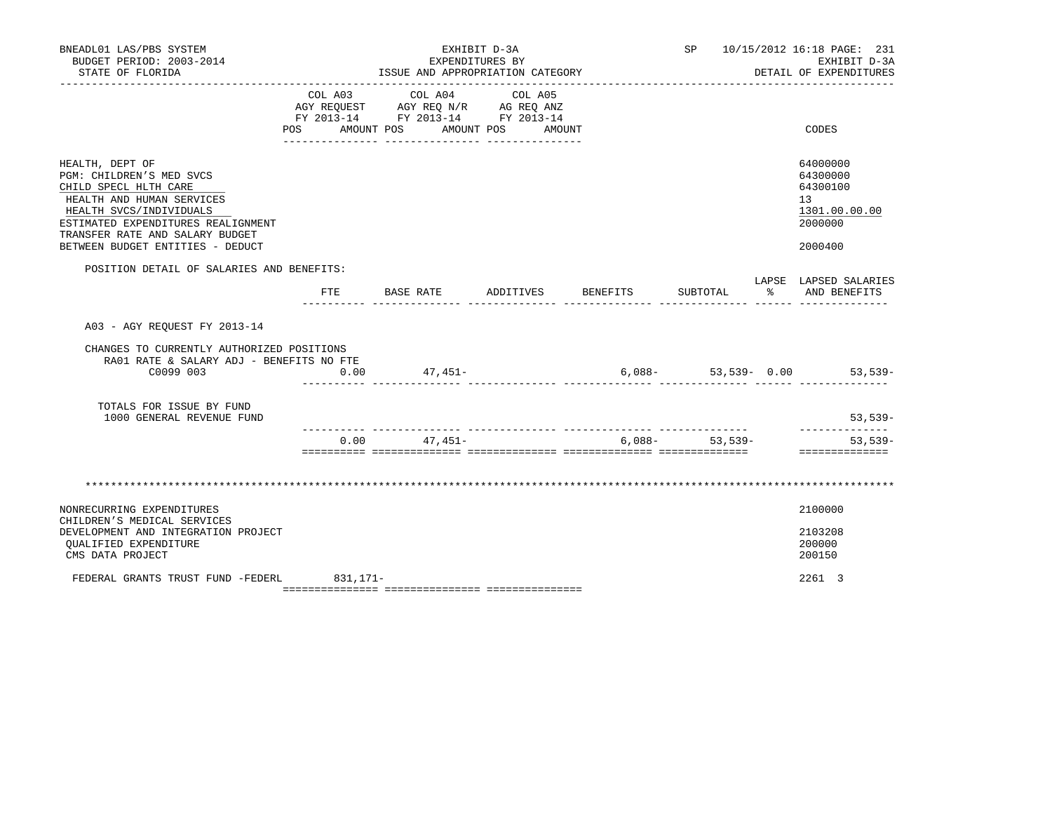BNEADL01 LAS/PBS SYSTEM | EXHIBIT D-3A | SP 10/15/2012 16:18 PAGE: 231
BUDGET PERIOD: 2003-2014 | EXPENDITURES BY | EXHIBIT D-3A
STATE OF FLORIDA | ISSUE AND APPROPRIATION CATEGORY | DETAIL OF EXPENDITURES

| | COL A03 AGY REQUEST FY 2013-14 POS AMOUNT | COL A04 AGY REQ N/R FY 2013-14 POS AMOUNT | COL A05 AG REQ ANZ FY 2013-14 POS AMOUNT | CODES |
|---|---|---|---|---|
| HEALTH, DEPT OF | | | | 64000000 |
| PGM: CHILDREN'S MED SVCS | | | | 64300000 |
| CHILD SPECL HLTH CARE | | | | 64300100 |
| HEALTH AND HUMAN SERVICES | | | | 13 |
| HEALTH SVCS/INDIVIDUALS | | | | 1301.00.00.00 |
| ESTIMATED EXPENDITURES REALIGNMENT | | | | 2000000 |
| TRANSFER RATE AND SALARY BUDGET BETWEEN BUDGET ENTITIES - DEDUCT | | | | 2000400 |

POSITION DETAIL OF SALARIES AND BENEFITS:

| | FTE | BASE RATE | ADDITIVES | BENEFITS | SUBTOTAL | LAPSE % | LAPSED SALARIES AND BENEFITS |
|---|---|---|---|---|---|---|---|
| A03 - AGY REQUEST FY 2013-14 | | | | | | | |
| CHANGES TO CURRENTLY AUTHORIZED POSITIONS | | | | | | | |
| RA01 RATE & SALARY ADJ - BENEFITS NO FTE | | | | | | | |
| C0099 003 | 0.00 | 47,451- | | 6,088- | 53,539- | 0.00 | 53,539- |
| TOTALS FOR ISSUE BY FUND | | | | | | | |
| 1000 GENERAL REVENUE FUND | | | | | | | 53,539- |
| | 0.00 | 47,451- | | 6,088- | 53,539- | | 53,539- |

\*\*\*\*\*\*\*\*\*\*\*\*\*\*\*\*\*\*\*\*\*\*\*\*\*\*\*\*\*\*\*\*\*\*\*\*\*\*\*\*\*\*\*\*\*\*\*\*\*\*\*\*\*\*\*\*\*\*\*\*\*\*\*\*\*\*\*\*\*\*\*\*\*\*\*\*\*\*\*\*

| | COL A03 | COL A04 | COL A05 | CODES |
|---|---|---|---|---|
| NONRECURRING EXPENDITURES | | | | 2100000 |
| CHILDREN'S MEDICAL SERVICES DEVELOPMENT AND INTEGRATION PROJECT | | | | 2103208 |
| QUALIFIED EXPENDITURE | | | | 200000 |
| CMS DATA PROJECT | | | | 200150 |
| FEDERAL GRANTS TRUST FUND -FEDERL | 831,171- | | | 2261 3 |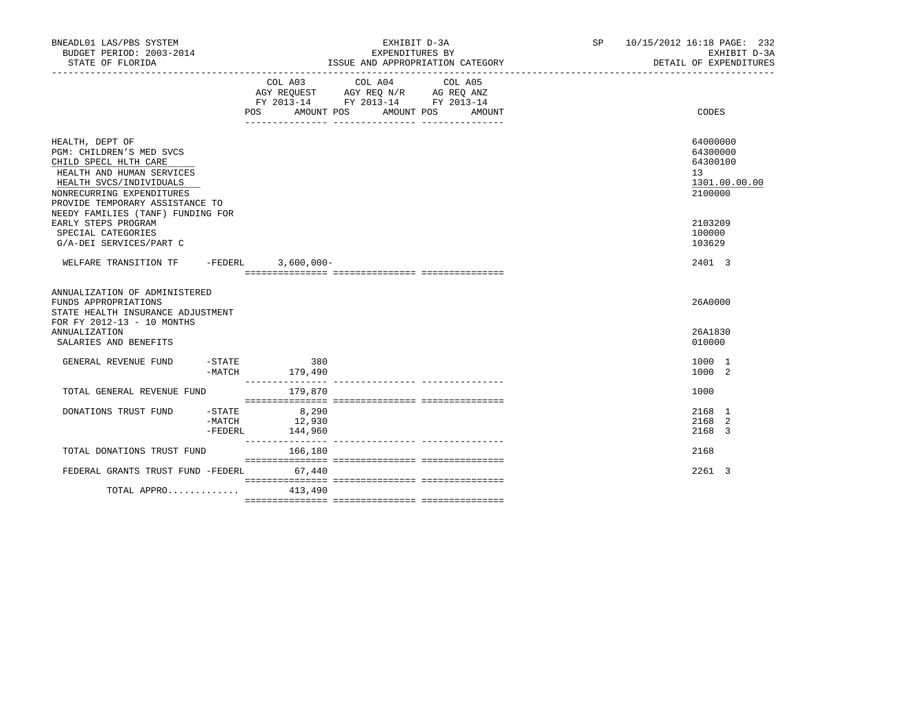BNEADL01 LAS/PBS SYSTEM | EXHIBIT D-3A | SP 10/15/2012 16:18
BUDGET PERIOD: 2003-2014 | EXPENDITURES BY | EXHIBIT D-3A
STATE OF FLORIDA | ISSUE AND APPROPRIATION CATEGORY | DETAIL OF EXPENDITURES

| | COL A03 AGY REQUEST FY 2013-14 POS AMOUNT | COL A04 AGY REQ N/R FY 2013-14 POS AMOUNT | COL A05 AG REQ ANZ FY 2013-14 POS AMOUNT | CODES |
|---|---|---|---|---|
| HEALTH, DEPT OF | | | | 64000000 |
| PGM: CHILDREN'S MED SVCS | | | | 64300000 |
| CHILD SPECL HLTH CARE | | | | 64300100 |
| HEALTH AND HUMAN SERVICES | | | | 13 |
| HEALTH SVCS/INDIVIDUALS | | | | 1301.00.00.00 |
| NONRECURRING EXPENDITURES | | | | 2100000 |
| PROVIDE TEMPORARY ASSISTANCE TO NEEDY FAMILIES (TANF) FUNDING FOR EARLY STEPS PROGRAM | | | | 2103209 |
| SPECIAL CATEGORIES | | | | 100000 |
| G/A-DEI SERVICES/PART C | | | | 103629 |
| WELFARE TRANSITION TF -FEDERL | 3,600,000- | | | 2401 3 |
| ANNUALIZATION OF ADMINISTERED FUNDS APPROPRIATIONS | | | | 26A0000 |
| STATE HEALTH INSURANCE ADJUSTMENT FOR FY 2012-13 - 10 MONTHS ANNUALIZATION | | | | 26A1830 |
| SALARIES AND BENEFITS | | | | 010000 |
| GENERAL REVENUE FUND -STATE | 380 | | | 1000 1 |
| -MATCH | 179,490 | | | 1000 2 |
| TOTAL GENERAL REVENUE FUND | 179,870 | | | 1000 |
| DONATIONS TRUST FUND -STATE | 8,290 | | | 2168 1 |
| -MATCH | 12,930 | | | 2168 2 |
| -FEDERL | 144,960 | | | 2168 3 |
| TOTAL DONATIONS TRUST FUND | 166,180 | | | 2168 |
| FEDERAL GRANTS TRUST FUND -FEDERL | 67,440 | | | 2261 3 |
| TOTAL APPRO............. | 413,490 | | | |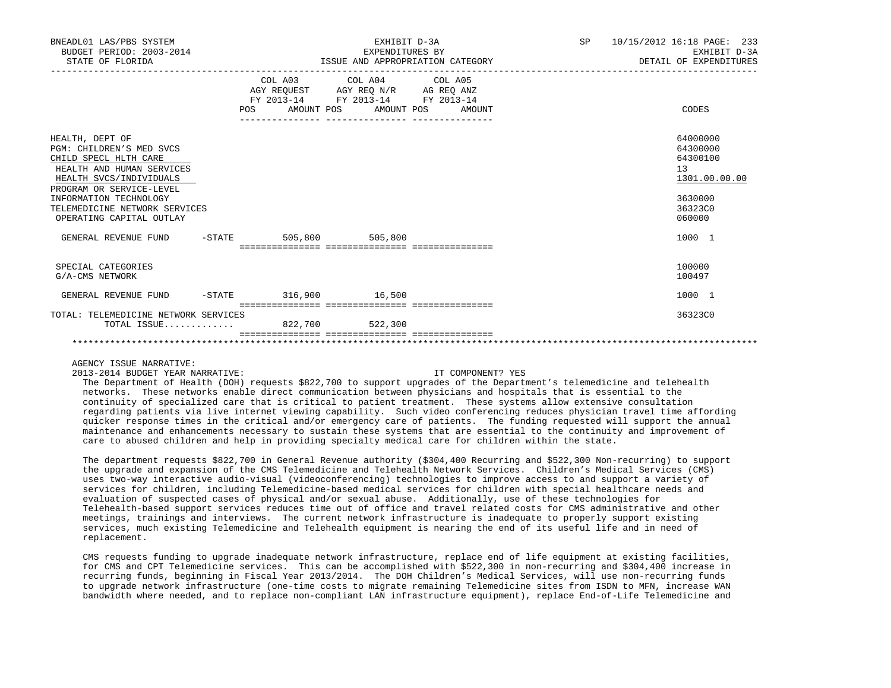BNEADL01 LAS/PBS SYSTEM — BUDGET PERIOD: 2003-2014 — STATE OF FLORIDA

EXHIBIT D-3A — EXPENDITURES BY ISSUE AND APPROPRIATION CATEGORY

SP 10/15/2012 16:18 — EXHIBIT D-3A — DETAIL OF EXPENDITURES

| | COL A03 AGY REQUEST FY 2013-14 POS AMOUNT | COL A04 AGY REQ N/R FY 2013-14 POS AMOUNT | COL A05 AG REQ ANZ FY 2013-14 POS AMOUNT | CODES |
|---|---|---|---|---|
| HEALTH, DEPT OF | | | | 64000000 |
| PGM: CHILDREN'S MED SVCS | | | | 64300000 |
| CHILD SPECL HLTH CARE | | | | 64300100 |
| HEALTH AND HUMAN SERVICES | | | | 13 |
| HEALTH SVCS/INDIVIDUALS | | | | 1301.00.00.00 |
| PROGRAM OR SERVICE-LEVEL | | | | |
| INFORMATION TECHNOLOGY | | | | 3630000 |
| TELEMEDICINE NETWORK SERVICES | | | | 36323C0 |
| OPERATING CAPITAL OUTLAY | | | | 060000 |
| GENERAL REVENUE FUND -STATE | 505,800 | 505,800 | | 1000 1 |
| SPECIAL CATEGORIES | | | | 100000 |
| G/A-CMS NETWORK | | | | 100497 |
| GENERAL REVENUE FUND -STATE | 316,900 | 16,500 | | 1000 1 |
| TOTAL: TELEMEDICINE NETWORK SERVICES | | | | 36323C0 |
| TOTAL ISSUE............ | 822,700 | 522,300 | | |

AGENCY ISSUE NARRATIVE:

2013-2014 BUDGET YEAR NARRATIVE: IT COMPONENT? YES

The Department of Health (DOH) requests $822,700 to support upgrades of the Department's telemedicine and telehealth networks. These networks enable direct communication between physicians and hospitals that is essential to the continuity of specialized care that is critical to patient treatment. These systems allow extensive consultation regarding patients via live internet viewing capability. Such video conferencing reduces physician travel time affording quicker response times in the critical and/or emergency care of patients. The funding requested will support the annual maintenance and enhancements necessary to sustain these systems that are essential to the continuity and improvement of care to abused children and help in providing specialty medical care for children within the state.

The department requests $822,700 in General Revenue authority ($304,400 Recurring and $522,300 Non-recurring) to support the upgrade and expansion of the CMS Telemedicine and Telehealth Network Services. Children's Medical Services (CMS) uses two-way interactive audio-visual (videoconferencing) technologies to improve access to and support a variety of services for children, including Telemedicine-based medical services for children with special healthcare needs and evaluation of suspected cases of physical and/or sexual abuse. Additionally, use of these technologies for Telehealth-based support services reduces time out of office and travel related costs for CMS administrative and other meetings, trainings and interviews. The current network infrastructure is inadequate to properly support existing services, much existing Telemedicine and Telehealth equipment is nearing the end of its useful life and in need of replacement.

CMS requests funding to upgrade inadequate network infrastructure, replace end of life equipment at existing facilities, for CMS and CPT Telemedicine services. This can be accomplished with $522,300 in non-recurring and $304,400 increase in recurring funds, beginning in Fiscal Year 2013/2014. The DOH Children's Medical Services, will use non-recurring funds to upgrade network infrastructure (one-time costs to migrate remaining Telemedicine sites from ISDN to MFN, increase WAN bandwidth where needed, and to replace non-compliant LAN infrastructure equipment), replace End-of-Life Telemedicine and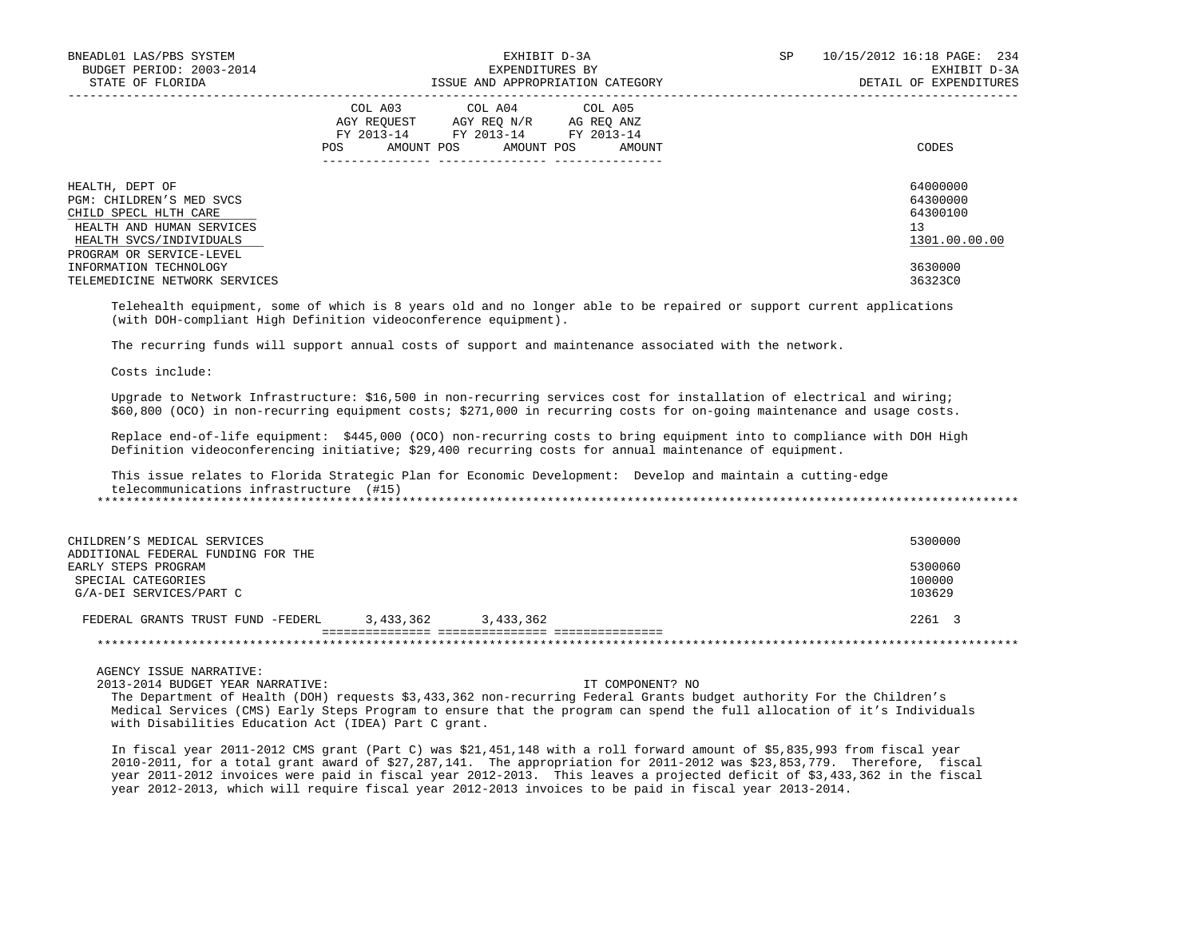| | COL A03 AGY REQUEST FY 2013-14 POS AMOUNT | COL A04 AGY REQ N/R FY 2013-14 POS AMOUNT | COL A05 AG REQ ANZ FY 2013-14 POS AMOUNT | CODES |
|---|---|---|---|---|
| HEALTH, DEPT OF | | | | 64000000 |
| PGM: CHILDREN'S MED SVCS | | | | 64300000 |
| CHILD SPECL HLTH CARE | | | | 64300100 |
| HEALTH AND HUMAN SERVICES | | | | 13 |
| HEALTH SVCS/INDIVIDUALS | | | | 1301.00.00.00 |
| PROGRAM OR SERVICE-LEVEL | | | | |
| INFORMATION TECHNOLOGY | | | | 3630000 |
| TELEMEDICINE NETWORK SERVICES | | | | 36323C0 |

Telehealth equipment, some of which is 8 years old and no longer able to be repaired or support current applications (with DOH-compliant High Definition videoconference equipment).

The recurring funds will support annual costs of support and maintenance associated with the network.

Costs include:

Upgrade to Network Infrastructure: $16,500 in non-recurring services cost for installation of electrical and wiring; $60,800 (OCO) in non-recurring equipment costs; $271,000 in recurring costs for on-going maintenance and usage costs.

Replace end-of-life equipment: $445,000 (OCO) non-recurring costs to bring equipment into to compliance with DOH High Definition videoconferencing initiative; $29,400 recurring costs for annual maintenance of equipment.

This issue relates to Florida Strategic Plan for Economic Development: Develop and maintain a cutting-edge telecommunications infrastructure (#15)

*******************************************************************************************************************

| | COL A03 | COL A04 | COL A05 | CODES |
|---|---|---|---|---|
| CHILDREN'S MEDICAL SERVICES | | | | 5300000 |
| ADDITIONAL FEDERAL FUNDING FOR THE EARLY STEPS PROGRAM | | | | 5300060 |
| SPECIAL CATEGORIES | | | | 100000 |
| G/A-DEI SERVICES/PART C | | | | 103629 |
| FEDERAL GRANTS TRUST FUND -FEDERL | 3,433,362 | 3,433,362 | | 2261 3 |

*******************************************************************************************************************

AGENCY ISSUE NARRATIVE:

2013-2014 BUDGET YEAR NARRATIVE: IT COMPONENT? NO

The Department of Health (DOH) requests $3,433,362 non-recurring Federal Grants budget authority For the Children's Medical Services (CMS) Early Steps Program to ensure that the program can spend the full allocation of it's Individuals with Disabilities Education Act (IDEA) Part C grant.

In fiscal year 2011-2012 CMS grant (Part C) was $21,451,148 with a roll forward amount of $5,835,993 from fiscal year 2010-2011, for a total grant award of $27,287,141. The appropriation for 2011-2012 was $23,853,779. Therefore, fiscal year 2011-2012 invoices were paid in fiscal year 2012-2013. This leaves a projected deficit of $3,433,362 in the fiscal year 2012-2013, which will require fiscal year 2012-2013 invoices to be paid in fiscal year 2013-2014.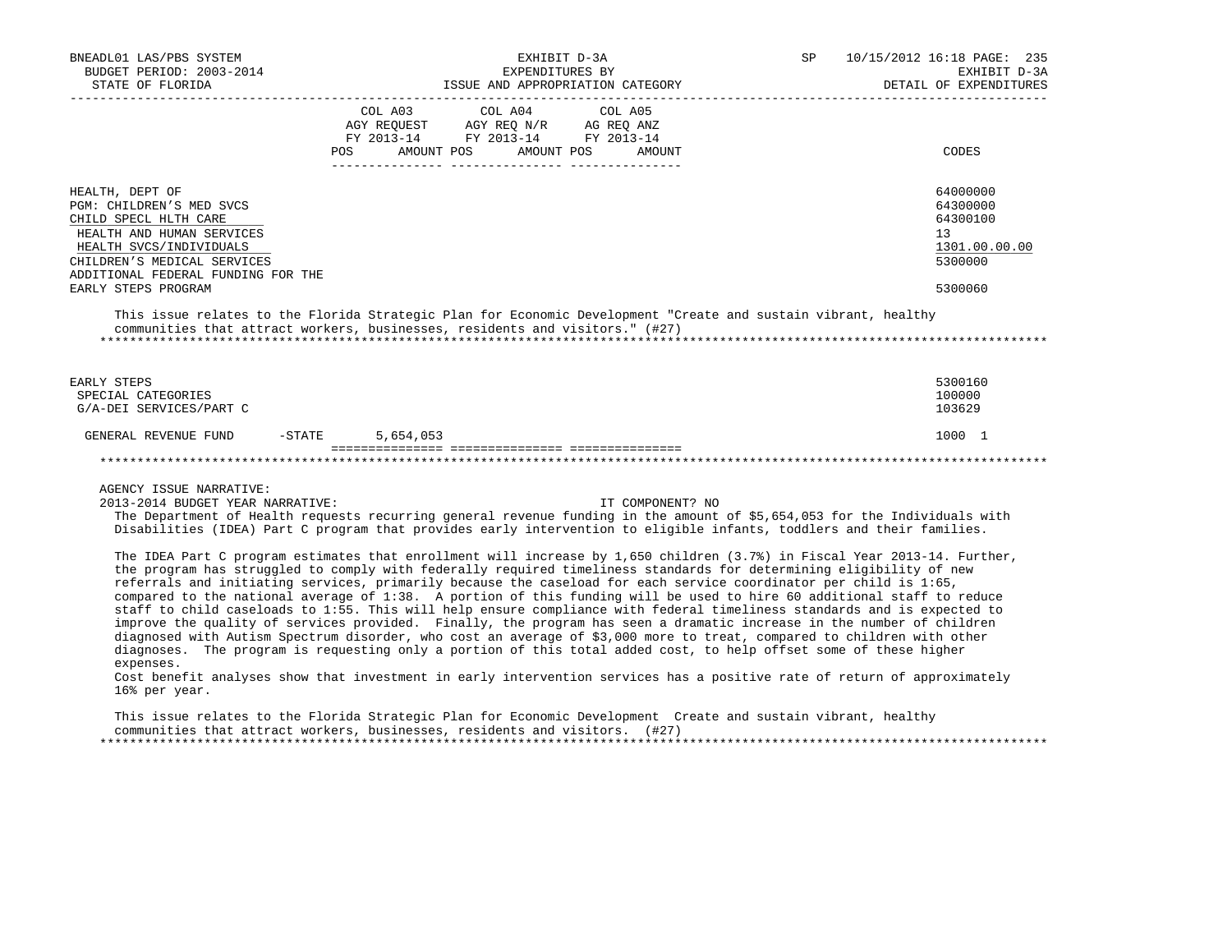| | COL A03 AGY REQUEST FY 2013-14 POS AMOUNT | COL A04 AGY REQ N/R FY 2013-14 POS AMOUNT | COL A05 AG REQ ANZ FY 2013-14 POS AMOUNT | CODES |
|---|---|---|---|---|
| HEALTH, DEPT OF | | | | 64000000 |
| PGM: CHILDREN'S MED SVCS | | | | 64300000 |
| CHILD SPECL HLTH CARE | | | | 64300100 |
| HEALTH AND HUMAN SERVICES | | | | 13 |
| HEALTH SVCS/INDIVIDUALS | | | | 1301.00.00.00 |
| CHILDREN'S MEDICAL SERVICES | | | | 5300000 |
| ADDITIONAL FEDERAL FUNDING FOR THE EARLY STEPS PROGRAM | | | | 5300060 |

This issue relates to the Florida Strategic Plan for Economic Development "Create and sustain vibrant, healthy communities that attract workers, businesses, residents and visitors." (#27)

| | COL A03 | COL A04 | COL A05 | CODES |
|---|---|---|---|---|
| EARLY STEPS | | | | 5300160 |
| SPECIAL CATEGORIES | | | | 100000 |
| G/A-DEI SERVICES/PART C | | | | 103629 |
| GENERAL REVENUE FUND -STATE | 5,654,053 | | | 1000 1 |

AGENCY ISSUE NARRATIVE:

2013-2014 BUDGET YEAR NARRATIVE: IT COMPONENT? NO

The Department of Health requests recurring general revenue funding in the amount of $5,654,053 for the Individuals with Disabilities (IDEA) Part C program that provides early intervention to eligible infants, toddlers and their families.

The IDEA Part C program estimates that enrollment will increase by 1,650 children (3.7%) in Fiscal Year 2013-14. Further, the program has struggled to comply with federally required timeliness standards for determining eligibility of new referrals and initiating services, primarily because the caseload for each service coordinator per child is 1:65, compared to the national average of 1:38. A portion of this funding will be used to hire 60 additional staff to reduce staff to child caseloads to 1:55. This will help ensure compliance with federal timeliness standards and is expected to improve the quality of services provided. Finally, the program has seen a dramatic increase in the number of children diagnosed with Autism Spectrum disorder, who cost an average of $3,000 more to treat, compared to children with other diagnoses. The program is requesting only a portion of this total added cost, to help offset some of these higher expenses.

Cost benefit analyses show that investment in early intervention services has a positive rate of return of approximately 16% per year.

This issue relates to the Florida Strategic Plan for Economic Development Create and sustain vibrant, healthy communities that attract workers, businesses, residents and visitors. (#27)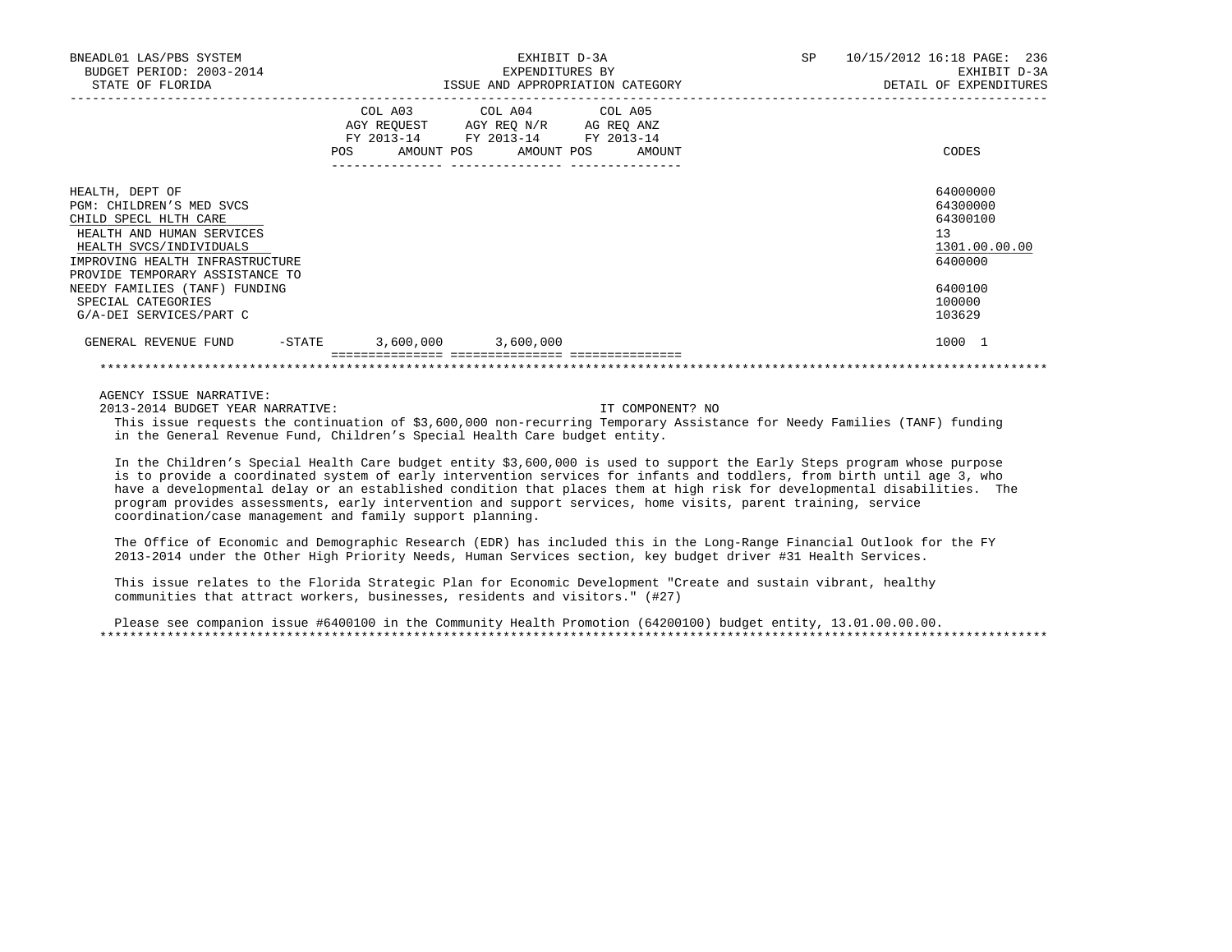BNEADL01 LAS/PBS SYSTEM | EXHIBIT D-3A | SP 10/15/2012 16:18
BUDGET PERIOD: 2003-2014 | EXPENDITURES BY | EXHIBIT D-3A
STATE OF FLORIDA | ISSUE AND APPROPRIATION CATEGORY | DETAIL OF EXPENDITURES

| | COL A03 AGY REQUEST FY 2013-14 POS AMOUNT | COL A04 AGY REQ N/R FY 2013-14 POS AMOUNT | COL A05 AG REQ ANZ FY 2013-14 POS AMOUNT | CODES |
|---|---|---|---|---|
| HEALTH, DEPT OF | | | | 64000000 |
| PGM: CHILDREN'S MED SVCS | | | | 64300000 |
| CHILD SPECL HLTH CARE | | | | 64300100 |
| HEALTH AND HUMAN SERVICES | | | | 13 |
| HEALTH SVCS/INDIVIDUALS | | | | 1301.00.00.00 |
| IMPROVING HEALTH INFRASTRUCTURE | | | | 6400000 |
| PROVIDE TEMPORARY ASSISTANCE TO NEEDY FAMILIES (TANF) FUNDING | | | | 6400100 |
| SPECIAL CATEGORIES | | | | 100000 |
| G/A-DEI SERVICES/PART C | | | | 103629 |
| GENERAL REVENUE FUND -STATE | 3,600,000 | 3,600,000 | | 1000 1 |

AGENCY ISSUE NARRATIVE:

2013-2014 BUDGET YEAR NARRATIVE: IT COMPONENT? NO

This issue requests the continuation of $3,600,000 non-recurring Temporary Assistance for Needy Families (TANF) funding in the General Revenue Fund, Children's Special Health Care budget entity.

In the Children's Special Health Care budget entity $3,600,000 is used to support the Early Steps program whose purpose is to provide a coordinated system of early intervention services for infants and toddlers, from birth until age 3, who have a developmental delay or an established condition that places them at high risk for developmental disabilities. The program provides assessments, early intervention and support services, home visits, parent training, service coordination/case management and family support planning.

The Office of Economic and Demographic Research (EDR) has included this in the Long-Range Financial Outlook for the FY 2013-2014 under the Other High Priority Needs, Human Services section, key budget driver #31 Health Services.

This issue relates to the Florida Strategic Plan for Economic Development "Create and sustain vibrant, healthy communities that attract workers, businesses, residents and visitors." (#27)

Please see companion issue #6400100 in the Community Health Promotion (64200100) budget entity, 13.01.00.00.00.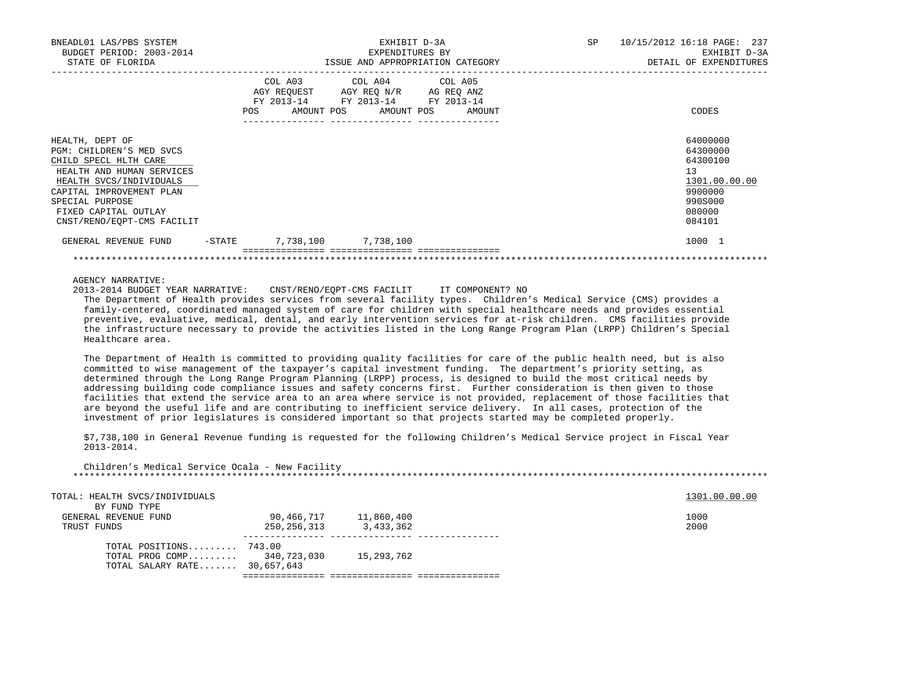BNEADL01 LAS/PBS SYSTEM | EXHIBIT D-3A | SP 10/15/2012 16:18 PAGE: 237
BUDGET PERIOD: 2003-2014 | EXPENDITURES BY | EXHIBIT D-3A
STATE OF FLORIDA | ISSUE AND APPROPRIATION CATEGORY | DETAIL OF EXPENDITURES

| | COL A03 AGY REQUEST FY 2013-14 POS AMOUNT | COL A04 AGY REQ N/R FY 2013-14 POS AMOUNT | COL A05 AG REQ ANZ FY 2013-14 POS AMOUNT | CODES |
|---|---|---|---|---|
| HEALTH, DEPT OF | | | | 64000000 |
| PGM: CHILDREN'S MED SVCS | | | | 64300000 |
| CHILD SPECL HLTH CARE | | | | 64300100 |
| HEALTH AND HUMAN SERVICES | | | | 13 |
| HEALTH SVCS/INDIVIDUALS | | | | 1301.00.00.00 |
| CAPITAL IMPROVEMENT PLAN | | | | 9900000 |
| SPECIAL PURPOSE | | | | 990S000 |
| FIXED CAPITAL OUTLAY | | | | 080000 |
| CNST/RENO/EQPT-CMS FACILIT | | | | 084101 |
| GENERAL REVENUE FUND -STATE | 7,738,100 | 7,738,100 | | 1000 1 |

AGENCY NARRATIVE:

2013-2014 BUDGET YEAR NARRATIVE: CNST/RENO/EQPT-CMS FACILIT IT COMPONENT? NO

The Department of Health provides services from several facility types. Children's Medical Service (CMS) provides a family-centered, coordinated managed system of care for children with special healthcare needs and provides essential preventive, evaluative, medical, dental, and early intervention services for at-risk children. CMS facilities provide the infrastructure necessary to provide the activities listed in the Long Range Program Plan (LRPP) Children's Special Healthcare area.

The Department of Health is committed to providing quality facilities for care of the public health need, but is also committed to wise management of the taxpayer's capital investment funding. The department's priority setting, as determined through the Long Range Program Planning (LRPP) process, is designed to build the most critical needs by addressing building code compliance issues and safety concerns first. Further consideration is then given to those facilities that extend the service area to an area where service is not provided, replacement of those facilities that are beyond the useful life and are contributing to inefficient service delivery. In all cases, protection of the investment of prior legislatures is considered important so that projects started may be completed properly.

$7,738,100 in General Revenue funding is requested for the following Children's Medical Service project in Fiscal Year 2013-2014.

Children's Medical Service Ocala - New Facility

| | COL A03 | COL A04 | COL A05 | CODES |
|---|---|---|---|---|
| TOTAL: HEALTH SVCS/INDIVIDUALS | | | | 1301.00.00.00 |
| BY FUND TYPE | | | | |
| GENERAL REVENUE FUND | 90,466,717 | 11,860,400 | | 1000 |
| TRUST FUNDS | 250,256,313 | 3,433,362 | | 2000 |
| TOTAL POSITIONS......... | 743.00 | | | |
| TOTAL PROG COMP......... | 340,723,030 | 15,293,762 | | |
| TOTAL SALARY RATE....... | 30,657,643 | | | |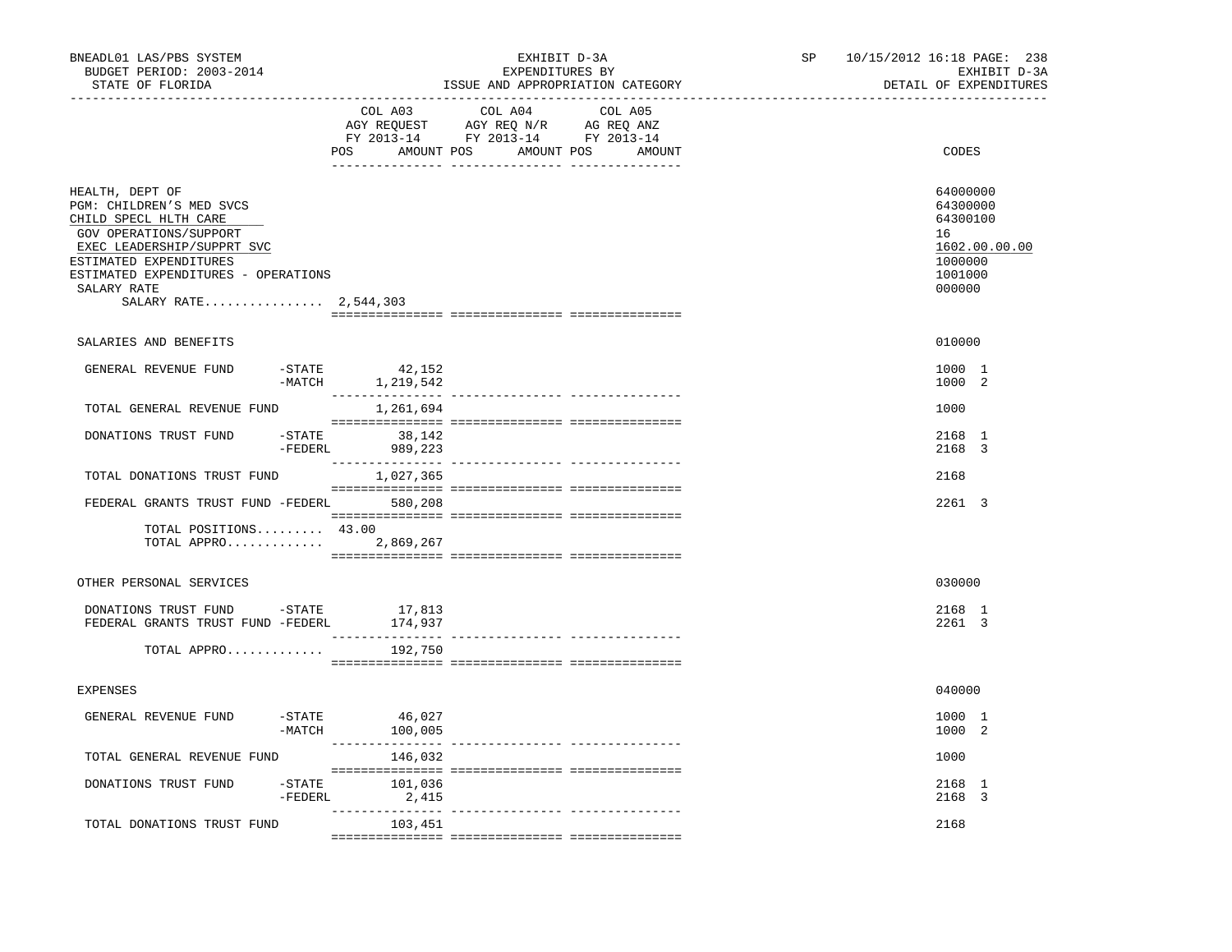BNEADL01 LAS/PBS SYSTEM — EXHIBIT D-3A — EXPENDITURES BY ISSUE AND APPROPRIATION CATEGORY — DETAIL OF EXPENDITURES

BUDGET PERIOD: 2003-2014

STATE OF FLORIDA

SP 10/15/2012 16:18

| | COL A03 AGY REQUEST FY 2013-14 POS AMOUNT | COL A04 AGY REQ N/R FY 2013-14 POS AMOUNT | COL A05 AG REQ ANZ FY 2013-14 POS AMOUNT | CODES |
|---|---|---|---|---|
| HEALTH, DEPT OF | | | | 64000000 |
| PGM: CHILDREN'S MED SVCS | | | | 64300000 |
| CHILD SPECL HLTH CARE | | | | 64300100 |
| GOV OPERATIONS/SUPPORT | | | | 16 |
| EXEC LEADERSHIP/SUPPRT SVC | | | | 1602.00.00.00 |
| ESTIMATED EXPENDITURES | | | | 1000000 |
| ESTIMATED EXPENDITURES - OPERATIONS | | | | 1001000 |
| SALARY RATE | | | | 000000 |
| SALARY RATE................ 2,544,303 | | | | |
| SALARIES AND BENEFITS | | | | 010000 |
| GENERAL REVENUE FUND -STATE | 42,152 | | | 1000 1 |
| -MATCH | 1,219,542 | | | 1000 2 |
| TOTAL GENERAL REVENUE FUND | 1,261,694 | | | 1000 |
| DONATIONS TRUST FUND -STATE | 38,142 | | | 2168 1 |
| -FEDERL | 989,223 | | | 2168 3 |
| TOTAL DONATIONS TRUST FUND | 1,027,365 | | | 2168 |
| FEDERAL GRANTS TRUST FUND -FEDERL | 580,208 | | | 2261 3 |
| TOTAL POSITIONS......... | 43.00 | | | |
| TOTAL APPRO............. | 2,869,267 | | | |
| OTHER PERSONAL SERVICES | | | | 030000 |
| DONATIONS TRUST FUND -STATE | 17,813 | | | 2168 1 |
| FEDERAL GRANTS TRUST FUND -FEDERL | 174,937 | | | 2261 3 |
| TOTAL APPRO............. | 192,750 | | | |
| EXPENSES | | | | 040000 |
| GENERAL REVENUE FUND -STATE | 46,027 | | | 1000 1 |
| -MATCH | 100,005 | | | 1000 2 |
| TOTAL GENERAL REVENUE FUND | 146,032 | | | 1000 |
| DONATIONS TRUST FUND -STATE | 101,036 | | | 2168 1 |
| -FEDERL | 2,415 | | | 2168 3 |
| TOTAL DONATIONS TRUST FUND | 103,451 | | | 2168 |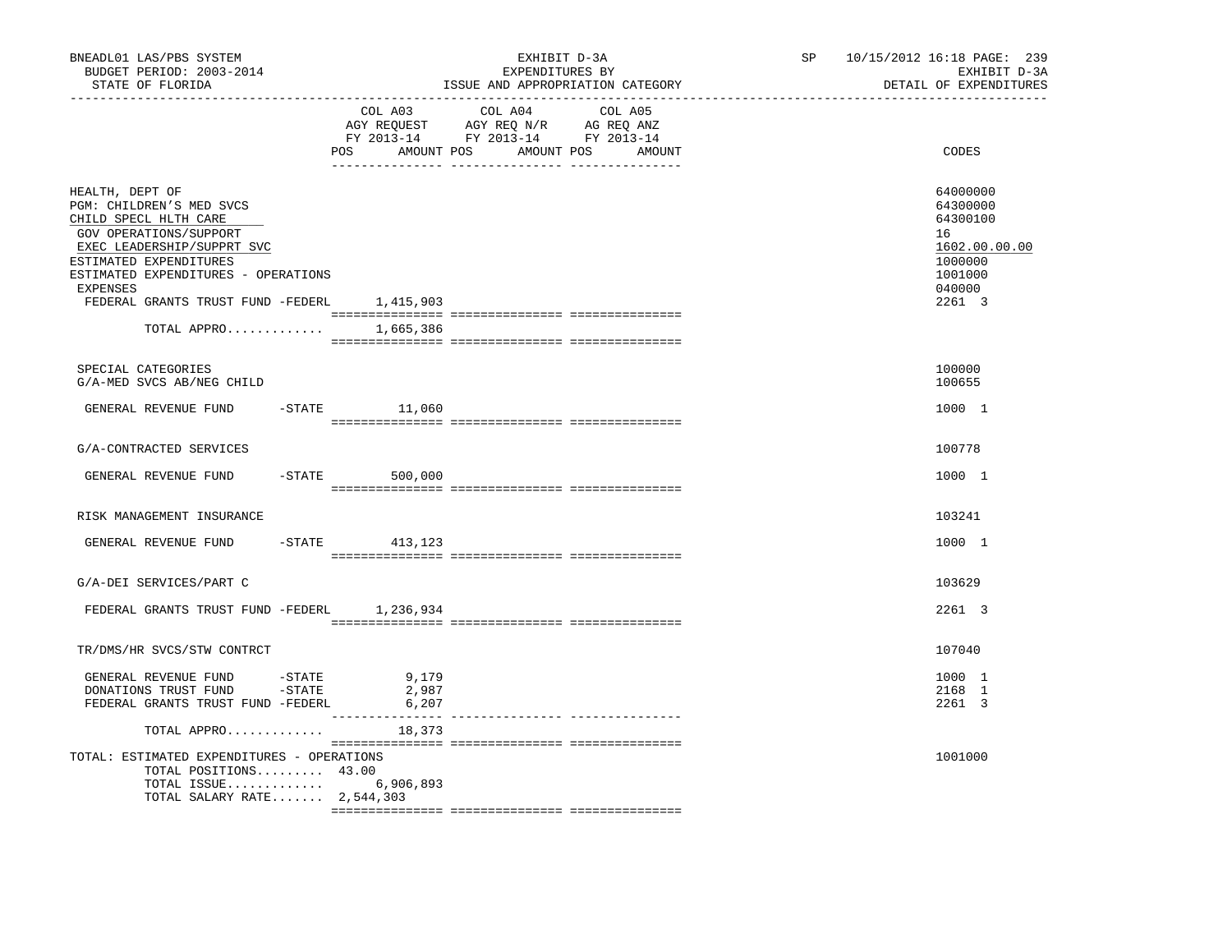BNEADL01 LAS/PBS SYSTEM — EXHIBIT D-3A — EXPENDITURES BY ISSUE AND APPROPRIATION CATEGORY

BUDGET PERIOD: 2003-2014 — STATE OF FLORIDA — SP 10/15/2012 16:18 — EXHIBIT D-3A DETAIL OF EXPENDITURES

| | COL A03 AGY REQUEST FY 2013-14 POS AMOUNT | COL A04 AGY REQ N/R FY 2013-14 POS AMOUNT | COL A05 AG REQ ANZ FY 2013-14 POS AMOUNT | CODES |
|---|---|---|---|---|
| HEALTH, DEPT OF | | | | 64000000 |
| PGM: CHILDREN'S MED SVCS | | | | 64300000 |
| CHILD SPECL HLTH CARE | | | | 64300100 |
| GOV OPERATIONS/SUPPORT | | | | 16 |
| EXEC LEADERSHIP/SUPPRT SVC | | | | 1602.00.00.00 |
| ESTIMATED EXPENDITURES | | | | 1000000 |
| ESTIMATED EXPENDITURES - OPERATIONS | | | | 1001000 |
| EXPENSES | | | | 040000 |
| FEDERAL GRANTS TRUST FUND -FEDERL | 1,415,903 | | | 2261 3 |
| TOTAL APPRO............ | 1,665,386 | | | |
| SPECIAL CATEGORIES | | | | 100000 |
| G/A-MED SVCS AB/NEG CHILD | | | | 100655 |
| GENERAL REVENUE FUND -STATE | 11,060 | | | 1000 1 |
| G/A-CONTRACTED SERVICES | | | | 100778 |
| GENERAL REVENUE FUND -STATE | 500,000 | | | 1000 1 |
| RISK MANAGEMENT INSURANCE | | | | 103241 |
| GENERAL REVENUE FUND -STATE | 413,123 | | | 1000 1 |
| G/A-DEI SERVICES/PART C | | | | 103629 |
| FEDERAL GRANTS TRUST FUND -FEDERL | 1,236,934 | | | 2261 3 |
| TR/DMS/HR SVCS/STW CONTRCT | | | | 107040 |
| GENERAL REVENUE FUND -STATE | 9,179 | | | 1000 1 |
| DONATIONS TRUST FUND -STATE | 2,987 | | | 2168 1 |
| FEDERAL GRANTS TRUST FUND -FEDERL | 6,207 | | | 2261 3 |
| TOTAL APPRO............ | 18,373 | | | |
| TOTAL: ESTIMATED EXPENDITURES - OPERATIONS | | | | 1001000 |
| TOTAL POSITIONS......... | 43.00 | | | |
| TOTAL ISSUE............ | 6,906,893 | | | |
| TOTAL SALARY RATE....... | 2,544,303 | | | |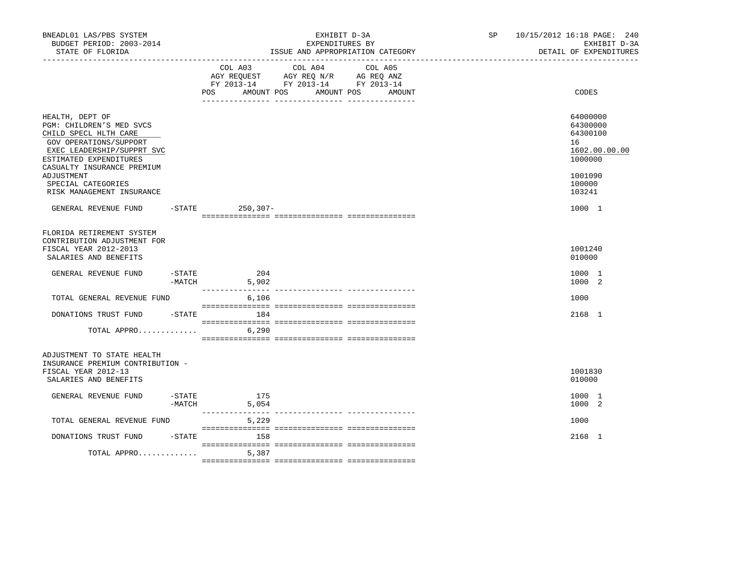BNEADL01 LAS/PBS SYSTEM — EXHIBIT D-3A — SP 10/15/2012 16:18
BUDGET PERIOD: 2003-2014 — EXPENDITURES BY — EXHIBIT D-3A
STATE OF FLORIDA — ISSUE AND APPROPRIATION CATEGORY — DETAIL OF EXPENDITURES

| | | COL A03 AGY REQUEST FY 2013-14 POS | AMOUNT | COL A04 AGY REQ N/R FY 2013-14 POS | AMOUNT | COL A05 AG REQ ANZ FY 2013-14 POS | AMOUNT | CODES |
|---|---|---|---|---|---|---|---|---|
| HEALTH, DEPT OF | | | | | | | | 64000000 |
| PGM: CHILDREN'S MED SVCS | | | | | | | | 64300000 |
| CHILD SPECL HLTH CARE | | | | | | | | 64300100 |
| GOV OPERATIONS/SUPPORT | | | | | | | | 16 |
| EXEC LEADERSHIP/SUPPRT SVC | | | | | | | | 1602.00.00.00 |
| ESTIMATED EXPENDITURES | | | | | | | | 1000000 |
| CASUALTY INSURANCE PREMIUM ADJUSTMENT | | | | | | | | 1001090 |
| SPECIAL CATEGORIES | | | | | | | | 100000 |
| RISK MANAGEMENT INSURANCE | | | | | | | | 103241 |
| GENERAL REVENUE FUND | -STATE | | 250,307- | | | | | 1000 1 |
| FLORIDA RETIREMENT SYSTEM CONTRIBUTION ADJUSTMENT FOR FISCAL YEAR 2012-2013 | | | | | | | | 1001240 |
| SALARIES AND BENEFITS | | | | | | | | 010000 |
| GENERAL REVENUE FUND | -STATE | | 204 | | | | | 1000 1 |
| | -MATCH | | 5,902 | | | | | 1000 2 |
| TOTAL GENERAL REVENUE FUND | | | 6,106 | | | | | 1000 |
| DONATIONS TRUST FUND | -STATE | | 184 | | | | | 2168 1 |
| TOTAL APPRO............. | | | 6,290 | | | | | |
| ADJUSTMENT TO STATE HEALTH INSURANCE PREMIUM CONTRIBUTION - FISCAL YEAR 2012-13 | | | | | | | | 1001830 |
| SALARIES AND BENEFITS | | | | | | | | 010000 |
| GENERAL REVENUE FUND | -STATE | | 175 | | | | | 1000 1 |
| | -MATCH | | 5,054 | | | | | 1000 2 |
| TOTAL GENERAL REVENUE FUND | | | 5,229 | | | | | 1000 |
| DONATIONS TRUST FUND | -STATE | | 158 | | | | | 2168 1 |
| TOTAL APPRO............. | | | 5,387 | | | | | |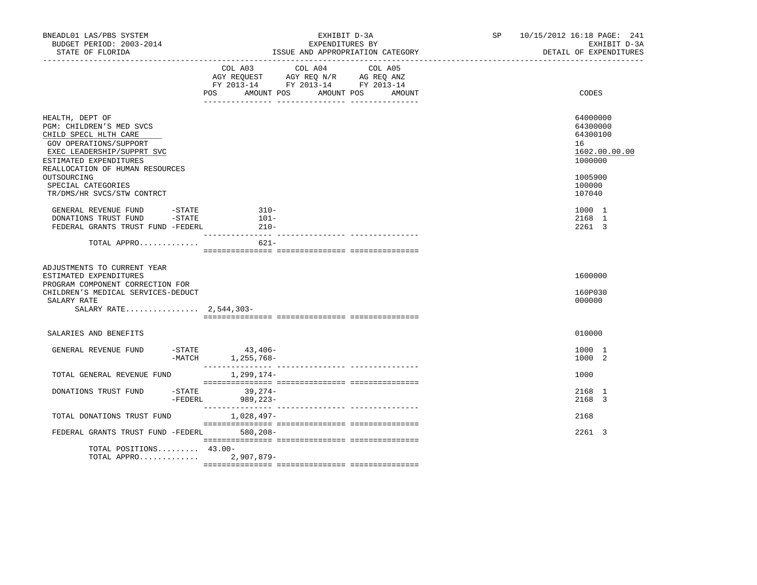BNEADL01 LAS/PBS SYSTEM
BUDGET PERIOD: 2003-2014
STATE OF FLORIDA

EXHIBIT D-3A
EXPENDITURES BY
ISSUE AND APPROPRIATION CATEGORY

SP 10/15/2012 16:18 PAGE: 241
EXHIBIT D-3A
DETAIL OF EXPENDITURES

| | COL A03 AGY REQUEST FY 2013-14 POS | AMOUNT | COL A04 AGY REQ N/R FY 2013-14 POS | AMOUNT | COL A05 AG REQ ANZ FY 2013-14 POS | AMOUNT | CODES |
|---|---|---|---|---|---|---|---|
| HEALTH, DEPT OF | | | | | | | 64000000 |
| PGM: CHILDREN'S MED SVCS | | | | | | | 64300000 |
| CHILD SPECL HLTH CARE | | | | | | | 64300100 |
| GOV OPERATIONS/SUPPORT | | | | | | | 16 |
| EXEC LEADERSHIP/SUPPRT SVC | | | | | | | 1602.00.00.00 |
| ESTIMATED EXPENDITURES | | | | | | | 1000000 |
| REALLOCATION OF HUMAN RESOURCES OUTSOURCING | | | | | | | 1005900 |
| SPECIAL CATEGORIES | | | | | | | 100000 |
| TR/DMS/HR SVCS/STW CONTRCT | | | | | | | 107040 |
| GENERAL REVENUE FUND -STATE | | 310- | | | | | 1000 1 |
| DONATIONS TRUST FUND -STATE | | 101- | | | | | 2168 1 |
| FEDERAL GRANTS TRUST FUND -FEDERL | | 210- | | | | | 2261 3 |
| TOTAL APPRO............. | | 621- | | | | | |
| ADJUSTMENTS TO CURRENT YEAR ESTIMATED EXPENDITURES | | | | | | | 1600000 |
| PROGRAM COMPONENT CORRECTION FOR CHILDREN'S MEDICAL SERVICES-DEDUCT | | | | | | | 160P030 |
| SALARY RATE | | | | | | | 000000 |
| SALARY RATE................ | 2,544,303- | | | | | | |
| SALARIES AND BENEFITS | | | | | | | 010000 |
| GENERAL REVENUE FUND -STATE | | 43,406- | | | | | 1000 1 |
| -MATCH | | 1,255,768- | | | | | 1000 2 |
| TOTAL GENERAL REVENUE FUND | | 1,299,174- | | | | | 1000 |
| DONATIONS TRUST FUND -STATE | | 39,274- | | | | | 2168 1 |
| -FEDERL | | 989,223- | | | | | 2168 3 |
| TOTAL DONATIONS TRUST FUND | | 1,028,497- | | | | | 2168 |
| FEDERAL GRANTS TRUST FUND -FEDERL | | 580,208- | | | | | 2261 3 |
| TOTAL POSITIONS......... | 43.00- | | | | | | |
| TOTAL APPRO............. | | 2,907,879- | | | | | |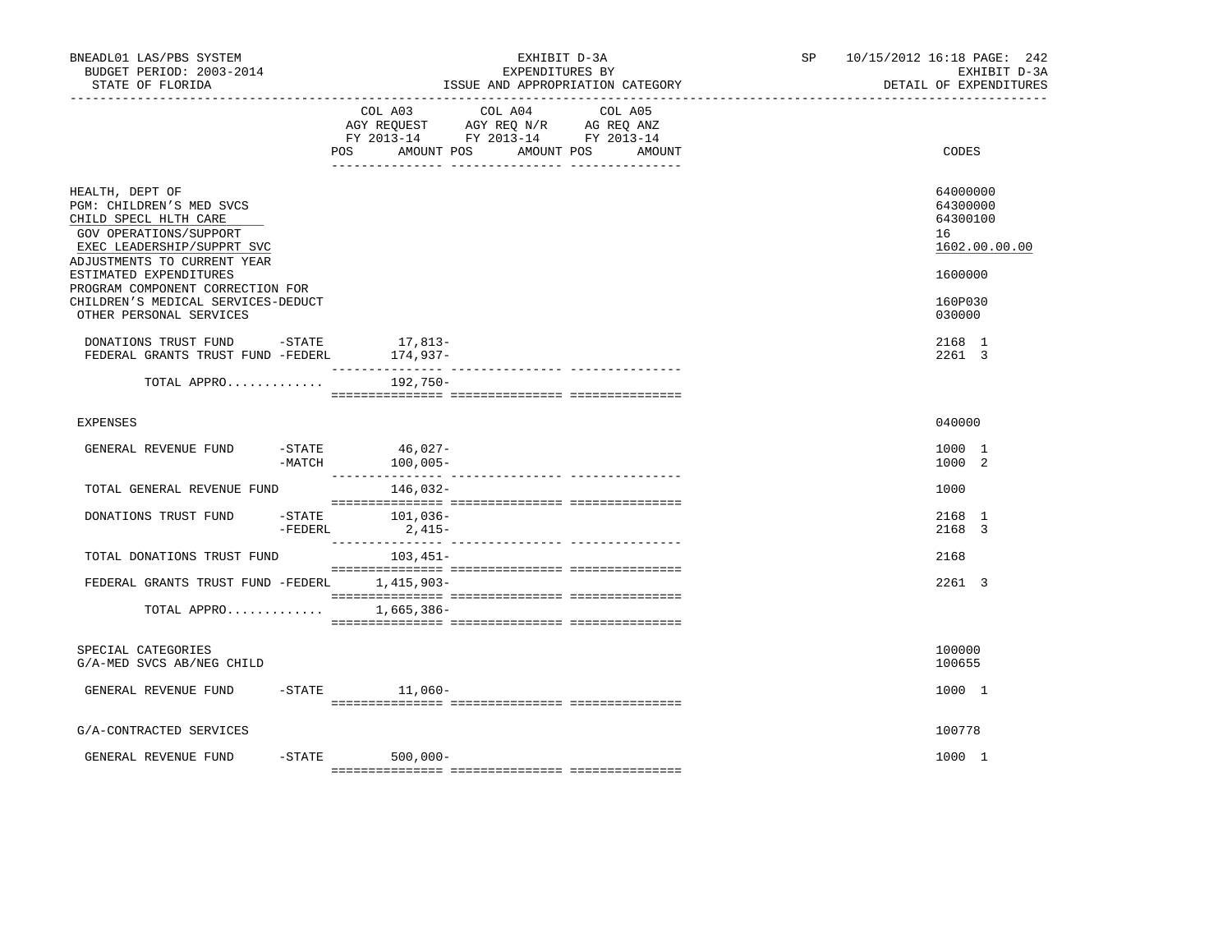BNEADL01 LAS/PBS SYSTEM — EXHIBIT D-3A — SP 10/15/2012 16:18

BUDGET PERIOD: 2003-2014 — EXPENDITURES BY — EXHIBIT D-3A

STATE OF FLORIDA — ISSUE AND APPROPRIATION CATEGORY — DETAIL OF EXPENDITURES

| | COL A03 AGY REQUEST FY 2013-14 POS AMOUNT | COL A04 AGY REQ N/R FY 2013-14 POS AMOUNT | COL A05 AG REQ ANZ FY 2013-14 POS AMOUNT | CODES |
|---|---|---|---|---|
| HEALTH, DEPT OF | | | | 64000000 |
| PGM: CHILDREN'S MED SVCS | | | | 64300000 |
| CHILD SPECL HLTH CARE | | | | 64300100 |
| GOV OPERATIONS/SUPPORT | | | | 16 |
| EXEC LEADERSHIP/SUPPRT SVC | | | | 1602.00.00.00 |
| ADJUSTMENTS TO CURRENT YEAR ESTIMATED EXPENDITURES | | | | 1600000 |
| PROGRAM COMPONENT CORRECTION FOR CHILDREN'S MEDICAL SERVICES-DEDUCT | | | | 160P030 |
| OTHER PERSONAL SERVICES | | | | 030000 |
| DONATIONS TRUST FUND -STATE | 17,813- | | | 2168 1 |
| FEDERAL GRANTS TRUST FUND -FEDERL | 174,937- | | | 2261 3 |
| TOTAL APPRO............ | 192,750- | | | |
| EXPENSES | | | | 040000 |
| GENERAL REVENUE FUND -STATE | 46,027- | | | 1000 1 |
| -MATCH | 100,005- | | | 1000 2 |
| TOTAL GENERAL REVENUE FUND | 146,032- | | | 1000 |
| DONATIONS TRUST FUND -STATE | 101,036- | | | 2168 1 |
| -FEDERL | 2,415- | | | 2168 3 |
| TOTAL DONATIONS TRUST FUND | 103,451- | | | 2168 |
| FEDERAL GRANTS TRUST FUND -FEDERL | 1,415,903- | | | 2261 3 |
| TOTAL APPRO............ | 1,665,386- | | | |
| SPECIAL CATEGORIES | | | | 100000 |
| G/A-MED SVCS AB/NEG CHILD | | | | 100655 |
| GENERAL REVENUE FUND -STATE | 11,060- | | | 1000 1 |
| G/A-CONTRACTED SERVICES | | | | 100778 |
| GENERAL REVENUE FUND -STATE | 500,000- | | | 1000 1 |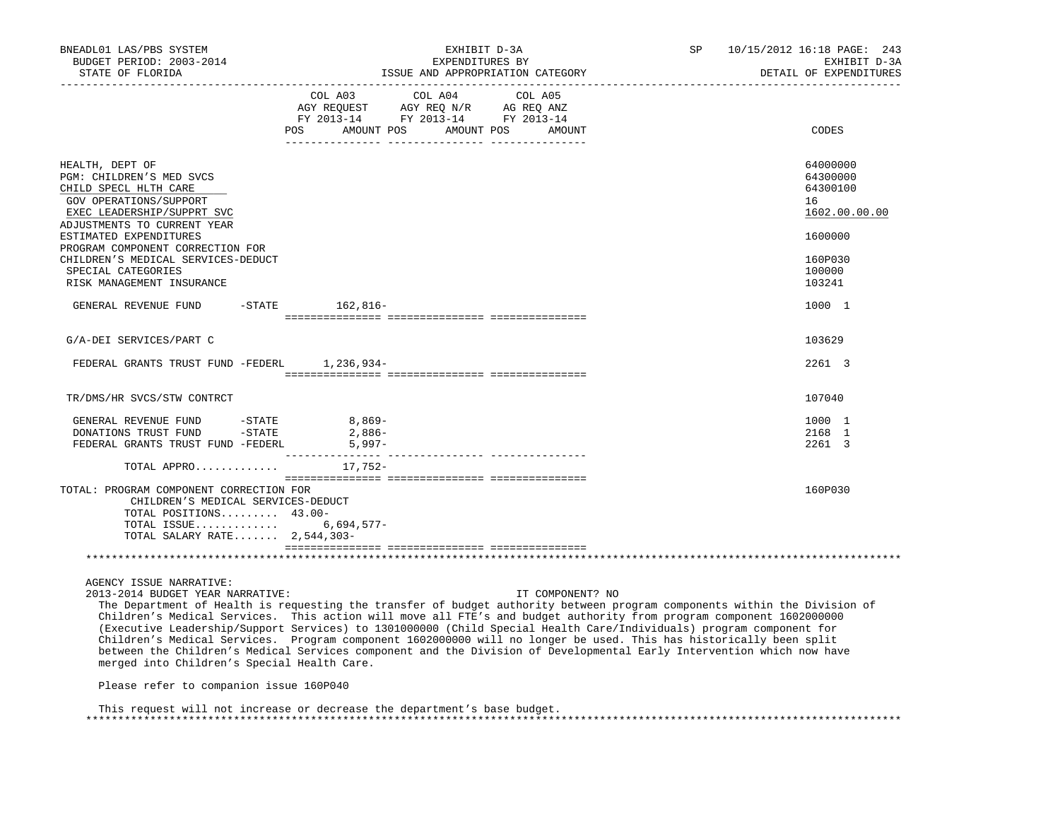| | COL A03 AGY REQUEST FY 2013-14 POS AMOUNT | COL A04 AGY REQ N/R FY 2013-14 POS AMOUNT | COL A05 AG REQ ANZ FY 2013-14 POS AMOUNT | CODES |
|---|---|---|---|---|
| HEALTH, DEPT OF | | | | 64000000 |
| PGM: CHILDREN'S MED SVCS | | | | 64300000 |
| CHILD SPECL HLTH CARE | | | | 64300100 |
| GOV OPERATIONS/SUPPORT | | | | 16 |
| EXEC LEADERSHIP/SUPPRT SVC | | | | 1602.00.00.00 |
| ADJUSTMENTS TO CURRENT YEAR ESTIMATED EXPENDITURES | | | | 1600000 |
| PROGRAM COMPONENT CORRECTION FOR CHILDREN'S MEDICAL SERVICES-DEDUCT | | | | 160P030 |
| SPECIAL CATEGORIES | | | | 100000 |
| RISK MANAGEMENT INSURANCE | | | | 103241 |
| GENERAL REVENUE FUND -STATE | 162,816- | | | 1000 1 |
| G/A-DEI SERVICES/PART C | | | | 103629 |
| FEDERAL GRANTS TRUST FUND -FEDERL | 1,236,934- | | | 2261 3 |
| TR/DMS/HR SVCS/STW CONTRCT | | | | 107040 |
| GENERAL REVENUE FUND -STATE | 8,869- | | | 1000 1 |
| DONATIONS TRUST FUND -STATE | 2,886- | | | 2168 1 |
| FEDERAL GRANTS TRUST FUND -FEDERL | 5,997- | | | 2261 3 |
| TOTAL APPRO............ | 17,752- | | | |
| TOTAL: PROGRAM COMPONENT CORRECTION FOR CHILDREN'S MEDICAL SERVICES-DEDUCT | | | | 160P030 |
| TOTAL POSITIONS......... | 43.00- | | | |
| TOTAL ISSUE............ | 6,694,577- | | | |
| TOTAL SALARY RATE....... | 2,544,303- | | | |

AGENCY ISSUE NARRATIVE:

2013-2014 BUDGET YEAR NARRATIVE: IT COMPONENT? NO

The Department of Health is requesting the transfer of budget authority between program components within the Division of Children's Medical Services. This action will move all FTE's and budget authority from program component 1602000000 (Executive Leadership/Support Services) to 1301000000 (Child Special Health Care/Individuals) program component for Children's Medical Services. Program component 1602000000 will no longer be used. This has historically been split between the Children's Medical Services component and the Division of Developmental Early Intervention which now have merged into Children's Special Health Care.

Please refer to companion issue 160P040

This request will not increase or decrease the department's base budget.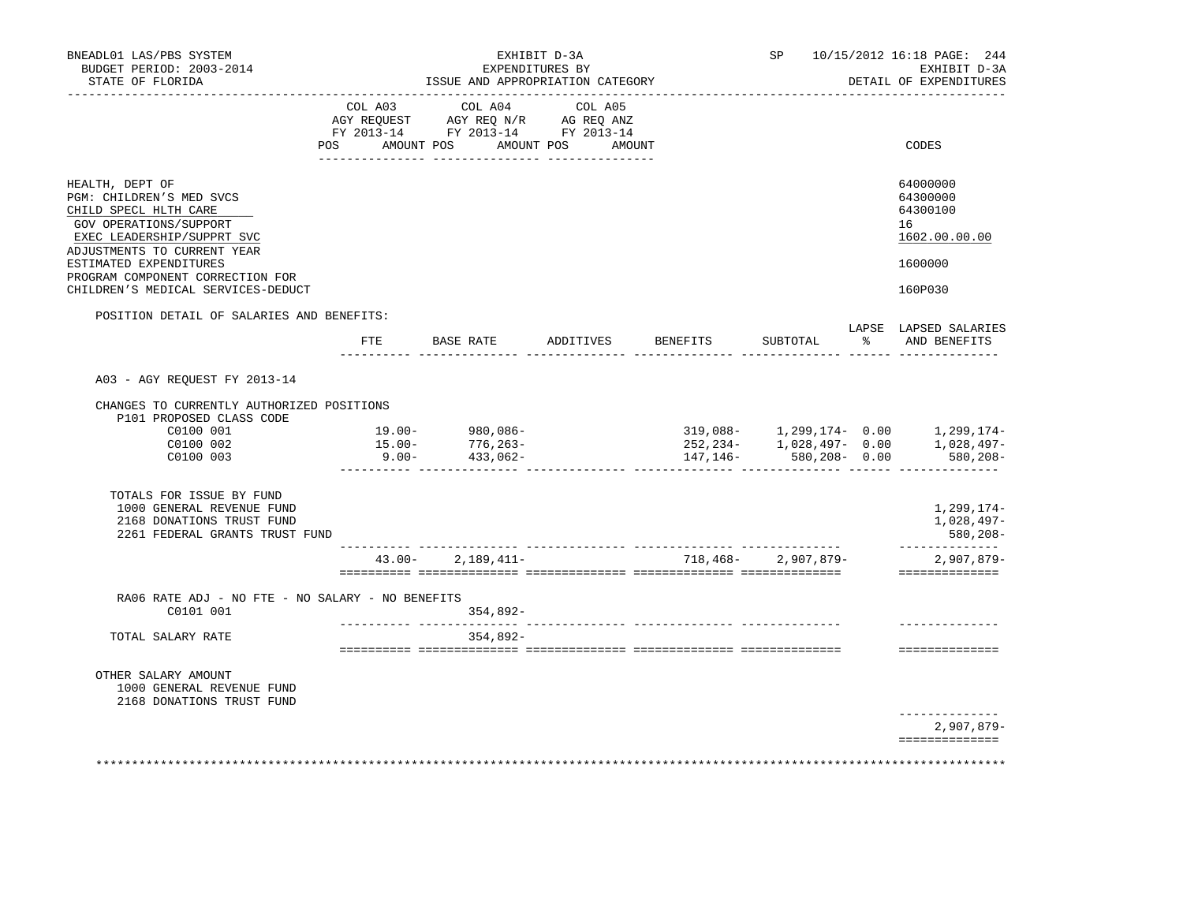BNEADL01 LAS/PBS SYSTEM — EXHIBIT D-3A — SP 10/15/2012 16:18

BUDGET PERIOD: 2003-2014 — EXPENDITURES BY — EXHIBIT D-3A

STATE OF FLORIDA — ISSUE AND APPROPRIATION CATEGORY — DETAIL OF EXPENDITURES

| | COL A03 AGY REQUEST FY 2013-14 POS AMOUNT | COL A04 AGY REQ N/R FY 2013-14 POS AMOUNT | COL A05 AG REQ ANZ FY 2013-14 POS AMOUNT | CODES |
|---|---|---|---|---|
| HEALTH, DEPT OF | | | | 64000000 |
| PGM: CHILDREN'S MED SVCS | | | | 64300000 |
| CHILD SPECL HLTH CARE | | | | 64300100 |
| GOV OPERATIONS/SUPPORT | | | | 16 |
| EXEC LEADERSHIP/SUPPRT SVC | | | | 1602.00.00.00 |
| ADJUSTMENTS TO CURRENT YEAR ESTIMATED EXPENDITURES | | | | 1600000 |
| PROGRAM COMPONENT CORRECTION FOR CHILDREN'S MEDICAL SERVICES-DEDUCT | | | | 160P030 |

POSITION DETAIL OF SALARIES AND BENEFITS:

| | FTE | BASE RATE | ADDITIVES | BENEFITS | SUBTOTAL | LAPSE % | LAPSED SALARIES AND BENEFITS |
|---|---|---|---|---|---|---|---|
| A03 - AGY REQUEST FY 2013-14 | | | | | | | |
| CHANGES TO CURRENTLY AUTHORIZED POSITIONS | | | | | | | |
| P101 PROPOSED CLASS CODE | | | | | | | |
| C0100 001 | 19.00- | 980,086- | | 319,088- | 1,299,174- | 0.00 | 1,299,174- |
| C0100 002 | 15.00- | 776,263- | | 252,234- | 1,028,497- | 0.00 | 1,028,497- |
| C0100 003 | 9.00- | 433,062- | | 147,146- | 580,208- | 0.00 | 580,208- |
| TOTALS FOR ISSUE BY FUND | | | | | | | |
| 1000 GENERAL REVENUE FUND | | | | | | | 1,299,174- |
| 2168 DONATIONS TRUST FUND | | | | | | | 1,028,497- |
| 2261 FEDERAL GRANTS TRUST FUND | | | | | | | 580,208- |
| | 43.00- | 2,189,411- | | 718,468- | 2,907,879- | | 2,907,879- |
| RA06 RATE ADJ - NO FTE - NO SALARY - NO BENEFITS | | | | | | | |
| C0101 001 | | 354,892- | | | | | |
| TOTAL SALARY RATE | | 354,892- | | | | | |
| OTHER SALARY AMOUNT | | | | | | | |
| 1000 GENERAL REVENUE FUND | | | | | | | |
| 2168 DONATIONS TRUST FUND | | | | | | | |
| | | | | | | | 2,907,879- |

\*\*\*\*\*\*\*\*\*\*\*\*\*\*\*\*\*\*\*\*\*\*\*\*\*\*\*\*\*\*\*\*\*\*\*\*\*\*\*\*\*\*\*\*\*\*\*\*\*\*\*\*\*\*\*\*\*\*\*\*\*\*\*\*\*\*\*\*\*\*\*\*\*\*\*\*\*\*\*\*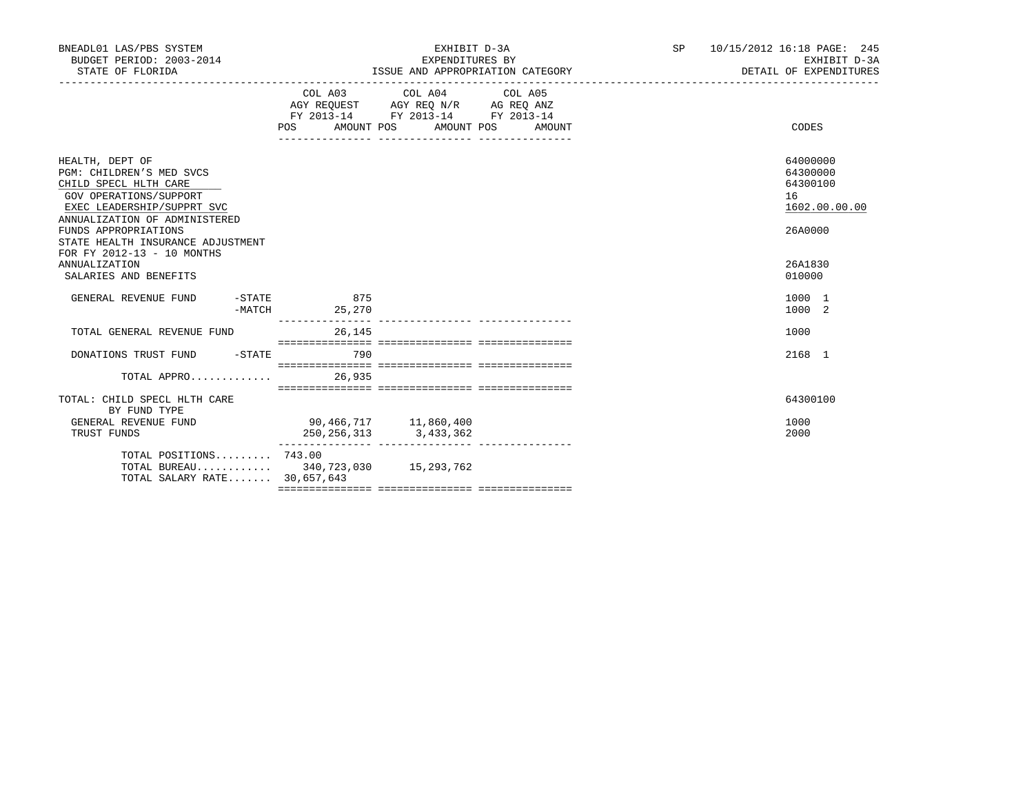BNEADL01 LAS/PBS SYSTEM — EXHIBIT D-3A — SP 10/15/2012 16:18
BUDGET PERIOD: 2003-2014 — EXPENDITURES BY — EXHIBIT D-3A
STATE OF FLORIDA — ISSUE AND APPROPRIATION CATEGORY — DETAIL OF EXPENDITURES

| | COL A03 AGY REQUEST FY 2013-14 POS | AMOUNT | COL A04 AGY REQ N/R FY 2013-14 POS | AMOUNT | COL A05 AG REQ ANZ FY 2013-14 POS | AMOUNT | CODES |
|---|---|---|---|---|---|---|---|
| HEALTH, DEPT OF | | | | | | | 64000000 |
| PGM: CHILDREN'S MED SVCS | | | | | | | 64300000 |
| CHILD SPECL HLTH CARE | | | | | | | 64300100 |
| GOV OPERATIONS/SUPPORT | | | | | | | 16 |
| EXEC LEADERSHIP/SUPPRT SVC | | | | | | | 1602.00.00.00 |
| ANNUALIZATION OF ADMINISTERED FUNDS APPROPRIATIONS | | | | | | | 26A0000 |
| STATE HEALTH INSURANCE ADJUSTMENT FOR FY 2012-13 - 10 MONTHS ANNUALIZATION | | | | | | | 26A1830 |
| SALARIES AND BENEFITS | | | | | | | 010000 |
| GENERAL REVENUE FUND -STATE | | 875 | | | | | 1000 1 |
| -MATCH | | 25,270 | | | | | 1000 2 |
| TOTAL GENERAL REVENUE FUND | | 26,145 | | | | | 1000 |
| DONATIONS TRUST FUND -STATE | | 790 | | | | | 2168 1 |
| TOTAL APPRO............. | | 26,935 | | | | | |
| TOTAL: CHILD SPECL HLTH CARE BY FUND TYPE | | | | | | | 64300100 |
| GENERAL REVENUE FUND | | 90,466,717 | | 11,860,400 | | | 1000 |
| TRUST FUNDS | | 250,256,313 | | 3,433,362 | | | 2000 |
| TOTAL POSITIONS......... | 743.00 | | | | | | |
| TOTAL BUREAU............ | | 340,723,030 | | 15,293,762 | | | |
| TOTAL SALARY RATE....... | | 30,657,643 | | | | | |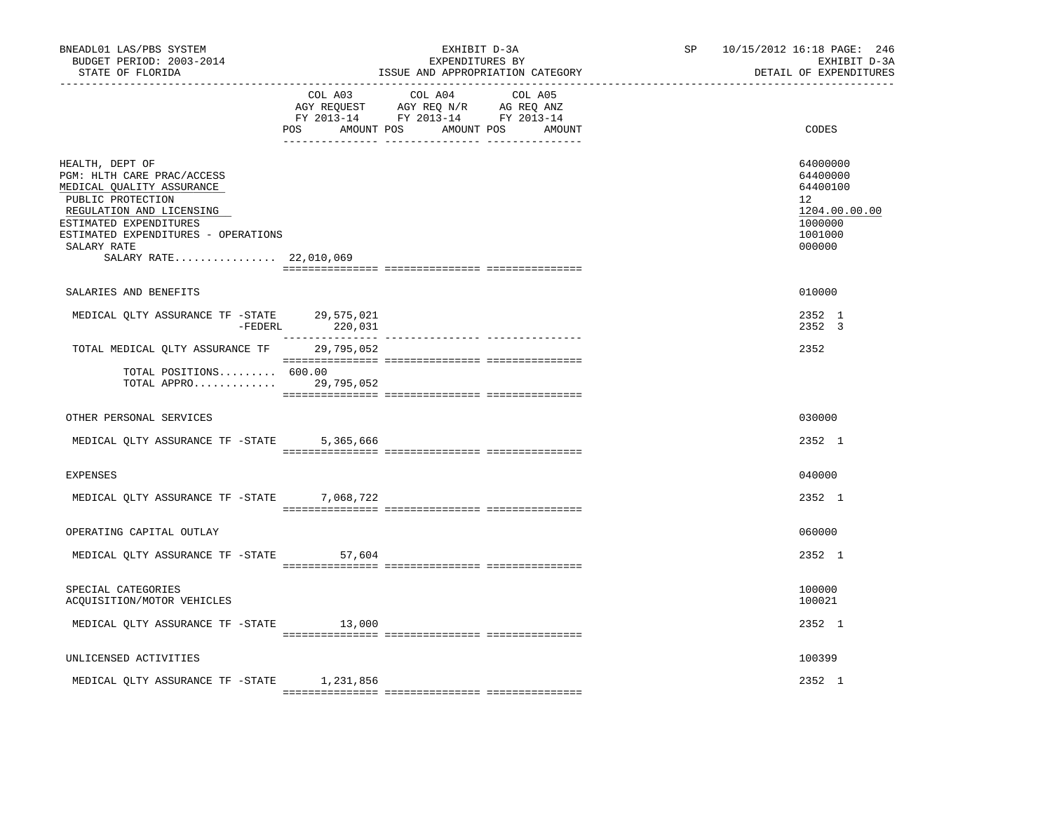BNEADL01 LAS/PBS SYSTEM — EXHIBIT D-3A — EXPENDITURES BY ISSUE AND APPROPRIATION CATEGORY
BUDGET PERIOD: 2003-2014 — STATE OF FLORIDA — SP 10/15/2012 16:18 — EXHIBIT D-3A — DETAIL OF EXPENDITURES

| | COL A03 AGY REQUEST FY 2013-14 POS | AMOUNT | COL A04 AGY REQ N/R FY 2013-14 POS | AMOUNT | COL A05 AG REQ ANZ FY 2013-14 POS | AMOUNT | CODES |
|---|---|---|---|---|---|---|---|
| HEALTH, DEPT OF | | | | | | | 64000000 |
| PGM: HLTH CARE PRAC/ACCESS | | | | | | | 64400000 |
| MEDICAL QUALITY ASSURANCE | | | | | | | 64400100 |
| PUBLIC PROTECTION | | | | | | | 12 |
| REGULATION AND LICENSING | | | | | | | 1204.00.00.00 |
| ESTIMATED EXPENDITURES | | | | | | | 1000000 |
| ESTIMATED EXPENDITURES - OPERATIONS | | | | | | | 1001000 |
| SALARY RATE | | | | | | | 000000 |
| SALARY RATE................ 22,010,069 | | | | | | | |
| SALARIES AND BENEFITS | | | | | | | 010000 |
| MEDICAL QLTY ASSURANCE TF -STATE | | 29,575,021 | | | | | 2352 1 |
| -FEDERL | | 220,031 | | | | | 2352 3 |
| TOTAL MEDICAL QLTY ASSURANCE TF | | 29,795,052 | | | | | 2352 |
| TOTAL POSITIONS......... | 600.00 | | | | | | |
| TOTAL APPRO............. | | 29,795,052 | | | | | |
| OTHER PERSONAL SERVICES | | | | | | | 030000 |
| MEDICAL QLTY ASSURANCE TF -STATE | | 5,365,666 | | | | | 2352 1 |
| EXPENSES | | | | | | | 040000 |
| MEDICAL QLTY ASSURANCE TF -STATE | | 7,068,722 | | | | | 2352 1 |
| OPERATING CAPITAL OUTLAY | | | | | | | 060000 |
| MEDICAL QLTY ASSURANCE TF -STATE | | 57,604 | | | | | 2352 1 |
| SPECIAL CATEGORIES | | | | | | | 100000 |
| ACQUISITION/MOTOR VEHICLES | | | | | | | 100021 |
| MEDICAL QLTY ASSURANCE TF -STATE | | 13,000 | | | | | 2352 1 |
| UNLICENSED ACTIVITIES | | | | | | | 100399 |
| MEDICAL QLTY ASSURANCE TF -STATE | | 1,231,856 | | | | | 2352 1 |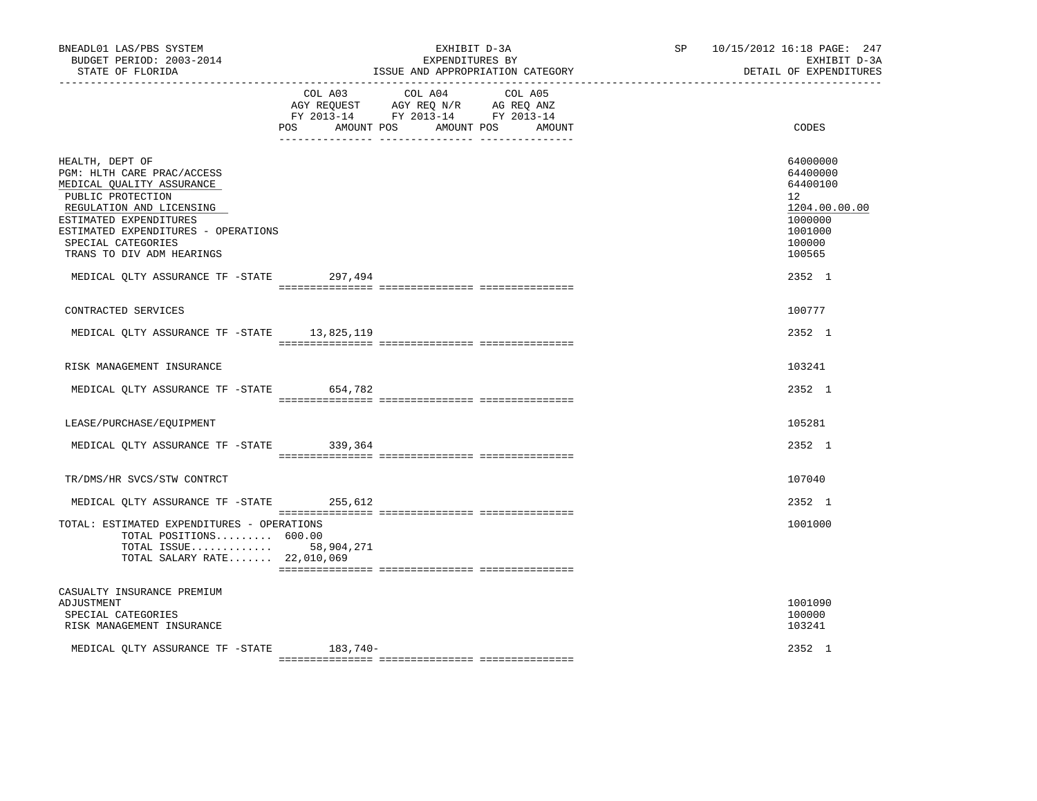BNEADL01 LAS/PBS SYSTEM — EXHIBIT D-3A — EXPENDITURES BY ISSUE AND APPROPRIATION CATEGORY

BUDGET PERIOD: 2003-2014 — STATE OF FLORIDA — SP 10/15/2012 16:18 — EXHIBIT D-3A DETAIL OF EXPENDITURES

| | COL A03 AGY REQUEST FY 2013-14 POS AMOUNT | COL A04 AGY REQ N/R FY 2013-14 POS AMOUNT | COL A05 AG REQ ANZ FY 2013-14 POS AMOUNT | CODES |
|---|---|---|---|---|
| HEALTH, DEPT OF | | | | 64000000 |
| PGM: HLTH CARE PRAC/ACCESS | | | | 64400000 |
| MEDICAL QUALITY ASSURANCE | | | | 64400100 |
| PUBLIC PROTECTION | | | | 12 |
| REGULATION AND LICENSING | | | | 1204.00.00.00 |
| ESTIMATED EXPENDITURES | | | | 1000000 |
| ESTIMATED EXPENDITURES - OPERATIONS | | | | 1001000 |
| SPECIAL CATEGORIES | | | | 100000 |
| TRANS TO DIV ADM HEARINGS | | | | 100565 |
| MEDICAL QLTY ASSURANCE TF -STATE | 297,494 | | | 2352 1 |
| CONTRACTED SERVICES | | | | 100777 |
| MEDICAL QLTY ASSURANCE TF -STATE | 13,825,119 | | | 2352 1 |
| RISK MANAGEMENT INSURANCE | | | | 103241 |
| MEDICAL QLTY ASSURANCE TF -STATE | 654,782 | | | 2352 1 |
| LEASE/PURCHASE/EQUIPMENT | | | | 105281 |
| MEDICAL QLTY ASSURANCE TF -STATE | 339,364 | | | 2352 1 |
| TR/DMS/HR SVCS/STW CONTRCT | | | | 107040 |
| MEDICAL QLTY ASSURANCE TF -STATE | 255,612 | | | 2352 1 |
| TOTAL: ESTIMATED EXPENDITURES - OPERATIONS | | | | 1001000 |
| TOTAL POSITIONS......... | 600.00 | | | |
| TOTAL ISSUE............. | 58,904,271 | | | |
| TOTAL SALARY RATE....... | 22,010,069 | | | |
| CASUALTY INSURANCE PREMIUM ADJUSTMENT | | | | 1001090 |
| SPECIAL CATEGORIES | | | | 100000 |
| RISK MANAGEMENT INSURANCE | | | | 103241 |
| MEDICAL QLTY ASSURANCE TF -STATE | 183,740- | | | 2352 1 |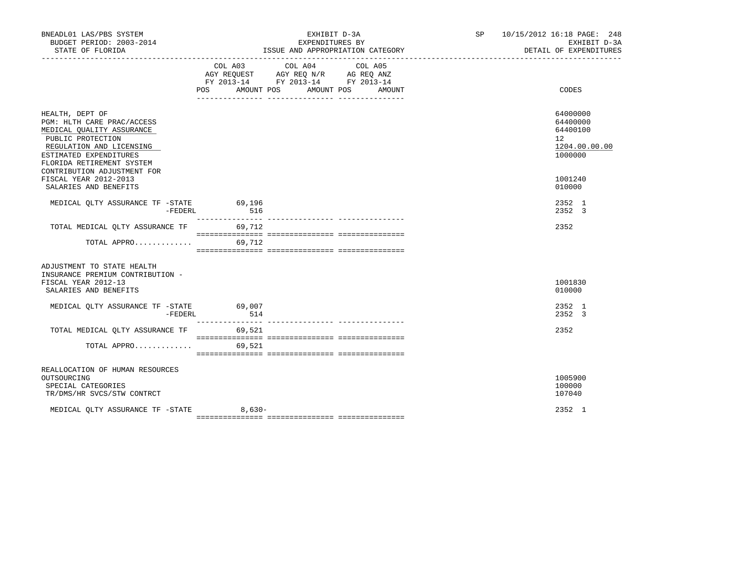BNEADL01 LAS/PBS SYSTEM
BUDGET PERIOD: 2003-2014
STATE OF FLORIDA

EXHIBIT D-3A
EXPENDITURES BY
ISSUE AND APPROPRIATION CATEGORY

SP 10/15/2012 16:18 PAGE: 248
EXHIBIT D-3A
DETAIL OF EXPENDITURES

| | COL A03 AGY REQUEST FY 2013-14 POS | AMOUNT | COL A04 AGY REQ N/R FY 2013-14 POS | AMOUNT | COL A05 AG REQ ANZ FY 2013-14 POS | AMOUNT | CODES |
|---|---|---|---|---|---|---|---|
| HEALTH, DEPT OF | | | | | | | 64000000 |
| PGM: HLTH CARE PRAC/ACCESS | | | | | | | 64400000 |
| MEDICAL QUALITY ASSURANCE | | | | | | | 64400100 |
| PUBLIC PROTECTION | | | | | | | 12 |
| REGULATION AND LICENSING | | | | | | | 1204.00.00.00 |
| ESTIMATED EXPENDITURES | | | | | | | 1000000 |
| FLORIDA RETIREMENT SYSTEM CONTRIBUTION ADJUSTMENT FOR FISCAL YEAR 2012-2013 | | | | | | | 1001240 |
| SALARIES AND BENEFITS | | | | | | | 010000 |
| MEDICAL QLTY ASSURANCE TF -STATE | | 69,196 | | | | | 2352 1 |
| -FEDERL | | 516 | | | | | 2352 3 |
| TOTAL MEDICAL QLTY ASSURANCE TF | | 69,712 | | | | | 2352 |
| TOTAL APPRO............. | | 69,712 | | | | | |
| ADJUSTMENT TO STATE HEALTH INSURANCE PREMIUM CONTRIBUTION - FISCAL YEAR 2012-13 | | | | | | | 1001830 |
| SALARIES AND BENEFITS | | | | | | | 010000 |
| MEDICAL QLTY ASSURANCE TF -STATE | | 69,007 | | | | | 2352 1 |
| -FEDERL | | 514 | | | | | 2352 3 |
| TOTAL MEDICAL QLTY ASSURANCE TF | | 69,521 | | | | | 2352 |
| TOTAL APPRO............. | | 69,521 | | | | | |
| REALLOCATION OF HUMAN RESOURCES OUTSOURCING | | | | | | | 1005900 |
| SPECIAL CATEGORIES | | | | | | | 100000 |
| TR/DMS/HR SVCS/STW CONTRCT | | | | | | | 107040 |
| MEDICAL QLTY ASSURANCE TF -STATE | | 8,630- | | | | | 2352 1 |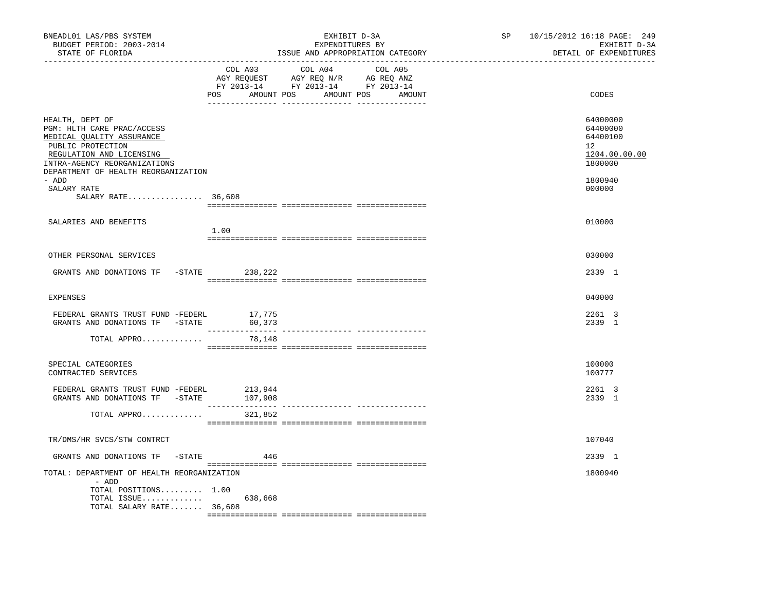BNEADL01 LAS/PBS SYSTEM — BUDGET PERIOD: 2003-2014 — STATE OF FLORIDA

EXHIBIT D-3A — EXPENDITURES BY ISSUE AND APPROPRIATION CATEGORY

SP 10/15/2012 16:18 — EXHIBIT D-3A — DETAIL OF EXPENDITURES

| | COL A03 AGY REQUEST FY 2013-14 POS | AMOUNT | COL A04 AGY REQ N/R FY 2013-14 POS | AMOUNT | COL A05 AG REQ ANZ FY 2013-14 POS | AMOUNT | CODES |
|---|---|---|---|---|---|---|---|
| HEALTH, DEPT OF | | | | | | | 64000000 |
| PGM: HLTH CARE PRAC/ACCESS | | | | | | | 64400000 |
| MEDICAL QUALITY ASSURANCE | | | | | | | 64400100 |
| PUBLIC PROTECTION | | | | | | | 12 |
| REGULATION AND LICENSING | | | | | | | 1204.00.00.00 |
| INTRA-AGENCY REORGANIZATIONS | | | | | | | 1800000 |
| DEPARTMENT OF HEALTH REORGANIZATION - ADD | | | | | | | 1800940 |
| SALARY RATE | | | | | | | 000000 |
| SALARY RATE................ | 36,608 | | | | | | |
| SALARIES AND BENEFITS | 1.00 | | | | | | 010000 |
| OTHER PERSONAL SERVICES | | | | | | | 030000 |
| GRANTS AND DONATIONS TF -STATE | | 238,222 | | | | | 2339 1 |
| EXPENSES | | | | | | | 040000 |
| FEDERAL GRANTS TRUST FUND -FEDERL | | 17,775 | | | | | 2261 3 |
| GRANTS AND DONATIONS TF -STATE | | 60,373 | | | | | 2339 1 |
| TOTAL APPRO............ | | 78,148 | | | | | |
| SPECIAL CATEGORIES | | | | | | | 100000 |
| CONTRACTED SERVICES | | | | | | | 100777 |
| FEDERAL GRANTS TRUST FUND -FEDERL | | 213,944 | | | | | 2261 3 |
| GRANTS AND DONATIONS TF -STATE | | 107,908 | | | | | 2339 1 |
| TOTAL APPRO............ | | 321,852 | | | | | |
| TR/DMS/HR SVCS/STW CONTRCT | | | | | | | 107040 |
| GRANTS AND DONATIONS TF -STATE | | 446 | | | | | 2339 1 |
| TOTAL: DEPARTMENT OF HEALTH REORGANIZATION - ADD | | | | | | | 1800940 |
| TOTAL POSITIONS......... | 1.00 | | | | | | |
| TOTAL ISSUE............ | | 638,668 | | | | | |
| TOTAL SALARY RATE....... | 36,608 | | | | | | |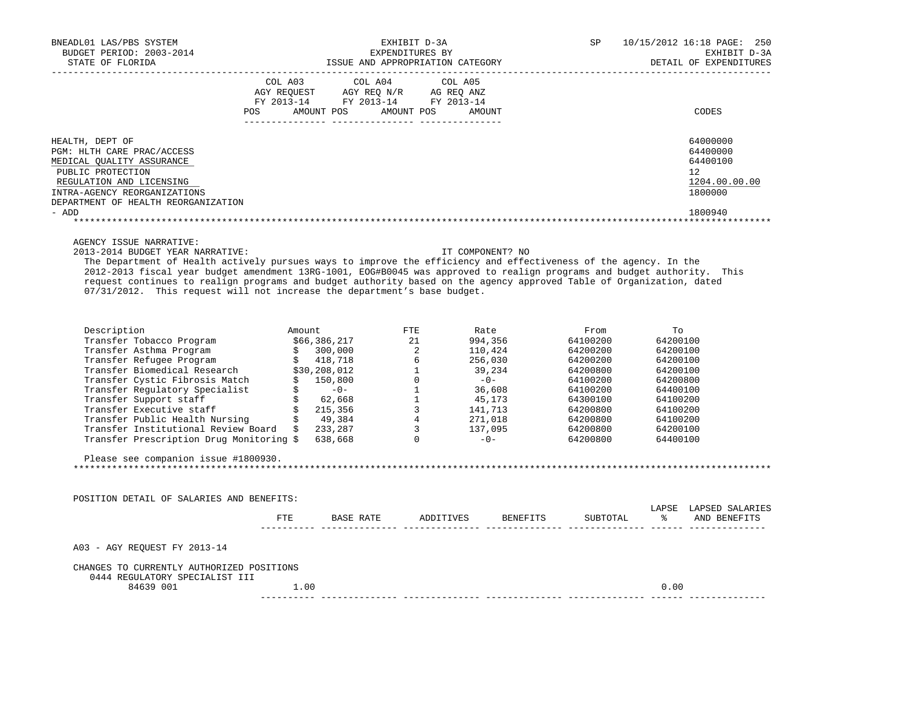BNEADL01 LAS/PBS SYSTEM | EXHIBIT D-3A | SP 10/15/2012 16:18
BUDGET PERIOD: 2003-2014 | EXPENDITURES BY | EXHIBIT D-3A
STATE OF FLORIDA | ISSUE AND APPROPRIATION CATEGORY | DETAIL OF EXPENDITURES

| | COL A03 AGY REQUEST FY 2013-14 POS AMOUNT | COL A04 AGY REQ N/R FY 2013-14 POS AMOUNT | COL A05 AG REQ ANZ FY 2013-14 POS AMOUNT | CODES |
|---|---|---|---|---|
| HEALTH, DEPT OF | | | | 64000000 |
| PGM: HLTH CARE PRAC/ACCESS | | | | 64400000 |
| MEDICAL QUALITY ASSURANCE | | | | 64400100 |
| PUBLIC PROTECTION | | | | 12 |
| REGULATION AND LICENSING | | | | 1204.00.00.00 |
| INTRA-AGENCY REORGANIZATIONS | | | | 1800000 |
| DEPARTMENT OF HEALTH REORGANIZATION - ADD | | | | 1800940 |

AGENCY ISSUE NARRATIVE:

2013-2014 BUDGET YEAR NARRATIVE: IT COMPONENT? NO

The Department of Health actively pursues ways to improve the efficiency and effectiveness of the agency. In the 2012-2013 fiscal year budget amendment 13RG-1001, EOG#B0045 was approved to realign programs and budget authority. This request continues to realign programs and budget authority based on the agency approved Table of Organization, dated 07/31/2012. This request will not increase the department's base budget.

| Description | Amount | FTE | Rate | From | To |
|---|---|---|---|---|---|
| Transfer Tobacco Program | $66,386,217 | 21 | 994,356 | 64100200 | 64200100 |
| Transfer Asthma Program | $ 300,000 | 2 | 110,424 | 64200200 | 64200100 |
| Transfer Refugee Program | $ 418,718 | 6 | 256,030 | 64200200 | 64200100 |
| Transfer Biomedical Research | $30,208,012 | 1 | 39,234 | 64200800 | 64200100 |
| Transfer Cystic Fibrosis Match | $ 150,800 | 0 | -0- | 64100200 | 64200800 |
| Transfer Regulatory Specialist | $ -0- | 1 | 36,608 | 64100200 | 64400100 |
| Transfer Support staff | $ 62,668 | 1 | 45,173 | 64300100 | 64100200 |
| Transfer Executive staff | $ 215,356 | 3 | 141,713 | 64200800 | 64100200 |
| Transfer Public Health Nursing | $ 49,384 | 4 | 271,018 | 64200800 | 64100200 |
| Transfer Institutional Review Board | $ 233,287 | 3 | 137,095 | 64200800 | 64200100 |
| Transfer Prescription Drug Monitoring | $ 638,668 | 0 | -0- | 64200800 | 64400100 |

Please see companion issue #1800930.

POSITION DETAIL OF SALARIES AND BENEFITS:

| | FTE | BASE RATE | ADDITIVES | BENEFITS | SUBTOTAL | LAPSE % | LAPSED SALARIES AND BENEFITS |
|---|---|---|---|---|---|---|---|
| A03 - AGY REQUEST FY 2013-14 | | | | | | | |
| CHANGES TO CURRENTLY AUTHORIZED POSITIONS | | | | | | | |
| 0444 REGULATORY SPECIALIST III | | | | | | | |
| 84639 001 | 1.00 | | | | | 0.00 | |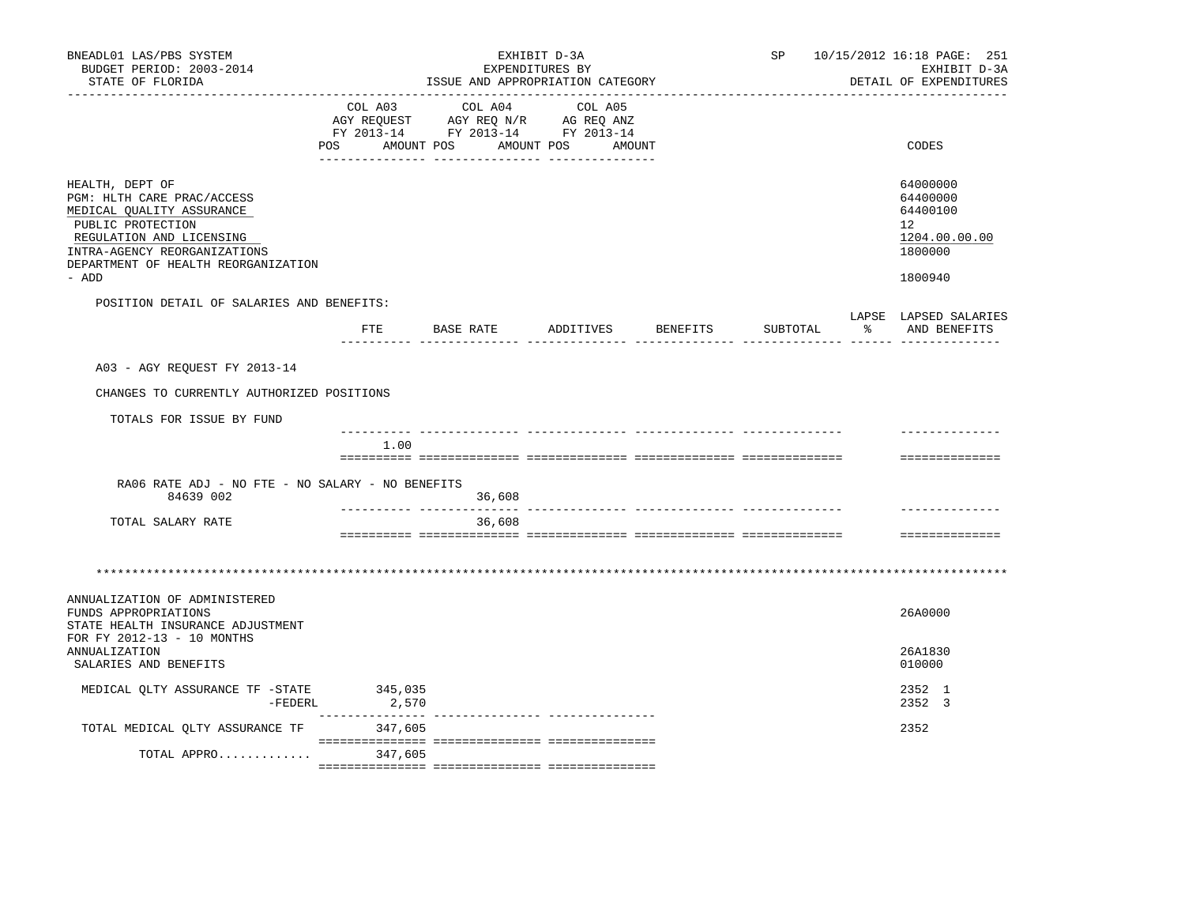BNEADL01 LAS/PBS SYSTEM — EXHIBIT D-3A — EXPENDITURES BY ISSUE AND APPROPRIATION CATEGORY — SP 10/15/2012 16:18 PAGE: 251
BUDGET PERIOD: 2003-2014 — EXHIBIT D-3A
STATE OF FLORIDA — DETAIL OF EXPENDITURES

| | COL A03 AGY REQUEST FY 2013-14 POS AMOUNT | COL A04 AGY REQ N/R FY 2013-14 POS AMOUNT | COL A05 AG REQ ANZ FY 2013-14 POS AMOUNT | CODES |
|---|---|---|---|---|
| HEALTH, DEPT OF | | | | 64000000 |
| PGM: HLTH CARE PRAC/ACCESS | | | | 64400000 |
| MEDICAL QUALITY ASSURANCE | | | | 64400100 |
| PUBLIC PROTECTION | | | | 12 |
| REGULATION AND LICENSING | | | | 1204.00.00.00 |
| INTRA-AGENCY REORGANIZATIONS | | | | 1800000 |
| DEPARTMENT OF HEALTH REORGANIZATION - ADD | | | | 1800940 |

POSITION DETAIL OF SALARIES AND BENEFITS:

| | FTE | BASE RATE | ADDITIVES | BENEFITS | SUBTOTAL | LAPSE % | LAPSED SALARIES AND BENEFITS |
|---|---|---|---|---|---|---|---|
| A03 - AGY REQUEST FY 2013-14 | | | | | | | |
| CHANGES TO CURRENTLY AUTHORIZED POSITIONS | | | | | | | |
| TOTALS FOR ISSUE BY FUND | 1.00 | | | | | | |
| RA06 RATE ADJ - NO FTE - NO SALARY - NO BENEFITS 84639 002 | | 36,608 | | | | | |
| TOTAL SALARY RATE | | 36,608 | | | | | |

*******************************************************************************************************************

| | COL A03 | COL A04 | COL A05 | CODES |
|---|---|---|---|---|
| ANNUALIZATION OF ADMINISTERED FUNDS APPROPRIATIONS | | | | 26A0000 |
| STATE HEALTH INSURANCE ADJUSTMENT FOR FY 2012-13 - 10 MONTHS ANNUALIZATION | | | | 26A1830 |
| SALARIES AND BENEFITS | | | | 010000 |
| MEDICAL QLTY ASSURANCE TF -STATE | 345,035 | | | 2352 1 |
| -FEDERL | 2,570 | | | 2352 3 |
| TOTAL MEDICAL QLTY ASSURANCE TF | 347,605 | | | 2352 |
| TOTAL APPRO............. | 347,605 | | | |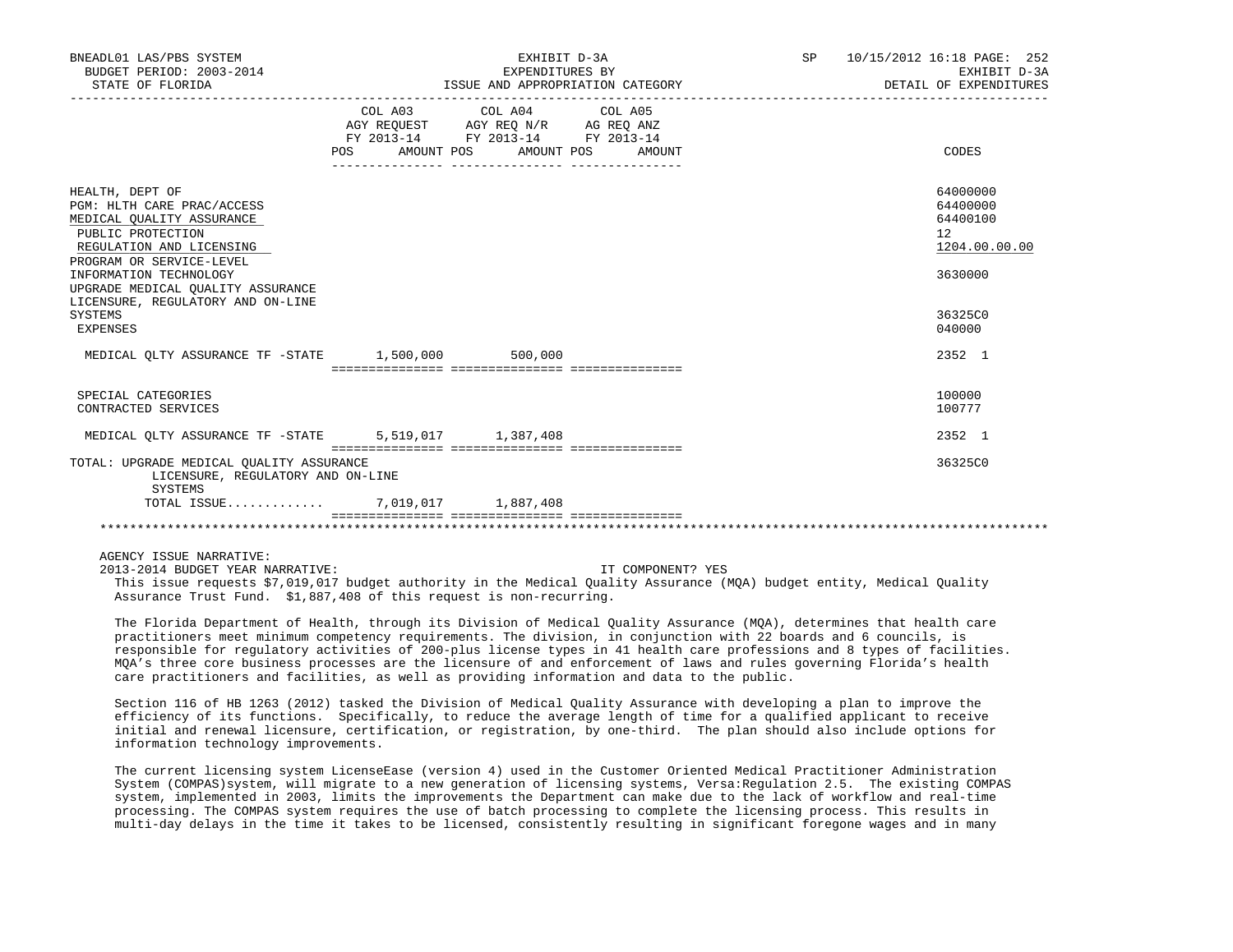| | COL A03 AGY REQUEST FY 2013-14 POS AMOUNT | COL A04 AGY REQ N/R FY 2013-14 POS AMOUNT | COL A05 AG REQ ANZ FY 2013-14 POS AMOUNT | CODES |
|---|---|---|---|---|
| HEALTH, DEPT OF | | | | 64000000 |
| PGM: HLTH CARE PRAC/ACCESS | | | | 64400000 |
| MEDICAL QUALITY ASSURANCE | | | | 64400100 |
| PUBLIC PROTECTION | | | | 12 |
| REGULATION AND LICENSING | | | | 1204.00.00.00 |
| PROGRAM OR SERVICE-LEVEL | | | | |
| INFORMATION TECHNOLOGY | | | | 3630000 |
| UPGRADE MEDICAL QUALITY ASSURANCE LICENSURE, REGULATORY AND ON-LINE SYSTEMS | | | | 36325C0 |
| EXPENSES | | | | 040000 |
| MEDICAL QLTY ASSURANCE TF -STATE | 1,500,000 | 500,000 | | 2352 1 |
| SPECIAL CATEGORIES | | | | 100000 |
| CONTRACTED SERVICES | | | | 100777 |
| MEDICAL QLTY ASSURANCE TF -STATE | 5,519,017 | 1,387,408 | | 2352 1 |
| TOTAL: UPGRADE MEDICAL QUALITY ASSURANCE LICENSURE, REGULATORY AND ON-LINE SYSTEMS | | | | 36325C0 |
| TOTAL ISSUE............ | 7,019,017 | 1,887,408 | | |

AGENCY ISSUE NARRATIVE:

2013-2014 BUDGET YEAR NARRATIVE: IT COMPONENT? YES

This issue requests $7,019,017 budget authority in the Medical Quality Assurance (MQA) budget entity, Medical Quality Assurance Trust Fund. $1,887,408 of this request is non-recurring.

The Florida Department of Health, through its Division of Medical Quality Assurance (MQA), determines that health care practitioners meet minimum competency requirements. The division, in conjunction with 22 boards and 6 councils, is responsible for regulatory activities of 200-plus license types in 41 health care professions and 8 types of facilities. MQA's three core business processes are the licensure of and enforcement of laws and rules governing Florida's health care practitioners and facilities, as well as providing information and data to the public.

Section 116 of HB 1263 (2012) tasked the Division of Medical Quality Assurance with developing a plan to improve the efficiency of its functions. Specifically, to reduce the average length of time for a qualified applicant to receive initial and renewal licensure, certification, or registration, by one-third. The plan should also include options for information technology improvements.

The current licensing system LicenseEase (version 4) used in the Customer Oriented Medical Practitioner Administration System (COMPAS)system, will migrate to a new generation of licensing systems, Versa:Regulation 2.5. The existing COMPAS system, implemented in 2003, limits the improvements the Department can make due to the lack of workflow and real-time processing. The COMPAS system requires the use of batch processing to complete the licensing process. This results in multi-day delays in the time it takes to be licensed, consistently resulting in significant foregone wages and in many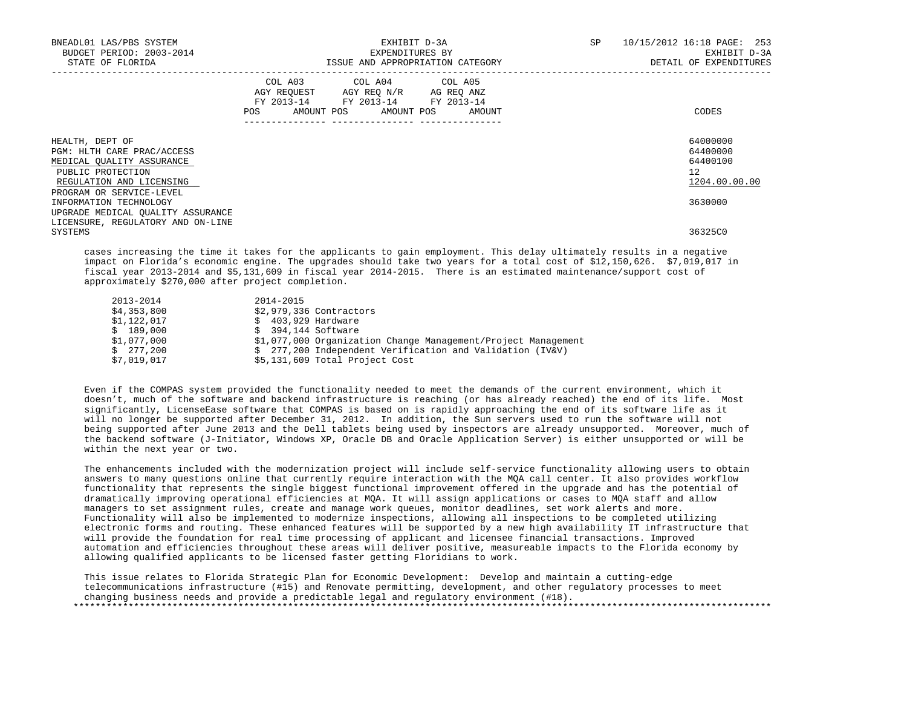HEALTH, DEPT OF 64000000
PGM: HLTH CARE PRAC/ACCESS 64400000
MEDICAL QUALITY ASSURANCE 64400100
PUBLIC PROTECTION 12
REGULATION AND LICENSING 1204.00.00.00
PROGRAM OR SERVICE-LEVEL
INFORMATION TECHNOLOGY 3630000
UPGRADE MEDICAL QUALITY ASSURANCE
LICENSURE, REGULATORY AND ON-LINE
SYSTEMS 36325C0

| | COL A03 AGY REQUEST FY 2013-14 | | COL A04 AGY REQ N/R FY 2013-14 | | COL A05 AG REQ ANZ FY 2013-14 | | CODES |
|---|---|---|---|---|---|---|---|
| | POS | AMOUNT | POS | AMOUNT | POS | AMOUNT | |

cases increasing the time it takes for the applicants to gain employment. This delay ultimately results in a negative impact on Florida's economic engine. The upgrades should take two years for a total cost of $12,150,626. $7,019,017 in fiscal year 2013-2014 and $5,131,609 in fiscal year 2014-2015. There is an estimated maintenance/support cost of approximately $270,000 after project completion.

| 2013-2014 | 2014-2015 | |
|---|---|---|
| $4,353,800 | $2,979,336 | Contractors |
| $1,122,017 | $ 403,929 | Hardware |
| $ 189,000 | $ 394,144 | Software |
| $1,077,000 | $1,077,000 | Organization Change Management/Project Management |
| $ 277,200 | $ 277,200 | Independent Verification and Validation (IV&V) |
| $7,019,017 | $5,131,609 | Total Project Cost |

Even if the COMPAS system provided the functionality needed to meet the demands of the current environment, which it doesn't, much of the software and backend infrastructure is reaching (or has already reached) the end of its life. Most significantly, LicenseEase software that COMPAS is based on is rapidly approaching the end of its software life as it will no longer be supported after December 31, 2012. In addition, the Sun servers used to run the software will not being supported after June 2013 and the Dell tablets being used by inspectors are already unsupported. Moreover, much of the backend software (J-Initiator, Windows XP, Oracle DB and Oracle Application Server) is either unsupported or will be within the next year or two.

The enhancements included with the modernization project will include self-service functionality allowing users to obtain answers to many questions online that currently require interaction with the MQA call center. It also provides workflow functionality that represents the single biggest functional improvement offered in the upgrade and has the potential of dramatically improving operational efficiencies at MQA. It will assign applications or cases to MQA staff and allow managers to set assignment rules, create and manage work queues, monitor deadlines, set work alerts and more. Functionality will also be implemented to modernize inspections, allowing all inspections to be completed utilizing electronic forms and routing. These enhanced features will be supported by a new high availability IT infrastructure that will provide the foundation for real time processing of applicant and licensee financial transactions. Improved automation and efficiencies throughout these areas will deliver positive, measureable impacts to the Florida economy by allowing qualified applicants to be licensed faster getting Floridians to work.

This issue relates to Florida Strategic Plan for Economic Development: Develop and maintain a cutting-edge telecommunications infrastructure (#15) and Renovate permitting, development, and other regulatory processes to meet changing business needs and provide a predictable legal and regulatory environment (#18).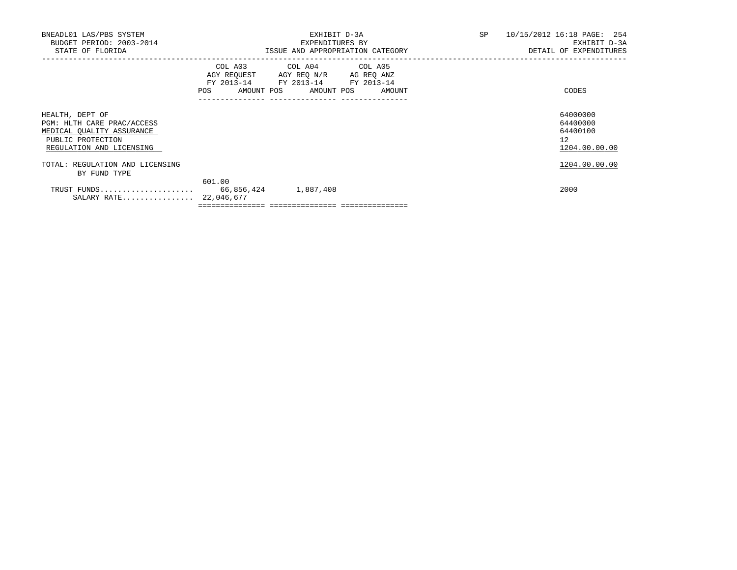BNEADL01 LAS/PBS SYSTEM
BUDGET PERIOD: 2003-2014
STATE OF FLORIDA

EXHIBIT D-3A
EXPENDITURES BY
ISSUE AND APPROPRIATION CATEGORY

SP 10/15/2012 16:18 PAGE: 254
EXHIBIT D-3A
DETAIL OF EXPENDITURES

| | COL A03 AGY REQUEST FY 2013-14 POS | AMOUNT | COL A04 AGY REQ N/R FY 2013-14 POS | AMOUNT | COL A05 AG REQ ANZ FY 2013-14 POS | AMOUNT | CODES |
|---|---|---|---|---|---|---|---|
| HEALTH, DEPT OF | | | | | | | 64000000 |
| PGM: HLTH CARE PRAC/ACCESS | | | | | | | 64400000 |
| MEDICAL QUALITY ASSURANCE | | | | | | | 64400100 |
| PUBLIC PROTECTION | | | | | | | 12 |
| REGULATION AND LICENSING | | | | | | | 1204.00.00.00 |
| TOTAL: REGULATION AND LICENSING | | | | | | | 1204.00.00.00 |
| BY FUND TYPE | | | | | | | |
| TRUST FUNDS | 601.00 | 66,856,424 | | 1,887,408 | | | 2000 |
| SALARY RATE | | 22,046,677 | | | | | |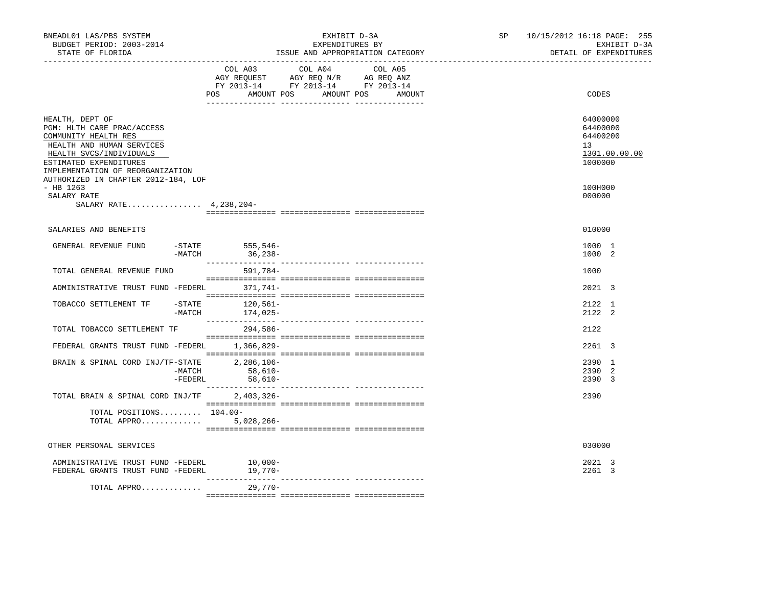BNEADL01 LAS/PBS SYSTEM — EXHIBIT D-3A — SP 10/15/2012 16:18

BUDGET PERIOD: 2003-2014 — EXPENDITURES BY — EXHIBIT D-3A

STATE OF FLORIDA — ISSUE AND APPROPRIATION CATEGORY — DETAIL OF EXPENDITURES

| | COL A03 AGY REQUEST FY 2013-14 POS AMOUNT | COL A04 AGY REQ N/R FY 2013-14 POS AMOUNT | COL A05 AG REQ ANZ FY 2013-14 POS AMOUNT | CODES |
|---|---|---|---|---|
| HEALTH, DEPT OF | | | | 64000000 |
| PGM: HLTH CARE PRAC/ACCESS | | | | 64400000 |
| COMMUNITY HEALTH RES | | | | 64400200 |
| HEALTH AND HUMAN SERVICES | | | | 13 |
| HEALTH SVCS/INDIVIDUALS | | | | 1301.00.00.00 |
| ESTIMATED EXPENDITURES | | | | 1000000 |
| IMPLEMENTATION OF REORGANIZATION AUTHORIZED IN CHAPTER 2012-184, LOF - HB 1263 | | | | 100H000 |
| SALARY RATE | | | | 000000 |
| SALARY RATE................ 4,238,204- | | | | |
| SALARIES AND BENEFITS | | | | 010000 |
| GENERAL REVENUE FUND -STATE | 555,546- | | | 1000 1 |
| -MATCH | 36,238- | | | 1000 2 |
| TOTAL GENERAL REVENUE FUND | 591,784- | | | 1000 |
| ADMINISTRATIVE TRUST FUND -FEDERL | 371,741- | | | 2021 3 |
| TOBACCO SETTLEMENT TF -STATE | 120,561- | | | 2122 1 |
| -MATCH | 174,025- | | | 2122 2 |
| TOTAL TOBACCO SETTLEMENT TF | 294,586- | | | 2122 |
| FEDERAL GRANTS TRUST FUND -FEDERL | 1,366,829- | | | 2261 3 |
| BRAIN & SPINAL CORD INJ/TF-STATE | 2,286,106- | | | 2390 1 |
| -MATCH | 58,610- | | | 2390 2 |
| -FEDERL | 58,610- | | | 2390 3 |
| TOTAL BRAIN & SPINAL CORD INJ/TF | 2,403,326- | | | 2390 |
| TOTAL POSITIONS......... | 104.00- | | | |
| TOTAL APPRO............. | 5,028,266- | | | |
| OTHER PERSONAL SERVICES | | | | 030000 |
| ADMINISTRATIVE TRUST FUND -FEDERL | 10,000- | | | 2021 3 |
| FEDERAL GRANTS TRUST FUND -FEDERL | 19,770- | | | 2261 3 |
| TOTAL APPRO............. | 29,770- | | | |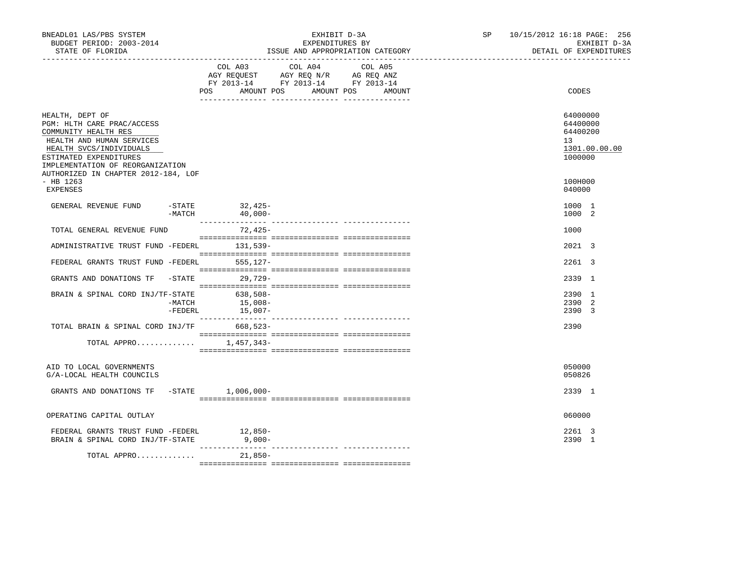BNEADL01 LAS/PBS SYSTEM — EXHIBIT D-3A — EXPENDITURES BY ISSUE AND APPROPRIATION CATEGORY — SP 10/15/2012 16:18 PAGE: 256

BUDGET PERIOD: 2003-2014 — EXHIBIT D-3A

STATE OF FLORIDA — DETAIL OF EXPENDITURES

| | COL A03 AGY REQUEST FY 2013-14 POS AMOUNT | COL A04 AGY REQ N/R FY 2013-14 POS AMOUNT | COL A05 AG REQ ANZ FY 2013-14 POS AMOUNT | CODES |
|---|---|---|---|---|
| HEALTH, DEPT OF | | | | 64000000 |
| PGM: HLTH CARE PRAC/ACCESS | | | | 64400000 |
| COMMUNITY HEALTH RES | | | | 64400200 |
| HEALTH AND HUMAN SERVICES | | | | 13 |
| HEALTH SVCS/INDIVIDUALS | | | | 1301.00.00.00 |
| ESTIMATED EXPENDITURES | | | | 1000000 |
| IMPLEMENTATION OF REORGANIZATION AUTHORIZED IN CHAPTER 2012-184, LOF - HB 1263 | | | | 100H000 |
| EXPENSES | | | | 040000 |
| GENERAL REVENUE FUND -STATE | 32,425- | | | 1000 1 |
| -MATCH | 40,000- | | | 1000 2 |
| TOTAL GENERAL REVENUE FUND | 72,425- | | | 1000 |
| ADMINISTRATIVE TRUST FUND -FEDERL | 131,539- | | | 2021 3 |
| FEDERAL GRANTS TRUST FUND -FEDERL | 555,127- | | | 2261 3 |
| GRANTS AND DONATIONS TF -STATE | 29,729- | | | 2339 1 |
| BRAIN & SPINAL CORD INJ/TF-STATE | 638,508- | | | 2390 1 |
| -MATCH | 15,008- | | | 2390 2 |
| -FEDERL | 15,007- | | | 2390 3 |
| TOTAL BRAIN & SPINAL CORD INJ/TF | 668,523- | | | 2390 |
| TOTAL APPRO............. | 1,457,343- | | | |
| AID TO LOCAL GOVERNMENTS | | | | 050000 |
| G/A-LOCAL HEALTH COUNCILS | | | | 050826 |
| GRANTS AND DONATIONS TF -STATE | 1,006,000- | | | 2339 1 |
| OPERATING CAPITAL OUTLAY | | | | 060000 |
| FEDERAL GRANTS TRUST FUND -FEDERL | 12,850- | | | 2261 3 |
| BRAIN & SPINAL CORD INJ/TF-STATE | 9,000- | | | 2390 1 |
| TOTAL APPRO............. | 21,850- | | | |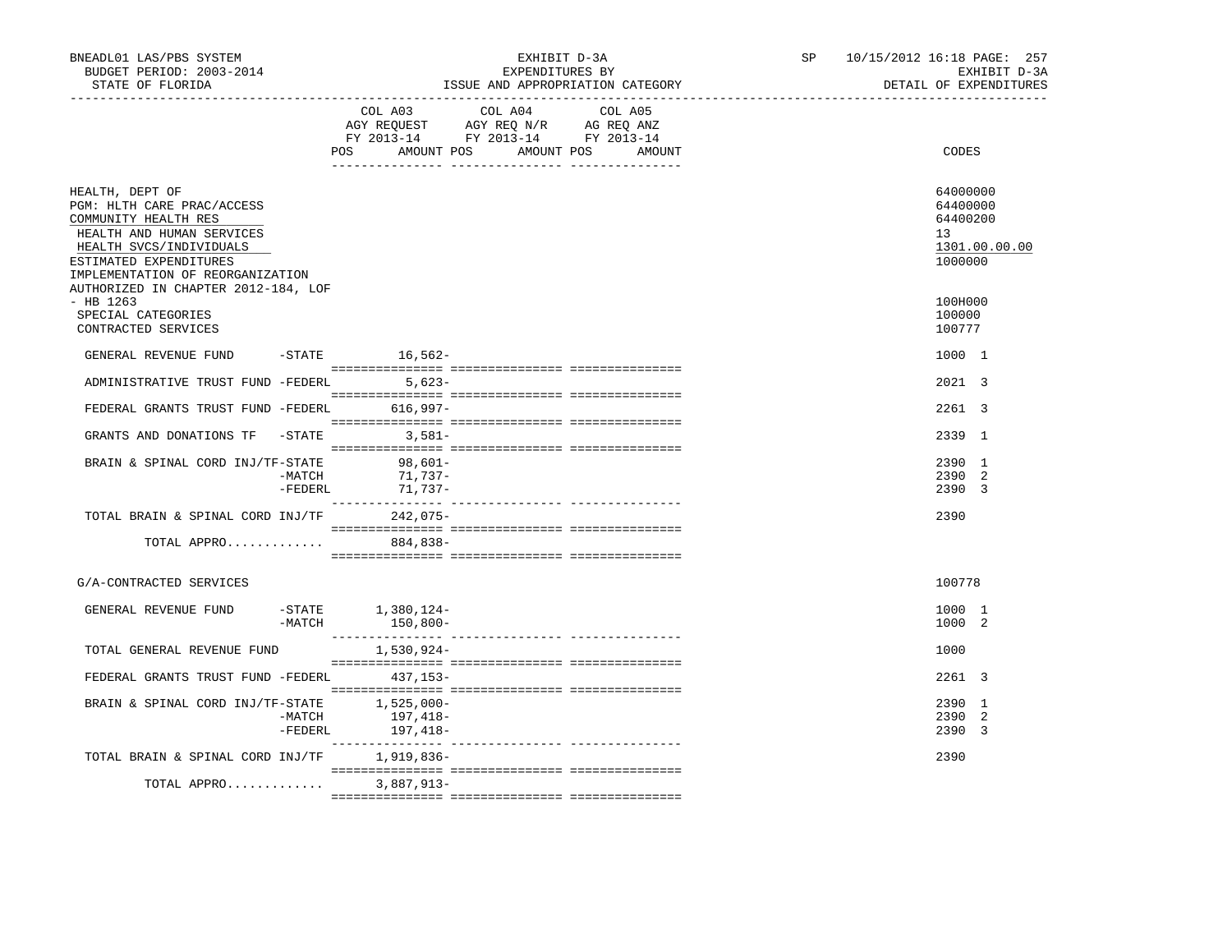| | COL A03 AGY REQUEST FY 2013-14 POS AMOUNT | COL A04 AGY REQ N/R FY 2013-14 POS AMOUNT | COL A05 AG REQ ANZ FY 2013-14 POS AMOUNT | CODES |
|---|---|---|---|---|
| HEALTH, DEPT OF | | | | 64000000 |
| PGM: HLTH CARE PRAC/ACCESS | | | | 64400000 |
| COMMUNITY HEALTH RES | | | | 64400200 |
| HEALTH AND HUMAN SERVICES | | | | 13 |
| HEALTH SVCS/INDIVIDUALS | | | | 1301.00.00.00 |
| ESTIMATED EXPENDITURES | | | | 1000000 |
| IMPLEMENTATION OF REORGANIZATION AUTHORIZED IN CHAPTER 2012-184, LOF - HB 1263 | | | | 100H000 |
| SPECIAL CATEGORIES | | | | 100000 |
| CONTRACTED SERVICES | | | | 100777 |
| GENERAL REVENUE FUND -STATE | 16,562- | | | 1000 1 |
| ADMINISTRATIVE TRUST FUND -FEDERL | 5,623- | | | 2021 3 |
| FEDERAL GRANTS TRUST FUND -FEDERL | 616,997- | | | 2261 3 |
| GRANTS AND DONATIONS TF -STATE | 3,581- | | | 2339 1 |
| BRAIN & SPINAL CORD INJ/TF-STATE | 98,601- | | | 2390 1 |
| -MATCH | 71,737- | | | 2390 2 |
| -FEDERL | 71,737- | | | 2390 3 |
| TOTAL BRAIN & SPINAL CORD INJ/TF | 242,075- | | | 2390 |
| TOTAL APPRO............. | 884,838- | | | |
| G/A-CONTRACTED SERVICES | | | | 100778 |
| GENERAL REVENUE FUND -STATE | 1,380,124- | | | 1000 1 |
| -MATCH | 150,800- | | | 1000 2 |
| TOTAL GENERAL REVENUE FUND | 1,530,924- | | | 1000 |
| FEDERAL GRANTS TRUST FUND -FEDERL | 437,153- | | | 2261 3 |
| BRAIN & SPINAL CORD INJ/TF-STATE | 1,525,000- | | | 2390 1 |
| -MATCH | 197,418- | | | 2390 2 |
| -FEDERL | 197,418- | | | 2390 3 |
| TOTAL BRAIN & SPINAL CORD INJ/TF | 1,919,836- | | | 2390 |
| TOTAL APPRO............. | 3,887,913- | | | |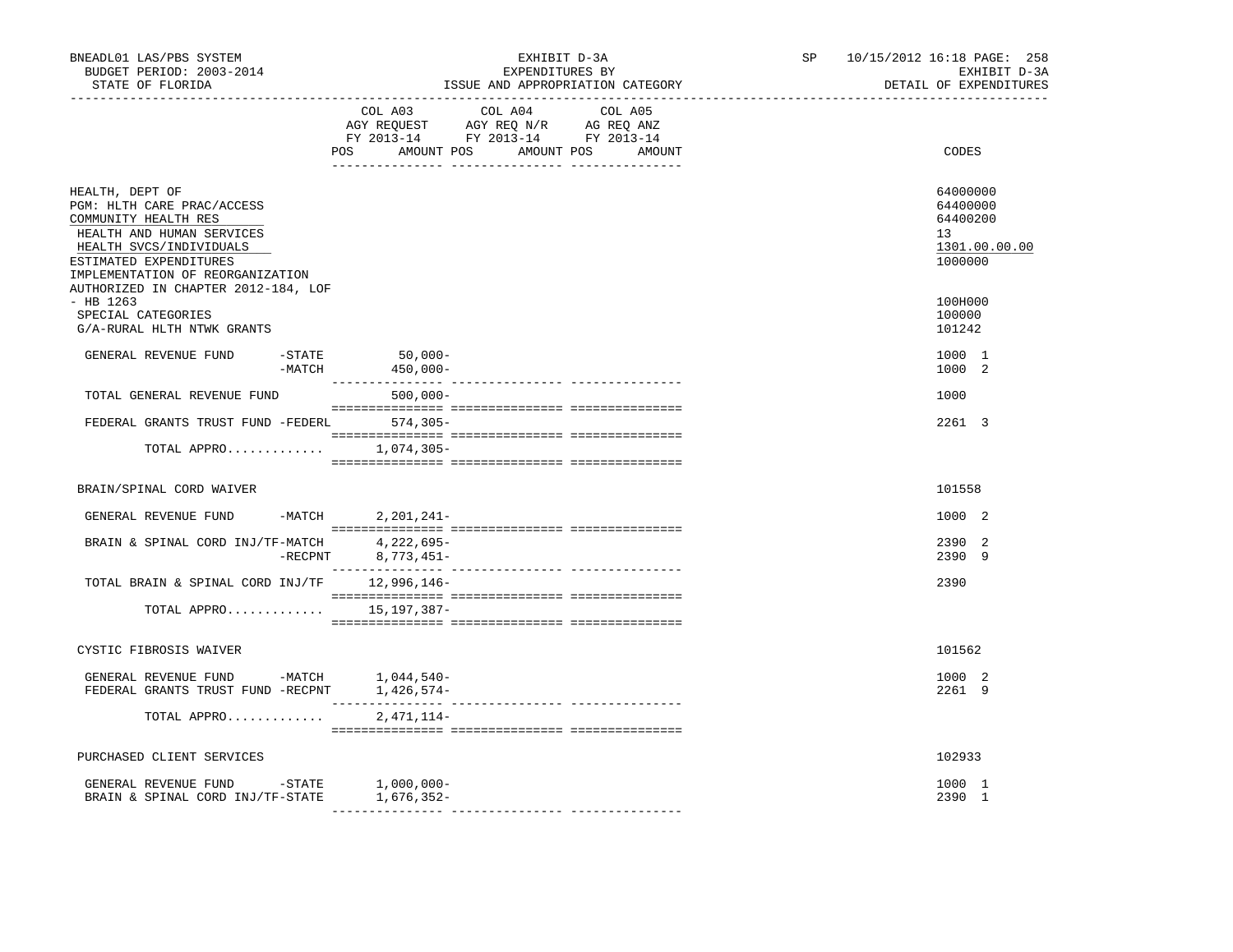BNEADL01 LAS/PBS SYSTEM — EXHIBIT D-3A — SP 10/15/2012 16:18

BUDGET PERIOD: 2003-2014 — EXPENDITURES BY — EXHIBIT D-3A

STATE OF FLORIDA — ISSUE AND APPROPRIATION CATEGORY — DETAIL OF EXPENDITURES

| | COL A03 AGY REQUEST FY 2013-14 POS AMOUNT | COL A04 AGY REQ N/R FY 2013-14 POS AMOUNT | COL A05 AG REQ ANZ FY 2013-14 POS AMOUNT | CODES |
|---|---|---|---|---|
| HEALTH, DEPT OF | | | | 64000000 |
| PGM: HLTH CARE PRAC/ACCESS | | | | 64400000 |
| COMMUNITY HEALTH RES | | | | 64400200 |
| HEALTH AND HUMAN SERVICES | | | | 13 |
| HEALTH SVCS/INDIVIDUALS | | | | 1301.00.00.00 |
| ESTIMATED EXPENDITURES | | | | 1000000 |
| IMPLEMENTATION OF REORGANIZATION AUTHORIZED IN CHAPTER 2012-184, LOF - HB 1263 | | | | 100H000 |
| SPECIAL CATEGORIES | | | | 100000 |
| G/A-RURAL HLTH NTWK GRANTS | | | | 101242 |
| GENERAL REVENUE FUND -STATE | 50,000- | | | 1000 1 |
| -MATCH | 450,000- | | | 1000 2 |
| TOTAL GENERAL REVENUE FUND | 500,000- | | | 1000 |
| FEDERAL GRANTS TRUST FUND -FEDERL | 574,305- | | | 2261 3 |
| TOTAL APPRO............ | 1,074,305- | | | |
| BRAIN/SPINAL CORD WAIVER | | | | 101558 |
| GENERAL REVENUE FUND -MATCH | 2,201,241- | | | 1000 2 |
| BRAIN & SPINAL CORD INJ/TF-MATCH | 4,222,695- | | | 2390 2 |
| -RECPNT | 8,773,451- | | | 2390 9 |
| TOTAL BRAIN & SPINAL CORD INJ/TF | 12,996,146- | | | 2390 |
| TOTAL APPRO............ | 15,197,387- | | | |
| CYSTIC FIBROSIS WAIVER | | | | 101562 |
| GENERAL REVENUE FUND -MATCH | 1,044,540- | | | 1000 2 |
| FEDERAL GRANTS TRUST FUND -RECPNT | 1,426,574- | | | 2261 9 |
| TOTAL APPRO............ | 2,471,114- | | | |
| PURCHASED CLIENT SERVICES | | | | 102933 |
| GENERAL REVENUE FUND -STATE | 1,000,000- | | | 1000 1 |
| BRAIN & SPINAL CORD INJ/TF-STATE | 1,676,352- | | | 2390 1 |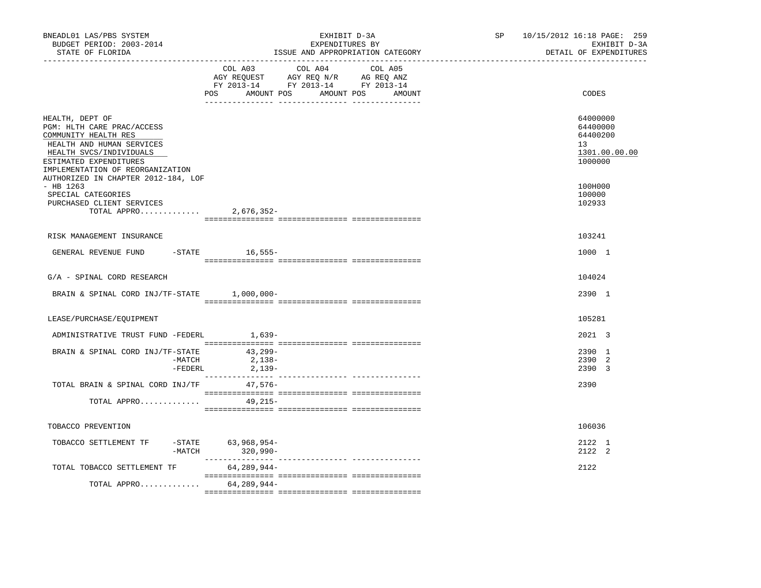BNEADL01 LAS/PBS SYSTEM — EXHIBIT D-3A — EXPENDITURES BY ISSUE AND APPROPRIATION CATEGORY

BUDGET PERIOD: 2003-2014 — STATE OF FLORIDA — SP 10/15/2012 16:18 — EXHIBIT D-3A DETAIL OF EXPENDITURES

| | COL A03 AGY REQUEST FY 2013-14 POS AMOUNT | COL A04 AGY REQ N/R FY 2013-14 POS AMOUNT | COL A05 AG REQ ANZ FY 2013-14 POS AMOUNT | CODES |
|---|---|---|---|---|
| HEALTH, DEPT OF | | | | 64000000 |
| PGM: HLTH CARE PRAC/ACCESS | | | | 64400000 |
| COMMUNITY HEALTH RES | | | | 64400200 |
| HEALTH AND HUMAN SERVICES | | | | 13 |
| HEALTH SVCS/INDIVIDUALS | | | | 1301.00.00.00 |
| ESTIMATED EXPENDITURES | | | | 1000000 |
| IMPLEMENTATION OF REORGANIZATION AUTHORIZED IN CHAPTER 2012-184, LOF - HB 1263 | | | | 100H000 |
| SPECIAL CATEGORIES | | | | 100000 |
| PURCHASED CLIENT SERVICES | | | | 102933 |
| TOTAL APPRO............. | 2,676,352- | | | |
| RISK MANAGEMENT INSURANCE | | | | 103241 |
| GENERAL REVENUE FUND -STATE | 16,555- | | | 1000 1 |
| G/A - SPINAL CORD RESEARCH | | | | 104024 |
| BRAIN & SPINAL CORD INJ/TF-STATE | 1,000,000- | | | 2390 1 |
| LEASE/PURCHASE/EQUIPMENT | | | | 105281 |
| ADMINISTRATIVE TRUST FUND -FEDERL | 1,639- | | | 2021 3 |
| BRAIN & SPINAL CORD INJ/TF-STATE | 43,299- | | | 2390 1 |
| -MATCH | 2,138- | | | 2390 2 |
| -FEDERL | 2,139- | | | 2390 3 |
| TOTAL BRAIN & SPINAL CORD INJ/TF | 47,576- | | | 2390 |
| TOTAL APPRO............. | 49,215- | | | |
| TOBACCO PREVENTION | | | | 106036 |
| TOBACCO SETTLEMENT TF -STATE | 63,968,954- | | | 2122 1 |
| -MATCH | 320,990- | | | 2122 2 |
| TOTAL TOBACCO SETTLEMENT TF | 64,289,944- | | | 2122 |
| TOTAL APPRO............. | 64,289,944- | | | |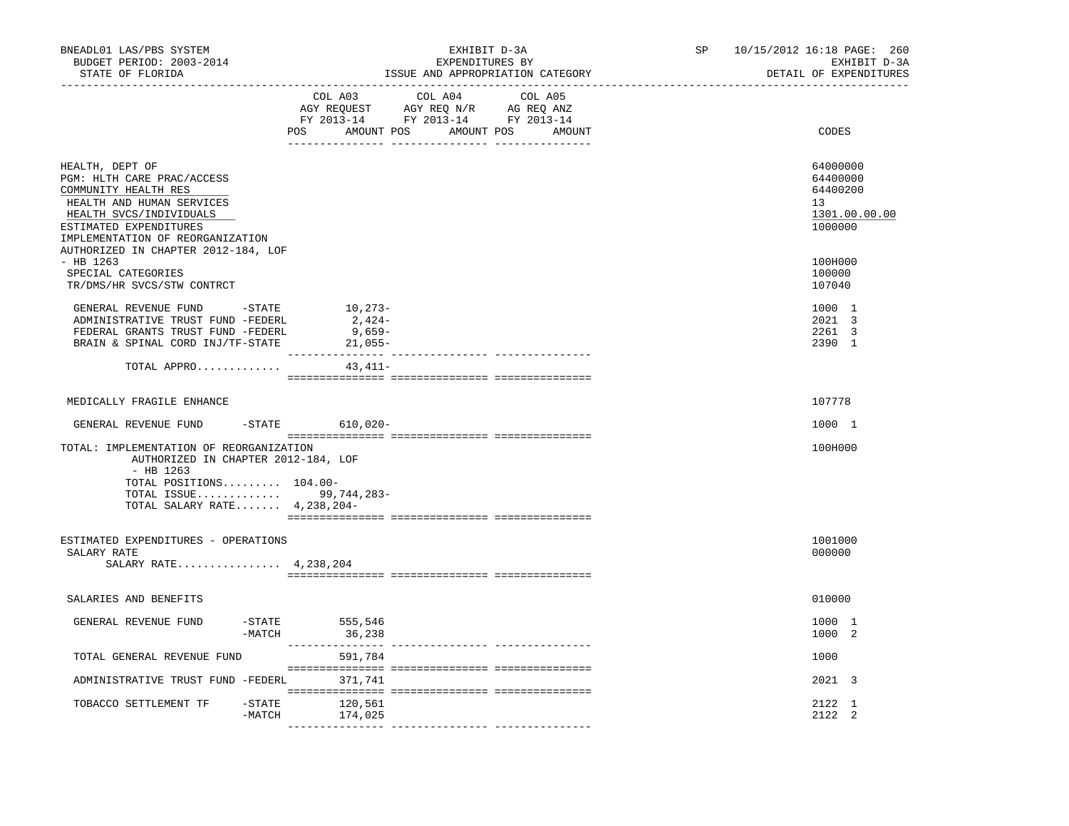BNEADL01 LAS/PBS SYSTEM
BUDGET PERIOD: 2003-2014
STATE OF FLORIDA

EXHIBIT D-3A
EXPENDITURES BY
ISSUE AND APPROPRIATION CATEGORY

SP 10/15/2012 16:18 PAGE: 260
EXHIBIT D-3A
DETAIL OF EXPENDITURES

| | COL A03 AGY REQUEST FY 2013-14 POS AMOUNT | COL A04 AGY REQ N/R FY 2013-14 POS AMOUNT | COL A05 AG REQ ANZ FY 2013-14 POS AMOUNT | CODES |
|---|---|---|---|---|
| HEALTH, DEPT OF | | | | 64000000 |
| PGM: HLTH CARE PRAC/ACCESS | | | | 64400000 |
| COMMUNITY HEALTH RES | | | | 64400200 |
| HEALTH AND HUMAN SERVICES | | | | 13 |
| HEALTH SVCS/INDIVIDUALS | | | | 1301.00.00.00 |
| ESTIMATED EXPENDITURES | | | | 1000000 |
| IMPLEMENTATION OF REORGANIZATION AUTHORIZED IN CHAPTER 2012-184, LOF - HB 1263 | | | | 100H000 |
| SPECIAL CATEGORIES | | | | 100000 |
| TR/DMS/HR SVCS/STW CONTRCT | | | | 107040 |
| GENERAL REVENUE FUND -STATE | 10,273- | | | 1000 1 |
| ADMINISTRATIVE TRUST FUND -FEDERL | 2,424- | | | 2021 3 |
| FEDERAL GRANTS TRUST FUND -FEDERL | 9,659- | | | 2261 3 |
| BRAIN & SPINAL CORD INJ/TF-STATE | 21,055- | | | 2390 1 |
| TOTAL APPRO............. | 43,411- | | | |
| MEDICALLY FRAGILE ENHANCE | | | | 107778 |
| GENERAL REVENUE FUND -STATE | 610,020- | | | 1000 1 |
| TOTAL: IMPLEMENTATION OF REORGANIZATION AUTHORIZED IN CHAPTER 2012-184, LOF - HB 1263 | | | | 100H000 |
| TOTAL POSITIONS......... 104.00- | | | | |
| TOTAL ISSUE............. | 99,744,283- | | | |
| TOTAL SALARY RATE....... 4,238,204- | | | | |
| ESTIMATED EXPENDITURES - OPERATIONS | | | | 1001000 |
| SALARY RATE | | | | 000000 |
| SALARY RATE................ 4,238,204 | | | | |
| SALARIES AND BENEFITS | | | | 010000 |
| GENERAL REVENUE FUND -STATE | 555,546 | | | 1000 1 |
| -MATCH | 36,238 | | | 1000 2 |
| TOTAL GENERAL REVENUE FUND | 591,784 | | | 1000 |
| ADMINISTRATIVE TRUST FUND -FEDERL | 371,741 | | | 2021 3 |
| TOBACCO SETTLEMENT TF -STATE | 120,561 | | | 2122 1 |
| -MATCH | 174,025 | | | 2122 2 |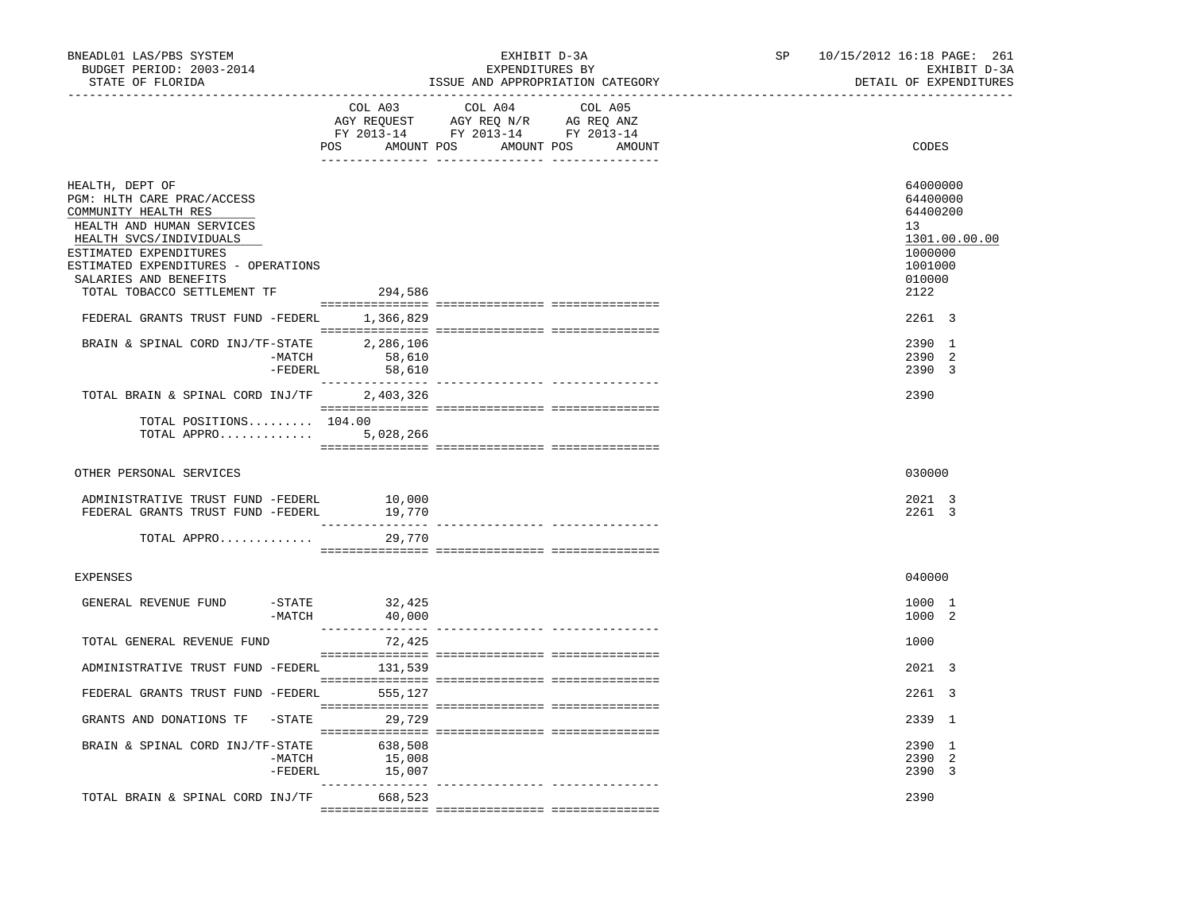BNEADL01 LAS/PBS SYSTEM
BUDGET PERIOD: 2003-2014
STATE OF FLORIDA

EXHIBIT D-3A
EXPENDITURES BY
ISSUE AND APPROPRIATION CATEGORY

SP 10/15/2012 16:18 PAGE: 261
EXHIBIT D-3A
DETAIL OF EXPENDITURES

| | COL A03 AGY REQUEST FY 2013-14 POS AMOUNT | COL A04 AGY REQ N/R FY 2013-14 POS AMOUNT | COL A05 AG REQ ANZ FY 2013-14 POS AMOUNT | CODES |
|---|---|---|---|---|
| HEALTH, DEPT OF | | | | 64000000 |
| PGM: HLTH CARE PRAC/ACCESS | | | | 64400000 |
| COMMUNITY HEALTH RES | | | | 64400200 |
| HEALTH AND HUMAN SERVICES | | | | 13 |
| HEALTH SVCS/INDIVIDUALS | | | | 1301.00.00.00 |
| ESTIMATED EXPENDITURES | | | | 1000000 |
| ESTIMATED EXPENDITURES - OPERATIONS | | | | 1001000 |
| SALARIES AND BENEFITS | | | | 010000 |
| TOTAL TOBACCO SETTLEMENT TF | 294,586 | | | 2122 |
| FEDERAL GRANTS TRUST FUND -FEDERL | 1,366,829 | | | 2261 3 |
| BRAIN & SPINAL CORD INJ/TF-STATE | 2,286,106 | | | 2390 1 |
| -MATCH | 58,610 | | | 2390 2 |
| -FEDERL | 58,610 | | | 2390 3 |
| TOTAL BRAIN & SPINAL CORD INJ/TF | 2,403,326 | | | 2390 |
| TOTAL POSITIONS......... | 104.00 | | | |
| TOTAL APPRO............ | 5,028,266 | | | |
| OTHER PERSONAL SERVICES | | | | 030000 |
| ADMINISTRATIVE TRUST FUND -FEDERL | 10,000 | | | 2021 3 |
| FEDERAL GRANTS TRUST FUND -FEDERL | 19,770 | | | 2261 3 |
| TOTAL APPRO............ | 29,770 | | | |
| EXPENSES | | | | 040000 |
| GENERAL REVENUE FUND -STATE | 32,425 | | | 1000 1 |
| -MATCH | 40,000 | | | 1000 2 |
| TOTAL GENERAL REVENUE FUND | 72,425 | | | 1000 |
| ADMINISTRATIVE TRUST FUND -FEDERL | 131,539 | | | 2021 3 |
| FEDERAL GRANTS TRUST FUND -FEDERL | 555,127 | | | 2261 3 |
| GRANTS AND DONATIONS TF -STATE | 29,729 | | | 2339 1 |
| BRAIN & SPINAL CORD INJ/TF-STATE | 638,508 | | | 2390 1 |
| -MATCH | 15,008 | | | 2390 2 |
| -FEDERL | 15,007 | | | 2390 3 |
| TOTAL BRAIN & SPINAL CORD INJ/TF | 668,523 | | | 2390 |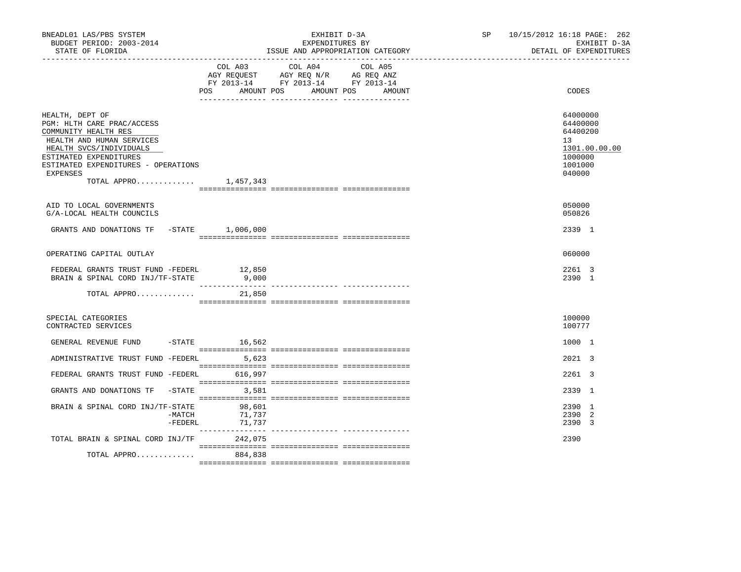BNEADL01 LAS/PBS SYSTEM — EXHIBIT D-3A — SP 10/15/2012 16:18

BUDGET PERIOD: 2003-2014 — EXPENDITURES BY — EXHIBIT D-3A

STATE OF FLORIDA — ISSUE AND APPROPRIATION CATEGORY — DETAIL OF EXPENDITURES

| | COL A03 AGY REQUEST FY 2013-14 POS AMOUNT | COL A04 AGY REQ N/R FY 2013-14 POS AMOUNT | COL A05 AG REQ ANZ FY 2013-14 POS AMOUNT | CODES |
|---|---|---|---|---|
| HEALTH, DEPT OF | | | | 64000000 |
| PGM: HLTH CARE PRAC/ACCESS | | | | 64400000 |
| COMMUNITY HEALTH RES | | | | 64400200 |
| HEALTH AND HUMAN SERVICES | | | | 13 |
| HEALTH SVCS/INDIVIDUALS | | | | 1301.00.00.00 |
| ESTIMATED EXPENDITURES | | | | 1000000 |
| ESTIMATED EXPENDITURES - OPERATIONS | | | | 1001000 |
| EXPENSES | | | | 040000 |
| TOTAL APPRO............ | 1,457,343 | | | |
| AID TO LOCAL GOVERNMENTS | | | | 050000 |
| G/A-LOCAL HEALTH COUNCILS | | | | 050826 |
| GRANTS AND DONATIONS TF -STATE | 1,006,000 | | | 2339 1 |
| OPERATING CAPITAL OUTLAY | | | | 060000 |
| FEDERAL GRANTS TRUST FUND -FEDERL | 12,850 | | | 2261 3 |
| BRAIN & SPINAL CORD INJ/TF-STATE | 9,000 | | | 2390 1 |
| TOTAL APPRO............ | 21,850 | | | |
| SPECIAL CATEGORIES | | | | 100000 |
| CONTRACTED SERVICES | | | | 100777 |
| GENERAL REVENUE FUND -STATE | 16,562 | | | 1000 1 |
| ADMINISTRATIVE TRUST FUND -FEDERL | 5,623 | | | 2021 3 |
| FEDERAL GRANTS TRUST FUND -FEDERL | 616,997 | | | 2261 3 |
| GRANTS AND DONATIONS TF -STATE | 3,581 | | | 2339 1 |
| BRAIN & SPINAL CORD INJ/TF-STATE | 98,601 | | | 2390 1 |
| -MATCH | 71,737 | | | 2390 2 |
| -FEDERL | 71,737 | | | 2390 3 |
| TOTAL BRAIN & SPINAL CORD INJ/TF | 242,075 | | | 2390 |
| TOTAL APPRO............ | 884,838 | | | |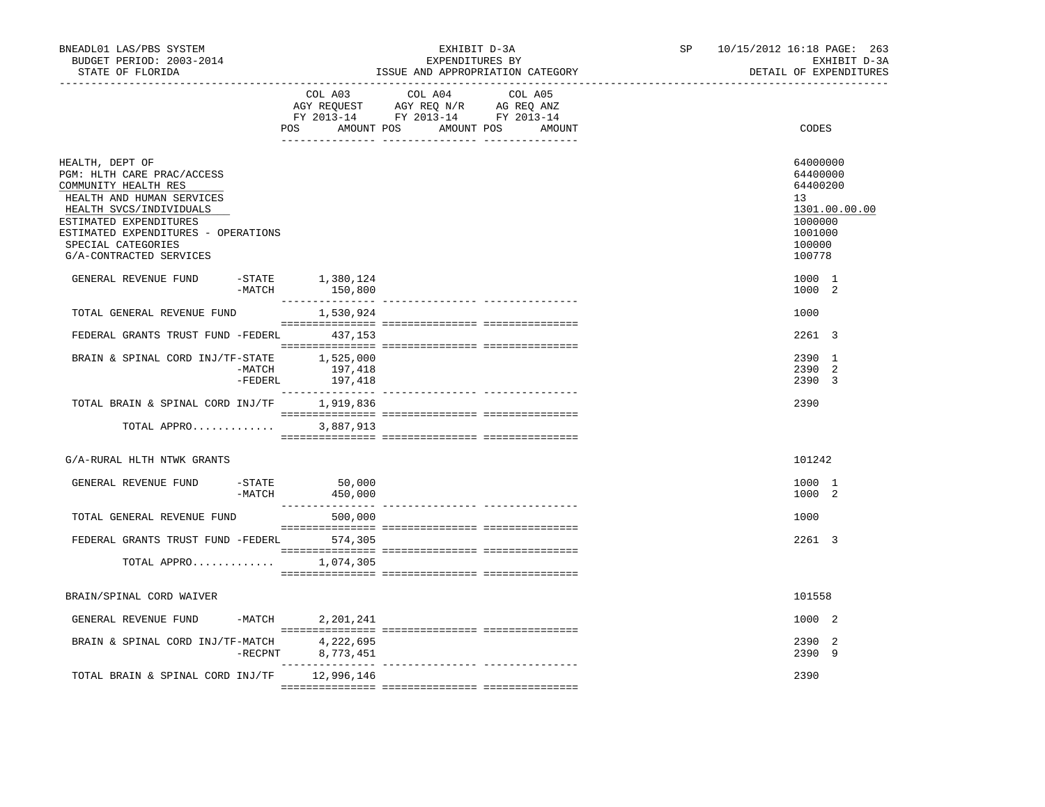BNEADL01 LAS/PBS SYSTEM — EXHIBIT D-3A — SP 10/15/2012 16:18

BUDGET PERIOD: 2003-2014 — EXPENDITURES BY — EXHIBIT D-3A

STATE OF FLORIDA — ISSUE AND APPROPRIATION CATEGORY — DETAIL OF EXPENDITURES

| | COL A03 AGY REQUEST FY 2013-14 POS AMOUNT | COL A04 AGY REQ N/R FY 2013-14 POS AMOUNT | COL A05 AG REQ ANZ FY 2013-14 POS AMOUNT | CODES |
|---|---|---|---|---|
| HEALTH, DEPT OF | | | | 64000000 |
| PGM: HLTH CARE PRAC/ACCESS | | | | 64400000 |
| COMMUNITY HEALTH RES | | | | 64400200 |
| HEALTH AND HUMAN SERVICES | | | | 13 |
| HEALTH SVCS/INDIVIDUALS | | | | 1301.00.00.00 |
| ESTIMATED EXPENDITURES | | | | 1000000 |
| ESTIMATED EXPENDITURES - OPERATIONS | | | | 1001000 |
| SPECIAL CATEGORIES | | | | 100000 |
| G/A-CONTRACTED SERVICES | | | | 100778 |
| GENERAL REVENUE FUND -STATE | 1,380,124 | | | 1000 1 |
| -MATCH | 150,800 | | | 1000 2 |
| TOTAL GENERAL REVENUE FUND | 1,530,924 | | | 1000 |
| FEDERAL GRANTS TRUST FUND -FEDERL | 437,153 | | | 2261 3 |
| BRAIN & SPINAL CORD INJ/TF-STATE | 1,525,000 | | | 2390 1 |
| -MATCH | 197,418 | | | 2390 2 |
| -FEDERL | 197,418 | | | 2390 3 |
| TOTAL BRAIN & SPINAL CORD INJ/TF | 1,919,836 | | | 2390 |
| TOTAL APPRO............. | 3,887,913 | | | |
| G/A-RURAL HLTH NTWK GRANTS | | | | 101242 |
| GENERAL REVENUE FUND -STATE | 50,000 | | | 1000 1 |
| -MATCH | 450,000 | | | 1000 2 |
| TOTAL GENERAL REVENUE FUND | 500,000 | | | 1000 |
| FEDERAL GRANTS TRUST FUND -FEDERL | 574,305 | | | 2261 3 |
| TOTAL APPRO............. | 1,074,305 | | | |
| BRAIN/SPINAL CORD WAIVER | | | | 101558 |
| GENERAL REVENUE FUND -MATCH | 2,201,241 | | | 1000 2 |
| BRAIN & SPINAL CORD INJ/TF-MATCH | 4,222,695 | | | 2390 2 |
| -RECPNT | 8,773,451 | | | 2390 9 |
| TOTAL BRAIN & SPINAL CORD INJ/TF | 12,996,146 | | | 2390 |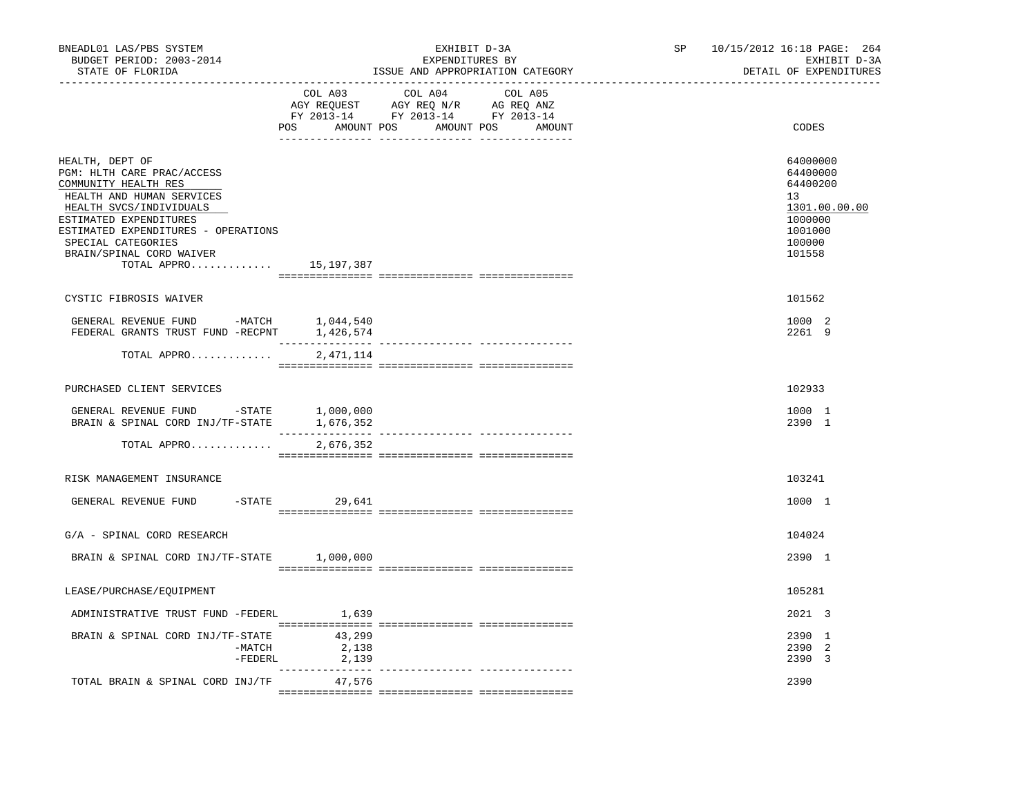BNEADL01 LAS/PBS SYSTEM
BUDGET PERIOD: 2003-2014
STATE OF FLORIDA

EXHIBIT D-3A
EXPENDITURES BY
ISSUE AND APPROPRIATION CATEGORY

SP 10/15/2012 16:18
EXHIBIT D-3A
DETAIL OF EXPENDITURES

| | COL A03 AGY REQUEST FY 2013-14 POS AMOUNT | COL A04 AGY REQ N/R FY 2013-14 POS AMOUNT | COL A05 AG REQ ANZ FY 2013-14 POS AMOUNT | CODES |
|---|---|---|---|---|
| HEALTH, DEPT OF | | | | 64000000 |
| PGM: HLTH CARE PRAC/ACCESS | | | | 64400000 |
| COMMUNITY HEALTH RES | | | | 64400200 |
| HEALTH AND HUMAN SERVICES | | | | 13 |
| HEALTH SVCS/INDIVIDUALS | | | | 1301.00.00.00 |
| ESTIMATED EXPENDITURES | | | | 1000000 |
| ESTIMATED EXPENDITURES - OPERATIONS | | | | 1001000 |
| SPECIAL CATEGORIES | | | | 100000 |
| BRAIN/SPINAL CORD WAIVER | | | | 101558 |
| TOTAL APPRO............. | 15,197,387 | | | |
| CYSTIC FIBROSIS WAIVER | | | | 101562 |
| GENERAL REVENUE FUND -MATCH | 1,044,540 | | | 1000 2 |
| FEDERAL GRANTS TRUST FUND -RECPNT | 1,426,574 | | | 2261 9 |
| TOTAL APPRO............. | 2,471,114 | | | |
| PURCHASED CLIENT SERVICES | | | | 102933 |
| GENERAL REVENUE FUND -STATE | 1,000,000 | | | 1000 1 |
| BRAIN & SPINAL CORD INJ/TF-STATE | 1,676,352 | | | 2390 1 |
| TOTAL APPRO............. | 2,676,352 | | | |
| RISK MANAGEMENT INSURANCE | | | | 103241 |
| GENERAL REVENUE FUND -STATE | 29,641 | | | 1000 1 |
| G/A - SPINAL CORD RESEARCH | | | | 104024 |
| BRAIN & SPINAL CORD INJ/TF-STATE | 1,000,000 | | | 2390 1 |
| LEASE/PURCHASE/EQUIPMENT | | | | 105281 |
| ADMINISTRATIVE TRUST FUND -FEDERL | 1,639 | | | 2021 3 |
| BRAIN & SPINAL CORD INJ/TF-STATE | 43,299 | | | 2390 1 |
| -MATCH | 2,138 | | | 2390 2 |
| -FEDERL | 2,139 | | | 2390 3 |
| TOTAL BRAIN & SPINAL CORD INJ/TF | 47,576 | | | 2390 |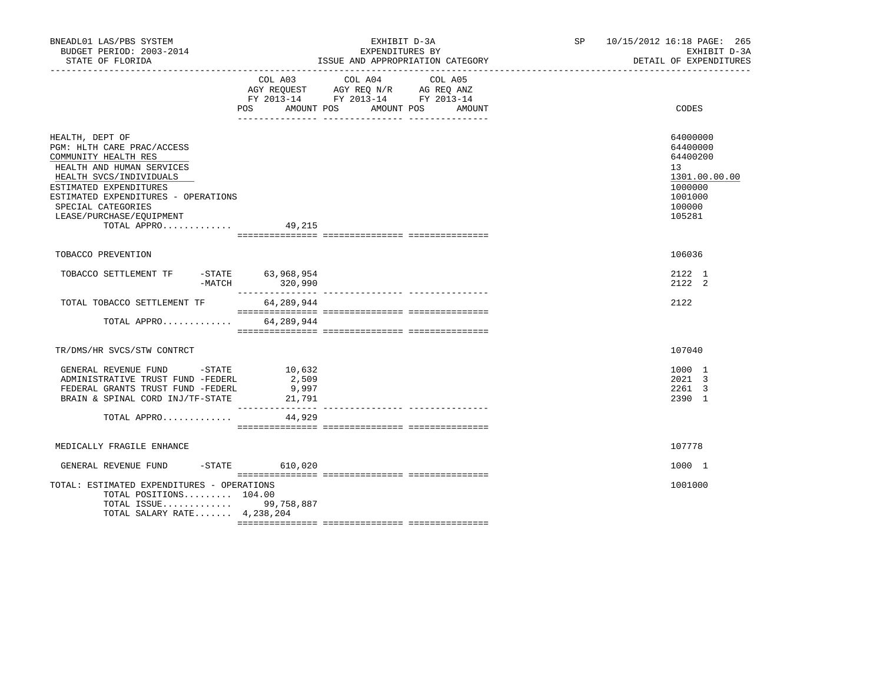BNEADL01 LAS/PBS SYSTEM
BUDGET PERIOD: 2003-2014
STATE OF FLORIDA

EXHIBIT D-3A
EXPENDITURES BY
ISSUE AND APPROPRIATION CATEGORY

SP 10/15/2012 16:18 PAGE: 265
EXHIBIT D-3A
DETAIL OF EXPENDITURES

| | COL A03 AGY REQUEST FY 2013-14 POS AMOUNT | COL A04 AGY REQ N/R FY 2013-14 POS AMOUNT | COL A05 AG REQ ANZ FY 2013-14 POS AMOUNT | CODES |
|---|---|---|---|---|
| HEALTH, DEPT OF | | | | 64000000 |
| PGM: HLTH CARE PRAC/ACCESS | | | | 64400000 |
| COMMUNITY HEALTH RES | | | | 64400200 |
| HEALTH AND HUMAN SERVICES | | | | 13 |
| HEALTH SVCS/INDIVIDUALS | | | | 1301.00.00.00 |
| ESTIMATED EXPENDITURES | | | | 1000000 |
| ESTIMATED EXPENDITURES - OPERATIONS | | | | 1001000 |
| SPECIAL CATEGORIES | | | | 100000 |
| LEASE/PURCHASE/EQUIPMENT | | | | 105281 |
| TOTAL APPRO............. | 49,215 | | | |
| TOBACCO PREVENTION | | | | 106036 |
| TOBACCO SETTLEMENT TF -STATE | 63,968,954 | | | 2122 1 |
| -MATCH | 320,990 | | | 2122 2 |
| TOTAL TOBACCO SETTLEMENT TF | 64,289,944 | | | 2122 |
| TOTAL APPRO............. | 64,289,944 | | | |
| TR/DMS/HR SVCS/STW CONTRCT | | | | 107040 |
| GENERAL REVENUE FUND -STATE | 10,632 | | | 1000 1 |
| ADMINISTRATIVE TRUST FUND -FEDERL | 2,509 | | | 2021 3 |
| FEDERAL GRANTS TRUST FUND -FEDERL | 9,997 | | | 2261 3 |
| BRAIN & SPINAL CORD INJ/TF-STATE | 21,791 | | | 2390 1 |
| TOTAL APPRO............. | 44,929 | | | |
| MEDICALLY FRAGILE ENHANCE | | | | 107778 |
| GENERAL REVENUE FUND -STATE | 610,020 | | | 1000 1 |
| TOTAL: ESTIMATED EXPENDITURES - OPERATIONS | | | | 1001000 |
| TOTAL POSITIONS......... | 104.00 | | | |
| TOTAL ISSUE............. | 99,758,887 | | | |
| TOTAL SALARY RATE....... | 4,238,204 | | | |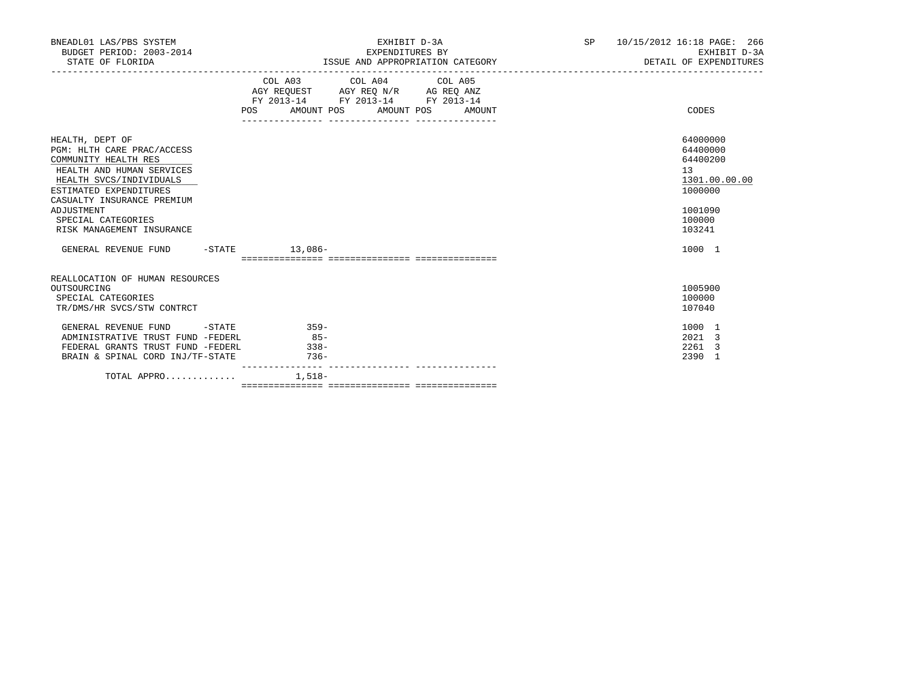BNEADL01 LAS/PBS SYSTEM
BUDGET PERIOD: 2003-2014
STATE OF FLORIDA

EXHIBIT D-3A
EXPENDITURES BY
ISSUE AND APPROPRIATION CATEGORY

SP 10/15/2012 16:18
EXHIBIT D-3A
DETAIL OF EXPENDITURES

| | COL A03 AGY REQUEST FY 2013-14 POS AMOUNT | COL A04 AGY REQ N/R FY 2013-14 POS AMOUNT | COL A05 AG REQ ANZ FY 2013-14 POS AMOUNT | CODES |
|---|---|---|---|---|
| HEALTH, DEPT OF | | | | 64000000 |
| PGM: HLTH CARE PRAC/ACCESS | | | | 64400000 |
| COMMUNITY HEALTH RES | | | | 64400200 |
| HEALTH AND HUMAN SERVICES | | | | 13 |
| HEALTH SVCS/INDIVIDUALS | | | | 1301.00.00.00 |
| ESTIMATED EXPENDITURES | | | | 1000000 |
| CASUALTY INSURANCE PREMIUM ADJUSTMENT | | | | 1001090 |
| SPECIAL CATEGORIES | | | | 100000 |
| RISK MANAGEMENT INSURANCE | | | | 103241 |
| GENERAL REVENUE FUND -STATE | 13,086- | | | 1000 1 |
| REALLOCATION OF HUMAN RESOURCES OUTSOURCING | | | | 1005900 |
| SPECIAL CATEGORIES | | | | 100000 |
| TR/DMS/HR SVCS/STW CONTRCT | | | | 107040 |
| GENERAL REVENUE FUND -STATE | 359- | | | 1000 1 |
| ADMINISTRATIVE TRUST FUND -FEDERL | 85- | | | 2021 3 |
| FEDERAL GRANTS TRUST FUND -FEDERL | 338- | | | 2261 3 |
| BRAIN & SPINAL CORD INJ/TF-STATE | 736- | | | 2390 1 |
| TOTAL APPRO............. | 1,518- | | | |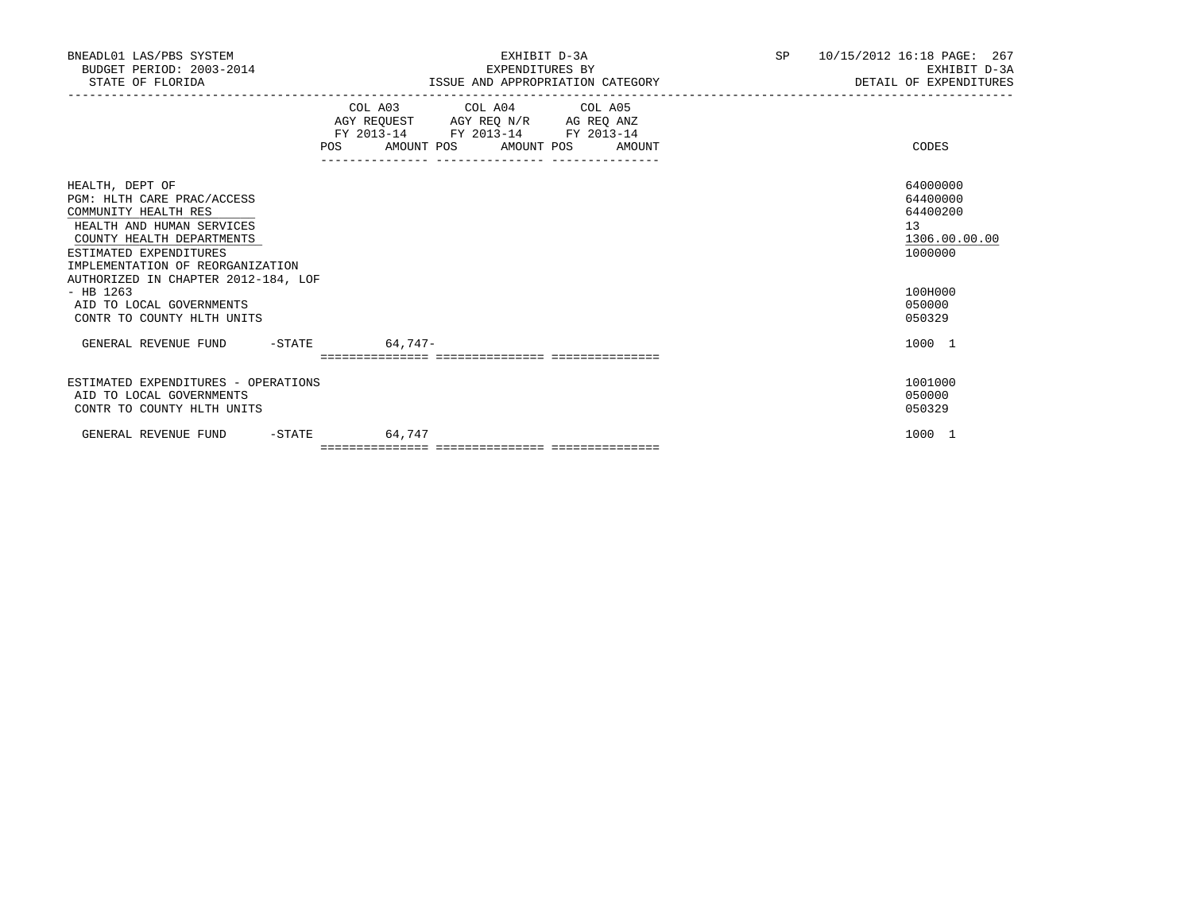BNEADL01 LAS/PBS SYSTEM
BUDGET PERIOD: 2003-2014
STATE OF FLORIDA

EXHIBIT D-3A
EXPENDITURES BY
ISSUE AND APPROPRIATION CATEGORY

SP 10/15/2012 16:18
EXHIBIT D-3A
DETAIL OF EXPENDITURES

| | COL A03 AGY REQUEST FY 2013-14 POS | AMOUNT | COL A04 AGY REQ N/R FY 2013-14 POS | AMOUNT | COL A05 AG REQ ANZ FY 2013-14 POS | AMOUNT | CODES |
|---|---|---|---|---|---|---|---|
| HEALTH, DEPT OF | | | | | | | 64000000 |
| PGM: HLTH CARE PRAC/ACCESS | | | | | | | 64400000 |
| COMMUNITY HEALTH RES | | | | | | | 64400200 |
| HEALTH AND HUMAN SERVICES | | | | | | | 13 |
| COUNTY HEALTH DEPARTMENTS | | | | | | | 1306.00.00.00 |
| ESTIMATED EXPENDITURES | | | | | | | 1000000 |
| IMPLEMENTATION OF REORGANIZATION AUTHORIZED IN CHAPTER 2012-184, LOF - HB 1263 | | | | | | | 100H000 |
| AID TO LOCAL GOVERNMENTS | | | | | | | 050000 |
| CONTR TO COUNTY HLTH UNITS | | | | | | | 050329 |
| GENERAL REVENUE FUND -STATE | | 64,747- | | | | | 1000 1 |
| ESTIMATED EXPENDITURES - OPERATIONS | | | | | | | 1001000 |
| AID TO LOCAL GOVERNMENTS | | | | | | | 050000 |
| CONTR TO COUNTY HLTH UNITS | | | | | | | 050329 |
| GENERAL REVENUE FUND -STATE | | 64,747 | | | | | 1000 1 |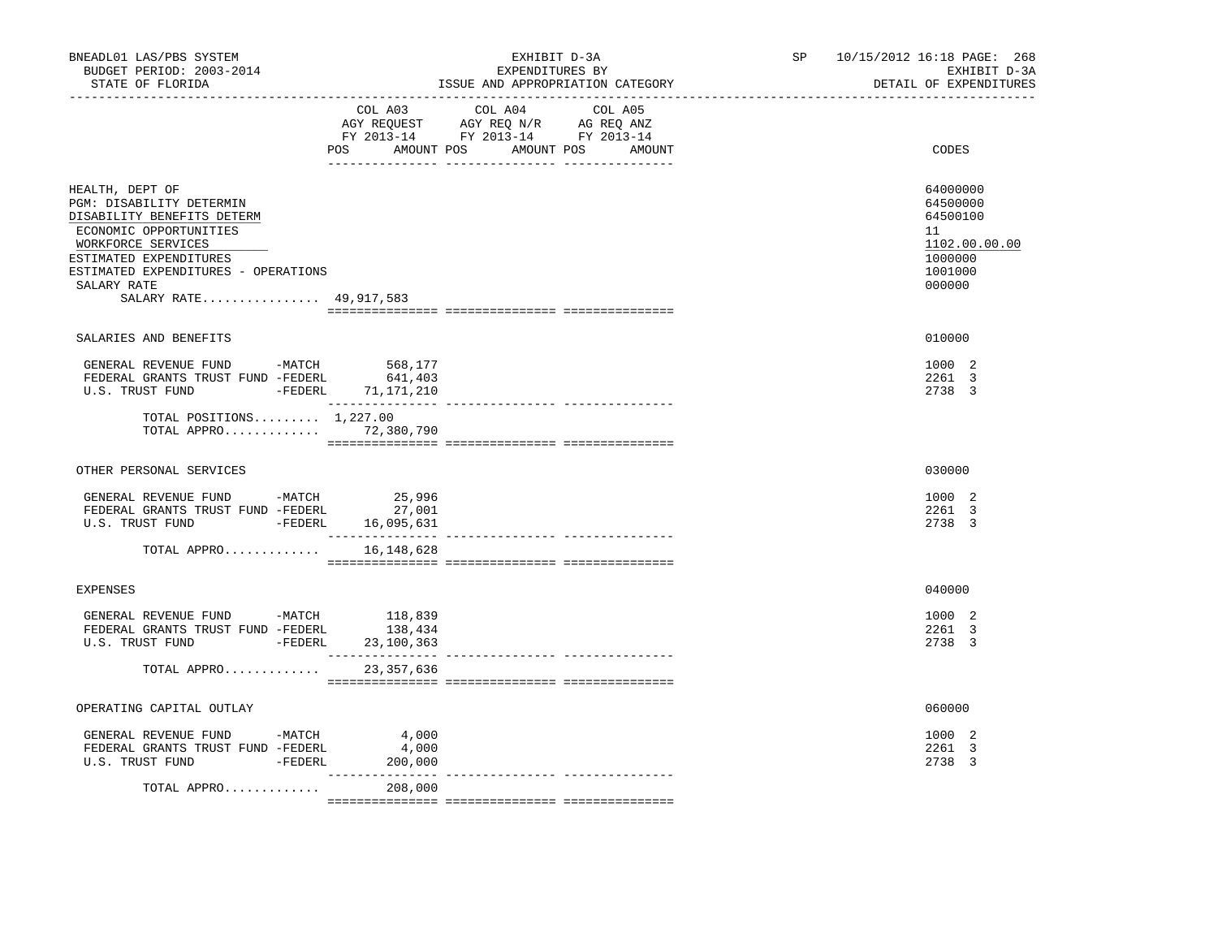BNEADL01 LAS/PBS SYSTEM
BUDGET PERIOD: 2003-2014
STATE OF FLORIDA

EXHIBIT D-3A
EXPENDITURES BY
ISSUE AND APPROPRIATION CATEGORY

SP 10/15/2012 16:18
EXHIBIT D-3A
DETAIL OF EXPENDITURES

| | COL A03 AGY REQUEST FY 2013-14 POS AMOUNT | COL A04 AGY REQ N/R FY 2013-14 POS AMOUNT | COL A05 AG REQ ANZ FY 2013-14 POS AMOUNT | CODES |
|---|---|---|---|---|
| HEALTH, DEPT OF | | | | 64000000 |
| PGM: DISABILITY DETERMIN | | | | 64500000 |
| DISABILITY BENEFITS DETERM | | | | 64500100 |
| ECONOMIC OPPORTUNITIES | | | | 11 |
| WORKFORCE SERVICES | | | | 1102.00.00.00 |
| ESTIMATED EXPENDITURES | | | | 1000000 |
| ESTIMATED EXPENDITURES - OPERATIONS | | | | 1001000 |
| SALARY RATE | | | | 000000 |
| SALARY RATE................ 49,917,583 | | | | |
| SALARIES AND BENEFITS | | | | 010000 |
| GENERAL REVENUE FUND -MATCH | 568,177 | | | 1000 2 |
| FEDERAL GRANTS TRUST FUND -FEDERL | 641,403 | | | 2261 3 |
| U.S. TRUST FUND -FEDERL | 71,171,210 | | | 2738 3 |
| TOTAL POSITIONS......... 1,227.00 | | | | |
| TOTAL APPRO............ | 72,380,790 | | | |
| OTHER PERSONAL SERVICES | | | | 030000 |
| GENERAL REVENUE FUND -MATCH | 25,996 | | | 1000 2 |
| FEDERAL GRANTS TRUST FUND -FEDERL | 27,001 | | | 2261 3 |
| U.S. TRUST FUND -FEDERL | 16,095,631 | | | 2738 3 |
| TOTAL APPRO............ | 16,148,628 | | | |
| EXPENSES | | | | 040000 |
| GENERAL REVENUE FUND -MATCH | 118,839 | | | 1000 2 |
| FEDERAL GRANTS TRUST FUND -FEDERL | 138,434 | | | 2261 3 |
| U.S. TRUST FUND -FEDERL | 23,100,363 | | | 2738 3 |
| TOTAL APPRO............ | 23,357,636 | | | |
| OPERATING CAPITAL OUTLAY | | | | 060000 |
| GENERAL REVENUE FUND -MATCH | 4,000 | | | 1000 2 |
| FEDERAL GRANTS TRUST FUND -FEDERL | 4,000 | | | 2261 3 |
| U.S. TRUST FUND -FEDERL | 200,000 | | | 2738 3 |
| TOTAL APPRO............ | 208,000 | | | |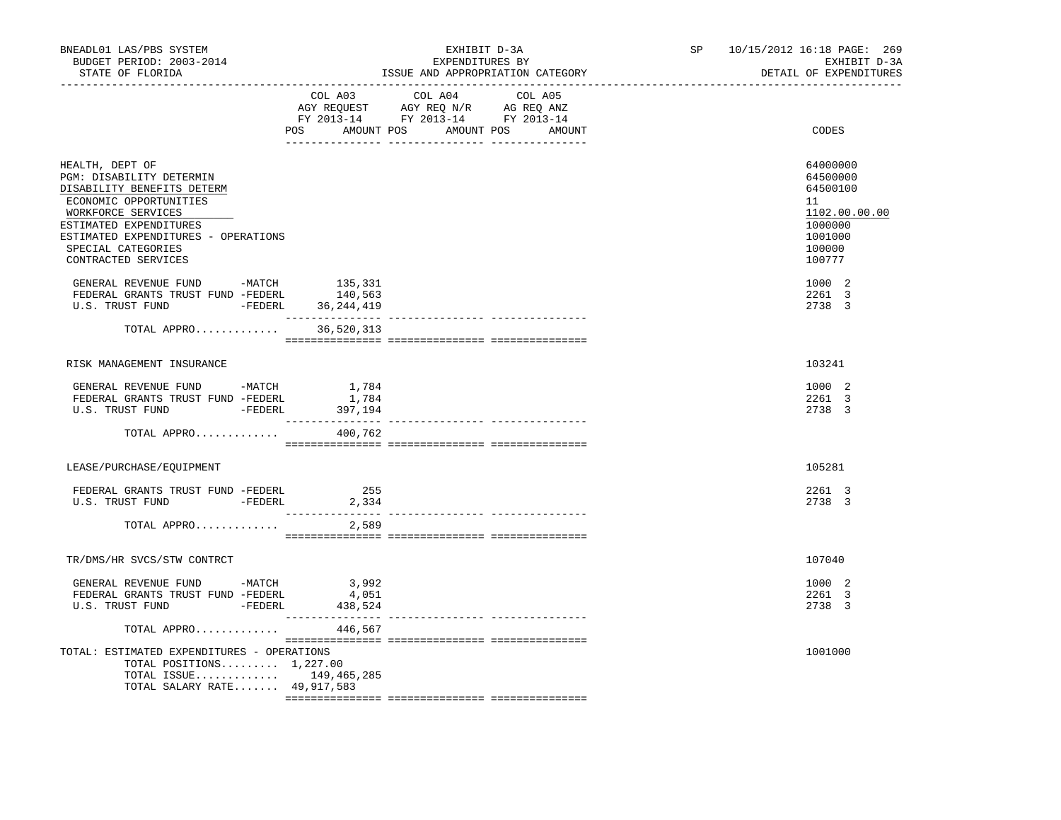BNEADL01 LAS/PBS SYSTEM — BUDGET PERIOD: 2003-2014 — STATE OF FLORIDA

EXHIBIT D-3A — EXPENDITURES BY ISSUE AND APPROPRIATION CATEGORY

SP 10/15/2012 16:18 — EXHIBIT D-3A — DETAIL OF EXPENDITURES

| | COL A03 AGY REQUEST FY 2013-14 POS AMOUNT | COL A04 AGY REQ N/R FY 2013-14 POS AMOUNT | COL A05 AG REQ ANZ FY 2013-14 POS AMOUNT | CODES |
|---|---|---|---|---|
| HEALTH, DEPT OF | | | | 64000000 |
| PGM: DISABILITY DETERMIN | | | | 64500000 |
| DISABILITY BENEFITS DETERM | | | | 64500100 |
| ECONOMIC OPPORTUNITIES | | | | 11 |
| WORKFORCE SERVICES | | | | 1102.00.00.00 |
| ESTIMATED EXPENDITURES | | | | 1000000 |
| ESTIMATED EXPENDITURES - OPERATIONS | | | | 1001000 |
| SPECIAL CATEGORIES | | | | 100000 |
| CONTRACTED SERVICES | | | | 100777 |
| GENERAL REVENUE FUND -MATCH | 135,331 | | | 1000 2 |
| FEDERAL GRANTS TRUST FUND -FEDERL | 140,563 | | | 2261 3 |
| U.S. TRUST FUND -FEDERL | 36,244,419 | | | 2738 3 |
| TOTAL APPRO............ | 36,520,313 | | | |
| RISK MANAGEMENT INSURANCE | | | | 103241 |
| GENERAL REVENUE FUND -MATCH | 1,784 | | | 1000 2 |
| FEDERAL GRANTS TRUST FUND -FEDERL | 1,784 | | | 2261 3 |
| U.S. TRUST FUND -FEDERL | 397,194 | | | 2738 3 |
| TOTAL APPRO............ | 400,762 | | | |
| LEASE/PURCHASE/EQUIPMENT | | | | 105281 |
| FEDERAL GRANTS TRUST FUND -FEDERL | 255 | | | 2261 3 |
| U.S. TRUST FUND -FEDERL | 2,334 | | | 2738 3 |
| TOTAL APPRO............ | 2,589 | | | |
| TR/DMS/HR SVCS/STW CONTRCT | | | | 107040 |
| GENERAL REVENUE FUND -MATCH | 3,992 | | | 1000 2 |
| FEDERAL GRANTS TRUST FUND -FEDERL | 4,051 | | | 2261 3 |
| U.S. TRUST FUND -FEDERL | 438,524 | | | 2738 3 |
| TOTAL APPRO............ | 446,567 | | | |
| TOTAL: ESTIMATED EXPENDITURES - OPERATIONS | | | | 1001000 |
| TOTAL POSITIONS......... | 1,227.00 | | | |
| TOTAL ISSUE............ | 149,465,285 | | | |
| TOTAL SALARY RATE....... | 49,917,583 | | | |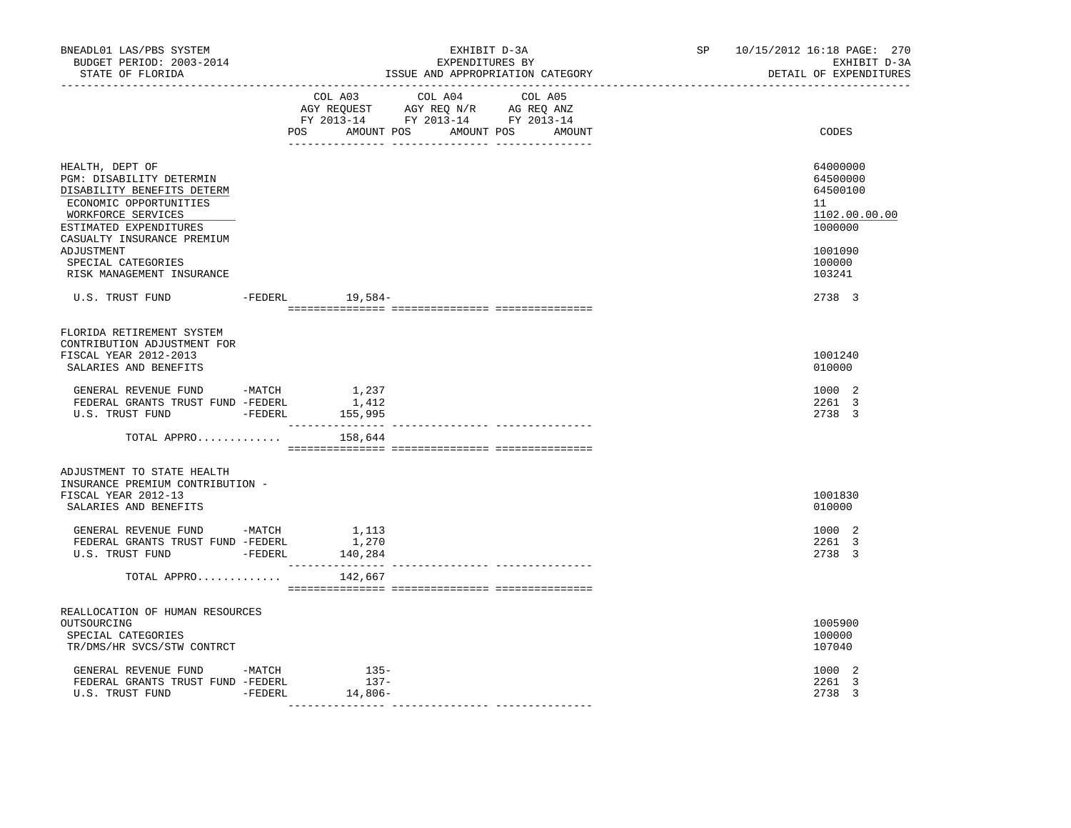BNEADL01 LAS/PBS SYSTEM — EXHIBIT D-3A — SP 10/15/2012 16:18 PAGE: 270
BUDGET PERIOD: 2003-2014 — EXPENDITURES BY — EXHIBIT D-3A
STATE OF FLORIDA — ISSUE AND APPROPRIATION CATEGORY — DETAIL OF EXPENDITURES

| | COL A03 AGY REQUEST FY 2013-14 POS AMOUNT | COL A04 AGY REQ N/R FY 2013-14 POS AMOUNT | COL A05 AG REQ ANZ FY 2013-14 POS AMOUNT | CODES |
|---|---|---|---|---|
| HEALTH, DEPT OF | | | | 64000000 |
| PGM: DISABILITY DETERMIN | | | | 64500000 |
| DISABILITY BENEFITS DETERM | | | | 64500100 |
| ECONOMIC OPPORTUNITIES | | | | 11 |
| WORKFORCE SERVICES | | | | 1102.00.00.00 |
| ESTIMATED EXPENDITURES | | | | 1000000 |
| CASUALTY INSURANCE PREMIUM ADJUSTMENT | | | | 1001090 |
| SPECIAL CATEGORIES | | | | 100000 |
| RISK MANAGEMENT INSURANCE | | | | 103241 |
| U.S. TRUST FUND -FEDERL | 19,584- | | | 2738 3 |
| FLORIDA RETIREMENT SYSTEM CONTRIBUTION ADJUSTMENT FOR FISCAL YEAR 2012-2013 | | | | 1001240 |
| SALARIES AND BENEFITS | | | | 010000 |
| GENERAL REVENUE FUND -MATCH | 1,237 | | | 1000 2 |
| FEDERAL GRANTS TRUST FUND -FEDERL | 1,412 | | | 2261 3 |
| U.S. TRUST FUND -FEDERL | 155,995 | | | 2738 3 |
| TOTAL APPRO............ | 158,644 | | | |
| ADJUSTMENT TO STATE HEALTH INSURANCE PREMIUM CONTRIBUTION - FISCAL YEAR 2012-13 | | | | 1001830 |
| SALARIES AND BENEFITS | | | | 010000 |
| GENERAL REVENUE FUND -MATCH | 1,113 | | | 1000 2 |
| FEDERAL GRANTS TRUST FUND -FEDERL | 1,270 | | | 2261 3 |
| U.S. TRUST FUND -FEDERL | 140,284 | | | 2738 3 |
| TOTAL APPRO............ | 142,667 | | | |
| REALLOCATION OF HUMAN RESOURCES OUTSOURCING | | | | 1005900 |
| SPECIAL CATEGORIES | | | | 100000 |
| TR/DMS/HR SVCS/STW CONTRCT | | | | 107040 |
| GENERAL REVENUE FUND -MATCH | 135- | | | 1000 2 |
| FEDERAL GRANTS TRUST FUND -FEDERL | 137- | | | 2261 3 |
| U.S. TRUST FUND -FEDERL | 14,806- | | | 2738 3 |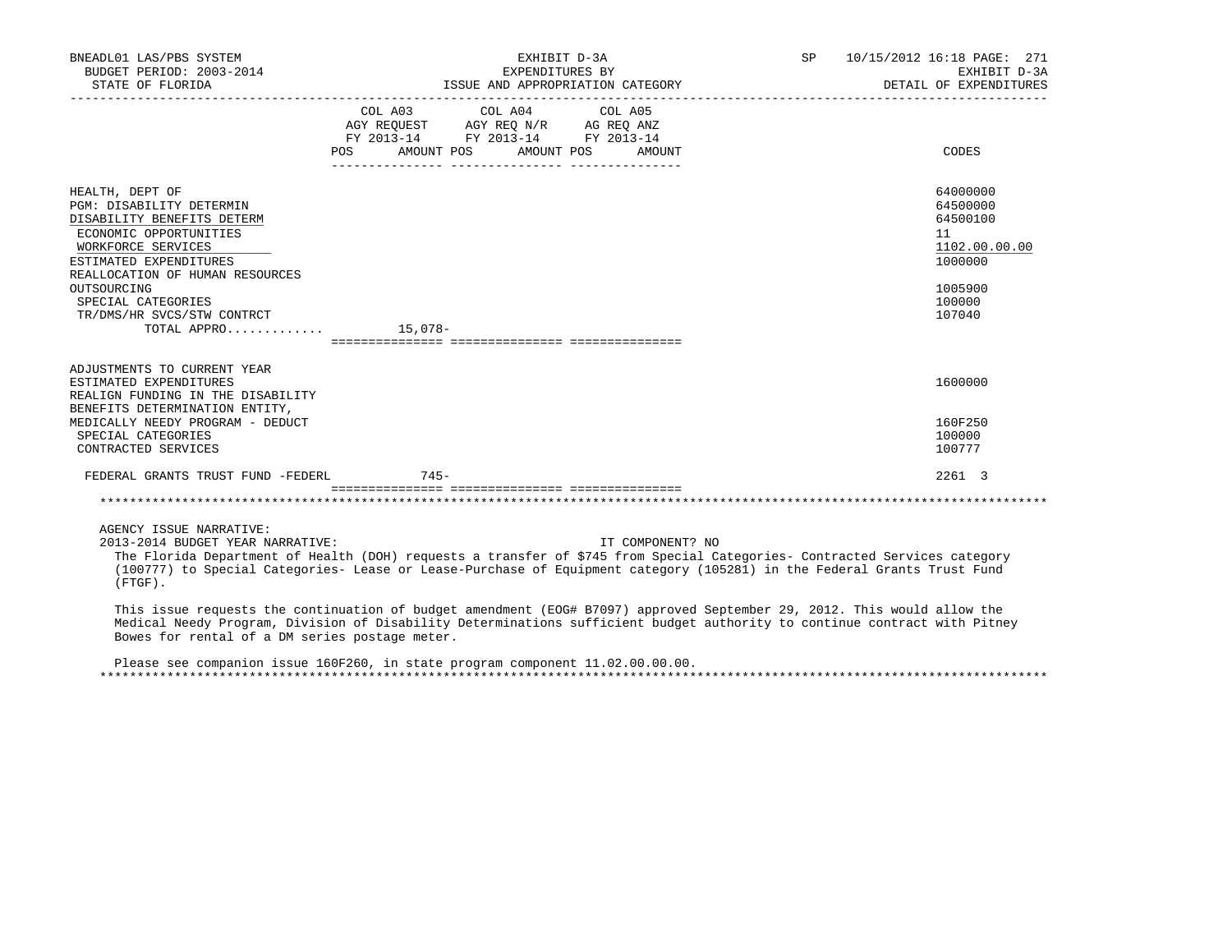BNEADL01 LAS/PBS SYSTEM | EXHIBIT D-3A | SP 10/15/2012 16:18

BUDGET PERIOD: 2003-2014 | EXPENDITURES BY | EXHIBIT D-3A

STATE OF FLORIDA | ISSUE AND APPROPRIATION CATEGORY | DETAIL OF EXPENDITURES

| | COL A03 AGY REQUEST FY 2013-14 POS | AMOUNT | COL A04 AGY REQ N/R FY 2013-14 POS | AMOUNT | COL A05 AG REQ ANZ FY 2013-14 POS | AMOUNT | CODES |
|---|---|---|---|---|---|---|---|
| HEALTH, DEPT OF | | | | | | | 64000000 |
| PGM: DISABILITY DETERMIN | | | | | | | 64500000 |
| DISABILITY BENEFITS DETERM | | | | | | | 64500100 |
| ECONOMIC OPPORTUNITIES | | | | | | | 11 |
| WORKFORCE SERVICES | | | | | | | 1102.00.00.00 |
| ESTIMATED EXPENDITURES | | | | | | | 1000000 |
| REALLOCATION OF HUMAN RESOURCES OUTSOURCING | | | | | | | 1005900 |
| SPECIAL CATEGORIES | | | | | | | 100000 |
| TR/DMS/HR SVCS/STW CONTRCT | | | | | | | 107040 |
| TOTAL APPRO............ | | 15,078- | | | | | |
| ADJUSTMENTS TO CURRENT YEAR ESTIMATED EXPENDITURES | | | | | | | 1600000 |
| REALIGN FUNDING IN THE DISABILITY BENEFITS DETERMINATION ENTITY, MEDICALLY NEEDY PROGRAM - DEDUCT | | | | | | | 160F250 |
| SPECIAL CATEGORIES | | | | | | | 100000 |
| CONTRACTED SERVICES | | | | | | | 100777 |
| FEDERAL GRANTS TRUST FUND -FEDERL | | 745- | | | | | 2261 3 |

AGENCY ISSUE NARRATIVE:

2013-2014 BUDGET YEAR NARRATIVE: IT COMPONENT? NO

The Florida Department of Health (DOH) requests a transfer of $745 from Special Categories- Contracted Services category (100777) to Special Categories- Lease or Lease-Purchase of Equipment category (105281) in the Federal Grants Trust Fund (FTGF).

This issue requests the continuation of budget amendment (EOG# B7097) approved September 29, 2012. This would allow the Medical Needy Program, Division of Disability Determinations sufficient budget authority to continue contract with Pitney Bowes for rental of a DM series postage meter.

Please see companion issue 160F260, in state program component 11.02.00.00.00.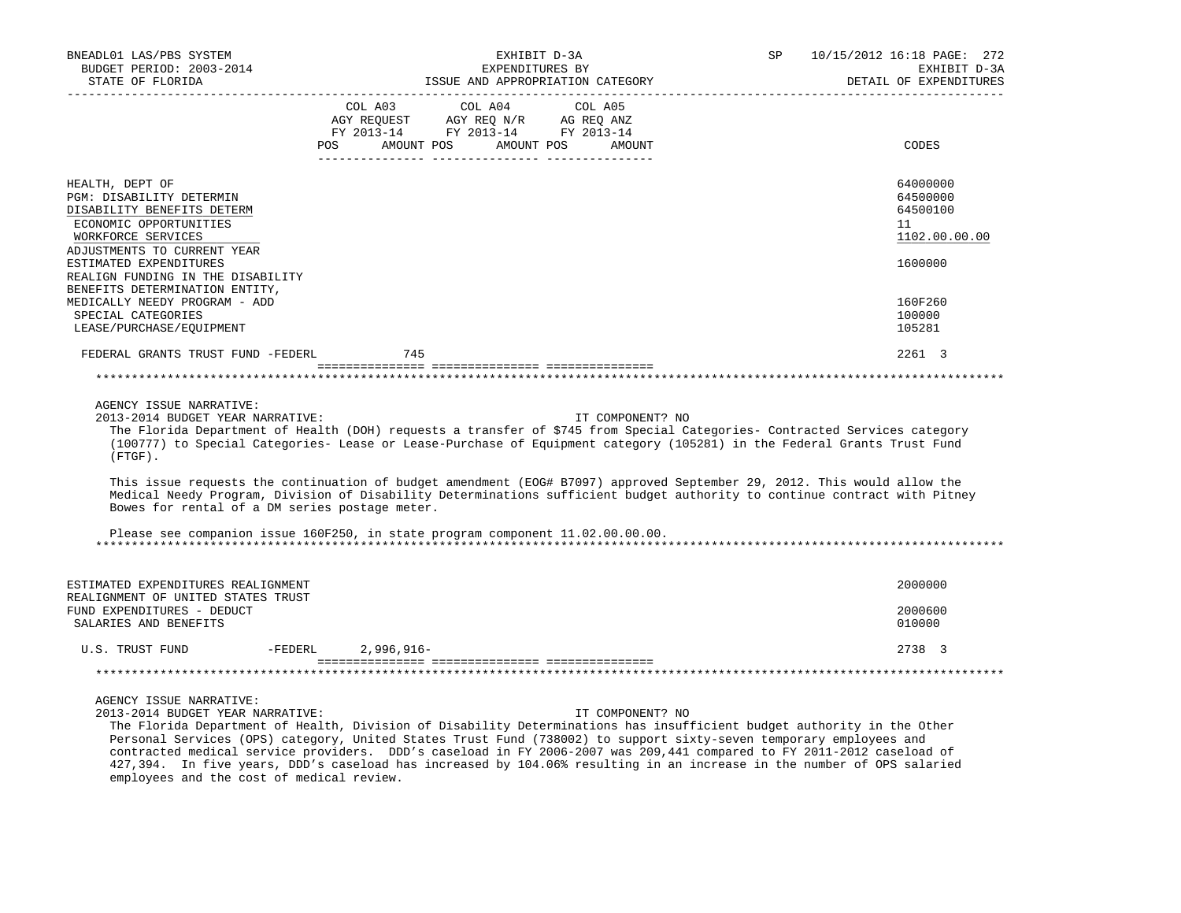| | COL A03 AGY REQUEST FY 2013-14 POS AMOUNT | COL A04 AGY REQ N/R FY 2013-14 POS AMOUNT | COL A05 AG REQ ANZ FY 2013-14 POS AMOUNT | CODES |
|---|---|---|---|---|
| HEALTH, DEPT OF | | | | 64000000 |
| PGM: DISABILITY DETERMIN | | | | 64500000 |
| DISABILITY BENEFITS DETERM | | | | 64500100 |
| ECONOMIC OPPORTUNITIES | | | | 11 |
| WORKFORCE SERVICES | | | | 1102.00.00.00 |
| ADJUSTMENTS TO CURRENT YEAR ESTIMATED EXPENDITURES | | | | 1600000 |
| REALIGN FUNDING IN THE DISABILITY BENEFITS DETERMINATION ENTITY, MEDICALLY NEEDY PROGRAM - ADD | | | | 160F260 |
| SPECIAL CATEGORIES | | | | 100000 |
| LEASE/PURCHASE/EQUIPMENT | | | | 105281 |
| FEDERAL GRANTS TRUST FUND -FEDERL | 745 | | | 2261 3 |

AGENCY ISSUE NARRATIVE:

2013-2014 BUDGET YEAR NARRATIVE: IT COMPONENT? NO

The Florida Department of Health (DOH) requests a transfer of $745 from Special Categories- Contracted Services category (100777) to Special Categories- Lease or Lease-Purchase of Equipment category (105281) in the Federal Grants Trust Fund (FTGF).

This issue requests the continuation of budget amendment (EOG# B7097) approved September 29, 2012. This would allow the Medical Needy Program, Division of Disability Determinations sufficient budget authority to continue contract with Pitney Bowes for rental of a DM series postage meter.

Please see companion issue 160F250, in state program component 11.02.00.00.00.

| | COL A03 | COL A04 | COL A05 | CODES |
|---|---|---|---|---|
| ESTIMATED EXPENDITURES REALIGNMENT | | | | 2000000 |
| REALIGNMENT OF UNITED STATES TRUST FUND EXPENDITURES - DEDUCT | | | | 2000600 |
| SALARIES AND BENEFITS | | | | 010000 |
| U.S. TRUST FUND -FEDERL | 2,996,916- | | | 2738 3 |

AGENCY ISSUE NARRATIVE:

2013-2014 BUDGET YEAR NARRATIVE: IT COMPONENT? NO

The Florida Department of Health, Division of Disability Determinations has insufficient budget authority in the Other Personal Services (OPS) category, United States Trust Fund (738002) to support sixty-seven temporary employees and contracted medical service providers. DDD's caseload in FY 2006-2007 was 209,441 compared to FY 2011-2012 caseload of 427,394. In five years, DDD's caseload has increased by 104.06% resulting in an increase in the number of OPS salaried employees and the cost of medical review.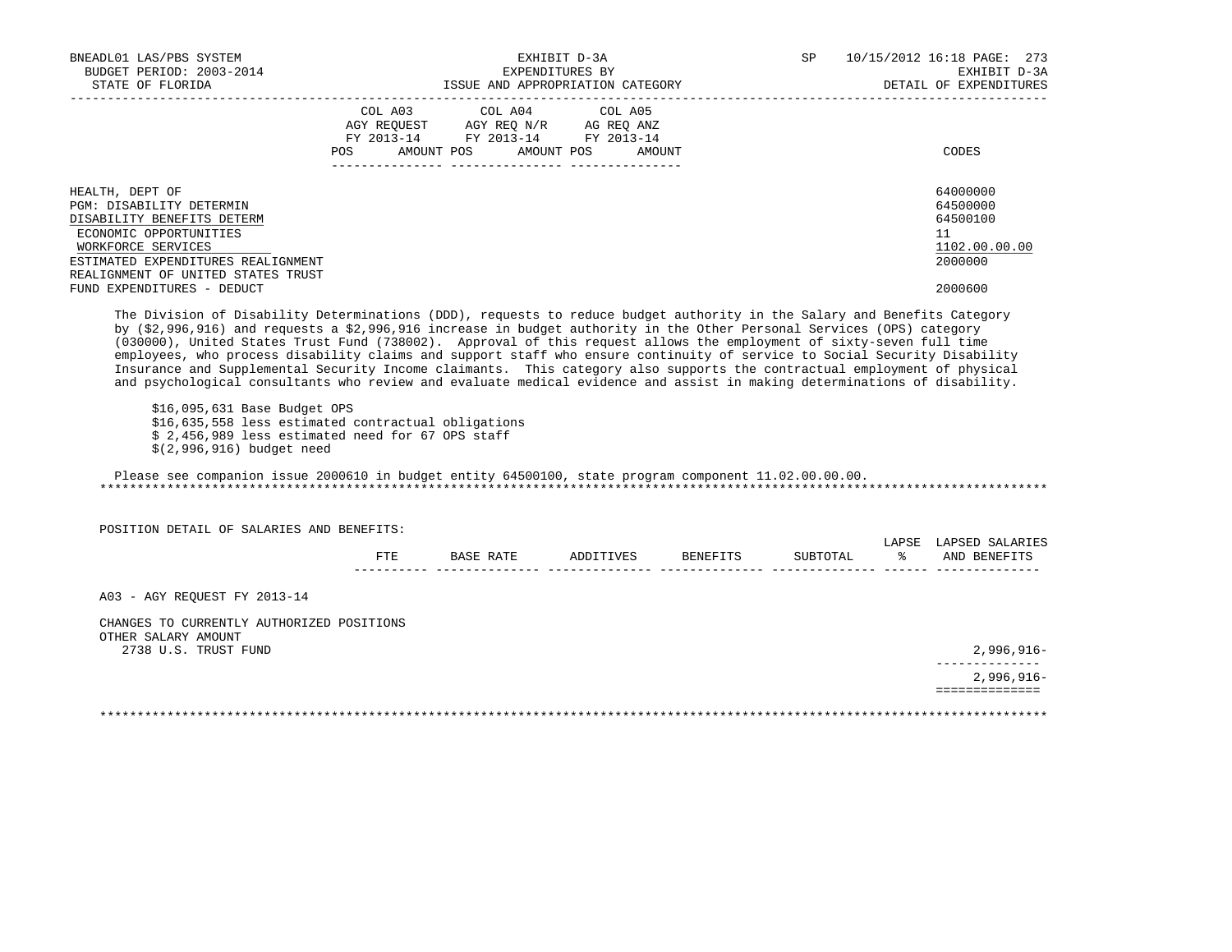| | COL A03 AGY REQUEST FY 2013-14 | | COL A04 AGY REQ N/R FY 2013-14 | | COL A05 AG REQ ANZ FY 2013-14 | | |
|---|---|---|---|---|---|---|---|
| | POS | AMOUNT | POS | AMOUNT | POS | AMOUNT | CODES |
| HEALTH, DEPT OF | | | | | | | 64000000 |
| PGM: DISABILITY DETERMIN | | | | | | | 64500000 |
| DISABILITY BENEFITS DETERM | | | | | | | 64500100 |
| ECONOMIC OPPORTUNITIES | | | | | | | 11 |
| WORKFORCE SERVICES | | | | | | | 1102.00.00.00 |
| ESTIMATED EXPENDITURES REALIGNMENT | | | | | | | 2000000 |
| REALIGNMENT OF UNITED STATES TRUST FUND EXPENDITURES - DEDUCT | | | | | | | 2000600 |

The Division of Disability Determinations (DDD), requests to reduce budget authority in the Salary and Benefits Category by ($2,996,916) and requests a $2,996,916 increase in budget authority in the Other Personal Services (OPS) category (030000), United States Trust Fund (738002). Approval of this request allows the employment of sixty-seven full time employees, who process disability claims and support staff who ensure continuity of service to Social Security Disability Insurance and Supplemental Security Income claimants. This category also supports the contractual employment of physical and psychological consultants who review and evaluate medical evidence and assist in making determinations of disability.

$16,095,631 Base Budget OPS
$16,635,558 less estimated contractual obligations
$ 2,456,989 less estimated need for 67 OPS staff
$(2,996,916) budget need

Please see companion issue 2000610 in budget entity 64500100, state program component 11.02.00.00.00.

POSITION DETAIL OF SALARIES AND BENEFITS:

| | FTE | BASE RATE | ADDITIVES | BENEFITS | SUBTOTAL | LAPSE % | LAPSED SALARIES AND BENEFITS |
|---|---|---|---|---|---|---|---|
| A03 - AGY REQUEST FY 2013-14 | | | | | | | |
| CHANGES TO CURRENTLY AUTHORIZED POSITIONS | | | | | | | |
| OTHER SALARY AMOUNT | | | | | | | |
| 2738 U.S. TRUST FUND | | | | | | | 2,996,916- |
| | | | | | | | 2,996,916- |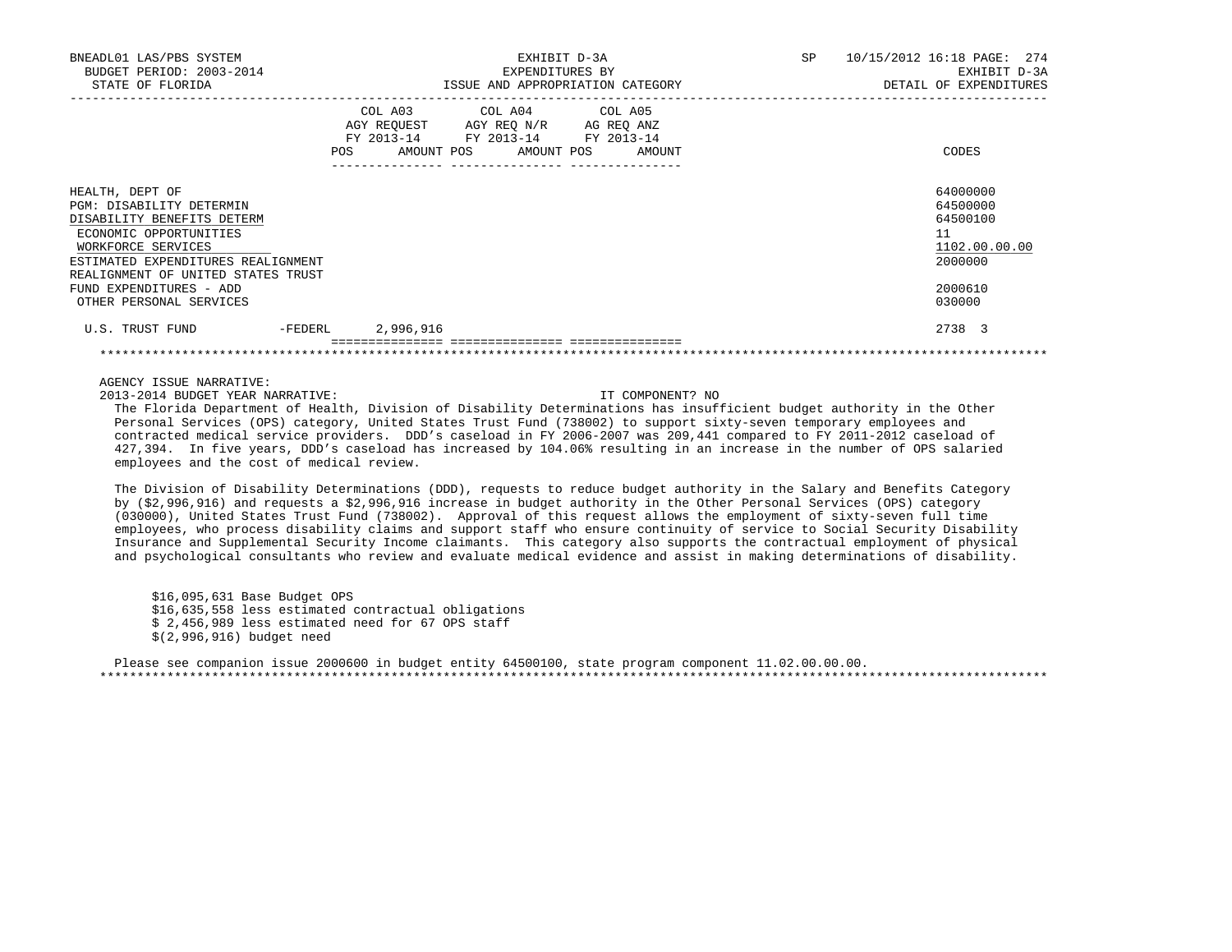BNEADL01 LAS/PBS SYSTEM | EXHIBIT D-3A | SP 10/15/2012 16:18
BUDGET PERIOD: 2003-2014 | EXPENDITURES BY | EXHIBIT D-3A
STATE OF FLORIDA | ISSUE AND APPROPRIATION CATEGORY | DETAIL OF EXPENDITURES

| | COL A03 AGY REQUEST FY 2013-14 POS AMOUNT | COL A04 AGY REQ N/R FY 2013-14 POS AMOUNT | COL A05 AG REQ ANZ FY 2013-14 POS AMOUNT | CODES |
|---|---|---|---|---|
| HEALTH, DEPT OF | | | | 64000000 |
| PGM: DISABILITY DETERMIN | | | | 64500000 |
| DISABILITY BENEFITS DETERM | | | | 64500100 |
| ECONOMIC OPPORTUNITIES | | | | 11 |
| WORKFORCE SERVICES | | | | 1102.00.00.00 |
| ESTIMATED EXPENDITURES REALIGNMENT | | | | 2000000 |
| REALIGNMENT OF UNITED STATES TRUST FUND EXPENDITURES - ADD | | | | 2000610 |
| OTHER PERSONAL SERVICES | | | | 030000 |
| U.S. TRUST FUND -FEDERL | 2,996,916 | | | 2738 3 |

AGENCY ISSUE NARRATIVE:

2013-2014 BUDGET YEAR NARRATIVE: IT COMPONENT? NO

The Florida Department of Health, Division of Disability Determinations has insufficient budget authority in the Other Personal Services (OPS) category, United States Trust Fund (738002) to support sixty-seven temporary employees and contracted medical service providers. DDD's caseload in FY 2006-2007 was 209,441 compared to FY 2011-2012 caseload of 427,394. In five years, DDD's caseload has increased by 104.06% resulting in an increase in the number of OPS salaried employees and the cost of medical review.

The Division of Disability Determinations (DDD), requests to reduce budget authority in the Salary and Benefits Category by ($2,996,916) and requests a $2,996,916 increase in budget authority in the Other Personal Services (OPS) category (030000), United States Trust Fund (738002). Approval of this request allows the employment of sixty-seven full time employees, who process disability claims and support staff who ensure continuity of service to Social Security Disability Insurance and Supplemental Security Income claimants. This category also supports the contractual employment of physical and psychological consultants who review and evaluate medical evidence and assist in making determinations of disability.

$16,095,631 Base Budget OPS
$16,635,558 less estimated contractual obligations
$ 2,456,989 less estimated need for 67 OPS staff
$(2,996,916) budget need

Please see companion issue 2000600 in budget entity 64500100, state program component 11.02.00.00.00.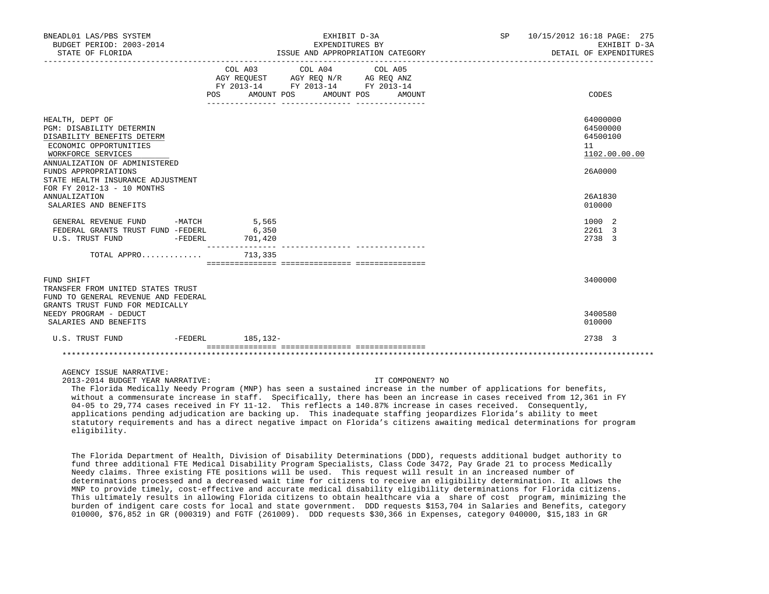BNEADL01 LAS/PBS SYSTEM — EXHIBIT D-3A — EXPENDITURES BY ISSUE AND APPROPRIATION CATEGORY — DETAIL OF EXPENDITURES
BUDGET PERIOD: 2003-2014
STATE OF FLORIDA
SP 10/15/2012 16:18

| | | COL A03 AGY REQUEST FY 2013-14 POS | AMOUNT | COL A04 AGY REQ N/R FY 2013-14 POS | AMOUNT | COL A05 AG REQ ANZ FY 2013-14 POS | AMOUNT | CODES |
|---|---|---|---|---|---|---|---|---|
| HEALTH, DEPT OF | | | | | | | | 64000000 |
| PGM: DISABILITY DETERMIN | | | | | | | | 64500000 |
| DISABILITY BENEFITS DETERM | | | | | | | | 64500100 |
| ECONOMIC OPPORTUNITIES | | | | | | | | 11 |
| WORKFORCE SERVICES | | | | | | | | 1102.00.00.00 |
| ANNUALIZATION OF ADMINISTERED FUNDS APPROPRIATIONS | | | | | | | | 26A0000 |
| STATE HEALTH INSURANCE ADJUSTMENT FOR FY 2012-13 - 10 MONTHS ANNUALIZATION | | | | | | | | 26A1830 |
| SALARIES AND BENEFITS | | | | | | | | 010000 |
| GENERAL REVENUE FUND | -MATCH | | 5,565 | | | | | 1000 2 |
| FEDERAL GRANTS TRUST FUND | -FEDERL | | 6,350 | | | | | 2261 3 |
| U.S. TRUST FUND | -FEDERL | | 701,420 | | | | | 2738 3 |
| TOTAL APPRO............ | | | 713,335 | | | | | |
| FUND SHIFT | | | | | | | | 3400000 |
| TRANSFER FROM UNITED STATES TRUST FUND TO GENERAL REVENUE AND FEDERAL GRANTS TRUST FUND FOR MEDICALLY NEEDY PROGRAM - DEDUCT | | | | | | | | 3400580 |
| SALARIES AND BENEFITS | | | | | | | | 010000 |
| U.S. TRUST FUND | -FEDERL | | 185,132- | | | | | 2738 3 |

AGENCY ISSUE NARRATIVE:

2013-2014 BUDGET YEAR NARRATIVE: IT COMPONENT? NO

The Florida Medically Needy Program (MNP) has seen a sustained increase in the number of applications for benefits, without a commensurate increase in staff. Specifically, there has been an increase in cases received from 12,361 in FY 04-05 to 29,774 cases received in FY 11-12. This reflects a 140.87% increase in cases received. Consequently, applications pending adjudication are backing up. This inadequate staffing jeopardizes Florida's ability to meet statutory requirements and has a direct negative impact on Florida's citizens awaiting medical determinations for program eligibility.

The Florida Department of Health, Division of Disability Determinations (DDD), requests additional budget authority to fund three additional FTE Medical Disability Program Specialists, Class Code 3472, Pay Grade 21 to process Medically Needy claims. Three existing FTE positions will be used. This request will result in an increased number of determinations processed and a decreased wait time for citizens to receive an eligibility determination. It allows the MNP to provide timely, cost-effective and accurate medical disability eligibility determinations for Florida citizens. This ultimately results in allowing Florida citizens to obtain healthcare via a share of cost program, minimizing the burden of indigent care costs for local and state government. DDD requests $153,704 in Salaries and Benefits, category 010000, $76,852 in GR (000319) and FGTF (261009). DDD requests $30,366 in Expenses, category 040000, $15,183 in GR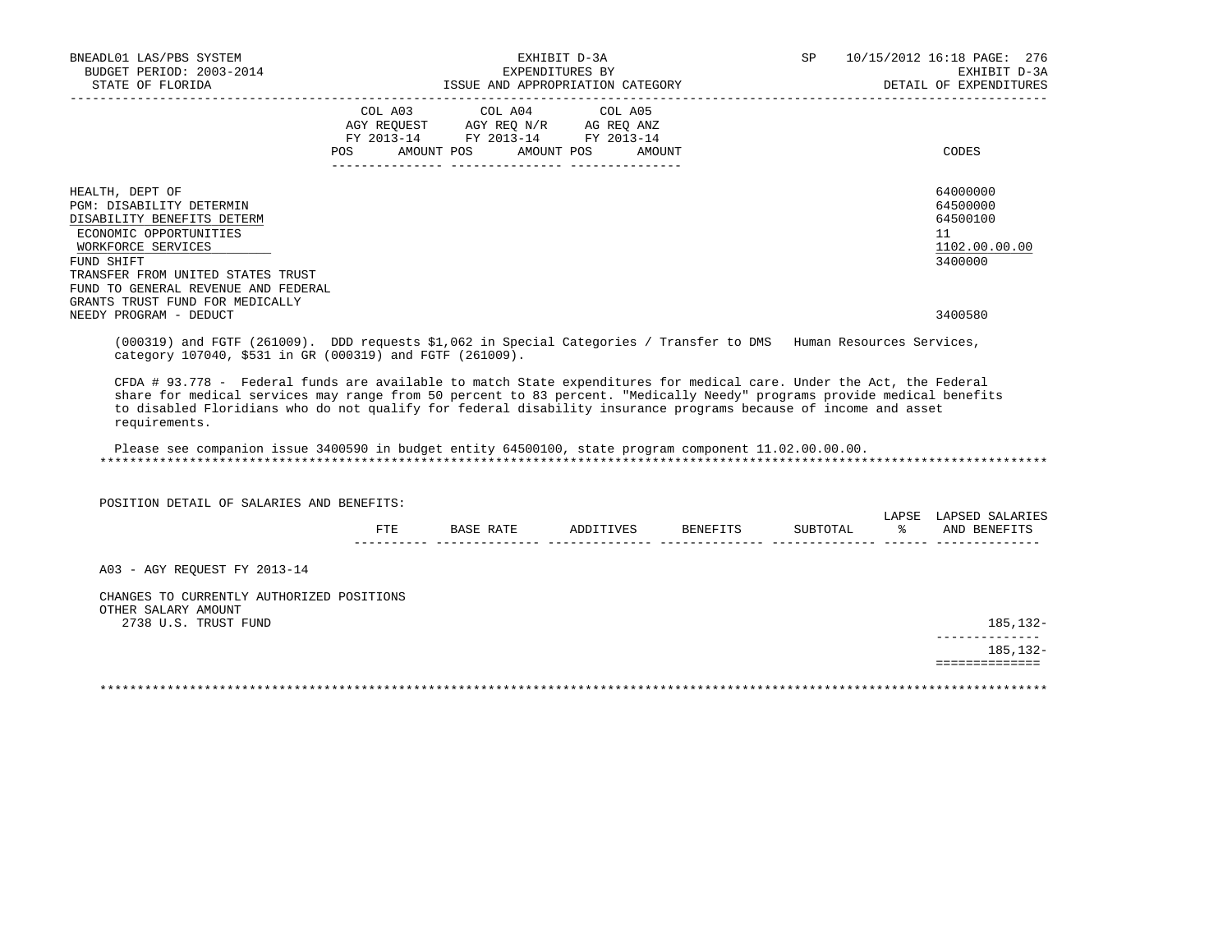BNEADL01 LAS/PBS SYSTEM | EXHIBIT D-3A | SP 10/15/2012 16:18

BUDGET PERIOD: 2003-2014 | EXPENDITURES BY | EXHIBIT D-3A

STATE OF FLORIDA | ISSUE AND APPROPRIATION CATEGORY | DETAIL OF EXPENDITURES

| | COL A03 AGY REQUEST FY 2013-14 POS AMOUNT | COL A04 AGY REQ N/R FY 2013-14 POS AMOUNT | COL A05 AG REQ ANZ FY 2013-14 POS AMOUNT | CODES |
|---|---|---|---|---|
| HEALTH, DEPT OF | | | | 64000000 |
| PGM: DISABILITY DETERMIN | | | | 64500000 |
| DISABILITY BENEFITS DETERM | | | | 64500100 |
| ECONOMIC OPPORTUNITIES | | | | 11 |
| WORKFORCE SERVICES | | | | 1102.00.00.00 |
| FUND SHIFT | | | | 3400000 |
| TRANSFER FROM UNITED STATES TRUST FUND TO GENERAL REVENUE AND FEDERAL GRANTS TRUST FUND FOR MEDICALLY NEEDY PROGRAM - DEDUCT | | | | 3400580 |

(000319) and FGTF (261009). DDD requests $1,062 in Special Categories / Transfer to DMS Human Resources Services, category 107040, $531 in GR (000319) and FGTF (261009).

CFDA # 93.778 - Federal funds are available to match State expenditures for medical care. Under the Act, the Federal share for medical services may range from 50 percent to 83 percent. "Medically Needy" programs provide medical benefits to disabled Floridians who do not qualify for federal disability insurance programs because of income and asset requirements.

Please see companion issue 3400590 in budget entity 64500100, state program component 11.02.00.00.00.

******************************************************************************************

POSITION DETAIL OF SALARIES AND BENEFITS:

| | FTE | BASE RATE | ADDITIVES | BENEFITS | SUBTOTAL | LAPSE % | LAPSED SALARIES AND BENEFITS |
|---|---|---|---|---|---|---|---|
| A03 - AGY REQUEST FY 2013-14 | | | | | | | |
| CHANGES TO CURRENTLY AUTHORIZED POSITIONS | | | | | | | |
| OTHER SALARY AMOUNT | | | | | | | |
| 2738 U.S. TRUST FUND | | | | | | | 185,132- |
| | | | | | | | 185,132- |

******************************************************************************************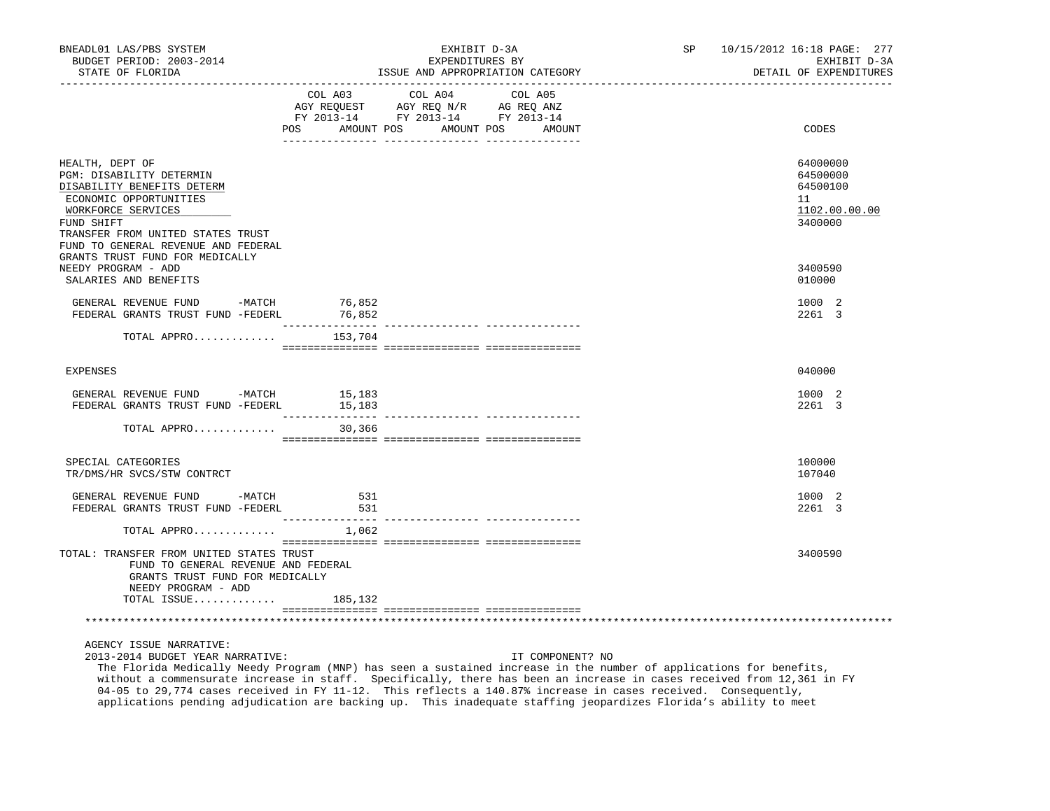| | COL A03 AGY REQUEST FY 2013-14 POS AMOUNT | COL A04 AGY REQ N/R FY 2013-14 POS AMOUNT | COL A05 AG REQ ANZ FY 2013-14 POS AMOUNT | CODES |
|---|---|---|---|---|
| HEALTH, DEPT OF | | | | 64000000 |
| PGM: DISABILITY DETERMIN | | | | 64500000 |
| DISABILITY BENEFITS DETERM | | | | 64500100 |
| ECONOMIC OPPORTUNITIES | | | | 11 |
| WORKFORCE SERVICES | | | | 1102.00.00.00 |
| FUND SHIFT | | | | 3400000 |
| TRANSFER FROM UNITED STATES TRUST FUND TO GENERAL REVENUE AND FEDERAL GRANTS TRUST FUND FOR MEDICALLY NEEDY PROGRAM - ADD | | | | 3400590 |
| SALARIES AND BENEFITS | | | | 010000 |
| GENERAL REVENUE FUND -MATCH | 76,852 | | | 1000 2 |
| FEDERAL GRANTS TRUST FUND -FEDERL | 76,852 | | | 2261 3 |
| TOTAL APPRO............ | 153,704 | | | |
| EXPENSES | | | | 040000 |
| GENERAL REVENUE FUND -MATCH | 15,183 | | | 1000 2 |
| FEDERAL GRANTS TRUST FUND -FEDERL | 15,183 | | | 2261 3 |
| TOTAL APPRO............ | 30,366 | | | |
| SPECIAL CATEGORIES | | | | 100000 |
| TR/DMS/HR SVCS/STW CONTRCT | | | | 107040 |
| GENERAL REVENUE FUND -MATCH | 531 | | | 1000 2 |
| FEDERAL GRANTS TRUST FUND -FEDERL | 531 | | | 2261 3 |
| TOTAL APPRO............ | 1,062 | | | |
| TOTAL: TRANSFER FROM UNITED STATES TRUST FUND TO GENERAL REVENUE AND FEDERAL GRANTS TRUST FUND FOR MEDICALLY NEEDY PROGRAM - ADD | | | | 3400590 |
| TOTAL ISSUE............ | 185,132 | | | |

AGENCY ISSUE NARRATIVE:

2013-2014 BUDGET YEAR NARRATIVE: IT COMPONENT? NO

The Florida Medically Needy Program (MNP) has seen a sustained increase in the number of applications for benefits, without a commensurate increase in staff. Specifically, there has been an increase in cases received from 12,361 in FY 04-05 to 29,774 cases received in FY 11-12. This reflects a 140.87% increase in cases received. Consequently, applications pending adjudication are backing up. This inadequate staffing jeopardizes Florida's ability to meet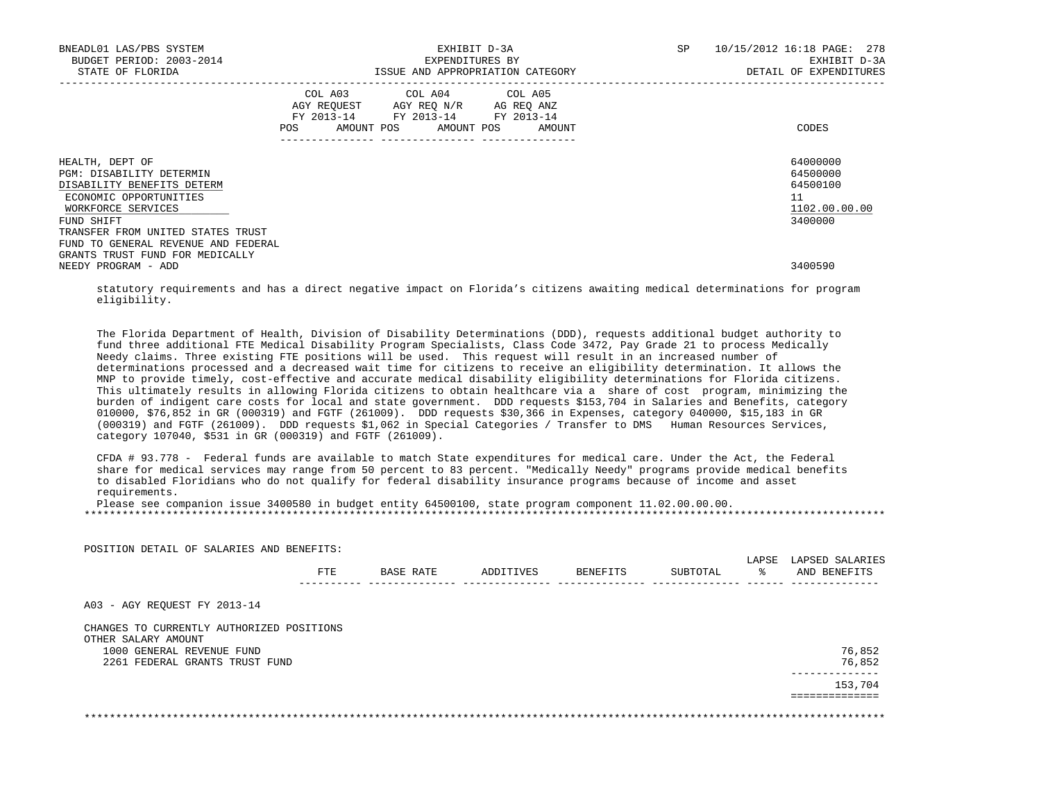| | COL A03 AGY REQUEST FY 2013-14 POS AMOUNT | COL A04 AGY REQ N/R FY 2013-14 POS AMOUNT | COL A05 AG REQ ANZ FY 2013-14 POS AMOUNT | CODES |
|---|---|---|---|---|
| HEALTH, DEPT OF | | | | 64000000 |
| PGM: DISABILITY DETERMIN | | | | 64500000 |
| DISABILITY BENEFITS DETERM | | | | 64500100 |
| ECONOMIC OPPORTUNITIES | | | | 11 |
| WORKFORCE SERVICES | | | | 1102.00.00.00 |
| FUND SHIFT | | | | 3400000 |
| TRANSFER FROM UNITED STATES TRUST FUND TO GENERAL REVENUE AND FEDERAL GRANTS TRUST FUND FOR MEDICALLY NEEDY PROGRAM - ADD | | | | 3400590 |

statutory requirements and has a direct negative impact on Florida's citizens awaiting medical determinations for program eligibility.

The Florida Department of Health, Division of Disability Determinations (DDD), requests additional budget authority to fund three additional FTE Medical Disability Program Specialists, Class Code 3472, Pay Grade 21 to process Medically Needy claims. Three existing FTE positions will be used. This request will result in an increased number of determinations processed and a decreased wait time for citizens to receive an eligibility determination. It allows the MNP to provide timely, cost-effective and accurate medical disability eligibility determinations for Florida citizens. This ultimately results in allowing Florida citizens to obtain healthcare via a share of cost program, minimizing the burden of indigent care costs for local and state government. DDD requests $153,704 in Salaries and Benefits, category 010000, $76,852 in GR (000319) and FGTF (261009). DDD requests $30,366 in Expenses, category 040000, $15,183 in GR (000319) and FGTF (261009). DDD requests $1,062 in Special Categories / Transfer to DMS Human Resources Services, category 107040, $531 in GR (000319) and FGTF (261009).

CFDA # 93.778 - Federal funds are available to match State expenditures for medical care. Under the Act, the Federal share for medical services may range from 50 percent to 83 percent. "Medically Needy" programs provide medical benefits to disabled Floridians who do not qualify for federal disability insurance programs because of income and asset requirements.
Please see companion issue 3400580 in budget entity 64500100, state program component 11.02.00.00.00.

*******************************************************************************************************************************

POSITION DETAIL OF SALARIES AND BENEFITS:

| | FTE | BASE RATE | ADDITIVES | BENEFITS | SUBTOTAL | LAPSE % | LAPSED SALARIES AND BENEFITS |
|---|---|---|---|---|---|---|---|
| A03 - AGY REQUEST FY 2013-14 | | | | | | | |
| CHANGES TO CURRENTLY AUTHORIZED POSITIONS | | | | | | | |
| OTHER SALARY AMOUNT | | | | | | | |
| 1000 GENERAL REVENUE FUND | | | | | | | 76,852 |
| 2261 FEDERAL GRANTS TRUST FUND | | | | | | | 76,852 |
| | | | | | | | 153,704 |

*******************************************************************************************************************************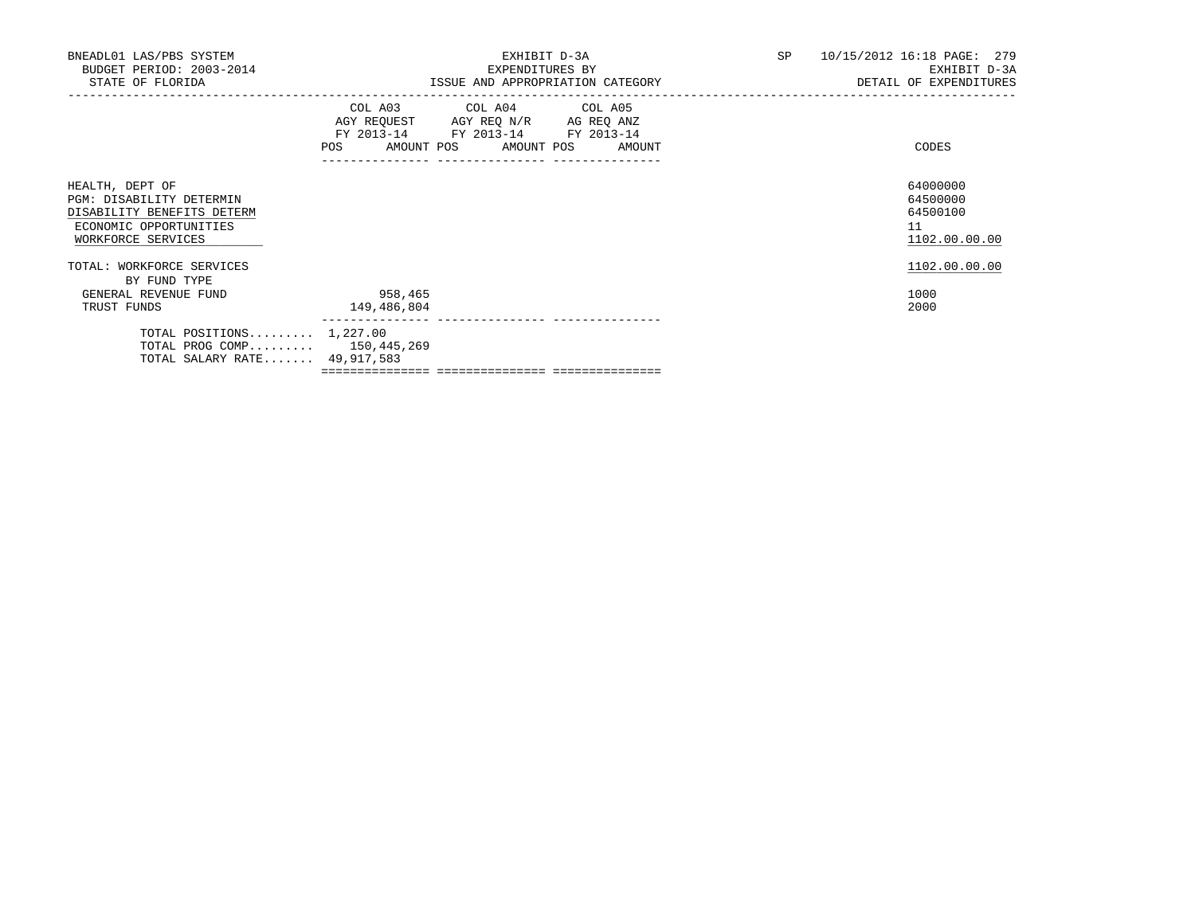BNEADL01 LAS/PBS SYSTEM
BUDGET PERIOD: 2003-2014
STATE OF FLORIDA

EXHIBIT D-3A
EXPENDITURES BY
ISSUE AND APPROPRIATION CATEGORY

SP 10/15/2012 16:18 PAGE: 279
EXHIBIT D-3A
DETAIL OF EXPENDITURES

| | COL A03 AGY REQUEST FY 2013-14 POS AMOUNT | COL A04 AGY REQ N/R FY 2013-14 POS AMOUNT | COL A05 AG REQ ANZ FY 2013-14 POS AMOUNT | CODES |
|---|---|---|---|---|
| HEALTH, DEPT OF | | | | 64000000 |
| PGM: DISABILITY DETERMIN | | | | 64500000 |
| DISABILITY BENEFITS DETERM | | | | 64500100 |
| ECONOMIC OPPORTUNITIES | | | | 11 |
| WORKFORCE SERVICES | | | | 1102.00.00.00 |
| TOTAL: WORKFORCE SERVICES | | | | 1102.00.00.00 |
| BY FUND TYPE | | | | |
| GENERAL REVENUE FUND | 958,465 | | | 1000 |
| TRUST FUNDS | 149,486,804 | | | 2000 |
| TOTAL POSITIONS......... | 1,227.00 | | | |
| TOTAL PROG COMP......... | 150,445,269 | | | |
| TOTAL SALARY RATE....... | 49,917,583 | | | |